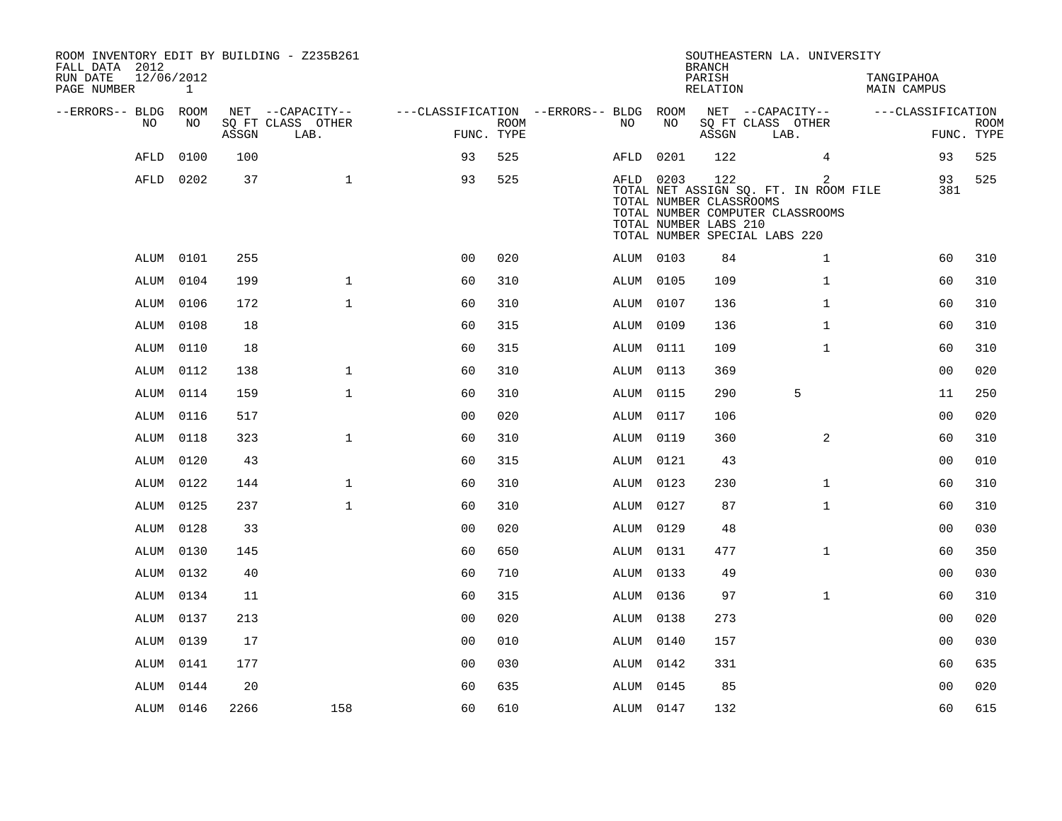ROOM INVENTORY EDIT BY BUILDING - Z235B261
FALL DATA 2012
RUN DATE 12/06/2012

SOUTHEASTERN LA. UNIVERSITY
BRANCH
PARISH TANGIPAHOA
RELATION MAIN CAMPUS

| --ERRORS-- | BLDG NO | ROOM NO | NET SQ FT ASSGN | CAPACITY CLASS LAB. | CAPACITY OTHER | CLASSIFICATION FUNC. | ROOM TYPE | --ERRORS-- | BLDG NO | ROOM NO | NET SQ FT ASSGN | CAPACITY CLASS LAB. | CAPACITY OTHER | CLASSIFICATION FUNC. | ROOM TYPE |
|---|---|---|---|---|---|---|---|---|---|---|---|---|---|---|---|
| | AFLD | 0100 | 100 | | | 93 | 525 | | AFLD | 0201 | 122 | | 4 | 93 | 525 |
| | AFLD | 0202 | 37 | | 1 | 93 | 525 | | AFLD | 0203 | 122 | | 2 | 93 | 525 |
| | | | | | | | | | TOTAL NET ASSIGN SQ. FT. IN ROOM FILE | | | | | 381 | |
| | | | | | | | | | TOTAL NUMBER CLASSROOMS | | | | | | |
| | | | | | | | | | TOTAL NUMBER COMPUTER CLASSROOMS | | | | | | |
| | | | | | | | | | TOTAL NUMBER LABS 210 | | | | | | |
| | | | | | | | | | TOTAL NUMBER SPECIAL LABS 220 | | | | | | |
| | ALUM | 0101 | 255 | | | 00 | 020 | | ALUM | 0103 | 84 | | 1 | 60 | 310 |
| | ALUM | 0104 | 199 | | 1 | 60 | 310 | | ALUM | 0105 | 109 | | 1 | 60 | 310 |
| | ALUM | 0106 | 172 | | 1 | 60 | 310 | | ALUM | 0107 | 136 | | 1 | 60 | 310 |
| | ALUM | 0108 | 18 | | | 60 | 315 | | ALUM | 0109 | 136 | | 1 | 60 | 310 |
| | ALUM | 0110 | 18 | | | 60 | 315 | | ALUM | 0111 | 109 | | 1 | 60 | 310 |
| | ALUM | 0112 | 138 | | 1 | 60 | 310 | | ALUM | 0113 | 369 | | | 00 | 020 |
| | ALUM | 0114 | 159 | | 1 | 60 | 310 | | ALUM | 0115 | 290 | 5 | | 11 | 250 |
| | ALUM | 0116 | 517 | | | 00 | 020 | | ALUM | 0117 | 106 | | | 00 | 020 |
| | ALUM | 0118 | 323 | | 1 | 60 | 310 | | ALUM | 0119 | 360 | | 2 | 60 | 310 |
| | ALUM | 0120 | 43 | | | 60 | 315 | | ALUM | 0121 | 43 | | | 00 | 010 |
| | ALUM | 0122 | 144 | | 1 | 60 | 310 | | ALUM | 0123 | 230 | | 1 | 60 | 310 |
| | ALUM | 0125 | 237 | | 1 | 60 | 310 | | ALUM | 0127 | 87 | | 1 | 60 | 310 |
| | ALUM | 0128 | 33 | | | 00 | 020 | | ALUM | 0129 | 48 | | | 00 | 030 |
| | ALUM | 0130 | 145 | | | 60 | 650 | | ALUM | 0131 | 477 | | 1 | 60 | 350 |
| | ALUM | 0132 | 40 | | | 60 | 710 | | ALUM | 0133 | 49 | | | 00 | 030 |
| | ALUM | 0134 | 11 | | | 60 | 315 | | ALUM | 0136 | 97 | | 1 | 60 | 310 |
| | ALUM | 0137 | 213 | | | 00 | 020 | | ALUM | 0138 | 273 | | | 00 | 020 |
| | ALUM | 0139 | 17 | | | 00 | 010 | | ALUM | 0140 | 157 | | | 00 | 030 |
| | ALUM | 0141 | 177 | | | 00 | 030 | | ALUM | 0142 | 331 | | | 60 | 635 |
| | ALUM | 0144 | 20 | | | 60 | 635 | | ALUM | 0145 | 85 | | | 00 | 020 |
| | ALUM | 0146 | 2266 | | 158 | 60 | 610 | | ALUM | 0147 | 132 | | | 60 | 615 |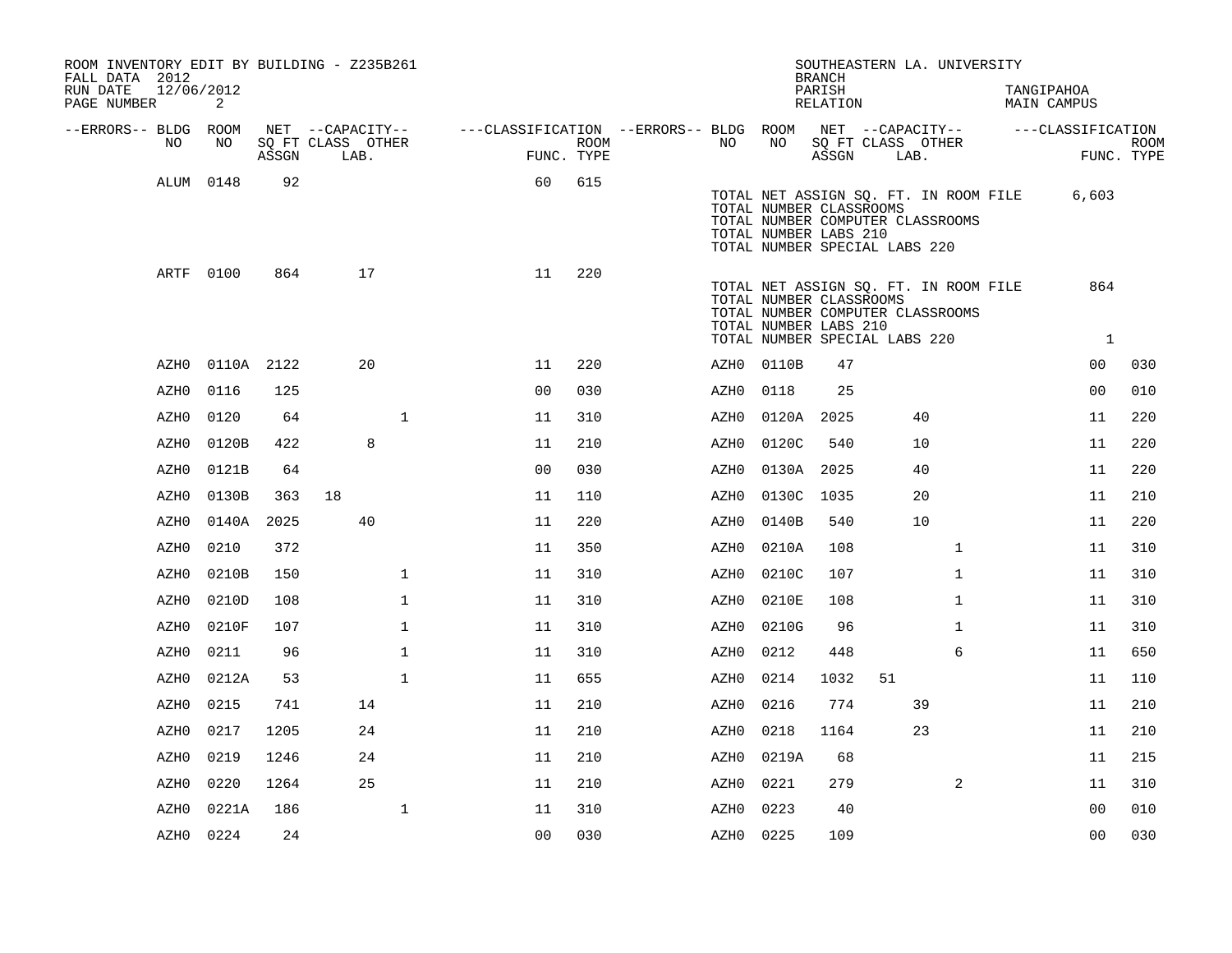ROOM INVENTORY EDIT BY BUILDING - Z235B261
FALL DATA 2012
RUN DATE 12/06/2012

SOUTHEASTERN LA. UNIVERSITY
BRANCH
PARISH TANGIPAHOA
RELATION MAIN CAMPUS

| --ERRORS-- | BLDG NO | ROOM NO | NET SQ FT ASSGN | CAPACITY CLASS | CAPACITY LAB. | CAPACITY OTHER | CLASSIFICATION FUNC. | ROOM TYPE | --ERRORS-- | BLDG NO | ROOM NO | NET SQ FT ASSGN | CAPACITY CLASS | CAPACITY LAB. | CAPACITY OTHER | CLASSIFICATION FUNC. | ROOM TYPE |
|---|---|---|---|---|---|---|---|---|---|---|---|---|---|---|---|---|---|
| | ALUM | 0148 | 92 | | | | 60 | 615 | | | | | | | | | |

TOTAL NET ASSIGN SQ. FT. IN ROOM FILE 6,603
TOTAL NUMBER CLASSROOMS
TOTAL NUMBER COMPUTER CLASSROOMS
TOTAL NUMBER LABS 210
TOTAL NUMBER SPECIAL LABS 220

| --ERRORS-- | BLDG NO | ROOM NO | NET SQ FT ASSGN | CAPACITY CLASS | CAPACITY LAB. | CAPACITY OTHER | CLASSIFICATION FUNC. | ROOM TYPE | --ERRORS-- | BLDG NO | ROOM NO | NET SQ FT ASSGN | CAPACITY CLASS | CAPACITY LAB. | CAPACITY OTHER | CLASSIFICATION FUNC. | ROOM TYPE |
|---|---|---|---|---|---|---|---|---|---|---|---|---|---|---|---|---|---|
| | ARTF | 0100 | 864 | | 17 | | 11 | 220 | | | | | | | | | |

TOTAL NET ASSIGN SQ. FT. IN ROOM FILE 864
TOTAL NUMBER CLASSROOMS
TOTAL NUMBER COMPUTER CLASSROOMS
TOTAL NUMBER LABS 210
TOTAL NUMBER SPECIAL LABS 220 1

| --ERRORS-- | BLDG NO | ROOM NO | NET SQ FT ASSGN | CAPACITY CLASS | CAPACITY LAB. | CAPACITY OTHER | CLASSIFICATION FUNC. | ROOM TYPE | --ERRORS-- | BLDG NO | ROOM NO | NET SQ FT ASSGN | CAPACITY CLASS | CAPACITY LAB. | CAPACITY OTHER | CLASSIFICATION FUNC. | ROOM TYPE |
|---|---|---|---|---|---|---|---|---|---|---|---|---|---|---|---|---|---|
| | AZH0 | 0110A | 2122 | | 20 | | 11 | 220 | | AZH0 | 0110B | 47 | | | | 00 | 030 |
| | AZH0 | 0116 | 125 | | | | 00 | 030 | | AZH0 | 0118 | 25 | | | | 00 | 010 |
| | AZH0 | 0120 | 64 | | | 1 | 11 | 310 | | AZH0 | 0120A | 2025 | | 40 | | 11 | 220 |
| | AZH0 | 0120B | 422 | | 8 | | 11 | 210 | | AZH0 | 0120C | 540 | | 10 | | 11 | 220 |
| | AZH0 | 0121B | 64 | | | | 00 | 030 | | AZH0 | 0130A | 2025 | | 40 | | 11 | 220 |
| | AZH0 | 0130B | 363 | 18 | | | 11 | 110 | | AZH0 | 0130C | 1035 | | 20 | | 11 | 210 |
| | AZH0 | 0140A | 2025 | | 40 | | 11 | 220 | | AZH0 | 0140B | 540 | | 10 | | 11 | 220 |
| | AZH0 | 0210 | 372 | | | | 11 | 350 | | AZH0 | 0210A | 108 | | | 1 | 11 | 310 |
| | AZH0 | 0210B | 150 | | | 1 | 11 | 310 | | AZH0 | 0210C | 107 | | | 1 | 11 | 310 |
| | AZH0 | 0210D | 108 | | | 1 | 11 | 310 | | AZH0 | 0210E | 108 | | | 1 | 11 | 310 |
| | AZH0 | 0210F | 107 | | | 1 | 11 | 310 | | AZH0 | 0210G | 96 | | | 1 | 11 | 310 |
| | AZH0 | 0211 | 96 | | | 1 | 11 | 310 | | AZH0 | 0212 | 448 | | | 6 | 11 | 650 |
| | AZH0 | 0212A | 53 | | | 1 | 11 | 655 | | AZH0 | 0214 | 1032 | 51 | | | 11 | 110 |
| | AZH0 | 0215 | 741 | | 14 | | 11 | 210 | | AZH0 | 0216 | 774 | | 39 | | 11 | 210 |
| | AZH0 | 0217 | 1205 | | 24 | | 11 | 210 | | AZH0 | 0218 | 1164 | | 23 | | 11 | 210 |
| | AZH0 | 0219 | 1246 | | 24 | | 11 | 210 | | AZH0 | 0219A | 68 | | | | 11 | 215 |
| | AZH0 | 0220 | 1264 | | 25 | | 11 | 210 | | AZH0 | 0221 | 279 | | | 2 | 11 | 310 |
| | AZH0 | 0221A | 186 | | | 1 | 11 | 310 | | AZH0 | 0223 | 40 | | | | 00 | 010 |
| | AZH0 | 0224 | 24 | | | | 00 | 030 | | AZH0 | 0225 | 109 | | | | 00 | 030 |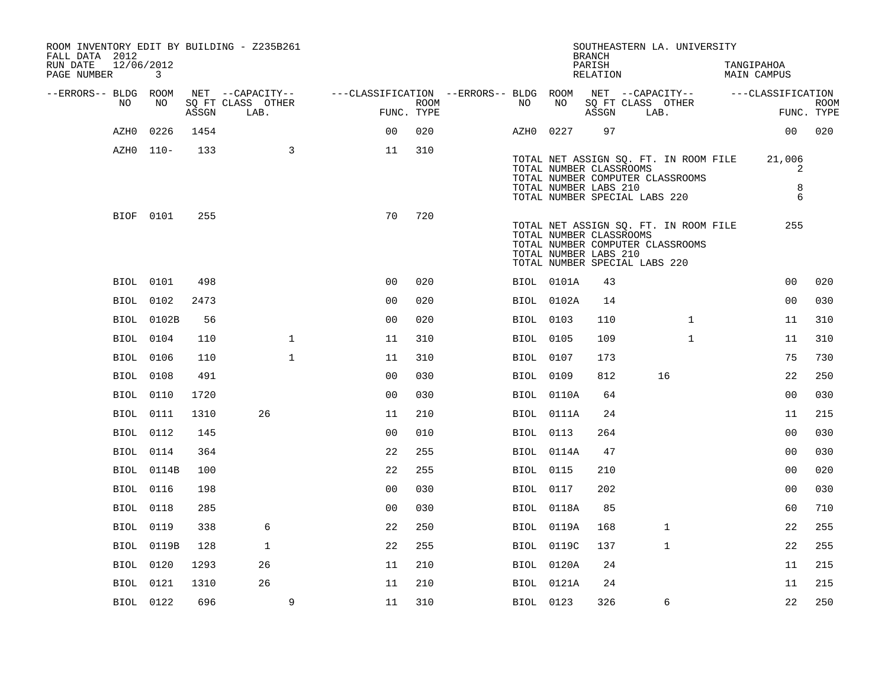ROOM INVENTORY EDIT BY BUILDING - Z235B261
FALL DATA 2012
RUN DATE 12/06/2012

SOUTHEASTERN LA. UNIVERSITY
BRANCH
PARISH TANGIPAHOA
RELATION MAIN CAMPUS

| --ERRORS-- | BLDG NO | ROOM NO | NET SQ FT ASSGN | CAPACITY CLASS LAB. | CAPACITY OTHER | CLASSIFICATION FUNC. | ROOM TYPE | --ERRORS-- | BLDG NO | ROOM NO | NET SQ FT ASSGN | CAPACITY CLASS LAB. | CAPACITY OTHER | CLASSIFICATION FUNC. | ROOM TYPE |
|---|---|---|---|---|---|---|---|---|---|---|---|---|---|---|---|
| | AZH0 | 0226 | 1454 | | | 00 | 020 | | AZH0 | 0227 | 97 | | | 00 | 020 |
| | AZH0 | 110- | 133 | | 3 | 11 | 310 | | | | | | | | |
| | BIOF | 0101 | 255 | | | 70 | 720 | | | | | | | | |
| | BIOL | 0101 | 498 | | | 00 | 020 | | BIOL | 0101A | 43 | | | 00 | 020 |
| | BIOL | 0102 | 2473 | | | 00 | 020 | | BIOL | 0102A | 14 | | | 00 | 030 |
| | BIOL | 0102B | 56 | | | 00 | 020 | | BIOL | 0103 | 110 | | 1 | 11 | 310 |
| | BIOL | 0104 | 110 | | 1 | 11 | 310 | | BIOL | 0105 | 109 | | 1 | 11 | 310 |
| | BIOL | 0106 | 110 | | 1 | 11 | 310 | | BIOL | 0107 | 173 | | | 75 | 730 |
| | BIOL | 0108 | 491 | | | 00 | 030 | | BIOL | 0109 | 812 | 16 | | 22 | 250 |
| | BIOL | 0110 | 1720 | | | 00 | 030 | | BIOL | 0110A | 64 | | | 00 | 030 |
| | BIOL | 0111 | 1310 | 26 | | 11 | 210 | | BIOL | 0111A | 24 | | | 11 | 215 |
| | BIOL | 0112 | 145 | | | 00 | 010 | | BIOL | 0113 | 264 | | | 00 | 030 |
| | BIOL | 0114 | 364 | | | 22 | 255 | | BIOL | 0114A | 47 | | | 00 | 030 |
| | BIOL | 0114B | 100 | | | 22 | 255 | | BIOL | 0115 | 210 | | | 00 | 020 |
| | BIOL | 0116 | 198 | | | 00 | 030 | | BIOL | 0117 | 202 | | | 00 | 030 |
| | BIOL | 0118 | 285 | | | 00 | 030 | | BIOL | 0118A | 85 | | | 60 | 710 |
| | BIOL | 0119 | 338 | 6 | | 22 | 250 | | BIOL | 0119A | 168 | 1 | | 22 | 255 |
| | BIOL | 0119B | 128 | 1 | | 22 | 255 | | BIOL | 0119C | 137 | 1 | | 22 | 255 |
| | BIOL | 0120 | 1293 | 26 | | 11 | 210 | | BIOL | 0120A | 24 | | | 11 | 215 |
| | BIOL | 0121 | 1310 | 26 | | 11 | 210 | | BIOL | 0121A | 24 | | | 11 | 215 |
| | BIOL | 0122 | 696 | | 9 | 11 | 310 | | BIOL | 0123 | 326 | 6 | | 22 | 250 |

AZH0 totals:

TOTAL NET ASSIGN SQ. FT. IN ROOM FILE 21,006
TOTAL NUMBER CLASSROOMS 2
TOTAL NUMBER COMPUTER CLASSROOMS
TOTAL NUMBER LABS 210 8
TOTAL NUMBER SPECIAL LABS 220 6

BIOF totals:

TOTAL NET ASSIGN SQ. FT. IN ROOM FILE 255
TOTAL NUMBER CLASSROOMS
TOTAL NUMBER COMPUTER CLASSROOMS
TOTAL NUMBER LABS 210
TOTAL NUMBER SPECIAL LABS 220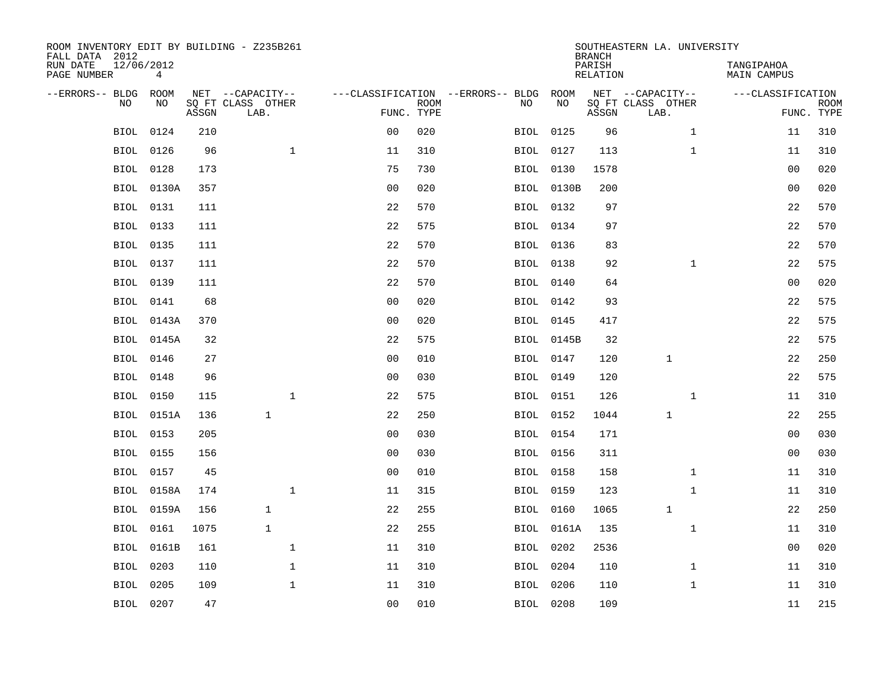ROOM INVENTORY EDIT BY BUILDING - Z235B261
FALL DATA 2012
RUN DATE 12/06/2012
PAGE NUMBER 4

SOUTHEASTERN LA. UNIVERSITY
BRANCH
PARISH TANGIPAHOA
RELATION MAIN CAMPUS

| --ERRORS-- | BLDG NO | ROOM NO | NET SQ FT ASSGN | --CAPACITY-- CLASS LAB. | OTHER | ---CLASSIFICATION FUNC. | ROOM TYPE | --ERRORS-- | BLDG NO | ROOM NO | NET SQ FT ASSGN | --CAPACITY-- CLASS LAB. | OTHER | ---CLASSIFICATION FUNC. | ROOM TYPE |
|---|---|---|---|---|---|---|---|---|---|---|---|---|---|---|---|
| | BIOL | 0124 | 210 | | | 00 | 020 | | BIOL | 0125 | 96 | | 1 | 11 | 310 |
| | BIOL | 0126 | 96 | | 1 | 11 | 310 | | BIOL | 0127 | 113 | | 1 | 11 | 310 |
| | BIOL | 0128 | 173 | | | 75 | 730 | | BIOL | 0130 | 1578 | | | 00 | 020 |
| | BIOL | 0130A | 357 | | | 00 | 020 | | BIOL | 0130B | 200 | | | 00 | 020 |
| | BIOL | 0131 | 111 | | | 22 | 570 | | BIOL | 0132 | 97 | | | 22 | 570 |
| | BIOL | 0133 | 111 | | | 22 | 575 | | BIOL | 0134 | 97 | | | 22 | 570 |
| | BIOL | 0135 | 111 | | | 22 | 570 | | BIOL | 0136 | 83 | | | 22 | 570 |
| | BIOL | 0137 | 111 | | | 22 | 570 | | BIOL | 0138 | 92 | | 1 | 22 | 575 |
| | BIOL | 0139 | 111 | | | 22 | 570 | | BIOL | 0140 | 64 | | | 00 | 020 |
| | BIOL | 0141 | 68 | | | 00 | 020 | | BIOL | 0142 | 93 | | | 22 | 575 |
| | BIOL | 0143A | 370 | | | 00 | 020 | | BIOL | 0145 | 417 | | | 22 | 575 |
| | BIOL | 0145A | 32 | | | 22 | 575 | | BIOL | 0145B | 32 | | | 22 | 575 |
| | BIOL | 0146 | 27 | | | 00 | 010 | | BIOL | 0147 | 120 | 1 | | 22 | 250 |
| | BIOL | 0148 | 96 | | | 00 | 030 | | BIOL | 0149 | 120 | | | 22 | 575 |
| | BIOL | 0150 | 115 | | 1 | 22 | 575 | | BIOL | 0151 | 126 | | 1 | 11 | 310 |
| | BIOL | 0151A | 136 | 1 | | 22 | 250 | | BIOL | 0152 | 1044 | 1 | | 22 | 255 |
| | BIOL | 0153 | 205 | | | 00 | 030 | | BIOL | 0154 | 171 | | | 00 | 030 |
| | BIOL | 0155 | 156 | | | 00 | 030 | | BIOL | 0156 | 311 | | | 00 | 030 |
| | BIOL | 0157 | 45 | | | 00 | 010 | | BIOL | 0158 | 158 | | 1 | 11 | 310 |
| | BIOL | 0158A | 174 | | 1 | 11 | 315 | | BIOL | 0159 | 123 | | 1 | 11 | 310 |
| | BIOL | 0159A | 156 | 1 | | 22 | 255 | | BIOL | 0160 | 1065 | 1 | | 22 | 250 |
| | BIOL | 0161 | 1075 | 1 | | 22 | 255 | | BIOL | 0161A | 135 | | 1 | 11 | 310 |
| | BIOL | 0161B | 161 | | 1 | 11 | 310 | | BIOL | 0202 | 2536 | | | 00 | 020 |
| | BIOL | 0203 | 110 | | 1 | 11 | 310 | | BIOL | 0204 | 110 | | 1 | 11 | 310 |
| | BIOL | 0205 | 109 | | 1 | 11 | 310 | | BIOL | 0206 | 110 | | 1 | 11 | 310 |
| | BIOL | 0207 | 47 | | | 00 | 010 | | BIOL | 0208 | 109 | | | 11 | 215 |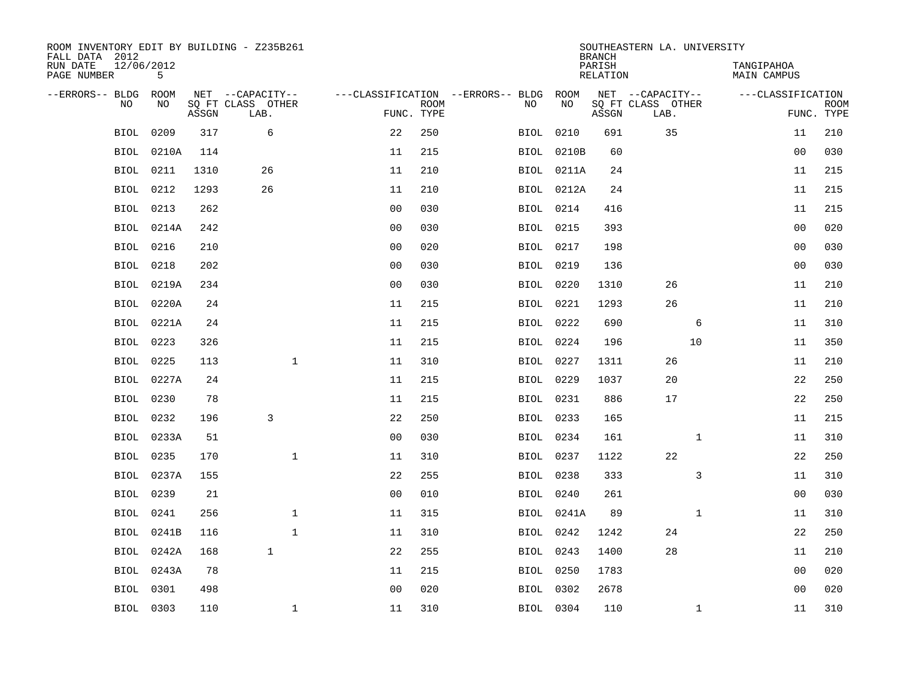ROOM INVENTORY EDIT BY BUILDING - Z235B261
FALL DATA 2012
RUN DATE 12/06/2012

SOUTHEASTERN LA. UNIVERSITY
BRANCH
PARISH TANGIPAHOA
RELATION MAIN CAMPUS

| --ERRORS-- | BLDG NO | ROOM NO | NET SQ FT ASSGN | CAPACITY CLASS LAB. | CAPACITY OTHER | CLASSIFICATION FUNC. | ROOM TYPE | --ERRORS-- | BLDG NO | ROOM NO | NET SQ FT ASSGN | CAPACITY CLASS LAB. | CAPACITY OTHER | CLASSIFICATION FUNC. | ROOM TYPE |
|---|---|---|---|---|---|---|---|---|---|---|---|---|---|---|---|
| | BIOL | 0209 | 317 | 6 | | 22 | 250 | | BIOL | 0210 | 691 | 35 | | 11 | 210 |
| | BIOL | 0210A | 114 | | | 11 | 215 | | BIOL | 0210B | 60 | | | 00 | 030 |
| | BIOL | 0211 | 1310 | 26 | | 11 | 210 | | BIOL | 0211A | 24 | | | 11 | 215 |
| | BIOL | 0212 | 1293 | 26 | | 11 | 210 | | BIOL | 0212A | 24 | | | 11 | 215 |
| | BIOL | 0213 | 262 | | | 00 | 030 | | BIOL | 0214 | 416 | | | 11 | 215 |
| | BIOL | 0214A | 242 | | | 00 | 030 | | BIOL | 0215 | 393 | | | 00 | 020 |
| | BIOL | 0216 | 210 | | | 00 | 020 | | BIOL | 0217 | 198 | | | 00 | 030 |
| | BIOL | 0218 | 202 | | | 00 | 030 | | BIOL | 0219 | 136 | | | 00 | 030 |
| | BIOL | 0219A | 234 | | | 00 | 030 | | BIOL | 0220 | 1310 | 26 | | 11 | 210 |
| | BIOL | 0220A | 24 | | | 11 | 215 | | BIOL | 0221 | 1293 | 26 | | 11 | 210 |
| | BIOL | 0221A | 24 | | | 11 | 215 | | BIOL | 0222 | 690 | | 6 | 11 | 310 |
| | BIOL | 0223 | 326 | | | 11 | 215 | | BIOL | 0224 | 196 | | 10 | 11 | 350 |
| | BIOL | 0225 | 113 | | 1 | 11 | 310 | | BIOL | 0227 | 1311 | 26 | | 11 | 210 |
| | BIOL | 0227A | 24 | | | 11 | 215 | | BIOL | 0229 | 1037 | 20 | | 22 | 250 |
| | BIOL | 0230 | 78 | | | 11 | 215 | | BIOL | 0231 | 886 | 17 | | 22 | 250 |
| | BIOL | 0232 | 196 | 3 | | 22 | 250 | | BIOL | 0233 | 165 | | | 11 | 215 |
| | BIOL | 0233A | 51 | | | 00 | 030 | | BIOL | 0234 | 161 | | 1 | 11 | 310 |
| | BIOL | 0235 | 170 | | 1 | 11 | 310 | | BIOL | 0237 | 1122 | 22 | | 22 | 250 |
| | BIOL | 0237A | 155 | | | 22 | 255 | | BIOL | 0238 | 333 | | 3 | 11 | 310 |
| | BIOL | 0239 | 21 | | | 00 | 010 | | BIOL | 0240 | 261 | | | 00 | 030 |
| | BIOL | 0241 | 256 | | 1 | 11 | 315 | | BIOL | 0241A | 89 | | 1 | 11 | 310 |
| | BIOL | 0241B | 116 | | 1 | 11 | 310 | | BIOL | 0242 | 1242 | 24 | | 22 | 250 |
| | BIOL | 0242A | 168 | 1 | | 22 | 255 | | BIOL | 0243 | 1400 | 28 | | 11 | 210 |
| | BIOL | 0243A | 78 | | | 11 | 215 | | BIOL | 0250 | 1783 | | | 00 | 020 |
| | BIOL | 0301 | 498 | | | 00 | 020 | | BIOL | 0302 | 2678 | | | 00 | 020 |
| | BIOL | 0303 | 110 | | 1 | 11 | 310 | | BIOL | 0304 | 110 | | 1 | 11 | 310 |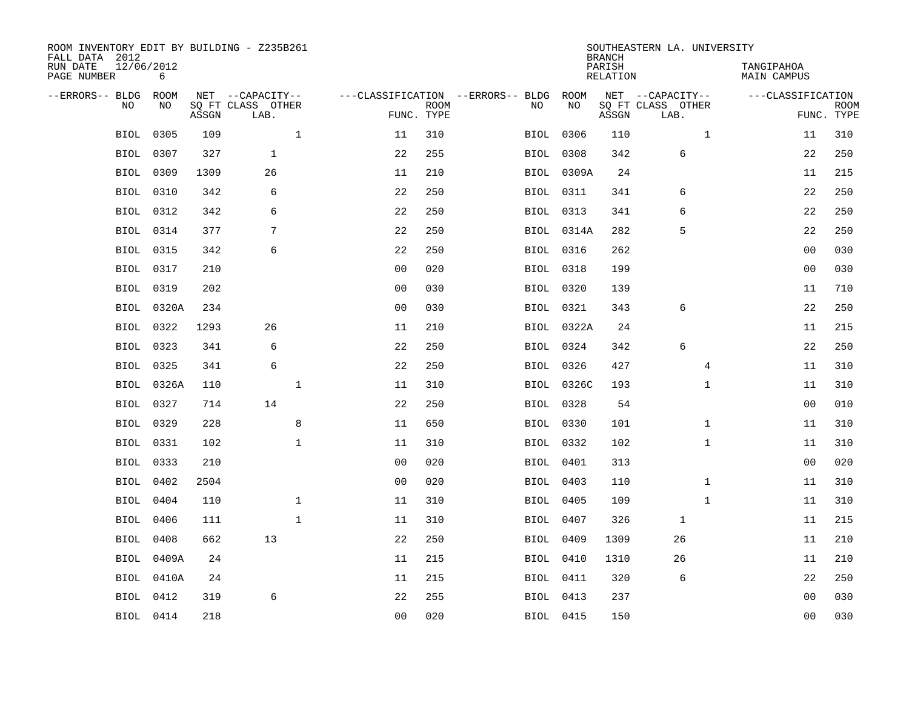ROOM INVENTORY EDIT BY BUILDING - Z235B261
FALL DATA 2012
RUN DATE 12/06/2012
PAGE NUMBER 6

SOUTHEASTERN LA. UNIVERSITY
BRANCH
PARISH TANGIPAHOA
RELATION MAIN CAMPUS

| --ERRORS-- | BLDG NO | ROOM NO | NET SQ FT ASSGN | CAPACITY CLASS LAB. | CAPACITY OTHER | CLASSIFICATION FUNC. | ROOM TYPE | --ERRORS-- | BLDG NO | ROOM NO | NET SQ FT ASSGN | CAPACITY CLASS LAB. | CAPACITY OTHER | CLASSIFICATION FUNC. | ROOM TYPE |
|---|---|---|---|---|---|---|---|---|---|---|---|---|---|---|---|
| | BIOL | 0305 | 109 | | 1 | 11 | 310 | | BIOL | 0306 | 110 | | 1 | 11 | 310 |
| | BIOL | 0307 | 327 | 1 | | 22 | 255 | | BIOL | 0308 | 342 | 6 | | 22 | 250 |
| | BIOL | 0309 | 1309 | 26 | | 11 | 210 | | BIOL | 0309A | 24 | | | 11 | 215 |
| | BIOL | 0310 | 342 | 6 | | 22 | 250 | | BIOL | 0311 | 341 | 6 | | 22 | 250 |
| | BIOL | 0312 | 342 | 6 | | 22 | 250 | | BIOL | 0313 | 341 | 6 | | 22 | 250 |
| | BIOL | 0314 | 377 | 7 | | 22 | 250 | | BIOL | 0314A | 282 | 5 | | 22 | 250 |
| | BIOL | 0315 | 342 | 6 | | 22 | 250 | | BIOL | 0316 | 262 | | | 00 | 030 |
| | BIOL | 0317 | 210 | | | 00 | 020 | | BIOL | 0318 | 199 | | | 00 | 030 |
| | BIOL | 0319 | 202 | | | 00 | 030 | | BIOL | 0320 | 139 | | | 11 | 710 |
| | BIOL | 0320A | 234 | | | 00 | 030 | | BIOL | 0321 | 343 | 6 | | 22 | 250 |
| | BIOL | 0322 | 1293 | 26 | | 11 | 210 | | BIOL | 0322A | 24 | | | 11 | 215 |
| | BIOL | 0323 | 341 | 6 | | 22 | 250 | | BIOL | 0324 | 342 | 6 | | 22 | 250 |
| | BIOL | 0325 | 341 | 6 | | 22 | 250 | | BIOL | 0326 | 427 | | 4 | 11 | 310 |
| | BIOL | 0326A | 110 | | 1 | 11 | 310 | | BIOL | 0326C | 193 | | 1 | 11 | 310 |
| | BIOL | 0327 | 714 | 14 | | 22 | 250 | | BIOL | 0328 | 54 | | | 00 | 010 |
| | BIOL | 0329 | 228 | | 8 | 11 | 650 | | BIOL | 0330 | 101 | | 1 | 11 | 310 |
| | BIOL | 0331 | 102 | | 1 | 11 | 310 | | BIOL | 0332 | 102 | | 1 | 11 | 310 |
| | BIOL | 0333 | 210 | | | 00 | 020 | | BIOL | 0401 | 313 | | | 00 | 020 |
| | BIOL | 0402 | 2504 | | | 00 | 020 | | BIOL | 0403 | 110 | | 1 | 11 | 310 |
| | BIOL | 0404 | 110 | | 1 | 11 | 310 | | BIOL | 0405 | 109 | | 1 | 11 | 310 |
| | BIOL | 0406 | 111 | | 1 | 11 | 310 | | BIOL | 0407 | 326 | 1 | | 11 | 215 |
| | BIOL | 0408 | 662 | 13 | | 22 | 250 | | BIOL | 0409 | 1309 | 26 | | 11 | 210 |
| | BIOL | 0409A | 24 | | | 11 | 215 | | BIOL | 0410 | 1310 | 26 | | 11 | 210 |
| | BIOL | 0410A | 24 | | | 11 | 215 | | BIOL | 0411 | 320 | 6 | | 22 | 250 |
| | BIOL | 0412 | 319 | 6 | | 22 | 255 | | BIOL | 0413 | 237 | | | 00 | 030 |
| | BIOL | 0414 | 218 | | | 00 | 020 | | BIOL | 0415 | 150 | | | 00 | 030 |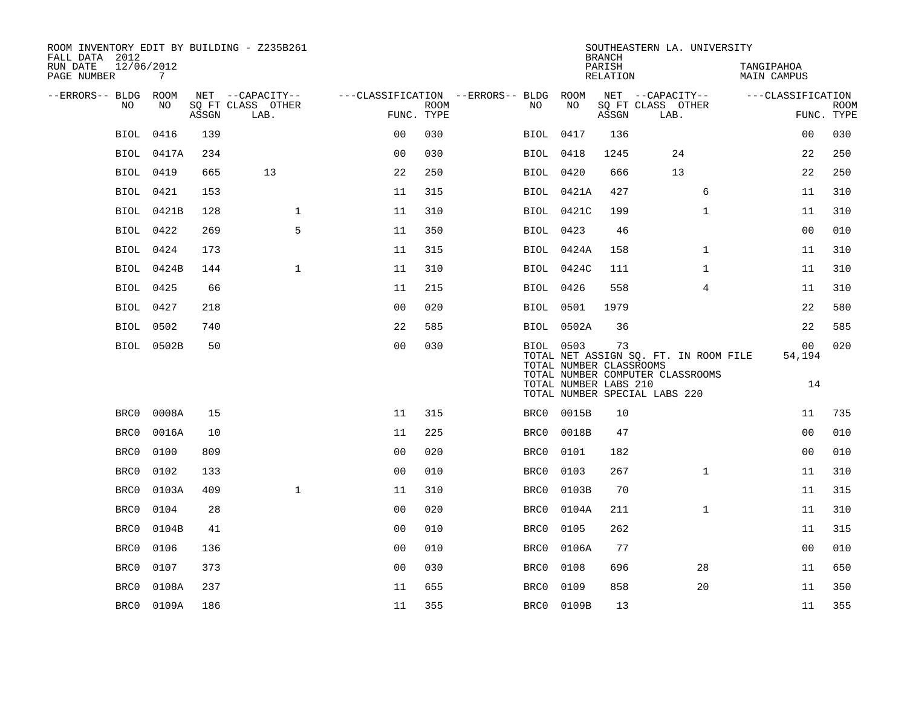ROOM INVENTORY EDIT BY BUILDING - Z235B261
FALL DATA 2012
RUN DATE 12/06/2012
PAGE NUMBER 7

SOUTHEASTERN LA. UNIVERSITY
BRANCH
PARISH TANGIPAHOA
RELATION MAIN CAMPUS

| --ERRORS-- | BLDG NO | ROOM NO | NET SQ FT ASSGN | --CAPACITY-- CLASS LAB. | OTHER | ---CLASSIFICATION FUNC. | ROOM TYPE | --ERRORS-- | BLDG NO | ROOM NO | NET SQ FT ASSGN | --CAPACITY-- CLASS LAB. | OTHER | ---CLASSIFICATION FUNC. | ROOM TYPE |
|---|---|---|---|---|---|---|---|---|---|---|---|---|---|---|---|
| | BIOL | 0416 | 139 | | | 00 | 030 | | BIOL | 0417 | 136 | | | 00 | 030 |
| | BIOL | 0417A | 234 | | | 00 | 030 | | BIOL | 0418 | 1245 | 24 | | 22 | 250 |
| | BIOL | 0419 | 665 | 13 | | 22 | 250 | | BIOL | 0420 | 666 | 13 | | 22 | 250 |
| | BIOL | 0421 | 153 | | | 11 | 315 | | BIOL | 0421A | 427 | | 6 | 11 | 310 |
| | BIOL | 0421B | 128 | | 1 | 11 | 310 | | BIOL | 0421C | 199 | | 1 | 11 | 310 |
| | BIOL | 0422 | 269 | | 5 | 11 | 350 | | BIOL | 0423 | 46 | | | 00 | 010 |
| | BIOL | 0424 | 173 | | | 11 | 315 | | BIOL | 0424A | 158 | | 1 | 11 | 310 |
| | BIOL | 0424B | 144 | | 1 | 11 | 310 | | BIOL | 0424C | 111 | | 1 | 11 | 310 |
| | BIOL | 0425 | 66 | | | 11 | 215 | | BIOL | 0426 | 558 | | 4 | 11 | 310 |
| | BIOL | 0427 | 218 | | | 00 | 020 | | BIOL | 0501 | 1979 | | | 22 | 580 |
| | BIOL | 0502 | 740 | | | 22 | 585 | | BIOL | 0502A | 36 | | | 22 | 585 |
| | BIOL | 0502B | 50 | | | 00 | 030 | | BIOL | 0503 | 73 | | | 00 | 020 |

TOTAL NET ASSIGN SQ. FT. IN ROOM FILE 54,194
TOTAL NUMBER CLASSROOMS
TOTAL NUMBER COMPUTER CLASSROOMS
TOTAL NUMBER LABS 210 14
TOTAL NUMBER SPECIAL LABS 220

| --ERRORS-- | BLDG NO | ROOM NO | NET SQ FT ASSGN | --CAPACITY-- CLASS LAB. | OTHER | ---CLASSIFICATION FUNC. | ROOM TYPE | --ERRORS-- | BLDG NO | ROOM NO | NET SQ FT ASSGN | --CAPACITY-- CLASS LAB. | OTHER | ---CLASSIFICATION FUNC. | ROOM TYPE |
|---|---|---|---|---|---|---|---|---|---|---|---|---|---|---|---|
| | BRC0 | 0008A | 15 | | | 11 | 315 | | BRC0 | 0015B | 10 | | | 11 | 735 |
| | BRC0 | 0016A | 10 | | | 11 | 225 | | BRC0 | 0018B | 47 | | | 00 | 010 |
| | BRC0 | 0100 | 809 | | | 00 | 020 | | BRC0 | 0101 | 182 | | | 00 | 010 |
| | BRC0 | 0102 | 133 | | | 00 | 010 | | BRC0 | 0103 | 267 | | 1 | 11 | 310 |
| | BRC0 | 0103A | 409 | | 1 | 11 | 310 | | BRC0 | 0103B | 70 | | | 11 | 315 |
| | BRC0 | 0104 | 28 | | | 00 | 020 | | BRC0 | 0104A | 211 | | 1 | 11 | 310 |
| | BRC0 | 0104B | 41 | | | 00 | 010 | | BRC0 | 0105 | 262 | | | 11 | 315 |
| | BRC0 | 0106 | 136 | | | 00 | 010 | | BRC0 | 0106A | 77 | | | 00 | 010 |
| | BRC0 | 0107 | 373 | | | 00 | 030 | | BRC0 | 0108 | 696 | | 28 | 11 | 650 |
| | BRC0 | 0108A | 237 | | | 11 | 655 | | BRC0 | 0109 | 858 | | 20 | 11 | 350 |
| | BRC0 | 0109A | 186 | | | 11 | 355 | | BRC0 | 0109B | 13 | | | 11 | 355 |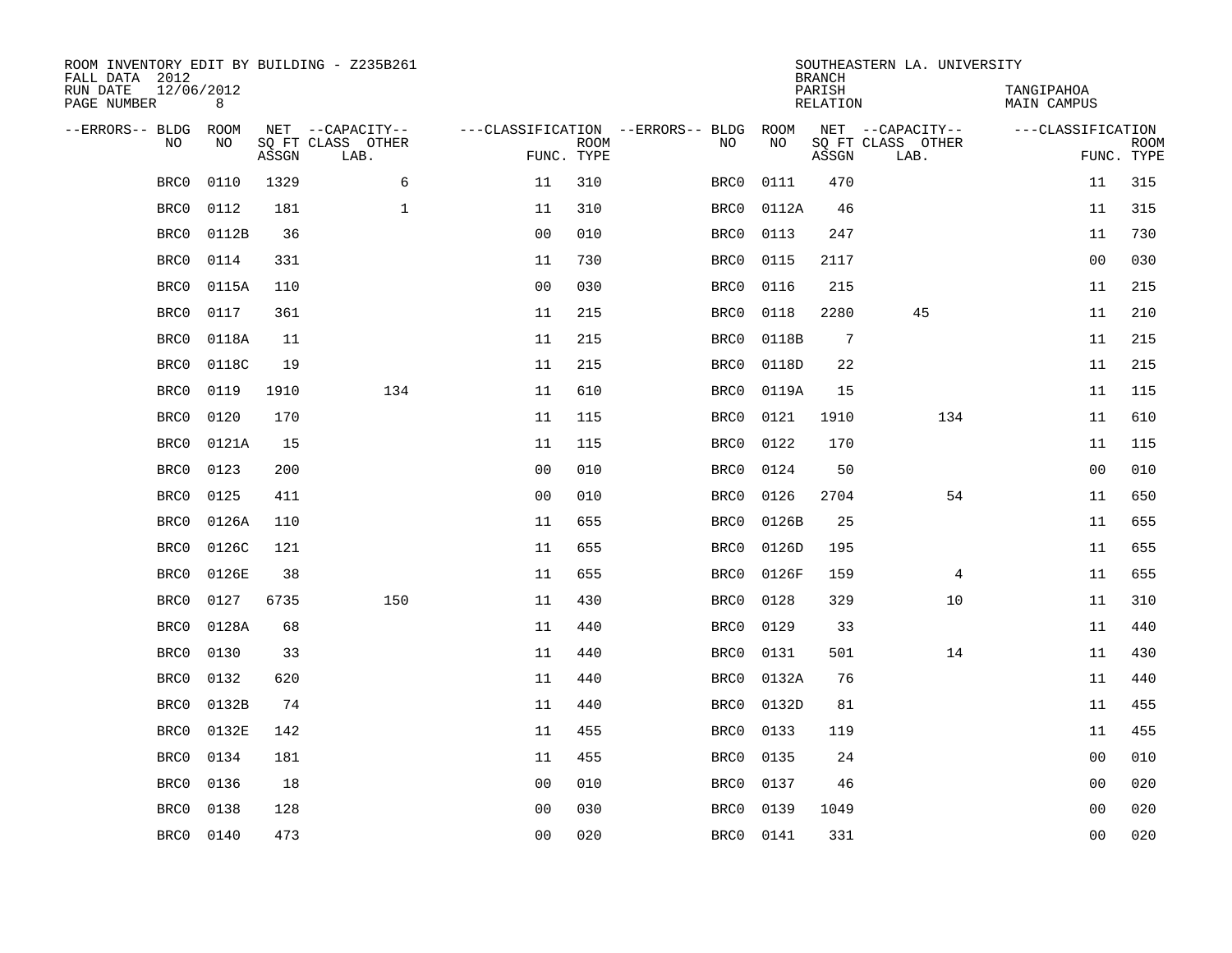ROOM INVENTORY EDIT BY BUILDING - Z235B261
FALL DATA 2012
RUN DATE 12/06/2012
PAGE NUMBER 8

SOUTHEASTERN LA. UNIVERSITY
BRANCH
PARISH TANGIPAHOA
RELATION MAIN CAMPUS

| --ERRORS-- | BLDG NO | ROOM NO | NET SQ FT ASSGN | --CAPACITY-- CLASS LAB. | OTHER | ---CLASSIFICATION FUNC. | ROOM TYPE | --ERRORS-- | BLDG NO | ROOM NO | NET SQ FT ASSGN | --CAPACITY-- CLASS LAB. | OTHER | ---CLASSIFICATION FUNC. | ROOM TYPE |
|---|---|---|---|---|---|---|---|---|---|---|---|---|---|---|---|
| | BRC0 | 0110 | 1329 | | 6 | 11 | 310 | | BRC0 | 0111 | 470 | | | 11 | 315 |
| | BRC0 | 0112 | 181 | | 1 | 11 | 310 | | BRC0 | 0112A | 46 | | | 11 | 315 |
| | BRC0 | 0112B | 36 | | | 00 | 010 | | BRC0 | 0113 | 247 | | | 11 | 730 |
| | BRC0 | 0114 | 331 | | | 11 | 730 | | BRC0 | 0115 | 2117 | | | 00 | 030 |
| | BRC0 | 0115A | 110 | | | 00 | 030 | | BRC0 | 0116 | 215 | | | 11 | 215 |
| | BRC0 | 0117 | 361 | | | 11 | 215 | | BRC0 | 0118 | 2280 | 45 | | 11 | 210 |
| | BRC0 | 0118A | 11 | | | 11 | 215 | | BRC0 | 0118B | 7 | | | 11 | 215 |
| | BRC0 | 0118C | 19 | | | 11 | 215 | | BRC0 | 0118D | 22 | | | 11 | 215 |
| | BRC0 | 0119 | 1910 | | 134 | 11 | 610 | | BRC0 | 0119A | 15 | | | 11 | 115 |
| | BRC0 | 0120 | 170 | | | 11 | 115 | | BRC0 | 0121 | 1910 | | 134 | 11 | 610 |
| | BRC0 | 0121A | 15 | | | 11 | 115 | | BRC0 | 0122 | 170 | | | 11 | 115 |
| | BRC0 | 0123 | 200 | | | 00 | 010 | | BRC0 | 0124 | 50 | | | 00 | 010 |
| | BRC0 | 0125 | 411 | | | 00 | 010 | | BRC0 | 0126 | 2704 | | 54 | 11 | 650 |
| | BRC0 | 0126A | 110 | | | 11 | 655 | | BRC0 | 0126B | 25 | | | 11 | 655 |
| | BRC0 | 0126C | 121 | | | 11 | 655 | | BRC0 | 0126D | 195 | | | 11 | 655 |
| | BRC0 | 0126E | 38 | | | 11 | 655 | | BRC0 | 0126F | 159 | | 4 | 11 | 655 |
| | BRC0 | 0127 | 6735 | | 150 | 11 | 430 | | BRC0 | 0128 | 329 | | 10 | 11 | 310 |
| | BRC0 | 0128A | 68 | | | 11 | 440 | | BRC0 | 0129 | 33 | | | 11 | 440 |
| | BRC0 | 0130 | 33 | | | 11 | 440 | | BRC0 | 0131 | 501 | | 14 | 11 | 430 |
| | BRC0 | 0132 | 620 | | | 11 | 440 | | BRC0 | 0132A | 76 | | | 11 | 440 |
| | BRC0 | 0132B | 74 | | | 11 | 440 | | BRC0 | 0132D | 81 | | | 11 | 455 |
| | BRC0 | 0132E | 142 | | | 11 | 455 | | BRC0 | 0133 | 119 | | | 11 | 455 |
| | BRC0 | 0134 | 181 | | | 11 | 455 | | BRC0 | 0135 | 24 | | | 00 | 010 |
| | BRC0 | 0136 | 18 | | | 00 | 010 | | BRC0 | 0137 | 46 | | | 00 | 020 |
| | BRC0 | 0138 | 128 | | | 00 | 030 | | BRC0 | 0139 | 1049 | | | 00 | 020 |
| | BRC0 | 0140 | 473 | | | 00 | 020 | | BRC0 | 0141 | 331 | | | 00 | 020 |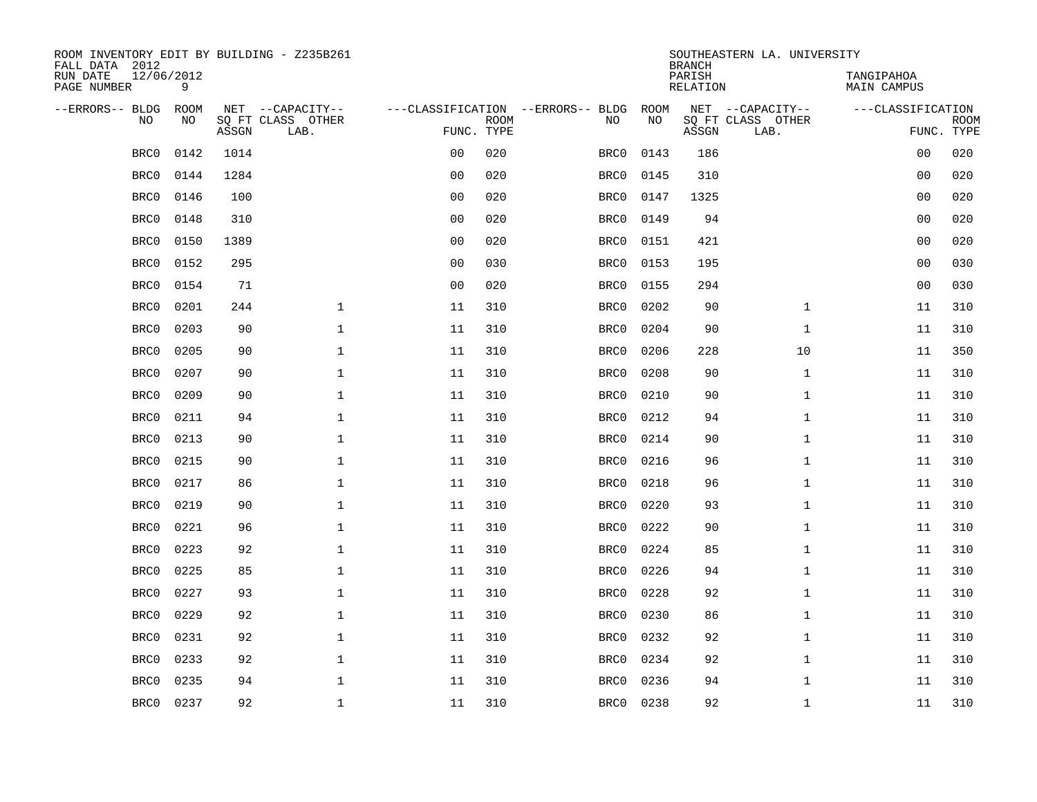ROOM INVENTORY EDIT BY BUILDING - Z235B261
FALL DATA 2012
RUN DATE 12/06/2012

SOUTHEASTERN LA. UNIVERSITY
BRANCH
PARISH TANGIPAHOA
RELATION MAIN CAMPUS

| --ERRORS-- | BLDG NO | ROOM NO | NET SQ FT ASSGN | --CAPACITY-- CLASS LAB. | OTHER | ---CLASSIFICATION FUNC. | ROOM TYPE | --ERRORS-- | BLDG NO | ROOM NO | NET SQ FT ASSGN | --CAPACITY-- CLASS LAB. | OTHER | ---CLASSIFICATION FUNC. | ROOM TYPE |
|---|---|---|---|---|---|---|---|---|---|---|---|---|---|---|---|
| | BRC0 | 0142 | 1014 | | | 00 | 020 | | BRC0 | 0143 | 186 | | | 00 | 020 |
| | BRC0 | 0144 | 1284 | | | 00 | 020 | | BRC0 | 0145 | 310 | | | 00 | 020 |
| | BRC0 | 0146 | 100 | | | 00 | 020 | | BRC0 | 0147 | 1325 | | | 00 | 020 |
| | BRC0 | 0148 | 310 | | | 00 | 020 | | BRC0 | 0149 | 94 | | | 00 | 020 |
| | BRC0 | 0150 | 1389 | | | 00 | 020 | | BRC0 | 0151 | 421 | | | 00 | 020 |
| | BRC0 | 0152 | 295 | | | 00 | 030 | | BRC0 | 0153 | 195 | | | 00 | 030 |
| | BRC0 | 0154 | 71 | | | 00 | 020 | | BRC0 | 0155 | 294 | | | 00 | 030 |
| | BRC0 | 0201 | 244 | | 1 | 11 | 310 | | BRC0 | 0202 | 90 | | 1 | 11 | 310 |
| | BRC0 | 0203 | 90 | | 1 | 11 | 310 | | BRC0 | 0204 | 90 | | 1 | 11 | 310 |
| | BRC0 | 0205 | 90 | | 1 | 11 | 310 | | BRC0 | 0206 | 228 | | 10 | 11 | 350 |
| | BRC0 | 0207 | 90 | | 1 | 11 | 310 | | BRC0 | 0208 | 90 | | 1 | 11 | 310 |
| | BRC0 | 0209 | 90 | | 1 | 11 | 310 | | BRC0 | 0210 | 90 | | 1 | 11 | 310 |
| | BRC0 | 0211 | 94 | | 1 | 11 | 310 | | BRC0 | 0212 | 94 | | 1 | 11 | 310 |
| | BRC0 | 0213 | 90 | | 1 | 11 | 310 | | BRC0 | 0214 | 90 | | 1 | 11 | 310 |
| | BRC0 | 0215 | 90 | | 1 | 11 | 310 | | BRC0 | 0216 | 96 | | 1 | 11 | 310 |
| | BRC0 | 0217 | 86 | | 1 | 11 | 310 | | BRC0 | 0218 | 96 | | 1 | 11 | 310 |
| | BRC0 | 0219 | 90 | | 1 | 11 | 310 | | BRC0 | 0220 | 93 | | 1 | 11 | 310 |
| | BRC0 | 0221 | 96 | | 1 | 11 | 310 | | BRC0 | 0222 | 90 | | 1 | 11 | 310 |
| | BRC0 | 0223 | 92 | | 1 | 11 | 310 | | BRC0 | 0224 | 85 | | 1 | 11 | 310 |
| | BRC0 | 0225 | 85 | | 1 | 11 | 310 | | BRC0 | 0226 | 94 | | 1 | 11 | 310 |
| | BRC0 | 0227 | 93 | | 1 | 11 | 310 | | BRC0 | 0228 | 92 | | 1 | 11 | 310 |
| | BRC0 | 0229 | 92 | | 1 | 11 | 310 | | BRC0 | 0230 | 86 | | 1 | 11 | 310 |
| | BRC0 | 0231 | 92 | | 1 | 11 | 310 | | BRC0 | 0232 | 92 | | 1 | 11 | 310 |
| | BRC0 | 0233 | 92 | | 1 | 11 | 310 | | BRC0 | 0234 | 92 | | 1 | 11 | 310 |
| | BRC0 | 0235 | 94 | | 1 | 11 | 310 | | BRC0 | 0236 | 94 | | 1 | 11 | 310 |
| | BRC0 | 0237 | 92 | | 1 | 11 | 310 | | BRC0 | 0238 | 92 | | 1 | 11 | 310 |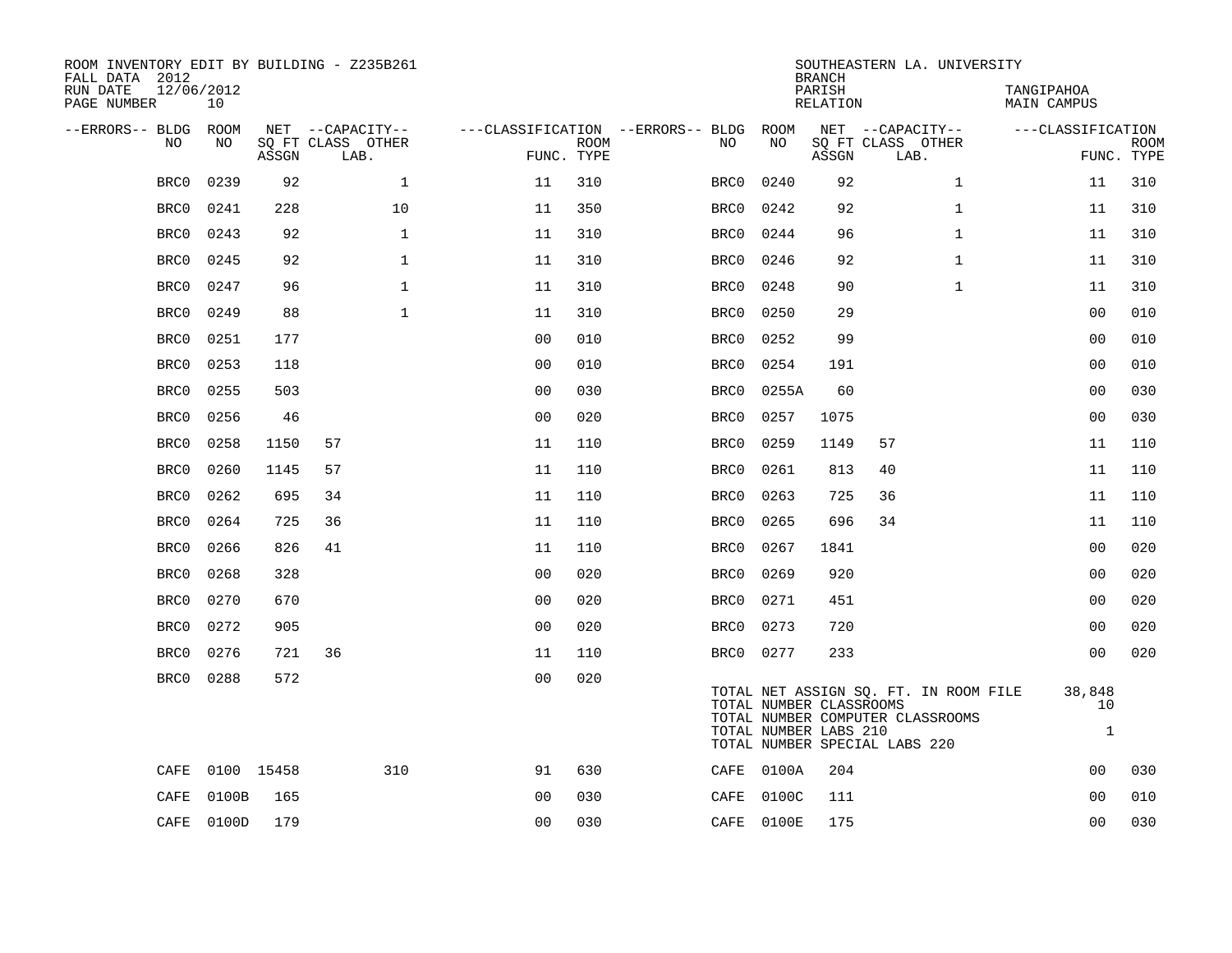ROOM INVENTORY EDIT BY BUILDING - Z235B261
FALL DATA 2012
RUN DATE 12/06/2012
PAGE NUMBER 10

SOUTHEASTERN LA. UNIVERSITY
BRANCH
PARISH TANGIPAHOA
RELATION MAIN CAMPUS

| --ERRORS-- | BLDG NO | ROOM NO | NET SQ FT ASSGN | --CAPACITY-- CLASS | LAB. | OTHER | ---CLASSIFICATION FUNC. | ROOM TYPE | --ERRORS-- | BLDG NO | ROOM NO | NET SQ FT ASSGN | --CAPACITY-- CLASS | LAB. | OTHER | ---CLASSIFICATION FUNC. | ROOM TYPE |
|---|---|---|---|---|---|---|---|---|---|---|---|---|---|---|---|---|---|
| | BRC0 | 0239 | 92 | | | 1 | 11 | 310 | | BRC0 | 0240 | 92 | | | 1 | 11 | 310 |
| | BRC0 | 0241 | 228 | | | 10 | 11 | 350 | | BRC0 | 0242 | 92 | | | 1 | 11 | 310 |
| | BRC0 | 0243 | 92 | | | 1 | 11 | 310 | | BRC0 | 0244 | 96 | | | 1 | 11 | 310 |
| | BRC0 | 0245 | 92 | | | 1 | 11 | 310 | | BRC0 | 0246 | 92 | | | 1 | 11 | 310 |
| | BRC0 | 0247 | 96 | | | 1 | 11 | 310 | | BRC0 | 0248 | 90 | | | 1 | 11 | 310 |
| | BRC0 | 0249 | 88 | | | 1 | 11 | 310 | | BRC0 | 0250 | 29 | | | | 00 | 010 |
| | BRC0 | 0251 | 177 | | | | 00 | 010 | | BRC0 | 0252 | 99 | | | | 00 | 010 |
| | BRC0 | 0253 | 118 | | | | 00 | 010 | | BRC0 | 0254 | 191 | | | | 00 | 010 |
| | BRC0 | 0255 | 503 | | | | 00 | 030 | | BRC0 | 0255A | 60 | | | | 00 | 030 |
| | BRC0 | 0256 | 46 | | | | 00 | 020 | | BRC0 | 0257 | 1075 | | | | 00 | 030 |
| | BRC0 | 0258 | 1150 | 57 | | | 11 | 110 | | BRC0 | 0259 | 1149 | 57 | | | 11 | 110 |
| | BRC0 | 0260 | 1145 | 57 | | | 11 | 110 | | BRC0 | 0261 | 813 | 40 | | | 11 | 110 |
| | BRC0 | 0262 | 695 | 34 | | | 11 | 110 | | BRC0 | 0263 | 725 | 36 | | | 11 | 110 |
| | BRC0 | 0264 | 725 | 36 | | | 11 | 110 | | BRC0 | 0265 | 696 | 34 | | | 11 | 110 |
| | BRC0 | 0266 | 826 | 41 | | | 11 | 110 | | BRC0 | 0267 | 1841 | | | | 00 | 020 |
| | BRC0 | 0268 | 328 | | | | 00 | 020 | | BRC0 | 0269 | 920 | | | | 00 | 020 |
| | BRC0 | 0270 | 670 | | | | 00 | 020 | | BRC0 | 0271 | 451 | | | | 00 | 020 |
| | BRC0 | 0272 | 905 | | | | 00 | 020 | | BRC0 | 0273 | 720 | | | | 00 | 020 |
| | BRC0 | 0276 | 721 | 36 | | | 11 | 110 | | BRC0 | 0277 | 233 | | | | 00 | 020 |
| | BRC0 | 0288 | 572 | | | | 00 | 020 | | | | | | | | | |

TOTAL NET ASSIGN SQ. FT. IN ROOM FILE 38,848
TOTAL NUMBER CLASSROOMS 10
TOTAL NUMBER COMPUTER CLASSROOMS
TOTAL NUMBER LABS 210 1
TOTAL NUMBER SPECIAL LABS 220

| --ERRORS-- | BLDG NO | ROOM NO | NET SQ FT ASSGN | --CAPACITY-- CLASS | LAB. | OTHER | ---CLASSIFICATION FUNC. | ROOM TYPE | --ERRORS-- | BLDG NO | ROOM NO | NET SQ FT ASSGN | --CAPACITY-- CLASS | LAB. | OTHER | ---CLASSIFICATION FUNC. | ROOM TYPE |
|---|---|---|---|---|---|---|---|---|---|---|---|---|---|---|---|---|---|
| | CAFE | 0100 | 15458 | | | 310 | 91 | 630 | | CAFE | 0100A | 204 | | | | 00 | 030 |
| | CAFE | 0100B | 165 | | | | 00 | 030 | | CAFE | 0100C | 111 | | | | 00 | 010 |
| | CAFE | 0100D | 179 | | | | 00 | 030 | | CAFE | 0100E | 175 | | | | 00 | 030 |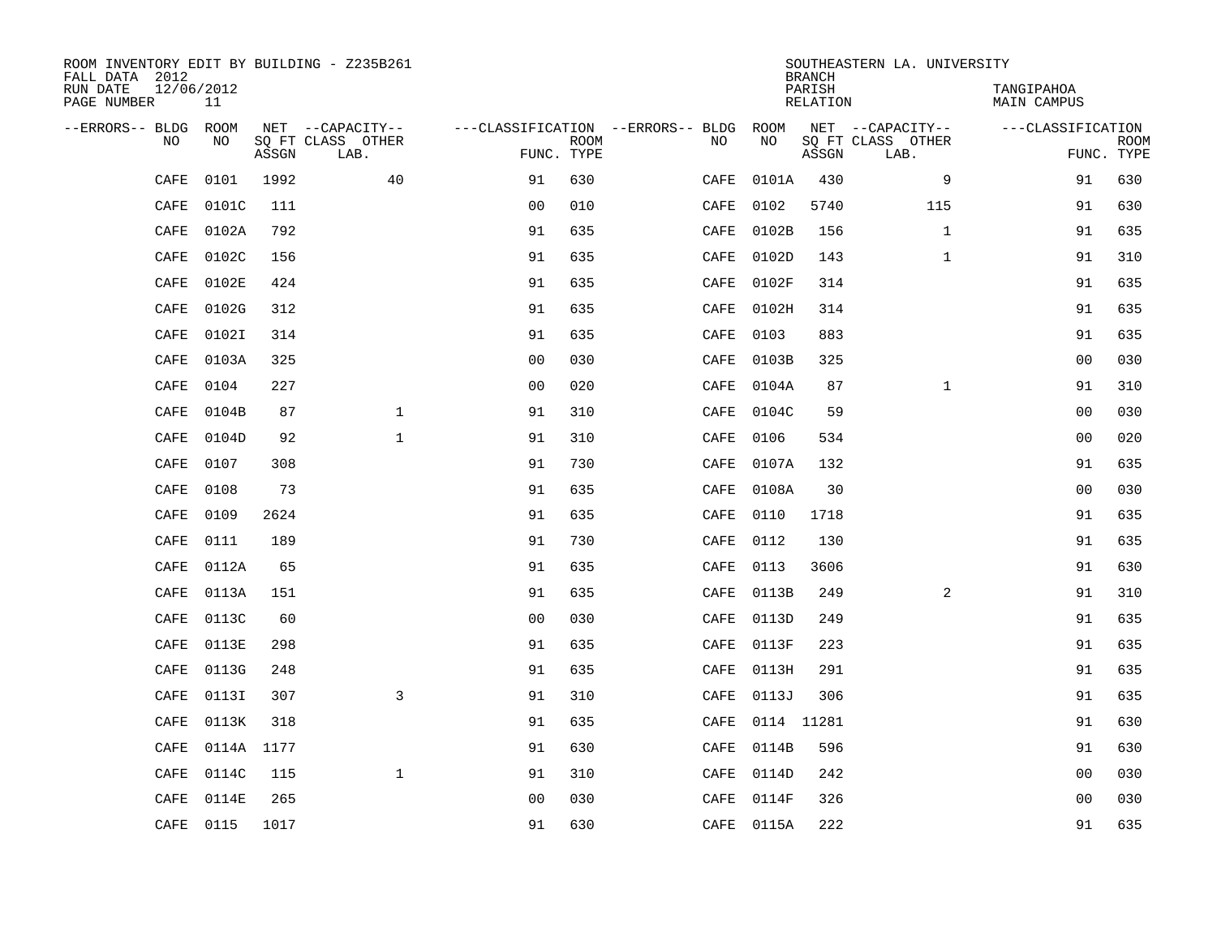ROOM INVENTORY EDIT BY BUILDING - Z235B261
FALL DATA 2012
RUN DATE 12/06/2012
PAGE NUMBER 11

SOUTHEASTERN LA. UNIVERSITY
BRANCH
PARISH TANGIPAHOA
RELATION MAIN CAMPUS

| --ERRORS-- | BLDG NO | ROOM NO | NET SQ FT ASSGN | CAPACITY CLASS LAB. | CAPACITY OTHER | CLASSIFICATION FUNC. | ROOM TYPE | --ERRORS-- | BLDG NO | ROOM NO | NET SQ FT ASSGN | CAPACITY CLASS LAB. | CAPACITY OTHER | CLASSIFICATION FUNC. | ROOM TYPE |
|---|---|---|---|---|---|---|---|---|---|---|---|---|---|---|---|
| | CAFE | 0101 | 1992 | | 40 | 91 | 630 | | CAFE | 0101A | 430 | | 9 | 91 | 630 |
| | CAFE | 0101C | 111 | | | 00 | 010 | | CAFE | 0102 | 5740 | | 115 | 91 | 630 |
| | CAFE | 0102A | 792 | | | 91 | 635 | | CAFE | 0102B | 156 | | 1 | 91 | 635 |
| | CAFE | 0102C | 156 | | | 91 | 635 | | CAFE | 0102D | 143 | | 1 | 91 | 310 |
| | CAFE | 0102E | 424 | | | 91 | 635 | | CAFE | 0102F | 314 | | | 91 | 635 |
| | CAFE | 0102G | 312 | | | 91 | 635 | | CAFE | 0102H | 314 | | | 91 | 635 |
| | CAFE | 0102I | 314 | | | 91 | 635 | | CAFE | 0103 | 883 | | | 91 | 635 |
| | CAFE | 0103A | 325 | | | 00 | 030 | | CAFE | 0103B | 325 | | | 00 | 030 |
| | CAFE | 0104 | 227 | | | 00 | 020 | | CAFE | 0104A | 87 | | 1 | 91 | 310 |
| | CAFE | 0104B | 87 | | 1 | 91 | 310 | | CAFE | 0104C | 59 | | | 00 | 030 |
| | CAFE | 0104D | 92 | | 1 | 91 | 310 | | CAFE | 0106 | 534 | | | 00 | 020 |
| | CAFE | 0107 | 308 | | | 91 | 730 | | CAFE | 0107A | 132 | | | 91 | 635 |
| | CAFE | 0108 | 73 | | | 91 | 635 | | CAFE | 0108A | 30 | | | 00 | 030 |
| | CAFE | 0109 | 2624 | | | 91 | 635 | | CAFE | 0110 | 1718 | | | 91 | 635 |
| | CAFE | 0111 | 189 | | | 91 | 730 | | CAFE | 0112 | 130 | | | 91 | 635 |
| | CAFE | 0112A | 65 | | | 91 | 635 | | CAFE | 0113 | 3606 | | | 91 | 630 |
| | CAFE | 0113A | 151 | | | 91 | 635 | | CAFE | 0113B | 249 | | 2 | 91 | 310 |
| | CAFE | 0113C | 60 | | | 00 | 030 | | CAFE | 0113D | 249 | | | 91 | 635 |
| | CAFE | 0113E | 298 | | | 91 | 635 | | CAFE | 0113F | 223 | | | 91 | 635 |
| | CAFE | 0113G | 248 | | | 91 | 635 | | CAFE | 0113H | 291 | | | 91 | 635 |
| | CAFE | 0113I | 307 | | 3 | 91 | 310 | | CAFE | 0113J | 306 | | | 91 | 635 |
| | CAFE | 0113K | 318 | | | 91 | 635 | | CAFE | 0114 | 11281 | | | 91 | 630 |
| | CAFE | 0114A | 1177 | | | 91 | 630 | | CAFE | 0114B | 596 | | | 91 | 630 |
| | CAFE | 0114C | 115 | | 1 | 91 | 310 | | CAFE | 0114D | 242 | | | 00 | 030 |
| | CAFE | 0114E | 265 | | | 00 | 030 | | CAFE | 0114F | 326 | | | 00 | 030 |
| | CAFE | 0115 | 1017 | | | 91 | 630 | | CAFE | 0115A | 222 | | | 91 | 635 |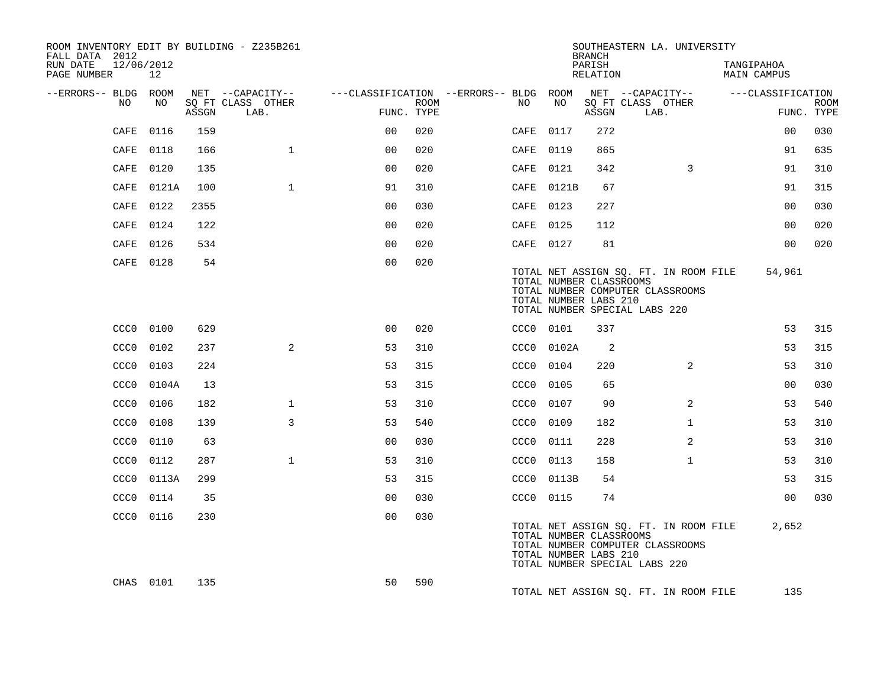ROOM INVENTORY EDIT BY BUILDING - Z235B261
FALL DATA 2012
RUN DATE 12/06/2012
PAGE NUMBER 12

SOUTHEASTERN LA. UNIVERSITY
BRANCH
PARISH TANGIPAHOA
RELATION MAIN CAMPUS

| --ERRORS-- | BLDG NO | ROOM NO | NET SQ FT ASSGN | --CAPACITY-- CLASS LAB. | OTHER | ---CLASSIFICATION FUNC. | ROOM TYPE | --ERRORS-- | BLDG NO | ROOM NO | NET SQ FT ASSGN | --CAPACITY-- CLASS LAB. | OTHER | ---CLASSIFICATION FUNC. | ROOM TYPE |
|---|---|---|---|---|---|---|---|---|---|---|---|---|---|---|---|
| | CAFE | 0116 | 159 | | | 00 | 020 | | CAFE | 0117 | 272 | | | 00 | 030 |
| | CAFE | 0118 | 166 | | 1 | 00 | 020 | | CAFE | 0119 | 865 | | | 91 | 635 |
| | CAFE | 0120 | 135 | | | 00 | 020 | | CAFE | 0121 | 342 | | 3 | 91 | 310 |
| | CAFE | 0121A | 100 | | 1 | 91 | 310 | | CAFE | 0121B | 67 | | | 91 | 315 |
| | CAFE | 0122 | 2355 | | | 00 | 030 | | CAFE | 0123 | 227 | | | 00 | 030 |
| | CAFE | 0124 | 122 | | | 00 | 020 | | CAFE | 0125 | 112 | | | 00 | 020 |
| | CAFE | 0126 | 534 | | | 00 | 020 | | CAFE | 0127 | 81 | | | 00 | 020 |
| | CAFE | 0128 | 54 | | | 00 | 020 | | | | | | | | |

TOTAL NET ASSIGN SQ. FT. IN ROOM FILE 54,961
TOTAL NUMBER CLASSROOMS
TOTAL NUMBER COMPUTER CLASSROOMS
TOTAL NUMBER LABS 210
TOTAL NUMBER SPECIAL LABS 220

| --ERRORS-- | BLDG NO | ROOM NO | NET SQ FT ASSGN | --CAPACITY-- CLASS LAB. | OTHER | ---CLASSIFICATION FUNC. | ROOM TYPE | --ERRORS-- | BLDG NO | ROOM NO | NET SQ FT ASSGN | --CAPACITY-- CLASS LAB. | OTHER | ---CLASSIFICATION FUNC. | ROOM TYPE |
|---|---|---|---|---|---|---|---|---|---|---|---|---|---|---|---|
| | CCC0 | 0100 | 629 | | | 00 | 020 | | CCC0 | 0101 | 337 | | | 53 | 315 |
| | CCC0 | 0102 | 237 | | 2 | 53 | 310 | | CCC0 | 0102A | 2 | | | 53 | 315 |
| | CCC0 | 0103 | 224 | | | 53 | 315 | | CCC0 | 0104 | 220 | | 2 | 53 | 310 |
| | CCC0 | 0104A | 13 | | | 53 | 315 | | CCC0 | 0105 | 65 | | | 00 | 030 |
| | CCC0 | 0106 | 182 | | 1 | 53 | 310 | | CCC0 | 0107 | 90 | | 2 | 53 | 540 |
| | CCC0 | 0108 | 139 | | 3 | 53 | 540 | | CCC0 | 0109 | 182 | | 1 | 53 | 310 |
| | CCC0 | 0110 | 63 | | | 00 | 030 | | CCC0 | 0111 | 228 | | 2 | 53 | 310 |
| | CCC0 | 0112 | 287 | | 1 | 53 | 310 | | CCC0 | 0113 | 158 | | 1 | 53 | 310 |
| | CCC0 | 0113A | 299 | | | 53 | 315 | | CCC0 | 0113B | 54 | | | 53 | 315 |
| | CCC0 | 0114 | 35 | | | 00 | 030 | | CCC0 | 0115 | 74 | | | 00 | 030 |
| | CCC0 | 0116 | 230 | | | 00 | 030 | | | | | | | | |

TOTAL NET ASSIGN SQ. FT. IN ROOM FILE 2,652
TOTAL NUMBER CLASSROOMS
TOTAL NUMBER COMPUTER CLASSROOMS
TOTAL NUMBER LABS 210
TOTAL NUMBER SPECIAL LABS 220

| --ERRORS-- | BLDG NO | ROOM NO | NET SQ FT ASSGN | --CAPACITY-- CLASS LAB. | OTHER | ---CLASSIFICATION FUNC. | ROOM TYPE |
|---|---|---|---|---|---|---|---|
| | CHAS | 0101 | 135 | | | 50 | 590 |

TOTAL NET ASSIGN SQ. FT. IN ROOM FILE 135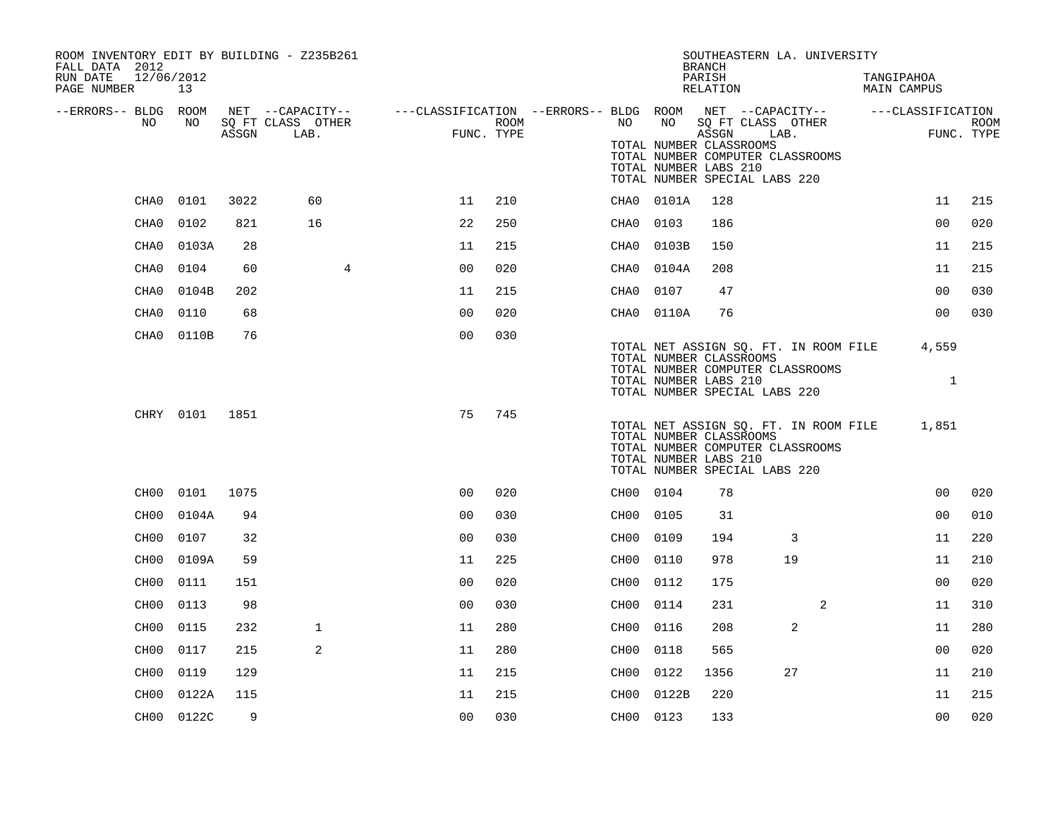ROOM INVENTORY EDIT BY BUILDING - Z235B261
FALL DATA 2012
RUN DATE 12/06/2012
PAGE NUMBER 13

SOUTHEASTERN LA. UNIVERSITY
BRANCH
PARISH TANGIPAHOA
RELATION MAIN CAMPUS

| --ERRORS-- | BLDG NO | ROOM NO | NET SQ FT ASSGN | --CAPACITY-- CLASS LAB. | OTHER | ---CLASSIFICATION FUNC. | ROOM TYPE | --ERRORS-- | BLDG NO | ROOM NO | NET SQ FT ASSGN | --CAPACITY-- CLASS LAB. | OTHER | ---CLASSIFICATION FUNC. | ROOM TYPE |
|---|---|---|---|---|---|---|---|---|---|---|---|---|---|---|---|
| | | | | | | | | | TOTAL NUMBER CLASSROOMS | | | | | | |
| | | | | | | | | | TOTAL NUMBER COMPUTER CLASSROOMS | | | | | | |
| | | | | | | | | | TOTAL NUMBER LABS 210 | | | | | | |
| | | | | | | | | | TOTAL NUMBER SPECIAL LABS 220 | | | | | | |
| | CHA0 | 0101 | 3022 | 60 | | 11 | 210 | | CHA0 | 0101A | 128 | | | 11 | 215 |
| | CHA0 | 0102 | 821 | 16 | | 22 | 250 | | CHA0 | 0103 | 186 | | | 00 | 020 |
| | CHA0 | 0103A | 28 | | | 11 | 215 | | CHA0 | 0103B | 150 | | | 11 | 215 |
| | CHA0 | 0104 | 60 | | 4 | 00 | 020 | | CHA0 | 0104A | 208 | | | 11 | 215 |
| | CHA0 | 0104B | 202 | | | 11 | 215 | | CHA0 | 0107 | 47 | | | 00 | 030 |
| | CHA0 | 0110 | 68 | | | 00 | 020 | | CHA0 | 0110A | 76 | | | 00 | 030 |
| | CHA0 | 0110B | 76 | | | 00 | 030 | | | | | | | | |
| | | | | | | | | | TOTAL NET ASSIGN SQ. FT. IN ROOM FILE | | | | | 4,559 | |
| | | | | | | | | | TOTAL NUMBER CLASSROOMS | | | | | | |
| | | | | | | | | | TOTAL NUMBER COMPUTER CLASSROOMS | | | | | | |
| | | | | | | | | | TOTAL NUMBER LABS 210 | | | | | 1 | |
| | | | | | | | | | TOTAL NUMBER SPECIAL LABS 220 | | | | | | |
| | CHRY | 0101 | 1851 | | | 75 | 745 | | | | | | | | |
| | | | | | | | | | TOTAL NET ASSIGN SQ. FT. IN ROOM FILE | | | | | 1,851 | |
| | | | | | | | | | TOTAL NUMBER CLASSROOMS | | | | | | |
| | | | | | | | | | TOTAL NUMBER COMPUTER CLASSROOMS | | | | | | |
| | | | | | | | | | TOTAL NUMBER LABS 210 | | | | | | |
| | | | | | | | | | TOTAL NUMBER SPECIAL LABS 220 | | | | | | |
| | CH00 | 0101 | 1075 | | | 00 | 020 | | CH00 | 0104 | 78 | | | 00 | 020 |
| | CH00 | 0104A | 94 | | | 00 | 030 | | CH00 | 0105 | 31 | | | 00 | 010 |
| | CH00 | 0107 | 32 | | | 00 | 030 | | CH00 | 0109 | 194 | 3 | | 11 | 220 |
| | CH00 | 0109A | 59 | | | 11 | 225 | | CH00 | 0110 | 978 | 19 | | 11 | 210 |
| | CH00 | 0111 | 151 | | | 00 | 020 | | CH00 | 0112 | 175 | | | 00 | 020 |
| | CH00 | 0113 | 98 | | | 00 | 030 | | CH00 | 0114 | 231 | | 2 | 11 | 310 |
| | CH00 | 0115 | 232 | 1 | | 11 | 280 | | CH00 | 0116 | 208 | 2 | | 11 | 280 |
| | CH00 | 0117 | 215 | 2 | | 11 | 280 | | CH00 | 0118 | 565 | | | 00 | 020 |
| | CH00 | 0119 | 129 | | | 11 | 215 | | CH00 | 0122 | 1356 | 27 | | 11 | 210 |
| | CH00 | 0122A | 115 | | | 11 | 215 | | CH00 | 0122B | 220 | | | 11 | 215 |
| | CH00 | 0122C | 9 | | | 00 | 030 | | CH00 | 0123 | 133 | | | 00 | 020 |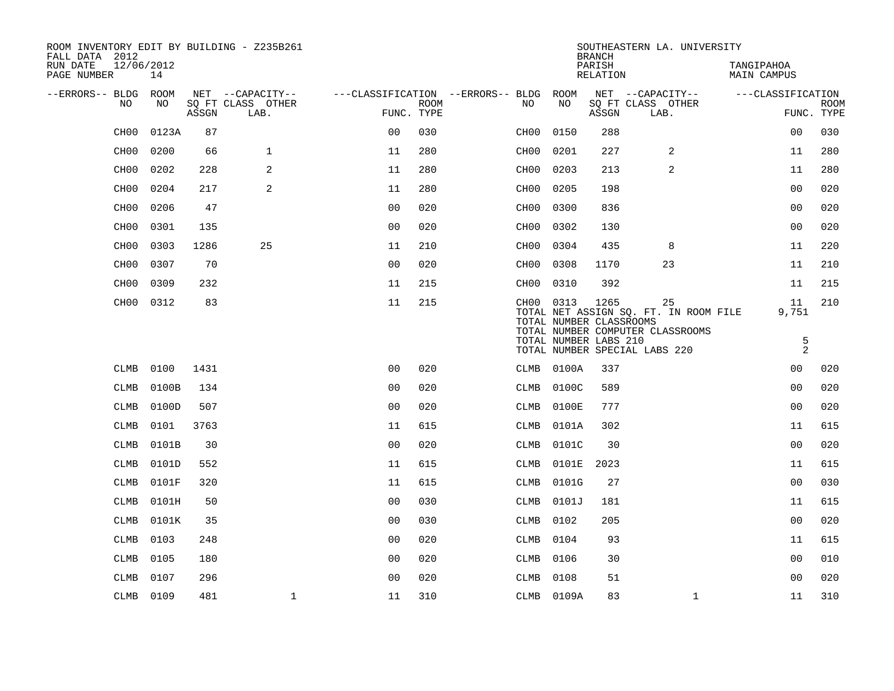ROOM INVENTORY EDIT BY BUILDING - Z235B261
FALL DATA 2012
RUN DATE 12/06/2012
PAGE NUMBER 14

SOUTHEASTERN LA. UNIVERSITY
BRANCH
PARISH TANGIPAHOA
RELATION MAIN CAMPUS

| --ERRORS-- | BLDG NO | ROOM NO | NET SQ FT ASSGN | CAPACITY CLASS | CAPACITY OTHER LAB. | CLASSIFICATION FUNC. | ROOM TYPE | --ERRORS-- | BLDG NO | ROOM NO | NET SQ FT ASSGN | CAPACITY CLASS | CAPACITY OTHER LAB. | CLASSIFICATION FUNC. | ROOM TYPE |
|---|---|---|---|---|---|---|---|---|---|---|---|---|---|---|---|
| | CH00 | 0123A | 87 | | | 00 | 030 | | CH00 | 0150 | 288 | | | 00 | 030 |
| | CH00 | 0200 | 66 | 1 | | 11 | 280 | | CH00 | 0201 | 227 | 2 | | 11 | 280 |
| | CH00 | 0202 | 228 | 2 | | 11 | 280 | | CH00 | 0203 | 213 | 2 | | 11 | 280 |
| | CH00 | 0204 | 217 | 2 | | 11 | 280 | | CH00 | 0205 | 198 | | | 00 | 020 |
| | CH00 | 0206 | 47 | | | 00 | 020 | | CH00 | 0300 | 836 | | | 00 | 020 |
| | CH00 | 0301 | 135 | | | 00 | 020 | | CH00 | 0302 | 130 | | | 00 | 020 |
| | CH00 | 0303 | 1286 | 25 | | 11 | 210 | | CH00 | 0304 | 435 | 8 | | 11 | 220 |
| | CH00 | 0307 | 70 | | | 00 | 020 | | CH00 | 0308 | 1170 | 23 | | 11 | 210 |
| | CH00 | 0309 | 232 | | | 11 | 215 | | CH00 | 0310 | 392 | | | 11 | 215 |
| | CH00 | 0312 | 83 | | | 11 | 215 | | CH00 | 0313 | 1265 | 25 | | 11 | 210 |

TOTAL NET ASSIGN SQ. FT. IN ROOM FILE 9,751
TOTAL NUMBER CLASSROOMS
TOTAL NUMBER COMPUTER CLASSROOMS
TOTAL NUMBER LABS 210 5
TOTAL NUMBER SPECIAL LABS 220 2

| --ERRORS-- | BLDG NO | ROOM NO | NET SQ FT ASSGN | CAPACITY CLASS | CAPACITY OTHER LAB. | CLASSIFICATION FUNC. | ROOM TYPE | --ERRORS-- | BLDG NO | ROOM NO | NET SQ FT ASSGN | CAPACITY CLASS | CAPACITY OTHER LAB. | CLASSIFICATION FUNC. | ROOM TYPE |
|---|---|---|---|---|---|---|---|---|---|---|---|---|---|---|---|
| | CLMB | 0100 | 1431 | | | 00 | 020 | | CLMB | 0100A | 337 | | | 00 | 020 |
| | CLMB | 0100B | 134 | | | 00 | 020 | | CLMB | 0100C | 589 | | | 00 | 020 |
| | CLMB | 0100D | 507 | | | 00 | 020 | | CLMB | 0100E | 777 | | | 00 | 020 |
| | CLMB | 0101 | 3763 | | | 11 | 615 | | CLMB | 0101A | 302 | | | 11 | 615 |
| | CLMB | 0101B | 30 | | | 00 | 020 | | CLMB | 0101C | 30 | | | 00 | 020 |
| | CLMB | 0101D | 552 | | | 11 | 615 | | CLMB | 0101E | 2023 | | | 11 | 615 |
| | CLMB | 0101F | 320 | | | 11 | 615 | | CLMB | 0101G | 27 | | | 00 | 030 |
| | CLMB | 0101H | 50 | | | 00 | 030 | | CLMB | 0101J | 181 | | | 11 | 615 |
| | CLMB | 0101K | 35 | | | 00 | 030 | | CLMB | 0102 | 205 | | | 00 | 020 |
| | CLMB | 0103 | 248 | | | 00 | 020 | | CLMB | 0104 | 93 | | | 11 | 615 |
| | CLMB | 0105 | 180 | | | 00 | 020 | | CLMB | 0106 | 30 | | | 00 | 010 |
| | CLMB | 0107 | 296 | | | 00 | 020 | | CLMB | 0108 | 51 | | | 00 | 020 |
| | CLMB | 0109 | 481 | | 1 | 11 | 310 | | CLMB | 0109A | 83 | | 1 | 11 | 310 |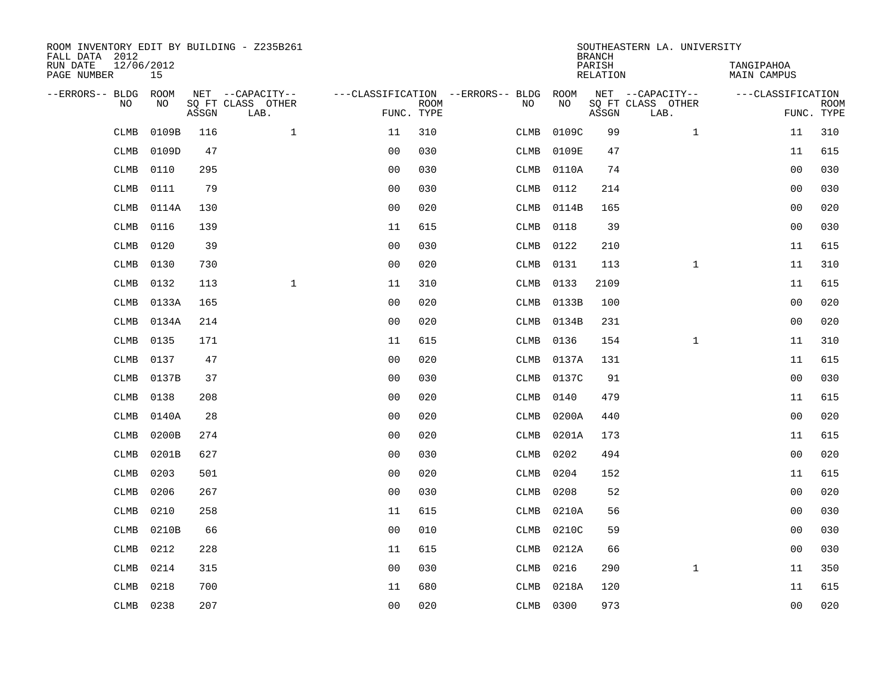ROOM INVENTORY EDIT BY BUILDING - Z235B261
FALL DATA 2012
RUN DATE 12/06/2012
PAGE NUMBER 15

SOUTHEASTERN LA. UNIVERSITY
BRANCH
PARISH TANGIPAHOA
RELATION MAIN CAMPUS

| --ERRORS-- | BLDG NO | ROOM NO | NET SQ FT ASSGN | --CAPACITY-- CLASS LAB. | OTHER | ---CLASSIFICATION FUNC. | ROOM TYPE | --ERRORS-- | BLDG NO | ROOM NO | NET SQ FT ASSGN | --CAPACITY-- CLASS LAB. | OTHER | ---CLASSIFICATION FUNC. | ROOM TYPE |
|---|---|---|---|---|---|---|---|---|---|---|---|---|---|---|---|
| | CLMB | 0109B | 116 | | 1 | 11 | 310 | | CLMB | 0109C | 99 | | 1 | 11 | 310 |
| | CLMB | 0109D | 47 | | | 00 | 030 | | CLMB | 0109E | 47 | | | 11 | 615 |
| | CLMB | 0110 | 295 | | | 00 | 030 | | CLMB | 0110A | 74 | | | 00 | 030 |
| | CLMB | 0111 | 79 | | | 00 | 030 | | CLMB | 0112 | 214 | | | 00 | 030 |
| | CLMB | 0114A | 130 | | | 00 | 020 | | CLMB | 0114B | 165 | | | 00 | 020 |
| | CLMB | 0116 | 139 | | | 11 | 615 | | CLMB | 0118 | 39 | | | 00 | 030 |
| | CLMB | 0120 | 39 | | | 00 | 030 | | CLMB | 0122 | 210 | | | 11 | 615 |
| | CLMB | 0130 | 730 | | | 00 | 020 | | CLMB | 0131 | 113 | | 1 | 11 | 310 |
| | CLMB | 0132 | 113 | | 1 | 11 | 310 | | CLMB | 0133 | 2109 | | | 11 | 615 |
| | CLMB | 0133A | 165 | | | 00 | 020 | | CLMB | 0133B | 100 | | | 00 | 020 |
| | CLMB | 0134A | 214 | | | 00 | 020 | | CLMB | 0134B | 231 | | | 00 | 020 |
| | CLMB | 0135 | 171 | | | 11 | 615 | | CLMB | 0136 | 154 | | 1 | 11 | 310 |
| | CLMB | 0137 | 47 | | | 00 | 020 | | CLMB | 0137A | 131 | | | 11 | 615 |
| | CLMB | 0137B | 37 | | | 00 | 030 | | CLMB | 0137C | 91 | | | 00 | 030 |
| | CLMB | 0138 | 208 | | | 00 | 020 | | CLMB | 0140 | 479 | | | 11 | 615 |
| | CLMB | 0140A | 28 | | | 00 | 020 | | CLMB | 0200A | 440 | | | 00 | 020 |
| | CLMB | 0200B | 274 | | | 00 | 020 | | CLMB | 0201A | 173 | | | 11 | 615 |
| | CLMB | 0201B | 627 | | | 00 | 030 | | CLMB | 0202 | 494 | | | 00 | 020 |
| | CLMB | 0203 | 501 | | | 00 | 020 | | CLMB | 0204 | 152 | | | 11 | 615 |
| | CLMB | 0206 | 267 | | | 00 | 030 | | CLMB | 0208 | 52 | | | 00 | 020 |
| | CLMB | 0210 | 258 | | | 11 | 615 | | CLMB | 0210A | 56 | | | 00 | 030 |
| | CLMB | 0210B | 66 | | | 00 | 010 | | CLMB | 0210C | 59 | | | 00 | 030 |
| | CLMB | 0212 | 228 | | | 11 | 615 | | CLMB | 0212A | 66 | | | 00 | 030 |
| | CLMB | 0214 | 315 | | | 00 | 030 | | CLMB | 0216 | 290 | | 1 | 11 | 350 |
| | CLMB | 0218 | 700 | | | 11 | 680 | | CLMB | 0218A | 120 | | | 11 | 615 |
| | CLMB | 0238 | 207 | | | 00 | 020 | | CLMB | 0300 | 973 | | | 00 | 020 |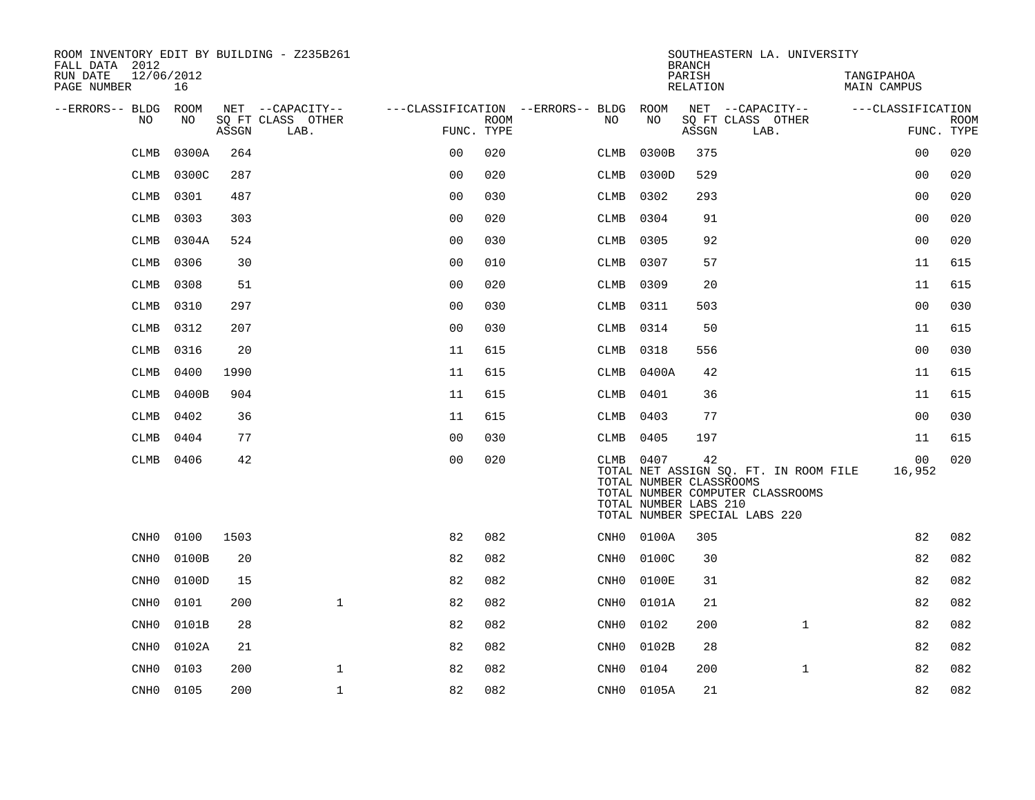ROOM INVENTORY EDIT BY BUILDING - Z235B261
FALL DATA 2012
RUN DATE 12/06/2012
PAGE NUMBER 16

SOUTHEASTERN LA. UNIVERSITY
BRANCH
PARISH TANGIPAHOA
RELATION MAIN CAMPUS

| --ERRORS-- | BLDG NO | ROOM NO | NET SQ FT ASSGN | --CAPACITY-- CLASS | OTHER LAB. | ---CLASSIFICATION FUNC. | ROOM TYPE | --ERRORS-- | BLDG NO | ROOM NO | NET SQ FT ASSGN | --CAPACITY-- CLASS | OTHER LAB. | ---CLASSIFICATION FUNC. | ROOM TYPE |
|---|---|---|---|---|---|---|---|---|---|---|---|---|---|---|---|
| | CLMB | 0300A | 264 | | | 00 | 020 | | CLMB | 0300B | 375 | | | 00 | 020 |
| | CLMB | 0300C | 287 | | | 00 | 020 | | CLMB | 0300D | 529 | | | 00 | 020 |
| | CLMB | 0301 | 487 | | | 00 | 030 | | CLMB | 0302 | 293 | | | 00 | 020 |
| | CLMB | 0303 | 303 | | | 00 | 020 | | CLMB | 0304 | 91 | | | 00 | 020 |
| | CLMB | 0304A | 524 | | | 00 | 030 | | CLMB | 0305 | 92 | | | 00 | 020 |
| | CLMB | 0306 | 30 | | | 00 | 010 | | CLMB | 0307 | 57 | | | 11 | 615 |
| | CLMB | 0308 | 51 | | | 00 | 020 | | CLMB | 0309 | 20 | | | 11 | 615 |
| | CLMB | 0310 | 297 | | | 00 | 030 | | CLMB | 0311 | 503 | | | 00 | 030 |
| | CLMB | 0312 | 207 | | | 00 | 030 | | CLMB | 0314 | 50 | | | 11 | 615 |
| | CLMB | 0316 | 20 | | | 11 | 615 | | CLMB | 0318 | 556 | | | 00 | 030 |
| | CLMB | 0400 | 1990 | | | 11 | 615 | | CLMB | 0400A | 42 | | | 11 | 615 |
| | CLMB | 0400B | 904 | | | 11 | 615 | | CLMB | 0401 | 36 | | | 11 | 615 |
| | CLMB | 0402 | 36 | | | 11 | 615 | | CLMB | 0403 | 77 | | | 00 | 030 |
| | CLMB | 0404 | 77 | | | 00 | 030 | | CLMB | 0405 | 197 | | | 11 | 615 |
| | CLMB | 0406 | 42 | | | 00 | 020 | | CLMB | 0407 | 42 | | | 00 | 020 |
| | | | | | | | | | TOTAL NET ASSIGN SQ. FT. IN ROOM FILE | | | | | 16,952 | |
| | | | | | | | | | TOTAL NUMBER CLASSROOMS | | | | | | |
| | | | | | | | | | TOTAL NUMBER COMPUTER CLASSROOMS | | | | | | |
| | | | | | | | | | TOTAL NUMBER LABS 210 | | | | | | |
| | | | | | | | | | TOTAL NUMBER SPECIAL LABS 220 | | | | | | |
| | CNH0 | 0100 | 1503 | | | 82 | 082 | | CNH0 | 0100A | 305 | | | 82 | 082 |
| | CNH0 | 0100B | 20 | | | 82 | 082 | | CNH0 | 0100C | 30 | | | 82 | 082 |
| | CNH0 | 0100D | 15 | | | 82 | 082 | | CNH0 | 0100E | 31 | | | 82 | 082 |
| | CNH0 | 0101 | 200 | | 1 | 82 | 082 | | CNH0 | 0101A | 21 | | | 82 | 082 |
| | CNH0 | 0101B | 28 | | | 82 | 082 | | CNH0 | 0102 | 200 | | 1 | 82 | 082 |
| | CNH0 | 0102A | 21 | | | 82 | 082 | | CNH0 | 0102B | 28 | | | 82 | 082 |
| | CNH0 | 0103 | 200 | | 1 | 82 | 082 | | CNH0 | 0104 | 200 | | 1 | 82 | 082 |
| | CNH0 | 0105 | 200 | | 1 | 82 | 082 | | CNH0 | 0105A | 21 | | | 82 | 082 |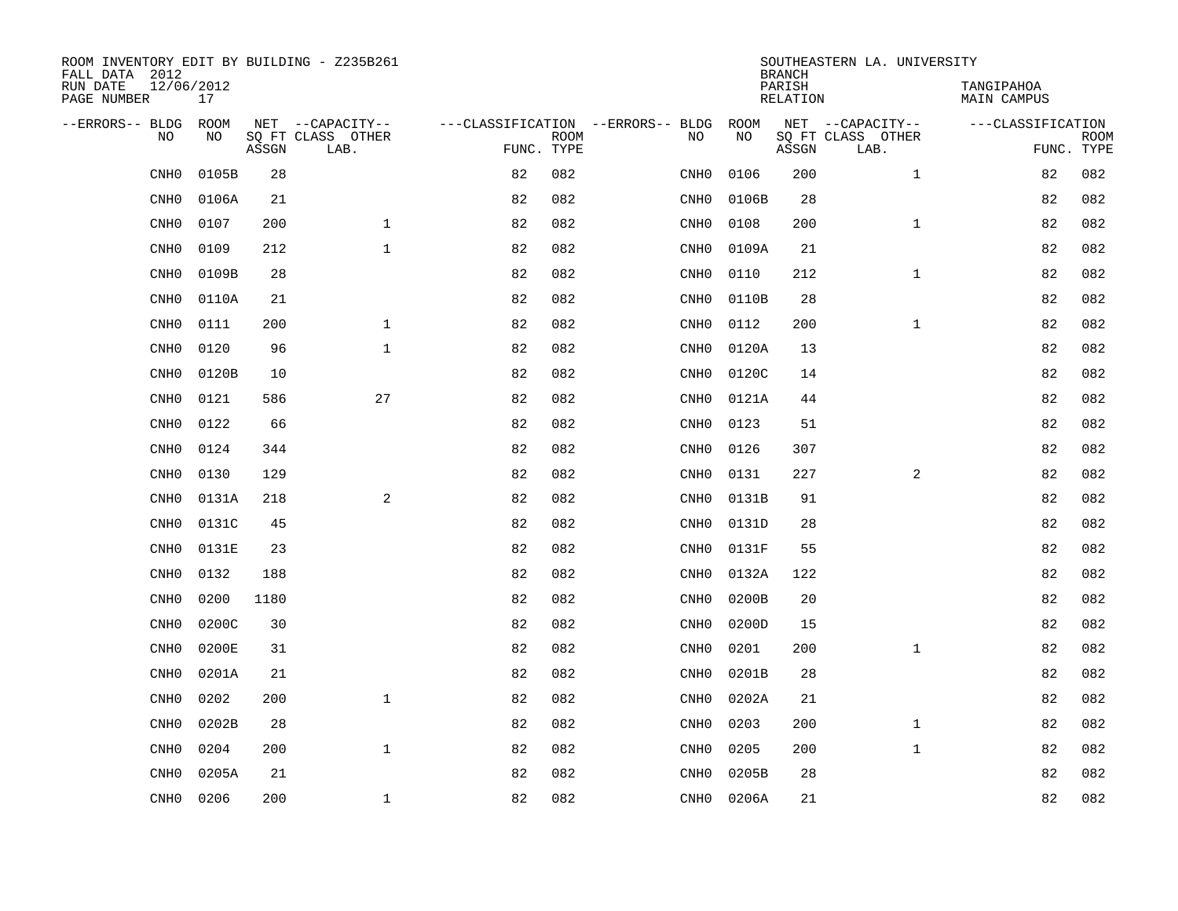ROOM INVENTORY EDIT BY BUILDING - Z235B261
FALL DATA 2012
RUN DATE 12/06/2012
PAGE NUMBER 17

SOUTHEASTERN LA. UNIVERSITY
BRANCH
PARISH TANGIPAHOA
RELATION MAIN CAMPUS

| --ERRORS-- | BLDG NO | ROOM NO | NET SQ FT ASSGN | --CAPACITY-- CLASS LAB. | OTHER | ---CLASSIFICATION FUNC. | ROOM TYPE | --ERRORS-- | BLDG NO | ROOM NO | NET SQ FT ASSGN | --CAPACITY-- CLASS LAB. | OTHER | ---CLASSIFICATION FUNC. | ROOM TYPE |
|---|---|---|---|---|---|---|---|---|---|---|---|---|---|---|---|
| | CNH0 | 0105B | 28 | | | 82 | 082 | | CNH0 | 0106 | 200 | | 1 | 82 | 082 |
| | CNH0 | 0106A | 21 | | | 82 | 082 | | CNH0 | 0106B | 28 | | | 82 | 082 |
| | CNH0 | 0107 | 200 | | 1 | 82 | 082 | | CNH0 | 0108 | 200 | | 1 | 82 | 082 |
| | CNH0 | 0109 | 212 | | 1 | 82 | 082 | | CNH0 | 0109A | 21 | | | 82 | 082 |
| | CNH0 | 0109B | 28 | | | 82 | 082 | | CNH0 | 0110 | 212 | | 1 | 82 | 082 |
| | CNH0 | 0110A | 21 | | | 82 | 082 | | CNH0 | 0110B | 28 | | | 82 | 082 |
| | CNH0 | 0111 | 200 | | 1 | 82 | 082 | | CNH0 | 0112 | 200 | | 1 | 82 | 082 |
| | CNH0 | 0120 | 96 | | 1 | 82 | 082 | | CNH0 | 0120A | 13 | | | 82 | 082 |
| | CNH0 | 0120B | 10 | | | 82 | 082 | | CNH0 | 0120C | 14 | | | 82 | 082 |
| | CNH0 | 0121 | 586 | | 27 | 82 | 082 | | CNH0 | 0121A | 44 | | | 82 | 082 |
| | CNH0 | 0122 | 66 | | | 82 | 082 | | CNH0 | 0123 | 51 | | | 82 | 082 |
| | CNH0 | 0124 | 344 | | | 82 | 082 | | CNH0 | 0126 | 307 | | | 82 | 082 |
| | CNH0 | 0130 | 129 | | | 82 | 082 | | CNH0 | 0131 | 227 | | 2 | 82 | 082 |
| | CNH0 | 0131A | 218 | | 2 | 82 | 082 | | CNH0 | 0131B | 91 | | | 82 | 082 |
| | CNH0 | 0131C | 45 | | | 82 | 082 | | CNH0 | 0131D | 28 | | | 82 | 082 |
| | CNH0 | 0131E | 23 | | | 82 | 082 | | CNH0 | 0131F | 55 | | | 82 | 082 |
| | CNH0 | 0132 | 188 | | | 82 | 082 | | CNH0 | 0132A | 122 | | | 82 | 082 |
| | CNH0 | 0200 | 1180 | | | 82 | 082 | | CNH0 | 0200B | 20 | | | 82 | 082 |
| | CNH0 | 0200C | 30 | | | 82 | 082 | | CNH0 | 0200D | 15 | | | 82 | 082 |
| | CNH0 | 0200E | 31 | | | 82 | 082 | | CNH0 | 0201 | 200 | | 1 | 82 | 082 |
| | CNH0 | 0201A | 21 | | | 82 | 082 | | CNH0 | 0201B | 28 | | | 82 | 082 |
| | CNH0 | 0202 | 200 | | 1 | 82 | 082 | | CNH0 | 0202A | 21 | | | 82 | 082 |
| | CNH0 | 0202B | 28 | | | 82 | 082 | | CNH0 | 0203 | 200 | | 1 | 82 | 082 |
| | CNH0 | 0204 | 200 | | 1 | 82 | 082 | | CNH0 | 0205 | 200 | | 1 | 82 | 082 |
| | CNH0 | 0205A | 21 | | | 82 | 082 | | CNH0 | 0205B | 28 | | | 82 | 082 |
| | CNH0 | 0206 | 200 | | 1 | 82 | 082 | | CNH0 | 0206A | 21 | | | 82 | 082 |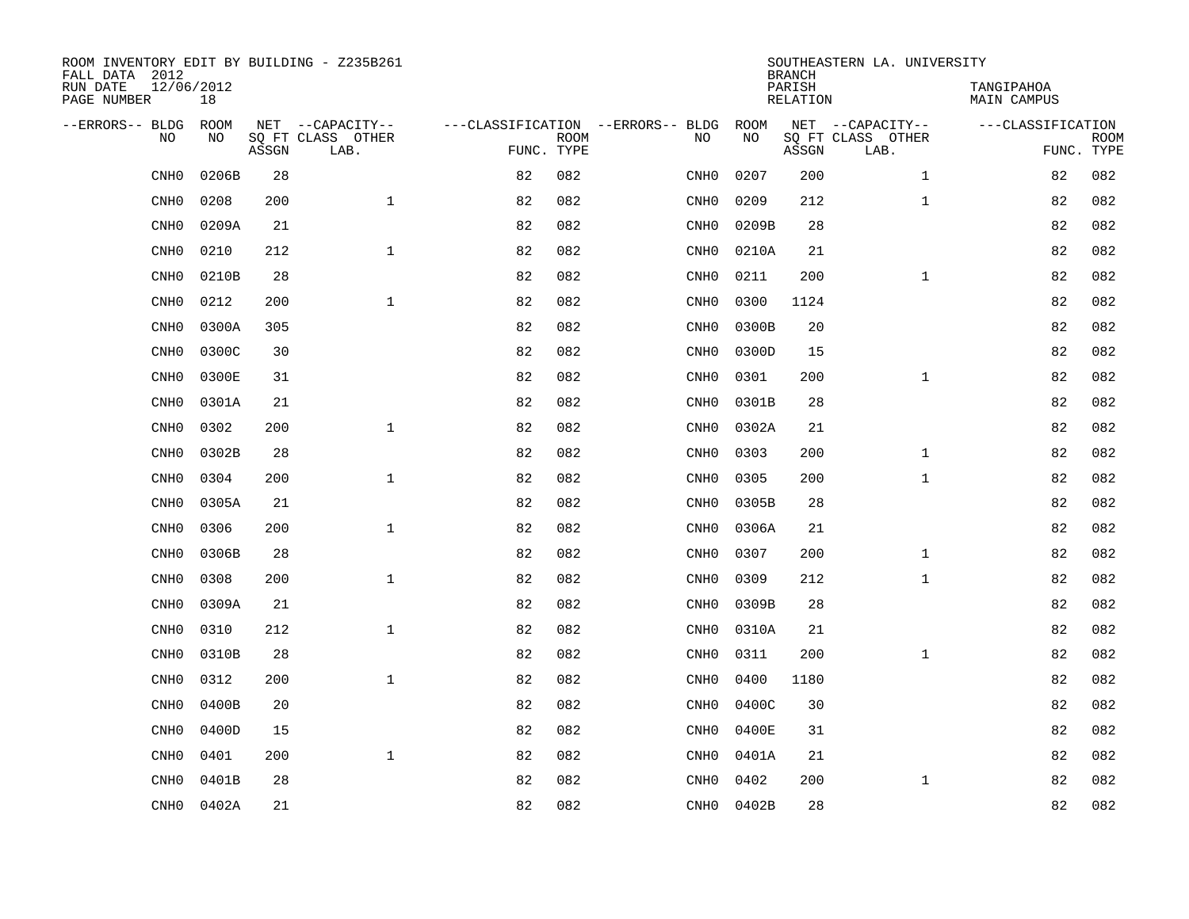ROOM INVENTORY EDIT BY BUILDING - Z235B261
FALL DATA 2012
RUN DATE 12/06/2012
PAGE NUMBER 18

SOUTHEASTERN LA. UNIVERSITY
BRANCH
PARISH TANGIPAHOA
RELATION MAIN CAMPUS

| --ERRORS-- | BLDG NO | ROOM NO | NET SQ FT ASSGN | --CAPACITY-- CLASS LAB. | OTHER | ---CLASSIFICATION FUNC. | ROOM TYPE | --ERRORS-- | BLDG NO | ROOM NO | NET SQ FT ASSGN | --CAPACITY-- CLASS LAB. | OTHER | ---CLASSIFICATION FUNC. | ROOM TYPE |
|---|---|---|---|---|---|---|---|---|---|---|---|---|---|---|---|
| | CNH0 | 0206B | 28 | | | 82 | 082 | | CNH0 | 0207 | 200 | | 1 | 82 | 082 |
| | CNH0 | 0208 | 200 | | 1 | 82 | 082 | | CNH0 | 0209 | 212 | | 1 | 82 | 082 |
| | CNH0 | 0209A | 21 | | | 82 | 082 | | CNH0 | 0209B | 28 | | | 82 | 082 |
| | CNH0 | 0210 | 212 | | 1 | 82 | 082 | | CNH0 | 0210A | 21 | | | 82 | 082 |
| | CNH0 | 0210B | 28 | | | 82 | 082 | | CNH0 | 0211 | 200 | | 1 | 82 | 082 |
| | CNH0 | 0212 | 200 | | 1 | 82 | 082 | | CNH0 | 0300 | 1124 | | | 82 | 082 |
| | CNH0 | 0300A | 305 | | | 82 | 082 | | CNH0 | 0300B | 20 | | | 82 | 082 |
| | CNH0 | 0300C | 30 | | | 82 | 082 | | CNH0 | 0300D | 15 | | | 82 | 082 |
| | CNH0 | 0300E | 31 | | | 82 | 082 | | CNH0 | 0301 | 200 | | 1 | 82 | 082 |
| | CNH0 | 0301A | 21 | | | 82 | 082 | | CNH0 | 0301B | 28 | | | 82 | 082 |
| | CNH0 | 0302 | 200 | | 1 | 82 | 082 | | CNH0 | 0302A | 21 | | | 82 | 082 |
| | CNH0 | 0302B | 28 | | | 82 | 082 | | CNH0 | 0303 | 200 | | 1 | 82 | 082 |
| | CNH0 | 0304 | 200 | | 1 | 82 | 082 | | CNH0 | 0305 | 200 | | 1 | 82 | 082 |
| | CNH0 | 0305A | 21 | | | 82 | 082 | | CNH0 | 0305B | 28 | | | 82 | 082 |
| | CNH0 | 0306 | 200 | | 1 | 82 | 082 | | CNH0 | 0306A | 21 | | | 82 | 082 |
| | CNH0 | 0306B | 28 | | | 82 | 082 | | CNH0 | 0307 | 200 | | 1 | 82 | 082 |
| | CNH0 | 0308 | 200 | | 1 | 82 | 082 | | CNH0 | 0309 | 212 | | 1 | 82 | 082 |
| | CNH0 | 0309A | 21 | | | 82 | 082 | | CNH0 | 0309B | 28 | | | 82 | 082 |
| | CNH0 | 0310 | 212 | | 1 | 82 | 082 | | CNH0 | 0310A | 21 | | | 82 | 082 |
| | CNH0 | 0310B | 28 | | | 82 | 082 | | CNH0 | 0311 | 200 | | 1 | 82 | 082 |
| | CNH0 | 0312 | 200 | | 1 | 82 | 082 | | CNH0 | 0400 | 1180 | | | 82 | 082 |
| | CNH0 | 0400B | 20 | | | 82 | 082 | | CNH0 | 0400C | 30 | | | 82 | 082 |
| | CNH0 | 0400D | 15 | | | 82 | 082 | | CNH0 | 0400E | 31 | | | 82 | 082 |
| | CNH0 | 0401 | 200 | | 1 | 82 | 082 | | CNH0 | 0401A | 21 | | | 82 | 082 |
| | CNH0 | 0401B | 28 | | | 82 | 082 | | CNH0 | 0402 | 200 | | 1 | 82 | 082 |
| | CNH0 | 0402A | 21 | | | 82 | 082 | | CNH0 | 0402B | 28 | | | 82 | 082 |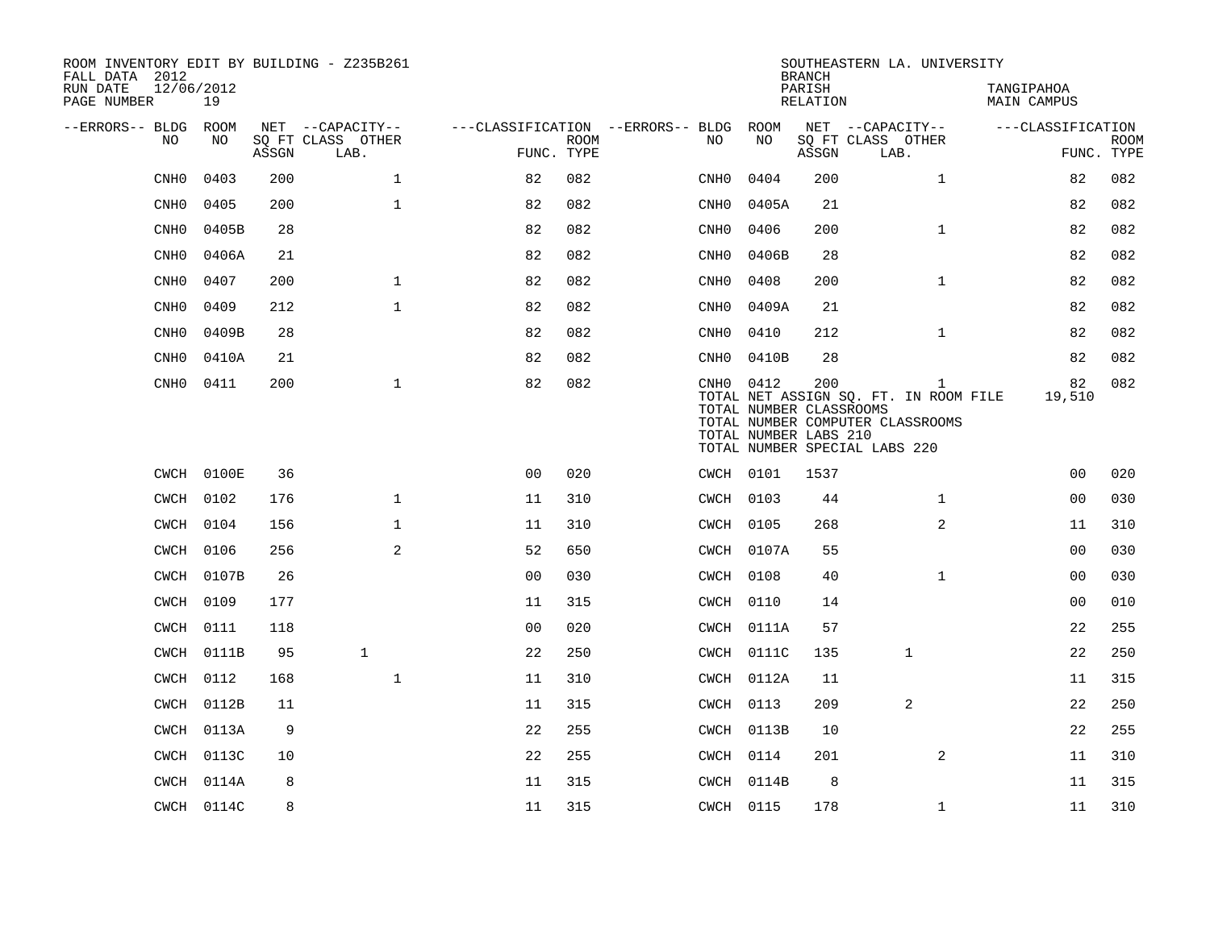ROOM INVENTORY EDIT BY BUILDING - Z235B261
FALL DATA 2012
RUN DATE 12/06/2012

SOUTHEASTERN LA. UNIVERSITY
BRANCH
PARISH TANGIPAHOA
RELATION MAIN CAMPUS

| --ERRORS-- | BLDG NO | ROOM NO | NET ASSGN SQ FT | CAPACITY CLASS | CAPACITY OTHER LAB. | CLASSIFICATION FUNC. | ROOM TYPE | --ERRORS-- | BLDG NO | ROOM NO | NET ASSGN SQ FT | CAPACITY CLASS | CAPACITY OTHER LAB. | CLASSIFICATION FUNC. | ROOM TYPE |
|---|---|---|---|---|---|---|---|---|---|---|---|---|---|---|---|
| | CNH0 | 0403 | 200 | | 1 | 82 | 082 | | CNH0 | 0404 | 200 | | 1 | 82 | 082 |
| | CNH0 | 0405 | 200 | | 1 | 82 | 082 | | CNH0 | 0405A | 21 | | | 82 | 082 |
| | CNH0 | 0405B | 28 | | | 82 | 082 | | CNH0 | 0406 | 200 | | 1 | 82 | 082 |
| | CNH0 | 0406A | 21 | | | 82 | 082 | | CNH0 | 0406B | 28 | | | 82 | 082 |
| | CNH0 | 0407 | 200 | | 1 | 82 | 082 | | CNH0 | 0408 | 200 | | 1 | 82 | 082 |
| | CNH0 | 0409 | 212 | | 1 | 82 | 082 | | CNH0 | 0409A | 21 | | | 82 | 082 |
| | CNH0 | 0409B | 28 | | | 82 | 082 | | CNH0 | 0410 | 212 | | 1 | 82 | 082 |
| | CNH0 | 0410A | 21 | | | 82 | 082 | | CNH0 | 0410B | 28 | | | 82 | 082 |
| | CNH0 | 0411 | 200 | | 1 | 82 | 082 | | CNH0 | 0412 | 200 | | 1 | 82 | 082 |

TOTAL NET ASSIGN SQ. FT. IN ROOM FILE 19,510
TOTAL NUMBER CLASSROOMS
TOTAL NUMBER COMPUTER CLASSROOMS
TOTAL NUMBER LABS 210
TOTAL NUMBER SPECIAL LABS 220

| --ERRORS-- | BLDG NO | ROOM NO | NET ASSGN SQ FT | CAPACITY CLASS | CAPACITY OTHER LAB. | CLASSIFICATION FUNC. | ROOM TYPE | --ERRORS-- | BLDG NO | ROOM NO | NET ASSGN SQ FT | CAPACITY CLASS | CAPACITY OTHER LAB. | CLASSIFICATION FUNC. | ROOM TYPE |
|---|---|---|---|---|---|---|---|---|---|---|---|---|---|---|---|
| | CWCH | 0100E | 36 | | | 00 | 020 | | CWCH | 0101 | 1537 | | | 00 | 020 |
| | CWCH | 0102 | 176 | | 1 | 11 | 310 | | CWCH | 0103 | 44 | | 1 | 00 | 030 |
| | CWCH | 0104 | 156 | | 1 | 11 | 310 | | CWCH | 0105 | 268 | | 2 | 11 | 310 |
| | CWCH | 0106 | 256 | | 2 | 52 | 650 | | CWCH | 0107A | 55 | | | 00 | 030 |
| | CWCH | 0107B | 26 | | | 00 | 030 | | CWCH | 0108 | 40 | | 1 | 00 | 030 |
| | CWCH | 0109 | 177 | | | 11 | 315 | | CWCH | 0110 | 14 | | | 00 | 010 |
| | CWCH | 0111 | 118 | | | 00 | 020 | | CWCH | 0111A | 57 | | | 22 | 255 |
| | CWCH | 0111B | 95 | 1 | | 22 | 250 | | CWCH | 0111C | 135 | 1 | | 22 | 250 |
| | CWCH | 0112 | 168 | | 1 | 11 | 310 | | CWCH | 0112A | 11 | | | 11 | 315 |
| | CWCH | 0112B | 11 | | | 11 | 315 | | CWCH | 0113 | 209 | 2 | | 22 | 250 |
| | CWCH | 0113A | 9 | | | 22 | 255 | | CWCH | 0113B | 10 | | | 22 | 255 |
| | CWCH | 0113C | 10 | | | 22 | 255 | | CWCH | 0114 | 201 | | 2 | 11 | 310 |
| | CWCH | 0114A | 8 | | | 11 | 315 | | CWCH | 0114B | 8 | | | 11 | 315 |
| | CWCH | 0114C | 8 | | | 11 | 315 | | CWCH | 0115 | 178 | | 1 | 11 | 310 |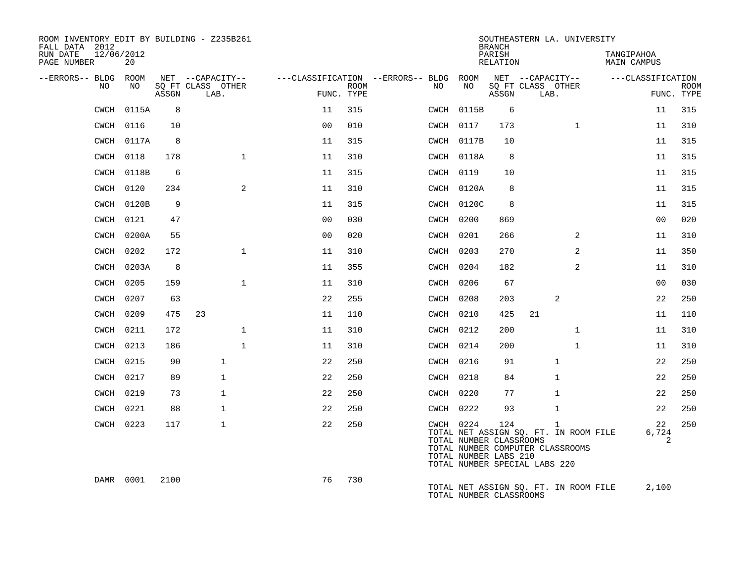ROOM INVENTORY EDIT BY BUILDING - Z235B261
FALL DATA 2012
RUN DATE 12/06/2012

SOUTHEASTERN LA. UNIVERSITY
BRANCH
PARISH TANGIPAHOA
RELATION MAIN CAMPUS

| --ERRORS-- | BLDG NO | ROOM NO | NET SQ FT ASSGN | CAPACITY CLASS | CAPACITY LAB. | CAPACITY OTHER | CLASSIFICATION FUNC. | ROOM TYPE | --ERRORS-- | BLDG NO | ROOM NO | NET SQ FT ASSGN | CAPACITY CLASS | CAPACITY LAB. | CAPACITY OTHER | CLASSIFICATION FUNC. | ROOM TYPE |
|---|---|---|---|---|---|---|---|---|---|---|---|---|---|---|---|---|---|
| | CWCH | 0115A | 8 | | | | 11 | 315 | | CWCH | 0115B | 6 | | | | 11 | 315 |
| | CWCH | 0116 | 10 | | | | 00 | 010 | | CWCH | 0117 | 173 | | | 1 | 11 | 310 |
| | CWCH | 0117A | 8 | | | | 11 | 315 | | CWCH | 0117B | 10 | | | | 11 | 315 |
| | CWCH | 0118 | 178 | | | 1 | 11 | 310 | | CWCH | 0118A | 8 | | | | 11 | 315 |
| | CWCH | 0118B | 6 | | | | 11 | 315 | | CWCH | 0119 | 10 | | | | 11 | 315 |
| | CWCH | 0120 | 234 | | | 2 | 11 | 310 | | CWCH | 0120A | 8 | | | | 11 | 315 |
| | CWCH | 0120B | 9 | | | | 11 | 315 | | CWCH | 0120C | 8 | | | | 11 | 315 |
| | CWCH | 0121 | 47 | | | | 00 | 030 | | CWCH | 0200 | 869 | | | | 00 | 020 |
| | CWCH | 0200A | 55 | | | | 00 | 020 | | CWCH | 0201 | 266 | | | 2 | 11 | 310 |
| | CWCH | 0202 | 172 | | | 1 | 11 | 310 | | CWCH | 0203 | 270 | | | 2 | 11 | 350 |
| | CWCH | 0203A | 8 | | | | 11 | 355 | | CWCH | 0204 | 182 | | | 2 | 11 | 310 |
| | CWCH | 0205 | 159 | | | 1 | 11 | 310 | | CWCH | 0206 | 67 | | | | 00 | 030 |
| | CWCH | 0207 | 63 | | | | 22 | 255 | | CWCH | 0208 | 203 | | 2 | | 22 | 250 |
| | CWCH | 0209 | 475 | 23 | | | 11 | 110 | | CWCH | 0210 | 425 | 21 | | | 11 | 110 |
| | CWCH | 0211 | 172 | | | 1 | 11 | 310 | | CWCH | 0212 | 200 | | | 1 | 11 | 310 |
| | CWCH | 0213 | 186 | | | 1 | 11 | 310 | | CWCH | 0214 | 200 | | | 1 | 11 | 310 |
| | CWCH | 0215 | 90 | | 1 | | 22 | 250 | | CWCH | 0216 | 91 | | 1 | | 22 | 250 |
| | CWCH | 0217 | 89 | | 1 | | 22 | 250 | | CWCH | 0218 | 84 | | 1 | | 22 | 250 |
| | CWCH | 0219 | 73 | | 1 | | 22 | 250 | | CWCH | 0220 | 77 | | 1 | | 22 | 250 |
| | CWCH | 0221 | 88 | | 1 | | 22 | 250 | | CWCH | 0222 | 93 | | 1 | | 22 | 250 |
| | CWCH | 0223 | 117 | | 1 | | 22 | 250 | | CWCH | 0224 | 124 | | 1 | | 22 | 250 |
| | DAMR | 0001 | 2100 | | | | 76 | 730 | | | | | | | | | |

CWCH totals:
TOTAL NET ASSIGN SQ. FT. IN ROOM FILE 6,724
TOTAL NUMBER CLASSROOMS 2
TOTAL NUMBER COMPUTER CLASSROOMS
TOTAL NUMBER LABS 210
TOTAL NUMBER SPECIAL LABS 220

DAMR totals:
TOTAL NET ASSIGN SQ. FT. IN ROOM FILE 2,100
TOTAL NUMBER CLASSROOMS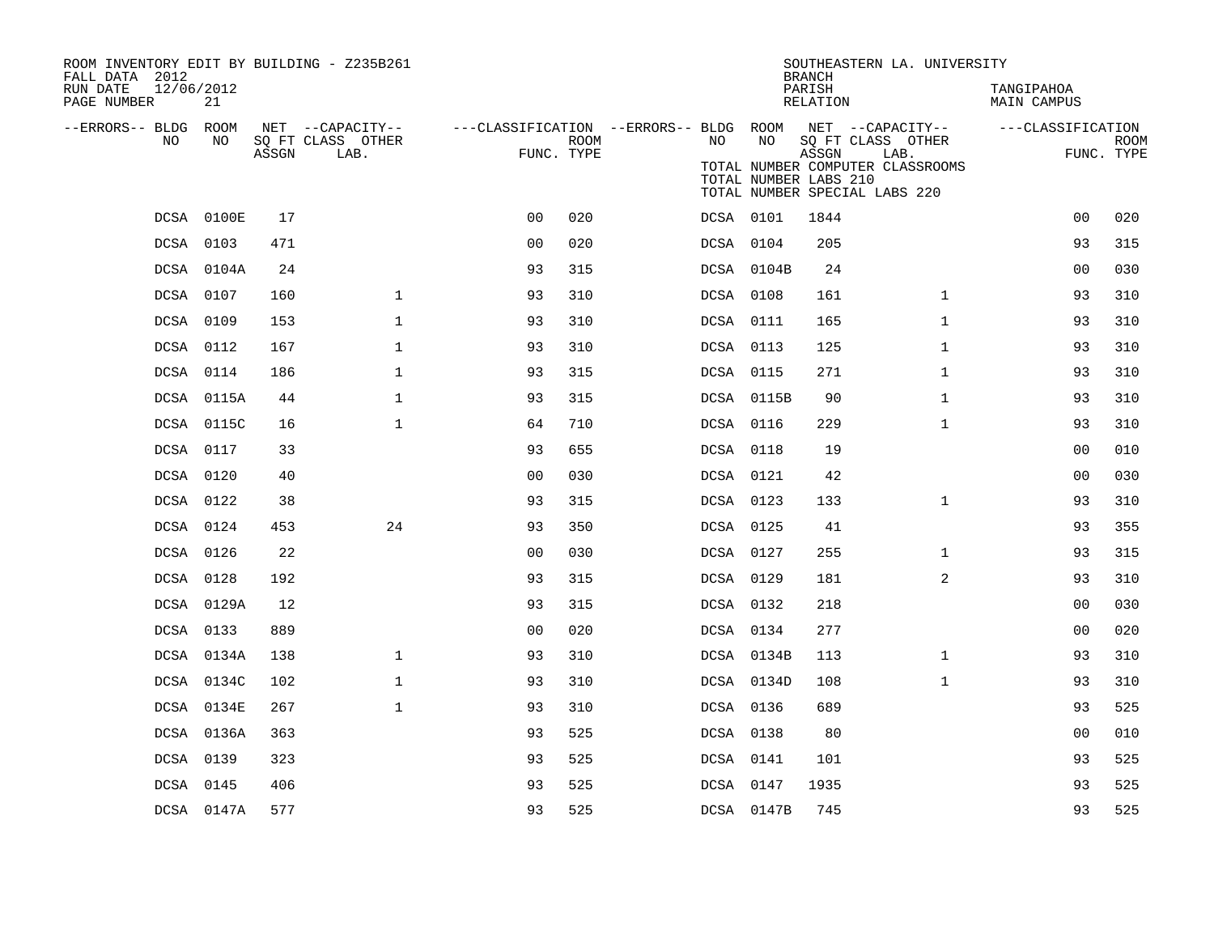ROOM INVENTORY EDIT BY BUILDING - Z235B261
FALL DATA 2012
RUN DATE 12/06/2012
PAGE NUMBER 21

SOUTHEASTERN LA. UNIVERSITY
BRANCH
PARISH TANGIPAHOA
RELATION MAIN CAMPUS

TOTAL NUMBER COMPUTER CLASSROOMS
TOTAL NUMBER LABS 210
TOTAL NUMBER SPECIAL LABS 220

| --ERRORS-- | BLDG NO | ROOM NO | NET SQ FT ASSGN | CAPACITY CLASS | CAPACITY OTHER LAB. | CLASSIFICATION FUNC. | ROOM TYPE | --ERRORS-- | BLDG NO | ROOM NO | NET SQ FT ASSGN | CAPACITY CLASS | CAPACITY OTHER LAB. | CLASSIFICATION FUNC. | ROOM TYPE |
|---|---|---|---|---|---|---|---|---|---|---|---|---|---|---|---|
| | DCSA | 0100E | 17 | | | 00 | 020 | | DCSA | 0101 | 1844 | | | 00 | 020 |
| | DCSA | 0103 | 471 | | | 00 | 020 | | DCSA | 0104 | 205 | | | 93 | 315 |
| | DCSA | 0104A | 24 | | | 93 | 315 | | DCSA | 0104B | 24 | | | 00 | 030 |
| | DCSA | 0107 | 160 | | 1 | 93 | 310 | | DCSA | 0108 | 161 | | 1 | 93 | 310 |
| | DCSA | 0109 | 153 | | 1 | 93 | 310 | | DCSA | 0111 | 165 | | 1 | 93 | 310 |
| | DCSA | 0112 | 167 | | 1 | 93 | 310 | | DCSA | 0113 | 125 | | 1 | 93 | 310 |
| | DCSA | 0114 | 186 | | 1 | 93 | 315 | | DCSA | 0115 | 271 | | 1 | 93 | 310 |
| | DCSA | 0115A | 44 | | 1 | 93 | 315 | | DCSA | 0115B | 90 | | 1 | 93 | 310 |
| | DCSA | 0115C | 16 | | 1 | 64 | 710 | | DCSA | 0116 | 229 | | 1 | 93 | 310 |
| | DCSA | 0117 | 33 | | | 93 | 655 | | DCSA | 0118 | 19 | | | 00 | 010 |
| | DCSA | 0120 | 40 | | | 00 | 030 | | DCSA | 0121 | 42 | | | 00 | 030 |
| | DCSA | 0122 | 38 | | | 93 | 315 | | DCSA | 0123 | 133 | | 1 | 93 | 310 |
| | DCSA | 0124 | 453 | | 24 | 93 | 350 | | DCSA | 0125 | 41 | | | 93 | 355 |
| | DCSA | 0126 | 22 | | | 00 | 030 | | DCSA | 0127 | 255 | | 1 | 93 | 315 |
| | DCSA | 0128 | 192 | | | 93 | 315 | | DCSA | 0129 | 181 | | 2 | 93 | 310 |
| | DCSA | 0129A | 12 | | | 93 | 315 | | DCSA | 0132 | 218 | | | 00 | 030 |
| | DCSA | 0133 | 889 | | | 00 | 020 | | DCSA | 0134 | 277 | | | 00 | 020 |
| | DCSA | 0134A | 138 | | 1 | 93 | 310 | | DCSA | 0134B | 113 | | 1 | 93 | 310 |
| | DCSA | 0134C | 102 | | 1 | 93 | 310 | | DCSA | 0134D | 108 | | 1 | 93 | 310 |
| | DCSA | 0134E | 267 | | 1 | 93 | 310 | | DCSA | 0136 | 689 | | | 93 | 525 |
| | DCSA | 0136A | 363 | | | 93 | 525 | | DCSA | 0138 | 80 | | | 00 | 010 |
| | DCSA | 0139 | 323 | | | 93 | 525 | | DCSA | 0141 | 101 | | | 93 | 525 |
| | DCSA | 0145 | 406 | | | 93 | 525 | | DCSA | 0147 | 1935 | | | 93 | 525 |
| | DCSA | 0147A | 577 | | | 93 | 525 | | DCSA | 0147B | 745 | | | 93 | 525 |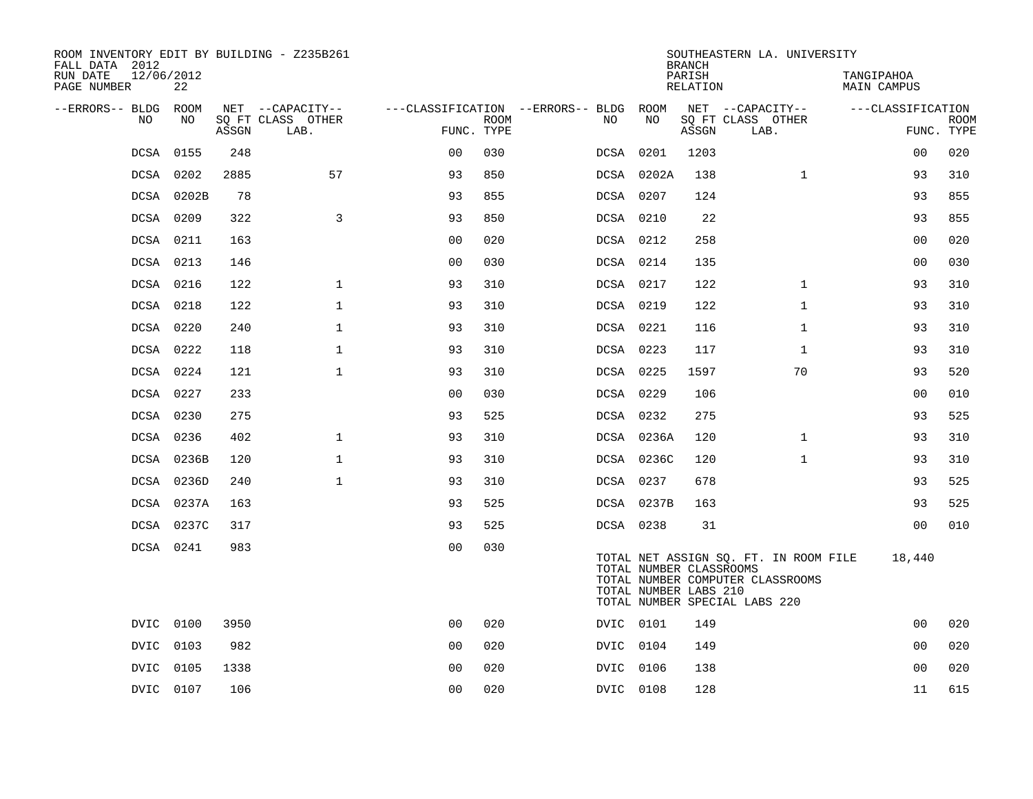ROOM INVENTORY EDIT BY BUILDING - Z235B261
FALL DATA 2012
RUN DATE 12/06/2012
PAGE NUMBER 22

SOUTHEASTERN LA. UNIVERSITY
BRANCH
PARISH TANGIPAHOA
RELATION MAIN CAMPUS

| --ERRORS-- | BLDG NO | ROOM NO | NET SQ FT ASSGN | --CAPACITY-- CLASS | OTHER LAB. | ---CLASSIFICATION FUNC. | ROOM TYPE | --ERRORS-- | BLDG NO | ROOM NO | NET SQ FT ASSGN | --CAPACITY-- CLASS | OTHER LAB. | ---CLASSIFICATION FUNC. | ROOM TYPE |
|---|---|---|---|---|---|---|---|---|---|---|---|---|---|---|---|
| | DCSA | 0155 | 248 | | | 00 | 030 | | DCSA | 0201 | 1203 | | | 00 | 020 |
| | DCSA | 0202 | 2885 | | 57 | 93 | 850 | | DCSA | 0202A | 138 | | 1 | 93 | 310 |
| | DCSA | 0202B | 78 | | | 93 | 855 | | DCSA | 0207 | 124 | | | 93 | 855 |
| | DCSA | 0209 | 322 | | 3 | 93 | 850 | | DCSA | 0210 | 22 | | | 93 | 855 |
| | DCSA | 0211 | 163 | | | 00 | 020 | | DCSA | 0212 | 258 | | | 00 | 020 |
| | DCSA | 0213 | 146 | | | 00 | 030 | | DCSA | 0214 | 135 | | | 00 | 030 |
| | DCSA | 0216 | 122 | | 1 | 93 | 310 | | DCSA | 0217 | 122 | | 1 | 93 | 310 |
| | DCSA | 0218 | 122 | | 1 | 93 | 310 | | DCSA | 0219 | 122 | | 1 | 93 | 310 |
| | DCSA | 0220 | 240 | | 1 | 93 | 310 | | DCSA | 0221 | 116 | | 1 | 93 | 310 |
| | DCSA | 0222 | 118 | | 1 | 93 | 310 | | DCSA | 0223 | 117 | | 1 | 93 | 310 |
| | DCSA | 0224 | 121 | | 1 | 93 | 310 | | DCSA | 0225 | 1597 | | 70 | 93 | 520 |
| | DCSA | 0227 | 233 | | | 00 | 030 | | DCSA | 0229 | 106 | | | 00 | 010 |
| | DCSA | 0230 | 275 | | | 93 | 525 | | DCSA | 0232 | 275 | | | 93 | 525 |
| | DCSA | 0236 | 402 | | 1 | 93 | 310 | | DCSA | 0236A | 120 | | 1 | 93 | 310 |
| | DCSA | 0236B | 120 | | 1 | 93 | 310 | | DCSA | 0236C | 120 | | 1 | 93 | 310 |
| | DCSA | 0236D | 240 | | 1 | 93 | 310 | | DCSA | 0237 | 678 | | | 93 | 525 |
| | DCSA | 0237A | 163 | | | 93 | 525 | | DCSA | 0237B | 163 | | | 93 | 525 |
| | DCSA | 0237C | 317 | | | 93 | 525 | | DCSA | 0238 | 31 | | | 00 | 010 |
| | DCSA | 0241 | 983 | | | 00 | 030 | | | | | | | | |

TOTAL NET ASSIGN SQ. FT. IN ROOM FILE 18,440
TOTAL NUMBER CLASSROOMS
TOTAL NUMBER COMPUTER CLASSROOMS
TOTAL NUMBER LABS 210
TOTAL NUMBER SPECIAL LABS 220

| --ERRORS-- | BLDG NO | ROOM NO | NET SQ FT ASSGN | --CAPACITY-- CLASS | OTHER LAB. | ---CLASSIFICATION FUNC. | ROOM TYPE | --ERRORS-- | BLDG NO | ROOM NO | NET SQ FT ASSGN | --CAPACITY-- CLASS | OTHER LAB. | ---CLASSIFICATION FUNC. | ROOM TYPE |
|---|---|---|---|---|---|---|---|---|---|---|---|---|---|---|---|
| | DVIC | 0100 | 3950 | | | 00 | 020 | | DVIC | 0101 | 149 | | | 00 | 020 |
| | DVIC | 0103 | 982 | | | 00 | 020 | | DVIC | 0104 | 149 | | | 00 | 020 |
| | DVIC | 0105 | 1338 | | | 00 | 020 | | DVIC | 0106 | 138 | | | 00 | 020 |
| | DVIC | 0107 | 106 | | | 00 | 020 | | DVIC | 0108 | 128 | | | 11 | 615 |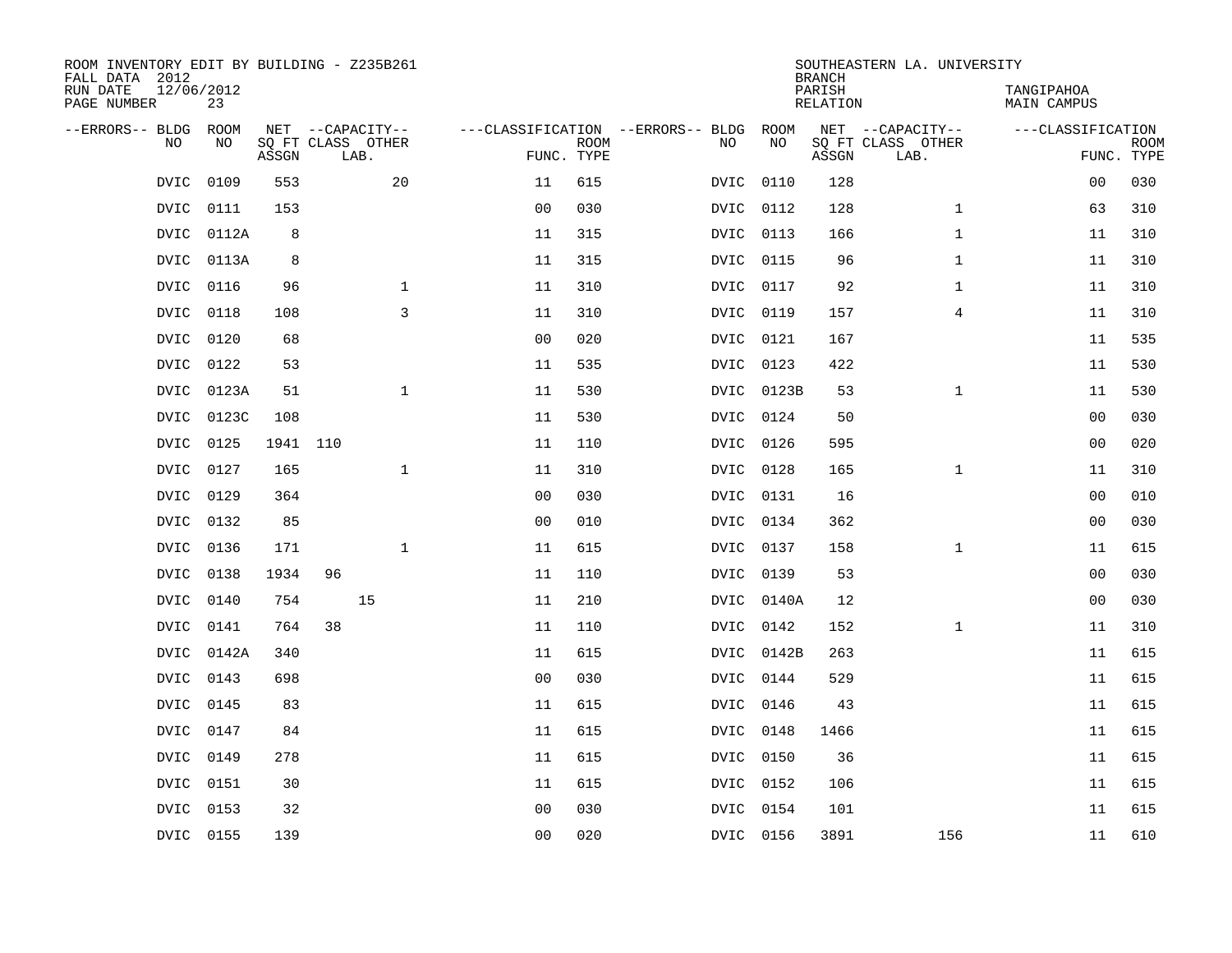ROOM INVENTORY EDIT BY BUILDING - Z235B261
FALL DATA 2012
RUN DATE 12/06/2012
PAGE NUMBER 23

SOUTHEASTERN LA. UNIVERSITY
BRANCH
PARISH TANGIPAHOA
RELATION MAIN CAMPUS

| --ERRORS-- | BLDG NO | ROOM NO | NET SQ FT ASSGN | --CAPACITY-- CLASS | LAB. | OTHER | ---CLASSIFICATION FUNC. | ROOM TYPE | --ERRORS-- | BLDG NO | ROOM NO | NET SQ FT ASSGN | --CAPACITY-- CLASS | LAB. | OTHER | ---CLASSIFICATION FUNC. | ROOM TYPE |
|---|---|---|---|---|---|---|---|---|---|---|---|---|---|---|---|---|---|
| | DVIC | 0109 | 553 | | | 20 | 11 | 615 | | DVIC | 0110 | 128 | | | | 00 | 030 |
| | DVIC | 0111 | 153 | | | | 00 | 030 | | DVIC | 0112 | 128 | | | 1 | 63 | 310 |
| | DVIC | 0112A | 8 | | | | 11 | 315 | | DVIC | 0113 | 166 | | | 1 | 11 | 310 |
| | DVIC | 0113A | 8 | | | | 11 | 315 | | DVIC | 0115 | 96 | | | 1 | 11 | 310 |
| | DVIC | 0116 | 96 | | | 1 | 11 | 310 | | DVIC | 0117 | 92 | | | 1 | 11 | 310 |
| | DVIC | 0118 | 108 | | | 3 | 11 | 310 | | DVIC | 0119 | 157 | | | 4 | 11 | 310 |
| | DVIC | 0120 | 68 | | | | 00 | 020 | | DVIC | 0121 | 167 | | | | 11 | 535 |
| | DVIC | 0122 | 53 | | | | 11 | 535 | | DVIC | 0123 | 422 | | | | 11 | 530 |
| | DVIC | 0123A | 51 | | | 1 | 11 | 530 | | DVIC | 0123B | 53 | | | 1 | 11 | 530 |
| | DVIC | 0123C | 108 | | | | 11 | 530 | | DVIC | 0124 | 50 | | | | 00 | 030 |
| | DVIC | 0125 | 1941 | 110 | | | 11 | 110 | | DVIC | 0126 | 595 | | | | 00 | 020 |
| | DVIC | 0127 | 165 | | | 1 | 11 | 310 | | DVIC | 0128 | 165 | | | 1 | 11 | 310 |
| | DVIC | 0129 | 364 | | | | 00 | 030 | | DVIC | 0131 | 16 | | | | 00 | 010 |
| | DVIC | 0132 | 85 | | | | 00 | 010 | | DVIC | 0134 | 362 | | | | 00 | 030 |
| | DVIC | 0136 | 171 | | | 1 | 11 | 615 | | DVIC | 0137 | 158 | | | 1 | 11 | 615 |
| | DVIC | 0138 | 1934 | 96 | | | 11 | 110 | | DVIC | 0139 | 53 | | | | 00 | 030 |
| | DVIC | 0140 | 754 | | 15 | | 11 | 210 | | DVIC | 0140A | 12 | | | | 00 | 030 |
| | DVIC | 0141 | 764 | 38 | | | 11 | 110 | | DVIC | 0142 | 152 | | | 1 | 11 | 310 |
| | DVIC | 0142A | 340 | | | | 11 | 615 | | DVIC | 0142B | 263 | | | | 11 | 615 |
| | DVIC | 0143 | 698 | | | | 00 | 030 | | DVIC | 0144 | 529 | | | | 11 | 615 |
| | DVIC | 0145 | 83 | | | | 11 | 615 | | DVIC | 0146 | 43 | | | | 11 | 615 |
| | DVIC | 0147 | 84 | | | | 11 | 615 | | DVIC | 0148 | 1466 | | | | 11 | 615 |
| | DVIC | 0149 | 278 | | | | 11 | 615 | | DVIC | 0150 | 36 | | | | 11 | 615 |
| | DVIC | 0151 | 30 | | | | 11 | 615 | | DVIC | 0152 | 106 | | | | 11 | 615 |
| | DVIC | 0153 | 32 | | | | 00 | 030 | | DVIC | 0154 | 101 | | | | 11 | 615 |
| | DVIC | 0155 | 139 | | | | 00 | 020 | | DVIC | 0156 | 3891 | | 156 | | 11 | 610 |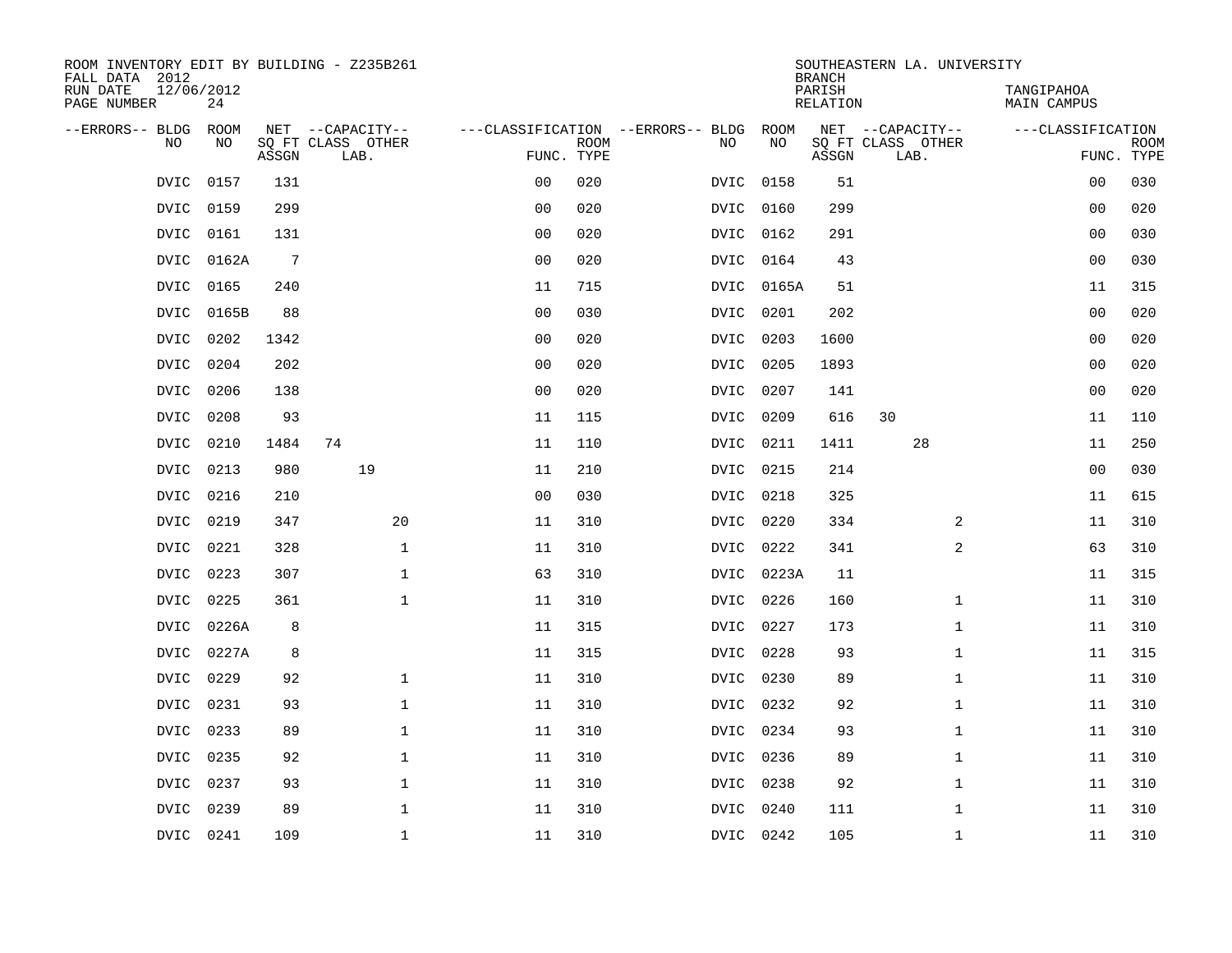ROOM INVENTORY EDIT BY BUILDING - Z235B261
FALL DATA 2012
RUN DATE 12/06/2012
PAGE NUMBER 24

SOUTHEASTERN LA. UNIVERSITY
BRANCH
PARISH TANGIPAHOA
RELATION MAIN CAMPUS

| --ERRORS-- | BLDG NO | ROOM NO | NET SQ FT ASSGN | CAPACITY CLASS | CAPACITY LAB. | CAPACITY OTHER | CLASSIFICATION FUNC. | ROOM TYPE | --ERRORS-- | BLDG NO | ROOM NO | NET SQ FT ASSGN | CAPACITY CLASS | CAPACITY LAB. | CAPACITY OTHER | CLASSIFICATION FUNC. | ROOM TYPE |
|---|---|---|---|---|---|---|---|---|---|---|---|---|---|---|---|---|---|
| | DVIC | 0157 | 131 | | | | 00 | 020 | | DVIC | 0158 | 51 | | | | 00 | 030 |
| | DVIC | 0159 | 299 | | | | 00 | 020 | | DVIC | 0160 | 299 | | | | 00 | 020 |
| | DVIC | 0161 | 131 | | | | 00 | 020 | | DVIC | 0162 | 291 | | | | 00 | 030 |
| | DVIC | 0162A | 7 | | | | 00 | 020 | | DVIC | 0164 | 43 | | | | 00 | 030 |
| | DVIC | 0165 | 240 | | | | 11 | 715 | | DVIC | 0165A | 51 | | | | 11 | 315 |
| | DVIC | 0165B | 88 | | | | 00 | 030 | | DVIC | 0201 | 202 | | | | 00 | 020 |
| | DVIC | 0202 | 1342 | | | | 00 | 020 | | DVIC | 0203 | 1600 | | | | 00 | 020 |
| | DVIC | 0204 | 202 | | | | 00 | 020 | | DVIC | 0205 | 1893 | | | | 00 | 020 |
| | DVIC | 0206 | 138 | | | | 00 | 020 | | DVIC | 0207 | 141 | | | | 00 | 020 |
| | DVIC | 0208 | 93 | | | | 11 | 115 | | DVIC | 0209 | 616 | 30 | | | 11 | 110 |
| | DVIC | 0210 | 1484 | 74 | | | 11 | 110 | | DVIC | 0211 | 1411 | | 28 | | 11 | 250 |
| | DVIC | 0213 | 980 | | 19 | | 11 | 210 | | DVIC | 0215 | 214 | | | | 00 | 030 |
| | DVIC | 0216 | 210 | | | | 00 | 030 | | DVIC | 0218 | 325 | | | | 11 | 615 |
| | DVIC | 0219 | 347 | | | 20 | 11 | 310 | | DVIC | 0220 | 334 | | | 2 | 11 | 310 |
| | DVIC | 0221 | 328 | | | 1 | 11 | 310 | | DVIC | 0222 | 341 | | | 2 | 63 | 310 |
| | DVIC | 0223 | 307 | | | 1 | 63 | 310 | | DVIC | 0223A | 11 | | | | 11 | 315 |
| | DVIC | 0225 | 361 | | | 1 | 11 | 310 | | DVIC | 0226 | 160 | | | 1 | 11 | 310 |
| | DVIC | 0226A | 8 | | | | 11 | 315 | | DVIC | 0227 | 173 | | | 1 | 11 | 310 |
| | DVIC | 0227A | 8 | | | | 11 | 315 | | DVIC | 0228 | 93 | | | 1 | 11 | 315 |
| | DVIC | 0229 | 92 | | | 1 | 11 | 310 | | DVIC | 0230 | 89 | | | 1 | 11 | 310 |
| | DVIC | 0231 | 93 | | | 1 | 11 | 310 | | DVIC | 0232 | 92 | | | 1 | 11 | 310 |
| | DVIC | 0233 | 89 | | | 1 | 11 | 310 | | DVIC | 0234 | 93 | | | 1 | 11 | 310 |
| | DVIC | 0235 | 92 | | | 1 | 11 | 310 | | DVIC | 0236 | 89 | | | 1 | 11 | 310 |
| | DVIC | 0237 | 93 | | | 1 | 11 | 310 | | DVIC | 0238 | 92 | | | 1 | 11 | 310 |
| | DVIC | 0239 | 89 | | | 1 | 11 | 310 | | DVIC | 0240 | 111 | | | 1 | 11 | 310 |
| | DVIC | 0241 | 109 | | | 1 | 11 | 310 | | DVIC | 0242 | 105 | | | 1 | 11 | 310 |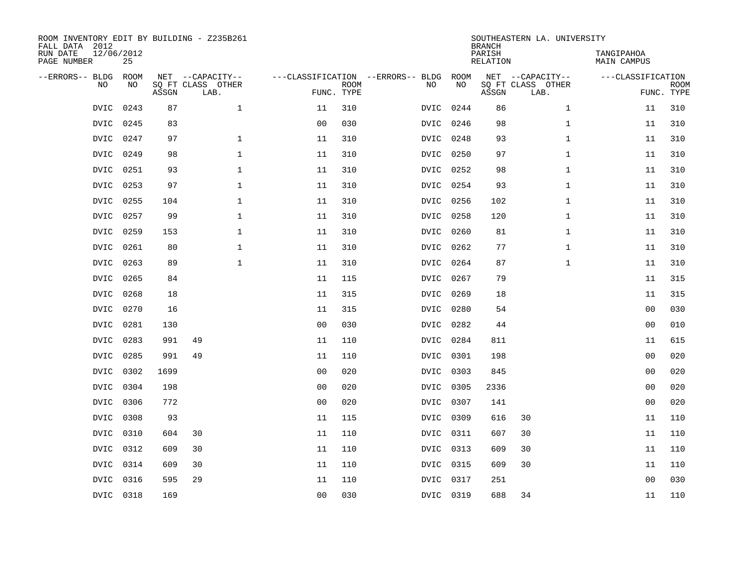ROOM INVENTORY EDIT BY BUILDING - Z235B261
FALL DATA 2012
RUN DATE 12/06/2012
PAGE NUMBER 25

SOUTHEASTERN LA. UNIVERSITY
BRANCH
PARISH TANGIPAHOA
RELATION MAIN CAMPUS

| --ERRORS-- | BLDG NO | ROOM NO | NET SQ FT ASSGN | --CAPACITY-- CLASS | OTHER LAB. | ---CLASSIFICATION FUNC. | ROOM TYPE | --ERRORS-- | BLDG NO | ROOM NO | NET SQ FT ASSGN | --CAPACITY-- CLASS | OTHER LAB. | ---CLASSIFICATION FUNC. | ROOM TYPE |
|---|---|---|---|---|---|---|---|---|---|---|---|---|---|---|---|
| | DVIC | 0243 | 87 | | 1 | 11 | 310 | | DVIC | 0244 | 86 | | 1 | 11 | 310 |
| | DVIC | 0245 | 83 | | | 00 | 030 | | DVIC | 0246 | 98 | | 1 | 11 | 310 |
| | DVIC | 0247 | 97 | | 1 | 11 | 310 | | DVIC | 0248 | 93 | | 1 | 11 | 310 |
| | DVIC | 0249 | 98 | | 1 | 11 | 310 | | DVIC | 0250 | 97 | | 1 | 11 | 310 |
| | DVIC | 0251 | 93 | | 1 | 11 | 310 | | DVIC | 0252 | 98 | | 1 | 11 | 310 |
| | DVIC | 0253 | 97 | | 1 | 11 | 310 | | DVIC | 0254 | 93 | | 1 | 11 | 310 |
| | DVIC | 0255 | 104 | | 1 | 11 | 310 | | DVIC | 0256 | 102 | | 1 | 11 | 310 |
| | DVIC | 0257 | 99 | | 1 | 11 | 310 | | DVIC | 0258 | 120 | | 1 | 11 | 310 |
| | DVIC | 0259 | 153 | | 1 | 11 | 310 | | DVIC | 0260 | 81 | | 1 | 11 | 310 |
| | DVIC | 0261 | 80 | | 1 | 11 | 310 | | DVIC | 0262 | 77 | | 1 | 11 | 310 |
| | DVIC | 0263 | 89 | | 1 | 11 | 310 | | DVIC | 0264 | 87 | | 1 | 11 | 310 |
| | DVIC | 0265 | 84 | | | 11 | 115 | | DVIC | 0267 | 79 | | | 11 | 315 |
| | DVIC | 0268 | 18 | | | 11 | 315 | | DVIC | 0269 | 18 | | | 11 | 315 |
| | DVIC | 0270 | 16 | | | 11 | 315 | | DVIC | 0280 | 54 | | | 00 | 030 |
| | DVIC | 0281 | 130 | | | 00 | 030 | | DVIC | 0282 | 44 | | | 00 | 010 |
| | DVIC | 0283 | 991 | 49 | | 11 | 110 | | DVIC | 0284 | 811 | | | 11 | 615 |
| | DVIC | 0285 | 991 | 49 | | 11 | 110 | | DVIC | 0301 | 198 | | | 00 | 020 |
| | DVIC | 0302 | 1699 | | | 00 | 020 | | DVIC | 0303 | 845 | | | 00 | 020 |
| | DVIC | 0304 | 198 | | | 00 | 020 | | DVIC | 0305 | 2336 | | | 00 | 020 |
| | DVIC | 0306 | 772 | | | 00 | 020 | | DVIC | 0307 | 141 | | | 00 | 020 |
| | DVIC | 0308 | 93 | | | 11 | 115 | | DVIC | 0309 | 616 | 30 | | 11 | 110 |
| | DVIC | 0310 | 604 | 30 | | 11 | 110 | | DVIC | 0311 | 607 | 30 | | 11 | 110 |
| | DVIC | 0312 | 609 | 30 | | 11 | 110 | | DVIC | 0313 | 609 | 30 | | 11 | 110 |
| | DVIC | 0314 | 609 | 30 | | 11 | 110 | | DVIC | 0315 | 609 | 30 | | 11 | 110 |
| | DVIC | 0316 | 595 | 29 | | 11 | 110 | | DVIC | 0317 | 251 | | | 00 | 030 |
| | DVIC | 0318 | 169 | | | 00 | 030 | | DVIC | 0319 | 688 | 34 | | 11 | 110 |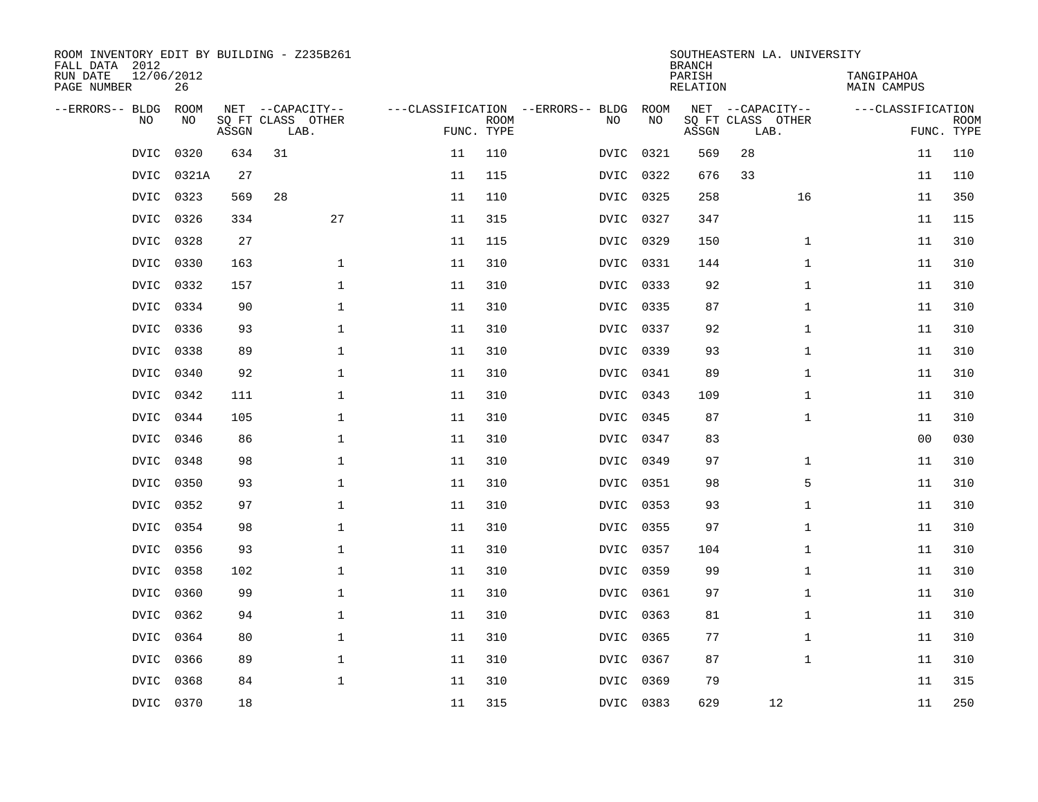ROOM INVENTORY EDIT BY BUILDING - Z235B261
FALL DATA 2012
RUN DATE 12/06/2012
PAGE NUMBER 26

SOUTHEASTERN LA. UNIVERSITY
BRANCH
PARISH TANGIPAHOA
RELATION MAIN CAMPUS

| --ERRORS-- | BLDG NO | ROOM NO | NET SQ FT ASSGN | --CAPACITY-- CLASS | LAB. | OTHER | ---CLASSIFICATION FUNC. | ROOM TYPE | --ERRORS-- | BLDG NO | ROOM NO | NET SQ FT ASSGN | --CAPACITY-- CLASS | LAB. | OTHER | ---CLASSIFICATION FUNC. | ROOM TYPE |
|---|---|---|---|---|---|---|---|---|---|---|---|---|---|---|---|---|---|
| | DVIC | 0320 | 634 | 31 | | | 11 | 110 | | DVIC | 0321 | 569 | 28 | | | 11 | 110 |
| | DVIC | 0321A | 27 | | | | 11 | 115 | | DVIC | 0322 | 676 | 33 | | | 11 | 110 |
| | DVIC | 0323 | 569 | 28 | | | 11 | 110 | | DVIC | 0325 | 258 | | | 16 | 11 | 350 |
| | DVIC | 0326 | 334 | | | 27 | 11 | 315 | | DVIC | 0327 | 347 | | | | 11 | 115 |
| | DVIC | 0328 | 27 | | | | 11 | 115 | | DVIC | 0329 | 150 | | | 1 | 11 | 310 |
| | DVIC | 0330 | 163 | | | 1 | 11 | 310 | | DVIC | 0331 | 144 | | | 1 | 11 | 310 |
| | DVIC | 0332 | 157 | | | 1 | 11 | 310 | | DVIC | 0333 | 92 | | | 1 | 11 | 310 |
| | DVIC | 0334 | 90 | | | 1 | 11 | 310 | | DVIC | 0335 | 87 | | | 1 | 11 | 310 |
| | DVIC | 0336 | 93 | | | 1 | 11 | 310 | | DVIC | 0337 | 92 | | | 1 | 11 | 310 |
| | DVIC | 0338 | 89 | | | 1 | 11 | 310 | | DVIC | 0339 | 93 | | | 1 | 11 | 310 |
| | DVIC | 0340 | 92 | | | 1 | 11 | 310 | | DVIC | 0341 | 89 | | | 1 | 11 | 310 |
| | DVIC | 0342 | 111 | | | 1 | 11 | 310 | | DVIC | 0343 | 109 | | | 1 | 11 | 310 |
| | DVIC | 0344 | 105 | | | 1 | 11 | 310 | | DVIC | 0345 | 87 | | | 1 | 11 | 310 |
| | DVIC | 0346 | 86 | | | 1 | 11 | 310 | | DVIC | 0347 | 83 | | | | 00 | 030 |
| | DVIC | 0348 | 98 | | | 1 | 11 | 310 | | DVIC | 0349 | 97 | | | 1 | 11 | 310 |
| | DVIC | 0350 | 93 | | | 1 | 11 | 310 | | DVIC | 0351 | 98 | | | 5 | 11 | 310 |
| | DVIC | 0352 | 97 | | | 1 | 11 | 310 | | DVIC | 0353 | 93 | | | 1 | 11 | 310 |
| | DVIC | 0354 | 98 | | | 1 | 11 | 310 | | DVIC | 0355 | 97 | | | 1 | 11 | 310 |
| | DVIC | 0356 | 93 | | | 1 | 11 | 310 | | DVIC | 0357 | 104 | | | 1 | 11 | 310 |
| | DVIC | 0358 | 102 | | | 1 | 11 | 310 | | DVIC | 0359 | 99 | | | 1 | 11 | 310 |
| | DVIC | 0360 | 99 | | | 1 | 11 | 310 | | DVIC | 0361 | 97 | | | 1 | 11 | 310 |
| | DVIC | 0362 | 94 | | | 1 | 11 | 310 | | DVIC | 0363 | 81 | | | 1 | 11 | 310 |
| | DVIC | 0364 | 80 | | | 1 | 11 | 310 | | DVIC | 0365 | 77 | | | 1 | 11 | 310 |
| | DVIC | 0366 | 89 | | | 1 | 11 | 310 | | DVIC | 0367 | 87 | | | 1 | 11 | 310 |
| | DVIC | 0368 | 84 | | | 1 | 11 | 310 | | DVIC | 0369 | 79 | | | | 11 | 315 |
| | DVIC | 0370 | 18 | | | | 11 | 315 | | DVIC | 0383 | 629 | | 12 | | 11 | 250 |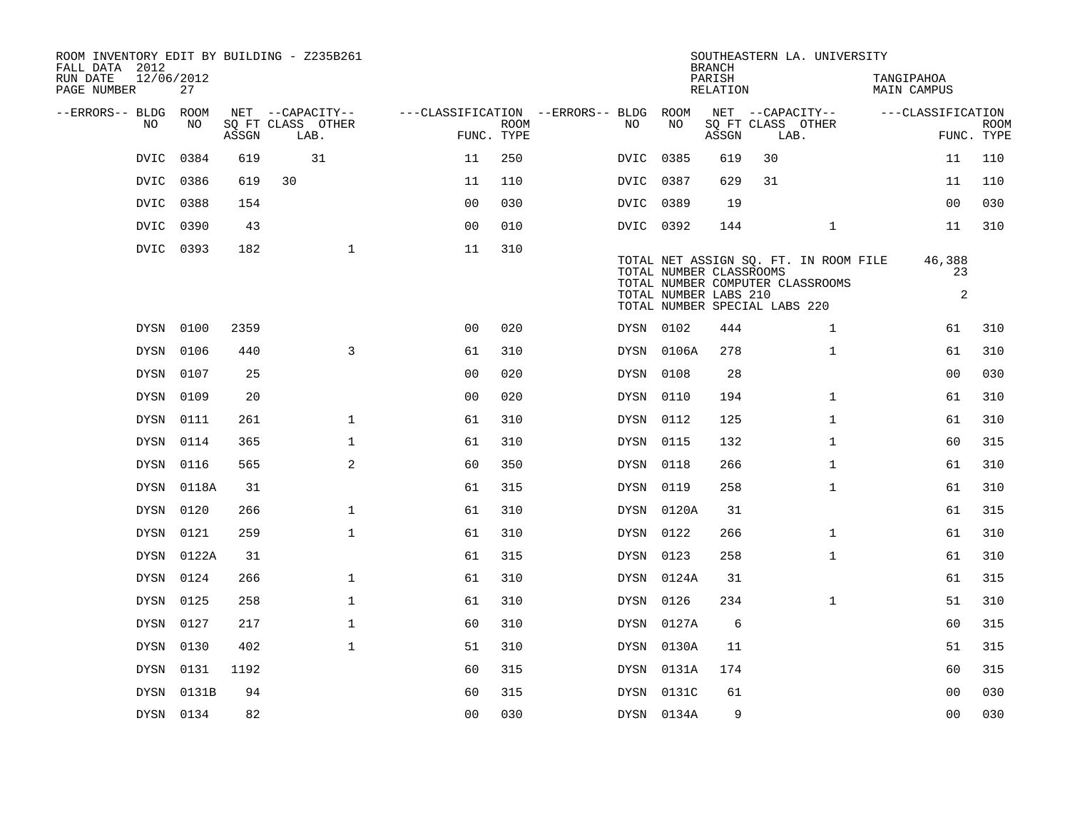ROOM INVENTORY EDIT BY BUILDING - Z235B261
FALL DATA 2012
RUN DATE 12/06/2012

SOUTHEASTERN LA. UNIVERSITY
BRANCH
PARISH: TANGIPAHOA
RELATION: MAIN CAMPUS

| --ERRORS-- | BLDG NO | ROOM NO | NET SQ FT ASSGN | CAPACITY CLASS | CAPACITY LAB. | CAPACITY OTHER | CLASSIFICATION FUNC. | ROOM TYPE | --ERRORS-- | BLDG NO | ROOM NO | NET SQ FT ASSGN | CAPACITY CLASS | CAPACITY LAB. | CAPACITY OTHER | CLASSIFICATION FUNC. | ROOM TYPE |
|---|---|---|---|---|---|---|---|---|---|---|---|---|---|---|---|---|---|
| | DVIC | 0384 | 619 | | 31 | | 11 | 250 | | DVIC | 0385 | 619 | 30 | | | 11 | 110 |
| | DVIC | 0386 | 619 | 30 | | | 11 | 110 | | DVIC | 0387 | 629 | 31 | | | 11 | 110 |
| | DVIC | 0388 | 154 | | | | 00 | 030 | | DVIC | 0389 | 19 | | | | 00 | 030 |
| | DVIC | 0390 | 43 | | | | 00 | 010 | | DVIC | 0392 | 144 | | | 1 | 11 | 310 |
| | DVIC | 0393 | 182 | | | 1 | 11 | 310 | | | | | | | | | |

TOTAL NET ASSIGN SQ. FT. IN ROOM FILE: 46,388
TOTAL NUMBER CLASSROOMS: 23
TOTAL NUMBER COMPUTER CLASSROOMS
TOTAL NUMBER LABS 210: 2
TOTAL NUMBER SPECIAL LABS 220

| --ERRORS-- | BLDG NO | ROOM NO | NET SQ FT ASSGN | CAPACITY CLASS | CAPACITY LAB. | CAPACITY OTHER | CLASSIFICATION FUNC. | ROOM TYPE | --ERRORS-- | BLDG NO | ROOM NO | NET SQ FT ASSGN | CAPACITY CLASS | CAPACITY LAB. | CAPACITY OTHER | CLASSIFICATION FUNC. | ROOM TYPE |
|---|---|---|---|---|---|---|---|---|---|---|---|---|---|---|---|---|---|
| | DYSN | 0100 | 2359 | | | | 00 | 020 | | DYSN | 0102 | 444 | | | 1 | 61 | 310 |
| | DYSN | 0106 | 440 | | | 3 | 61 | 310 | | DYSN | 0106A | 278 | | | 1 | 61 | 310 |
| | DYSN | 0107 | 25 | | | | 00 | 020 | | DYSN | 0108 | 28 | | | | 00 | 030 |
| | DYSN | 0109 | 20 | | | | 00 | 020 | | DYSN | 0110 | 194 | | | 1 | 61 | 310 |
| | DYSN | 0111 | 261 | | | 1 | 61 | 310 | | DYSN | 0112 | 125 | | | 1 | 61 | 310 |
| | DYSN | 0114 | 365 | | | 1 | 61 | 310 | | DYSN | 0115 | 132 | | | 1 | 60 | 315 |
| | DYSN | 0116 | 565 | | | 2 | 60 | 350 | | DYSN | 0118 | 266 | | | 1 | 61 | 310 |
| | DYSN | 0118A | 31 | | | | 61 | 315 | | DYSN | 0119 | 258 | | | 1 | 61 | 310 |
| | DYSN | 0120 | 266 | | | 1 | 61 | 310 | | DYSN | 0120A | 31 | | | | 61 | 315 |
| | DYSN | 0121 | 259 | | | 1 | 61 | 310 | | DYSN | 0122 | 266 | | | 1 | 61 | 310 |
| | DYSN | 0122A | 31 | | | | 61 | 315 | | DYSN | 0123 | 258 | | | 1 | 61 | 310 |
| | DYSN | 0124 | 266 | | | 1 | 61 | 310 | | DYSN | 0124A | 31 | | | | 61 | 315 |
| | DYSN | 0125 | 258 | | | 1 | 61 | 310 | | DYSN | 0126 | 234 | | | 1 | 51 | 310 |
| | DYSN | 0127 | 217 | | | 1 | 60 | 310 | | DYSN | 0127A | 6 | | | | 60 | 315 |
| | DYSN | 0130 | 402 | | | 1 | 51 | 310 | | DYSN | 0130A | 11 | | | | 51 | 315 |
| | DYSN | 0131 | 1192 | | | | 60 | 315 | | DYSN | 0131A | 174 | | | | 60 | 315 |
| | DYSN | 0131B | 94 | | | | 60 | 315 | | DYSN | 0131C | 61 | | | | 00 | 030 |
| | DYSN | 0134 | 82 | | | | 00 | 030 | | DYSN | 0134A | 9 | | | | 00 | 030 |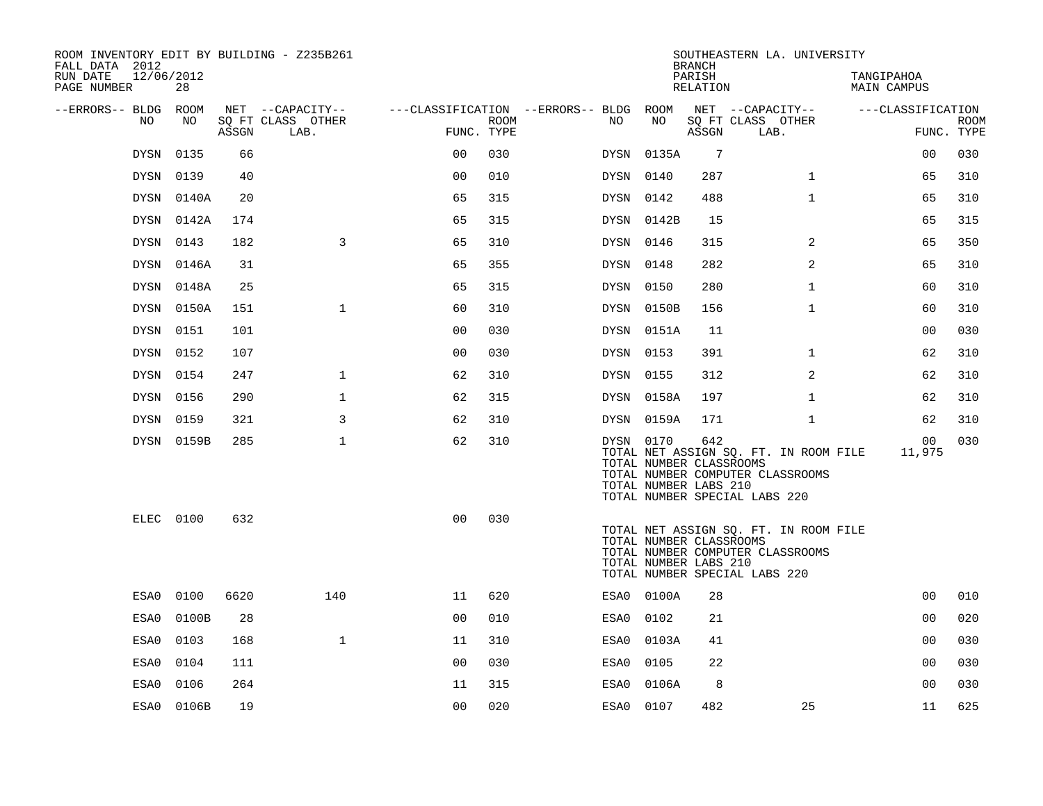ROOM INVENTORY EDIT BY BUILDING - Z235B261
FALL DATA 2012
RUN DATE 12/06/2012
PAGE NUMBER 28

SOUTHEASTERN LA. UNIVERSITY
BRANCH
PARISH TANGIPAHOA
RELATION MAIN CAMPUS

| --ERRORS-- | BLDG NO | ROOM NO | NET SQ FT ASSGN | CAPACITY CLASS LAB. | CAPACITY OTHER | CLASSIFICATION FUNC. | ROOM TYPE | --ERRORS-- | BLDG NO | ROOM NO | NET SQ FT ASSGN | CAPACITY CLASS LAB. | CAPACITY OTHER | CLASSIFICATION FUNC. | ROOM TYPE |
|---|---|---|---|---|---|---|---|---|---|---|---|---|---|---|---|
| | DYSN | 0135 | 66 | | | 00 | 030 | | DYSN | 0135A | 7 | | | 00 | 030 |
| | DYSN | 0139 | 40 | | | 00 | 010 | | DYSN | 0140 | 287 | | 1 | 65 | 310 |
| | DYSN | 0140A | 20 | | | 65 | 315 | | DYSN | 0142 | 488 | | 1 | 65 | 310 |
| | DYSN | 0142A | 174 | | | 65 | 315 | | DYSN | 0142B | 15 | | | 65 | 315 |
| | DYSN | 0143 | 182 | | 3 | 65 | 310 | | DYSN | 0146 | 315 | | 2 | 65 | 350 |
| | DYSN | 0146A | 31 | | | 65 | 355 | | DYSN | 0148 | 282 | | 2 | 65 | 310 |
| | DYSN | 0148A | 25 | | | 65 | 315 | | DYSN | 0150 | 280 | | 1 | 60 | 310 |
| | DYSN | 0150A | 151 | | 1 | 60 | 310 | | DYSN | 0150B | 156 | | 1 | 60 | 310 |
| | DYSN | 0151 | 101 | | | 00 | 030 | | DYSN | 0151A | 11 | | | 00 | 030 |
| | DYSN | 0152 | 107 | | | 00 | 030 | | DYSN | 0153 | 391 | | 1 | 62 | 310 |
| | DYSN | 0154 | 247 | | 1 | 62 | 310 | | DYSN | 0155 | 312 | | 2 | 62 | 310 |
| | DYSN | 0156 | 290 | | 1 | 62 | 315 | | DYSN | 0158A | 197 | | 1 | 62 | 310 |
| | DYSN | 0159 | 321 | | 3 | 62 | 310 | | DYSN | 0159A | 171 | | 1 | 62 | 310 |
| | DYSN | 0159B | 285 | | 1 | 62 | 310 | | DYSN | 0170 | 642 | | | 00 | 030 |
| | | | | | | | | | TOTAL NET ASSIGN SQ. FT. IN ROOM FILE | | | | | 11,975 | |
| | | | | | | | | | TOTAL NUMBER CLASSROOMS | | | | | | |
| | | | | | | | | | TOTAL NUMBER COMPUTER CLASSROOMS | | | | | | |
| | | | | | | | | | TOTAL NUMBER LABS 210 | | | | | | |
| | | | | | | | | | TOTAL NUMBER SPECIAL LABS 220 | | | | | | |
| | ELEC | 0100 | 632 | | | 00 | 030 | | | | | | | | |
| | | | | | | | | | TOTAL NET ASSIGN SQ. FT. IN ROOM FILE | | | | | | |
| | | | | | | | | | TOTAL NUMBER CLASSROOMS | | | | | | |
| | | | | | | | | | TOTAL NUMBER COMPUTER CLASSROOMS | | | | | | |
| | | | | | | | | | TOTAL NUMBER LABS 210 | | | | | | |
| | | | | | | | | | TOTAL NUMBER SPECIAL LABS 220 | | | | | | |
| | ESA0 | 0100 | 6620 | | 140 | 11 | 620 | | ESA0 | 0100A | 28 | | | 00 | 010 |
| | ESA0 | 0100B | 28 | | | 00 | 010 | | ESA0 | 0102 | 21 | | | 00 | 020 |
| | ESA0 | 0103 | 168 | | 1 | 11 | 310 | | ESA0 | 0103A | 41 | | | 00 | 030 |
| | ESA0 | 0104 | 111 | | | 00 | 030 | | ESA0 | 0105 | 22 | | | 00 | 030 |
| | ESA0 | 0106 | 264 | | | 11 | 315 | | ESA0 | 0106A | 8 | | | 00 | 030 |
| | ESA0 | 0106B | 19 | | | 00 | 020 | | ESA0 | 0107 | 482 | | 25 | 11 | 625 |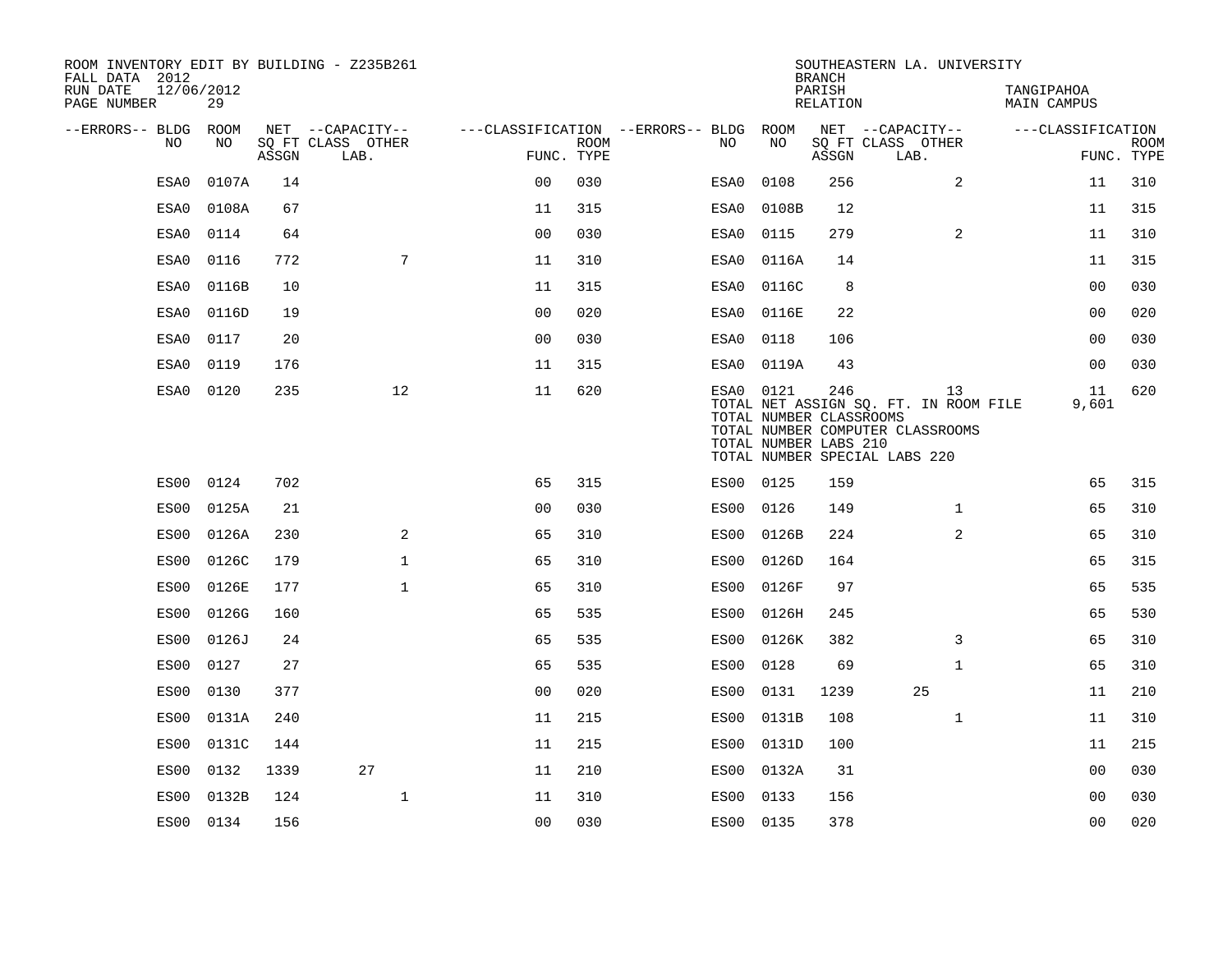ROOM INVENTORY EDIT BY BUILDING - Z235B261
FALL DATA 2012
RUN DATE 12/06/2012

SOUTHEASTERN LA. UNIVERSITY
BRANCH
PARISH: TANGIPAHOA
RELATION: MAIN CAMPUS

| --ERRORS-- | BLDG NO | ROOM NO | NET SQ FT ASSGN | CAPACITY CLASS LAB. | CAPACITY OTHER | CLASSIFICATION FUNC. | ROOM TYPE | --ERRORS-- | BLDG NO | ROOM NO | NET SQ FT ASSGN | CAPACITY CLASS LAB. | CAPACITY OTHER | CLASSIFICATION FUNC. | ROOM TYPE |
|---|---|---|---|---|---|---|---|---|---|---|---|---|---|---|---|
| | ESA0 | 0107A | 14 | | | 00 | 030 | | ESA0 | 0108 | 256 | | 2 | 11 | 310 |
| | ESA0 | 0108A | 67 | | | 11 | 315 | | ESA0 | 0108B | 12 | | | 11 | 315 |
| | ESA0 | 0114 | 64 | | | 00 | 030 | | ESA0 | 0115 | 279 | | 2 | 11 | 310 |
| | ESA0 | 0116 | 772 | | 7 | 11 | 310 | | ESA0 | 0116A | 14 | | | 11 | 315 |
| | ESA0 | 0116B | 10 | | | 11 | 315 | | ESA0 | 0116C | 8 | | | 00 | 030 |
| | ESA0 | 0116D | 19 | | | 00 | 020 | | ESA0 | 0116E | 22 | | | 00 | 020 |
| | ESA0 | 0117 | 20 | | | 00 | 030 | | ESA0 | 0118 | 106 | | | 00 | 030 |
| | ESA0 | 0119 | 176 | | | 11 | 315 | | ESA0 | 0119A | 43 | | | 00 | 030 |
| | ESA0 | 0120 | 235 | | 12 | 11 | 620 | | ESA0 | 0121 | 246 | | 13 | 11 | 620 |
| | | | | | | | | | TOTAL NET ASSIGN SQ. FT. IN ROOM FILE | | | | | 9,601 | |
| | | | | | | | | | TOTAL NUMBER CLASSROOMS | | | | | | |
| | | | | | | | | | TOTAL NUMBER COMPUTER CLASSROOMS | | | | | | |
| | | | | | | | | | TOTAL NUMBER LABS 210 | | | | | | |
| | | | | | | | | | TOTAL NUMBER SPECIAL LABS 220 | | | | | | |
| | ES00 | 0124 | 702 | | | 65 | 315 | | ES00 | 0125 | 159 | | | 65 | 315 |
| | ES00 | 0125A | 21 | | | 00 | 030 | | ES00 | 0126 | 149 | | 1 | 65 | 310 |
| | ES00 | 0126A | 230 | | 2 | 65 | 310 | | ES00 | 0126B | 224 | | 2 | 65 | 310 |
| | ES00 | 0126C | 179 | | 1 | 65 | 310 | | ES00 | 0126D | 164 | | | 65 | 315 |
| | ES00 | 0126E | 177 | | 1 | 65 | 310 | | ES00 | 0126F | 97 | | | 65 | 535 |
| | ES00 | 0126G | 160 | | | 65 | 535 | | ES00 | 0126H | 245 | | | 65 | 530 |
| | ES00 | 0126J | 24 | | | 65 | 535 | | ES00 | 0126K | 382 | | 3 | 65 | 310 |
| | ES00 | 0127 | 27 | | | 65 | 535 | | ES00 | 0128 | 69 | | 1 | 65 | 310 |
| | ES00 | 0130 | 377 | | | 00 | 020 | | ES00 | 0131 | 1239 | 25 | | 11 | 210 |
| | ES00 | 0131A | 240 | | | 11 | 215 | | ES00 | 0131B | 108 | | 1 | 11 | 310 |
| | ES00 | 0131C | 144 | | | 11 | 215 | | ES00 | 0131D | 100 | | | 11 | 215 |
| | ES00 | 0132 | 1339 | 27 | | 11 | 210 | | ES00 | 0132A | 31 | | | 00 | 030 |
| | ES00 | 0132B | 124 | | 1 | 11 | 310 | | ES00 | 0133 | 156 | | | 00 | 030 |
| | ES00 | 0134 | 156 | | | 00 | 030 | | ES00 | 0135 | 378 | | | 00 | 020 |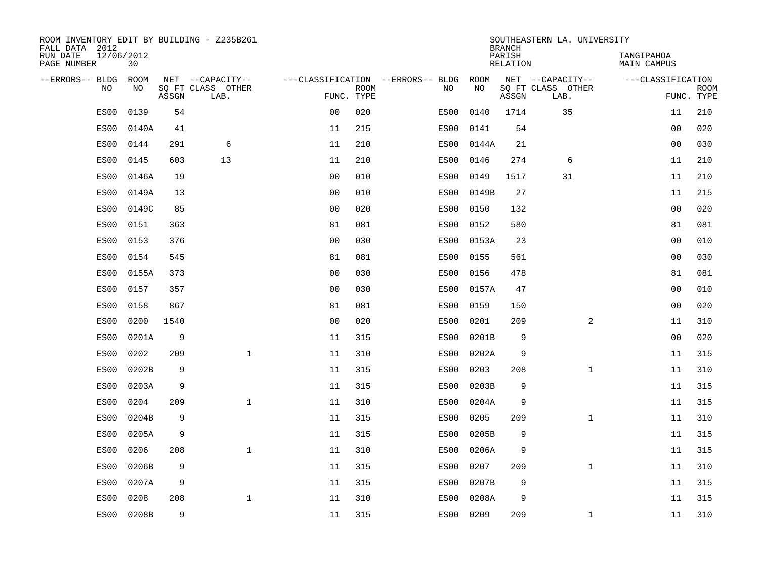ROOM INVENTORY EDIT BY BUILDING - Z235B261
FALL DATA 2012
RUN DATE 12/06/2012

SOUTHEASTERN LA. UNIVERSITY
BRANCH
PARISH TANGIPAHOA
RELATION MAIN CAMPUS

| --ERRORS-- | BLDG NO | ROOM NO | NET SQ FT ASSGN | CAPACITY CLASS LAB. | CAPACITY OTHER | CLASSIFICATION FUNC. | ROOM TYPE | --ERRORS-- | BLDG NO | ROOM NO | NET SQ FT ASSGN | CAPACITY CLASS LAB. | CAPACITY OTHER | CLASSIFICATION FUNC. | ROOM TYPE |
|---|---|---|---|---|---|---|---|---|---|---|---|---|---|---|---|
| | ES00 | 0139 | 54 | | | 00 | 020 | | ES00 | 0140 | 1714 | 35 | | 11 | 210 |
| | ES00 | 0140A | 41 | | | 11 | 215 | | ES00 | 0141 | 54 | | | 00 | 020 |
| | ES00 | 0144 | 291 | 6 | | 11 | 210 | | ES00 | 0144A | 21 | | | 00 | 030 |
| | ES00 | 0145 | 603 | 13 | | 11 | 210 | | ES00 | 0146 | 274 | 6 | | 11 | 210 |
| | ES00 | 0146A | 19 | | | 00 | 010 | | ES00 | 0149 | 1517 | 31 | | 11 | 210 |
| | ES00 | 0149A | 13 | | | 00 | 010 | | ES00 | 0149B | 27 | | | 11 | 215 |
| | ES00 | 0149C | 85 | | | 00 | 020 | | ES00 | 0150 | 132 | | | 00 | 020 |
| | ES00 | 0151 | 363 | | | 81 | 081 | | ES00 | 0152 | 580 | | | 81 | 081 |
| | ES00 | 0153 | 376 | | | 00 | 030 | | ES00 | 0153A | 23 | | | 00 | 010 |
| | ES00 | 0154 | 545 | | | 81 | 081 | | ES00 | 0155 | 561 | | | 00 | 030 |
| | ES00 | 0155A | 373 | | | 00 | 030 | | ES00 | 0156 | 478 | | | 81 | 081 |
| | ES00 | 0157 | 357 | | | 00 | 030 | | ES00 | 0157A | 47 | | | 00 | 010 |
| | ES00 | 0158 | 867 | | | 81 | 081 | | ES00 | 0159 | 150 | | | 00 | 020 |
| | ES00 | 0200 | 1540 | | | 00 | 020 | | ES00 | 0201 | 209 | | 2 | 11 | 310 |
| | ES00 | 0201A | 9 | | | 11 | 315 | | ES00 | 0201B | 9 | | | 00 | 020 |
| | ES00 | 0202 | 209 | | 1 | 11 | 310 | | ES00 | 0202A | 9 | | | 11 | 315 |
| | ES00 | 0202B | 9 | | | 11 | 315 | | ES00 | 0203 | 208 | | 1 | 11 | 310 |
| | ES00 | 0203A | 9 | | | 11 | 315 | | ES00 | 0203B | 9 | | | 11 | 315 |
| | ES00 | 0204 | 209 | | 1 | 11 | 310 | | ES00 | 0204A | 9 | | | 11 | 315 |
| | ES00 | 0204B | 9 | | | 11 | 315 | | ES00 | 0205 | 209 | | 1 | 11 | 310 |
| | ES00 | 0205A | 9 | | | 11 | 315 | | ES00 | 0205B | 9 | | | 11 | 315 |
| | ES00 | 0206 | 208 | | 1 | 11 | 310 | | ES00 | 0206A | 9 | | | 11 | 315 |
| | ES00 | 0206B | 9 | | | 11 | 315 | | ES00 | 0207 | 209 | | 1 | 11 | 310 |
| | ES00 | 0207A | 9 | | | 11 | 315 | | ES00 | 0207B | 9 | | | 11 | 315 |
| | ES00 | 0208 | 208 | | 1 | 11 | 310 | | ES00 | 0208A | 9 | | | 11 | 315 |
| | ES00 | 0208B | 9 | | | 11 | 315 | | ES00 | 0209 | 209 | | 1 | 11 | 310 |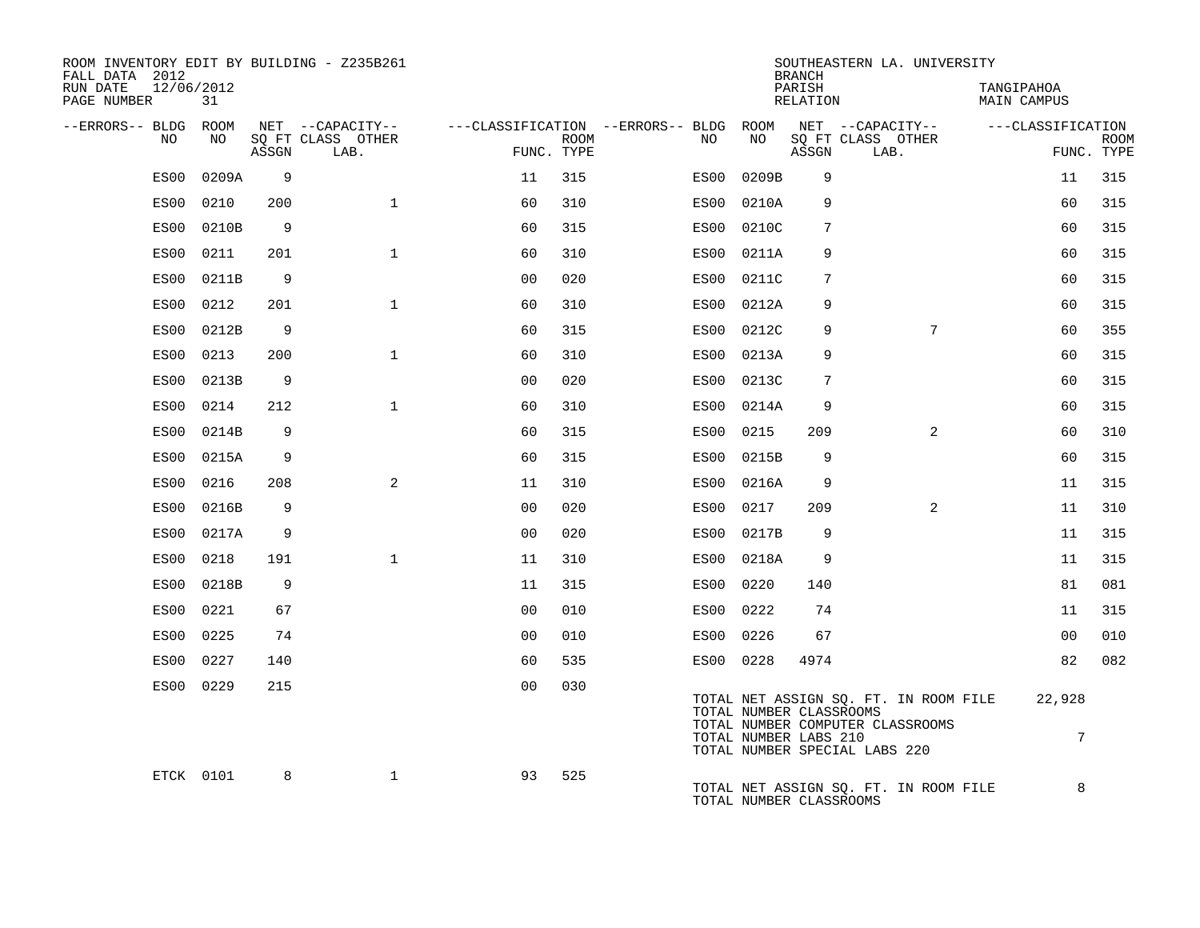ROOM INVENTORY EDIT BY BUILDING - Z235B261
FALL DATA 2012
RUN DATE 12/06/2012
PAGE NUMBER 31

SOUTHEASTERN LA. UNIVERSITY
BRANCH
PARISH TANGIPAHOA
RELATION MAIN CAMPUS

| --ERRORS-- | BLDG NO | ROOM NO | NET SQ FT ASSGN | --CAPACITY-- CLASS | OTHER LAB. | ---CLASSIFICATION FUNC. | ROOM TYPE | --ERRORS-- | BLDG NO | ROOM NO | NET SQ FT ASSGN | --CAPACITY-- CLASS | OTHER LAB. | ---CLASSIFICATION FUNC. | ROOM TYPE |
|---|---|---|---|---|---|---|---|---|---|---|---|---|---|---|---|
| | ES00 | 0209A | 9 | | | 11 | 315 | | ES00 | 0209B | 9 | | | 11 | 315 |
| | ES00 | 0210 | 200 | | 1 | 60 | 310 | | ES00 | 0210A | 9 | | | 60 | 315 |
| | ES00 | 0210B | 9 | | | 60 | 315 | | ES00 | 0210C | 7 | | | 60 | 315 |
| | ES00 | 0211 | 201 | | 1 | 60 | 310 | | ES00 | 0211A | 9 | | | 60 | 315 |
| | ES00 | 0211B | 9 | | | 00 | 020 | | ES00 | 0211C | 7 | | | 60 | 315 |
| | ES00 | 0212 | 201 | | 1 | 60 | 310 | | ES00 | 0212A | 9 | | | 60 | 315 |
| | ES00 | 0212B | 9 | | | 60 | 315 | | ES00 | 0212C | 9 | | 7 | 60 | 355 |
| | ES00 | 0213 | 200 | | 1 | 60 | 310 | | ES00 | 0213A | 9 | | | 60 | 315 |
| | ES00 | 0213B | 9 | | | 00 | 020 | | ES00 | 0213C | 7 | | | 60 | 315 |
| | ES00 | 0214 | 212 | | 1 | 60 | 310 | | ES00 | 0214A | 9 | | | 60 | 315 |
| | ES00 | 0214B | 9 | | | 60 | 315 | | ES00 | 0215 | 209 | | 2 | 60 | 310 |
| | ES00 | 0215A | 9 | | | 60 | 315 | | ES00 | 0215B | 9 | | | 60 | 315 |
| | ES00 | 0216 | 208 | | 2 | 11 | 310 | | ES00 | 0216A | 9 | | | 11 | 315 |
| | ES00 | 0216B | 9 | | | 00 | 020 | | ES00 | 0217 | 209 | | 2 | 11 | 310 |
| | ES00 | 0217A | 9 | | | 00 | 020 | | ES00 | 0217B | 9 | | | 11 | 315 |
| | ES00 | 0218 | 191 | | 1 | 11 | 310 | | ES00 | 0218A | 9 | | | 11 | 315 |
| | ES00 | 0218B | 9 | | | 11 | 315 | | ES00 | 0220 | 140 | | | 81 | 081 |
| | ES00 | 0221 | 67 | | | 00 | 010 | | ES00 | 0222 | 74 | | | 11 | 315 |
| | ES00 | 0225 | 74 | | | 00 | 010 | | ES00 | 0226 | 67 | | | 00 | 010 |
| | ES00 | 0227 | 140 | | | 60 | 535 | | ES00 | 0228 | 4974 | | | 82 | 082 |
| | ES00 | 0229 | 215 | | | 00 | 030 | | | | | | | | |

TOTAL NET ASSIGN SQ. FT. IN ROOM FILE 22,928
TOTAL NUMBER CLASSROOMS
TOTAL NUMBER COMPUTER CLASSROOMS
TOTAL NUMBER LABS 210 7
TOTAL NUMBER SPECIAL LABS 220

| --ERRORS-- | BLDG NO | ROOM NO | NET SQ FT ASSGN | --CAPACITY-- CLASS | OTHER LAB. | ---CLASSIFICATION FUNC. | ROOM TYPE |
|---|---|---|---|---|---|---|---|
| | ETCK | 0101 | 8 | | 1 | 93 | 525 |

TOTAL NET ASSIGN SQ. FT. IN ROOM FILE 8
TOTAL NUMBER CLASSROOMS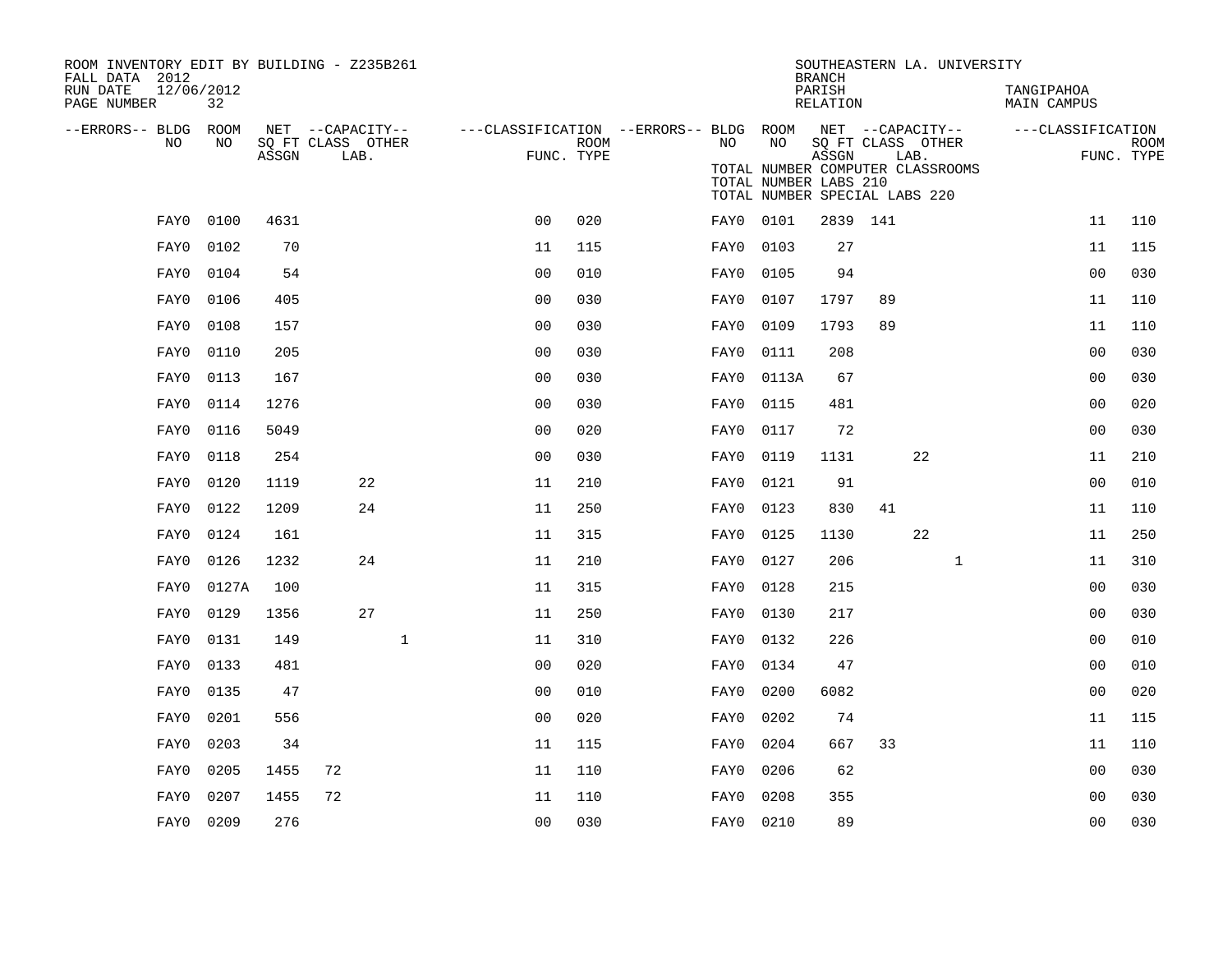ROOM INVENTORY EDIT BY BUILDING - Z235B261
FALL DATA 2012
RUN DATE 12/06/2012
PAGE NUMBER 32

SOUTHEASTERN LA. UNIVERSITY
BRANCH
PARISH TANGIPAHOA
RELATION MAIN CAMPUS

TOTAL NUMBER COMPUTER CLASSROOMS
TOTAL NUMBER LABS 210
TOTAL NUMBER SPECIAL LABS 220

| --ERRORS-- | BLDG NO | ROOM NO | NET SQ FT ASSGN | CAPACITY CLASS | CAPACITY LAB. | CAPACITY OTHER | CLASSIFICATION FUNC. | ROOM TYPE | --ERRORS-- | BLDG NO | ROOM NO | NET SQ FT ASSGN | CAPACITY CLASS | CAPACITY LAB. | CAPACITY OTHER | CLASSIFICATION FUNC. | ROOM TYPE |
|---|---|---|---|---|---|---|---|---|---|---|---|---|---|---|---|---|---|
| | FAY0 | 0100 | 4631 | | | | 00 | 020 | | FAY0 | 0101 | 2839 | 141 | | | 11 | 110 |
| | FAY0 | 0102 | 70 | | | | 11 | 115 | | FAY0 | 0103 | 27 | | | | 11 | 115 |
| | FAY0 | 0104 | 54 | | | | 00 | 010 | | FAY0 | 0105 | 94 | | | | 00 | 030 |
| | FAY0 | 0106 | 405 | | | | 00 | 030 | | FAY0 | 0107 | 1797 | 89 | | | 11 | 110 |
| | FAY0 | 0108 | 157 | | | | 00 | 030 | | FAY0 | 0109 | 1793 | 89 | | | 11 | 110 |
| | FAY0 | 0110 | 205 | | | | 00 | 030 | | FAY0 | 0111 | 208 | | | | 00 | 030 |
| | FAY0 | 0113 | 167 | | | | 00 | 030 | | FAY0 | 0113A | 67 | | | | 00 | 030 |
| | FAY0 | 0114 | 1276 | | | | 00 | 030 | | FAY0 | 0115 | 481 | | | | 00 | 020 |
| | FAY0 | 0116 | 5049 | | | | 00 | 020 | | FAY0 | 0117 | 72 | | | | 00 | 030 |
| | FAY0 | 0118 | 254 | | | | 00 | 030 | | FAY0 | 0119 | 1131 | | 22 | | 11 | 210 |
| | FAY0 | 0120 | 1119 | | 22 | | 11 | 210 | | FAY0 | 0121 | 91 | | | | 00 | 010 |
| | FAY0 | 0122 | 1209 | | 24 | | 11 | 250 | | FAY0 | 0123 | 830 | 41 | | | 11 | 110 |
| | FAY0 | 0124 | 161 | | | | 11 | 315 | | FAY0 | 0125 | 1130 | | 22 | | 11 | 250 |
| | FAY0 | 0126 | 1232 | | 24 | | 11 | 210 | | FAY0 | 0127 | 206 | | | 1 | 11 | 310 |
| | FAY0 | 0127A | 100 | | | | 11 | 315 | | FAY0 | 0128 | 215 | | | | 00 | 030 |
| | FAY0 | 0129 | 1356 | | 27 | | 11 | 250 | | FAY0 | 0130 | 217 | | | | 00 | 030 |
| | FAY0 | 0131 | 149 | | | 1 | 11 | 310 | | FAY0 | 0132 | 226 | | | | 00 | 010 |
| | FAY0 | 0133 | 481 | | | | 00 | 020 | | FAY0 | 0134 | 47 | | | | 00 | 010 |
| | FAY0 | 0135 | 47 | | | | 00 | 010 | | FAY0 | 0200 | 6082 | | | | 00 | 020 |
| | FAY0 | 0201 | 556 | | | | 00 | 020 | | FAY0 | 0202 | 74 | | | | 11 | 115 |
| | FAY0 | 0203 | 34 | | | | 11 | 115 | | FAY0 | 0204 | 667 | 33 | | | 11 | 110 |
| | FAY0 | 0205 | 1455 | 72 | | | 11 | 110 | | FAY0 | 0206 | 62 | | | | 00 | 030 |
| | FAY0 | 0207 | 1455 | 72 | | | 11 | 110 | | FAY0 | 0208 | 355 | | | | 00 | 030 |
| | FAY0 | 0209 | 276 | | | | 00 | 030 | | FAY0 | 0210 | 89 | | | | 00 | 030 |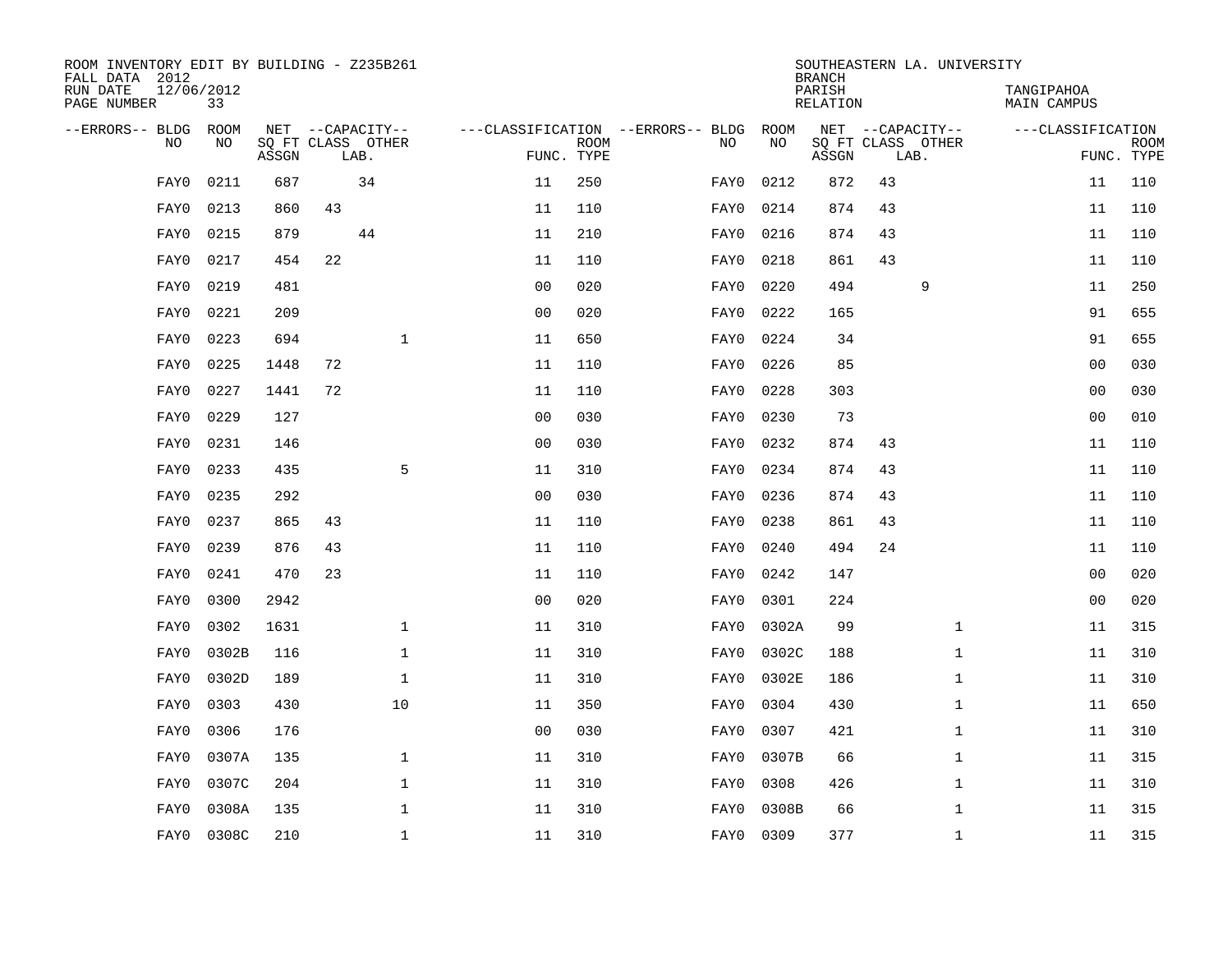ROOM INVENTORY EDIT BY BUILDING - Z235B261
FALL DATA 2012
RUN DATE 12/06/2012
PAGE NUMBER 33

SOUTHEASTERN LA. UNIVERSITY
BRANCH
PARISH TANGIPAHOA
RELATION MAIN CAMPUS

| --ERRORS-- | BLDG NO | ROOM NO | NET SQ FT ASSGN | CAPACITY CLASS | CAPACITY LAB. | CAPACITY OTHER | CLASSIFICATION FUNC. | ROOM TYPE | --ERRORS-- | BLDG NO | ROOM NO | NET SQ FT ASSGN | CAPACITY CLASS | CAPACITY LAB. | CAPACITY OTHER | CLASSIFICATION FUNC. | ROOM TYPE |
|---|---|---|---|---|---|---|---|---|---|---|---|---|---|---|---|---|---|
| | FAY0 | 0211 | 687 | | 34 | | 11 | 250 | | FAY0 | 0212 | 872 | 43 | | | 11 | 110 |
| | FAY0 | 0213 | 860 | 43 | | | 11 | 110 | | FAY0 | 0214 | 874 | 43 | | | 11 | 110 |
| | FAY0 | 0215 | 879 | | 44 | | 11 | 210 | | FAY0 | 0216 | 874 | 43 | | | 11 | 110 |
| | FAY0 | 0217 | 454 | 22 | | | 11 | 110 | | FAY0 | 0218 | 861 | 43 | | | 11 | 110 |
| | FAY0 | 0219 | 481 | | | | 00 | 020 | | FAY0 | 0220 | 494 | | 9 | | 11 | 250 |
| | FAY0 | 0221 | 209 | | | | 00 | 020 | | FAY0 | 0222 | 165 | | | | 91 | 655 |
| | FAY0 | 0223 | 694 | | | 1 | 11 | 650 | | FAY0 | 0224 | 34 | | | | 91 | 655 |
| | FAY0 | 0225 | 1448 | 72 | | | 11 | 110 | | FAY0 | 0226 | 85 | | | | 00 | 030 |
| | FAY0 | 0227 | 1441 | 72 | | | 11 | 110 | | FAY0 | 0228 | 303 | | | | 00 | 030 |
| | FAY0 | 0229 | 127 | | | | 00 | 030 | | FAY0 | 0230 | 73 | | | | 00 | 010 |
| | FAY0 | 0231 | 146 | | | | 00 | 030 | | FAY0 | 0232 | 874 | 43 | | | 11 | 110 |
| | FAY0 | 0233 | 435 | | | 5 | 11 | 310 | | FAY0 | 0234 | 874 | 43 | | | 11 | 110 |
| | FAY0 | 0235 | 292 | | | | 00 | 030 | | FAY0 | 0236 | 874 | 43 | | | 11 | 110 |
| | FAY0 | 0237 | 865 | 43 | | | 11 | 110 | | FAY0 | 0238 | 861 | 43 | | | 11 | 110 |
| | FAY0 | 0239 | 876 | 43 | | | 11 | 110 | | FAY0 | 0240 | 494 | 24 | | | 11 | 110 |
| | FAY0 | 0241 | 470 | 23 | | | 11 | 110 | | FAY0 | 0242 | 147 | | | | 00 | 020 |
| | FAY0 | 0300 | 2942 | | | | 00 | 020 | | FAY0 | 0301 | 224 | | | | 00 | 020 |
| | FAY0 | 0302 | 1631 | | | 1 | 11 | 310 | | FAY0 | 0302A | 99 | | | 1 | 11 | 315 |
| | FAY0 | 0302B | 116 | | | 1 | 11 | 310 | | FAY0 | 0302C | 188 | | | 1 | 11 | 310 |
| | FAY0 | 0302D | 189 | | | 1 | 11 | 310 | | FAY0 | 0302E | 186 | | | 1 | 11 | 310 |
| | FAY0 | 0303 | 430 | | | 10 | 11 | 350 | | FAY0 | 0304 | 430 | | | 1 | 11 | 650 |
| | FAY0 | 0306 | 176 | | | | 00 | 030 | | FAY0 | 0307 | 421 | | | 1 | 11 | 310 |
| | FAY0 | 0307A | 135 | | | 1 | 11 | 310 | | FAY0 | 0307B | 66 | | | 1 | 11 | 315 |
| | FAY0 | 0307C | 204 | | | 1 | 11 | 310 | | FAY0 | 0308 | 426 | | | 1 | 11 | 310 |
| | FAY0 | 0308A | 135 | | | 1 | 11 | 310 | | FAY0 | 0308B | 66 | | | 1 | 11 | 315 |
| | FAY0 | 0308C | 210 | | | 1 | 11 | 310 | | FAY0 | 0309 | 377 | | | 1 | 11 | 315 |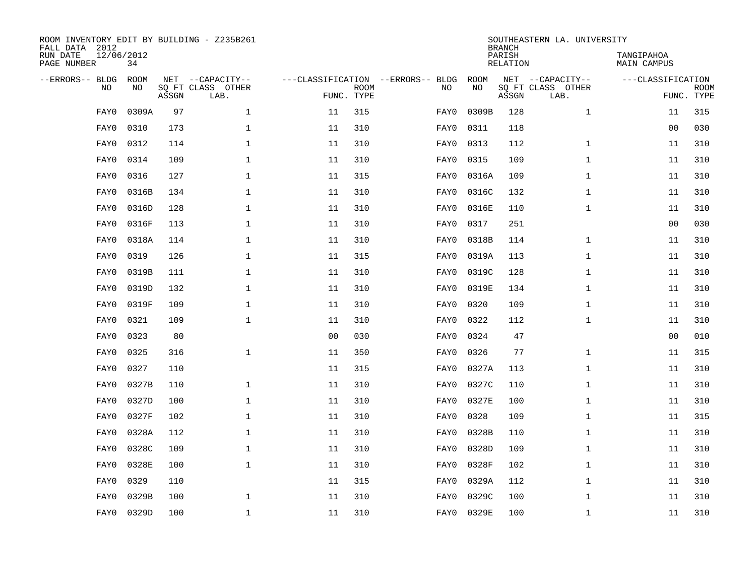ROOM INVENTORY EDIT BY BUILDING - Z235B261
FALL DATA 2012
RUN DATE 12/06/2012
PAGE NUMBER 34

SOUTHEASTERN LA. UNIVERSITY
BRANCH
PARISH TANGIPAHOA
RELATION MAIN CAMPUS

| --ERRORS-- | BLDG NO | ROOM NO | NET SQ FT ASSGN | --CAPACITY-- CLASS | OTHER LAB. | ---CLASSIFICATION FUNC. | ROOM TYPE | --ERRORS-- | BLDG NO | ROOM NO | NET SQ FT ASSGN | --CAPACITY-- CLASS | OTHER LAB. | ---CLASSIFICATION FUNC. | ROOM TYPE |
|---|---|---|---|---|---|---|---|---|---|---|---|---|---|---|---|
| | FAY0 | 0309A | 97 | | 1 | 11 | 315 | | FAY0 | 0309B | 128 | | 1 | 11 | 315 |
| | FAY0 | 0310 | 173 | | 1 | 11 | 310 | | FAY0 | 0311 | 118 | | | 00 | 030 |
| | FAY0 | 0312 | 114 | | 1 | 11 | 310 | | FAY0 | 0313 | 112 | | 1 | 11 | 310 |
| | FAY0 | 0314 | 109 | | 1 | 11 | 310 | | FAY0 | 0315 | 109 | | 1 | 11 | 310 |
| | FAY0 | 0316 | 127 | | 1 | 11 | 315 | | FAY0 | 0316A | 109 | | 1 | 11 | 310 |
| | FAY0 | 0316B | 134 | | 1 | 11 | 310 | | FAY0 | 0316C | 132 | | 1 | 11 | 310 |
| | FAY0 | 0316D | 128 | | 1 | 11 | 310 | | FAY0 | 0316E | 110 | | 1 | 11 | 310 |
| | FAY0 | 0316F | 113 | | 1 | 11 | 310 | | FAY0 | 0317 | 251 | | | 00 | 030 |
| | FAY0 | 0318A | 114 | | 1 | 11 | 310 | | FAY0 | 0318B | 114 | | 1 | 11 | 310 |
| | FAY0 | 0319 | 126 | | 1 | 11 | 315 | | FAY0 | 0319A | 113 | | 1 | 11 | 310 |
| | FAY0 | 0319B | 111 | | 1 | 11 | 310 | | FAY0 | 0319C | 128 | | 1 | 11 | 310 |
| | FAY0 | 0319D | 132 | | 1 | 11 | 310 | | FAY0 | 0319E | 134 | | 1 | 11 | 310 |
| | FAY0 | 0319F | 109 | | 1 | 11 | 310 | | FAY0 | 0320 | 109 | | 1 | 11 | 310 |
| | FAY0 | 0321 | 109 | | 1 | 11 | 310 | | FAY0 | 0322 | 112 | | 1 | 11 | 310 |
| | FAY0 | 0323 | 80 | | | 00 | 030 | | FAY0 | 0324 | 47 | | | 00 | 010 |
| | FAY0 | 0325 | 316 | | 1 | 11 | 350 | | FAY0 | 0326 | 77 | | 1 | 11 | 315 |
| | FAY0 | 0327 | 110 | | | 11 | 315 | | FAY0 | 0327A | 113 | | 1 | 11 | 310 |
| | FAY0 | 0327B | 110 | | 1 | 11 | 310 | | FAY0 | 0327C | 110 | | 1 | 11 | 310 |
| | FAY0 | 0327D | 100 | | 1 | 11 | 310 | | FAY0 | 0327E | 100 | | 1 | 11 | 310 |
| | FAY0 | 0327F | 102 | | 1 | 11 | 310 | | FAY0 | 0328 | 109 | | 1 | 11 | 315 |
| | FAY0 | 0328A | 112 | | 1 | 11 | 310 | | FAY0 | 0328B | 110 | | 1 | 11 | 310 |
| | FAY0 | 0328C | 109 | | 1 | 11 | 310 | | FAY0 | 0328D | 109 | | 1 | 11 | 310 |
| | FAY0 | 0328E | 100 | | 1 | 11 | 310 | | FAY0 | 0328F | 102 | | 1 | 11 | 310 |
| | FAY0 | 0329 | 110 | | | 11 | 315 | | FAY0 | 0329A | 112 | | 1 | 11 | 310 |
| | FAY0 | 0329B | 100 | | 1 | 11 | 310 | | FAY0 | 0329C | 100 | | 1 | 11 | 310 |
| | FAY0 | 0329D | 100 | | 1 | 11 | 310 | | FAY0 | 0329E | 100 | | 1 | 11 | 310 |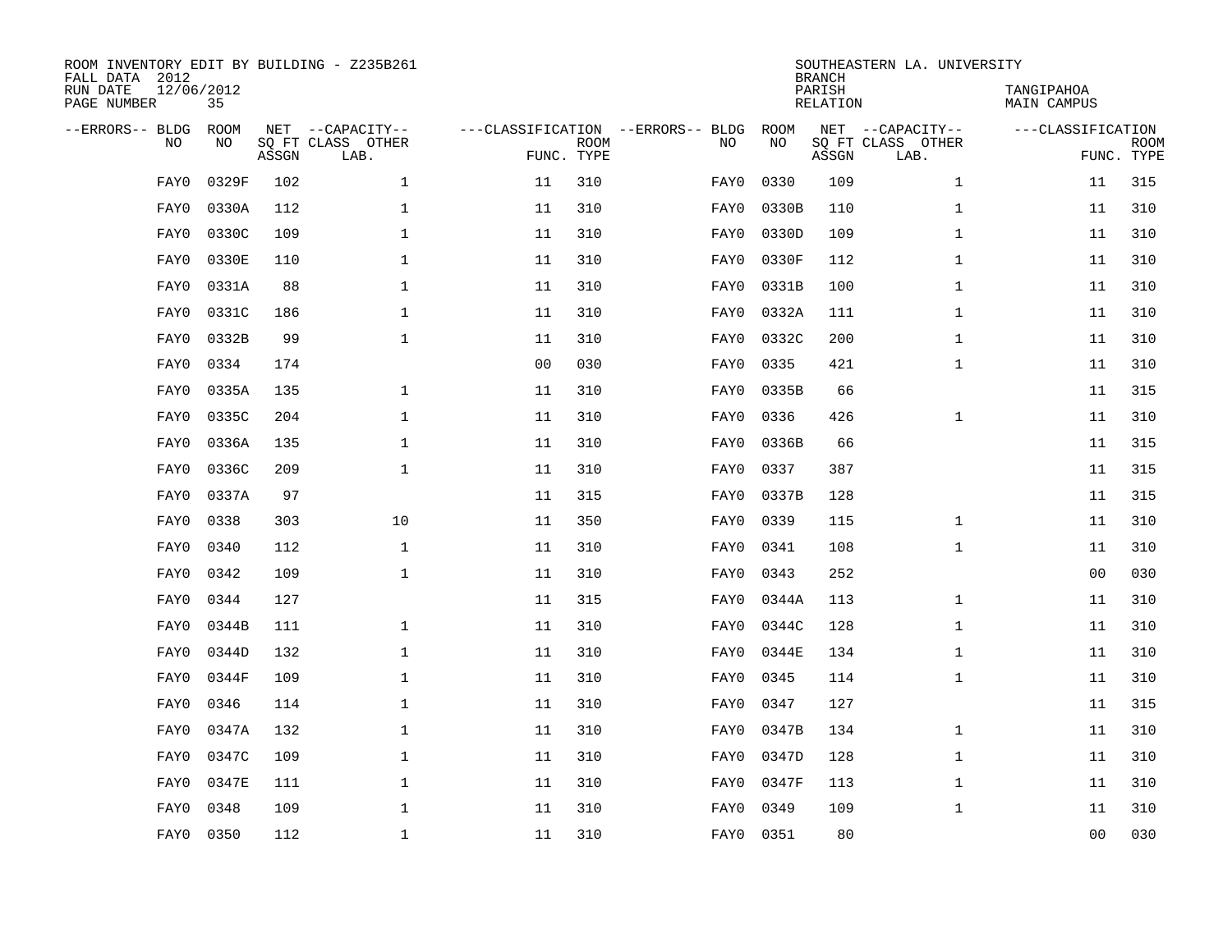ROOM INVENTORY EDIT BY BUILDING - Z235B261
FALL DATA 2012
RUN DATE 12/06/2012
PAGE NUMBER 35

SOUTHEASTERN LA. UNIVERSITY
BRANCH
PARISH TANGIPAHOA
RELATION MAIN CAMPUS

| --ERRORS-- | BLDG NO | ROOM NO | NET SQ FT ASSGN | --CAPACITY-- CLASS LAB. | OTHER | ---CLASSIFICATION FUNC. | ROOM TYPE | --ERRORS-- | BLDG NO | ROOM NO | NET SQ FT ASSGN | --CAPACITY-- CLASS LAB. | OTHER | ---CLASSIFICATION FUNC. | ROOM TYPE |
|---|---|---|---|---|---|---|---|---|---|---|---|---|---|---|---|
| | FAY0 | 0329F | 102 | | 1 | 11 | 310 | | FAY0 | 0330 | 109 | | 1 | 11 | 315 |
| | FAY0 | 0330A | 112 | | 1 | 11 | 310 | | FAY0 | 0330B | 110 | | 1 | 11 | 310 |
| | FAY0 | 0330C | 109 | | 1 | 11 | 310 | | FAY0 | 0330D | 109 | | 1 | 11 | 310 |
| | FAY0 | 0330E | 110 | | 1 | 11 | 310 | | FAY0 | 0330F | 112 | | 1 | 11 | 310 |
| | FAY0 | 0331A | 88 | | 1 | 11 | 310 | | FAY0 | 0331B | 100 | | 1 | 11 | 310 |
| | FAY0 | 0331C | 186 | | 1 | 11 | 310 | | FAY0 | 0332A | 111 | | 1 | 11 | 310 |
| | FAY0 | 0332B | 99 | | 1 | 11 | 310 | | FAY0 | 0332C | 200 | | 1 | 11 | 310 |
| | FAY0 | 0334 | 174 | | | 00 | 030 | | FAY0 | 0335 | 421 | | 1 | 11 | 310 |
| | FAY0 | 0335A | 135 | | 1 | 11 | 310 | | FAY0 | 0335B | 66 | | | 11 | 315 |
| | FAY0 | 0335C | 204 | | 1 | 11 | 310 | | FAY0 | 0336 | 426 | | 1 | 11 | 310 |
| | FAY0 | 0336A | 135 | | 1 | 11 | 310 | | FAY0 | 0336B | 66 | | | 11 | 315 |
| | FAY0 | 0336C | 209 | | 1 | 11 | 310 | | FAY0 | 0337 | 387 | | | 11 | 315 |
| | FAY0 | 0337A | 97 | | | 11 | 315 | | FAY0 | 0337B | 128 | | | 11 | 315 |
| | FAY0 | 0338 | 303 | | 10 | 11 | 350 | | FAY0 | 0339 | 115 | | 1 | 11 | 310 |
| | FAY0 | 0340 | 112 | | 1 | 11 | 310 | | FAY0 | 0341 | 108 | | 1 | 11 | 310 |
| | FAY0 | 0342 | 109 | | 1 | 11 | 310 | | FAY0 | 0343 | 252 | | | 00 | 030 |
| | FAY0 | 0344 | 127 | | | 11 | 315 | | FAY0 | 0344A | 113 | | 1 | 11 | 310 |
| | FAY0 | 0344B | 111 | | 1 | 11 | 310 | | FAY0 | 0344C | 128 | | 1 | 11 | 310 |
| | FAY0 | 0344D | 132 | | 1 | 11 | 310 | | FAY0 | 0344E | 134 | | 1 | 11 | 310 |
| | FAY0 | 0344F | 109 | | 1 | 11 | 310 | | FAY0 | 0345 | 114 | | 1 | 11 | 310 |
| | FAY0 | 0346 | 114 | | 1 | 11 | 310 | | FAY0 | 0347 | 127 | | | 11 | 315 |
| | FAY0 | 0347A | 132 | | 1 | 11 | 310 | | FAY0 | 0347B | 134 | | 1 | 11 | 310 |
| | FAY0 | 0347C | 109 | | 1 | 11 | 310 | | FAY0 | 0347D | 128 | | 1 | 11 | 310 |
| | FAY0 | 0347E | 111 | | 1 | 11 | 310 | | FAY0 | 0347F | 113 | | 1 | 11 | 310 |
| | FAY0 | 0348 | 109 | | 1 | 11 | 310 | | FAY0 | 0349 | 109 | | 1 | 11 | 310 |
| | FAY0 | 0350 | 112 | | 1 | 11 | 310 | | FAY0 | 0351 | 80 | | | 00 | 030 |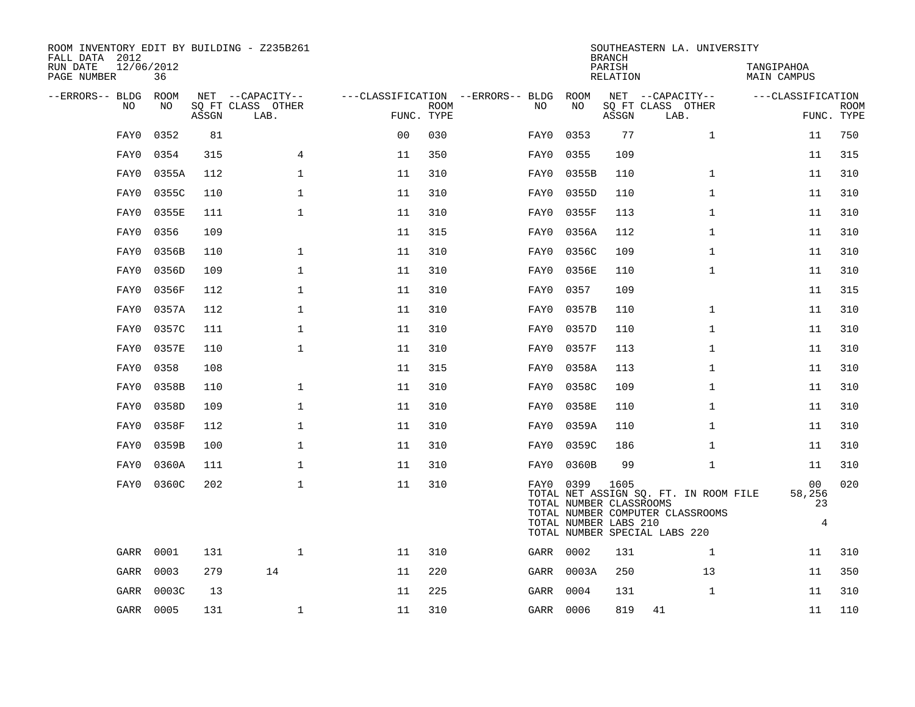ROOM INVENTORY EDIT BY BUILDING - Z235B261
FALL DATA 2012
RUN DATE 12/06/2012
PAGE NUMBER 36

SOUTHEASTERN LA. UNIVERSITY
BRANCH
PARISH TANGIPAHOA
RELATION MAIN CAMPUS

| --ERRORS-- | BLDG NO | ROOM NO | NET SQ FT ASSGN | CAPACITY CLASS | CAPACITY OTHER LAB. | CLASSIFICATION FUNC. | ROOM TYPE | --ERRORS-- | BLDG NO | ROOM NO | NET SQ FT ASSGN | CAPACITY CLASS | CAPACITY OTHER LAB. | CLASSIFICATION FUNC. | ROOM TYPE |
|---|---|---|---|---|---|---|---|---|---|---|---|---|---|---|---|
| | FAY0 | 0352 | 81 | | | 00 | 030 | | FAY0 | 0353 | 77 | | 1 | 11 | 750 |
| | FAY0 | 0354 | 315 | | 4 | 11 | 350 | | FAY0 | 0355 | 109 | | | 11 | 315 |
| | FAY0 | 0355A | 112 | | 1 | 11 | 310 | | FAY0 | 0355B | 110 | | 1 | 11 | 310 |
| | FAY0 | 0355C | 110 | | 1 | 11 | 310 | | FAY0 | 0355D | 110 | | 1 | 11 | 310 |
| | FAY0 | 0355E | 111 | | 1 | 11 | 310 | | FAY0 | 0355F | 113 | | 1 | 11 | 310 |
| | FAY0 | 0356 | 109 | | | 11 | 315 | | FAY0 | 0356A | 112 | | 1 | 11 | 310 |
| | FAY0 | 0356B | 110 | | 1 | 11 | 310 | | FAY0 | 0356C | 109 | | 1 | 11 | 310 |
| | FAY0 | 0356D | 109 | | 1 | 11 | 310 | | FAY0 | 0356E | 110 | | 1 | 11 | 310 |
| | FAY0 | 0356F | 112 | | 1 | 11 | 310 | | FAY0 | 0357 | 109 | | | 11 | 315 |
| | FAY0 | 0357A | 112 | | 1 | 11 | 310 | | FAY0 | 0357B | 110 | | 1 | 11 | 310 |
| | FAY0 | 0357C | 111 | | 1 | 11 | 310 | | FAY0 | 0357D | 110 | | 1 | 11 | 310 |
| | FAY0 | 0357E | 110 | | 1 | 11 | 310 | | FAY0 | 0357F | 113 | | 1 | 11 | 310 |
| | FAY0 | 0358 | 108 | | | 11 | 315 | | FAY0 | 0358A | 113 | | 1 | 11 | 310 |
| | FAY0 | 0358B | 110 | | 1 | 11 | 310 | | FAY0 | 0358C | 109 | | 1 | 11 | 310 |
| | FAY0 | 0358D | 109 | | 1 | 11 | 310 | | FAY0 | 0358E | 110 | | 1 | 11 | 310 |
| | FAY0 | 0358F | 112 | | 1 | 11 | 310 | | FAY0 | 0359A | 110 | | 1 | 11 | 310 |
| | FAY0 | 0359B | 100 | | 1 | 11 | 310 | | FAY0 | 0359C | 186 | | 1 | 11 | 310 |
| | FAY0 | 0360A | 111 | | 1 | 11 | 310 | | FAY0 | 0360B | 99 | | 1 | 11 | 310 |
| | FAY0 | 0360C | 202 | | 1 | 11 | 310 | | FAY0 | 0399 | 1605 | | | 00 | 020 |

| | |
|---|---|
| TOTAL NET ASSIGN SQ. FT. IN ROOM FILE | 58,256 |
| TOTAL NUMBER CLASSROOMS | 23 |
| TOTAL NUMBER COMPUTER CLASSROOMS | |
| TOTAL NUMBER LABS 210 | 4 |
| TOTAL NUMBER SPECIAL LABS 220 | |

| --ERRORS-- | BLDG NO | ROOM NO | NET SQ FT ASSGN | CAPACITY CLASS | CAPACITY OTHER LAB. | CLASSIFICATION FUNC. | ROOM TYPE | --ERRORS-- | BLDG NO | ROOM NO | NET SQ FT ASSGN | CAPACITY CLASS | CAPACITY OTHER LAB. | CLASSIFICATION FUNC. | ROOM TYPE |
|---|---|---|---|---|---|---|---|---|---|---|---|---|---|---|---|
| | GARR | 0001 | 131 | | 1 | 11 | 310 | | GARR | 0002 | 131 | | 1 | 11 | 310 |
| | GARR | 0003 | 279 | 14 | | 11 | 220 | | GARR | 0003A | 250 | | 13 | 11 | 350 |
| | GARR | 0003C | 13 | | | 11 | 225 | | GARR | 0004 | 131 | | 1 | 11 | 310 |
| | GARR | 0005 | 131 | | 1 | 11 | 310 | | GARR | 0006 | 819 | 41 | | 11 | 110 |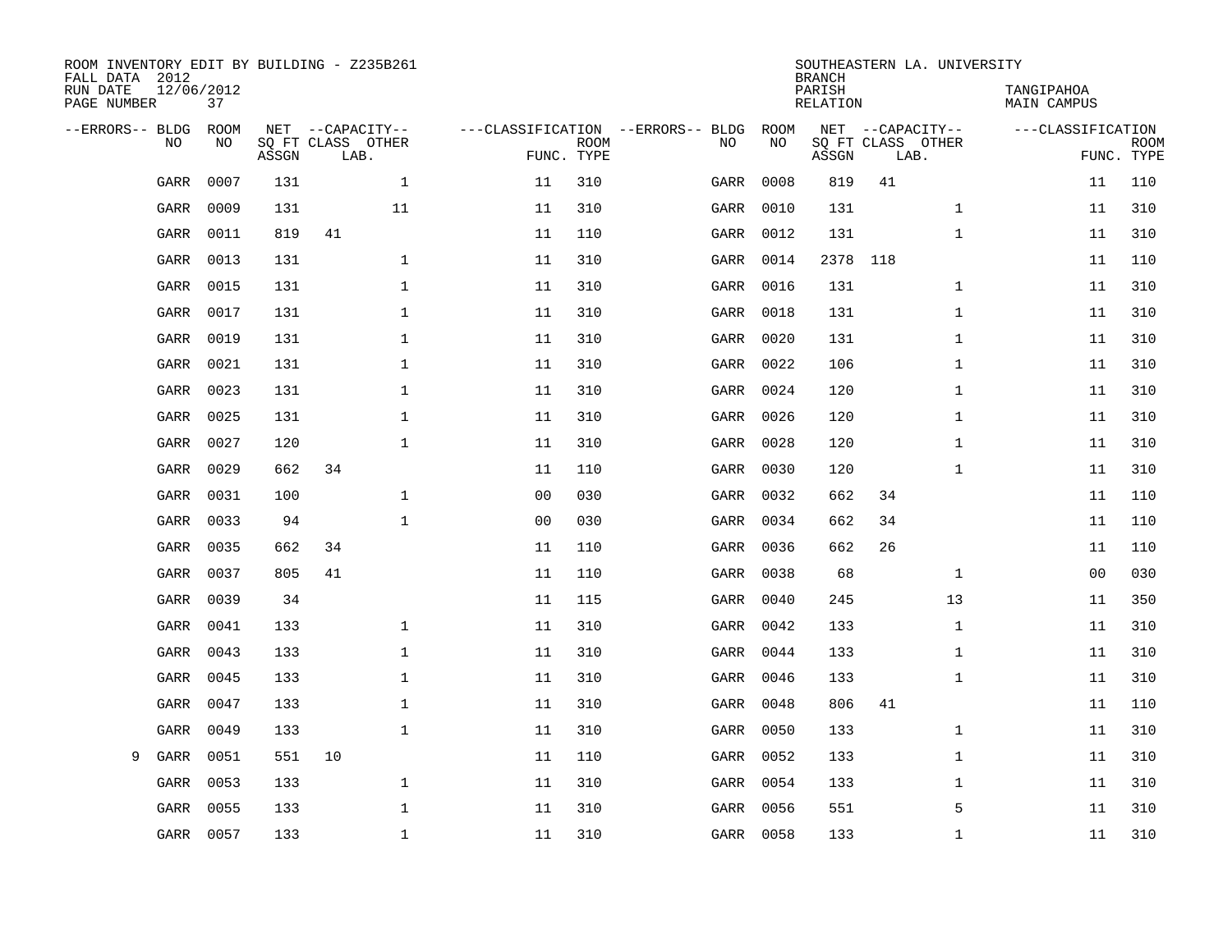ROOM INVENTORY EDIT BY BUILDING - Z235B261
FALL DATA 2012
RUN DATE 12/06/2012
PAGE NUMBER 37

SOUTHEASTERN LA. UNIVERSITY
BRANCH
PARISH TANGIPAHOA
RELATION MAIN CAMPUS

| --ERRORS-- | BLDG NO | ROOM NO | NET SQ FT ASSGN | --CAPACITY-- CLASS LAB. | OTHER | ---CLASSIFICATION FUNC. | ROOM TYPE | --ERRORS-- | BLDG NO | ROOM NO | NET SQ FT ASSGN | --CAPACITY-- CLASS LAB. | OTHER | ---CLASSIFICATION FUNC. | ROOM TYPE |
|---|---|---|---|---|---|---|---|---|---|---|---|---|---|---|---|
| | GARR | 0007 | 131 | | 1 | 11 | 310 | | GARR | 0008 | 819 | 41 | | 11 | 110 |
| | GARR | 0009 | 131 | | 11 | 11 | 310 | | GARR | 0010 | 131 | | 1 | 11 | 310 |
| | GARR | 0011 | 819 | 41 | | 11 | 110 | | GARR | 0012 | 131 | | 1 | 11 | 310 |
| | GARR | 0013 | 131 | | 1 | 11 | 310 | | GARR | 0014 | 2378 | 118 | | 11 | 110 |
| | GARR | 0015 | 131 | | 1 | 11 | 310 | | GARR | 0016 | 131 | | 1 | 11 | 310 |
| | GARR | 0017 | 131 | | 1 | 11 | 310 | | GARR | 0018 | 131 | | 1 | 11 | 310 |
| | GARR | 0019 | 131 | | 1 | 11 | 310 | | GARR | 0020 | 131 | | 1 | 11 | 310 |
| | GARR | 0021 | 131 | | 1 | 11 | 310 | | GARR | 0022 | 106 | | 1 | 11 | 310 |
| | GARR | 0023 | 131 | | 1 | 11 | 310 | | GARR | 0024 | 120 | | 1 | 11 | 310 |
| | GARR | 0025 | 131 | | 1 | 11 | 310 | | GARR | 0026 | 120 | | 1 | 11 | 310 |
| | GARR | 0027 | 120 | | 1 | 11 | 310 | | GARR | 0028 | 120 | | 1 | 11 | 310 |
| | GARR | 0029 | 662 | 34 | | 11 | 110 | | GARR | 0030 | 120 | | 1 | 11 | 310 |
| | GARR | 0031 | 100 | | 1 | 00 | 030 | | GARR | 0032 | 662 | 34 | | 11 | 110 |
| | GARR | 0033 | 94 | | 1 | 00 | 030 | | GARR | 0034 | 662 | 34 | | 11 | 110 |
| | GARR | 0035 | 662 | 34 | | 11 | 110 | | GARR | 0036 | 662 | 26 | | 11 | 110 |
| | GARR | 0037 | 805 | 41 | | 11 | 110 | | GARR | 0038 | 68 | | 1 | 00 | 030 |
| | GARR | 0039 | 34 | | | 11 | 115 | | GARR | 0040 | 245 | | 13 | 11 | 350 |
| | GARR | 0041 | 133 | | 1 | 11 | 310 | | GARR | 0042 | 133 | | 1 | 11 | 310 |
| | GARR | 0043 | 133 | | 1 | 11 | 310 | | GARR | 0044 | 133 | | 1 | 11 | 310 |
| | GARR | 0045 | 133 | | 1 | 11 | 310 | | GARR | 0046 | 133 | | 1 | 11 | 310 |
| | GARR | 0047 | 133 | | 1 | 11 | 310 | | GARR | 0048 | 806 | 41 | | 11 | 110 |
| | GARR | 0049 | 133 | | 1 | 11 | 310 | | GARR | 0050 | 133 | | 1 | 11 | 310 |
| 9 | GARR | 0051 | 551 | 10 | | 11 | 110 | | GARR | 0052 | 133 | | 1 | 11 | 310 |
| | GARR | 0053 | 133 | | 1 | 11 | 310 | | GARR | 0054 | 133 | | 1 | 11 | 310 |
| | GARR | 0055 | 133 | | 1 | 11 | 310 | | GARR | 0056 | 551 | | 5 | 11 | 310 |
| | GARR | 0057 | 133 | | 1 | 11 | 310 | | GARR | 0058 | 133 | | 1 | 11 | 310 |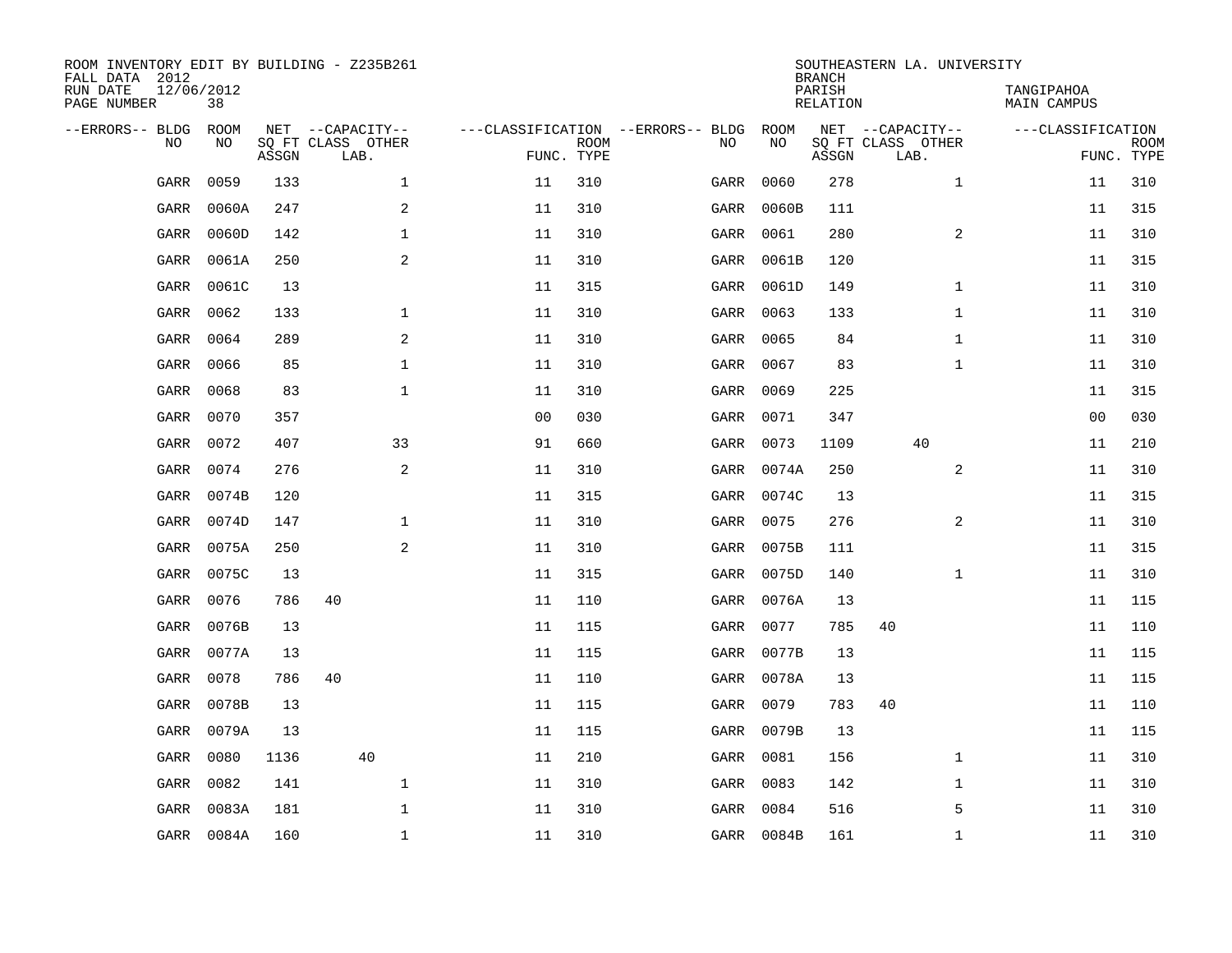ROOM INVENTORY EDIT BY BUILDING - Z235B261
FALL DATA 2012
RUN DATE 12/06/2012
PAGE NUMBER 38

SOUTHEASTERN LA. UNIVERSITY
BRANCH
PARISH TANGIPAHOA
RELATION MAIN CAMPUS

| --ERRORS-- | BLDG NO | ROOM NO | NET SQ FT ASSGN | CAPACITY CLASS | CAPACITY OTHER LAB. | CLASSIFICATION FUNC. | ROOM TYPE | --ERRORS-- | BLDG NO | ROOM NO | NET SQ FT ASSGN | CAPACITY CLASS | CAPACITY OTHER LAB. | CLASSIFICATION FUNC. | ROOM TYPE |
|---|---|---|---|---|---|---|---|---|---|---|---|---|---|---|---|
| | GARR | 0059 | 133 | | 1 | 11 | 310 | | GARR | 0060 | 278 | | 1 | 11 | 310 |
| | GARR | 0060A | 247 | | 2 | 11 | 310 | | GARR | 0060B | 111 | | | 11 | 315 |
| | GARR | 0060D | 142 | | 1 | 11 | 310 | | GARR | 0061 | 280 | | 2 | 11 | 310 |
| | GARR | 0061A | 250 | | 2 | 11 | 310 | | GARR | 0061B | 120 | | | 11 | 315 |
| | GARR | 0061C | 13 | | | 11 | 315 | | GARR | 0061D | 149 | | 1 | 11 | 310 |
| | GARR | 0062 | 133 | | 1 | 11 | 310 | | GARR | 0063 | 133 | | 1 | 11 | 310 |
| | GARR | 0064 | 289 | | 2 | 11 | 310 | | GARR | 0065 | 84 | | 1 | 11 | 310 |
| | GARR | 0066 | 85 | | 1 | 11 | 310 | | GARR | 0067 | 83 | | 1 | 11 | 310 |
| | GARR | 0068 | 83 | | 1 | 11 | 310 | | GARR | 0069 | 225 | | | 11 | 315 |
| | GARR | 0070 | 357 | | | 00 | 030 | | GARR | 0071 | 347 | | | 00 | 030 |
| | GARR | 0072 | 407 | | 33 | 91 | 660 | | GARR | 0073 | 1109 | | 40 | 11 | 210 |
| | GARR | 0074 | 276 | | 2 | 11 | 310 | | GARR | 0074A | 250 | | 2 | 11 | 310 |
| | GARR | 0074B | 120 | | | 11 | 315 | | GARR | 0074C | 13 | | | 11 | 315 |
| | GARR | 0074D | 147 | | 1 | 11 | 310 | | GARR | 0075 | 276 | | 2 | 11 | 310 |
| | GARR | 0075A | 250 | | 2 | 11 | 310 | | GARR | 0075B | 111 | | | 11 | 315 |
| | GARR | 0075C | 13 | | | 11 | 315 | | GARR | 0075D | 140 | | 1 | 11 | 310 |
| | GARR | 0076 | 786 | 40 | | 11 | 110 | | GARR | 0076A | 13 | | | 11 | 115 |
| | GARR | 0076B | 13 | | | 11 | 115 | | GARR | 0077 | 785 | 40 | | 11 | 110 |
| | GARR | 0077A | 13 | | | 11 | 115 | | GARR | 0077B | 13 | | | 11 | 115 |
| | GARR | 0078 | 786 | 40 | | 11 | 110 | | GARR | 0078A | 13 | | | 11 | 115 |
| | GARR | 0078B | 13 | | | 11 | 115 | | GARR | 0079 | 783 | 40 | | 11 | 110 |
| | GARR | 0079A | 13 | | | 11 | 115 | | GARR | 0079B | 13 | | | 11 | 115 |
| | GARR | 0080 | 1136 | | 40 | 11 | 210 | | GARR | 0081 | 156 | | 1 | 11 | 310 |
| | GARR | 0082 | 141 | | 1 | 11 | 310 | | GARR | 0083 | 142 | | 1 | 11 | 310 |
| | GARR | 0083A | 181 | | 1 | 11 | 310 | | GARR | 0084 | 516 | | 5 | 11 | 310 |
| | GARR | 0084A | 160 | | 1 | 11 | 310 | | GARR | 0084B | 161 | | 1 | 11 | 310 |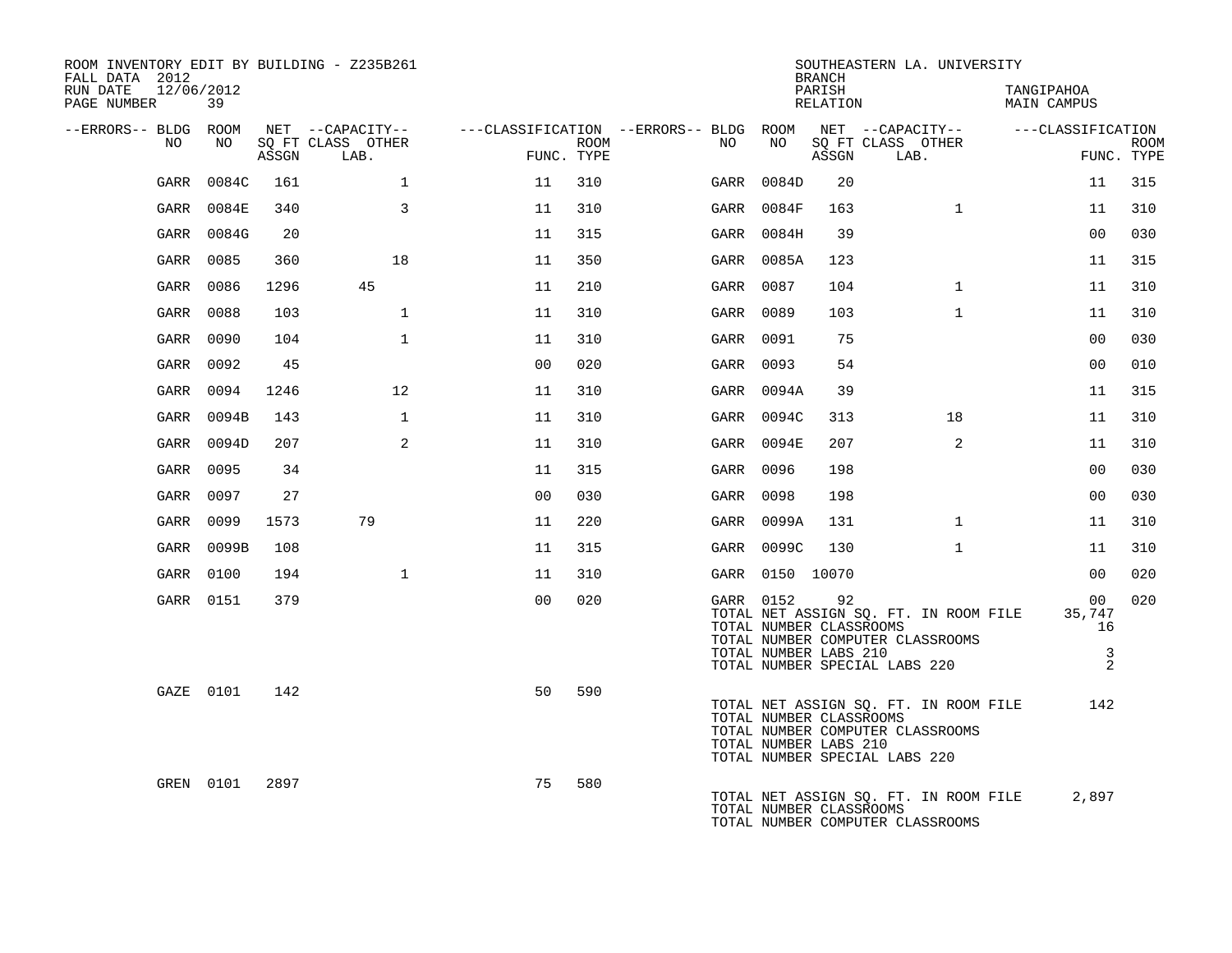ROOM INVENTORY EDIT BY BUILDING - Z235B261
FALL DATA 2012
RUN DATE 12/06/2012
PAGE NUMBER 39

SOUTHEASTERN LA. UNIVERSITY
BRANCH
PARISH TANGIPAHOA
RELATION MAIN CAMPUS

| --ERRORS-- | BLDG NO | ROOM NO | NET SQ FT ASSGN | CAPACITY CLASS LAB. | CAPACITY OTHER | CLASSIFICATION FUNC. | ROOM TYPE | --ERRORS-- | BLDG NO | ROOM NO | NET SQ FT ASSGN | CAPACITY CLASS LAB. | CAPACITY OTHER | CLASSIFICATION FUNC. | ROOM TYPE |
|---|---|---|---|---|---|---|---|---|---|---|---|---|---|---|---|
| | GARR | 0084C | 161 | | 1 | 11 | 310 | | GARR | 0084D | 20 | | | 11 | 315 |
| | GARR | 0084E | 340 | | 3 | 11 | 310 | | GARR | 0084F | 163 | | 1 | 11 | 310 |
| | GARR | 0084G | 20 | | | 11 | 315 | | GARR | 0084H | 39 | | | 00 | 030 |
| | GARR | 0085 | 360 | | 18 | 11 | 350 | | GARR | 0085A | 123 | | | 11 | 315 |
| | GARR | 0086 | 1296 | 45 | | 11 | 210 | | GARR | 0087 | 104 | | 1 | 11 | 310 |
| | GARR | 0088 | 103 | | 1 | 11 | 310 | | GARR | 0089 | 103 | | 1 | 11 | 310 |
| | GARR | 0090 | 104 | | 1 | 11 | 310 | | GARR | 0091 | 75 | | | 00 | 030 |
| | GARR | 0092 | 45 | | | 00 | 020 | | GARR | 0093 | 54 | | | 00 | 010 |
| | GARR | 0094 | 1246 | | 12 | 11 | 310 | | GARR | 0094A | 39 | | | 11 | 315 |
| | GARR | 0094B | 143 | | 1 | 11 | 310 | | GARR | 0094C | 313 | | 18 | 11 | 310 |
| | GARR | 0094D | 207 | | 2 | 11 | 310 | | GARR | 0094E | 207 | | 2 | 11 | 310 |
| | GARR | 0095 | 34 | | | 11 | 315 | | GARR | 0096 | 198 | | | 00 | 030 |
| | GARR | 0097 | 27 | | | 00 | 030 | | GARR | 0098 | 198 | | | 00 | 030 |
| | GARR | 0099 | 1573 | 79 | | 11 | 220 | | GARR | 0099A | 131 | | 1 | 11 | 310 |
| | GARR | 0099B | 108 | | | 11 | 315 | | GARR | 0099C | 130 | | 1 | 11 | 310 |
| | GARR | 0100 | 194 | | 1 | 11 | 310 | | GARR | 0150 | 10070 | | | 00 | 020 |
| | GARR | 0151 | 379 | | | 00 | 020 | | GARR | 0152 | 92 | | | 00 | 020 |

TOTAL NET ASSIGN SQ. FT. IN ROOM FILE 35,747
TOTAL NUMBER CLASSROOMS 16
TOTAL NUMBER COMPUTER CLASSROOMS
TOTAL NUMBER LABS 210 3
TOTAL NUMBER SPECIAL LABS 220 2

| --ERRORS-- | BLDG NO | ROOM NO | NET SQ FT ASSGN | CAPACITY CLASS LAB. | CAPACITY OTHER | CLASSIFICATION FUNC. | ROOM TYPE |
|---|---|---|---|---|---|---|---|
| | GAZE | 0101 | 142 | | | 50 | 590 |

TOTAL NET ASSIGN SQ. FT. IN ROOM FILE 142
TOTAL NUMBER CLASSROOMS
TOTAL NUMBER COMPUTER CLASSROOMS
TOTAL NUMBER LABS 210
TOTAL NUMBER SPECIAL LABS 220

| --ERRORS-- | BLDG NO | ROOM NO | NET SQ FT ASSGN | CAPACITY CLASS LAB. | CAPACITY OTHER | CLASSIFICATION FUNC. | ROOM TYPE |
|---|---|---|---|---|---|---|---|
| | GREN | 0101 | 2897 | | | 75 | 580 |

TOTAL NET ASSIGN SQ. FT. IN ROOM FILE 2,897
TOTAL NUMBER CLASSROOMS
TOTAL NUMBER COMPUTER CLASSROOMS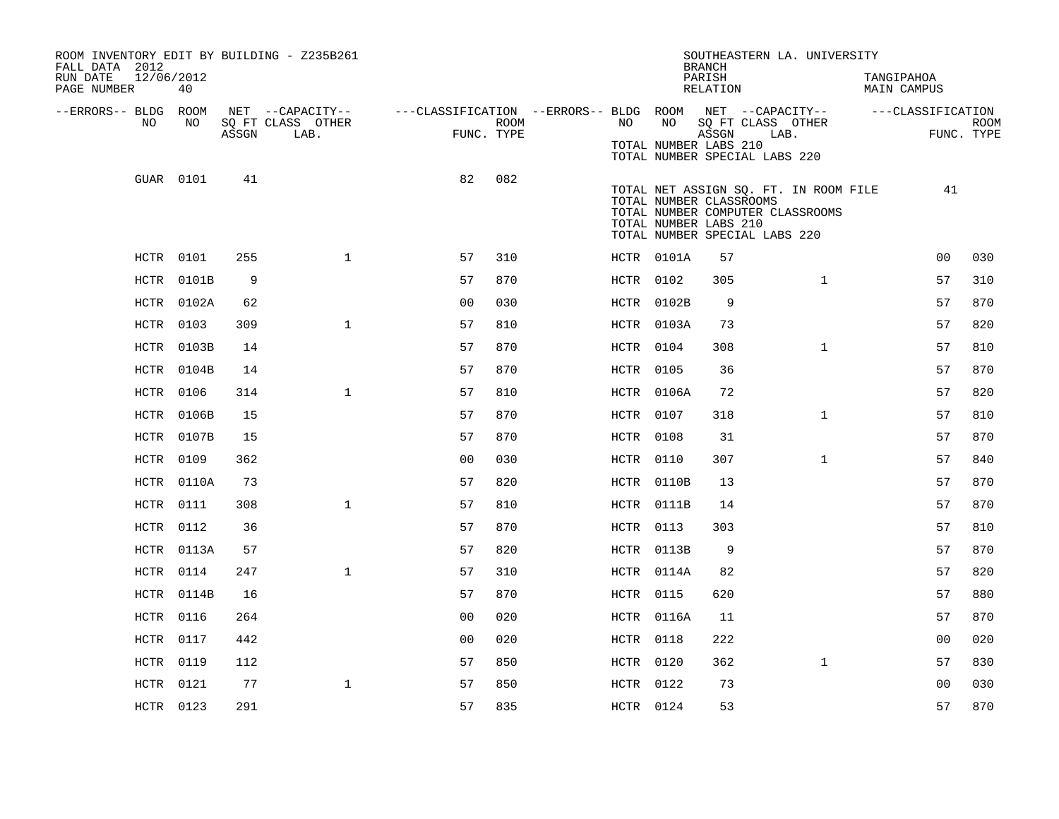ROOM INVENTORY EDIT BY BUILDING - Z235B261
FALL DATA 2012
RUN DATE 12/06/2012

SOUTHEASTERN LA. UNIVERSITY
BRANCH
PARISH TANGIPAHOA
RELATION MAIN CAMPUS

| --ERRORS-- | BLDG NO | ROOM NO | NET SQ FT ASSGN | CAPACITY CLASS | CAPACITY OTHER LAB. | FUNC. | ROOM TYPE | --ERRORS-- | BLDG NO | ROOM NO | NET SQ FT ASSGN | CAPACITY CLASS | CAPACITY OTHER LAB. | FUNC. | ROOM TYPE |
|---|---|---|---|---|---|---|---|---|---|---|---|---|---|---|---|
| | | | | | | | | | TOTAL NUMBER LABS 210 | | | | | | |
| | | | | | | | | | TOTAL NUMBER SPECIAL LABS 220 | | | | | | |
| | GUAR | 0101 | 41 | | | 82 | 082 | | | | | | | | |
| | | | | | | | | | TOTAL NET ASSIGN SQ. FT. IN ROOM FILE | | | | | 41 | |
| | | | | | | | | | TOTAL NUMBER CLASSROOMS | | | | | | |
| | | | | | | | | | TOTAL NUMBER COMPUTER CLASSROOMS | | | | | | |
| | | | | | | | | | TOTAL NUMBER LABS 210 | | | | | | |
| | | | | | | | | | TOTAL NUMBER SPECIAL LABS 220 | | | | | | |
| | HCTR | 0101 | 255 | | 1 | 57 | 310 | | HCTR | 0101A | 57 | | | 00 | 030 |
| | HCTR | 0101B | 9 | | | 57 | 870 | | HCTR | 0102 | 305 | | 1 | 57 | 310 |
| | HCTR | 0102A | 62 | | | 00 | 030 | | HCTR | 0102B | 9 | | | 57 | 870 |
| | HCTR | 0103 | 309 | | 1 | 57 | 810 | | HCTR | 0103A | 73 | | | 57 | 820 |
| | HCTR | 0103B | 14 | | | 57 | 870 | | HCTR | 0104 | 308 | | 1 | 57 | 810 |
| | HCTR | 0104B | 14 | | | 57 | 870 | | HCTR | 0105 | 36 | | | 57 | 870 |
| | HCTR | 0106 | 314 | | 1 | 57 | 810 | | HCTR | 0106A | 72 | | | 57 | 820 |
| | HCTR | 0106B | 15 | | | 57 | 870 | | HCTR | 0107 | 318 | | 1 | 57 | 810 |
| | HCTR | 0107B | 15 | | | 57 | 870 | | HCTR | 0108 | 31 | | | 57 | 870 |
| | HCTR | 0109 | 362 | | | 00 | 030 | | HCTR | 0110 | 307 | | 1 | 57 | 840 |
| | HCTR | 0110A | 73 | | | 57 | 820 | | HCTR | 0110B | 13 | | | 57 | 870 |
| | HCTR | 0111 | 308 | | 1 | 57 | 810 | | HCTR | 0111B | 14 | | | 57 | 870 |
| | HCTR | 0112 | 36 | | | 57 | 870 | | HCTR | 0113 | 303 | | | 57 | 810 |
| | HCTR | 0113A | 57 | | | 57 | 820 | | HCTR | 0113B | 9 | | | 57 | 870 |
| | HCTR | 0114 | 247 | | 1 | 57 | 310 | | HCTR | 0114A | 82 | | | 57 | 820 |
| | HCTR | 0114B | 16 | | | 57 | 870 | | HCTR | 0115 | 620 | | | 57 | 880 |
| | HCTR | 0116 | 264 | | | 00 | 020 | | HCTR | 0116A | 11 | | | 57 | 870 |
| | HCTR | 0117 | 442 | | | 00 | 020 | | HCTR | 0118 | 222 | | | 00 | 020 |
| | HCTR | 0119 | 112 | | | 57 | 850 | | HCTR | 0120 | 362 | | 1 | 57 | 830 |
| | HCTR | 0121 | 77 | | 1 | 57 | 850 | | HCTR | 0122 | 73 | | | 00 | 030 |
| | HCTR | 0123 | 291 | | | 57 | 835 | | HCTR | 0124 | 53 | | | 57 | 870 |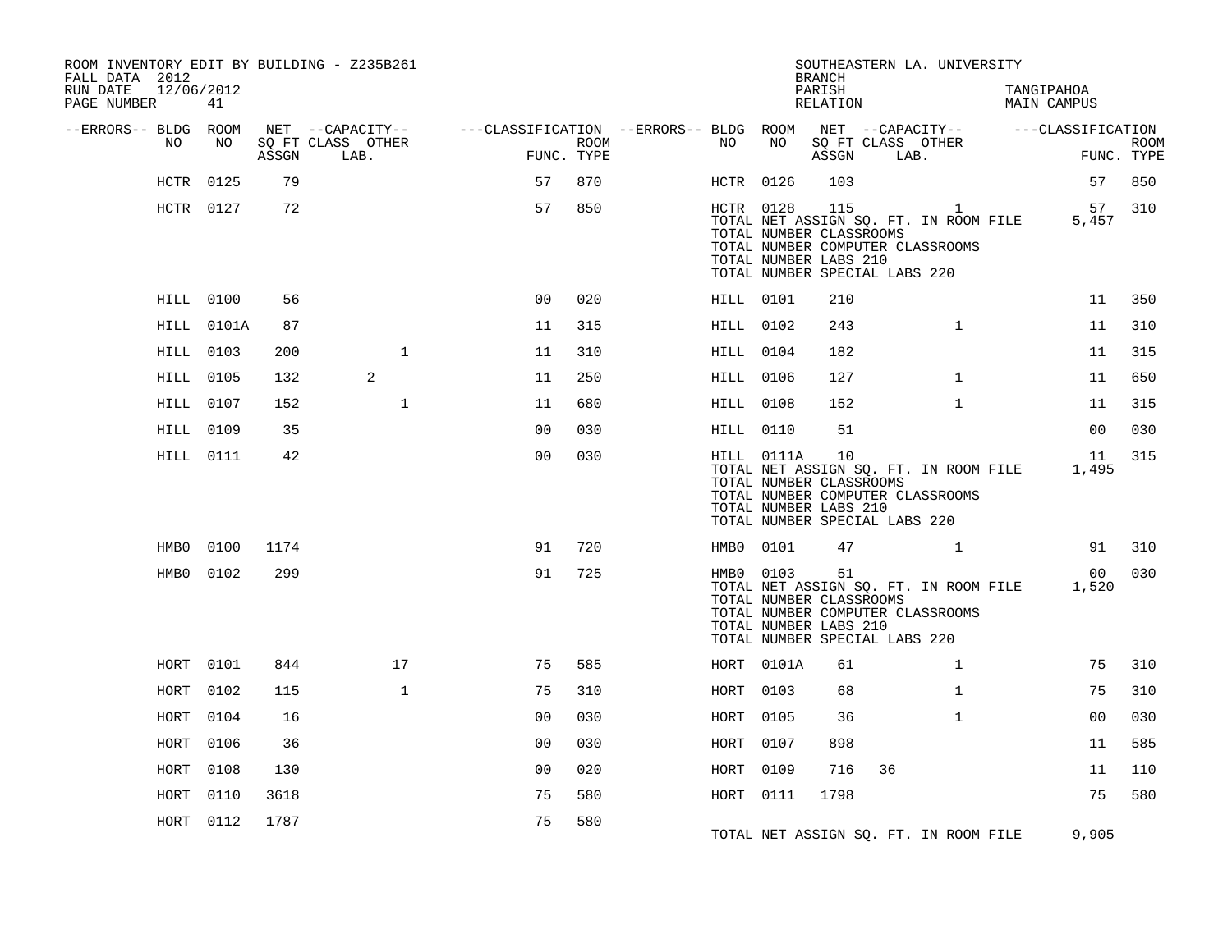ROOM INVENTORY EDIT BY BUILDING - Z235B261
FALL DATA 2012
RUN DATE 12/06/2012
PAGE NUMBER 41

SOUTHEASTERN LA. UNIVERSITY
BRANCH
PARISH TANGIPAHOA
RELATION MAIN CAMPUS

| --ERRORS-- | BLDG NO | ROOM NO | NET SQ FT ASSGN | CAPACITY CLASS LAB. | CAPACITY OTHER | CLASSIFICATION FUNC. | ROOM TYPE | --ERRORS-- | BLDG NO | ROOM NO | NET SQ FT ASSGN | CAPACITY CLASS LAB. | CAPACITY OTHER | CLASSIFICATION FUNC. | ROOM TYPE |
|---|---|---|---|---|---|---|---|---|---|---|---|---|---|---|---|
| | HCTR | 0125 | 79 | | | 57 | 870 | | HCTR | 0126 | 103 | | | 57 | 850 |
| | HCTR | 0127 | 72 | | | 57 | 850 | | HCTR | 0128 | 115 | | 1 | 57 | 310 |

TOTAL NET ASSIGN SQ. FT. IN ROOM FILE 5,457
TOTAL NUMBER CLASSROOMS
TOTAL NUMBER COMPUTER CLASSROOMS
TOTAL NUMBER LABS 210
TOTAL NUMBER SPECIAL LABS 220

| --ERRORS-- | BLDG NO | ROOM NO | NET SQ FT ASSGN | CAPACITY CLASS LAB. | CAPACITY OTHER | CLASSIFICATION FUNC. | ROOM TYPE | --ERRORS-- | BLDG NO | ROOM NO | NET SQ FT ASSGN | CAPACITY CLASS LAB. | CAPACITY OTHER | CLASSIFICATION FUNC. | ROOM TYPE |
|---|---|---|---|---|---|---|---|---|---|---|---|---|---|---|---|
| | HILL | 0100 | 56 | | | 00 | 020 | | HILL | 0101 | 210 | | | 11 | 350 |
| | HILL | 0101A | 87 | | | 11 | 315 | | HILL | 0102 | 243 | | 1 | 11 | 310 |
| | HILL | 0103 | 200 | | 1 | 11 | 310 | | HILL | 0104 | 182 | | | 11 | 315 |
| | HILL | 0105 | 132 | 2 | | 11 | 250 | | HILL | 0106 | 127 | | 1 | 11 | 650 |
| | HILL | 0107 | 152 | | 1 | 11 | 680 | | HILL | 0108 | 152 | | 1 | 11 | 315 |
| | HILL | 0109 | 35 | | | 00 | 030 | | HILL | 0110 | 51 | | | 00 | 030 |
| | HILL | 0111 | 42 | | | 00 | 030 | | HILL | 0111A | 10 | | | 11 | 315 |

TOTAL NET ASSIGN SQ. FT. IN ROOM FILE 1,495
TOTAL NUMBER CLASSROOMS
TOTAL NUMBER COMPUTER CLASSROOMS
TOTAL NUMBER LABS 210
TOTAL NUMBER SPECIAL LABS 220

| --ERRORS-- | BLDG NO | ROOM NO | NET SQ FT ASSGN | CAPACITY CLASS LAB. | CAPACITY OTHER | CLASSIFICATION FUNC. | ROOM TYPE | --ERRORS-- | BLDG NO | ROOM NO | NET SQ FT ASSGN | CAPACITY CLASS LAB. | CAPACITY OTHER | CLASSIFICATION FUNC. | ROOM TYPE |
|---|---|---|---|---|---|---|---|---|---|---|---|---|---|---|---|
| | HMB0 | 0100 | 1174 | | | 91 | 720 | | HMB0 | 0101 | 47 | | 1 | 91 | 310 |
| | HMB0 | 0102 | 299 | | | 91 | 725 | | HMB0 | 0103 | 51 | | | 00 | 030 |

TOTAL NET ASSIGN SQ. FT. IN ROOM FILE 1,520
TOTAL NUMBER CLASSROOMS
TOTAL NUMBER COMPUTER CLASSROOMS
TOTAL NUMBER LABS 210
TOTAL NUMBER SPECIAL LABS 220

| --ERRORS-- | BLDG NO | ROOM NO | NET SQ FT ASSGN | CAPACITY CLASS LAB. | CAPACITY OTHER | CLASSIFICATION FUNC. | ROOM TYPE | --ERRORS-- | BLDG NO | ROOM NO | NET SQ FT ASSGN | CAPACITY CLASS LAB. | CAPACITY OTHER | CLASSIFICATION FUNC. | ROOM TYPE |
|---|---|---|---|---|---|---|---|---|---|---|---|---|---|---|---|
| | HORT | 0101 | 844 | | 17 | 75 | 585 | | HORT | 0101A | 61 | | 1 | 75 | 310 |
| | HORT | 0102 | 115 | | 1 | 75 | 310 | | HORT | 0103 | 68 | | 1 | 75 | 310 |
| | HORT | 0104 | 16 | | | 00 | 030 | | HORT | 0105 | 36 | | 1 | 00 | 030 |
| | HORT | 0106 | 36 | | | 00 | 030 | | HORT | 0107 | 898 | | | 11 | 585 |
| | HORT | 0108 | 130 | | | 00 | 020 | | HORT | 0109 | 716 | 36 | | 11 | 110 |
| | HORT | 0110 | 3618 | | | 75 | 580 | | HORT | 0111 | 1798 | | | 75 | 580 |
| | HORT | 0112 | 1787 | | | 75 | 580 | | | | | | | | |

TOTAL NET ASSIGN SQ. FT. IN ROOM FILE 9,905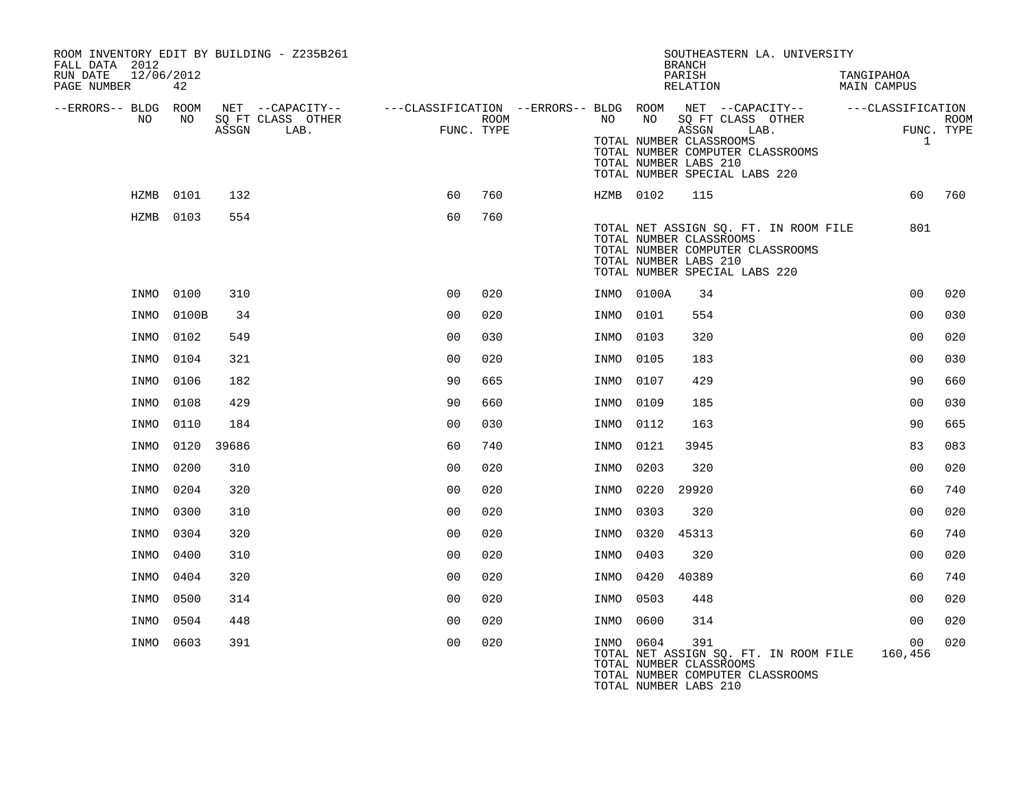ROOM INVENTORY EDIT BY BUILDING - Z235B261
FALL DATA 2012
RUN DATE 12/06/2012

SOUTHEASTERN LA. UNIVERSITY
BRANCH
PARISH TANGIPAHOA
RELATION MAIN CAMPUS

| --ERRORS-- | BLDG NO | ROOM NO | NET SQ FT ASSGN | --CAPACITY-- CLASS | OTHER LAB. | ---CLASSIFICATION FUNC. | ROOM TYPE | --ERRORS-- | BLDG NO | ROOM NO | NET SQ FT ASSGN | --CAPACITY-- CLASS | OTHER LAB. | ---CLASSIFICATION FUNC. | ROOM TYPE |
|---|---|---|---|---|---|---|---|---|---|---|---|---|---|---|---|
| | | | | | | | | | TOTAL NUMBER CLASSROOMS | | | | | 1 | |
| | | | | | | | | | TOTAL NUMBER COMPUTER CLASSROOMS | | | | | | |
| | | | | | | | | | TOTAL NUMBER LABS 210 | | | | | | |
| | | | | | | | | | TOTAL NUMBER SPECIAL LABS 220 | | | | | | |
| | HZMB | 0101 | 132 | | | 60 | 760 | | HZMB | 0102 | 115 | | | 60 | 760 |
| | HZMB | 0103 | 554 | | | 60 | 760 | | | | | | | | |
| | | | | | | | | | TOTAL NET ASSIGN SQ. FT. IN ROOM FILE | | | | | 801 | |
| | | | | | | | | | TOTAL NUMBER CLASSROOMS | | | | | | |
| | | | | | | | | | TOTAL NUMBER COMPUTER CLASSROOMS | | | | | | |
| | | | | | | | | | TOTAL NUMBER LABS 210 | | | | | | |
| | | | | | | | | | TOTAL NUMBER SPECIAL LABS 220 | | | | | | |
| | INMO | 0100 | 310 | | | 00 | 020 | | INMO | 0100A | 34 | | | 00 | 020 |
| | INMO | 0100B | 34 | | | 00 | 020 | | INMO | 0101 | 554 | | | 00 | 030 |
| | INMO | 0102 | 549 | | | 00 | 030 | | INMO | 0103 | 320 | | | 00 | 020 |
| | INMO | 0104 | 321 | | | 00 | 020 | | INMO | 0105 | 183 | | | 00 | 030 |
| | INMO | 0106 | 182 | | | 90 | 665 | | INMO | 0107 | 429 | | | 90 | 660 |
| | INMO | 0108 | 429 | | | 90 | 660 | | INMO | 0109 | 185 | | | 00 | 030 |
| | INMO | 0110 | 184 | | | 00 | 030 | | INMO | 0112 | 163 | | | 90 | 665 |
| | INMO | 0120 | 39686 | | | 60 | 740 | | INMO | 0121 | 3945 | | | 83 | 083 |
| | INMO | 0200 | 310 | | | 00 | 020 | | INMO | 0203 | 320 | | | 00 | 020 |
| | INMO | 0204 | 320 | | | 00 | 020 | | INMO | 0220 | 29920 | | | 60 | 740 |
| | INMO | 0300 | 310 | | | 00 | 020 | | INMO | 0303 | 320 | | | 00 | 020 |
| | INMO | 0304 | 320 | | | 00 | 020 | | INMO | 0320 | 45313 | | | 60 | 740 |
| | INMO | 0400 | 310 | | | 00 | 020 | | INMO | 0403 | 320 | | | 00 | 020 |
| | INMO | 0404 | 320 | | | 00 | 020 | | INMO | 0420 | 40389 | | | 60 | 740 |
| | INMO | 0500 | 314 | | | 00 | 020 | | INMO | 0503 | 448 | | | 00 | 020 |
| | INMO | 0504 | 448 | | | 00 | 020 | | INMO | 0600 | 314 | | | 00 | 020 |
| | INMO | 0603 | 391 | | | 00 | 020 | | INMO | 0604 | 391 | | | 00 | 020 |
| | | | | | | | | | TOTAL NET ASSIGN SQ. FT. IN ROOM FILE | | | | | 160,456 | |
| | | | | | | | | | TOTAL NUMBER CLASSROOMS | | | | | | |
| | | | | | | | | | TOTAL NUMBER COMPUTER CLASSROOMS | | | | | | |
| | | | | | | | | | TOTAL NUMBER LABS 210 | | | | | | |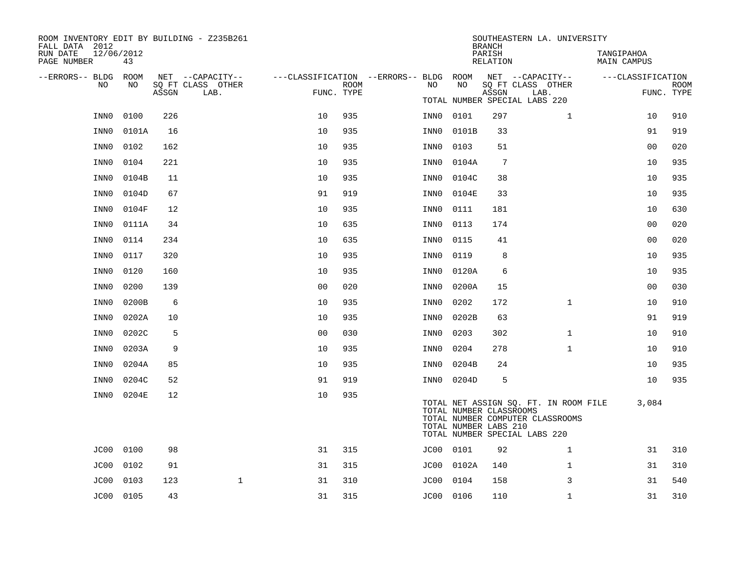ROOM INVENTORY EDIT BY BUILDING - Z235B261
FALL DATA 2012
RUN DATE 12/06/2012
PAGE NUMBER 43

SOUTHEASTERN LA. UNIVERSITY
BRANCH
PARISH TANGIPAHOA
RELATION MAIN CAMPUS

| --ERRORS-- | BLDG NO | ROOM NO | NET SQ FT ASSGN | --CAPACITY-- CLASS | OTHER LAB. | ---CLASSIFICATION FUNC. | ROOM TYPE | --ERRORS-- | BLDG NO | ROOM NO | NET SQ FT ASSGN | --CAPACITY-- CLASS | OTHER LAB. | ---CLASSIFICATION FUNC. | ROOM TYPE |
|---|---|---|---|---|---|---|---|---|---|---|---|---|---|---|---|
| | | | | | | | | | TOTAL NUMBER SPECIAL LABS 220 | | | | | | |
| | INN0 | 0100 | 226 | | | 10 | 935 | | INN0 | 0101 | 297 | | 1 | 10 | 910 |
| | INN0 | 0101A | 16 | | | 10 | 935 | | INN0 | 0101B | 33 | | | 91 | 919 |
| | INN0 | 0102 | 162 | | | 10 | 935 | | INN0 | 0103 | 51 | | | 00 | 020 |
| | INN0 | 0104 | 221 | | | 10 | 935 | | INN0 | 0104A | 7 | | | 10 | 935 |
| | INN0 | 0104B | 11 | | | 10 | 935 | | INN0 | 0104C | 38 | | | 10 | 935 |
| | INN0 | 0104D | 67 | | | 91 | 919 | | INN0 | 0104E | 33 | | | 10 | 935 |
| | INN0 | 0104F | 12 | | | 10 | 935 | | INN0 | 0111 | 181 | | | 10 | 630 |
| | INN0 | 0111A | 34 | | | 10 | 635 | | INN0 | 0113 | 174 | | | 00 | 020 |
| | INN0 | 0114 | 234 | | | 10 | 635 | | INN0 | 0115 | 41 | | | 00 | 020 |
| | INN0 | 0117 | 320 | | | 10 | 935 | | INN0 | 0119 | 8 | | | 10 | 935 |
| | INN0 | 0120 | 160 | | | 10 | 935 | | INN0 | 0120A | 6 | | | 10 | 935 |
| | INN0 | 0200 | 139 | | | 00 | 020 | | INN0 | 0200A | 15 | | | 00 | 030 |
| | INN0 | 0200B | 6 | | | 10 | 935 | | INN0 | 0202 | 172 | | 1 | 10 | 910 |
| | INN0 | 0202A | 10 | | | 10 | 935 | | INN0 | 0202B | 63 | | | 91 | 919 |
| | INN0 | 0202C | 5 | | | 00 | 030 | | INN0 | 0203 | 302 | | 1 | 10 | 910 |
| | INN0 | 0203A | 9 | | | 10 | 935 | | INN0 | 0204 | 278 | | 1 | 10 | 910 |
| | INN0 | 0204A | 85 | | | 10 | 935 | | INN0 | 0204B | 24 | | | 10 | 935 |
| | INN0 | 0204C | 52 | | | 91 | 919 | | INN0 | 0204D | 5 | | | 10 | 935 |
| | INN0 | 0204E | 12 | | | 10 | 935 | | | | | | | | |
| | | | | | | | | | TOTAL NET ASSIGN SQ. FT. IN ROOM FILE | | | | | 3,084 | |
| | | | | | | | | | TOTAL NUMBER CLASSROOMS | | | | | | |
| | | | | | | | | | TOTAL NUMBER COMPUTER CLASSROOMS | | | | | | |
| | | | | | | | | | TOTAL NUMBER LABS 210 | | | | | | |
| | | | | | | | | | TOTAL NUMBER SPECIAL LABS 220 | | | | | | |
| | JC00 | 0100 | 98 | | | 31 | 315 | | JC00 | 0101 | 92 | | 1 | 31 | 310 |
| | JC00 | 0102 | 91 | | | 31 | 315 | | JC00 | 0102A | 140 | | 1 | 31 | 310 |
| | JC00 | 0103 | 123 | | 1 | 31 | 310 | | JC00 | 0104 | 158 | | 3 | 31 | 540 |
| | JC00 | 0105 | 43 | | | 31 | 315 | | JC00 | 0106 | 110 | | 1 | 31 | 310 |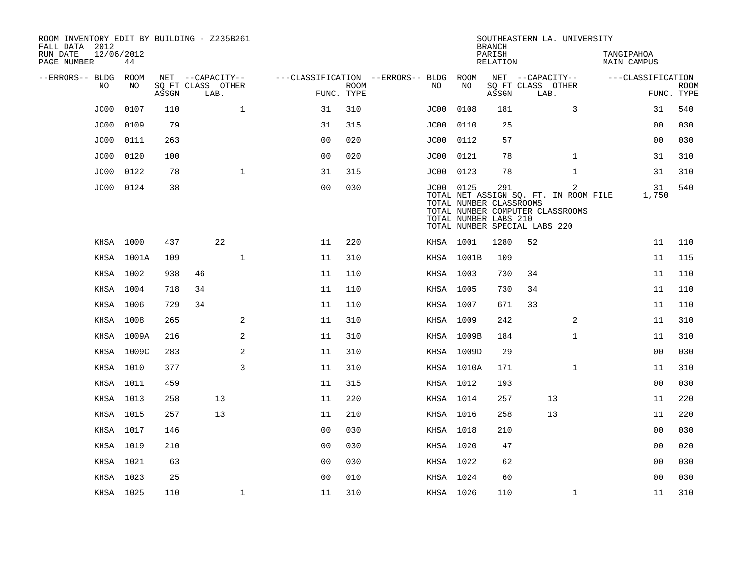ROOM INVENTORY EDIT BY BUILDING - Z235B261
FALL DATA 2012
RUN DATE 12/06/2012
PAGE NUMBER 44

SOUTHEASTERN LA. UNIVERSITY
BRANCH
PARISH TANGIPAHOA
RELATION MAIN CAMPUS

| --ERRORS-- | BLDG NO | ROOM NO | NET SQ FT ASSGN | CAPACITY CLASS | CAPACITY LAB. | CAPACITY OTHER | CLASSIFICATION FUNC. | ROOM TYPE | --ERRORS-- | BLDG NO | ROOM NO | NET SQ FT ASSGN | CAPACITY CLASS | CAPACITY LAB. | CAPACITY OTHER | CLASSIFICATION FUNC. | ROOM TYPE |
|---|---|---|---|---|---|---|---|---|---|---|---|---|---|---|---|---|---|
| | JC00 | 0107 | 110 | | | 1 | 31 | 310 | | JC00 | 0108 | 181 | | | 3 | 31 | 540 |
| | JC00 | 0109 | 79 | | | | 31 | 315 | | JC00 | 0110 | 25 | | | | 00 | 030 |
| | JC00 | 0111 | 263 | | | | 00 | 020 | | JC00 | 0112 | 57 | | | | 00 | 030 |
| | JC00 | 0120 | 100 | | | | 00 | 020 | | JC00 | 0121 | 78 | | | 1 | 31 | 310 |
| | JC00 | 0122 | 78 | | | 1 | 31 | 315 | | JC00 | 0123 | 78 | | | 1 | 31 | 310 |
| | JC00 | 0124 | 38 | | | | 00 | 030 | | JC00 | 0125 | 291 | | | 2 | 31 | 540 |
| | | | | | | | | | | TOTAL NET ASSIGN SQ. FT. IN ROOM FILE | | | | | | 1,750 | |
| | | | | | | | | | | TOTAL NUMBER CLASSROOMS | | | | | | | |
| | | | | | | | | | | TOTAL NUMBER COMPUTER CLASSROOMS | | | | | | | |
| | | | | | | | | | | TOTAL NUMBER LABS 210 | | | | | | | |
| | | | | | | | | | | TOTAL NUMBER SPECIAL LABS 220 | | | | | | | |
| | KHSA | 1000 | 437 | | 22 | | 11 | 220 | | KHSA | 1001 | 1280 | 52 | | | 11 | 110 |
| | KHSA | 1001A | 109 | | | 1 | 11 | 310 | | KHSA | 1001B | 109 | | | | 11 | 115 |
| | KHSA | 1002 | 938 | 46 | | | 11 | 110 | | KHSA | 1003 | 730 | 34 | | | 11 | 110 |
| | KHSA | 1004 | 718 | 34 | | | 11 | 110 | | KHSA | 1005 | 730 | 34 | | | 11 | 110 |
| | KHSA | 1006 | 729 | 34 | | | 11 | 110 | | KHSA | 1007 | 671 | 33 | | | 11 | 110 |
| | KHSA | 1008 | 265 | | | 2 | 11 | 310 | | KHSA | 1009 | 242 | | | 2 | 11 | 310 |
| | KHSA | 1009A | 216 | | | 2 | 11 | 310 | | KHSA | 1009B | 184 | | | 1 | 11 | 310 |
| | KHSA | 1009C | 283 | | | 2 | 11 | 310 | | KHSA | 1009D | 29 | | | | 00 | 030 |
| | KHSA | 1010 | 377 | | | 3 | 11 | 310 | | KHSA | 1010A | 171 | | | 1 | 11 | 310 |
| | KHSA | 1011 | 459 | | | | 11 | 315 | | KHSA | 1012 | 193 | | | | 00 | 030 |
| | KHSA | 1013 | 258 | | 13 | | 11 | 220 | | KHSA | 1014 | 257 | | 13 | | 11 | 220 |
| | KHSA | 1015 | 257 | | 13 | | 11 | 210 | | KHSA | 1016 | 258 | | 13 | | 11 | 220 |
| | KHSA | 1017 | 146 | | | | 00 | 030 | | KHSA | 1018 | 210 | | | | 00 | 030 |
| | KHSA | 1019 | 210 | | | | 00 | 030 | | KHSA | 1020 | 47 | | | | 00 | 020 |
| | KHSA | 1021 | 63 | | | | 00 | 030 | | KHSA | 1022 | 62 | | | | 00 | 030 |
| | KHSA | 1023 | 25 | | | | 00 | 010 | | KHSA | 1024 | 60 | | | | 00 | 030 |
| | KHSA | 1025 | 110 | | | 1 | 11 | 310 | | KHSA | 1026 | 110 | | | 1 | 11 | 310 |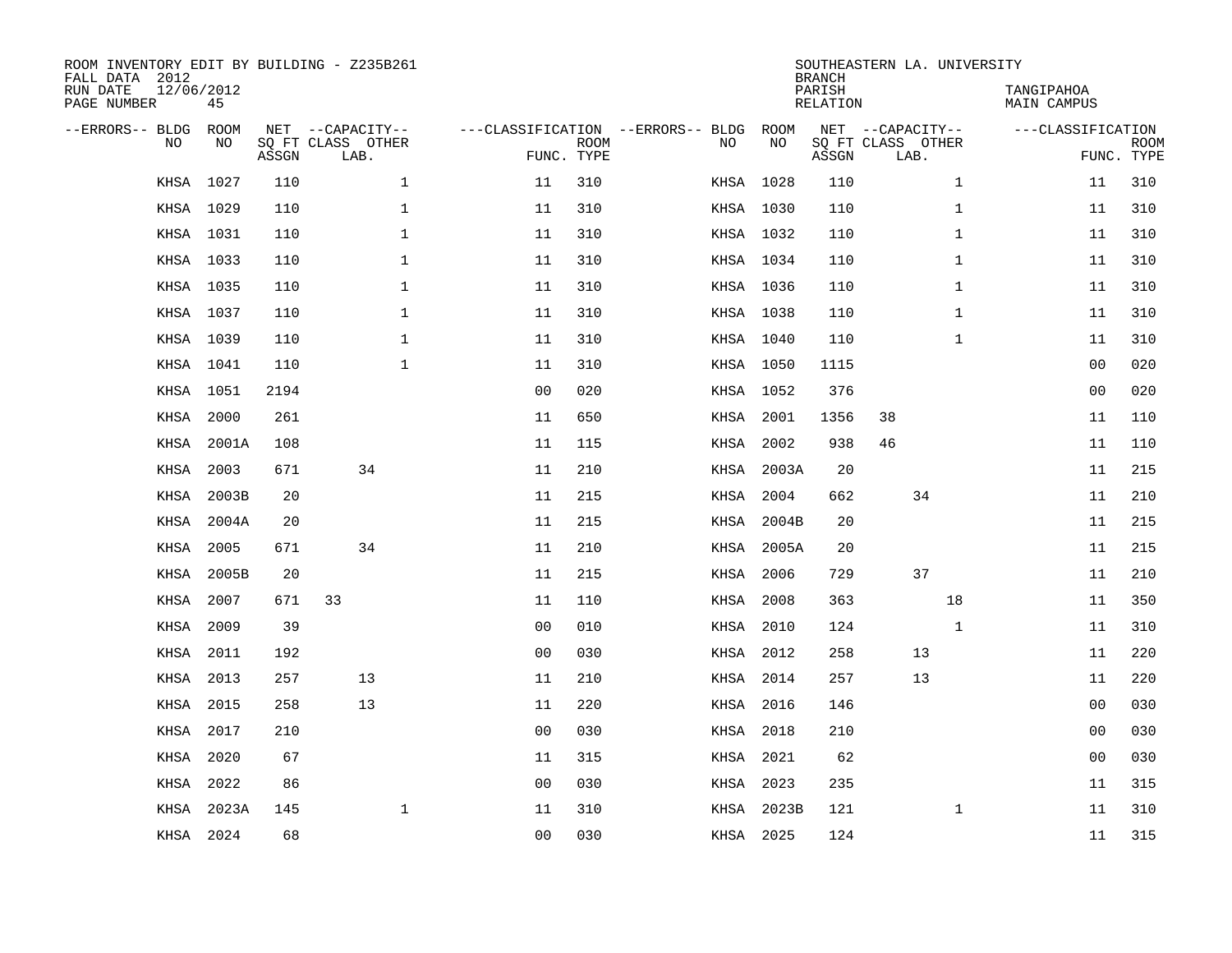ROOM INVENTORY EDIT BY BUILDING - Z235B261
FALL DATA 2012
RUN DATE 12/06/2012
PAGE NUMBER 45

SOUTHEASTERN LA. UNIVERSITY
BRANCH
PARISH TANGIPAHOA
RELATION MAIN CAMPUS

| --ERRORS-- | BLDG NO | ROOM NO | NET SQ FT ASSGN | CAPACITY CLASS | CAPACITY LAB. | CAPACITY OTHER | FUNC. | ROOM TYPE | --ERRORS-- | BLDG NO | ROOM NO | NET SQ FT ASSGN | CAPACITY CLASS | CAPACITY LAB. | CAPACITY OTHER | FUNC. | ROOM TYPE |
|---|---|---|---|---|---|---|---|---|---|---|---|---|---|---|---|---|---|
| | KHSA | 1027 | 110 | | | 1 | 11 | 310 | | KHSA | 1028 | 110 | | | 1 | 11 | 310 |
| | KHSA | 1029 | 110 | | | 1 | 11 | 310 | | KHSA | 1030 | 110 | | | 1 | 11 | 310 |
| | KHSA | 1031 | 110 | | | 1 | 11 | 310 | | KHSA | 1032 | 110 | | | 1 | 11 | 310 |
| | KHSA | 1033 | 110 | | | 1 | 11 | 310 | | KHSA | 1034 | 110 | | | 1 | 11 | 310 |
| | KHSA | 1035 | 110 | | | 1 | 11 | 310 | | KHSA | 1036 | 110 | | | 1 | 11 | 310 |
| | KHSA | 1037 | 110 | | | 1 | 11 | 310 | | KHSA | 1038 | 110 | | | 1 | 11 | 310 |
| | KHSA | 1039 | 110 | | | 1 | 11 | 310 | | KHSA | 1040 | 110 | | | 1 | 11 | 310 |
| | KHSA | 1041 | 110 | | | 1 | 11 | 310 | | KHSA | 1050 | 1115 | | | | 00 | 020 |
| | KHSA | 1051 | 2194 | | | | 00 | 020 | | KHSA | 1052 | 376 | | | | 00 | 020 |
| | KHSA | 2000 | 261 | | | | 11 | 650 | | KHSA | 2001 | 1356 | 38 | | | 11 | 110 |
| | KHSA | 2001A | 108 | | | | 11 | 115 | | KHSA | 2002 | 938 | 46 | | | 11 | 110 |
| | KHSA | 2003 | 671 | | 34 | | 11 | 210 | | KHSA | 2003A | 20 | | | | 11 | 215 |
| | KHSA | 2003B | 20 | | | | 11 | 215 | | KHSA | 2004 | 662 | | 34 | | 11 | 210 |
| | KHSA | 2004A | 20 | | | | 11 | 215 | | KHSA | 2004B | 20 | | | | 11 | 215 |
| | KHSA | 2005 | 671 | | 34 | | 11 | 210 | | KHSA | 2005A | 20 | | | | 11 | 215 |
| | KHSA | 2005B | 20 | | | | 11 | 215 | | KHSA | 2006 | 729 | | 37 | | 11 | 210 |
| | KHSA | 2007 | 671 | 33 | | | 11 | 110 | | KHSA | 2008 | 363 | | | 18 | 11 | 350 |
| | KHSA | 2009 | 39 | | | | 00 | 010 | | KHSA | 2010 | 124 | | | 1 | 11 | 310 |
| | KHSA | 2011 | 192 | | | | 00 | 030 | | KHSA | 2012 | 258 | | 13 | | 11 | 220 |
| | KHSA | 2013 | 257 | | 13 | | 11 | 210 | | KHSA | 2014 | 257 | | 13 | | 11 | 220 |
| | KHSA | 2015 | 258 | | 13 | | 11 | 220 | | KHSA | 2016 | 146 | | | | 00 | 030 |
| | KHSA | 2017 | 210 | | | | 00 | 030 | | KHSA | 2018 | 210 | | | | 00 | 030 |
| | KHSA | 2020 | 67 | | | | 11 | 315 | | KHSA | 2021 | 62 | | | | 00 | 030 |
| | KHSA | 2022 | 86 | | | | 00 | 030 | | KHSA | 2023 | 235 | | | | 11 | 315 |
| | KHSA | 2023A | 145 | | | 1 | 11 | 310 | | KHSA | 2023B | 121 | | | 1 | 11 | 310 |
| | KHSA | 2024 | 68 | | | | 00 | 030 | | KHSA | 2025 | 124 | | | | 11 | 315 |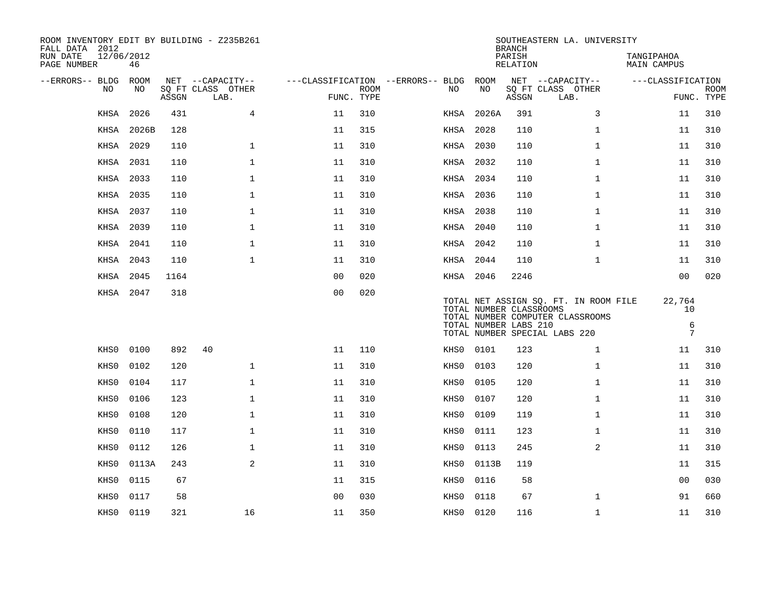ROOM INVENTORY EDIT BY BUILDING - Z235B261
FALL DATA 2012
RUN DATE 12/06/2012
PAGE NUMBER 46

SOUTHEASTERN LA. UNIVERSITY
BRANCH
PARISH TANGIPAHOA
RELATION MAIN CAMPUS

| --ERRORS-- | BLDG NO | ROOM NO | NET SQ FT ASSGN | CAPACITY CLASS | CAPACITY OTHER LAB. | FUNC. | ROOM TYPE | --ERRORS-- | BLDG NO | ROOM NO | NET SQ FT ASSGN | CAPACITY CLASS | CAPACITY OTHER LAB. | FUNC. | ROOM TYPE |
|---|---|---|---|---|---|---|---|---|---|---|---|---|---|---|---|
| | KHSA | 2026 | 431 | | 4 | 11 | 310 | | KHSA | 2026A | 391 | | 3 | 11 | 310 |
| | KHSA | 2026B | 128 | | | 11 | 315 | | KHSA | 2028 | 110 | | 1 | 11 | 310 |
| | KHSA | 2029 | 110 | | 1 | 11 | 310 | | KHSA | 2030 | 110 | | 1 | 11 | 310 |
| | KHSA | 2031 | 110 | | 1 | 11 | 310 | | KHSA | 2032 | 110 | | 1 | 11 | 310 |
| | KHSA | 2033 | 110 | | 1 | 11 | 310 | | KHSA | 2034 | 110 | | 1 | 11 | 310 |
| | KHSA | 2035 | 110 | | 1 | 11 | 310 | | KHSA | 2036 | 110 | | 1 | 11 | 310 |
| | KHSA | 2037 | 110 | | 1 | 11 | 310 | | KHSA | 2038 | 110 | | 1 | 11 | 310 |
| | KHSA | 2039 | 110 | | 1 | 11 | 310 | | KHSA | 2040 | 110 | | 1 | 11 | 310 |
| | KHSA | 2041 | 110 | | 1 | 11 | 310 | | KHSA | 2042 | 110 | | 1 | 11 | 310 |
| | KHSA | 2043 | 110 | | 1 | 11 | 310 | | KHSA | 2044 | 110 | | 1 | 11 | 310 |
| | KHSA | 2045 | 1164 | | | 00 | 020 | | KHSA | 2046 | 2246 | | | 00 | 020 |
| | KHSA | 2047 | 318 | | | 00 | 020 | | | | | | | | |

TOTAL NET ASSIGN SQ. FT. IN ROOM FILE 22,764
TOTAL NUMBER CLASSROOMS 10
TOTAL NUMBER COMPUTER CLASSROOMS
TOTAL NUMBER LABS 210 6
TOTAL NUMBER SPECIAL LABS 220 7

| --ERRORS-- | BLDG NO | ROOM NO | NET SQ FT ASSGN | CAPACITY CLASS | CAPACITY OTHER LAB. | FUNC. | ROOM TYPE | --ERRORS-- | BLDG NO | ROOM NO | NET SQ FT ASSGN | CAPACITY CLASS | CAPACITY OTHER LAB. | FUNC. | ROOM TYPE |
|---|---|---|---|---|---|---|---|---|---|---|---|---|---|---|---|
| | KHS0 | 0100 | 892 | 40 | | 11 | 110 | | KHS0 | 0101 | 123 | | 1 | 11 | 310 |
| | KHS0 | 0102 | 120 | | 1 | 11 | 310 | | KHS0 | 0103 | 120 | | 1 | 11 | 310 |
| | KHS0 | 0104 | 117 | | 1 | 11 | 310 | | KHS0 | 0105 | 120 | | 1 | 11 | 310 |
| | KHS0 | 0106 | 123 | | 1 | 11 | 310 | | KHS0 | 0107 | 120 | | 1 | 11 | 310 |
| | KHS0 | 0108 | 120 | | 1 | 11 | 310 | | KHS0 | 0109 | 119 | | 1 | 11 | 310 |
| | KHS0 | 0110 | 117 | | 1 | 11 | 310 | | KHS0 | 0111 | 123 | | 1 | 11 | 310 |
| | KHS0 | 0112 | 126 | | 1 | 11 | 310 | | KHS0 | 0113 | 245 | | 2 | 11 | 310 |
| | KHS0 | 0113A | 243 | | 2 | 11 | 310 | | KHS0 | 0113B | 119 | | | 11 | 315 |
| | KHS0 | 0115 | 67 | | | 11 | 315 | | KHS0 | 0116 | 58 | | | 00 | 030 |
| | KHS0 | 0117 | 58 | | | 00 | 030 | | KHS0 | 0118 | 67 | | 1 | 91 | 660 |
| | KHS0 | 0119 | 321 | | 16 | 11 | 350 | | KHS0 | 0120 | 116 | | 1 | 11 | 310 |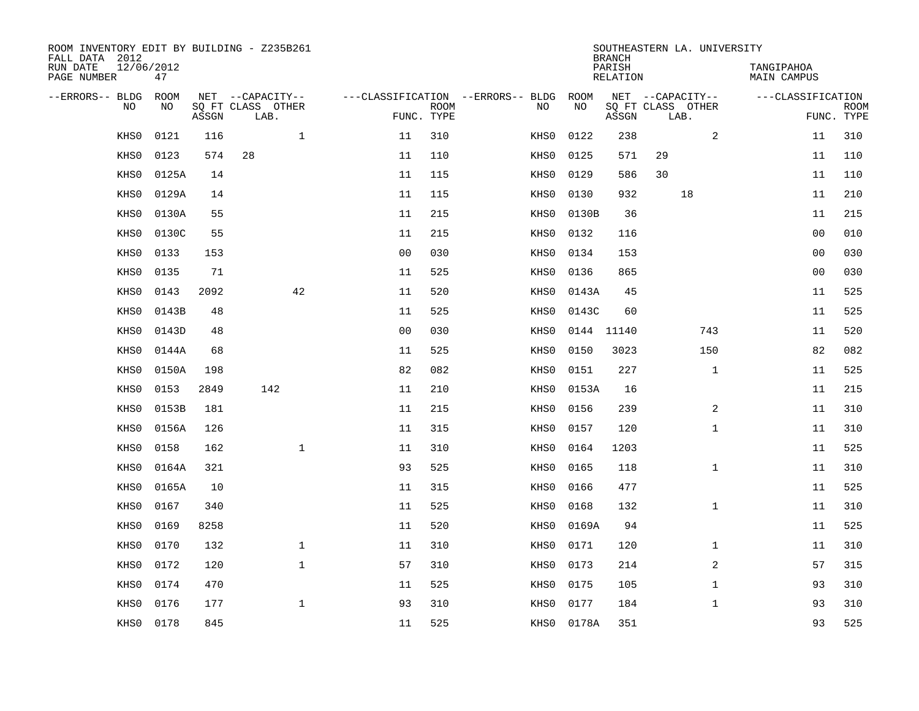ROOM INVENTORY EDIT BY BUILDING - Z235B261
FALL DATA 2012
RUN DATE 12/06/2012
PAGE NUMBER 47

SOUTHEASTERN LA. UNIVERSITY
BRANCH
PARISH TANGIPAHOA
RELATION MAIN CAMPUS

| --ERRORS-- | BLDG NO | ROOM NO | NET SQ FT ASSGN | --CAPACITY-- CLASS | LAB. | OTHER | ---CLASSIFICATION FUNC. | ROOM TYPE | --ERRORS-- | BLDG NO | ROOM NO | NET SQ FT ASSGN | --CAPACITY-- CLASS | LAB. | OTHER | ---CLASSIFICATION FUNC. | ROOM TYPE |
|---|---|---|---|---|---|---|---|---|---|---|---|---|---|---|---|---|---|
| | KHS0 | 0121 | 116 | | | 1 | 11 | 310 | | KHS0 | 0122 | 238 | | | 2 | 11 | 310 |
| | KHS0 | 0123 | 574 | 28 | | | 11 | 110 | | KHS0 | 0125 | 571 | 29 | | | 11 | 110 |
| | KHS0 | 0125A | 14 | | | | 11 | 115 | | KHS0 | 0129 | 586 | 30 | | | 11 | 110 |
| | KHS0 | 0129A | 14 | | | | 11 | 115 | | KHS0 | 0130 | 932 | | 18 | | 11 | 210 |
| | KHS0 | 0130A | 55 | | | | 11 | 215 | | KHS0 | 0130B | 36 | | | | 11 | 215 |
| | KHS0 | 0130C | 55 | | | | 11 | 215 | | KHS0 | 0132 | 116 | | | | 00 | 010 |
| | KHS0 | 0133 | 153 | | | | 00 | 030 | | KHS0 | 0134 | 153 | | | | 00 | 030 |
| | KHS0 | 0135 | 71 | | | | 11 | 525 | | KHS0 | 0136 | 865 | | | | 00 | 030 |
| | KHS0 | 0143 | 2092 | | | 42 | 11 | 520 | | KHS0 | 0143A | 45 | | | | 11 | 525 |
| | KHS0 | 0143B | 48 | | | | 11 | 525 | | KHS0 | 0143C | 60 | | | | 11 | 525 |
| | KHS0 | 0143D | 48 | | | | 00 | 030 | | KHS0 | 0144 | 11140 | | | 743 | 11 | 520 |
| | KHS0 | 0144A | 68 | | | | 11 | 525 | | KHS0 | 0150 | 3023 | | | 150 | 82 | 082 |
| | KHS0 | 0150A | 198 | | | | 82 | 082 | | KHS0 | 0151 | 227 | | | 1 | 11 | 525 |
| | KHS0 | 0153 | 2849 | | 142 | | 11 | 210 | | KHS0 | 0153A | 16 | | | | 11 | 215 |
| | KHS0 | 0153B | 181 | | | | 11 | 215 | | KHS0 | 0156 | 239 | | | 2 | 11 | 310 |
| | KHS0 | 0156A | 126 | | | | 11 | 315 | | KHS0 | 0157 | 120 | | | 1 | 11 | 310 |
| | KHS0 | 0158 | 162 | | | 1 | 11 | 310 | | KHS0 | 0164 | 1203 | | | | 11 | 525 |
| | KHS0 | 0164A | 321 | | | | 93 | 525 | | KHS0 | 0165 | 118 | | | 1 | 11 | 310 |
| | KHS0 | 0165A | 10 | | | | 11 | 315 | | KHS0 | 0166 | 477 | | | | 11 | 525 |
| | KHS0 | 0167 | 340 | | | | 11 | 525 | | KHS0 | 0168 | 132 | | | 1 | 11 | 310 |
| | KHS0 | 0169 | 8258 | | | | 11 | 520 | | KHS0 | 0169A | 94 | | | | 11 | 525 |
| | KHS0 | 0170 | 132 | | | 1 | 11 | 310 | | KHS0 | 0171 | 120 | | | 1 | 11 | 310 |
| | KHS0 | 0172 | 120 | | | 1 | 57 | 310 | | KHS0 | 0173 | 214 | | | 2 | 57 | 315 |
| | KHS0 | 0174 | 470 | | | | 11 | 525 | | KHS0 | 0175 | 105 | | | 1 | 93 | 310 |
| | KHS0 | 0176 | 177 | | | 1 | 93 | 310 | | KHS0 | 0177 | 184 | | | 1 | 93 | 310 |
| | KHS0 | 0178 | 845 | | | | 11 | 525 | | KHS0 | 0178A | 351 | | | | 93 | 525 |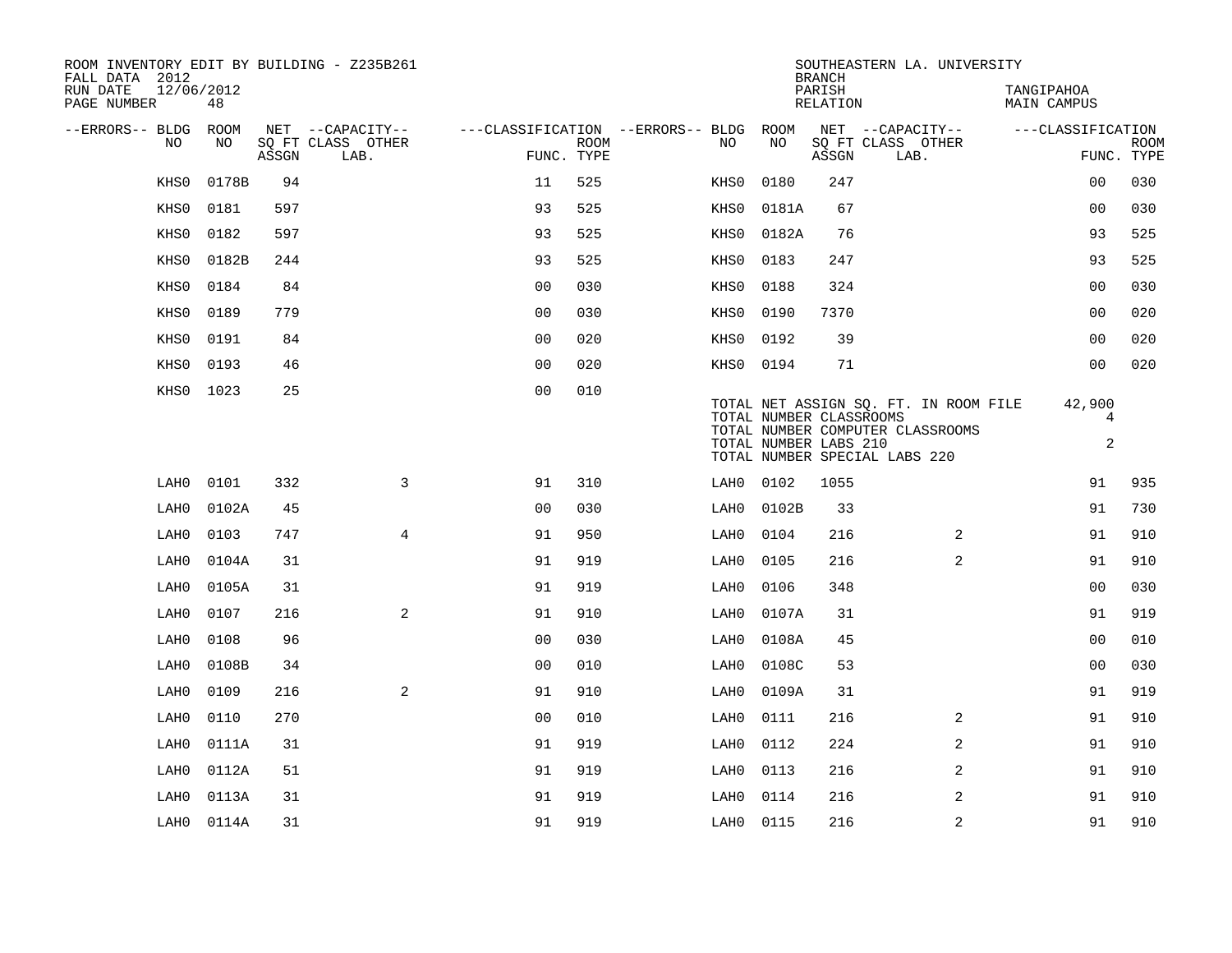ROOM INVENTORY EDIT BY BUILDING - Z235B261
FALL DATA 2012
RUN DATE 12/06/2012
PAGE NUMBER 48

SOUTHEASTERN LA. UNIVERSITY
BRANCH
PARISH TANGIPAHOA
RELATION MAIN CAMPUS

| --ERRORS-- | BLDG NO | ROOM NO | NET SQ FT ASSGN | CAPACITY CLASS LAB. | CAPACITY OTHER | CLASSIFICATION FUNC. | ROOM TYPE | --ERRORS-- | BLDG NO | ROOM NO | NET SQ FT ASSGN | CAPACITY CLASS LAB. | CAPACITY OTHER | CLASSIFICATION FUNC. | ROOM TYPE |
|---|---|---|---|---|---|---|---|---|---|---|---|---|---|---|---|
| | KHS0 | 0178B | 94 | | | 11 | 525 | | KHS0 | 0180 | 247 | | | 00 | 030 |
| | KHS0 | 0181 | 597 | | | 93 | 525 | | KHS0 | 0181A | 67 | | | 00 | 030 |
| | KHS0 | 0182 | 597 | | | 93 | 525 | | KHS0 | 0182A | 76 | | | 93 | 525 |
| | KHS0 | 0182B | 244 | | | 93 | 525 | | KHS0 | 0183 | 247 | | | 93 | 525 |
| | KHS0 | 0184 | 84 | | | 00 | 030 | | KHS0 | 0188 | 324 | | | 00 | 030 |
| | KHS0 | 0189 | 779 | | | 00 | 030 | | KHS0 | 0190 | 7370 | | | 00 | 020 |
| | KHS0 | 0191 | 84 | | | 00 | 020 | | KHS0 | 0192 | 39 | | | 00 | 020 |
| | KHS0 | 0193 | 46 | | | 00 | 020 | | KHS0 | 0194 | 71 | | | 00 | 020 |
| | KHS0 | 1023 | 25 | | | 00 | 010 | | | | | | | | |

TOTAL NET ASSIGN SQ. FT. IN ROOM FILE 42,900
TOTAL NUMBER CLASSROOMS 4
TOTAL NUMBER COMPUTER CLASSROOMS
TOTAL NUMBER LABS 210 2
TOTAL NUMBER SPECIAL LABS 220

| --ERRORS-- | BLDG NO | ROOM NO | NET SQ FT ASSGN | CAPACITY CLASS LAB. | CAPACITY OTHER | CLASSIFICATION FUNC. | ROOM TYPE | --ERRORS-- | BLDG NO | ROOM NO | NET SQ FT ASSGN | CAPACITY CLASS LAB. | CAPACITY OTHER | CLASSIFICATION FUNC. | ROOM TYPE |
|---|---|---|---|---|---|---|---|---|---|---|---|---|---|---|---|
| | LAH0 | 0101 | 332 | | 3 | 91 | 310 | | LAH0 | 0102 | 1055 | | | 91 | 935 |
| | LAH0 | 0102A | 45 | | | 00 | 030 | | LAH0 | 0102B | 33 | | | 91 | 730 |
| | LAH0 | 0103 | 747 | | 4 | 91 | 950 | | LAH0 | 0104 | 216 | | 2 | 91 | 910 |
| | LAH0 | 0104A | 31 | | | 91 | 919 | | LAH0 | 0105 | 216 | | 2 | 91 | 910 |
| | LAH0 | 0105A | 31 | | | 91 | 919 | | LAH0 | 0106 | 348 | | | 00 | 030 |
| | LAH0 | 0107 | 216 | | 2 | 91 | 910 | | LAH0 | 0107A | 31 | | | 91 | 919 |
| | LAH0 | 0108 | 96 | | | 00 | 030 | | LAH0 | 0108A | 45 | | | 00 | 010 |
| | LAH0 | 0108B | 34 | | | 00 | 010 | | LAH0 | 0108C | 53 | | | 00 | 030 |
| | LAH0 | 0109 | 216 | | 2 | 91 | 910 | | LAH0 | 0109A | 31 | | | 91 | 919 |
| | LAH0 | 0110 | 270 | | | 00 | 010 | | LAH0 | 0111 | 216 | | 2 | 91 | 910 |
| | LAH0 | 0111A | 31 | | | 91 | 919 | | LAH0 | 0112 | 224 | | 2 | 91 | 910 |
| | LAH0 | 0112A | 51 | | | 91 | 919 | | LAH0 | 0113 | 216 | | 2 | 91 | 910 |
| | LAH0 | 0113A | 31 | | | 91 | 919 | | LAH0 | 0114 | 216 | | 2 | 91 | 910 |
| | LAH0 | 0114A | 31 | | | 91 | 919 | | LAH0 | 0115 | 216 | | 2 | 91 | 910 |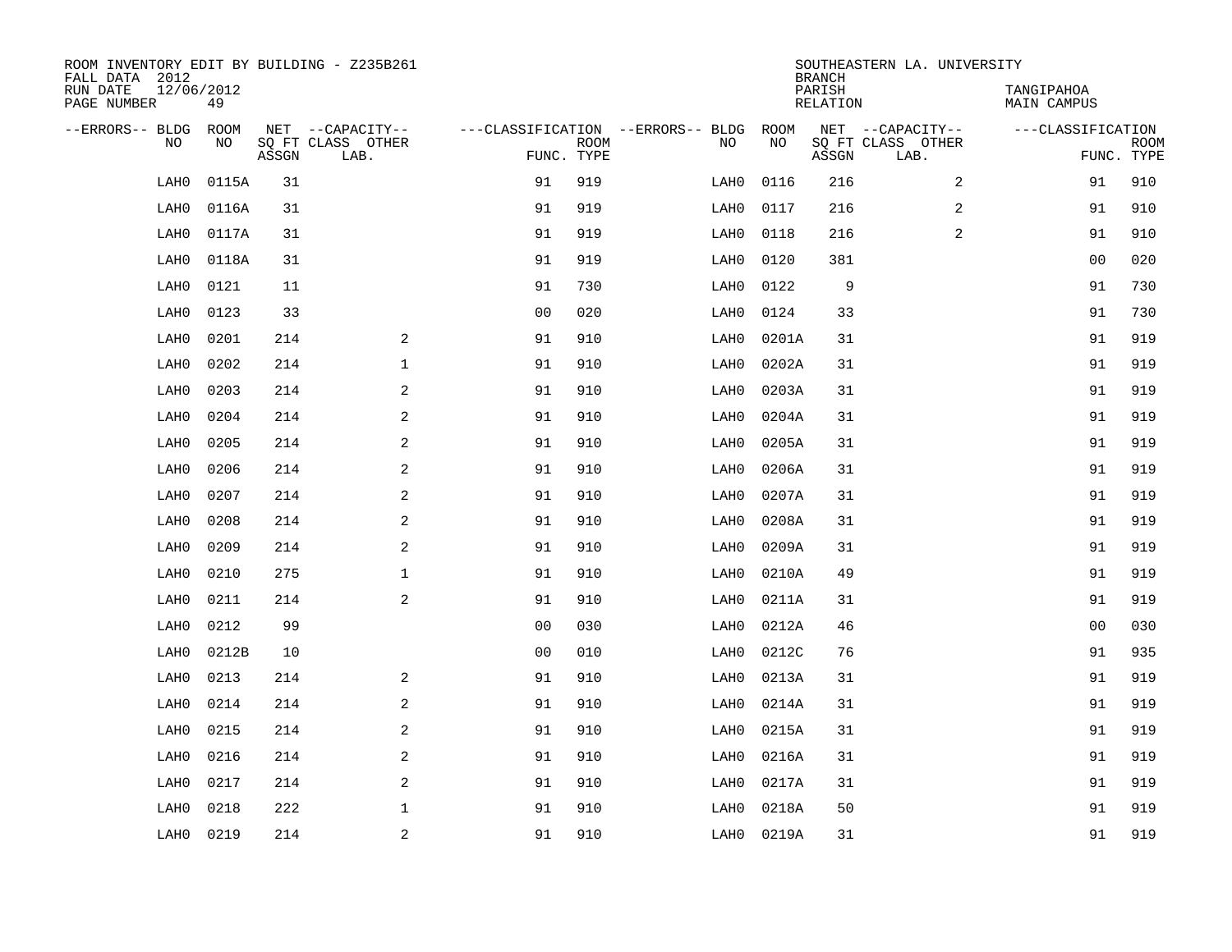ROOM INVENTORY EDIT BY BUILDING - Z235B261
FALL DATA 2012
RUN DATE 12/06/2012
PAGE NUMBER 49

SOUTHEASTERN LA. UNIVERSITY
BRANCH
PARISH TANGIPAHOA
RELATION MAIN CAMPUS

| --ERRORS-- | BLDG NO | ROOM NO | NET SQ FT ASSGN | --CAPACITY-- CLASS LAB. | OTHER | ---CLASSIFICATION FUNC. | ROOM TYPE | --ERRORS-- | BLDG NO | ROOM NO | NET SQ FT ASSGN | --CAPACITY-- CLASS LAB. | OTHER | ---CLASSIFICATION FUNC. | ROOM TYPE |
|---|---|---|---|---|---|---|---|---|---|---|---|---|---|---|---|
| | LAH0 | 0115A | 31 | | | 91 | 919 | | LAH0 | 0116 | 216 | | 2 | 91 | 910 |
| | LAH0 | 0116A | 31 | | | 91 | 919 | | LAH0 | 0117 | 216 | | 2 | 91 | 910 |
| | LAH0 | 0117A | 31 | | | 91 | 919 | | LAH0 | 0118 | 216 | | 2 | 91 | 910 |
| | LAH0 | 0118A | 31 | | | 91 | 919 | | LAH0 | 0120 | 381 | | | 00 | 020 |
| | LAH0 | 0121 | 11 | | | 91 | 730 | | LAH0 | 0122 | 9 | | | 91 | 730 |
| | LAH0 | 0123 | 33 | | | 00 | 020 | | LAH0 | 0124 | 33 | | | 91 | 730 |
| | LAH0 | 0201 | 214 | | 2 | 91 | 910 | | LAH0 | 0201A | 31 | | | 91 | 919 |
| | LAH0 | 0202 | 214 | | 1 | 91 | 910 | | LAH0 | 0202A | 31 | | | 91 | 919 |
| | LAH0 | 0203 | 214 | | 2 | 91 | 910 | | LAH0 | 0203A | 31 | | | 91 | 919 |
| | LAH0 | 0204 | 214 | | 2 | 91 | 910 | | LAH0 | 0204A | 31 | | | 91 | 919 |
| | LAH0 | 0205 | 214 | | 2 | 91 | 910 | | LAH0 | 0205A | 31 | | | 91 | 919 |
| | LAH0 | 0206 | 214 | | 2 | 91 | 910 | | LAH0 | 0206A | 31 | | | 91 | 919 |
| | LAH0 | 0207 | 214 | | 2 | 91 | 910 | | LAH0 | 0207A | 31 | | | 91 | 919 |
| | LAH0 | 0208 | 214 | | 2 | 91 | 910 | | LAH0 | 0208A | 31 | | | 91 | 919 |
| | LAH0 | 0209 | 214 | | 2 | 91 | 910 | | LAH0 | 0209A | 31 | | | 91 | 919 |
| | LAH0 | 0210 | 275 | | 1 | 91 | 910 | | LAH0 | 0210A | 49 | | | 91 | 919 |
| | LAH0 | 0211 | 214 | | 2 | 91 | 910 | | LAH0 | 0211A | 31 | | | 91 | 919 |
| | LAH0 | 0212 | 99 | | | 00 | 030 | | LAH0 | 0212A | 46 | | | 00 | 030 |
| | LAH0 | 0212B | 10 | | | 00 | 010 | | LAH0 | 0212C | 76 | | | 91 | 935 |
| | LAH0 | 0213 | 214 | | 2 | 91 | 910 | | LAH0 | 0213A | 31 | | | 91 | 919 |
| | LAH0 | 0214 | 214 | | 2 | 91 | 910 | | LAH0 | 0214A | 31 | | | 91 | 919 |
| | LAH0 | 0215 | 214 | | 2 | 91 | 910 | | LAH0 | 0215A | 31 | | | 91 | 919 |
| | LAH0 | 0216 | 214 | | 2 | 91 | 910 | | LAH0 | 0216A | 31 | | | 91 | 919 |
| | LAH0 | 0217 | 214 | | 2 | 91 | 910 | | LAH0 | 0217A | 31 | | | 91 | 919 |
| | LAH0 | 0218 | 222 | | 1 | 91 | 910 | | LAH0 | 0218A | 50 | | | 91 | 919 |
| | LAH0 | 0219 | 214 | | 2 | 91 | 910 | | LAH0 | 0219A | 31 | | | 91 | 919 |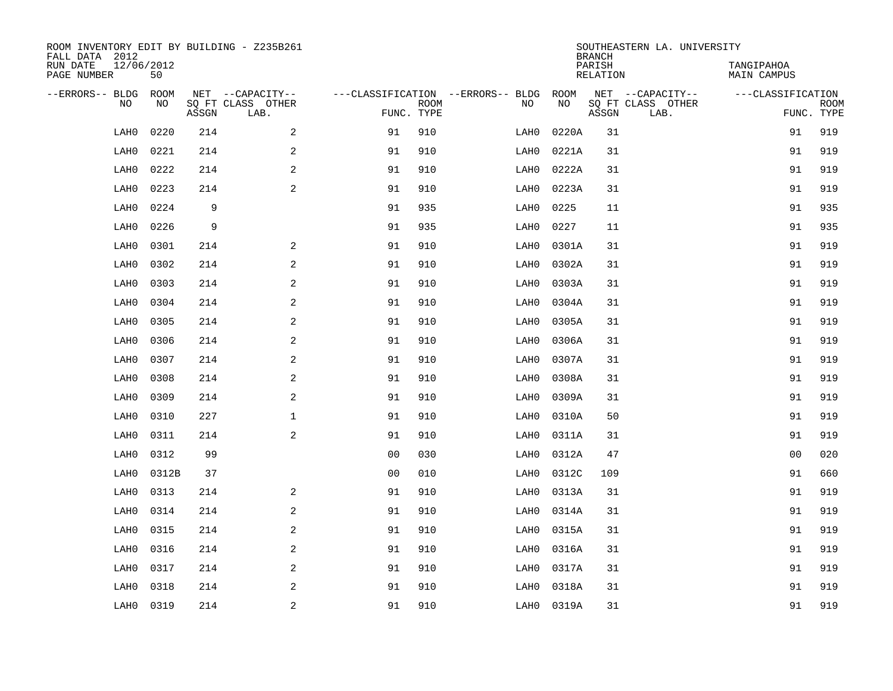ROOM INVENTORY EDIT BY BUILDING - Z235B261
FALL DATA 2012
RUN DATE 12/06/2012
PAGE NUMBER 50

SOUTHEASTERN LA. UNIVERSITY
BRANCH
PARISH TANGIPAHOA
RELATION MAIN CAMPUS

| --ERRORS-- | BLDG NO | ROOM NO | NET SQ FT ASSGN | --CAPACITY-- CLASS LAB. | OTHER | ---CLASSIFICATION FUNC. | ROOM TYPE | --ERRORS-- | BLDG NO | ROOM NO | NET SQ FT ASSGN | --CAPACITY-- CLASS LAB. | OTHER | ---CLASSIFICATION FUNC. | ROOM TYPE |
|---|---|---|---|---|---|---|---|---|---|---|---|---|---|---|---|
| | LAH0 | 0220 | 214 | | 2 | 91 | 910 | | LAH0 | 0220A | 31 | | | 91 | 919 |
| | LAH0 | 0221 | 214 | | 2 | 91 | 910 | | LAH0 | 0221A | 31 | | | 91 | 919 |
| | LAH0 | 0222 | 214 | | 2 | 91 | 910 | | LAH0 | 0222A | 31 | | | 91 | 919 |
| | LAH0 | 0223 | 214 | | 2 | 91 | 910 | | LAH0 | 0223A | 31 | | | 91 | 919 |
| | LAH0 | 0224 | 9 | | | 91 | 935 | | LAH0 | 0225 | 11 | | | 91 | 935 |
| | LAH0 | 0226 | 9 | | | 91 | 935 | | LAH0 | 0227 | 11 | | | 91 | 935 |
| | LAH0 | 0301 | 214 | | 2 | 91 | 910 | | LAH0 | 0301A | 31 | | | 91 | 919 |
| | LAH0 | 0302 | 214 | | 2 | 91 | 910 | | LAH0 | 0302A | 31 | | | 91 | 919 |
| | LAH0 | 0303 | 214 | | 2 | 91 | 910 | | LAH0 | 0303A | 31 | | | 91 | 919 |
| | LAH0 | 0304 | 214 | | 2 | 91 | 910 | | LAH0 | 0304A | 31 | | | 91 | 919 |
| | LAH0 | 0305 | 214 | | 2 | 91 | 910 | | LAH0 | 0305A | 31 | | | 91 | 919 |
| | LAH0 | 0306 | 214 | | 2 | 91 | 910 | | LAH0 | 0306A | 31 | | | 91 | 919 |
| | LAH0 | 0307 | 214 | | 2 | 91 | 910 | | LAH0 | 0307A | 31 | | | 91 | 919 |
| | LAH0 | 0308 | 214 | | 2 | 91 | 910 | | LAH0 | 0308A | 31 | | | 91 | 919 |
| | LAH0 | 0309 | 214 | | 2 | 91 | 910 | | LAH0 | 0309A | 31 | | | 91 | 919 |
| | LAH0 | 0310 | 227 | | 1 | 91 | 910 | | LAH0 | 0310A | 50 | | | 91 | 919 |
| | LAH0 | 0311 | 214 | | 2 | 91 | 910 | | LAH0 | 0311A | 31 | | | 91 | 919 |
| | LAH0 | 0312 | 99 | | | 00 | 030 | | LAH0 | 0312A | 47 | | | 00 | 020 |
| | LAH0 | 0312B | 37 | | | 00 | 010 | | LAH0 | 0312C | 109 | | | 91 | 660 |
| | LAH0 | 0313 | 214 | | 2 | 91 | 910 | | LAH0 | 0313A | 31 | | | 91 | 919 |
| | LAH0 | 0314 | 214 | | 2 | 91 | 910 | | LAH0 | 0314A | 31 | | | 91 | 919 |
| | LAH0 | 0315 | 214 | | 2 | 91 | 910 | | LAH0 | 0315A | 31 | | | 91 | 919 |
| | LAH0 | 0316 | 214 | | 2 | 91 | 910 | | LAH0 | 0316A | 31 | | | 91 | 919 |
| | LAH0 | 0317 | 214 | | 2 | 91 | 910 | | LAH0 | 0317A | 31 | | | 91 | 919 |
| | LAH0 | 0318 | 214 | | 2 | 91 | 910 | | LAH0 | 0318A | 31 | | | 91 | 919 |
| | LAH0 | 0319 | 214 | | 2 | 91 | 910 | | LAH0 | 0319A | 31 | | | 91 | 919 |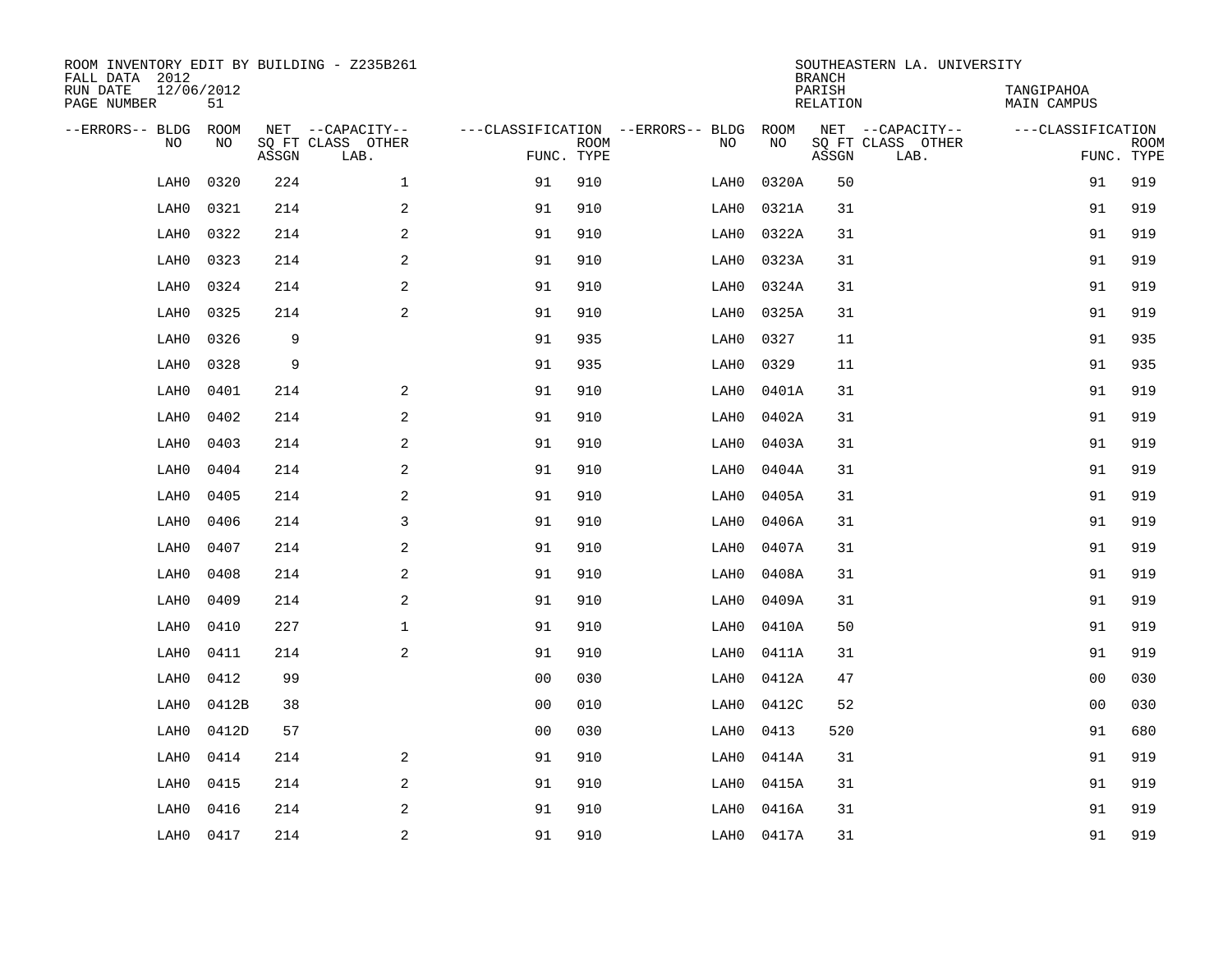ROOM INVENTORY EDIT BY BUILDING - Z235B261
FALL DATA 2012
RUN DATE 12/06/2012
PAGE NUMBER 51

SOUTHEASTERN LA. UNIVERSITY
BRANCH
PARISH TANGIPAHOA
RELATION MAIN CAMPUS

| --ERRORS-- | BLDG NO | ROOM NO | NET SQ FT ASSGN | --CAPACITY-- CLASS LAB. | OTHER | ---CLASSIFICATION FUNC. | ROOM TYPE | --ERRORS-- | BLDG NO | ROOM NO | NET SQ FT ASSGN | --CAPACITY-- CLASS LAB. | OTHER | ---CLASSIFICATION FUNC. | ROOM TYPE |
|---|---|---|---|---|---|---|---|---|---|---|---|---|---|---|---|
| | LAH0 | 0320 | 224 | | 1 | 91 | 910 | | LAH0 | 0320A | 50 | | | 91 | 919 |
| | LAH0 | 0321 | 214 | | 2 | 91 | 910 | | LAH0 | 0321A | 31 | | | 91 | 919 |
| | LAH0 | 0322 | 214 | | 2 | 91 | 910 | | LAH0 | 0322A | 31 | | | 91 | 919 |
| | LAH0 | 0323 | 214 | | 2 | 91 | 910 | | LAH0 | 0323A | 31 | | | 91 | 919 |
| | LAH0 | 0324 | 214 | | 2 | 91 | 910 | | LAH0 | 0324A | 31 | | | 91 | 919 |
| | LAH0 | 0325 | 214 | | 2 | 91 | 910 | | LAH0 | 0325A | 31 | | | 91 | 919 |
| | LAH0 | 0326 | 9 | | | 91 | 935 | | LAH0 | 0327 | 11 | | | 91 | 935 |
| | LAH0 | 0328 | 9 | | | 91 | 935 | | LAH0 | 0329 | 11 | | | 91 | 935 |
| | LAH0 | 0401 | 214 | | 2 | 91 | 910 | | LAH0 | 0401A | 31 | | | 91 | 919 |
| | LAH0 | 0402 | 214 | | 2 | 91 | 910 | | LAH0 | 0402A | 31 | | | 91 | 919 |
| | LAH0 | 0403 | 214 | | 2 | 91 | 910 | | LAH0 | 0403A | 31 | | | 91 | 919 |
| | LAH0 | 0404 | 214 | | 2 | 91 | 910 | | LAH0 | 0404A | 31 | | | 91 | 919 |
| | LAH0 | 0405 | 214 | | 2 | 91 | 910 | | LAH0 | 0405A | 31 | | | 91 | 919 |
| | LAH0 | 0406 | 214 | | 3 | 91 | 910 | | LAH0 | 0406A | 31 | | | 91 | 919 |
| | LAH0 | 0407 | 214 | | 2 | 91 | 910 | | LAH0 | 0407A | 31 | | | 91 | 919 |
| | LAH0 | 0408 | 214 | | 2 | 91 | 910 | | LAH0 | 0408A | 31 | | | 91 | 919 |
| | LAH0 | 0409 | 214 | | 2 | 91 | 910 | | LAH0 | 0409A | 31 | | | 91 | 919 |
| | LAH0 | 0410 | 227 | | 1 | 91 | 910 | | LAH0 | 0410A | 50 | | | 91 | 919 |
| | LAH0 | 0411 | 214 | | 2 | 91 | 910 | | LAH0 | 0411A | 31 | | | 91 | 919 |
| | LAH0 | 0412 | 99 | | | 00 | 030 | | LAH0 | 0412A | 47 | | | 00 | 030 |
| | LAH0 | 0412B | 38 | | | 00 | 010 | | LAH0 | 0412C | 52 | | | 00 | 030 |
| | LAH0 | 0412D | 57 | | | 00 | 030 | | LAH0 | 0413 | 520 | | | 91 | 680 |
| | LAH0 | 0414 | 214 | | 2 | 91 | 910 | | LAH0 | 0414A | 31 | | | 91 | 919 |
| | LAH0 | 0415 | 214 | | 2 | 91 | 910 | | LAH0 | 0415A | 31 | | | 91 | 919 |
| | LAH0 | 0416 | 214 | | 2 | 91 | 910 | | LAH0 | 0416A | 31 | | | 91 | 919 |
| | LAH0 | 0417 | 214 | | 2 | 91 | 910 | | LAH0 | 0417A | 31 | | | 91 | 919 |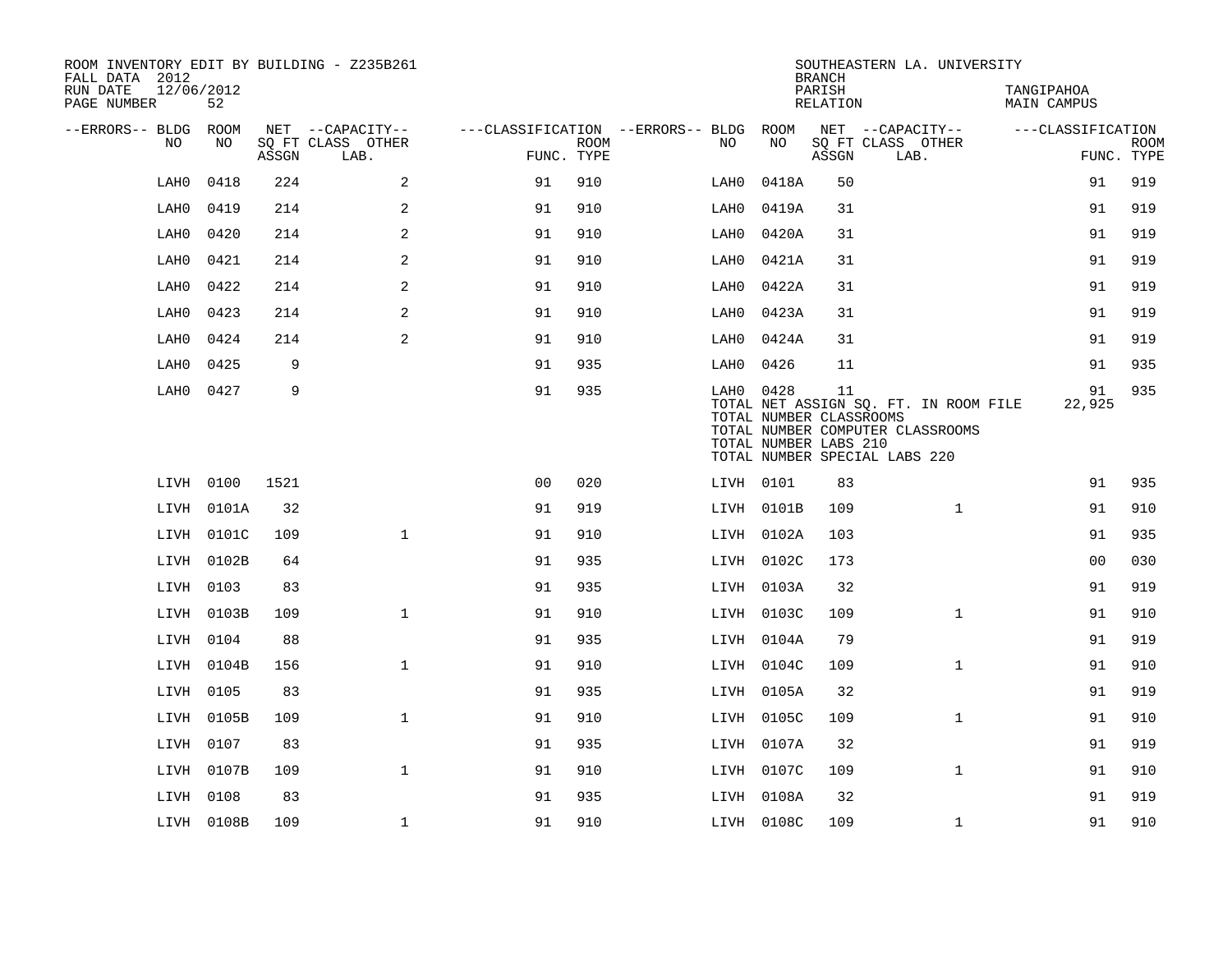ROOM INVENTORY EDIT BY BUILDING - Z235B261
FALL DATA 2012
RUN DATE 12/06/2012
PAGE NUMBER 52

SOUTHEASTERN LA. UNIVERSITY
BRANCH
PARISH TANGIPAHOA
RELATION MAIN CAMPUS

| --ERRORS-- | BLDG NO | ROOM NO | NET SQ FT ASSGN | CAPACITY CLASS | CAPACITY OTHER LAB. | CLASSIFICATION FUNC. | ROOM TYPE | --ERRORS-- | BLDG NO | ROOM NO | NET SQ FT ASSGN | CAPACITY CLASS | CAPACITY OTHER LAB. | CLASSIFICATION FUNC. | ROOM TYPE |
|---|---|---|---|---|---|---|---|---|---|---|---|---|---|---|---|
| | LAH0 | 0418 | 224 | | 2 | 91 | 910 | | LAH0 | 0418A | 50 | | | 91 | 919 |
| | LAH0 | 0419 | 214 | | 2 | 91 | 910 | | LAH0 | 0419A | 31 | | | 91 | 919 |
| | LAH0 | 0420 | 214 | | 2 | 91 | 910 | | LAH0 | 0420A | 31 | | | 91 | 919 |
| | LAH0 | 0421 | 214 | | 2 | 91 | 910 | | LAH0 | 0421A | 31 | | | 91 | 919 |
| | LAH0 | 0422 | 214 | | 2 | 91 | 910 | | LAH0 | 0422A | 31 | | | 91 | 919 |
| | LAH0 | 0423 | 214 | | 2 | 91 | 910 | | LAH0 | 0423A | 31 | | | 91 | 919 |
| | LAH0 | 0424 | 214 | | 2 | 91 | 910 | | LAH0 | 0424A | 31 | | | 91 | 919 |
| | LAH0 | 0425 | 9 | | | 91 | 935 | | LAH0 | 0426 | 11 | | | 91 | 935 |
| | LAH0 | 0427 | 9 | | | 91 | 935 | | LAH0 | 0428 | 11 | | | 91 | 935 |
| | | | | | | | | | TOTAL NET ASSIGN SQ. FT. IN ROOM FILE | | | | | 22,925 | |
| | | | | | | | | | TOTAL NUMBER CLASSROOMS | | | | | | |
| | | | | | | | | | TOTAL NUMBER COMPUTER CLASSROOMS | | | | | | |
| | | | | | | | | | TOTAL NUMBER LABS 210 | | | | | | |
| | | | | | | | | | TOTAL NUMBER SPECIAL LABS 220 | | | | | | |
| | LIVH | 0100 | 1521 | | | 00 | 020 | | LIVH | 0101 | 83 | | | 91 | 935 |
| | LIVH | 0101A | 32 | | | 91 | 919 | | LIVH | 0101B | 109 | | 1 | 91 | 910 |
| | LIVH | 0101C | 109 | | 1 | 91 | 910 | | LIVH | 0102A | 103 | | | 91 | 935 |
| | LIVH | 0102B | 64 | | | 91 | 935 | | LIVH | 0102C | 173 | | | 00 | 030 |
| | LIVH | 0103 | 83 | | | 91 | 935 | | LIVH | 0103A | 32 | | | 91 | 919 |
| | LIVH | 0103B | 109 | | 1 | 91 | 910 | | LIVH | 0103C | 109 | | 1 | 91 | 910 |
| | LIVH | 0104 | 88 | | | 91 | 935 | | LIVH | 0104A | 79 | | | 91 | 919 |
| | LIVH | 0104B | 156 | | 1 | 91 | 910 | | LIVH | 0104C | 109 | | 1 | 91 | 910 |
| | LIVH | 0105 | 83 | | | 91 | 935 | | LIVH | 0105A | 32 | | | 91 | 919 |
| | LIVH | 0105B | 109 | | 1 | 91 | 910 | | LIVH | 0105C | 109 | | 1 | 91 | 910 |
| | LIVH | 0107 | 83 | | | 91 | 935 | | LIVH | 0107A | 32 | | | 91 | 919 |
| | LIVH | 0107B | 109 | | 1 | 91 | 910 | | LIVH | 0107C | 109 | | 1 | 91 | 910 |
| | LIVH | 0108 | 83 | | | 91 | 935 | | LIVH | 0108A | 32 | | | 91 | 919 |
| | LIVH | 0108B | 109 | | 1 | 91 | 910 | | LIVH | 0108C | 109 | | 1 | 91 | 910 |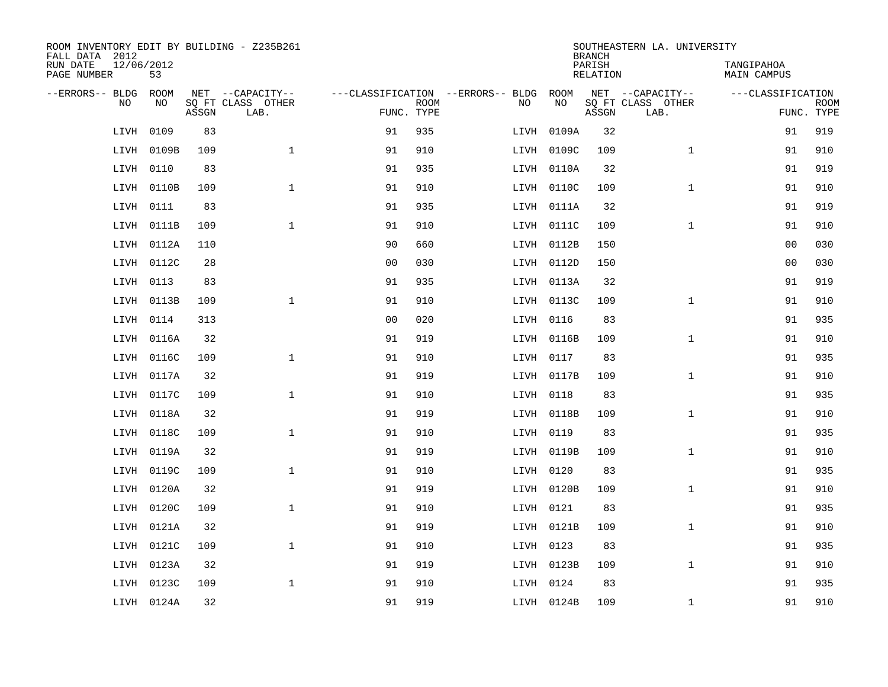ROOM INVENTORY EDIT BY BUILDING - Z235B261
FALL DATA 2012
RUN DATE 12/06/2012
PAGE NUMBER 53

SOUTHEASTERN LA. UNIVERSITY
BRANCH
PARISH TANGIPAHOA
RELATION MAIN CAMPUS

| --ERRORS-- | BLDG NO | ROOM NO | NET SQ FT ASSGN | --CAPACITY-- CLASS LAB. | OTHER | ---CLASSIFICATION FUNC. | ROOM TYPE | --ERRORS-- | BLDG NO | ROOM NO | NET SQ FT ASSGN | --CAPACITY-- CLASS LAB. | OTHER | ---CLASSIFICATION FUNC. | ROOM TYPE |
|---|---|---|---|---|---|---|---|---|---|---|---|---|---|---|---|
| | LIVH | 0109 | 83 | | | 91 | 935 | | LIVH | 0109A | 32 | | | 91 | 919 |
| | LIVH | 0109B | 109 | | 1 | 91 | 910 | | LIVH | 0109C | 109 | | 1 | 91 | 910 |
| | LIVH | 0110 | 83 | | | 91 | 935 | | LIVH | 0110A | 32 | | | 91 | 919 |
| | LIVH | 0110B | 109 | | 1 | 91 | 910 | | LIVH | 0110C | 109 | | 1 | 91 | 910 |
| | LIVH | 0111 | 83 | | | 91 | 935 | | LIVH | 0111A | 32 | | | 91 | 919 |
| | LIVH | 0111B | 109 | | 1 | 91 | 910 | | LIVH | 0111C | 109 | | 1 | 91 | 910 |
| | LIVH | 0112A | 110 | | | 90 | 660 | | LIVH | 0112B | 150 | | | 00 | 030 |
| | LIVH | 0112C | 28 | | | 00 | 030 | | LIVH | 0112D | 150 | | | 00 | 030 |
| | LIVH | 0113 | 83 | | | 91 | 935 | | LIVH | 0113A | 32 | | | 91 | 919 |
| | LIVH | 0113B | 109 | | 1 | 91 | 910 | | LIVH | 0113C | 109 | | 1 | 91 | 910 |
| | LIVH | 0114 | 313 | | | 00 | 020 | | LIVH | 0116 | 83 | | | 91 | 935 |
| | LIVH | 0116A | 32 | | | 91 | 919 | | LIVH | 0116B | 109 | | 1 | 91 | 910 |
| | LIVH | 0116C | 109 | | 1 | 91 | 910 | | LIVH | 0117 | 83 | | | 91 | 935 |
| | LIVH | 0117A | 32 | | | 91 | 919 | | LIVH | 0117B | 109 | | 1 | 91 | 910 |
| | LIVH | 0117C | 109 | | 1 | 91 | 910 | | LIVH | 0118 | 83 | | | 91 | 935 |
| | LIVH | 0118A | 32 | | | 91 | 919 | | LIVH | 0118B | 109 | | 1 | 91 | 910 |
| | LIVH | 0118C | 109 | | 1 | 91 | 910 | | LIVH | 0119 | 83 | | | 91 | 935 |
| | LIVH | 0119A | 32 | | | 91 | 919 | | LIVH | 0119B | 109 | | 1 | 91 | 910 |
| | LIVH | 0119C | 109 | | 1 | 91 | 910 | | LIVH | 0120 | 83 | | | 91 | 935 |
| | LIVH | 0120A | 32 | | | 91 | 919 | | LIVH | 0120B | 109 | | 1 | 91 | 910 |
| | LIVH | 0120C | 109 | | 1 | 91 | 910 | | LIVH | 0121 | 83 | | | 91 | 935 |
| | LIVH | 0121A | 32 | | | 91 | 919 | | LIVH | 0121B | 109 | | 1 | 91 | 910 |
| | LIVH | 0121C | 109 | | 1 | 91 | 910 | | LIVH | 0123 | 83 | | | 91 | 935 |
| | LIVH | 0123A | 32 | | | 91 | 919 | | LIVH | 0123B | 109 | | 1 | 91 | 910 |
| | LIVH | 0123C | 109 | | 1 | 91 | 910 | | LIVH | 0124 | 83 | | | 91 | 935 |
| | LIVH | 0124A | 32 | | | 91 | 919 | | LIVH | 0124B | 109 | | 1 | 91 | 910 |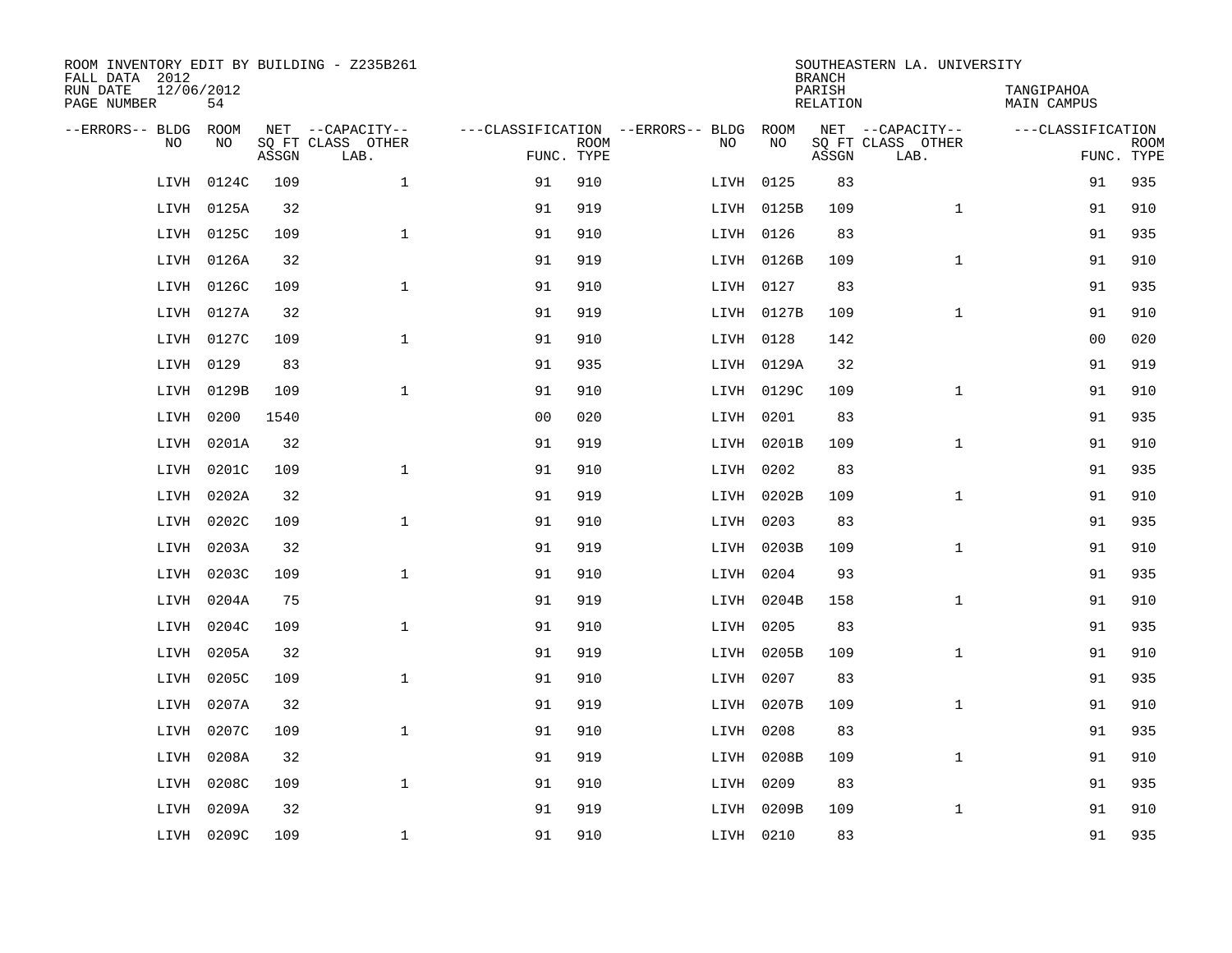ROOM INVENTORY EDIT BY BUILDING - Z235B261
FALL DATA 2012
RUN DATE 12/06/2012
PAGE NUMBER 54

SOUTHEASTERN LA. UNIVERSITY
BRANCH
PARISH TANGIPAHOA
RELATION MAIN CAMPUS

| --ERRORS-- | BLDG NO | ROOM NO | NET SQ FT ASSGN | --CAPACITY-- CLASS LAB. | OTHER | ---CLASSIFICATION FUNC. | ROOM TYPE | --ERRORS-- | BLDG NO | ROOM NO | NET SQ FT ASSGN | --CAPACITY-- CLASS LAB. | OTHER | ---CLASSIFICATION FUNC. | ROOM TYPE |
|---|---|---|---|---|---|---|---|---|---|---|---|---|---|---|---|
| | LIVH | 0124C | 109 | | 1 | 91 | 910 | | LIVH | 0125 | 83 | | | 91 | 935 |
| | LIVH | 0125A | 32 | | | 91 | 919 | | LIVH | 0125B | 109 | | 1 | 91 | 910 |
| | LIVH | 0125C | 109 | | 1 | 91 | 910 | | LIVH | 0126 | 83 | | | 91 | 935 |
| | LIVH | 0126A | 32 | | | 91 | 919 | | LIVH | 0126B | 109 | | 1 | 91 | 910 |
| | LIVH | 0126C | 109 | | 1 | 91 | 910 | | LIVH | 0127 | 83 | | | 91 | 935 |
| | LIVH | 0127A | 32 | | | 91 | 919 | | LIVH | 0127B | 109 | | 1 | 91 | 910 |
| | LIVH | 0127C | 109 | | 1 | 91 | 910 | | LIVH | 0128 | 142 | | | 00 | 020 |
| | LIVH | 0129 | 83 | | | 91 | 935 | | LIVH | 0129A | 32 | | | 91 | 919 |
| | LIVH | 0129B | 109 | | 1 | 91 | 910 | | LIVH | 0129C | 109 | | 1 | 91 | 910 |
| | LIVH | 0200 | 1540 | | | 00 | 020 | | LIVH | 0201 | 83 | | | 91 | 935 |
| | LIVH | 0201A | 32 | | | 91 | 919 | | LIVH | 0201B | 109 | | 1 | 91 | 910 |
| | LIVH | 0201C | 109 | | 1 | 91 | 910 | | LIVH | 0202 | 83 | | | 91 | 935 |
| | LIVH | 0202A | 32 | | | 91 | 919 | | LIVH | 0202B | 109 | | 1 | 91 | 910 |
| | LIVH | 0202C | 109 | | 1 | 91 | 910 | | LIVH | 0203 | 83 | | | 91 | 935 |
| | LIVH | 0203A | 32 | | | 91 | 919 | | LIVH | 0203B | 109 | | 1 | 91 | 910 |
| | LIVH | 0203C | 109 | | 1 | 91 | 910 | | LIVH | 0204 | 93 | | | 91 | 935 |
| | LIVH | 0204A | 75 | | | 91 | 919 | | LIVH | 0204B | 158 | | 1 | 91 | 910 |
| | LIVH | 0204C | 109 | | 1 | 91 | 910 | | LIVH | 0205 | 83 | | | 91 | 935 |
| | LIVH | 0205A | 32 | | | 91 | 919 | | LIVH | 0205B | 109 | | 1 | 91 | 910 |
| | LIVH | 0205C | 109 | | 1 | 91 | 910 | | LIVH | 0207 | 83 | | | 91 | 935 |
| | LIVH | 0207A | 32 | | | 91 | 919 | | LIVH | 0207B | 109 | | 1 | 91 | 910 |
| | LIVH | 0207C | 109 | | 1 | 91 | 910 | | LIVH | 0208 | 83 | | | 91 | 935 |
| | LIVH | 0208A | 32 | | | 91 | 919 | | LIVH | 0208B | 109 | | 1 | 91 | 910 |
| | LIVH | 0208C | 109 | | 1 | 91 | 910 | | LIVH | 0209 | 83 | | | 91 | 935 |
| | LIVH | 0209A | 32 | | | 91 | 919 | | LIVH | 0209B | 109 | | 1 | 91 | 910 |
| | LIVH | 0209C | 109 | | 1 | 91 | 910 | | LIVH | 0210 | 83 | | | 91 | 935 |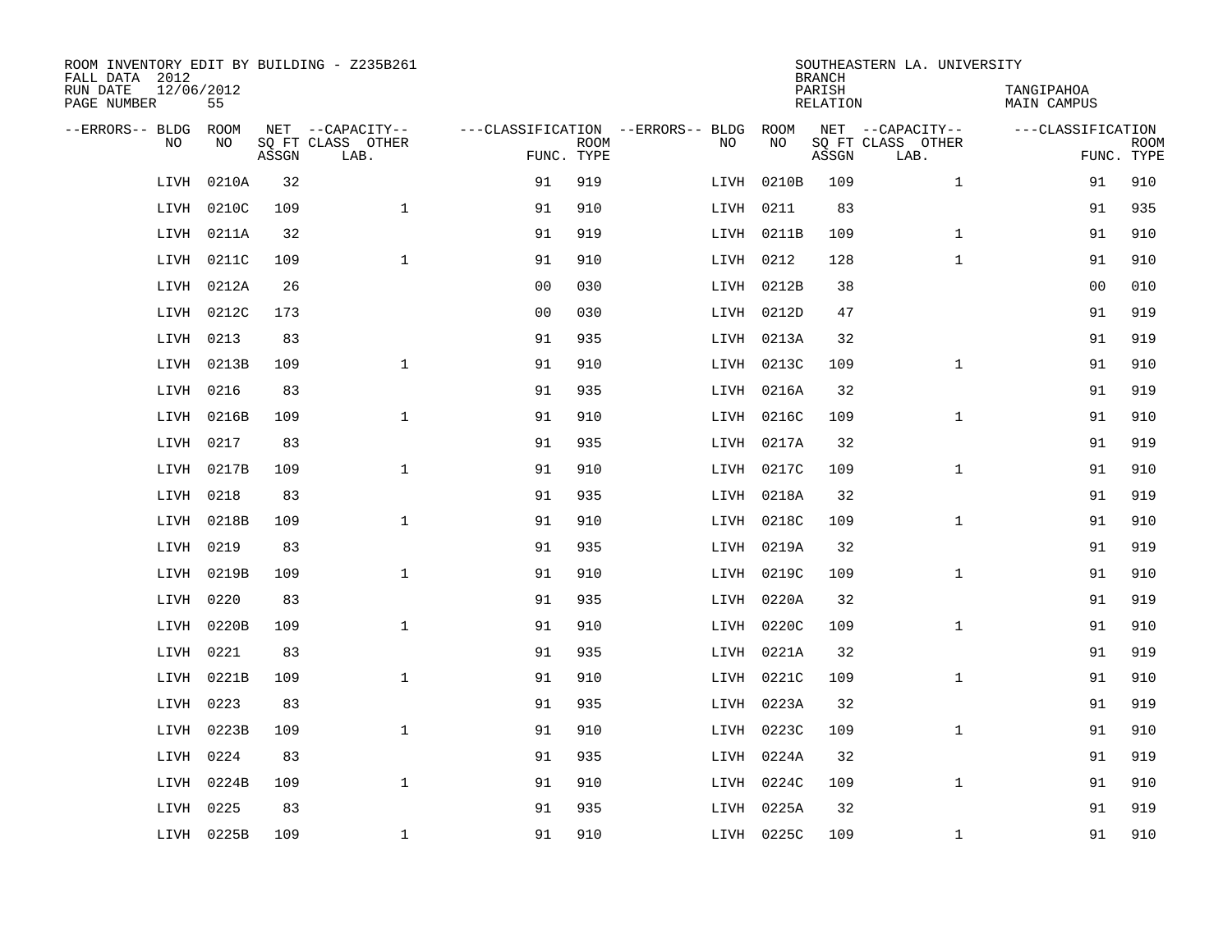ROOM INVENTORY EDIT BY BUILDING - Z235B261
FALL DATA 2012
RUN DATE 12/06/2012
PAGE NUMBER 55

SOUTHEASTERN LA. UNIVERSITY
BRANCH
PARISH TANGIPAHOA
RELATION MAIN CAMPUS

| --ERRORS-- | BLDG NO | ROOM NO | NET SQ FT ASSGN | --CAPACITY-- CLASS LAB. | OTHER | ---CLASSIFICATION FUNC. | ROOM TYPE | --ERRORS-- | BLDG NO | ROOM NO | NET SQ FT ASSGN | --CAPACITY-- CLASS LAB. | OTHER | ---CLASSIFICATION FUNC. | ROOM TYPE |
|---|---|---|---|---|---|---|---|---|---|---|---|---|---|---|---|
| | LIVH | 0210A | 32 | | | 91 | 919 | | LIVH | 0210B | 109 | | 1 | 91 | 910 |
| | LIVH | 0210C | 109 | | 1 | 91 | 910 | | LIVH | 0211 | 83 | | | 91 | 935 |
| | LIVH | 0211A | 32 | | | 91 | 919 | | LIVH | 0211B | 109 | | 1 | 91 | 910 |
| | LIVH | 0211C | 109 | | 1 | 91 | 910 | | LIVH | 0212 | 128 | | 1 | 91 | 910 |
| | LIVH | 0212A | 26 | | | 00 | 030 | | LIVH | 0212B | 38 | | | 00 | 010 |
| | LIVH | 0212C | 173 | | | 00 | 030 | | LIVH | 0212D | 47 | | | 91 | 919 |
| | LIVH | 0213 | 83 | | | 91 | 935 | | LIVH | 0213A | 32 | | | 91 | 919 |
| | LIVH | 0213B | 109 | | 1 | 91 | 910 | | LIVH | 0213C | 109 | | 1 | 91 | 910 |
| | LIVH | 0216 | 83 | | | 91 | 935 | | LIVH | 0216A | 32 | | | 91 | 919 |
| | LIVH | 0216B | 109 | | 1 | 91 | 910 | | LIVH | 0216C | 109 | | 1 | 91 | 910 |
| | LIVH | 0217 | 83 | | | 91 | 935 | | LIVH | 0217A | 32 | | | 91 | 919 |
| | LIVH | 0217B | 109 | | 1 | 91 | 910 | | LIVH | 0217C | 109 | | 1 | 91 | 910 |
| | LIVH | 0218 | 83 | | | 91 | 935 | | LIVH | 0218A | 32 | | | 91 | 919 |
| | LIVH | 0218B | 109 | | 1 | 91 | 910 | | LIVH | 0218C | 109 | | 1 | 91 | 910 |
| | LIVH | 0219 | 83 | | | 91 | 935 | | LIVH | 0219A | 32 | | | 91 | 919 |
| | LIVH | 0219B | 109 | | 1 | 91 | 910 | | LIVH | 0219C | 109 | | 1 | 91 | 910 |
| | LIVH | 0220 | 83 | | | 91 | 935 | | LIVH | 0220A | 32 | | | 91 | 919 |
| | LIVH | 0220B | 109 | | 1 | 91 | 910 | | LIVH | 0220C | 109 | | 1 | 91 | 910 |
| | LIVH | 0221 | 83 | | | 91 | 935 | | LIVH | 0221A | 32 | | | 91 | 919 |
| | LIVH | 0221B | 109 | | 1 | 91 | 910 | | LIVH | 0221C | 109 | | 1 | 91 | 910 |
| | LIVH | 0223 | 83 | | | 91 | 935 | | LIVH | 0223A | 32 | | | 91 | 919 |
| | LIVH | 0223B | 109 | | 1 | 91 | 910 | | LIVH | 0223C | 109 | | 1 | 91 | 910 |
| | LIVH | 0224 | 83 | | | 91 | 935 | | LIVH | 0224A | 32 | | | 91 | 919 |
| | LIVH | 0224B | 109 | | 1 | 91 | 910 | | LIVH | 0224C | 109 | | 1 | 91 | 910 |
| | LIVH | 0225 | 83 | | | 91 | 935 | | LIVH | 0225A | 32 | | | 91 | 919 |
| | LIVH | 0225B | 109 | | 1 | 91 | 910 | | LIVH | 0225C | 109 | | 1 | 91 | 910 |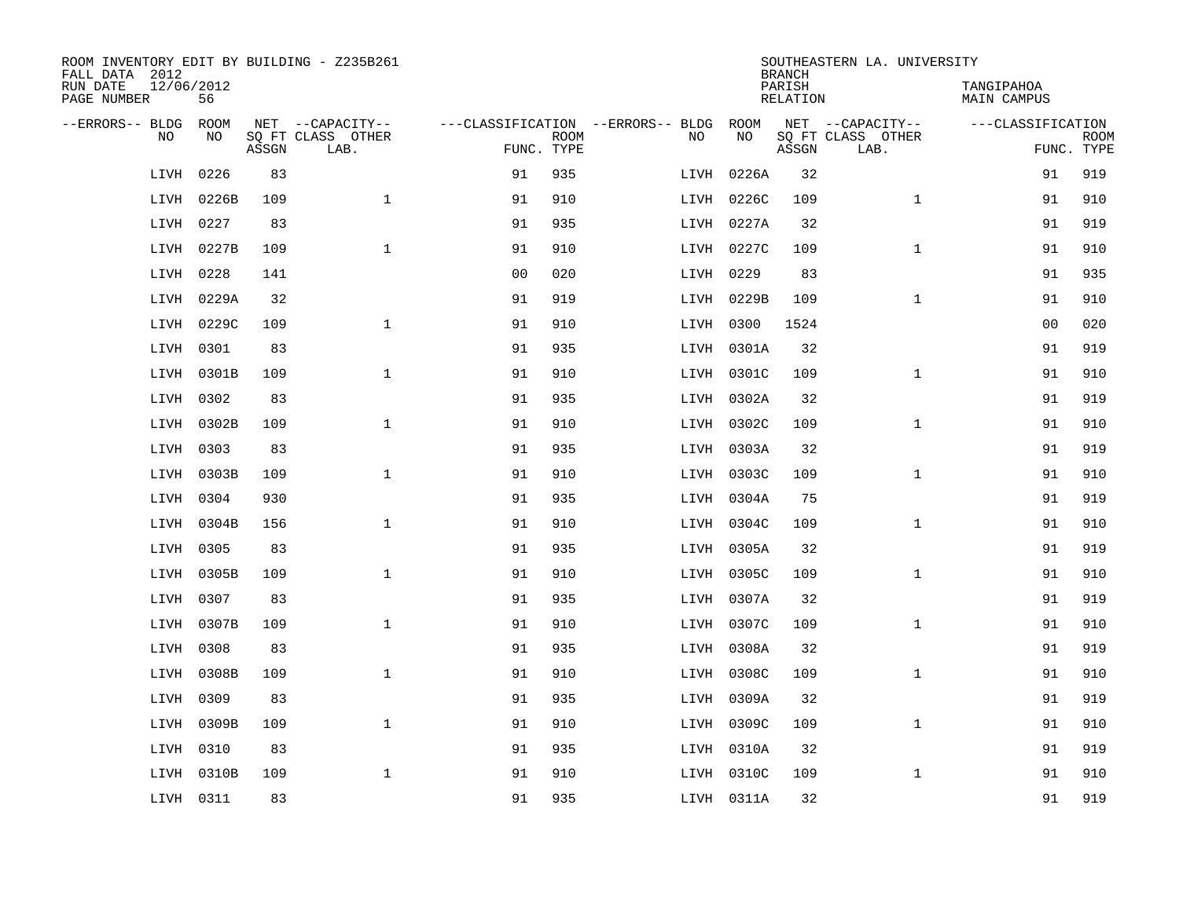ROOM INVENTORY EDIT BY BUILDING - Z235B261
FALL DATA 2012
RUN DATE 12/06/2012
PAGE NUMBER 56

SOUTHEASTERN LA. UNIVERSITY
BRANCH
PARISH TANGIPAHOA
RELATION MAIN CAMPUS

| --ERRORS-- | BLDG NO | ROOM NO | NET SQ FT ASSGN | --CAPACITY-- CLASS LAB. | OTHER | ---CLASSIFICATION FUNC. | ROOM TYPE | --ERRORS-- | BLDG NO | ROOM NO | NET SQ FT ASSGN | --CAPACITY-- CLASS LAB. | OTHER | ---CLASSIFICATION FUNC. | ROOM TYPE |
|---|---|---|---|---|---|---|---|---|---|---|---|---|---|---|---|
| | LIVH | 0226 | 83 | | | 91 | 935 | | LIVH | 0226A | 32 | | | 91 | 919 |
| | LIVH | 0226B | 109 | | 1 | 91 | 910 | | LIVH | 0226C | 109 | | 1 | 91 | 910 |
| | LIVH | 0227 | 83 | | | 91 | 935 | | LIVH | 0227A | 32 | | | 91 | 919 |
| | LIVH | 0227B | 109 | | 1 | 91 | 910 | | LIVH | 0227C | 109 | | 1 | 91 | 910 |
| | LIVH | 0228 | 141 | | | 00 | 020 | | LIVH | 0229 | 83 | | | 91 | 935 |
| | LIVH | 0229A | 32 | | | 91 | 919 | | LIVH | 0229B | 109 | | 1 | 91 | 910 |
| | LIVH | 0229C | 109 | | 1 | 91 | 910 | | LIVH | 0300 | 1524 | | | 00 | 020 |
| | LIVH | 0301 | 83 | | | 91 | 935 | | LIVH | 0301A | 32 | | | 91 | 919 |
| | LIVH | 0301B | 109 | | 1 | 91 | 910 | | LIVH | 0301C | 109 | | 1 | 91 | 910 |
| | LIVH | 0302 | 83 | | | 91 | 935 | | LIVH | 0302A | 32 | | | 91 | 919 |
| | LIVH | 0302B | 109 | | 1 | 91 | 910 | | LIVH | 0302C | 109 | | 1 | 91 | 910 |
| | LIVH | 0303 | 83 | | | 91 | 935 | | LIVH | 0303A | 32 | | | 91 | 919 |
| | LIVH | 0303B | 109 | | 1 | 91 | 910 | | LIVH | 0303C | 109 | | 1 | 91 | 910 |
| | LIVH | 0304 | 930 | | | 91 | 935 | | LIVH | 0304A | 75 | | | 91 | 919 |
| | LIVH | 0304B | 156 | | 1 | 91 | 910 | | LIVH | 0304C | 109 | | 1 | 91 | 910 |
| | LIVH | 0305 | 83 | | | 91 | 935 | | LIVH | 0305A | 32 | | | 91 | 919 |
| | LIVH | 0305B | 109 | | 1 | 91 | 910 | | LIVH | 0305C | 109 | | 1 | 91 | 910 |
| | LIVH | 0307 | 83 | | | 91 | 935 | | LIVH | 0307A | 32 | | | 91 | 919 |
| | LIVH | 0307B | 109 | | 1 | 91 | 910 | | LIVH | 0307C | 109 | | 1 | 91 | 910 |
| | LIVH | 0308 | 83 | | | 91 | 935 | | LIVH | 0308A | 32 | | | 91 | 919 |
| | LIVH | 0308B | 109 | | 1 | 91 | 910 | | LIVH | 0308C | 109 | | 1 | 91 | 910 |
| | LIVH | 0309 | 83 | | | 91 | 935 | | LIVH | 0309A | 32 | | | 91 | 919 |
| | LIVH | 0309B | 109 | | 1 | 91 | 910 | | LIVH | 0309C | 109 | | 1 | 91 | 910 |
| | LIVH | 0310 | 83 | | | 91 | 935 | | LIVH | 0310A | 32 | | | 91 | 919 |
| | LIVH | 0310B | 109 | | 1 | 91 | 910 | | LIVH | 0310C | 109 | | 1 | 91 | 910 |
| | LIVH | 0311 | 83 | | | 91 | 935 | | LIVH | 0311A | 32 | | | 91 | 919 |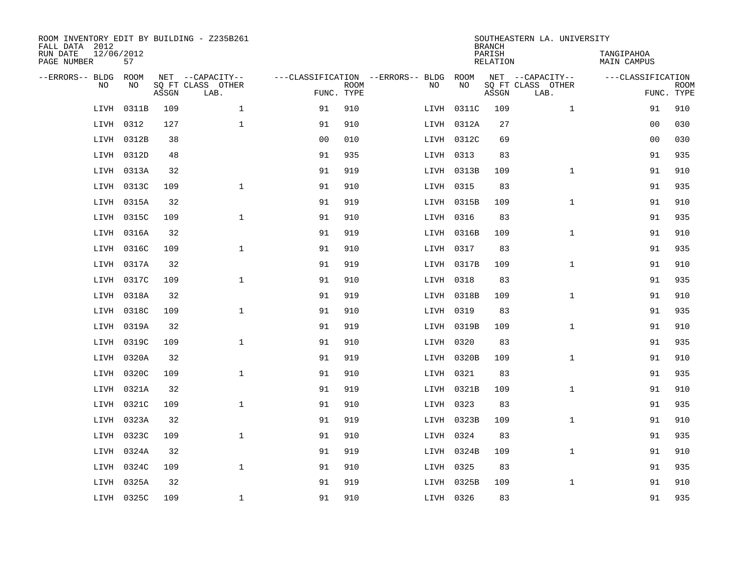ROOM INVENTORY EDIT BY BUILDING - Z235B261
FALL DATA 2012
RUN DATE 12/06/2012
PAGE NUMBER 57

SOUTHEASTERN LA. UNIVERSITY
BRANCH
PARISH TANGIPAHOA
RELATION MAIN CAMPUS

| --ERRORS-- | BLDG NO | ROOM NO | NET SQ FT ASSGN | --CAPACITY-- CLASS LAB. | OTHER | ---CLASSIFICATION FUNC. | ROOM TYPE | --ERRORS-- | BLDG NO | ROOM NO | NET SQ FT ASSGN | --CAPACITY-- CLASS LAB. | OTHER | ---CLASSIFICATION FUNC. | ROOM TYPE |
|---|---|---|---|---|---|---|---|---|---|---|---|---|---|---|---|
| | LIVH | 0311B | 109 | | 1 | 91 | 910 | | LIVH | 0311C | 109 | | 1 | 91 | 910 |
| | LIVH | 0312 | 127 | | 1 | 91 | 910 | | LIVH | 0312A | 27 | | | 00 | 030 |
| | LIVH | 0312B | 38 | | | 00 | 010 | | LIVH | 0312C | 69 | | | 00 | 030 |
| | LIVH | 0312D | 48 | | | 91 | 935 | | LIVH | 0313 | 83 | | | 91 | 935 |
| | LIVH | 0313A | 32 | | | 91 | 919 | | LIVH | 0313B | 109 | | 1 | 91 | 910 |
| | LIVH | 0313C | 109 | | 1 | 91 | 910 | | LIVH | 0315 | 83 | | | 91 | 935 |
| | LIVH | 0315A | 32 | | | 91 | 919 | | LIVH | 0315B | 109 | | 1 | 91 | 910 |
| | LIVH | 0315C | 109 | | 1 | 91 | 910 | | LIVH | 0316 | 83 | | | 91 | 935 |
| | LIVH | 0316A | 32 | | | 91 | 919 | | LIVH | 0316B | 109 | | 1 | 91 | 910 |
| | LIVH | 0316C | 109 | | 1 | 91 | 910 | | LIVH | 0317 | 83 | | | 91 | 935 |
| | LIVH | 0317A | 32 | | | 91 | 919 | | LIVH | 0317B | 109 | | 1 | 91 | 910 |
| | LIVH | 0317C | 109 | | 1 | 91 | 910 | | LIVH | 0318 | 83 | | | 91 | 935 |
| | LIVH | 0318A | 32 | | | 91 | 919 | | LIVH | 0318B | 109 | | 1 | 91 | 910 |
| | LIVH | 0318C | 109 | | 1 | 91 | 910 | | LIVH | 0319 | 83 | | | 91 | 935 |
| | LIVH | 0319A | 32 | | | 91 | 919 | | LIVH | 0319B | 109 | | 1 | 91 | 910 |
| | LIVH | 0319C | 109 | | 1 | 91 | 910 | | LIVH | 0320 | 83 | | | 91 | 935 |
| | LIVH | 0320A | 32 | | | 91 | 919 | | LIVH | 0320B | 109 | | 1 | 91 | 910 |
| | LIVH | 0320C | 109 | | 1 | 91 | 910 | | LIVH | 0321 | 83 | | | 91 | 935 |
| | LIVH | 0321A | 32 | | | 91 | 919 | | LIVH | 0321B | 109 | | 1 | 91 | 910 |
| | LIVH | 0321C | 109 | | 1 | 91 | 910 | | LIVH | 0323 | 83 | | | 91 | 935 |
| | LIVH | 0323A | 32 | | | 91 | 919 | | LIVH | 0323B | 109 | | 1 | 91 | 910 |
| | LIVH | 0323C | 109 | | 1 | 91 | 910 | | LIVH | 0324 | 83 | | | 91 | 935 |
| | LIVH | 0324A | 32 | | | 91 | 919 | | LIVH | 0324B | 109 | | 1 | 91 | 910 |
| | LIVH | 0324C | 109 | | 1 | 91 | 910 | | LIVH | 0325 | 83 | | | 91 | 935 |
| | LIVH | 0325A | 32 | | | 91 | 919 | | LIVH | 0325B | 109 | | 1 | 91 | 910 |
| | LIVH | 0325C | 109 | | 1 | 91 | 910 | | LIVH | 0326 | 83 | | | 91 | 935 |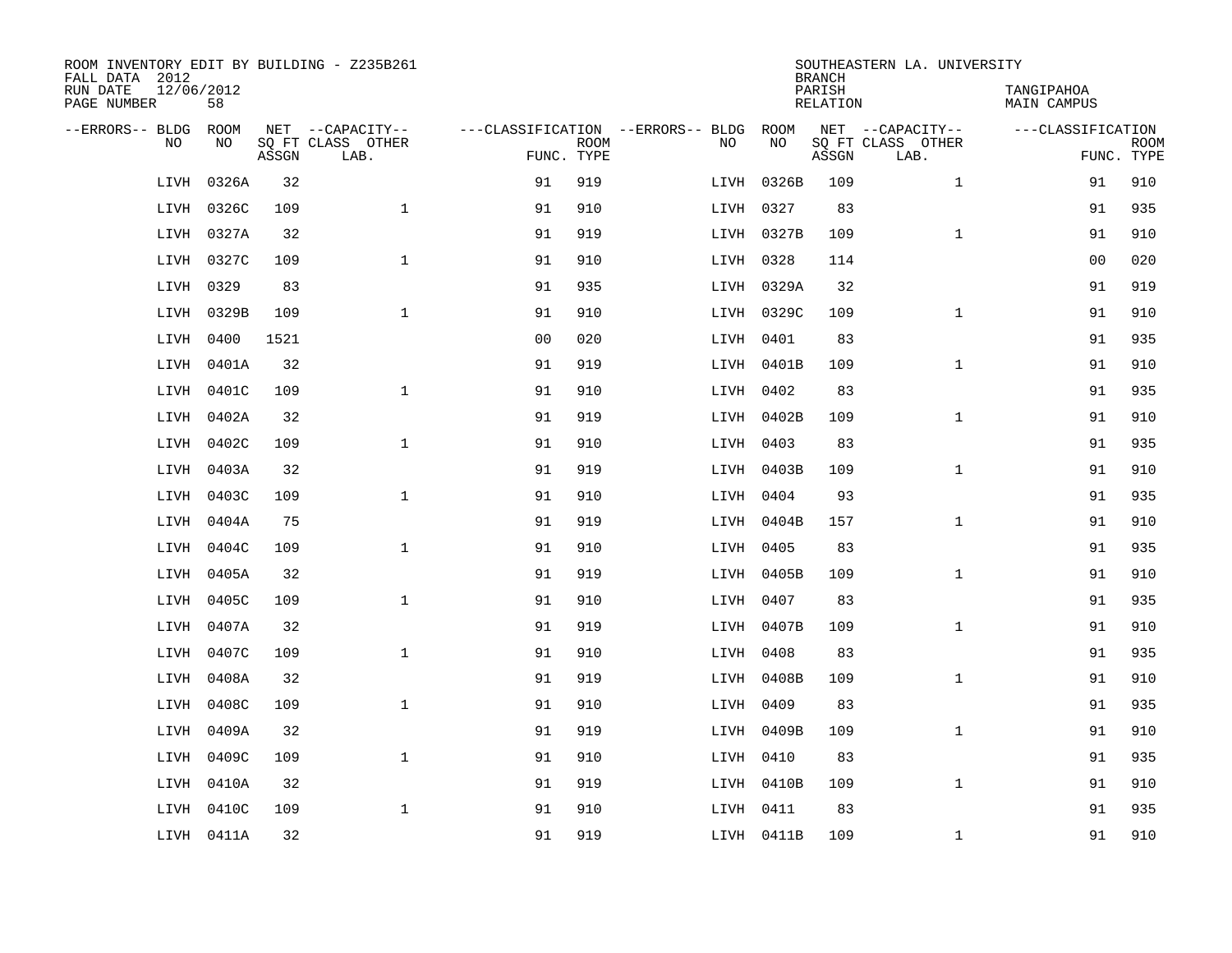ROOM INVENTORY EDIT BY BUILDING - Z235B261
FALL DATA 2012
RUN DATE 12/06/2012
PAGE NUMBER 58

SOUTHEASTERN LA. UNIVERSITY
BRANCH
PARISH TANGIPAHOA
RELATION MAIN CAMPUS

| --ERRORS-- | BLDG NO | ROOM NO | NET SQ FT ASSGN | --CAPACITY-- CLASS | OTHER LAB. | ---CLASSIFICATION FUNC. | ROOM TYPE | --ERRORS-- | BLDG NO | ROOM NO | NET SQ FT ASSGN | --CAPACITY-- CLASS | OTHER LAB. | ---CLASSIFICATION FUNC. | ROOM TYPE |
|---|---|---|---|---|---|---|---|---|---|---|---|---|---|---|---|
| | LIVH | 0326A | 32 | | | 91 | 919 | | LIVH | 0326B | 109 | | 1 | 91 | 910 |
| | LIVH | 0326C | 109 | | 1 | 91 | 910 | | LIVH | 0327 | 83 | | | 91 | 935 |
| | LIVH | 0327A | 32 | | | 91 | 919 | | LIVH | 0327B | 109 | | 1 | 91 | 910 |
| | LIVH | 0327C | 109 | | 1 | 91 | 910 | | LIVH | 0328 | 114 | | | 00 | 020 |
| | LIVH | 0329 | 83 | | | 91 | 935 | | LIVH | 0329A | 32 | | | 91 | 919 |
| | LIVH | 0329B | 109 | | 1 | 91 | 910 | | LIVH | 0329C | 109 | | 1 | 91 | 910 |
| | LIVH | 0400 | 1521 | | | 00 | 020 | | LIVH | 0401 | 83 | | | 91 | 935 |
| | LIVH | 0401A | 32 | | | 91 | 919 | | LIVH | 0401B | 109 | | 1 | 91 | 910 |
| | LIVH | 0401C | 109 | | 1 | 91 | 910 | | LIVH | 0402 | 83 | | | 91 | 935 |
| | LIVH | 0402A | 32 | | | 91 | 919 | | LIVH | 0402B | 109 | | 1 | 91 | 910 |
| | LIVH | 0402C | 109 | | 1 | 91 | 910 | | LIVH | 0403 | 83 | | | 91 | 935 |
| | LIVH | 0403A | 32 | | | 91 | 919 | | LIVH | 0403B | 109 | | 1 | 91 | 910 |
| | LIVH | 0403C | 109 | | 1 | 91 | 910 | | LIVH | 0404 | 93 | | | 91 | 935 |
| | LIVH | 0404A | 75 | | | 91 | 919 | | LIVH | 0404B | 157 | | 1 | 91 | 910 |
| | LIVH | 0404C | 109 | | 1 | 91 | 910 | | LIVH | 0405 | 83 | | | 91 | 935 |
| | LIVH | 0405A | 32 | | | 91 | 919 | | LIVH | 0405B | 109 | | 1 | 91 | 910 |
| | LIVH | 0405C | 109 | | 1 | 91 | 910 | | LIVH | 0407 | 83 | | | 91 | 935 |
| | LIVH | 0407A | 32 | | | 91 | 919 | | LIVH | 0407B | 109 | | 1 | 91 | 910 |
| | LIVH | 0407C | 109 | | 1 | 91 | 910 | | LIVH | 0408 | 83 | | | 91 | 935 |
| | LIVH | 0408A | 32 | | | 91 | 919 | | LIVH | 0408B | 109 | | 1 | 91 | 910 |
| | LIVH | 0408C | 109 | | 1 | 91 | 910 | | LIVH | 0409 | 83 | | | 91 | 935 |
| | LIVH | 0409A | 32 | | | 91 | 919 | | LIVH | 0409B | 109 | | 1 | 91 | 910 |
| | LIVH | 0409C | 109 | | 1 | 91 | 910 | | LIVH | 0410 | 83 | | | 91 | 935 |
| | LIVH | 0410A | 32 | | | 91 | 919 | | LIVH | 0410B | 109 | | 1 | 91 | 910 |
| | LIVH | 0410C | 109 | | 1 | 91 | 910 | | LIVH | 0411 | 83 | | | 91 | 935 |
| | LIVH | 0411A | 32 | | | 91 | 919 | | LIVH | 0411B | 109 | | 1 | 91 | 910 |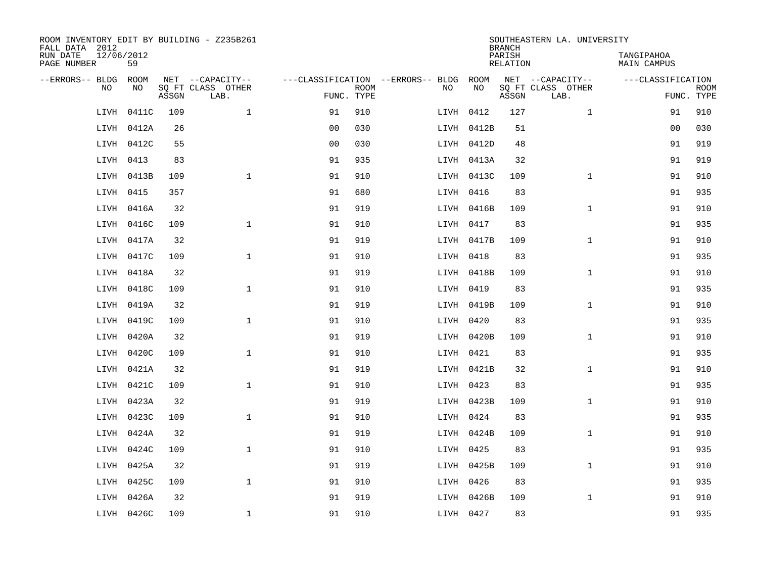ROOM INVENTORY EDIT BY BUILDING - Z235B261
FALL DATA 2012
RUN DATE 12/06/2012
PAGE NUMBER 59

SOUTHEASTERN LA. UNIVERSITY
BRANCH
PARISH TANGIPAHOA
RELATION MAIN CAMPUS

| --ERRORS-- | BLDG NO | ROOM NO | NET SQ FT ASSGN | --CAPACITY-- CLASS LAB. | OTHER | ---CLASSIFICATION FUNC. | ROOM TYPE | --ERRORS-- | BLDG NO | ROOM NO | NET SQ FT ASSGN | --CAPACITY-- CLASS LAB. | OTHER | ---CLASSIFICATION FUNC. | ROOM TYPE |
|---|---|---|---|---|---|---|---|---|---|---|---|---|---|---|---|
| | LIVH | 0411C | 109 | | 1 | 91 | 910 | | LIVH | 0412 | 127 | | 1 | 91 | 910 |
| | LIVH | 0412A | 26 | | | 00 | 030 | | LIVH | 0412B | 51 | | | 00 | 030 |
| | LIVH | 0412C | 55 | | | 00 | 030 | | LIVH | 0412D | 48 | | | 91 | 919 |
| | LIVH | 0413 | 83 | | | 91 | 935 | | LIVH | 0413A | 32 | | | 91 | 919 |
| | LIVH | 0413B | 109 | | 1 | 91 | 910 | | LIVH | 0413C | 109 | | 1 | 91 | 910 |
| | LIVH | 0415 | 357 | | | 91 | 680 | | LIVH | 0416 | 83 | | | 91 | 935 |
| | LIVH | 0416A | 32 | | | 91 | 919 | | LIVH | 0416B | 109 | | 1 | 91 | 910 |
| | LIVH | 0416C | 109 | | 1 | 91 | 910 | | LIVH | 0417 | 83 | | | 91 | 935 |
| | LIVH | 0417A | 32 | | | 91 | 919 | | LIVH | 0417B | 109 | | 1 | 91 | 910 |
| | LIVH | 0417C | 109 | | 1 | 91 | 910 | | LIVH | 0418 | 83 | | | 91 | 935 |
| | LIVH | 0418A | 32 | | | 91 | 919 | | LIVH | 0418B | 109 | | 1 | 91 | 910 |
| | LIVH | 0418C | 109 | | 1 | 91 | 910 | | LIVH | 0419 | 83 | | | 91 | 935 |
| | LIVH | 0419A | 32 | | | 91 | 919 | | LIVH | 0419B | 109 | | 1 | 91 | 910 |
| | LIVH | 0419C | 109 | | 1 | 91 | 910 | | LIVH | 0420 | 83 | | | 91 | 935 |
| | LIVH | 0420A | 32 | | | 91 | 919 | | LIVH | 0420B | 109 | | 1 | 91 | 910 |
| | LIVH | 0420C | 109 | | 1 | 91 | 910 | | LIVH | 0421 | 83 | | | 91 | 935 |
| | LIVH | 0421A | 32 | | | 91 | 919 | | LIVH | 0421B | 32 | | 1 | 91 | 910 |
| | LIVH | 0421C | 109 | | 1 | 91 | 910 | | LIVH | 0423 | 83 | | | 91 | 935 |
| | LIVH | 0423A | 32 | | | 91 | 919 | | LIVH | 0423B | 109 | | 1 | 91 | 910 |
| | LIVH | 0423C | 109 | | 1 | 91 | 910 | | LIVH | 0424 | 83 | | | 91 | 935 |
| | LIVH | 0424A | 32 | | | 91 | 919 | | LIVH | 0424B | 109 | | 1 | 91 | 910 |
| | LIVH | 0424C | 109 | | 1 | 91 | 910 | | LIVH | 0425 | 83 | | | 91 | 935 |
| | LIVH | 0425A | 32 | | | 91 | 919 | | LIVH | 0425B | 109 | | 1 | 91 | 910 |
| | LIVH | 0425C | 109 | | 1 | 91 | 910 | | LIVH | 0426 | 83 | | | 91 | 935 |
| | LIVH | 0426A | 32 | | | 91 | 919 | | LIVH | 0426B | 109 | | 1 | 91 | 910 |
| | LIVH | 0426C | 109 | | 1 | 91 | 910 | | LIVH | 0427 | 83 | | | 91 | 935 |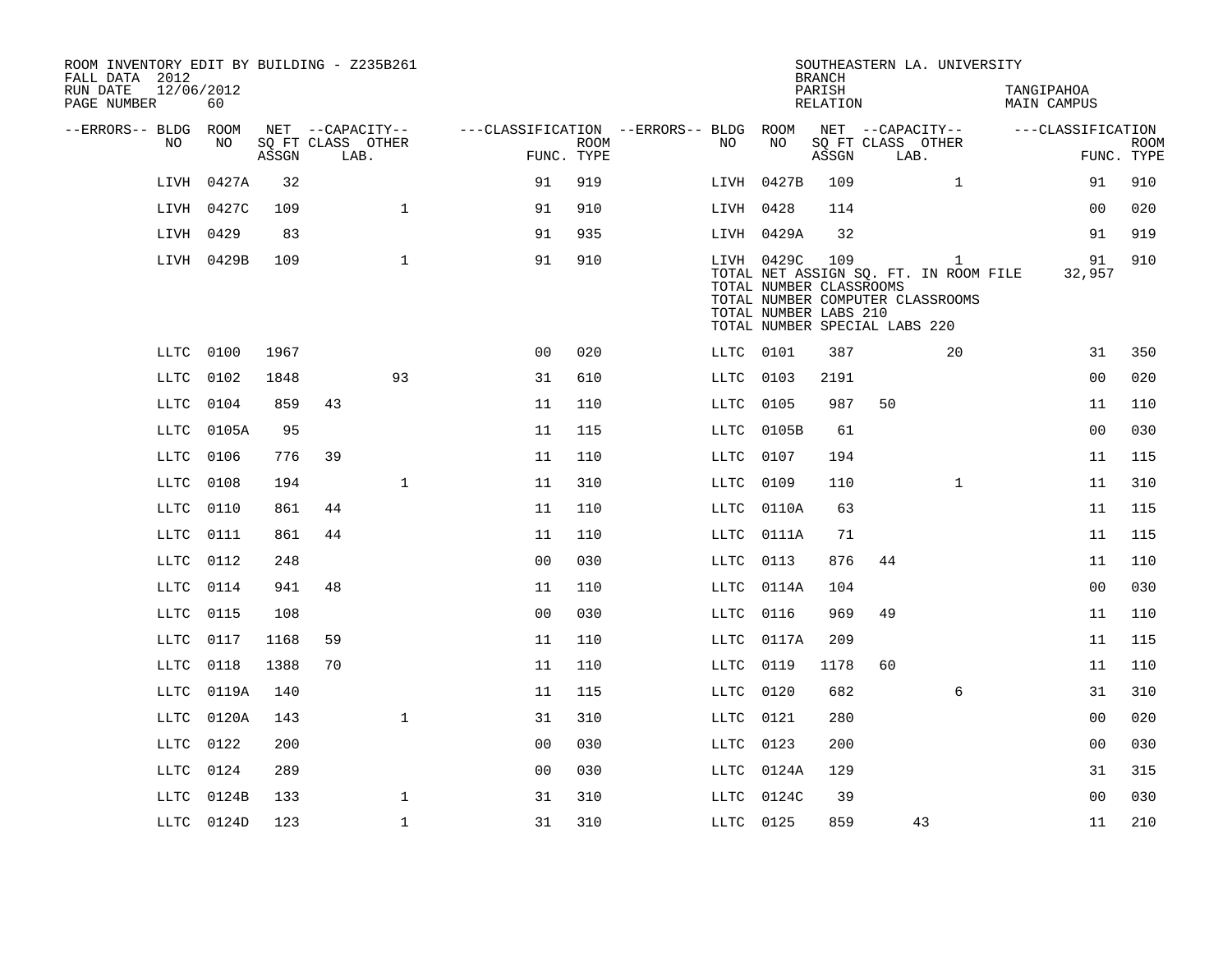ROOM INVENTORY EDIT BY BUILDING - Z235B261
FALL DATA 2012
RUN DATE 12/06/2012
PAGE NUMBER 60

SOUTHEASTERN LA. UNIVERSITY
BRANCH
PARISH TANGIPAHOA
RELATION MAIN CAMPUS

| --ERRORS-- | BLDG NO | ROOM NO | NET SQ FT ASSGN | CAPACITY CLASS | LAB. | OTHER | CLASSIFICATION FUNC. | ROOM TYPE | --ERRORS-- | BLDG NO | ROOM NO | NET SQ FT ASSGN | CAPACITY CLASS | LAB. | OTHER | CLASSIFICATION FUNC. | ROOM TYPE |
|---|---|---|---|---|---|---|---|---|---|---|---|---|---|---|---|---|---|
| | LIVH | 0427A | 32 | | | | 91 | 919 | | LIVH | 0427B | 109 | | | 1 | 91 | 910 |
| | LIVH | 0427C | 109 | | | 1 | 91 | 910 | | LIVH | 0428 | 114 | | | | 00 | 020 |
| | LIVH | 0429 | 83 | | | | 91 | 935 | | LIVH | 0429A | 32 | | | | 91 | 919 |
| | LIVH | 0429B | 109 | | | 1 | 91 | 910 | | LIVH | 0429C | 109 | | | 1 | 91 | 910 |

TOTAL NET ASSIGN SQ. FT. IN ROOM FILE 32,957
TOTAL NUMBER CLASSROOMS
TOTAL NUMBER COMPUTER CLASSROOMS
TOTAL NUMBER LABS 210
TOTAL NUMBER SPECIAL LABS 220

| --ERRORS-- | BLDG NO | ROOM NO | NET SQ FT ASSGN | CAPACITY CLASS | LAB. | OTHER | CLASSIFICATION FUNC. | ROOM TYPE | --ERRORS-- | BLDG NO | ROOM NO | NET SQ FT ASSGN | CAPACITY CLASS | LAB. | OTHER | CLASSIFICATION FUNC. | ROOM TYPE |
|---|---|---|---|---|---|---|---|---|---|---|---|---|---|---|---|---|---|
| | LLTC | 0100 | 1967 | | | | 00 | 020 | | LLTC | 0101 | 387 | | | 20 | 31 | 350 |
| | LLTC | 0102 | 1848 | | | 93 | 31 | 610 | | LLTC | 0103 | 2191 | | | | 00 | 020 |
| | LLTC | 0104 | 859 | 43 | | | 11 | 110 | | LLTC | 0105 | 987 | 50 | | | 11 | 110 |
| | LLTC | 0105A | 95 | | | | 11 | 115 | | LLTC | 0105B | 61 | | | | 00 | 030 |
| | LLTC | 0106 | 776 | 39 | | | 11 | 110 | | LLTC | 0107 | 194 | | | | 11 | 115 |
| | LLTC | 0108 | 194 | | | 1 | 11 | 310 | | LLTC | 0109 | 110 | | | 1 | 11 | 310 |
| | LLTC | 0110 | 861 | 44 | | | 11 | 110 | | LLTC | 0110A | 63 | | | | 11 | 115 |
| | LLTC | 0111 | 861 | 44 | | | 11 | 110 | | LLTC | 0111A | 71 | | | | 11 | 115 |
| | LLTC | 0112 | 248 | | | | 00 | 030 | | LLTC | 0113 | 876 | 44 | | | 11 | 110 |
| | LLTC | 0114 | 941 | 48 | | | 11 | 110 | | LLTC | 0114A | 104 | | | | 00 | 030 |
| | LLTC | 0115 | 108 | | | | 00 | 030 | | LLTC | 0116 | 969 | 49 | | | 11 | 110 |
| | LLTC | 0117 | 1168 | 59 | | | 11 | 110 | | LLTC | 0117A | 209 | | | | 11 | 115 |
| | LLTC | 0118 | 1388 | 70 | | | 11 | 110 | | LLTC | 0119 | 1178 | 60 | | | 11 | 110 |
| | LLTC | 0119A | 140 | | | | 11 | 115 | | LLTC | 0120 | 682 | | | 6 | 31 | 310 |
| | LLTC | 0120A | 143 | | | 1 | 31 | 310 | | LLTC | 0121 | 280 | | | | 00 | 020 |
| | LLTC | 0122 | 200 | | | | 00 | 030 | | LLTC | 0123 | 200 | | | | 00 | 030 |
| | LLTC | 0124 | 289 | | | | 00 | 030 | | LLTC | 0124A | 129 | | | | 31 | 315 |
| | LLTC | 0124B | 133 | | | 1 | 31 | 310 | | LLTC | 0124C | 39 | | | | 00 | 030 |
| | LLTC | 0124D | 123 | | | 1 | 31 | 310 | | LLTC | 0125 | 859 | | 43 | | 11 | 210 |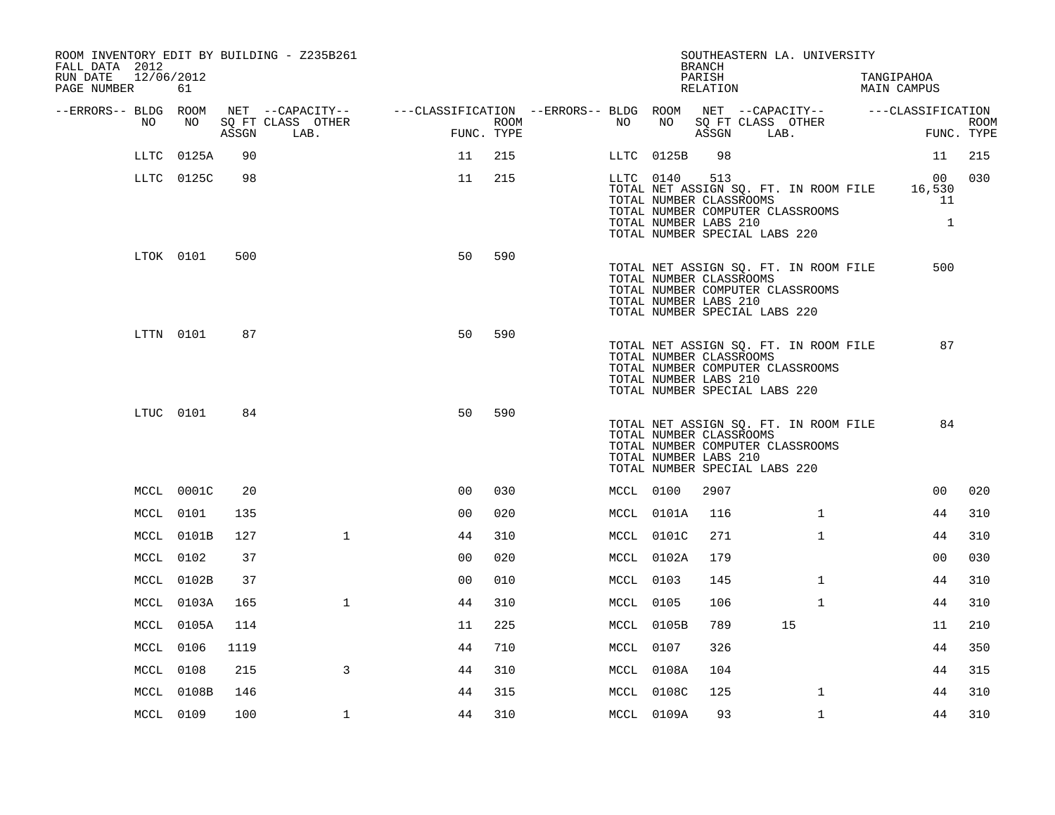ROOM INVENTORY EDIT BY BUILDING - Z235B261
FALL DATA 2012
RUN DATE 12/06/2012

SOUTHEASTERN LA. UNIVERSITY
BRANCH
PARISH TANGIPAHOA
RELATION MAIN CAMPUS

| --ERRORS-- | BLDG NO | ROOM NO | NET SQ FT ASSGN | CAPACITY CLASS | CAPACITY OTHER LAB. | CLASSIFICATION FUNC. | ROOM TYPE | --ERRORS-- | BLDG NO | ROOM NO | NET SQ FT ASSGN | CAPACITY CLASS | CAPACITY OTHER LAB. | CLASSIFICATION FUNC. | ROOM TYPE |
|---|---|---|---|---|---|---|---|---|---|---|---|---|---|---|---|
| | LLTC | 0125A | 90 | | | 11 | 215 | | LLTC | 0125B | 98 | | | 11 | 215 |
| | LLTC | 0125C | 98 | | | 11 | 215 | | LLTC | 0140 | 513 | | | 00 | 030 |
| | | | | | | | | | TOTAL NET ASSIGN SQ. FT. IN ROOM FILE | | | | | 16,530 | |
| | | | | | | | | | TOTAL NUMBER CLASSROOMS | | | | | 11 | |
| | | | | | | | | | TOTAL NUMBER COMPUTER CLASSROOMS | | | | | | |
| | | | | | | | | | TOTAL NUMBER LABS 210 | | | | | 1 | |
| | | | | | | | | | TOTAL NUMBER SPECIAL LABS 220 | | | | | | |
| | LTOK | 0101 | 500 | | | 50 | 590 | | | | | | | | |
| | | | | | | | | | TOTAL NET ASSIGN SQ. FT. IN ROOM FILE | | | | | 500 | |
| | | | | | | | | | TOTAL NUMBER CLASSROOMS | | | | | | |
| | | | | | | | | | TOTAL NUMBER COMPUTER CLASSROOMS | | | | | | |
| | | | | | | | | | TOTAL NUMBER LABS 210 | | | | | | |
| | | | | | | | | | TOTAL NUMBER SPECIAL LABS 220 | | | | | | |
| | LTTN | 0101 | 87 | | | 50 | 590 | | | | | | | | |
| | | | | | | | | | TOTAL NET ASSIGN SQ. FT. IN ROOM FILE | | | | | 87 | |
| | | | | | | | | | TOTAL NUMBER CLASSROOMS | | | | | | |
| | | | | | | | | | TOTAL NUMBER COMPUTER CLASSROOMS | | | | | | |
| | | | | | | | | | TOTAL NUMBER LABS 210 | | | | | | |
| | | | | | | | | | TOTAL NUMBER SPECIAL LABS 220 | | | | | | |
| | LTUC | 0101 | 84 | | | 50 | 590 | | | | | | | | |
| | | | | | | | | | TOTAL NET ASSIGN SQ. FT. IN ROOM FILE | | | | | 84 | |
| | | | | | | | | | TOTAL NUMBER CLASSROOMS | | | | | | |
| | | | | | | | | | TOTAL NUMBER COMPUTER CLASSROOMS | | | | | | |
| | | | | | | | | | TOTAL NUMBER LABS 210 | | | | | | |
| | | | | | | | | | TOTAL NUMBER SPECIAL LABS 220 | | | | | | |
| | MCCL | 0001C | 20 | | | 00 | 030 | | MCCL | 0100 | 2907 | | | 00 | 020 |
| | MCCL | 0101 | 135 | | | 00 | 020 | | MCCL | 0101A | 116 | | 1 | 44 | 310 |
| | MCCL | 0101B | 127 | | 1 | 44 | 310 | | MCCL | 0101C | 271 | | 1 | 44 | 310 |
| | MCCL | 0102 | 37 | | | 00 | 020 | | MCCL | 0102A | 179 | | | 00 | 030 |
| | MCCL | 0102B | 37 | | | 00 | 010 | | MCCL | 0103 | 145 | | 1 | 44 | 310 |
| | MCCL | 0103A | 165 | | 1 | 44 | 310 | | MCCL | 0105 | 106 | | 1 | 44 | 310 |
| | MCCL | 0105A | 114 | | | 11 | 225 | | MCCL | 0105B | 789 | 15 | | 11 | 210 |
| | MCCL | 0106 | 1119 | | | 44 | 710 | | MCCL | 0107 | 326 | | | 44 | 350 |
| | MCCL | 0108 | 215 | | 3 | 44 | 310 | | MCCL | 0108A | 104 | | | 44 | 315 |
| | MCCL | 0108B | 146 | | | 44 | 315 | | MCCL | 0108C | 125 | | 1 | 44 | 310 |
| | MCCL | 0109 | 100 | | 1 | 44 | 310 | | MCCL | 0109A | 93 | | 1 | 44 | 310 |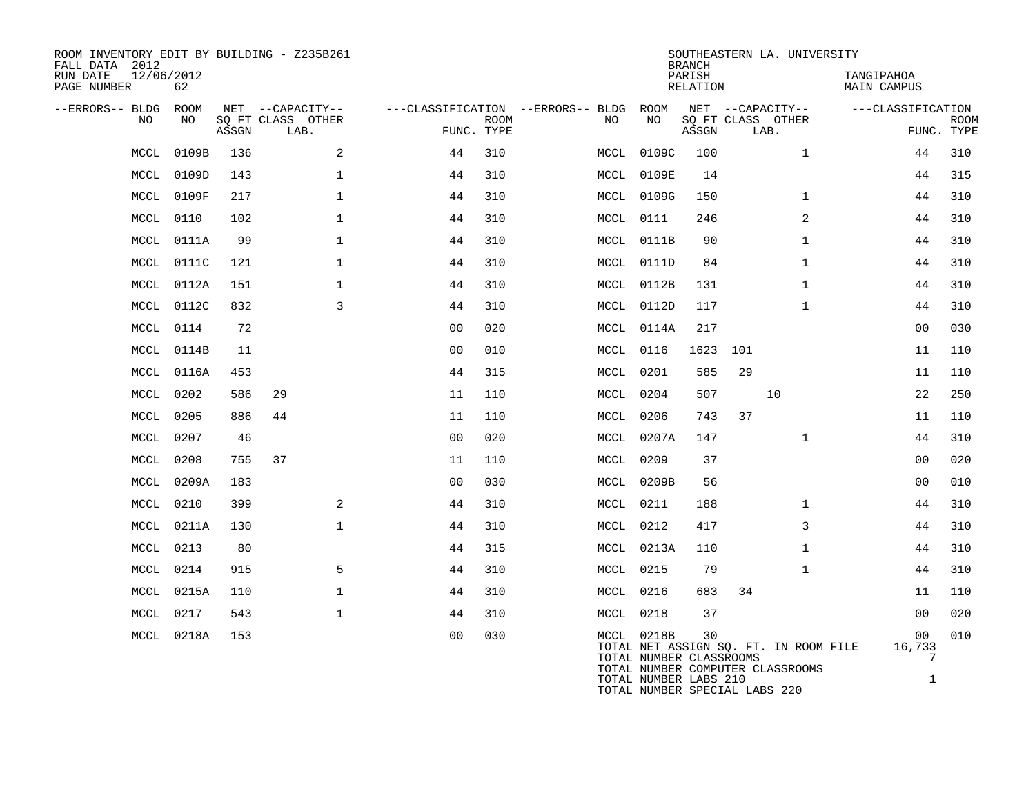ROOM INVENTORY EDIT BY BUILDING - Z235B261
FALL DATA 2012
RUN DATE 12/06/2012
PAGE NUMBER 62

SOUTHEASTERN LA. UNIVERSITY
BRANCH
PARISH TANGIPAHOA
RELATION MAIN CAMPUS

| --ERRORS-- | BLDG NO | ROOM NO | NET SQ FT ASSGN | CAPACITY CLASS | CAPACITY OTHER LAB. | CLASSIFICATION FUNC. | ROOM TYPE | --ERRORS-- | BLDG NO | ROOM NO | NET SQ FT ASSGN | CAPACITY CLASS | CAPACITY OTHER LAB. | CLASSIFICATION FUNC. | ROOM TYPE |
|---|---|---|---|---|---|---|---|---|---|---|---|---|---|---|---|
| | MCCL | 0109B | 136 | | 2 | 44 | 310 | | MCCL | 0109C | 100 | | 1 | 44 | 310 |
| | MCCL | 0109D | 143 | | 1 | 44 | 310 | | MCCL | 0109E | 14 | | | 44 | 315 |
| | MCCL | 0109F | 217 | | 1 | 44 | 310 | | MCCL | 0109G | 150 | | 1 | 44 | 310 |
| | MCCL | 0110 | 102 | | 1 | 44 | 310 | | MCCL | 0111 | 246 | | 2 | 44 | 310 |
| | MCCL | 0111A | 99 | | 1 | 44 | 310 | | MCCL | 0111B | 90 | | 1 | 44 | 310 |
| | MCCL | 0111C | 121 | | 1 | 44 | 310 | | MCCL | 0111D | 84 | | 1 | 44 | 310 |
| | MCCL | 0112A | 151 | | 1 | 44 | 310 | | MCCL | 0112B | 131 | | 1 | 44 | 310 |
| | MCCL | 0112C | 832 | | 3 | 44 | 310 | | MCCL | 0112D | 117 | | 1 | 44 | 310 |
| | MCCL | 0114 | 72 | | | 00 | 020 | | MCCL | 0114A | 217 | | | 00 | 030 |
| | MCCL | 0114B | 11 | | | 00 | 010 | | MCCL | 0116 | 1623 | 101 | | 11 | 110 |
| | MCCL | 0116A | 453 | | | 44 | 315 | | MCCL | 0201 | 585 | 29 | | 11 | 110 |
| | MCCL | 0202 | 586 | 29 | | 11 | 110 | | MCCL | 0204 | 507 | | 10 | 22 | 250 |
| | MCCL | 0205 | 886 | 44 | | 11 | 110 | | MCCL | 0206 | 743 | 37 | | 11 | 110 |
| | MCCL | 0207 | 46 | | | 00 | 020 | | MCCL | 0207A | 147 | | 1 | 44 | 310 |
| | MCCL | 0208 | 755 | 37 | | 11 | 110 | | MCCL | 0209 | 37 | | | 00 | 020 |
| | MCCL | 0209A | 183 | | | 00 | 030 | | MCCL | 0209B | 56 | | | 00 | 010 |
| | MCCL | 0210 | 399 | | 2 | 44 | 310 | | MCCL | 0211 | 188 | | 1 | 44 | 310 |
| | MCCL | 0211A | 130 | | 1 | 44 | 310 | | MCCL | 0212 | 417 | | 3 | 44 | 310 |
| | MCCL | 0213 | 80 | | | 44 | 315 | | MCCL | 0213A | 110 | | 1 | 44 | 310 |
| | MCCL | 0214 | 915 | | 5 | 44 | 310 | | MCCL | 0215 | 79 | | 1 | 44 | 310 |
| | MCCL | 0215A | 110 | | 1 | 44 | 310 | | MCCL | 0216 | 683 | 34 | | 11 | 110 |
| | MCCL | 0217 | 543 | | 1 | 44 | 310 | | MCCL | 0218 | 37 | | | 00 | 020 |
| | MCCL | 0218A | 153 | | | 00 | 030 | | MCCL | 0218B | 30 | | | 00 | 010 |

TOTAL NET ASSIGN SQ. FT. IN ROOM FILE 16,733
TOTAL NUMBER CLASSROOMS 7
TOTAL NUMBER COMPUTER CLASSROOMS
TOTAL NUMBER LABS 210 1
TOTAL NUMBER SPECIAL LABS 220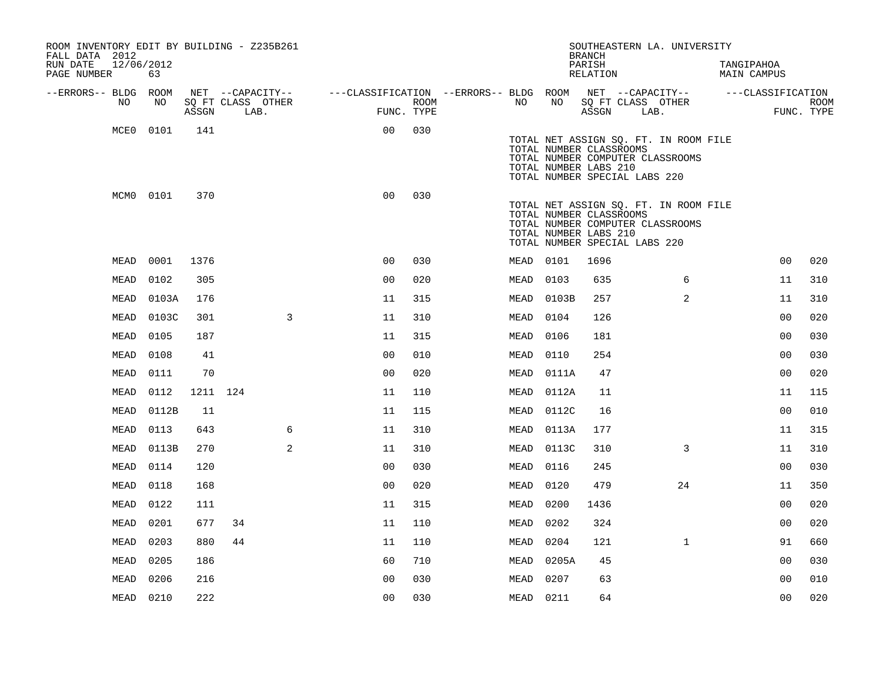ROOM INVENTORY EDIT BY BUILDING - Z235B261
FALL DATA 2012
RUN DATE 12/06/2012
PAGE NUMBER 63

SOUTHEASTERN LA. UNIVERSITY
BRANCH
PARISH TANGIPAHOA
RELATION MAIN CAMPUS

| --ERRORS-- | BLDG NO | ROOM NO | NET SQ FT ASSGN | CAPACITY CLASS | CAPACITY OTHER LAB. | CLASSIFICATION FUNC. | ROOM TYPE | --ERRORS-- | BLDG NO | ROOM NO | NET SQ FT ASSGN | CAPACITY CLASS | CAPACITY OTHER LAB. | CLASSIFICATION FUNC. | ROOM TYPE |
|---|---|---|---|---|---|---|---|---|---|---|---|---|---|---|---|
| | MCE0 | 0101 | 141 | | | 00 | 030 | | TOTAL NET ASSIGN SQ. FT. IN ROOM FILE<br>TOTAL NUMBER CLASSROOMS<br>TOTAL NUMBER COMPUTER CLASSROOMS<br>TOTAL NUMBER LABS 210<br>TOTAL NUMBER SPECIAL LABS 220 | | | | | | |
| | MCM0 | 0101 | 370 | | | 00 | 030 | | TOTAL NET ASSIGN SQ. FT. IN ROOM FILE<br>TOTAL NUMBER CLASSROOMS<br>TOTAL NUMBER COMPUTER CLASSROOMS<br>TOTAL NUMBER LABS 210<br>TOTAL NUMBER SPECIAL LABS 220 | | | | | | |
| | MEAD | 0001 | 1376 | | | 00 | 030 | | MEAD | 0101 | 1696 | | | 00 | 020 |
| | MEAD | 0102 | 305 | | | 00 | 020 | | MEAD | 0103 | 635 | | 6 | 11 | 310 |
| | MEAD | 0103A | 176 | | | 11 | 315 | | MEAD | 0103B | 257 | | 2 | 11 | 310 |
| | MEAD | 0103C | 301 | | 3 | 11 | 310 | | MEAD | 0104 | 126 | | | 00 | 020 |
| | MEAD | 0105 | 187 | | | 11 | 315 | | MEAD | 0106 | 181 | | | 00 | 030 |
| | MEAD | 0108 | 41 | | | 00 | 010 | | MEAD | 0110 | 254 | | | 00 | 030 |
| | MEAD | 0111 | 70 | | | 00 | 020 | | MEAD | 0111A | 47 | | | 00 | 020 |
| | MEAD | 0112 | 1211 | 124 | | 11 | 110 | | MEAD | 0112A | 11 | | | 11 | 115 |
| | MEAD | 0112B | 11 | | | 11 | 115 | | MEAD | 0112C | 16 | | | 00 | 010 |
| | MEAD | 0113 | 643 | | 6 | 11 | 310 | | MEAD | 0113A | 177 | | | 11 | 315 |
| | MEAD | 0113B | 270 | | 2 | 11 | 310 | | MEAD | 0113C | 310 | | 3 | 11 | 310 |
| | MEAD | 0114 | 120 | | | 00 | 030 | | MEAD | 0116 | 245 | | | 00 | 030 |
| | MEAD | 0118 | 168 | | | 00 | 020 | | MEAD | 0120 | 479 | | 24 | 11 | 350 |
| | MEAD | 0122 | 111 | | | 11 | 315 | | MEAD | 0200 | 1436 | | | 00 | 020 |
| | MEAD | 0201 | 677 | 34 | | 11 | 110 | | MEAD | 0202 | 324 | | | 00 | 020 |
| | MEAD | 0203 | 880 | 44 | | 11 | 110 | | MEAD | 0204 | 121 | | 1 | 91 | 660 |
| | MEAD | 0205 | 186 | | | 60 | 710 | | MEAD | 0205A | 45 | | | 00 | 030 |
| | MEAD | 0206 | 216 | | | 00 | 030 | | MEAD | 0207 | 63 | | | 00 | 010 |
| | MEAD | 0210 | 222 | | | 00 | 030 | | MEAD | 0211 | 64 | | | 00 | 020 |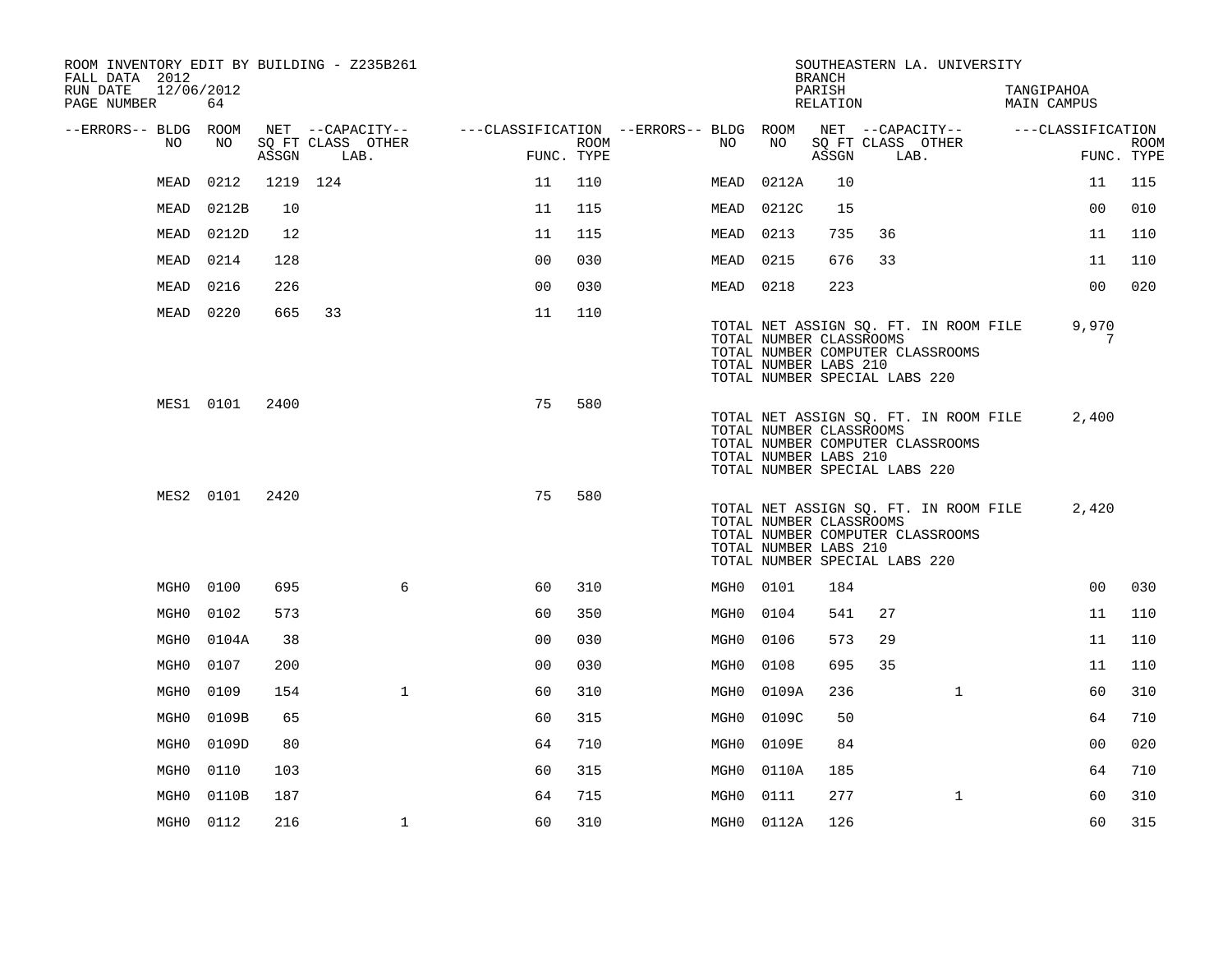ROOM INVENTORY EDIT BY BUILDING - Z235B261
FALL DATA 2012
RUN DATE 12/06/2012
PAGE NUMBER 64

SOUTHEASTERN LA. UNIVERSITY
BRANCH
PARISH TANGIPAHOA
RELATION MAIN CAMPUS

| --ERRORS-- | BLDG NO | ROOM NO | NET SQ FT ASSGN | CAPACITY CLASS LAB. | CAPACITY OTHER | FUNC. | ROOM TYPE | --ERRORS-- | BLDG NO | ROOM NO | NET SQ FT ASSGN | CAPACITY CLASS LAB. | CAPACITY OTHER | FUNC. | ROOM TYPE |
|---|---|---|---|---|---|---|---|---|---|---|---|---|---|---|---|
| | MEAD | 0212 | 1219 | 124 | | 11 | 110 | | MEAD | 0212A | 10 | | | 11 | 115 |
| | MEAD | 0212B | 10 | | | 11 | 115 | | MEAD | 0212C | 15 | | | 00 | 010 |
| | MEAD | 0212D | 12 | | | 11 | 115 | | MEAD | 0213 | 735 | 36 | | 11 | 110 |
| | MEAD | 0214 | 128 | | | 00 | 030 | | MEAD | 0215 | 676 | 33 | | 11 | 110 |
| | MEAD | 0216 | 226 | | | 00 | 030 | | MEAD | 0218 | 223 | | | 00 | 020 |
| | MEAD | 0220 | 665 | 33 | | 11 | 110 | | | | | | | | |

TOTAL NET ASSIGN SQ. FT. IN ROOM FILE 9,970
TOTAL NUMBER CLASSROOMS 7
TOTAL NUMBER COMPUTER CLASSROOMS
TOTAL NUMBER LABS 210
TOTAL NUMBER SPECIAL LABS 220

| --ERRORS-- | BLDG NO | ROOM NO | NET SQ FT ASSGN | CAPACITY CLASS LAB. | CAPACITY OTHER | FUNC. | ROOM TYPE |
|---|---|---|---|---|---|---|---|
| | MES1 | 0101 | 2400 | | | 75 | 580 |

TOTAL NET ASSIGN SQ. FT. IN ROOM FILE 2,400
TOTAL NUMBER CLASSROOMS
TOTAL NUMBER COMPUTER CLASSROOMS
TOTAL NUMBER LABS 210
TOTAL NUMBER SPECIAL LABS 220

| --ERRORS-- | BLDG NO | ROOM NO | NET SQ FT ASSGN | CAPACITY CLASS LAB. | CAPACITY OTHER | FUNC. | ROOM TYPE |
|---|---|---|---|---|---|---|---|
| | MES2 | 0101 | 2420 | | | 75 | 580 |

TOTAL NET ASSIGN SQ. FT. IN ROOM FILE 2,420
TOTAL NUMBER CLASSROOMS
TOTAL NUMBER COMPUTER CLASSROOMS
TOTAL NUMBER LABS 210
TOTAL NUMBER SPECIAL LABS 220

| --ERRORS-- | BLDG NO | ROOM NO | NET SQ FT ASSGN | CAPACITY CLASS LAB. | CAPACITY OTHER | FUNC. | ROOM TYPE | --ERRORS-- | BLDG NO | ROOM NO | NET SQ FT ASSGN | CAPACITY CLASS LAB. | CAPACITY OTHER | FUNC. | ROOM TYPE |
|---|---|---|---|---|---|---|---|---|---|---|---|---|---|---|---|
| | MGH0 | 0100 | 695 | | 6 | 60 | 310 | | MGH0 | 0101 | 184 | | | 00 | 030 |
| | MGH0 | 0102 | 573 | | | 60 | 350 | | MGH0 | 0104 | 541 | 27 | | 11 | 110 |
| | MGH0 | 0104A | 38 | | | 00 | 030 | | MGH0 | 0106 | 573 | 29 | | 11 | 110 |
| | MGH0 | 0107 | 200 | | | 00 | 030 | | MGH0 | 0108 | 695 | 35 | | 11 | 110 |
| | MGH0 | 0109 | 154 | | 1 | 60 | 310 | | MGH0 | 0109A | 236 | | 1 | 60 | 310 |
| | MGH0 | 0109B | 65 | | | 60 | 315 | | MGH0 | 0109C | 50 | | | 64 | 710 |
| | MGH0 | 0109D | 80 | | | 64 | 710 | | MGH0 | 0109E | 84 | | | 00 | 020 |
| | MGH0 | 0110 | 103 | | | 60 | 315 | | MGH0 | 0110A | 185 | | | 64 | 710 |
| | MGH0 | 0110B | 187 | | | 64 | 715 | | MGH0 | 0111 | 277 | | 1 | 60 | 310 |
| | MGH0 | 0112 | 216 | | 1 | 60 | 310 | | MGH0 | 0112A | 126 | | | 60 | 315 |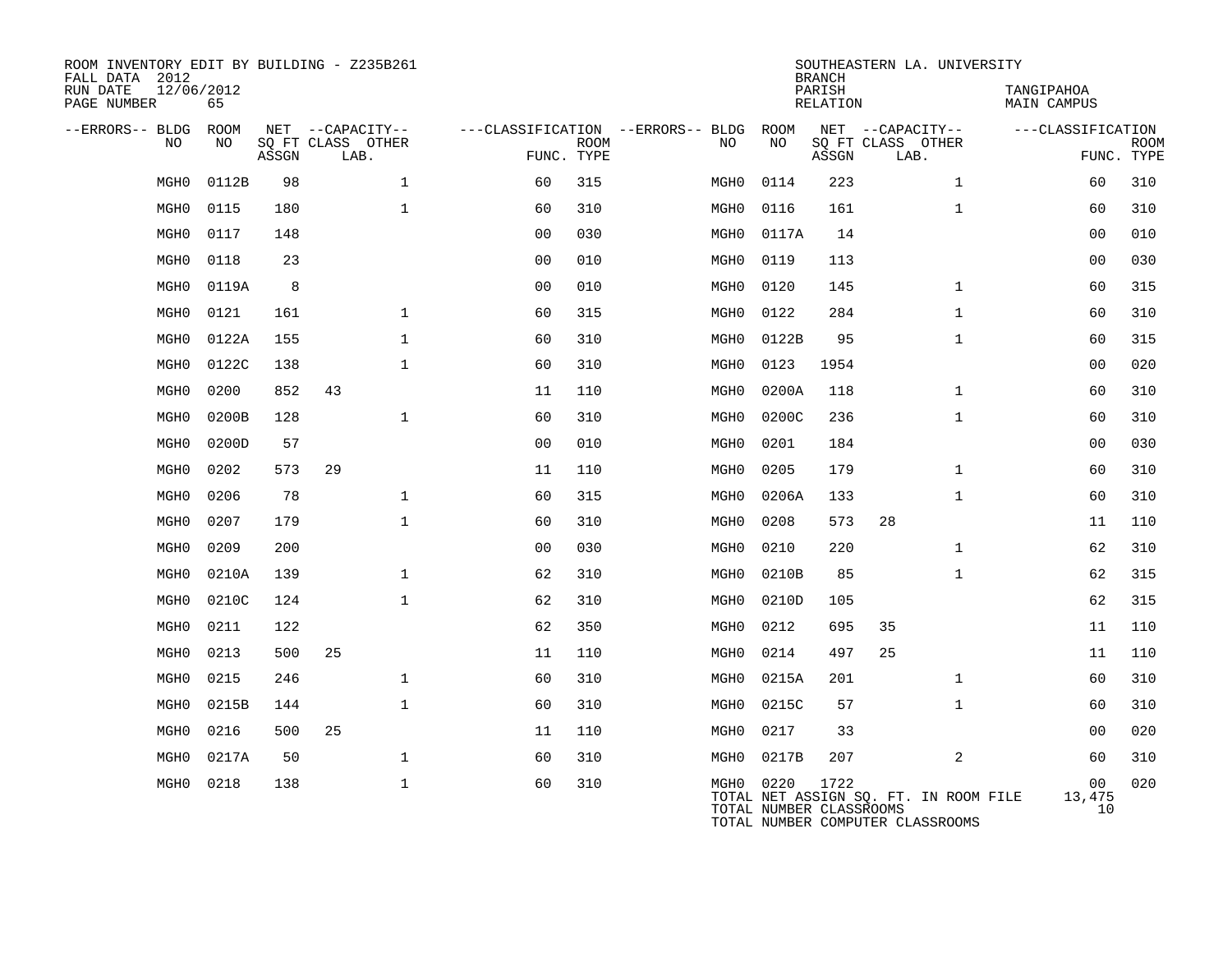ROOM INVENTORY EDIT BY BUILDING - Z235B261
FALL DATA 2012
RUN DATE 12/06/2012
PAGE NUMBER 65

SOUTHEASTERN LA. UNIVERSITY
BRANCH
PARISH TANGIPAHOA
RELATION MAIN CAMPUS

| --ERRORS-- | BLDG NO | ROOM NO | NET SQ FT ASSGN | CAPACITY CLASS | CAPACITY OTHER LAB. | CLASSIFICATION FUNC. | ROOM TYPE | --ERRORS-- | BLDG NO | ROOM NO | NET SQ FT ASSGN | CAPACITY CLASS | CAPACITY OTHER LAB. | CLASSIFICATION FUNC. | ROOM TYPE |
|---|---|---|---|---|---|---|---|---|---|---|---|---|---|---|---|
| | MGH0 | 0112B | 98 | | 1 | 60 | 315 | | MGH0 | 0114 | 223 | | 1 | 60 | 310 |
| | MGH0 | 0115 | 180 | | 1 | 60 | 310 | | MGH0 | 0116 | 161 | | 1 | 60 | 310 |
| | MGH0 | 0117 | 148 | | | 00 | 030 | | MGH0 | 0117A | 14 | | | 00 | 010 |
| | MGH0 | 0118 | 23 | | | 00 | 010 | | MGH0 | 0119 | 113 | | | 00 | 030 |
| | MGH0 | 0119A | 8 | | | 00 | 010 | | MGH0 | 0120 | 145 | | 1 | 60 | 315 |
| | MGH0 | 0121 | 161 | | 1 | 60 | 315 | | MGH0 | 0122 | 284 | | 1 | 60 | 310 |
| | MGH0 | 0122A | 155 | | 1 | 60 | 310 | | MGH0 | 0122B | 95 | | 1 | 60 | 315 |
| | MGH0 | 0122C | 138 | | 1 | 60 | 310 | | MGH0 | 0123 | 1954 | | | 00 | 020 |
| | MGH0 | 0200 | 852 | 43 | | 11 | 110 | | MGH0 | 0200A | 118 | | 1 | 60 | 310 |
| | MGH0 | 0200B | 128 | | 1 | 60 | 310 | | MGH0 | 0200C | 236 | | 1 | 60 | 310 |
| | MGH0 | 0200D | 57 | | | 00 | 010 | | MGH0 | 0201 | 184 | | | 00 | 030 |
| | MGH0 | 0202 | 573 | 29 | | 11 | 110 | | MGH0 | 0205 | 179 | | 1 | 60 | 310 |
| | MGH0 | 0206 | 78 | | 1 | 60 | 315 | | MGH0 | 0206A | 133 | | 1 | 60 | 310 |
| | MGH0 | 0207 | 179 | | 1 | 60 | 310 | | MGH0 | 0208 | 573 | 28 | | 11 | 110 |
| | MGH0 | 0209 | 200 | | | 00 | 030 | | MGH0 | 0210 | 220 | | 1 | 62 | 310 |
| | MGH0 | 0210A | 139 | | 1 | 62 | 310 | | MGH0 | 0210B | 85 | | 1 | 62 | 315 |
| | MGH0 | 0210C | 124 | | 1 | 62 | 310 | | MGH0 | 0210D | 105 | | | 62 | 315 |
| | MGH0 | 0211 | 122 | | | 62 | 350 | | MGH0 | 0212 | 695 | 35 | | 11 | 110 |
| | MGH0 | 0213 | 500 | 25 | | 11 | 110 | | MGH0 | 0214 | 497 | 25 | | 11 | 110 |
| | MGH0 | 0215 | 246 | | 1 | 60 | 310 | | MGH0 | 0215A | 201 | | 1 | 60 | 310 |
| | MGH0 | 0215B | 144 | | 1 | 60 | 310 | | MGH0 | 0215C | 57 | | 1 | 60 | 310 |
| | MGH0 | 0216 | 500 | 25 | | 11 | 110 | | MGH0 | 0217 | 33 | | | 00 | 020 |
| | MGH0 | 0217A | 50 | | 1 | 60 | 310 | | MGH0 | 0217B | 207 | | 2 | 60 | 310 |
| | MGH0 | 0218 | 138 | | 1 | 60 | 310 | | MGH0 | 0220 | 1722 | | | 00 | 020 |

TOTAL NET ASSIGN SQ. FT. IN ROOM FILE 13,475
TOTAL NUMBER CLASSROOMS 10
TOTAL NUMBER COMPUTER CLASSROOMS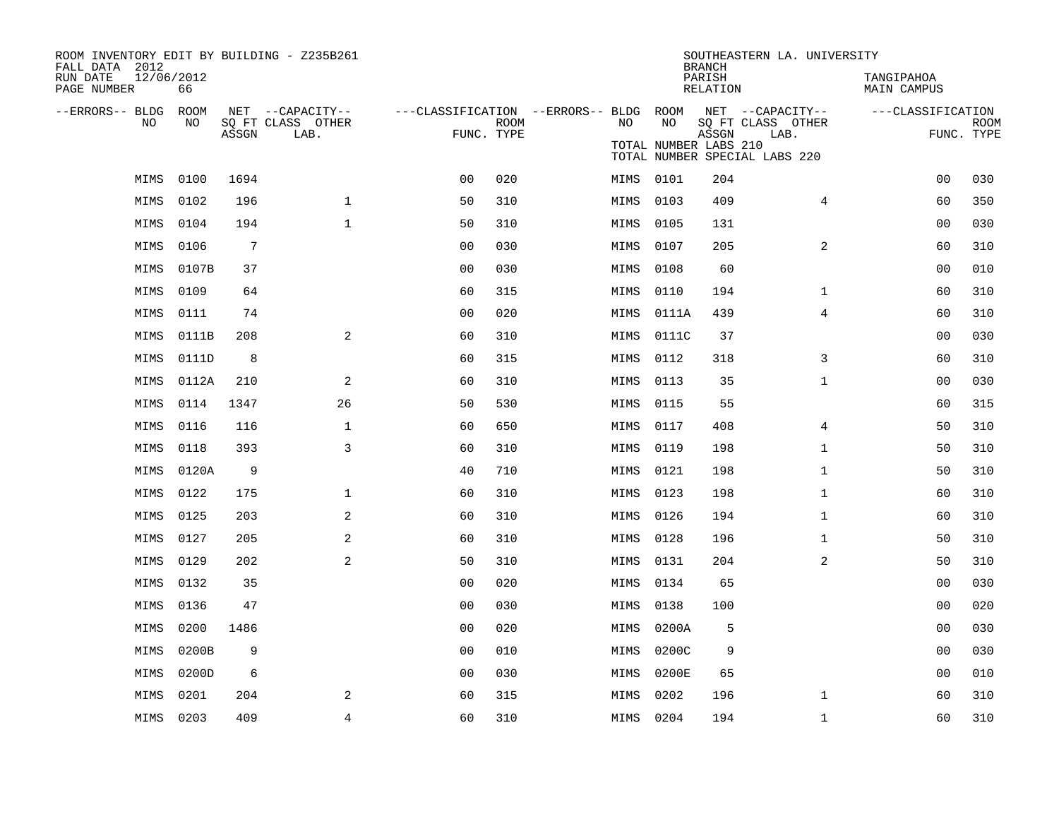ROOM INVENTORY EDIT BY BUILDING - Z235B261
FALL DATA 2012
RUN DATE 12/06/2012
PAGE NUMBER 66

SOUTHEASTERN LA. UNIVERSITY
BRANCH
PARISH TANGIPAHOA
RELATION MAIN CAMPUS

TOTAL NUMBER LABS 210
TOTAL NUMBER SPECIAL LABS 220

| --ERRORS-- | BLDG NO | ROOM NO | NET SQ FT ASSGN | CAPACITY CLASS LAB. | CAPACITY OTHER | CLASSIFICATION FUNC. | ROOM TYPE | --ERRORS-- | BLDG NO | ROOM NO | NET SQ FT ASSGN | CAPACITY CLASS LAB. | CAPACITY OTHER | CLASSIFICATION FUNC. | ROOM TYPE |
|---|---|---|---|---|---|---|---|---|---|---|---|---|---|---|---|
| | MIMS | 0100 | 1694 | | | 00 | 020 | | MIMS | 0101 | 204 | | | 00 | 030 |
| | MIMS | 0102 | 196 | | 1 | 50 | 310 | | MIMS | 0103 | 409 | | 4 | 60 | 350 |
| | MIMS | 0104 | 194 | | 1 | 50 | 310 | | MIMS | 0105 | 131 | | | 00 | 030 |
| | MIMS | 0106 | 7 | | | 00 | 030 | | MIMS | 0107 | 205 | | 2 | 60 | 310 |
| | MIMS | 0107B | 37 | | | 00 | 030 | | MIMS | 0108 | 60 | | | 00 | 010 |
| | MIMS | 0109 | 64 | | | 60 | 315 | | MIMS | 0110 | 194 | | 1 | 60 | 310 |
| | MIMS | 0111 | 74 | | | 00 | 020 | | MIMS | 0111A | 439 | | 4 | 60 | 310 |
| | MIMS | 0111B | 208 | | 2 | 60 | 310 | | MIMS | 0111C | 37 | | | 00 | 030 |
| | MIMS | 0111D | 8 | | | 60 | 315 | | MIMS | 0112 | 318 | | 3 | 60 | 310 |
| | MIMS | 0112A | 210 | | 2 | 60 | 310 | | MIMS | 0113 | 35 | | 1 | 00 | 030 |
| | MIMS | 0114 | 1347 | | 26 | 50 | 530 | | MIMS | 0115 | 55 | | | 60 | 315 |
| | MIMS | 0116 | 116 | | 1 | 60 | 650 | | MIMS | 0117 | 408 | | 4 | 50 | 310 |
| | MIMS | 0118 | 393 | | 3 | 60 | 310 | | MIMS | 0119 | 198 | | 1 | 50 | 310 |
| | MIMS | 0120A | 9 | | | 40 | 710 | | MIMS | 0121 | 198 | | 1 | 50 | 310 |
| | MIMS | 0122 | 175 | | 1 | 60 | 310 | | MIMS | 0123 | 198 | | 1 | 60 | 310 |
| | MIMS | 0125 | 203 | | 2 | 60 | 310 | | MIMS | 0126 | 194 | | 1 | 60 | 310 |
| | MIMS | 0127 | 205 | | 2 | 60 | 310 | | MIMS | 0128 | 196 | | 1 | 50 | 310 |
| | MIMS | 0129 | 202 | | 2 | 50 | 310 | | MIMS | 0131 | 204 | | 2 | 50 | 310 |
| | MIMS | 0132 | 35 | | | 00 | 020 | | MIMS | 0134 | 65 | | | 00 | 030 |
| | MIMS | 0136 | 47 | | | 00 | 030 | | MIMS | 0138 | 100 | | | 00 | 020 |
| | MIMS | 0200 | 1486 | | | 00 | 020 | | MIMS | 0200A | 5 | | | 00 | 030 |
| | MIMS | 0200B | 9 | | | 00 | 010 | | MIMS | 0200C | 9 | | | 00 | 030 |
| | MIMS | 0200D | 6 | | | 00 | 030 | | MIMS | 0200E | 65 | | | 00 | 010 |
| | MIMS | 0201 | 204 | | 2 | 60 | 315 | | MIMS | 0202 | 196 | | 1 | 60 | 310 |
| | MIMS | 0203 | 409 | | 4 | 60 | 310 | | MIMS | 0204 | 194 | | 1 | 60 | 310 |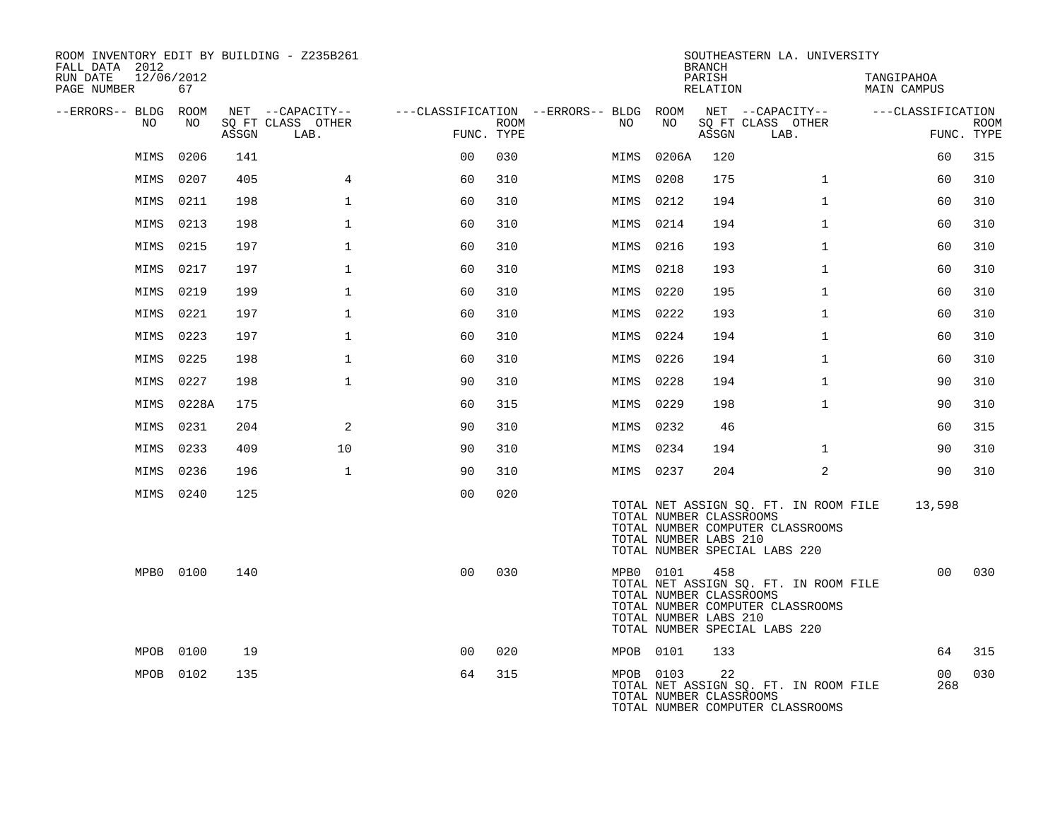ROOM INVENTORY EDIT BY BUILDING - Z235B261
FALL DATA 2012
RUN DATE 12/06/2012
PAGE NUMBER 67

SOUTHEASTERN LA. UNIVERSITY
BRANCH
PARISH TANGIPAHOA
RELATION MAIN CAMPUS

| --ERRORS-- | BLDG NO | ROOM NO | NET SQ FT ASSGN | --CAPACITY-- CLASS | OTHER LAB. | ---CLASSIFICATION FUNC. | ROOM TYPE | --ERRORS-- | BLDG NO | ROOM NO | NET SQ FT ASSGN | --CAPACITY-- CLASS | OTHER LAB. | ---CLASSIFICATION FUNC. | ROOM TYPE |
|---|---|---|---|---|---|---|---|---|---|---|---|---|---|---|---|
| | MIMS | 0206 | 141 | | | 00 | 030 | | MIMS | 0206A | 120 | | | 60 | 315 |
| | MIMS | 0207 | 405 | 4 | | 60 | 310 | | MIMS | 0208 | 175 | 1 | | 60 | 310 |
| | MIMS | 0211 | 198 | 1 | | 60 | 310 | | MIMS | 0212 | 194 | 1 | | 60 | 310 |
| | MIMS | 0213 | 198 | 1 | | 60 | 310 | | MIMS | 0214 | 194 | 1 | | 60 | 310 |
| | MIMS | 0215 | 197 | 1 | | 60 | 310 | | MIMS | 0216 | 193 | 1 | | 60 | 310 |
| | MIMS | 0217 | 197 | 1 | | 60 | 310 | | MIMS | 0218 | 193 | 1 | | 60 | 310 |
| | MIMS | 0219 | 199 | 1 | | 60 | 310 | | MIMS | 0220 | 195 | 1 | | 60 | 310 |
| | MIMS | 0221 | 197 | 1 | | 60 | 310 | | MIMS | 0222 | 193 | 1 | | 60 | 310 |
| | MIMS | 0223 | 197 | 1 | | 60 | 310 | | MIMS | 0224 | 194 | 1 | | 60 | 310 |
| | MIMS | 0225 | 198 | 1 | | 60 | 310 | | MIMS | 0226 | 194 | 1 | | 60 | 310 |
| | MIMS | 0227 | 198 | 1 | | 90 | 310 | | MIMS | 0228 | 194 | 1 | | 90 | 310 |
| | MIMS | 0228A | 175 | | | 60 | 315 | | MIMS | 0229 | 198 | 1 | | 90 | 310 |
| | MIMS | 0231 | 204 | 2 | | 90 | 310 | | MIMS | 0232 | 46 | | | 60 | 315 |
| | MIMS | 0233 | 409 | 10 | | 90 | 310 | | MIMS | 0234 | 194 | 1 | | 90 | 310 |
| | MIMS | 0236 | 196 | 1 | | 90 | 310 | | MIMS | 0237 | 204 | 2 | | 90 | 310 |
| | MIMS | 0240 | 125 | | | 00 | 020 | | | | | | | | |

TOTAL NET ASSIGN SQ. FT. IN ROOM FILE 13,598
TOTAL NUMBER CLASSROOMS
TOTAL NUMBER COMPUTER CLASSROOMS
TOTAL NUMBER LABS 210
TOTAL NUMBER SPECIAL LABS 220

| --ERRORS-- | BLDG NO | ROOM NO | NET SQ FT ASSGN | CLASS | OTHER LAB. | FUNC. | ROOM TYPE | --ERRORS-- | BLDG NO | ROOM NO | NET SQ FT ASSGN | CLASS | OTHER LAB. | FUNC. | ROOM TYPE |
|---|---|---|---|---|---|---|---|---|---|---|---|---|---|---|---|
| | MPB0 | 0100 | 140 | | | 00 | 030 | | MPB0 | 0101 | 458 | | | 00 | 030 |

TOTAL NET ASSIGN SQ. FT. IN ROOM FILE
TOTAL NUMBER CLASSROOMS
TOTAL NUMBER COMPUTER CLASSROOMS
TOTAL NUMBER LABS 210
TOTAL NUMBER SPECIAL LABS 220

| --ERRORS-- | BLDG NO | ROOM NO | NET SQ FT ASSGN | CLASS | OTHER LAB. | FUNC. | ROOM TYPE | --ERRORS-- | BLDG NO | ROOM NO | NET SQ FT ASSGN | CLASS | OTHER LAB. | FUNC. | ROOM TYPE |
|---|---|---|---|---|---|---|---|---|---|---|---|---|---|---|---|
| | MPOB | 0100 | 19 | | | 00 | 020 | | MPOB | 0101 | 133 | | | 64 | 315 |
| | MPOB | 0102 | 135 | | | 64 | 315 | | MPOB | 0103 | 22 | | | 00 | 030 |

TOTAL NET ASSIGN SQ. FT. IN ROOM FILE 268
TOTAL NUMBER CLASSROOMS
TOTAL NUMBER COMPUTER CLASSROOMS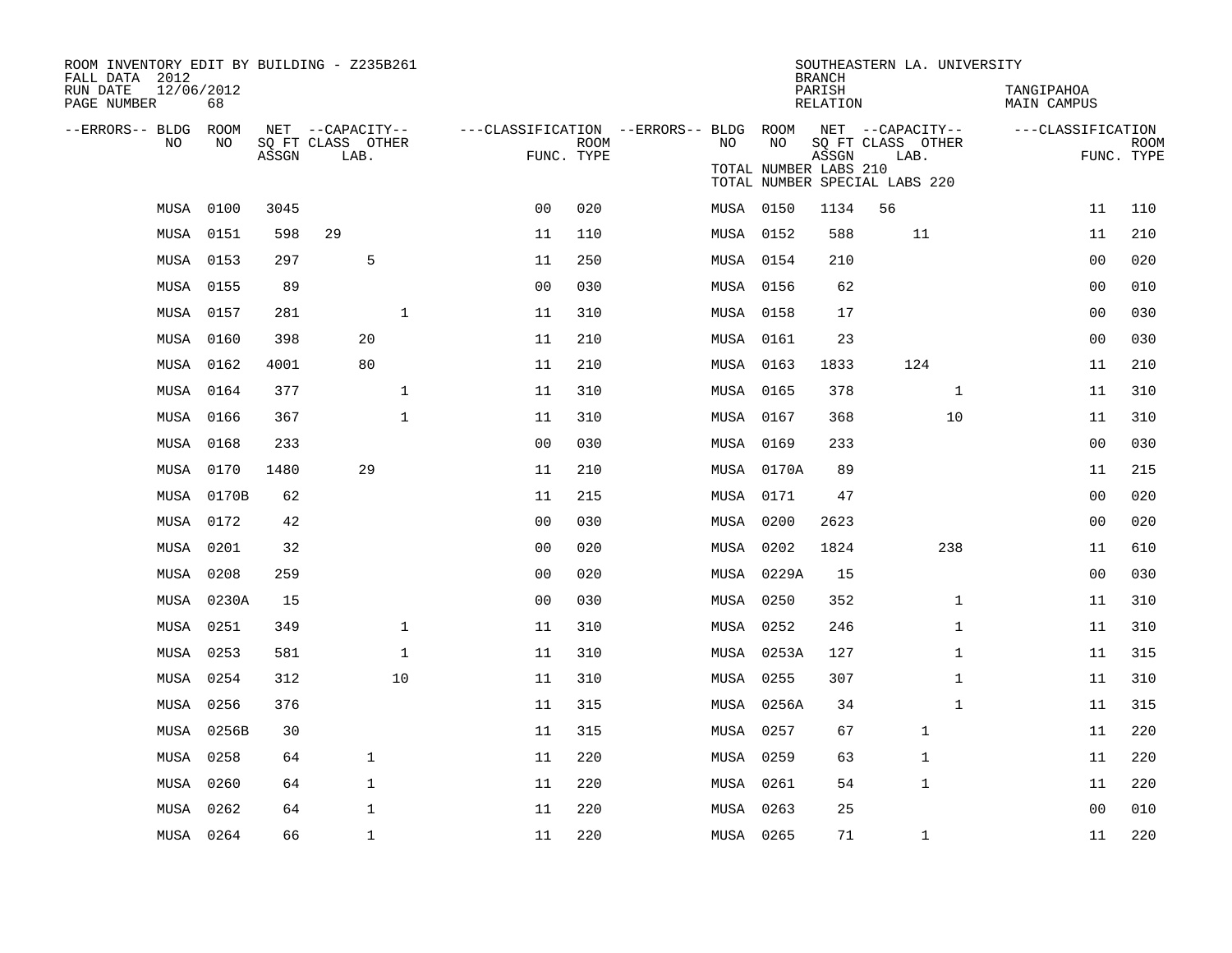ROOM INVENTORY EDIT BY BUILDING - Z235B261
FALL DATA 2012
RUN DATE 12/06/2012
PAGE NUMBER 68

SOUTHEASTERN LA. UNIVERSITY
BRANCH
PARISH TANGIPAHOA
RELATION MAIN CAMPUS

TOTAL NUMBER LABS 210
TOTAL NUMBER SPECIAL LABS 220

| --ERRORS-- | BLDG NO | ROOM NO | NET ASSGN SQ FT | CAPACITY CLASS LAB. | CAPACITY OTHER | CLASSIFICATION FUNC. | ROOM TYPE | --ERRORS-- | BLDG NO | ROOM NO | NET ASSGN SQ FT | CAPACITY CLASS LAB. | CAPACITY OTHER | CLASSIFICATION FUNC. | ROOM TYPE |
|---|---|---|---|---|---|---|---|---|---|---|---|---|---|---|---|
| | MUSA | 0100 | 3045 | | | 00 | 020 | | MUSA | 0150 | 1134 | 56 | | 11 | 110 |
| | MUSA | 0151 | 598 | 29 | | 11 | 110 | | MUSA | 0152 | 588 | 11 | | 11 | 210 |
| | MUSA | 0153 | 297 | 5 | | 11 | 250 | | MUSA | 0154 | 210 | | | 00 | 020 |
| | MUSA | 0155 | 89 | | | 00 | 030 | | MUSA | 0156 | 62 | | | 00 | 010 |
| | MUSA | 0157 | 281 | | 1 | 11 | 310 | | MUSA | 0158 | 17 | | | 00 | 030 |
| | MUSA | 0160 | 398 | 20 | | 11 | 210 | | MUSA | 0161 | 23 | | | 00 | 030 |
| | MUSA | 0162 | 4001 | 80 | | 11 | 210 | | MUSA | 0163 | 1833 | 124 | | 11 | 210 |
| | MUSA | 0164 | 377 | | 1 | 11 | 310 | | MUSA | 0165 | 378 | | 1 | 11 | 310 |
| | MUSA | 0166 | 367 | | 1 | 11 | 310 | | MUSA | 0167 | 368 | | 10 | 11 | 310 |
| | MUSA | 0168 | 233 | | | 00 | 030 | | MUSA | 0169 | 233 | | | 00 | 030 |
| | MUSA | 0170 | 1480 | 29 | | 11 | 210 | | MUSA | 0170A | 89 | | | 11 | 215 |
| | MUSA | 0170B | 62 | | | 11 | 215 | | MUSA | 0171 | 47 | | | 00 | 020 |
| | MUSA | 0172 | 42 | | | 00 | 030 | | MUSA | 0200 | 2623 | | | 00 | 020 |
| | MUSA | 0201 | 32 | | | 00 | 020 | | MUSA | 0202 | 1824 | | 238 | 11 | 610 |
| | MUSA | 0208 | 259 | | | 00 | 020 | | MUSA | 0229A | 15 | | | 00 | 030 |
| | MUSA | 0230A | 15 | | | 00 | 030 | | MUSA | 0250 | 352 | | 1 | 11 | 310 |
| | MUSA | 0251 | 349 | | 1 | 11 | 310 | | MUSA | 0252 | 246 | | 1 | 11 | 310 |
| | MUSA | 0253 | 581 | | 1 | 11 | 310 | | MUSA | 0253A | 127 | | 1 | 11 | 315 |
| | MUSA | 0254 | 312 | | 10 | 11 | 310 | | MUSA | 0255 | 307 | | 1 | 11 | 310 |
| | MUSA | 0256 | 376 | | | 11 | 315 | | MUSA | 0256A | 34 | | 1 | 11 | 315 |
| | MUSA | 0256B | 30 | | | 11 | 315 | | MUSA | 0257 | 67 | 1 | | 11 | 220 |
| | MUSA | 0258 | 64 | 1 | | 11 | 220 | | MUSA | 0259 | 63 | 1 | | 11 | 220 |
| | MUSA | 0260 | 64 | 1 | | 11 | 220 | | MUSA | 0261 | 54 | 1 | | 11 | 220 |
| | MUSA | 0262 | 64 | 1 | | 11 | 220 | | MUSA | 0263 | 25 | | | 00 | 010 |
| | MUSA | 0264 | 66 | 1 | | 11 | 220 | | MUSA | 0265 | 71 | 1 | | 11 | 220 |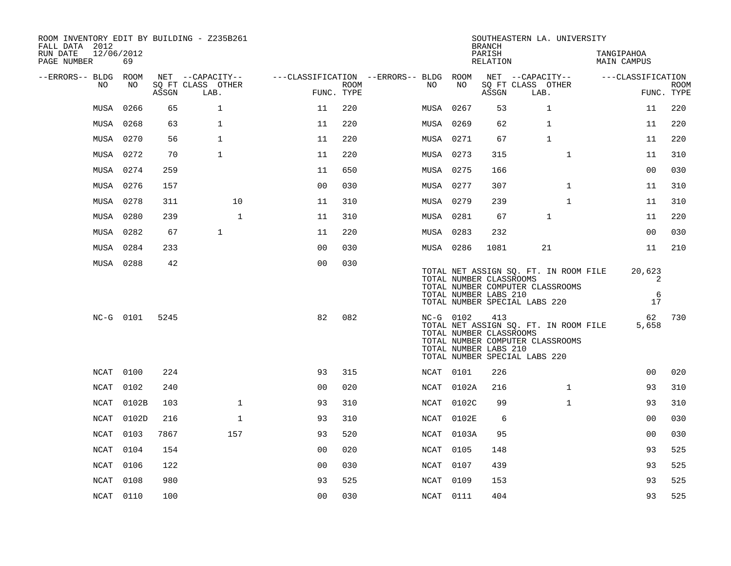ROOM INVENTORY EDIT BY BUILDING - Z235B261
FALL DATA 2012
RUN DATE 12/06/2012
PAGE NUMBER 69

SOUTHEASTERN LA. UNIVERSITY
BRANCH
PARISH TANGIPAHOA
RELATION MAIN CAMPUS

| --ERRORS-- | BLDG NO | ROOM NO | NET ASSGN | CAPACITY CLASS | CAPACITY LAB. | CAPACITY OTHER | FUNC. | ROOM TYPE | --ERRORS-- | BLDG NO | ROOM NO | NET ASSGN | CAPACITY CLASS | CAPACITY LAB. | CAPACITY OTHER | FUNC. | ROOM TYPE |
|---|---|---|---|---|---|---|---|---|---|---|---|---|---|---|---|---|---|
| | MUSA | 0266 | 65 | 1 | | | 11 | 220 | | MUSA | 0267 | 53 | 1 | | | 11 | 220 |
| | MUSA | 0268 | 63 | 1 | | | 11 | 220 | | MUSA | 0269 | 62 | 1 | | | 11 | 220 |
| | MUSA | 0270 | 56 | 1 | | | 11 | 220 | | MUSA | 0271 | 67 | 1 | | | 11 | 220 |
| | MUSA | 0272 | 70 | 1 | | | 11 | 220 | | MUSA | 0273 | 315 | | 1 | | 11 | 310 |
| | MUSA | 0274 | 259 | | | | 11 | 650 | | MUSA | 0275 | 166 | | | | 00 | 030 |
| | MUSA | 0276 | 157 | | | | 00 | 030 | | MUSA | 0277 | 307 | | 1 | | 11 | 310 |
| | MUSA | 0278 | 311 | | 10 | | 11 | 310 | | MUSA | 0279 | 239 | | 1 | | 11 | 310 |
| | MUSA | 0280 | 239 | | 1 | | 11 | 310 | | MUSA | 0281 | 67 | 1 | | | 11 | 220 |
| | MUSA | 0282 | 67 | 1 | | | 11 | 220 | | MUSA | 0283 | 232 | | | | 00 | 030 |
| | MUSA | 0284 | 233 | | | | 00 | 030 | | MUSA | 0286 | 1081 | 21 | | | 11 | 210 |
| | MUSA | 0288 | 42 | | | | 00 | 030 | | | | | | | | | |

TOTAL NET ASSIGN SQ. FT. IN ROOM FILE 20,623
TOTAL NUMBER CLASSROOMS 2
TOTAL NUMBER COMPUTER CLASSROOMS
TOTAL NUMBER LABS 210 6
TOTAL NUMBER SPECIAL LABS 220 17

| --ERRORS-- | BLDG NO | ROOM NO | NET ASSGN | CAPACITY CLASS | CAPACITY LAB. | CAPACITY OTHER | FUNC. | ROOM TYPE | --ERRORS-- | BLDG NO | ROOM NO | NET ASSGN | CAPACITY CLASS | CAPACITY LAB. | CAPACITY OTHER | FUNC. | ROOM TYPE |
|---|---|---|---|---|---|---|---|---|---|---|---|---|---|---|---|---|---|
| | NC-G | 0101 | 5245 | | | | 82 | 082 | | NC-G | 0102 | 413 | | | | 62 | 730 |

TOTAL NET ASSIGN SQ. FT. IN ROOM FILE 5,658
TOTAL NUMBER CLASSROOMS
TOTAL NUMBER COMPUTER CLASSROOMS
TOTAL NUMBER LABS 210
TOTAL NUMBER SPECIAL LABS 220

| --ERRORS-- | BLDG NO | ROOM NO | NET ASSGN | CAPACITY CLASS | CAPACITY LAB. | CAPACITY OTHER | FUNC. | ROOM TYPE | --ERRORS-- | BLDG NO | ROOM NO | NET ASSGN | CAPACITY CLASS | CAPACITY LAB. | CAPACITY OTHER | FUNC. | ROOM TYPE |
|---|---|---|---|---|---|---|---|---|---|---|---|---|---|---|---|---|---|
| | NCAT | 0100 | 224 | | | | 93 | 315 | | NCAT | 0101 | 226 | | | | 00 | 020 |
| | NCAT | 0102 | 240 | | | | 00 | 020 | | NCAT | 0102A | 216 | | 1 | | 93 | 310 |
| | NCAT | 0102B | 103 | | 1 | | 93 | 310 | | NCAT | 0102C | 99 | | 1 | | 93 | 310 |
| | NCAT | 0102D | 216 | | 1 | | 93 | 310 | | NCAT | 0102E | 6 | | | | 00 | 030 |
| | NCAT | 0103 | 7867 | | 157 | | 93 | 520 | | NCAT | 0103A | 95 | | | | 00 | 030 |
| | NCAT | 0104 | 154 | | | | 00 | 020 | | NCAT | 0105 | 148 | | | | 93 | 525 |
| | NCAT | 0106 | 122 | | | | 00 | 030 | | NCAT | 0107 | 439 | | | | 93 | 525 |
| | NCAT | 0108 | 980 | | | | 93 | 525 | | NCAT | 0109 | 153 | | | | 93 | 525 |
| | NCAT | 0110 | 100 | | | | 00 | 030 | | NCAT | 0111 | 404 | | | | 93 | 525 |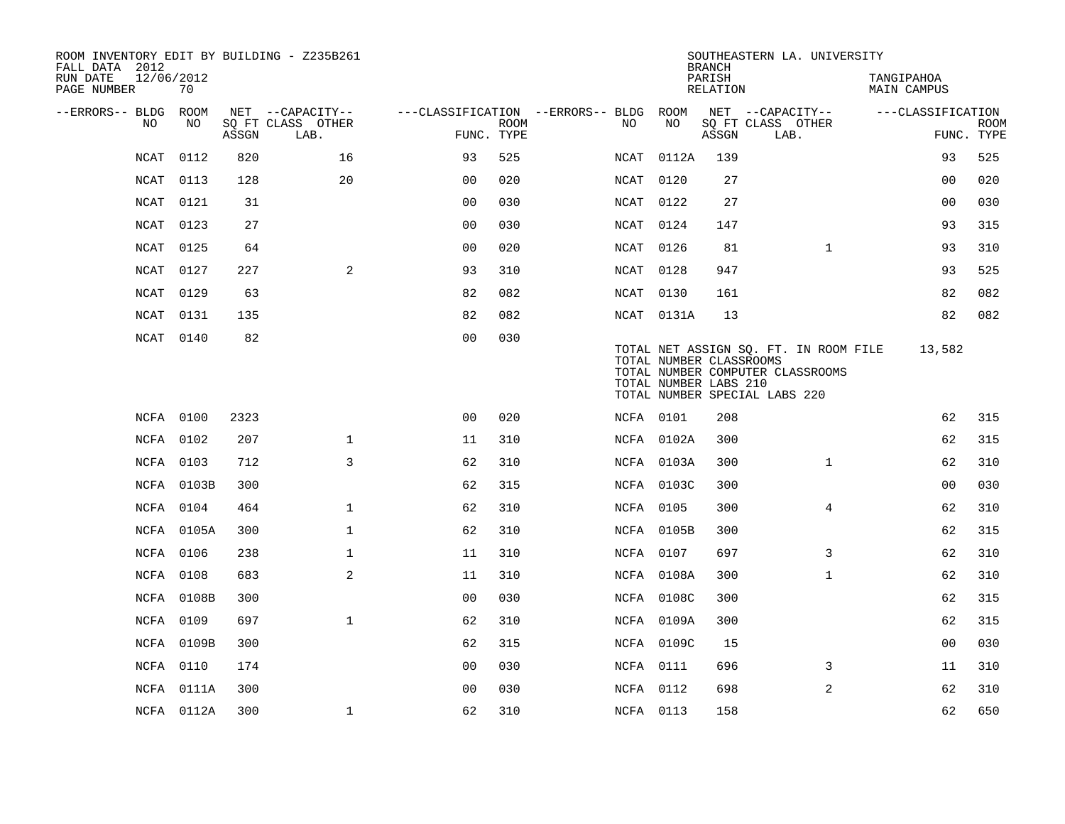ROOM INVENTORY EDIT BY BUILDING - Z235B261
FALL DATA 2012
RUN DATE 12/06/2012

SOUTHEASTERN LA. UNIVERSITY
BRANCH
PARISH TANGIPAHOA
RELATION MAIN CAMPUS

| --ERRORS-- | BLDG NO | ROOM NO | NET ASSGN SQ FT | CAPACITY CLASS | CAPACITY OTHER LAB. | CLASSIFICATION FUNC. | ROOM TYPE | --ERRORS-- | BLDG NO | ROOM NO | NET ASSGN SQ FT | CAPACITY CLASS | CAPACITY OTHER LAB. | CLASSIFICATION FUNC. | ROOM TYPE |
|---|---|---|---|---|---|---|---|---|---|---|---|---|---|---|---|
| | NCAT | 0112 | 820 | | 16 | 93 | 525 | | NCAT | 0112A | 139 | | | 93 | 525 |
| | NCAT | 0113 | 128 | | 20 | 00 | 020 | | NCAT | 0120 | 27 | | | 00 | 020 |
| | NCAT | 0121 | 31 | | | 00 | 030 | | NCAT | 0122 | 27 | | | 00 | 030 |
| | NCAT | 0123 | 27 | | | 00 | 030 | | NCAT | 0124 | 147 | | | 93 | 315 |
| | NCAT | 0125 | 64 | | | 00 | 020 | | NCAT | 0126 | 81 | | 1 | 93 | 310 |
| | NCAT | 0127 | 227 | | 2 | 93 | 310 | | NCAT | 0128 | 947 | | | 93 | 525 |
| | NCAT | 0129 | 63 | | | 82 | 082 | | NCAT | 0130 | 161 | | | 82 | 082 |
| | NCAT | 0131 | 135 | | | 82 | 082 | | NCAT | 0131A | 13 | | | 82 | 082 |
| | NCAT | 0140 | 82 | | | 00 | 030 | | | | | | | | |

TOTAL NET ASSIGN SQ. FT. IN ROOM FILE 13,582
TOTAL NUMBER CLASSROOMS
TOTAL NUMBER COMPUTER CLASSROOMS
TOTAL NUMBER LABS 210
TOTAL NUMBER SPECIAL LABS 220

| --ERRORS-- | BLDG NO | ROOM NO | NET ASSGN SQ FT | CAPACITY CLASS | CAPACITY OTHER LAB. | CLASSIFICATION FUNC. | ROOM TYPE | --ERRORS-- | BLDG NO | ROOM NO | NET ASSGN SQ FT | CAPACITY CLASS | CAPACITY OTHER LAB. | CLASSIFICATION FUNC. | ROOM TYPE |
|---|---|---|---|---|---|---|---|---|---|---|---|---|---|---|---|
| | NCFA | 0100 | 2323 | | | 00 | 020 | | NCFA | 0101 | 208 | | | 62 | 315 |
| | NCFA | 0102 | 207 | | 1 | 11 | 310 | | NCFA | 0102A | 300 | | | 62 | 315 |
| | NCFA | 0103 | 712 | | 3 | 62 | 310 | | NCFA | 0103A | 300 | | 1 | 62 | 310 |
| | NCFA | 0103B | 300 | | | 62 | 315 | | NCFA | 0103C | 300 | | | 00 | 030 |
| | NCFA | 0104 | 464 | | 1 | 62 | 310 | | NCFA | 0105 | 300 | | 4 | 62 | 310 |
| | NCFA | 0105A | 300 | | 1 | 62 | 310 | | NCFA | 0105B | 300 | | | 62 | 315 |
| | NCFA | 0106 | 238 | | 1 | 11 | 310 | | NCFA | 0107 | 697 | | 3 | 62 | 310 |
| | NCFA | 0108 | 683 | | 2 | 11 | 310 | | NCFA | 0108A | 300 | | 1 | 62 | 310 |
| | NCFA | 0108B | 300 | | | 00 | 030 | | NCFA | 0108C | 300 | | | 62 | 315 |
| | NCFA | 0109 | 697 | | 1 | 62 | 310 | | NCFA | 0109A | 300 | | | 62 | 315 |
| | NCFA | 0109B | 300 | | | 62 | 315 | | NCFA | 0109C | 15 | | | 00 | 030 |
| | NCFA | 0110 | 174 | | | 00 | 030 | | NCFA | 0111 | 696 | | 3 | 11 | 310 |
| | NCFA | 0111A | 300 | | | 00 | 030 | | NCFA | 0112 | 698 | | 2 | 62 | 310 |
| | NCFA | 0112A | 300 | | 1 | 62 | 310 | | NCFA | 0113 | 158 | | | 62 | 650 |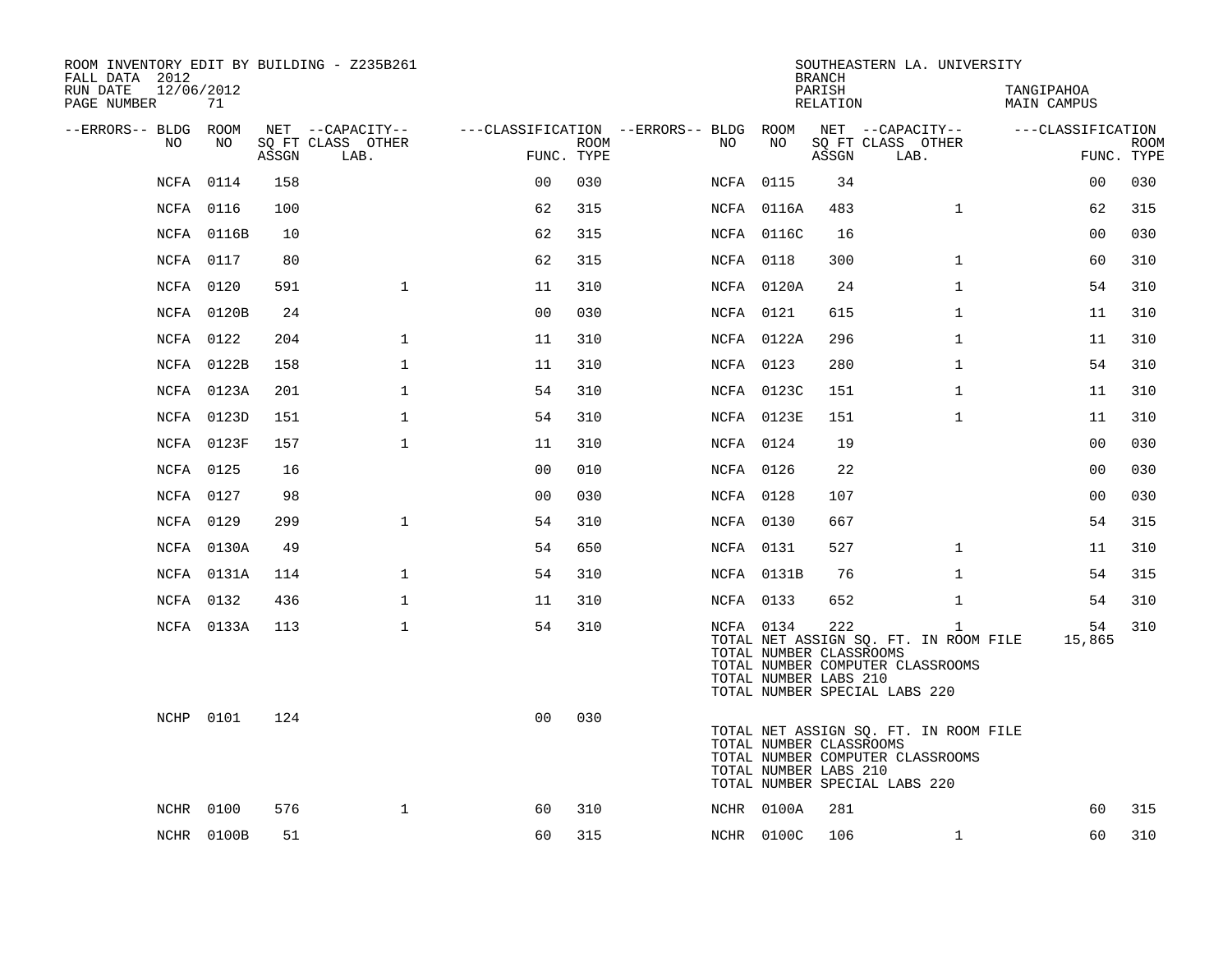ROOM INVENTORY EDIT BY BUILDING - Z235B261
FALL DATA 2012
RUN DATE 12/06/2012
PAGE NUMBER 71

SOUTHEASTERN LA. UNIVERSITY
BRANCH
PARISH TANGIPAHOA
RELATION MAIN CAMPUS

| --ERRORS-- | BLDG NO | ROOM NO | NET SQ FT ASSGN | --CAPACITY-- CLASS LAB. | OTHER | ---CLASSIFICATION FUNC. | ROOM TYPE | --ERRORS-- | BLDG NO | ROOM NO | NET SQ FT ASSGN | --CAPACITY-- CLASS LAB. | OTHER | ---CLASSIFICATION FUNC. | ROOM TYPE |
|---|---|---|---|---|---|---|---|---|---|---|---|---|---|---|---|
| | NCFA | 0114 | 158 | | | 00 | 030 | | NCFA | 0115 | 34 | | | 00 | 030 |
| | NCFA | 0116 | 100 | | | 62 | 315 | | NCFA | 0116A | 483 | | 1 | 62 | 315 |
| | NCFA | 0116B | 10 | | | 62 | 315 | | NCFA | 0116C | 16 | | | 00 | 030 |
| | NCFA | 0117 | 80 | | | 62 | 315 | | NCFA | 0118 | 300 | | 1 | 60 | 310 |
| | NCFA | 0120 | 591 | | 1 | 11 | 310 | | NCFA | 0120A | 24 | | 1 | 54 | 310 |
| | NCFA | 0120B | 24 | | | 00 | 030 | | NCFA | 0121 | 615 | | 1 | 11 | 310 |
| | NCFA | 0122 | 204 | | 1 | 11 | 310 | | NCFA | 0122A | 296 | | 1 | 11 | 310 |
| | NCFA | 0122B | 158 | | 1 | 11 | 310 | | NCFA | 0123 | 280 | | 1 | 54 | 310 |
| | NCFA | 0123A | 201 | | 1 | 54 | 310 | | NCFA | 0123C | 151 | | 1 | 11 | 310 |
| | NCFA | 0123D | 151 | | 1 | 54 | 310 | | NCFA | 0123E | 151 | | 1 | 11 | 310 |
| | NCFA | 0123F | 157 | | 1 | 11 | 310 | | NCFA | 0124 | 19 | | | 00 | 030 |
| | NCFA | 0125 | 16 | | | 00 | 010 | | NCFA | 0126 | 22 | | | 00 | 030 |
| | NCFA | 0127 | 98 | | | 00 | 030 | | NCFA | 0128 | 107 | | | 00 | 030 |
| | NCFA | 0129 | 299 | | 1 | 54 | 310 | | NCFA | 0130 | 667 | | | 54 | 315 |
| | NCFA | 0130A | 49 | | | 54 | 650 | | NCFA | 0131 | 527 | | 1 | 11 | 310 |
| | NCFA | 0131A | 114 | | 1 | 54 | 310 | | NCFA | 0131B | 76 | | 1 | 54 | 315 |
| | NCFA | 0132 | 436 | | 1 | 11 | 310 | | NCFA | 0133 | 652 | | 1 | 54 | 310 |
| | NCFA | 0133A | 113 | | 1 | 54 | 310 | | NCFA | 0134 | 222 | | 1 | 54 | 310 |

TOTAL NET ASSIGN SQ. FT. IN ROOM FILE 15,865
TOTAL NUMBER CLASSROOMS
TOTAL NUMBER COMPUTER CLASSROOMS
TOTAL NUMBER LABS 210
TOTAL NUMBER SPECIAL LABS 220

| --ERRORS-- | BLDG NO | ROOM NO | NET SQ FT ASSGN | --CAPACITY-- CLASS LAB. | OTHER | ---CLASSIFICATION FUNC. | ROOM TYPE |
|---|---|---|---|---|---|---|---|
| | NCHP | 0101 | 124 | | | 00 | 030 |

TOTAL NET ASSIGN SQ. FT. IN ROOM FILE
TOTAL NUMBER CLASSROOMS
TOTAL NUMBER COMPUTER CLASSROOMS
TOTAL NUMBER LABS 210
TOTAL NUMBER SPECIAL LABS 220

| --ERRORS-- | BLDG NO | ROOM NO | NET SQ FT ASSGN | --CAPACITY-- CLASS LAB. | OTHER | ---CLASSIFICATION FUNC. | ROOM TYPE | --ERRORS-- | BLDG NO | ROOM NO | NET SQ FT ASSGN | --CAPACITY-- CLASS LAB. | OTHER | ---CLASSIFICATION FUNC. | ROOM TYPE |
|---|---|---|---|---|---|---|---|---|---|---|---|---|---|---|---|
| | NCHR | 0100 | 576 | | 1 | 60 | 310 | | NCHR | 0100A | 281 | | | 60 | 315 |
| | NCHR | 0100B | 51 | | | 60 | 315 | | NCHR | 0100C | 106 | | 1 | 60 | 310 |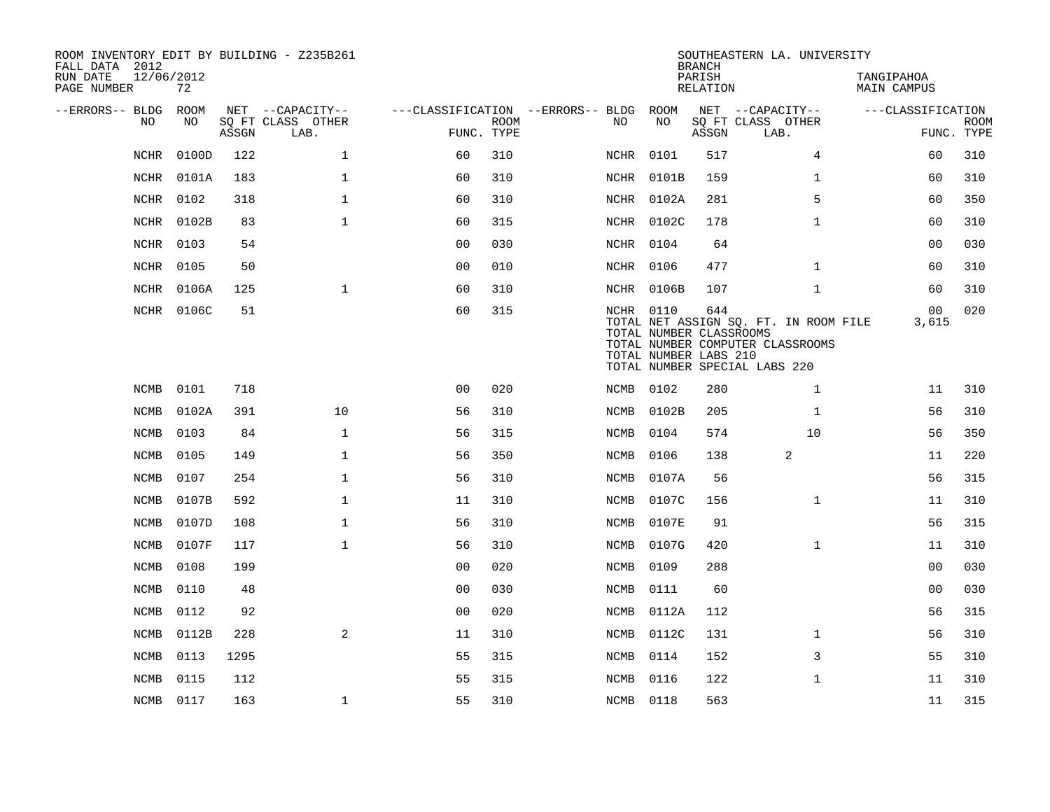ROOM INVENTORY EDIT BY BUILDING - Z235B261
FALL DATA 2012
RUN DATE 12/06/2012
PAGE NUMBER 72

SOUTHEASTERN LA. UNIVERSITY
BRANCH
PARISH TANGIPAHOA
RELATION MAIN CAMPUS

| --ERRORS-- | BLDG NO | ROOM NO | NET SQ FT ASSGN | --CAPACITY-- CLASS | OTHER LAB. | ---CLASSIFICATION FUNC. | ROOM TYPE | --ERRORS-- | BLDG NO | ROOM NO | NET SQ FT ASSGN | --CAPACITY-- CLASS | OTHER LAB. | ---CLASSIFICATION FUNC. | ROOM TYPE |
|---|---|---|---|---|---|---|---|---|---|---|---|---|---|---|---|
| | NCHR | 0100D | 122 | | 1 | 60 | 310 | | NCHR | 0101 | 517 | | 4 | 60 | 310 |
| | NCHR | 0101A | 183 | | 1 | 60 | 310 | | NCHR | 0101B | 159 | | 1 | 60 | 310 |
| | NCHR | 0102 | 318 | | 1 | 60 | 310 | | NCHR | 0102A | 281 | | 5 | 60 | 350 |
| | NCHR | 0102B | 83 | | 1 | 60 | 315 | | NCHR | 0102C | 178 | | 1 | 60 | 310 |
| | NCHR | 0103 | 54 | | | 00 | 030 | | NCHR | 0104 | 64 | | | 00 | 030 |
| | NCHR | 0105 | 50 | | | 00 | 010 | | NCHR | 0106 | 477 | | 1 | 60 | 310 |
| | NCHR | 0106A | 125 | | 1 | 60 | 310 | | NCHR | 0106B | 107 | | 1 | 60 | 310 |
| | NCHR | 0106C | 51 | | | 60 | 315 | | NCHR | 0110 | 644 | | | 00 | 020 |
| | | | | | | | | | TOTAL NET ASSIGN SQ. FT. IN ROOM FILE | | | | | 3,615 | |
| | | | | | | | | | TOTAL NUMBER CLASSROOMS | | | | | | |
| | | | | | | | | | TOTAL NUMBER COMPUTER CLASSROOMS | | | | | | |
| | | | | | | | | | TOTAL NUMBER LABS 210 | | | | | | |
| | | | | | | | | | TOTAL NUMBER SPECIAL LABS 220 | | | | | | |
| | NCMB | 0101 | 718 | | | 00 | 020 | | NCMB | 0102 | 280 | | 1 | 11 | 310 |
| | NCMB | 0102A | 391 | | 10 | 56 | 310 | | NCMB | 0102B | 205 | | 1 | 56 | 310 |
| | NCMB | 0103 | 84 | | 1 | 56 | 315 | | NCMB | 0104 | 574 | | 10 | 56 | 350 |
| | NCMB | 0105 | 149 | | 1 | 56 | 350 | | NCMB | 0106 | 138 | 2 | | 11 | 220 |
| | NCMB | 0107 | 254 | | 1 | 56 | 310 | | NCMB | 0107A | 56 | | | 56 | 315 |
| | NCMB | 0107B | 592 | | 1 | 11 | 310 | | NCMB | 0107C | 156 | | 1 | 11 | 310 |
| | NCMB | 0107D | 108 | | 1 | 56 | 310 | | NCMB | 0107E | 91 | | | 56 | 315 |
| | NCMB | 0107F | 117 | | 1 | 56 | 310 | | NCMB | 0107G | 420 | | 1 | 11 | 310 |
| | NCMB | 0108 | 199 | | | 00 | 020 | | NCMB | 0109 | 288 | | | 00 | 030 |
| | NCMB | 0110 | 48 | | | 00 | 030 | | NCMB | 0111 | 60 | | | 00 | 030 |
| | NCMB | 0112 | 92 | | | 00 | 020 | | NCMB | 0112A | 112 | | | 56 | 315 |
| | NCMB | 0112B | 228 | | 2 | 11 | 310 | | NCMB | 0112C | 131 | | 1 | 56 | 310 |
| | NCMB | 0113 | 1295 | | | 55 | 315 | | NCMB | 0114 | 152 | | 3 | 55 | 310 |
| | NCMB | 0115 | 112 | | | 55 | 315 | | NCMB | 0116 | 122 | | 1 | 11 | 310 |
| | NCMB | 0117 | 163 | | 1 | 55 | 310 | | NCMB | 0118 | 563 | | | 11 | 315 |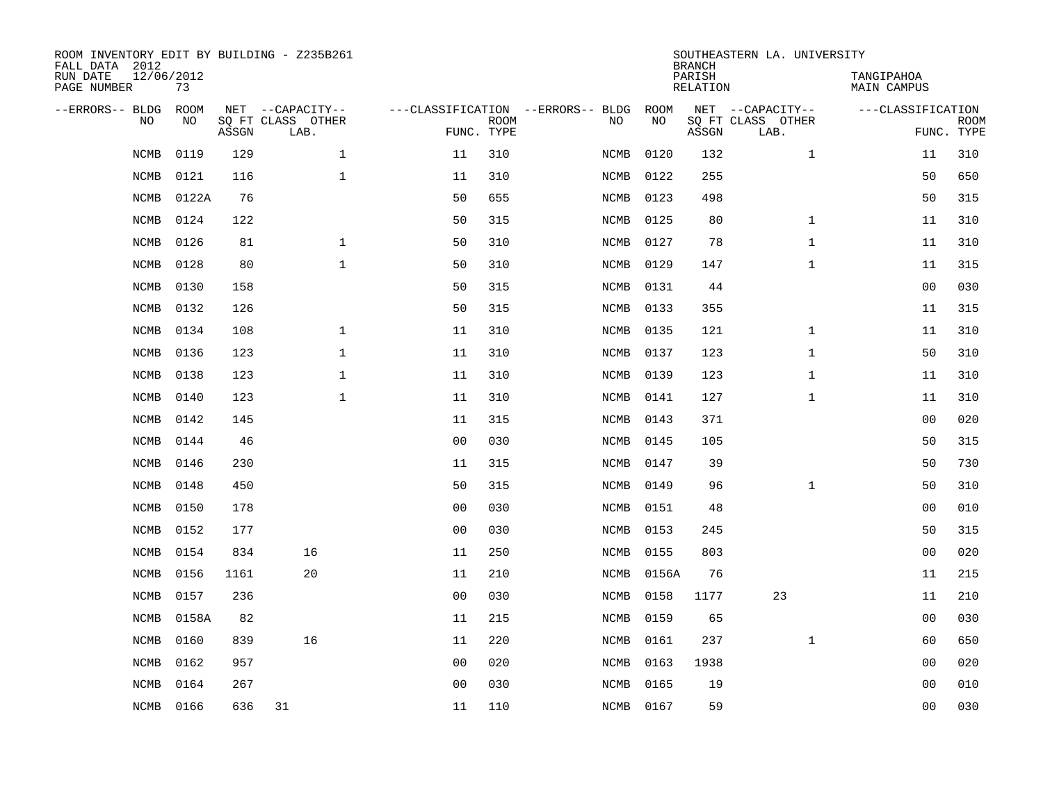ROOM INVENTORY EDIT BY BUILDING - Z235B261
FALL DATA 2012
RUN DATE 12/06/2012
PAGE NUMBER 73

SOUTHEASTERN LA. UNIVERSITY
BRANCH
PARISH TANGIPAHOA
RELATION MAIN CAMPUS

| --ERRORS-- | BLDG NO | ROOM NO | NET SQ FT ASSGN | --CAPACITY-- CLASS | LAB. | OTHER | ---CLASSIFICATION FUNC. | ROOM TYPE | --ERRORS-- | BLDG NO | ROOM NO | NET SQ FT ASSGN | --CAPACITY-- CLASS | LAB. | OTHER | ---CLASSIFICATION FUNC. | ROOM TYPE |
|---|---|---|---|---|---|---|---|---|---|---|---|---|---|---|---|---|---|
| | NCMB | 0119 | 129 | | | 1 | 11 | 310 | | NCMB | 0120 | 132 | | | 1 | 11 | 310 |
| | NCMB | 0121 | 116 | | | 1 | 11 | 310 | | NCMB | 0122 | 255 | | | | 50 | 650 |
| | NCMB | 0122A | 76 | | | | 50 | 655 | | NCMB | 0123 | 498 | | | | 50 | 315 |
| | NCMB | 0124 | 122 | | | | 50 | 315 | | NCMB | 0125 | 80 | | | 1 | 11 | 310 |
| | NCMB | 0126 | 81 | | | 1 | 50 | 310 | | NCMB | 0127 | 78 | | | 1 | 11 | 310 |
| | NCMB | 0128 | 80 | | | 1 | 50 | 310 | | NCMB | 0129 | 147 | | | 1 | 11 | 315 |
| | NCMB | 0130 | 158 | | | | 50 | 315 | | NCMB | 0131 | 44 | | | | 00 | 030 |
| | NCMB | 0132 | 126 | | | | 50 | 315 | | NCMB | 0133 | 355 | | | | 11 | 315 |
| | NCMB | 0134 | 108 | | | 1 | 11 | 310 | | NCMB | 0135 | 121 | | | 1 | 11 | 310 |
| | NCMB | 0136 | 123 | | | 1 | 11 | 310 | | NCMB | 0137 | 123 | | | 1 | 50 | 310 |
| | NCMB | 0138 | 123 | | | 1 | 11 | 310 | | NCMB | 0139 | 123 | | | 1 | 11 | 310 |
| | NCMB | 0140 | 123 | | | 1 | 11 | 310 | | NCMB | 0141 | 127 | | | 1 | 11 | 310 |
| | NCMB | 0142 | 145 | | | | 11 | 315 | | NCMB | 0143 | 371 | | | | 00 | 020 |
| | NCMB | 0144 | 46 | | | | 00 | 030 | | NCMB | 0145 | 105 | | | | 50 | 315 |
| | NCMB | 0146 | 230 | | | | 11 | 315 | | NCMB | 0147 | 39 | | | | 50 | 730 |
| | NCMB | 0148 | 450 | | | | 50 | 315 | | NCMB | 0149 | 96 | | | 1 | 50 | 310 |
| | NCMB | 0150 | 178 | | | | 00 | 030 | | NCMB | 0151 | 48 | | | | 00 | 010 |
| | NCMB | 0152 | 177 | | | | 00 | 030 | | NCMB | 0153 | 245 | | | | 50 | 315 |
| | NCMB | 0154 | 834 | | 16 | | 11 | 250 | | NCMB | 0155 | 803 | | | | 00 | 020 |
| | NCMB | 0156 | 1161 | | 20 | | 11 | 210 | | NCMB | 0156A | 76 | | | | 11 | 215 |
| | NCMB | 0157 | 236 | | | | 00 | 030 | | NCMB | 0158 | 1177 | | 23 | | 11 | 210 |
| | NCMB | 0158A | 82 | | | | 11 | 215 | | NCMB | 0159 | 65 | | | | 00 | 030 |
| | NCMB | 0160 | 839 | | 16 | | 11 | 220 | | NCMB | 0161 | 237 | | | 1 | 60 | 650 |
| | NCMB | 0162 | 957 | | | | 00 | 020 | | NCMB | 0163 | 1938 | | | | 00 | 020 |
| | NCMB | 0164 | 267 | | | | 00 | 030 | | NCMB | 0165 | 19 | | | | 00 | 010 |
| | NCMB | 0166 | 636 | 31 | | | 11 | 110 | | NCMB | 0167 | 59 | | | | 00 | 030 |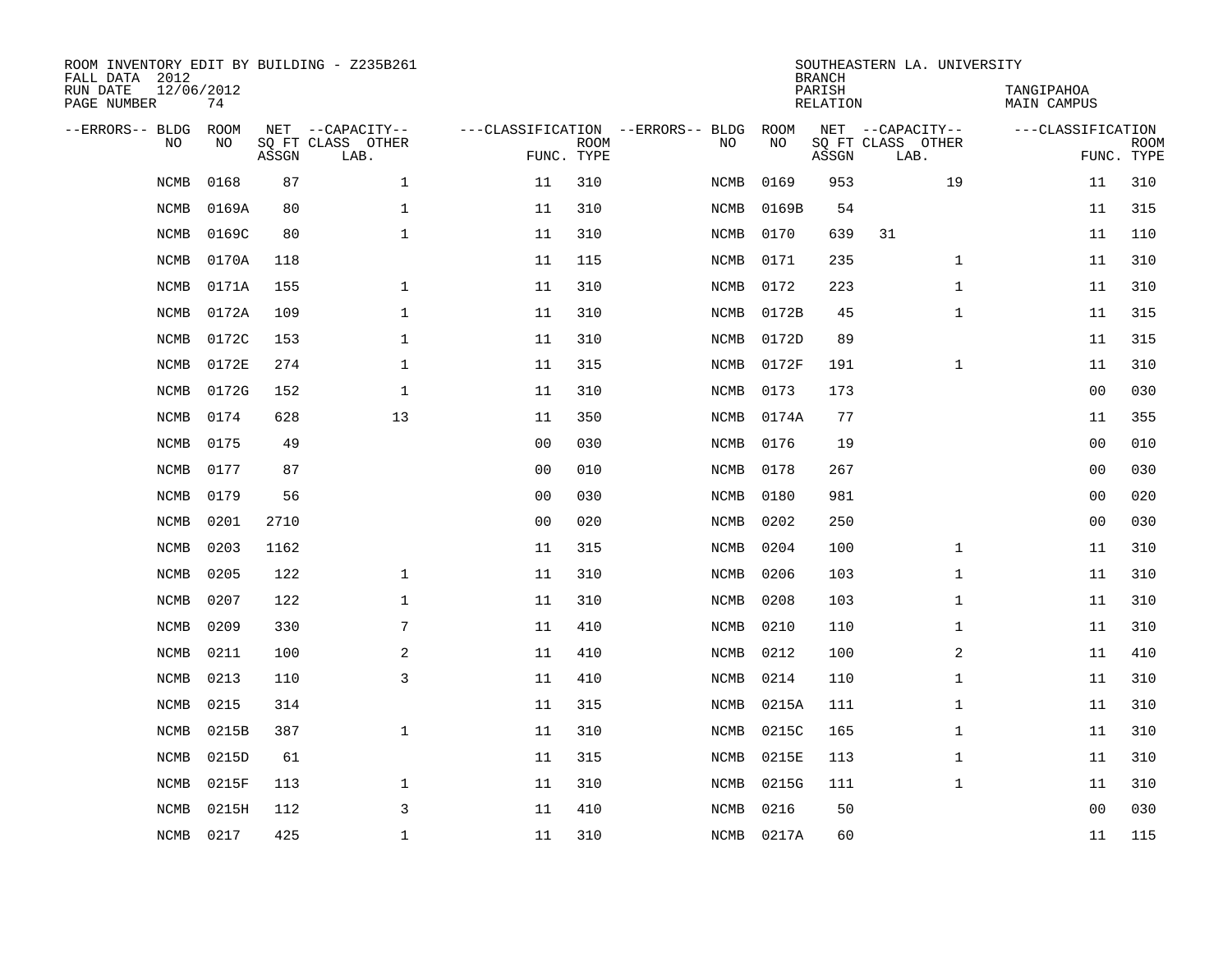ROOM INVENTORY EDIT BY BUILDING - Z235B261
FALL DATA 2012
RUN DATE 12/06/2012
PAGE NUMBER 74

SOUTHEASTERN LA. UNIVERSITY
BRANCH
PARISH TANGIPAHOA
RELATION MAIN CAMPUS

| --ERRORS-- | BLDG NO | ROOM NO | NET SQ FT ASSGN | --CAPACITY-- CLASS | OTHER LAB. | ---CLASSIFICATION FUNC. | ROOM TYPE | --ERRORS-- | BLDG NO | ROOM NO | NET SQ FT ASSGN | --CAPACITY-- CLASS | OTHER LAB. | ---CLASSIFICATION FUNC. | ROOM TYPE |
|---|---|---|---|---|---|---|---|---|---|---|---|---|---|---|---|
| | NCMB | 0168 | 87 | | 1 | 11 | 310 | | NCMB | 0169 | 953 | | 19 | 11 | 310 |
| | NCMB | 0169A | 80 | | 1 | 11 | 310 | | NCMB | 0169B | 54 | | | 11 | 315 |
| | NCMB | 0169C | 80 | | 1 | 11 | 310 | | NCMB | 0170 | 639 | 31 | | 11 | 110 |
| | NCMB | 0170A | 118 | | | 11 | 115 | | NCMB | 0171 | 235 | | 1 | 11 | 310 |
| | NCMB | 0171A | 155 | | 1 | 11 | 310 | | NCMB | 0172 | 223 | | 1 | 11 | 310 |
| | NCMB | 0172A | 109 | | 1 | 11 | 310 | | NCMB | 0172B | 45 | | 1 | 11 | 315 |
| | NCMB | 0172C | 153 | | 1 | 11 | 310 | | NCMB | 0172D | 89 | | | 11 | 315 |
| | NCMB | 0172E | 274 | | 1 | 11 | 315 | | NCMB | 0172F | 191 | | 1 | 11 | 310 |
| | NCMB | 0172G | 152 | | 1 | 11 | 310 | | NCMB | 0173 | 173 | | | 00 | 030 |
| | NCMB | 0174 | 628 | | 13 | 11 | 350 | | NCMB | 0174A | 77 | | | 11 | 355 |
| | NCMB | 0175 | 49 | | | 00 | 030 | | NCMB | 0176 | 19 | | | 00 | 010 |
| | NCMB | 0177 | 87 | | | 00 | 010 | | NCMB | 0178 | 267 | | | 00 | 030 |
| | NCMB | 0179 | 56 | | | 00 | 030 | | NCMB | 0180 | 981 | | | 00 | 020 |
| | NCMB | 0201 | 2710 | | | 00 | 020 | | NCMB | 0202 | 250 | | | 00 | 030 |
| | NCMB | 0203 | 1162 | | | 11 | 315 | | NCMB | 0204 | 100 | | 1 | 11 | 310 |
| | NCMB | 0205 | 122 | | 1 | 11 | 310 | | NCMB | 0206 | 103 | | 1 | 11 | 310 |
| | NCMB | 0207 | 122 | | 1 | 11 | 310 | | NCMB | 0208 | 103 | | 1 | 11 | 310 |
| | NCMB | 0209 | 330 | | 7 | 11 | 410 | | NCMB | 0210 | 110 | | 1 | 11 | 310 |
| | NCMB | 0211 | 100 | | 2 | 11 | 410 | | NCMB | 0212 | 100 | | 2 | 11 | 410 |
| | NCMB | 0213 | 110 | | 3 | 11 | 410 | | NCMB | 0214 | 110 | | 1 | 11 | 310 |
| | NCMB | 0215 | 314 | | | 11 | 315 | | NCMB | 0215A | 111 | | 1 | 11 | 310 |
| | NCMB | 0215B | 387 | | 1 | 11 | 310 | | NCMB | 0215C | 165 | | 1 | 11 | 310 |
| | NCMB | 0215D | 61 | | | 11 | 315 | | NCMB | 0215E | 113 | | 1 | 11 | 310 |
| | NCMB | 0215F | 113 | | 1 | 11 | 310 | | NCMB | 0215G | 111 | | 1 | 11 | 310 |
| | NCMB | 0215H | 112 | | 3 | 11 | 410 | | NCMB | 0216 | 50 | | | 00 | 030 |
| | NCMB | 0217 | 425 | | 1 | 11 | 310 | | NCMB | 0217A | 60 | | | 11 | 115 |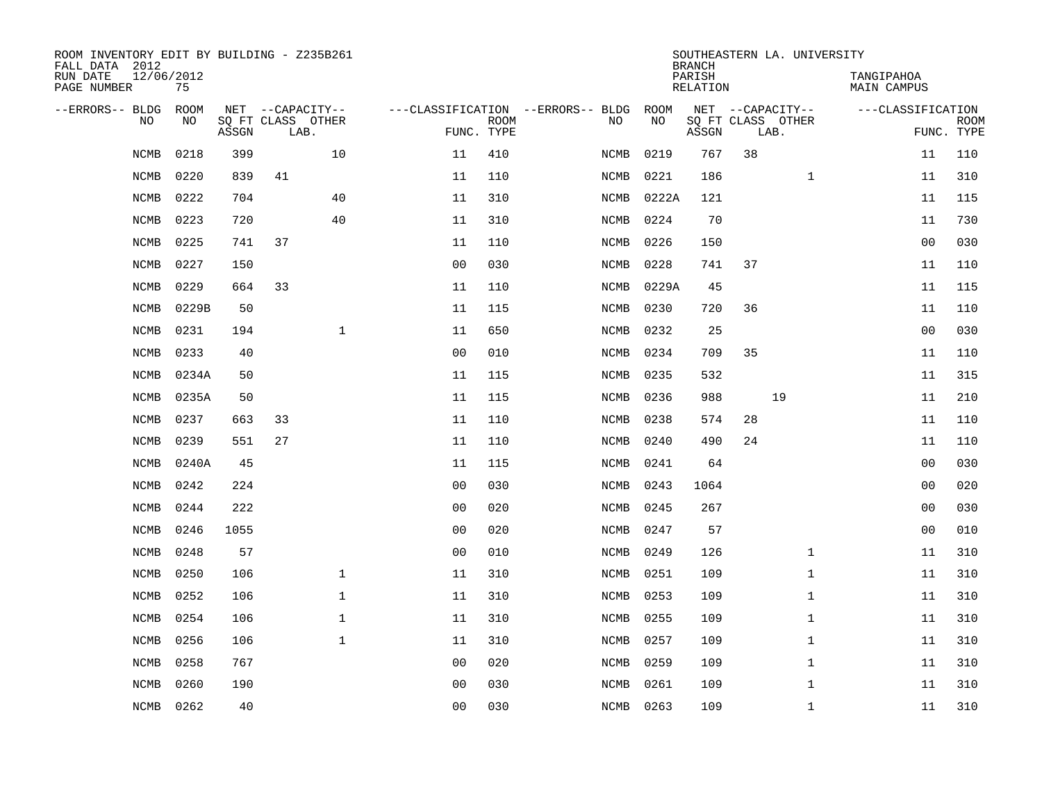ROOM INVENTORY EDIT BY BUILDING - Z235B261
FALL DATA 2012
RUN DATE 12/06/2012
PAGE NUMBER 75

SOUTHEASTERN LA. UNIVERSITY
BRANCH
PARISH TANGIPAHOA
RELATION MAIN CAMPUS

| --ERRORS-- | BLDG NO | ROOM NO | NET SQ FT ASSGN | CAPACITY CLASS | CAPACITY LAB. | CAPACITY OTHER | CLASSIFICATION FUNC. | ROOM TYPE | --ERRORS-- | BLDG NO | ROOM NO | NET SQ FT ASSGN | CAPACITY CLASS | CAPACITY LAB. | CAPACITY OTHER | CLASSIFICATION FUNC. | ROOM TYPE |
|---|---|---|---|---|---|---|---|---|---|---|---|---|---|---|---|---|---|
| | NCMB | 0218 | 399 | | | 10 | 11 | 410 | | NCMB | 0219 | 767 | 38 | | | 11 | 110 |
| | NCMB | 0220 | 839 | 41 | | | 11 | 110 | | NCMB | 0221 | 186 | | | 1 | 11 | 310 |
| | NCMB | 0222 | 704 | | | 40 | 11 | 310 | | NCMB | 0222A | 121 | | | | 11 | 115 |
| | NCMB | 0223 | 720 | | | 40 | 11 | 310 | | NCMB | 0224 | 70 | | | | 11 | 730 |
| | NCMB | 0225 | 741 | 37 | | | 11 | 110 | | NCMB | 0226 | 150 | | | | 00 | 030 |
| | NCMB | 0227 | 150 | | | | 00 | 030 | | NCMB | 0228 | 741 | 37 | | | 11 | 110 |
| | NCMB | 0229 | 664 | 33 | | | 11 | 110 | | NCMB | 0229A | 45 | | | | 11 | 115 |
| | NCMB | 0229B | 50 | | | | 11 | 115 | | NCMB | 0230 | 720 | 36 | | | 11 | 110 |
| | NCMB | 0231 | 194 | | | 1 | 11 | 650 | | NCMB | 0232 | 25 | | | | 00 | 030 |
| | NCMB | 0233 | 40 | | | | 00 | 010 | | NCMB | 0234 | 709 | 35 | | | 11 | 110 |
| | NCMB | 0234A | 50 | | | | 11 | 115 | | NCMB | 0235 | 532 | | | | 11 | 315 |
| | NCMB | 0235A | 50 | | | | 11 | 115 | | NCMB | 0236 | 988 | | 19 | | 11 | 210 |
| | NCMB | 0237 | 663 | 33 | | | 11 | 110 | | NCMB | 0238 | 574 | 28 | | | 11 | 110 |
| | NCMB | 0239 | 551 | 27 | | | 11 | 110 | | NCMB | 0240 | 490 | 24 | | | 11 | 110 |
| | NCMB | 0240A | 45 | | | | 11 | 115 | | NCMB | 0241 | 64 | | | | 00 | 030 |
| | NCMB | 0242 | 224 | | | | 00 | 030 | | NCMB | 0243 | 1064 | | | | 00 | 020 |
| | NCMB | 0244 | 222 | | | | 00 | 020 | | NCMB | 0245 | 267 | | | | 00 | 030 |
| | NCMB | 0246 | 1055 | | | | 00 | 020 | | NCMB | 0247 | 57 | | | | 00 | 010 |
| | NCMB | 0248 | 57 | | | | 00 | 010 | | NCMB | 0249 | 126 | | | 1 | 11 | 310 |
| | NCMB | 0250 | 106 | | | 1 | 11 | 310 | | NCMB | 0251 | 109 | | | 1 | 11 | 310 |
| | NCMB | 0252 | 106 | | | 1 | 11 | 310 | | NCMB | 0253 | 109 | | | 1 | 11 | 310 |
| | NCMB | 0254 | 106 | | | 1 | 11 | 310 | | NCMB | 0255 | 109 | | | 1 | 11 | 310 |
| | NCMB | 0256 | 106 | | | 1 | 11 | 310 | | NCMB | 0257 | 109 | | | 1 | 11 | 310 |
| | NCMB | 0258 | 767 | | | | 00 | 020 | | NCMB | 0259 | 109 | | | 1 | 11 | 310 |
| | NCMB | 0260 | 190 | | | | 00 | 030 | | NCMB | 0261 | 109 | | | 1 | 11 | 310 |
| | NCMB | 0262 | 40 | | | | 00 | 030 | | NCMB | 0263 | 109 | | | 1 | 11 | 310 |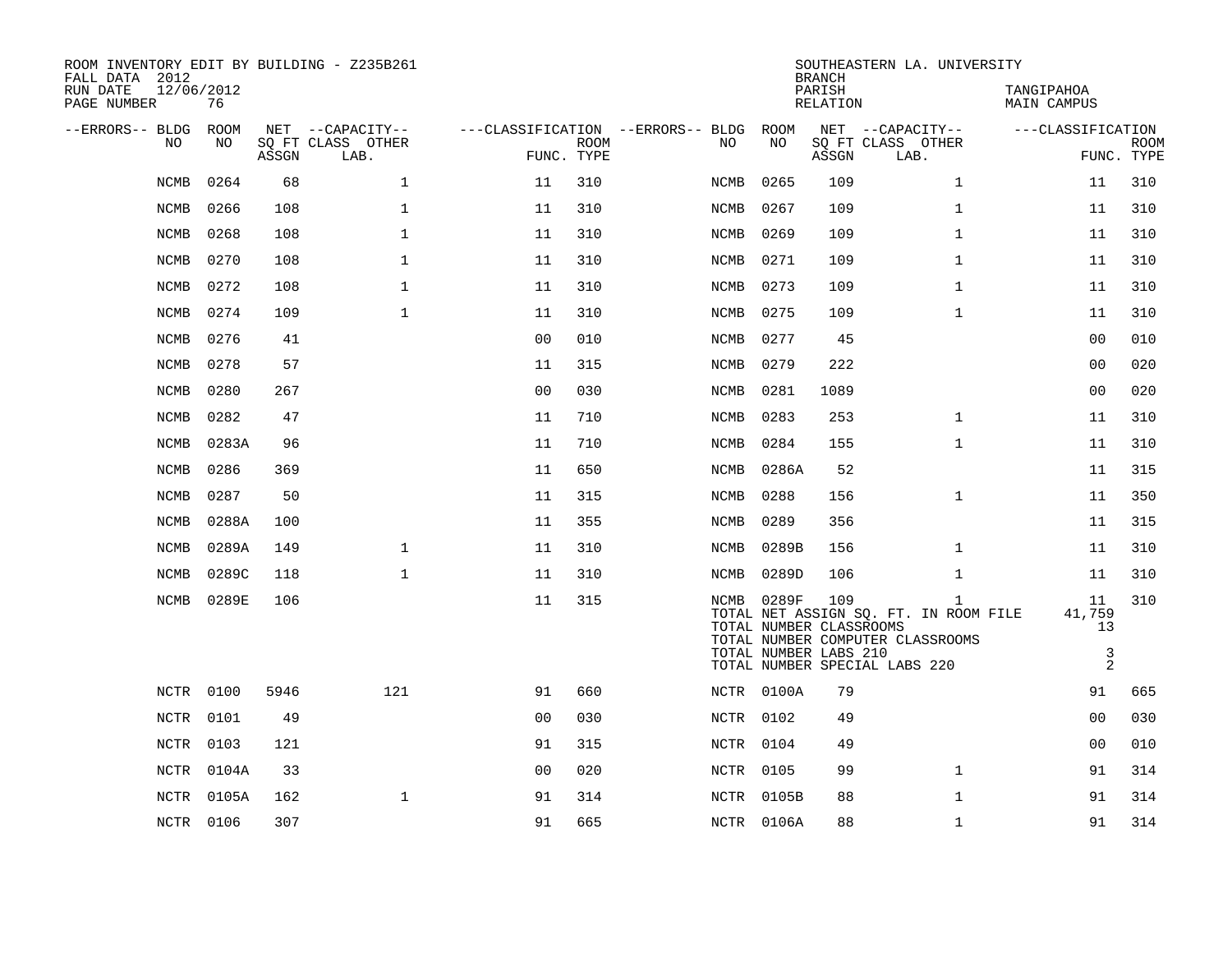ROOM INVENTORY EDIT BY BUILDING - Z235B261
FALL DATA 2012
RUN DATE 12/06/2012

SOUTHEASTERN LA. UNIVERSITY
BRANCH
PARISH TANGIPAHOA
RELATION MAIN CAMPUS

| --ERRORS-- | BLDG NO | ROOM NO | NET SQ FT ASSGN | --CAPACITY-- CLASS LAB. | OTHER | ---CLASSIFICATION FUNC. | ROOM TYPE | --ERRORS-- | BLDG NO | ROOM NO | NET SQ FT ASSGN | --CAPACITY-- CLASS LAB. | OTHER | ---CLASSIFICATION FUNC. | ROOM TYPE |
|---|---|---|---|---|---|---|---|---|---|---|---|---|---|---|---|
| | NCMB | 0264 | 68 | | 1 | 11 | 310 | | NCMB | 0265 | 109 | | 1 | 11 | 310 |
| | NCMB | 0266 | 108 | | 1 | 11 | 310 | | NCMB | 0267 | 109 | | 1 | 11 | 310 |
| | NCMB | 0268 | 108 | | 1 | 11 | 310 | | NCMB | 0269 | 109 | | 1 | 11 | 310 |
| | NCMB | 0270 | 108 | | 1 | 11 | 310 | | NCMB | 0271 | 109 | | 1 | 11 | 310 |
| | NCMB | 0272 | 108 | | 1 | 11 | 310 | | NCMB | 0273 | 109 | | 1 | 11 | 310 |
| | NCMB | 0274 | 109 | | 1 | 11 | 310 | | NCMB | 0275 | 109 | | 1 | 11 | 310 |
| | NCMB | 0276 | 41 | | | 00 | 010 | | NCMB | 0277 | 45 | | | 00 | 010 |
| | NCMB | 0278 | 57 | | | 11 | 315 | | NCMB | 0279 | 222 | | | 00 | 020 |
| | NCMB | 0280 | 267 | | | 00 | 030 | | NCMB | 0281 | 1089 | | | 00 | 020 |
| | NCMB | 0282 | 47 | | | 11 | 710 | | NCMB | 0283 | 253 | | 1 | 11 | 310 |
| | NCMB | 0283A | 96 | | | 11 | 710 | | NCMB | 0284 | 155 | | 1 | 11 | 310 |
| | NCMB | 0286 | 369 | | | 11 | 650 | | NCMB | 0286A | 52 | | | 11 | 315 |
| | NCMB | 0287 | 50 | | | 11 | 315 | | NCMB | 0288 | 156 | | 1 | 11 | 350 |
| | NCMB | 0288A | 100 | | | 11 | 355 | | NCMB | 0289 | 356 | | | 11 | 315 |
| | NCMB | 0289A | 149 | | 1 | 11 | 310 | | NCMB | 0289B | 156 | | 1 | 11 | 310 |
| | NCMB | 0289C | 118 | | 1 | 11 | 310 | | NCMB | 0289D | 106 | | 1 | 11 | 310 |
| | NCMB | 0289E | 106 | | | 11 | 315 | | NCMB | 0289F | 109 | | 1 | 11 | 310 |
| | | | | | | | | | TOTAL NET ASSIGN SQ. FT. IN ROOM FILE | | | | | 41,759 | |
| | | | | | | | | | TOTAL NUMBER CLASSROOMS | | | | | 13 | |
| | | | | | | | | | TOTAL NUMBER COMPUTER CLASSROOMS | | | | | | |
| | | | | | | | | | TOTAL NUMBER LABS 210 | | | | | 3 | |
| | | | | | | | | | TOTAL NUMBER SPECIAL LABS 220 | | | | | 2 | |
| | NCTR | 0100 | 5946 | | 121 | 91 | 660 | | NCTR | 0100A | 79 | | | 91 | 665 |
| | NCTR | 0101 | 49 | | | 00 | 030 | | NCTR | 0102 | 49 | | | 00 | 030 |
| | NCTR | 0103 | 121 | | | 91 | 315 | | NCTR | 0104 | 49 | | | 00 | 010 |
| | NCTR | 0104A | 33 | | | 00 | 020 | | NCTR | 0105 | 99 | | 1 | 91 | 314 |
| | NCTR | 0105A | 162 | | 1 | 91 | 314 | | NCTR | 0105B | 88 | | 1 | 91 | 314 |
| | NCTR | 0106 | 307 | | | 91 | 665 | | NCTR | 0106A | 88 | | 1 | 91 | 314 |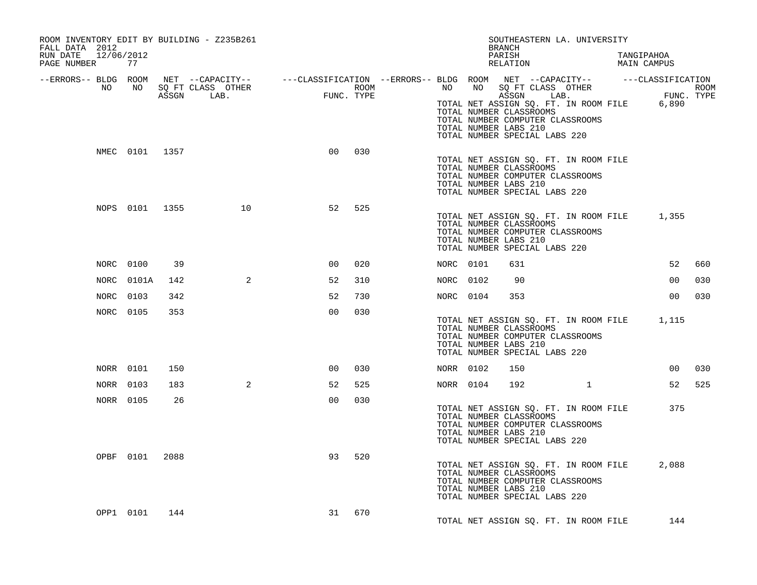ROOM INVENTORY EDIT BY BUILDING - Z235B261
FALL DATA 2012
RUN DATE 12/06/2012
PAGE NUMBER 77

SOUTHEASTERN LA. UNIVERSITY
BRANCH
PARISH TANGIPAHOA
RELATION MAIN CAMPUS

| --ERRORS-- | BLDG NO | ROOM NO | NET SQ FT ASSGN | --CAPACITY-- CLASS LAB. | OTHER | ---CLASSIFICATION FUNC. | ROOM TYPE | --ERRORS-- | BLDG NO | ROOM NO | NET SQ FT ASSGN | --CAPACITY-- CLASS LAB. | OTHER | ---CLASSIFICATION FUNC. | ROOM TYPE |
|---|---|---|---|---|---|---|---|---|---|---|---|---|---|---|---|
| | | | | | | | | | TOTAL NET ASSIGN SQ. FT. IN ROOM FILE | | | | | 6,890 | |
| | | | | | | | | | TOTAL NUMBER CLASSROOMS | | | | | | |
| | | | | | | | | | TOTAL NUMBER COMPUTER CLASSROOMS | | | | | | |
| | | | | | | | | | TOTAL NUMBER LABS 210 | | | | | | |
| | | | | | | | | | TOTAL NUMBER SPECIAL LABS 220 | | | | | | |
| | NMEC | 0101 | 1357 | | | 00 | 030 | | | | | | | | |
| | | | | | | | | | TOTAL NET ASSIGN SQ. FT. IN ROOM FILE | | | | | | |
| | | | | | | | | | TOTAL NUMBER CLASSROOMS | | | | | | |
| | | | | | | | | | TOTAL NUMBER COMPUTER CLASSROOMS | | | | | | |
| | | | | | | | | | TOTAL NUMBER LABS 210 | | | | | | |
| | | | | | | | | | TOTAL NUMBER SPECIAL LABS 220 | | | | | | |
| | NOPS | 0101 | 1355 | | 10 | 52 | 525 | | | | | | | | |
| | | | | | | | | | TOTAL NET ASSIGN SQ. FT. IN ROOM FILE | | | | | 1,355 | |
| | | | | | | | | | TOTAL NUMBER CLASSROOMS | | | | | | |
| | | | | | | | | | TOTAL NUMBER COMPUTER CLASSROOMS | | | | | | |
| | | | | | | | | | TOTAL NUMBER LABS 210 | | | | | | |
| | | | | | | | | | TOTAL NUMBER SPECIAL LABS 220 | | | | | | |
| | NORC | 0100 | 39 | | | 00 | 020 | | NORC | 0101 | 631 | | | 52 | 660 |
| | NORC | 0101A | 142 | | 2 | 52 | 310 | | NORC | 0102 | 90 | | | 00 | 030 |
| | NORC | 0103 | 342 | | | 52 | 730 | | NORC | 0104 | 353 | | | 00 | 030 |
| | NORC | 0105 | 353 | | | 00 | 030 | | | | | | | | |
| | | | | | | | | | TOTAL NET ASSIGN SQ. FT. IN ROOM FILE | | | | | 1,115 | |
| | | | | | | | | | TOTAL NUMBER CLASSROOMS | | | | | | |
| | | | | | | | | | TOTAL NUMBER COMPUTER CLASSROOMS | | | | | | |
| | | | | | | | | | TOTAL NUMBER LABS 210 | | | | | | |
| | | | | | | | | | TOTAL NUMBER SPECIAL LABS 220 | | | | | | |
| | NORR | 0101 | 150 | | | 00 | 030 | | NORR | 0102 | 150 | | | 00 | 030 |
| | NORR | 0103 | 183 | | 2 | 52 | 525 | | NORR | 0104 | 192 | | 1 | 52 | 525 |
| | NORR | 0105 | 26 | | | 00 | 030 | | | | | | | | |
| | | | | | | | | | TOTAL NET ASSIGN SQ. FT. IN ROOM FILE | | | | | 375 | |
| | | | | | | | | | TOTAL NUMBER CLASSROOMS | | | | | | |
| | | | | | | | | | TOTAL NUMBER COMPUTER CLASSROOMS | | | | | | |
| | | | | | | | | | TOTAL NUMBER LABS 210 | | | | | | |
| | | | | | | | | | TOTAL NUMBER SPECIAL LABS 220 | | | | | | |
| | OPBF | 0101 | 2088 | | | 93 | 520 | | | | | | | | |
| | | | | | | | | | TOTAL NET ASSIGN SQ. FT. IN ROOM FILE | | | | | 2,088 | |
| | | | | | | | | | TOTAL NUMBER CLASSROOMS | | | | | | |
| | | | | | | | | | TOTAL NUMBER COMPUTER CLASSROOMS | | | | | | |
| | | | | | | | | | TOTAL NUMBER LABS 210 | | | | | | |
| | | | | | | | | | TOTAL NUMBER SPECIAL LABS 220 | | | | | | |
| | OPP1 | 0101 | 144 | | | 31 | 670 | | | | | | | | |
| | | | | | | | | | TOTAL NET ASSIGN SQ. FT. IN ROOM FILE | | | | | 144 | |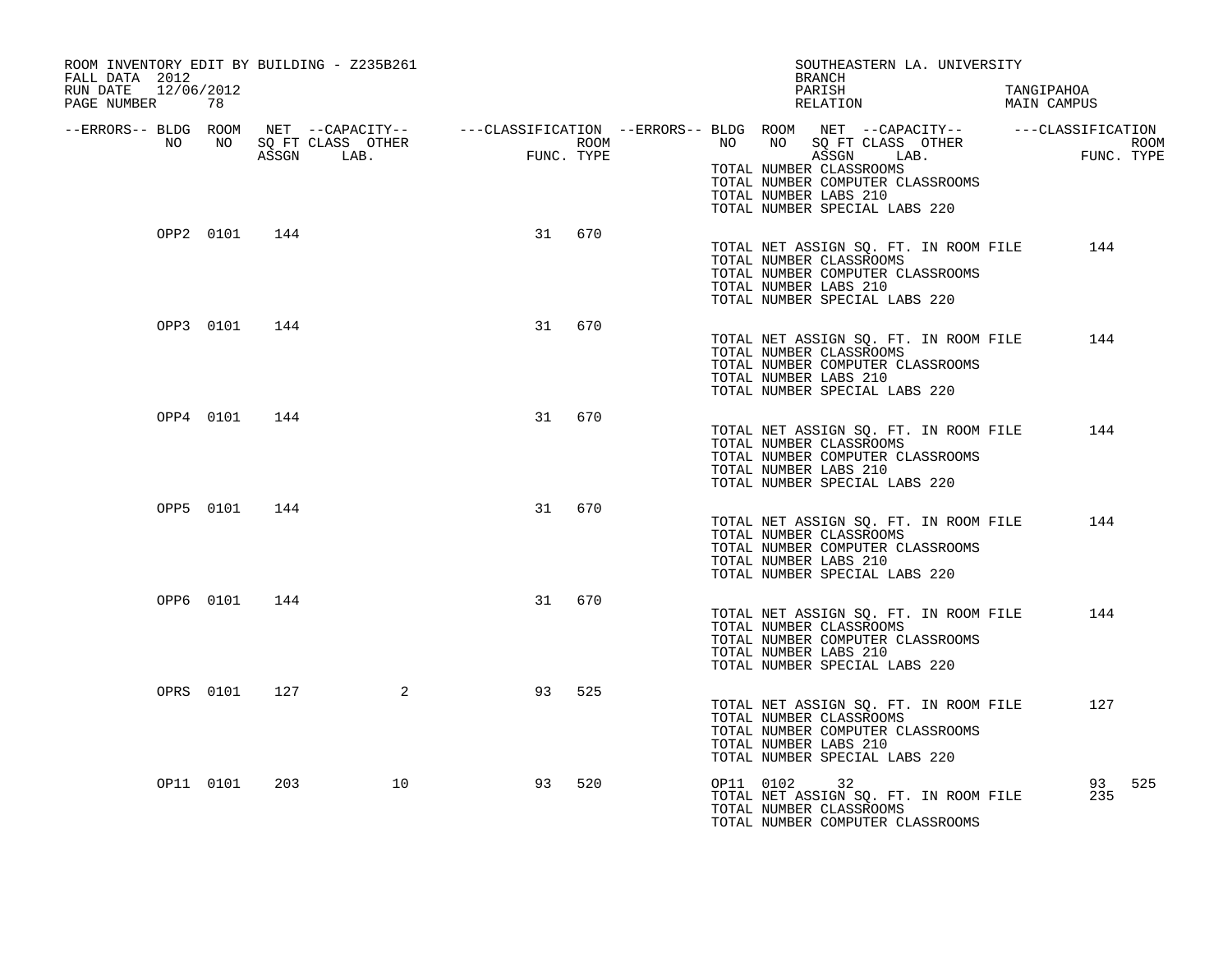ROOM INVENTORY EDIT BY BUILDING - Z235B261
FALL DATA 2012
RUN DATE 12/06/2012

SOUTHEASTERN LA. UNIVERSITY
BRANCH
PARISH TANGIPAHOA
RELATION MAIN CAMPUS

| --ERRORS-- | BLDG NO | ROOM NO | NET SQ FT ASSGN | --CAPACITY-- CLASS LAB. | OTHER | ---CLASSIFICATION FUNC. | ROOM TYPE | --ERRORS-- | BLDG NO | ROOM NO | NET SQ FT ASSGN | --CAPACITY-- CLASS LAB. | OTHER | ---CLASSIFICATION FUNC. | ROOM TYPE |
|---|---|---|---|---|---|---|---|---|---|---|---|---|---|---|---|
| | | | | | | | | | TOTAL NUMBER CLASSROOMS | | | | | | |
| | | | | | | | | | TOTAL NUMBER COMPUTER CLASSROOMS | | | | | | |
| | | | | | | | | | TOTAL NUMBER LABS 210 | | | | | | |
| | | | | | | | | | TOTAL NUMBER SPECIAL LABS 220 | | | | | | |
| | OPP2 | 0101 | 144 | | | 31 | 670 | | | | | | | | |
| | | | | | | | | | TOTAL NET ASSIGN SQ. FT. IN ROOM FILE | | | | | 144 | |
| | | | | | | | | | TOTAL NUMBER CLASSROOMS | | | | | | |
| | | | | | | | | | TOTAL NUMBER COMPUTER CLASSROOMS | | | | | | |
| | | | | | | | | | TOTAL NUMBER LABS 210 | | | | | | |
| | | | | | | | | | TOTAL NUMBER SPECIAL LABS 220 | | | | | | |
| | OPP3 | 0101 | 144 | | | 31 | 670 | | | | | | | | |
| | | | | | | | | | TOTAL NET ASSIGN SQ. FT. IN ROOM FILE | | | | | 144 | |
| | | | | | | | | | TOTAL NUMBER CLASSROOMS | | | | | | |
| | | | | | | | | | TOTAL NUMBER COMPUTER CLASSROOMS | | | | | | |
| | | | | | | | | | TOTAL NUMBER LABS 210 | | | | | | |
| | | | | | | | | | TOTAL NUMBER SPECIAL LABS 220 | | | | | | |
| | OPP4 | 0101 | 144 | | | 31 | 670 | | | | | | | | |
| | | | | | | | | | TOTAL NET ASSIGN SQ. FT. IN ROOM FILE | | | | | 144 | |
| | | | | | | | | | TOTAL NUMBER CLASSROOMS | | | | | | |
| | | | | | | | | | TOTAL NUMBER COMPUTER CLASSROOMS | | | | | | |
| | | | | | | | | | TOTAL NUMBER LABS 210 | | | | | | |
| | | | | | | | | | TOTAL NUMBER SPECIAL LABS 220 | | | | | | |
| | OPP5 | 0101 | 144 | | | 31 | 670 | | | | | | | | |
| | | | | | | | | | TOTAL NET ASSIGN SQ. FT. IN ROOM FILE | | | | | 144 | |
| | | | | | | | | | TOTAL NUMBER CLASSROOMS | | | | | | |
| | | | | | | | | | TOTAL NUMBER COMPUTER CLASSROOMS | | | | | | |
| | | | | | | | | | TOTAL NUMBER LABS 210 | | | | | | |
| | | | | | | | | | TOTAL NUMBER SPECIAL LABS 220 | | | | | | |
| | OPP6 | 0101 | 144 | | | 31 | 670 | | | | | | | | |
| | | | | | | | | | TOTAL NET ASSIGN SQ. FT. IN ROOM FILE | | | | | 144 | |
| | | | | | | | | | TOTAL NUMBER CLASSROOMS | | | | | | |
| | | | | | | | | | TOTAL NUMBER COMPUTER CLASSROOMS | | | | | | |
| | | | | | | | | | TOTAL NUMBER LABS 210 | | | | | | |
| | | | | | | | | | TOTAL NUMBER SPECIAL LABS 220 | | | | | | |
| | OPRS | 0101 | 127 | | 2 | 93 | 525 | | | | | | | | |
| | | | | | | | | | TOTAL NET ASSIGN SQ. FT. IN ROOM FILE | | | | | 127 | |
| | | | | | | | | | TOTAL NUMBER CLASSROOMS | | | | | | |
| | | | | | | | | | TOTAL NUMBER COMPUTER CLASSROOMS | | | | | | |
| | | | | | | | | | TOTAL NUMBER LABS 210 | | | | | | |
| | | | | | | | | | TOTAL NUMBER SPECIAL LABS 220 | | | | | | |
| | OP11 | 0101 | 203 | | 10 | 93 | 520 | | OP11 | 0102 | 32 | | | 93 | 525 |
| | | | | | | | | | TOTAL NET ASSIGN SQ. FT. IN ROOM FILE | | | | | 235 | |
| | | | | | | | | | TOTAL NUMBER CLASSROOMS | | | | | | |
| | | | | | | | | | TOTAL NUMBER COMPUTER CLASSROOMS | | | | | | |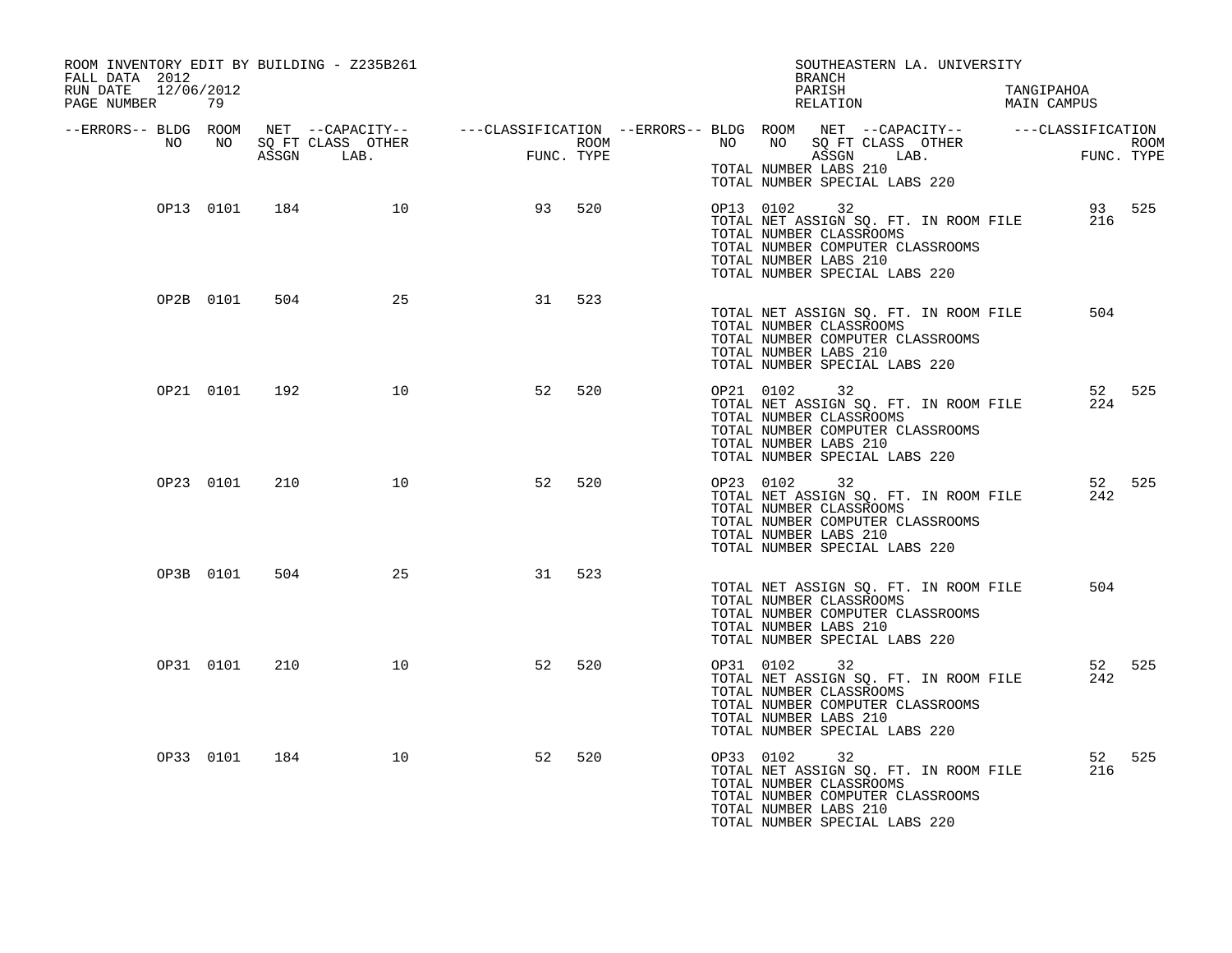ROOM INVENTORY EDIT BY BUILDING - Z235B261
FALL DATA 2012
RUN DATE 12/06/2012
PAGE NUMBER 79

SOUTHEASTERN LA. UNIVERSITY
BRANCH
PARISH TANGIPAHOA
RELATION MAIN CAMPUS

| --ERRORS-- | BLDG NO | ROOM NO | NET SQ FT ASSGN | --CAPACITY-- CLASS LAB. | OTHER | ---CLASSIFICATION FUNC. | ROOM TYPE | --ERRORS-- | BLDG NO | ROOM NO | NET SQ FT ASSGN | --CAPACITY-- CLASS LAB. | OTHER | ---CLASSIFICATION FUNC. | ROOM TYPE |
|---|---|---|---|---|---|---|---|---|---|---|---|---|---|---|---|
| | | | | | | | | | TOTAL NUMBER LABS 210 | | | | | | |
| | | | | | | | | | TOTAL NUMBER SPECIAL LABS 220 | | | | | | |
| | OP13 | 0101 | 184 | | 10 | 93 | 520 | | OP13 | 0102 | 32 | | | 93 | 525 |
| | | | | | | | | | TOTAL NET ASSIGN SQ. FT. IN ROOM FILE | | | | | 216 | |
| | | | | | | | | | TOTAL NUMBER CLASSROOMS | | | | | | |
| | | | | | | | | | TOTAL NUMBER COMPUTER CLASSROOMS | | | | | | |
| | | | | | | | | | TOTAL NUMBER LABS 210 | | | | | | |
| | | | | | | | | | TOTAL NUMBER SPECIAL LABS 220 | | | | | | |
| | OP2B | 0101 | 504 | | 25 | 31 | 523 | | | | | | | | |
| | | | | | | | | | TOTAL NET ASSIGN SQ. FT. IN ROOM FILE | | | | | 504 | |
| | | | | | | | | | TOTAL NUMBER CLASSROOMS | | | | | | |
| | | | | | | | | | TOTAL NUMBER COMPUTER CLASSROOMS | | | | | | |
| | | | | | | | | | TOTAL NUMBER LABS 210 | | | | | | |
| | | | | | | | | | TOTAL NUMBER SPECIAL LABS 220 | | | | | | |
| | OP21 | 0101 | 192 | | 10 | 52 | 520 | | OP21 | 0102 | 32 | | | 52 | 525 |
| | | | | | | | | | TOTAL NET ASSIGN SQ. FT. IN ROOM FILE | | | | | 224 | |
| | | | | | | | | | TOTAL NUMBER CLASSROOMS | | | | | | |
| | | | | | | | | | TOTAL NUMBER COMPUTER CLASSROOMS | | | | | | |
| | | | | | | | | | TOTAL NUMBER LABS 210 | | | | | | |
| | | | | | | | | | TOTAL NUMBER SPECIAL LABS 220 | | | | | | |
| | OP23 | 0101 | 210 | | 10 | 52 | 520 | | OP23 | 0102 | 32 | | | 52 | 525 |
| | | | | | | | | | TOTAL NET ASSIGN SQ. FT. IN ROOM FILE | | | | | 242 | |
| | | | | | | | | | TOTAL NUMBER CLASSROOMS | | | | | | |
| | | | | | | | | | TOTAL NUMBER COMPUTER CLASSROOMS | | | | | | |
| | | | | | | | | | TOTAL NUMBER LABS 210 | | | | | | |
| | | | | | | | | | TOTAL NUMBER SPECIAL LABS 220 | | | | | | |
| | OP3B | 0101 | 504 | | 25 | 31 | 523 | | | | | | | | |
| | | | | | | | | | TOTAL NET ASSIGN SQ. FT. IN ROOM FILE | | | | | 504 | |
| | | | | | | | | | TOTAL NUMBER CLASSROOMS | | | | | | |
| | | | | | | | | | TOTAL NUMBER COMPUTER CLASSROOMS | | | | | | |
| | | | | | | | | | TOTAL NUMBER LABS 210 | | | | | | |
| | | | | | | | | | TOTAL NUMBER SPECIAL LABS 220 | | | | | | |
| | OP31 | 0101 | 210 | | 10 | 52 | 520 | | OP31 | 0102 | 32 | | | 52 | 525 |
| | | | | | | | | | TOTAL NET ASSIGN SQ. FT. IN ROOM FILE | | | | | 242 | |
| | | | | | | | | | TOTAL NUMBER CLASSROOMS | | | | | | |
| | | | | | | | | | TOTAL NUMBER COMPUTER CLASSROOMS | | | | | | |
| | | | | | | | | | TOTAL NUMBER LABS 210 | | | | | | |
| | | | | | | | | | TOTAL NUMBER SPECIAL LABS 220 | | | | | | |
| | OP33 | 0101 | 184 | | 10 | 52 | 520 | | OP33 | 0102 | 32 | | | 52 | 525 |
| | | | | | | | | | TOTAL NET ASSIGN SQ. FT. IN ROOM FILE | | | | | 216 | |
| | | | | | | | | | TOTAL NUMBER CLASSROOMS | | | | | | |
| | | | | | | | | | TOTAL NUMBER COMPUTER CLASSROOMS | | | | | | |
| | | | | | | | | | TOTAL NUMBER LABS 210 | | | | | | |
| | | | | | | | | | TOTAL NUMBER SPECIAL LABS 220 | | | | | | |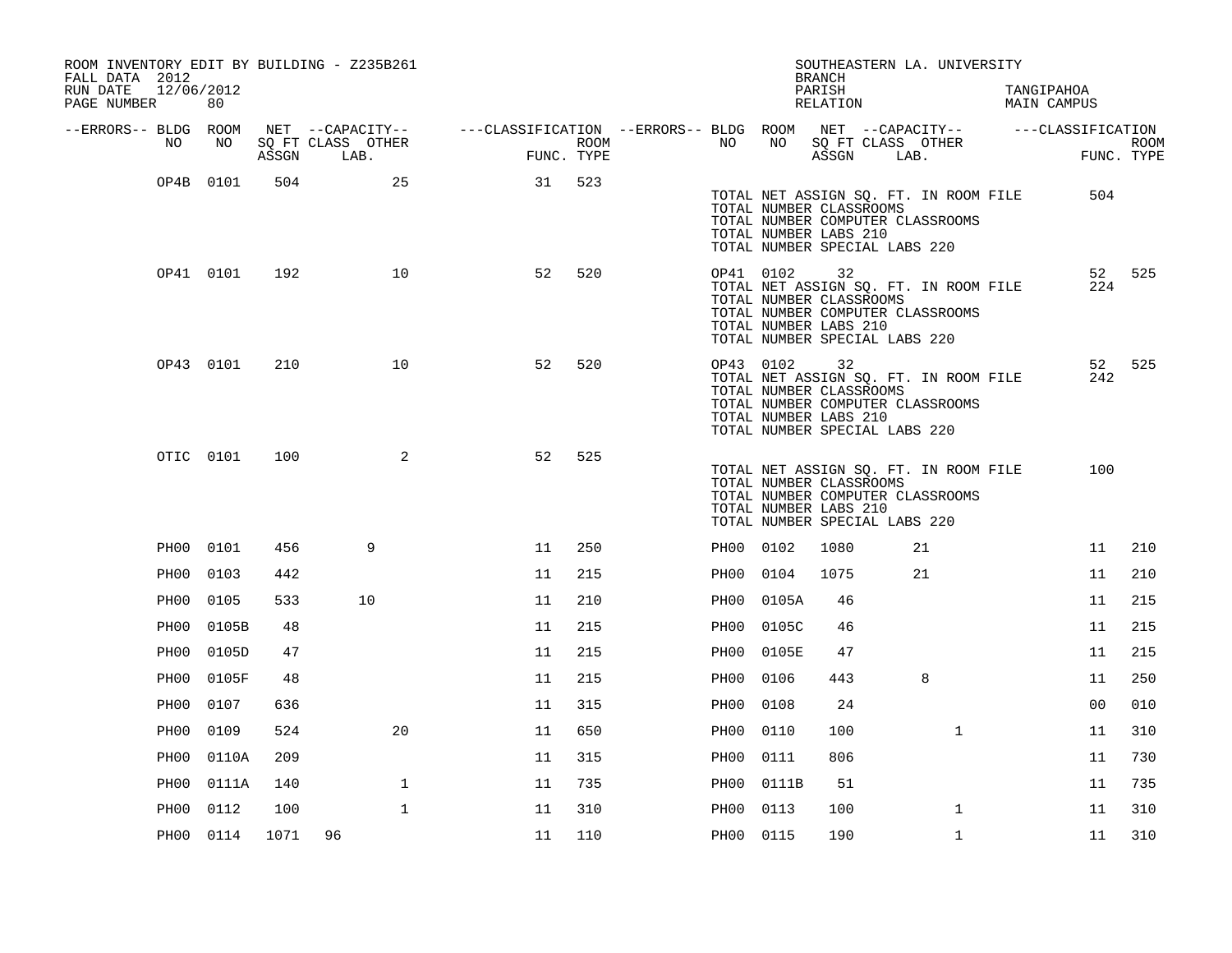ROOM INVENTORY EDIT BY BUILDING - Z235B261
FALL DATA 2012
RUN DATE 12/06/2012
PAGE NUMBER 80

SOUTHEASTERN LA. UNIVERSITY
BRANCH
PARISH TANGIPAHOA
RELATION MAIN CAMPUS

| --ERRORS-- | BLDG NO | ROOM NO | NET SQ FT ASSGN | CAPACITY CLASS | CAPACITY LAB. | CAPACITY OTHER | CLASSIFICATION FUNC. | ROOM TYPE | --ERRORS-- | BLDG NO | ROOM NO | NET SQ FT ASSGN | CAPACITY CLASS | CAPACITY LAB. | CAPACITY OTHER | CLASSIFICATION FUNC. | ROOM TYPE |
|---|---|---|---|---|---|---|---|---|---|---|---|---|---|---|---|---|---|
| | OP4B | 0101 | 504 | | | 25 | 31 | 523 | | | | | | | | | |
| | | | | | | | | | | TOTAL NET ASSIGN SQ. FT. IN ROOM FILE | | | | | | 504 | |
| | | | | | | | | | | TOTAL NUMBER CLASSROOMS | | | | | | | |
| | | | | | | | | | | TOTAL NUMBER COMPUTER CLASSROOMS | | | | | | | |
| | | | | | | | | | | TOTAL NUMBER LABS 210 | | | | | | | |
| | | | | | | | | | | TOTAL NUMBER SPECIAL LABS 220 | | | | | | | |
| | OP41 | 0101 | 192 | | | 10 | 52 | 520 | | OP41 | 0102 | 32 | | | | 52 | 525 |
| | | | | | | | | | | TOTAL NET ASSIGN SQ. FT. IN ROOM FILE | | | | | | 224 | |
| | | | | | | | | | | TOTAL NUMBER CLASSROOMS | | | | | | | |
| | | | | | | | | | | TOTAL NUMBER COMPUTER CLASSROOMS | | | | | | | |
| | | | | | | | | | | TOTAL NUMBER LABS 210 | | | | | | | |
| | | | | | | | | | | TOTAL NUMBER SPECIAL LABS 220 | | | | | | | |
| | OP43 | 0101 | 210 | | | 10 | 52 | 520 | | OP43 | 0102 | 32 | | | | 52 | 525 |
| | | | | | | | | | | TOTAL NET ASSIGN SQ. FT. IN ROOM FILE | | | | | | 242 | |
| | | | | | | | | | | TOTAL NUMBER CLASSROOMS | | | | | | | |
| | | | | | | | | | | TOTAL NUMBER COMPUTER CLASSROOMS | | | | | | | |
| | | | | | | | | | | TOTAL NUMBER LABS 210 | | | | | | | |
| | | | | | | | | | | TOTAL NUMBER SPECIAL LABS 220 | | | | | | | |
| | OTIC | 0101 | 100 | | | 2 | 52 | 525 | | | | | | | | | |
| | | | | | | | | | | TOTAL NET ASSIGN SQ. FT. IN ROOM FILE | | | | | | 100 | |
| | | | | | | | | | | TOTAL NUMBER CLASSROOMS | | | | | | | |
| | | | | | | | | | | TOTAL NUMBER COMPUTER CLASSROOMS | | | | | | | |
| | | | | | | | | | | TOTAL NUMBER LABS 210 | | | | | | | |
| | | | | | | | | | | TOTAL NUMBER SPECIAL LABS 220 | | | | | | | |
| | PH00 | 0101 | 456 | | 9 | | 11 | 250 | | PH00 | 0102 | 1080 | | 21 | | 11 | 210 |
| | PH00 | 0103 | 442 | | | | 11 | 215 | | PH00 | 0104 | 1075 | | 21 | | 11 | 210 |
| | PH00 | 0105 | 533 | | 10 | | 11 | 210 | | PH00 | 0105A | 46 | | | | 11 | 215 |
| | PH00 | 0105B | 48 | | | | 11 | 215 | | PH00 | 0105C | 46 | | | | 11 | 215 |
| | PH00 | 0105D | 47 | | | | 11 | 215 | | PH00 | 0105E | 47 | | | | 11 | 215 |
| | PH00 | 0105F | 48 | | | | 11 | 215 | | PH00 | 0106 | 443 | | 8 | | 11 | 250 |
| | PH00 | 0107 | 636 | | | | 11 | 315 | | PH00 | 0108 | 24 | | | | 00 | 010 |
| | PH00 | 0109 | 524 | | | 20 | 11 | 650 | | PH00 | 0110 | 100 | | | 1 | 11 | 310 |
| | PH00 | 0110A | 209 | | | | 11 | 315 | | PH00 | 0111 | 806 | | | | 11 | 730 |
| | PH00 | 0111A | 140 | | | 1 | 11 | 735 | | PH00 | 0111B | 51 | | | | 11 | 735 |
| | PH00 | 0112 | 100 | | | 1 | 11 | 310 | | PH00 | 0113 | 100 | | | 1 | 11 | 310 |
| | PH00 | 0114 | 1071 | 96 | | | 11 | 110 | | PH00 | 0115 | 190 | | | 1 | 11 | 310 |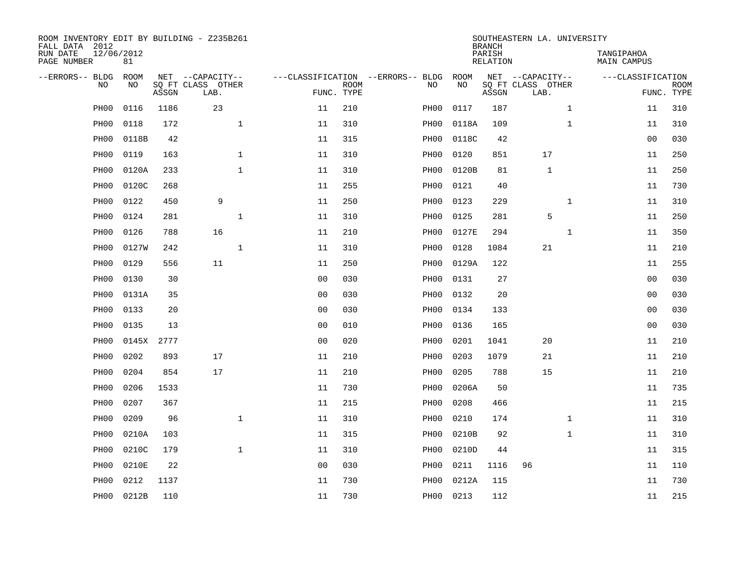ROOM INVENTORY EDIT BY BUILDING - Z235B261
FALL DATA 2012
RUN DATE 12/06/2012
PAGE NUMBER 81

SOUTHEASTERN LA. UNIVERSITY
BRANCH
PARISH TANGIPAHOA
RELATION MAIN CAMPUS

| --ERRORS-- | BLDG NO | ROOM NO | NET SQ FT ASSGN | --CAPACITY-- CLASS LAB. | OTHER | ---CLASSIFICATION FUNC. | ROOM TYPE | --ERRORS-- | BLDG NO | ROOM NO | NET SQ FT ASSGN | --CAPACITY-- CLASS LAB. | OTHER | ---CLASSIFICATION FUNC. | ROOM TYPE |
|---|---|---|---|---|---|---|---|---|---|---|---|---|---|---|---|
| | PH00 | 0116 | 1186 | 23 | | 11 | 210 | | PH00 | 0117 | 187 | | 1 | 11 | 310 |
| | PH00 | 0118 | 172 | | 1 | 11 | 310 | | PH00 | 0118A | 109 | | 1 | 11 | 310 |
| | PH00 | 0118B | 42 | | | 11 | 315 | | PH00 | 0118C | 42 | | | 00 | 030 |
| | PH00 | 0119 | 163 | | 1 | 11 | 310 | | PH00 | 0120 | 851 | 17 | | 11 | 250 |
| | PH00 | 0120A | 233 | | 1 | 11 | 310 | | PH00 | 0120B | 81 | 1 | | 11 | 250 |
| | PH00 | 0120C | 268 | | | 11 | 255 | | PH00 | 0121 | 40 | | | 11 | 730 |
| | PH00 | 0122 | 450 | 9 | | 11 | 250 | | PH00 | 0123 | 229 | | 1 | 11 | 310 |
| | PH00 | 0124 | 281 | | 1 | 11 | 310 | | PH00 | 0125 | 281 | 5 | | 11 | 250 |
| | PH00 | 0126 | 788 | 16 | | 11 | 210 | | PH00 | 0127E | 294 | | 1 | 11 | 350 |
| | PH00 | 0127W | 242 | | 1 | 11 | 310 | | PH00 | 0128 | 1084 | 21 | | 11 | 210 |
| | PH00 | 0129 | 556 | 11 | | 11 | 250 | | PH00 | 0129A | 122 | | | 11 | 255 |
| | PH00 | 0130 | 30 | | | 00 | 030 | | PH00 | 0131 | 27 | | | 00 | 030 |
| | PH00 | 0131A | 35 | | | 00 | 030 | | PH00 | 0132 | 20 | | | 00 | 030 |
| | PH00 | 0133 | 20 | | | 00 | 030 | | PH00 | 0134 | 133 | | | 00 | 030 |
| | PH00 | 0135 | 13 | | | 00 | 010 | | PH00 | 0136 | 165 | | | 00 | 030 |
| | PH00 | 0145X | 2777 | | | 00 | 020 | | PH00 | 0201 | 1041 | 20 | | 11 | 210 |
| | PH00 | 0202 | 893 | 17 | | 11 | 210 | | PH00 | 0203 | 1079 | 21 | | 11 | 210 |
| | PH00 | 0204 | 854 | 17 | | 11 | 210 | | PH00 | 0205 | 788 | 15 | | 11 | 210 |
| | PH00 | 0206 | 1533 | | | 11 | 730 | | PH00 | 0206A | 50 | | | 11 | 735 |
| | PH00 | 0207 | 367 | | | 11 | 215 | | PH00 | 0208 | 466 | | | 11 | 215 |
| | PH00 | 0209 | 96 | | 1 | 11 | 310 | | PH00 | 0210 | 174 | | 1 | 11 | 310 |
| | PH00 | 0210A | 103 | | | 11 | 315 | | PH00 | 0210B | 92 | | 1 | 11 | 310 |
| | PH00 | 0210C | 179 | | 1 | 11 | 310 | | PH00 | 0210D | 44 | | | 11 | 315 |
| | PH00 | 0210E | 22 | | | 00 | 030 | | PH00 | 0211 | 1116 | 96 | | 11 | 110 |
| | PH00 | 0212 | 1137 | | | 11 | 730 | | PH00 | 0212A | 115 | | | 11 | 730 |
| | PH00 | 0212B | 110 | | | 11 | 730 | | PH00 | 0213 | 112 | | | 11 | 215 |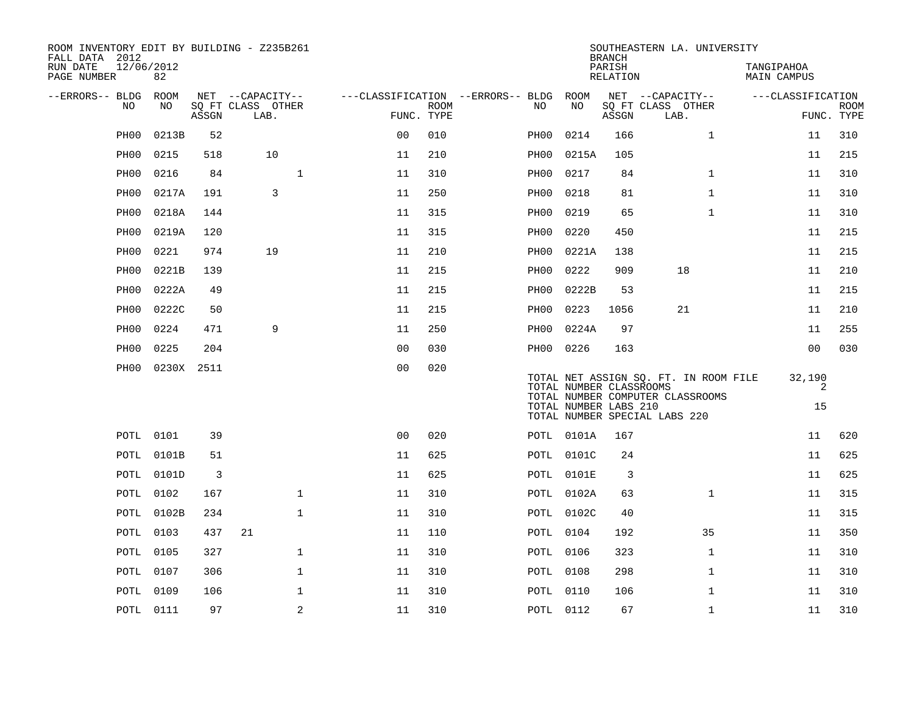ROOM INVENTORY EDIT BY BUILDING - Z235B261
FALL DATA 2012
RUN DATE 12/06/2012
PAGE NUMBER 82

SOUTHEASTERN LA. UNIVERSITY
BRANCH
PARISH TANGIPAHOA
RELATION MAIN CAMPUS

| --ERRORS-- | BLDG NO | ROOM NO | NET SQ FT ASSGN | --CAPACITY-- CLASS | LAB. | OTHER | ---CLASSIFICATION FUNC. | ROOM TYPE | --ERRORS-- | BLDG NO | ROOM NO | NET SQ FT ASSGN | --CAPACITY-- CLASS | LAB. | OTHER | ---CLASSIFICATION FUNC. | ROOM TYPE |
|---|---|---|---|---|---|---|---|---|---|---|---|---|---|---|---|---|---|
| | PH00 | 0213B | 52 | | | | 00 | 010 | | PH00 | 0214 | 166 | | | 1 | 11 | 310 |
| | PH00 | 0215 | 518 | | 10 | | 11 | 210 | | PH00 | 0215A | 105 | | | | 11 | 215 |
| | PH00 | 0216 | 84 | | | 1 | 11 | 310 | | PH00 | 0217 | 84 | | | 1 | 11 | 310 |
| | PH00 | 0217A | 191 | | 3 | | 11 | 250 | | PH00 | 0218 | 81 | | | 1 | 11 | 310 |
| | PH00 | 0218A | 144 | | | | 11 | 315 | | PH00 | 0219 | 65 | | | 1 | 11 | 310 |
| | PH00 | 0219A | 120 | | | | 11 | 315 | | PH00 | 0220 | 450 | | | | 11 | 215 |
| | PH00 | 0221 | 974 | | 19 | | 11 | 210 | | PH00 | 0221A | 138 | | | | 11 | 215 |
| | PH00 | 0221B | 139 | | | | 11 | 215 | | PH00 | 0222 | 909 | | 18 | | 11 | 210 |
| | PH00 | 0222A | 49 | | | | 11 | 215 | | PH00 | 0222B | 53 | | | | 11 | 215 |
| | PH00 | 0222C | 50 | | | | 11 | 215 | | PH00 | 0223 | 1056 | | 21 | | 11 | 210 |
| | PH00 | 0224 | 471 | | 9 | | 11 | 250 | | PH00 | 0224A | 97 | | | | 11 | 255 |
| | PH00 | 0225 | 204 | | | | 00 | 030 | | PH00 | 0226 | 163 | | | | 00 | 030 |
| | PH00 | 0230X | 2511 | | | | 00 | 020 | | | | | | | | | |

TOTAL NET ASSIGN SQ. FT. IN ROOM FILE 32,190
TOTAL NUMBER CLASSROOMS 2
TOTAL NUMBER COMPUTER CLASSROOMS
TOTAL NUMBER LABS 210 15
TOTAL NUMBER SPECIAL LABS 220

| --ERRORS-- | BLDG NO | ROOM NO | NET SQ FT ASSGN | --CAPACITY-- CLASS | LAB. | OTHER | ---CLASSIFICATION FUNC. | ROOM TYPE | --ERRORS-- | BLDG NO | ROOM NO | NET SQ FT ASSGN | --CAPACITY-- CLASS | LAB. | OTHER | ---CLASSIFICATION FUNC. | ROOM TYPE |
|---|---|---|---|---|---|---|---|---|---|---|---|---|---|---|---|---|---|
| | POTL | 0101 | 39 | | | | 00 | 020 | | POTL | 0101A | 167 | | | | 11 | 620 |
| | POTL | 0101B | 51 | | | | 11 | 625 | | POTL | 0101C | 24 | | | | 11 | 625 |
| | POTL | 0101D | 3 | | | | 11 | 625 | | POTL | 0101E | 3 | | | | 11 | 625 |
| | POTL | 0102 | 167 | | | 1 | 11 | 310 | | POTL | 0102A | 63 | | | 1 | 11 | 315 |
| | POTL | 0102B | 234 | | | 1 | 11 | 310 | | POTL | 0102C | 40 | | | | 11 | 315 |
| | POTL | 0103 | 437 | 21 | | | 11 | 110 | | POTL | 0104 | 192 | | | 35 | 11 | 350 |
| | POTL | 0105 | 327 | | | 1 | 11 | 310 | | POTL | 0106 | 323 | | | 1 | 11 | 310 |
| | POTL | 0107 | 306 | | | 1 | 11 | 310 | | POTL | 0108 | 298 | | | 1 | 11 | 310 |
| | POTL | 0109 | 106 | | | 1 | 11 | 310 | | POTL | 0110 | 106 | | | 1 | 11 | 310 |
| | POTL | 0111 | 97 | | | 2 | 11 | 310 | | POTL | 0112 | 67 | | | 1 | 11 | 310 |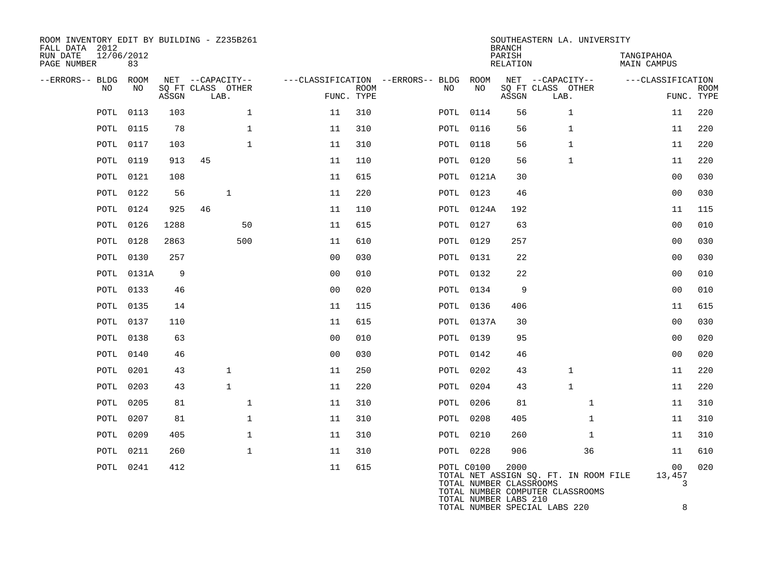ROOM INVENTORY EDIT BY BUILDING - Z235B261
FALL DATA 2012
RUN DATE 12/06/2012
PAGE NUMBER 83

SOUTHEASTERN LA. UNIVERSITY
BRANCH
PARISH TANGIPAHOA
RELATION MAIN CAMPUS

| --ERRORS-- | BLDG NO | ROOM NO | NET SQ FT ASSGN | CAPACITY CLASS | CAPACITY LAB. | CAPACITY OTHER | FUNC. | ROOM TYPE | --ERRORS-- | BLDG NO | ROOM NO | NET SQ FT ASSGN | CAPACITY CLASS | CAPACITY LAB. | CAPACITY OTHER | FUNC. | ROOM TYPE |
|---|---|---|---|---|---|---|---|---|---|---|---|---|---|---|---|---|---|
| | POTL | 0113 | 103 | | | 1 | 11 | 310 | | POTL | 0114 | 56 | | 1 | | 11 | 220 |
| | POTL | 0115 | 78 | | | 1 | 11 | 310 | | POTL | 0116 | 56 | | 1 | | 11 | 220 |
| | POTL | 0117 | 103 | | | 1 | 11 | 310 | | POTL | 0118 | 56 | | 1 | | 11 | 220 |
| | POTL | 0119 | 913 | 45 | | | 11 | 110 | | POTL | 0120 | 56 | | 1 | | 11 | 220 |
| | POTL | 0121 | 108 | | | | 11 | 615 | | POTL | 0121A | 30 | | | | 00 | 030 |
| | POTL | 0122 | 56 | | 1 | | 11 | 220 | | POTL | 0123 | 46 | | | | 00 | 030 |
| | POTL | 0124 | 925 | 46 | | | 11 | 110 | | POTL | 0124A | 192 | | | | 11 | 115 |
| | POTL | 0126 | 1288 | | | 50 | 11 | 615 | | POTL | 0127 | 63 | | | | 00 | 010 |
| | POTL | 0128 | 2863 | | | 500 | 11 | 610 | | POTL | 0129 | 257 | | | | 00 | 030 |
| | POTL | 0130 | 257 | | | | 00 | 030 | | POTL | 0131 | 22 | | | | 00 | 030 |
| | POTL | 0131A | 9 | | | | 00 | 010 | | POTL | 0132 | 22 | | | | 00 | 010 |
| | POTL | 0133 | 46 | | | | 00 | 020 | | POTL | 0134 | 9 | | | | 00 | 010 |
| | POTL | 0135 | 14 | | | | 11 | 115 | | POTL | 0136 | 406 | | | | 11 | 615 |
| | POTL | 0137 | 110 | | | | 11 | 615 | | POTL | 0137A | 30 | | | | 00 | 030 |
| | POTL | 0138 | 63 | | | | 00 | 010 | | POTL | 0139 | 95 | | | | 00 | 020 |
| | POTL | 0140 | 46 | | | | 00 | 030 | | POTL | 0142 | 46 | | | | 00 | 020 |
| | POTL | 0201 | 43 | | 1 | | 11 | 250 | | POTL | 0202 | 43 | | 1 | | 11 | 220 |
| | POTL | 0203 | 43 | | 1 | | 11 | 220 | | POTL | 0204 | 43 | | 1 | | 11 | 220 |
| | POTL | 0205 | 81 | | | 1 | 11 | 310 | | POTL | 0206 | 81 | | | 1 | 11 | 310 |
| | POTL | 0207 | 81 | | | 1 | 11 | 310 | | POTL | 0208 | 405 | | | 1 | 11 | 310 |
| | POTL | 0209 | 405 | | | 1 | 11 | 310 | | POTL | 0210 | 260 | | | 1 | 11 | 310 |
| | POTL | 0211 | 260 | | | 1 | 11 | 310 | | POTL | 0228 | 906 | | | 36 | 11 | 610 |
| | POTL | 0241 | 412 | | | | 11 | 615 | | POTL | C0100 | 2000 | | | | 00 | 020 |

TOTAL NET ASSIGN SQ. FT. IN ROOM FILE 13,457
TOTAL NUMBER CLASSROOMS 3
TOTAL NUMBER COMPUTER CLASSROOMS
TOTAL NUMBER LABS 210
TOTAL NUMBER SPECIAL LABS 220 8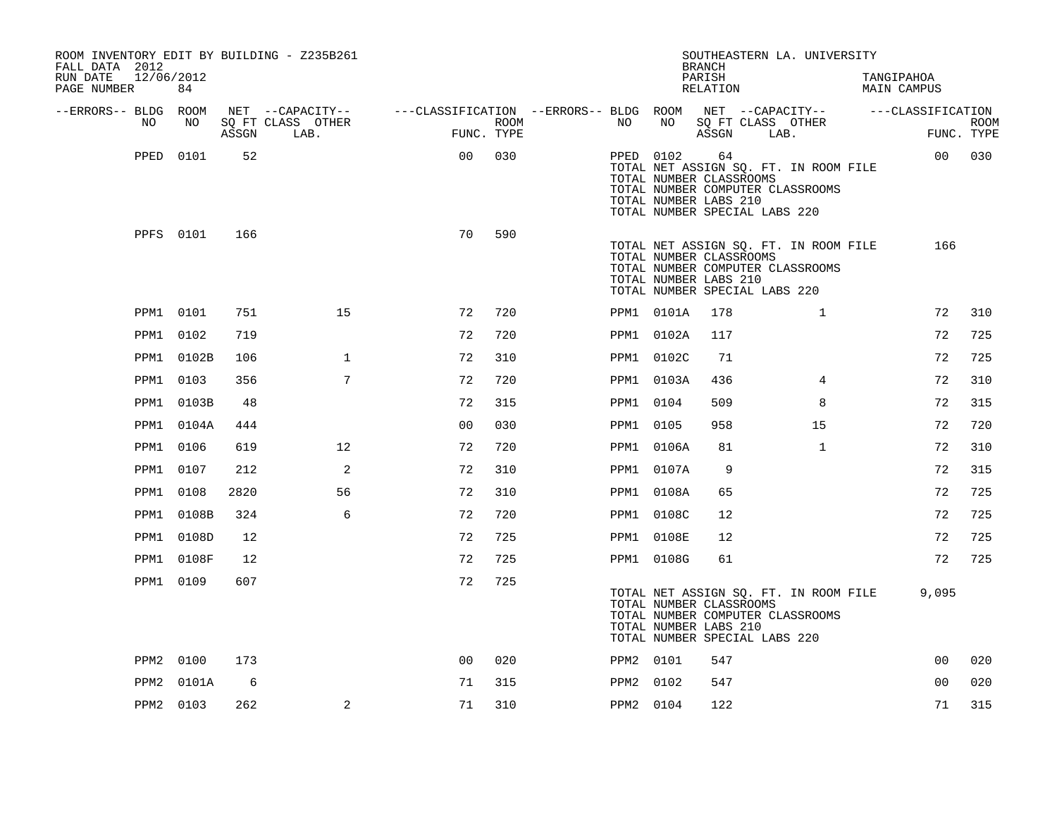ROOM INVENTORY EDIT BY BUILDING - Z235B261
FALL DATA 2012
RUN DATE 12/06/2012
PAGE NUMBER 84

SOUTHEASTERN LA. UNIVERSITY
BRANCH
PARISH TANGIPAHOA
RELATION MAIN CAMPUS

| --ERRORS-- | BLDG NO | ROOM NO | NET SQ FT ASSGN | CAPACITY CLASS LAB. | CAPACITY OTHER | CLASSIFICATION FUNC. | ROOM TYPE | --ERRORS-- | BLDG NO | ROOM NO | NET SQ FT ASSGN | CAPACITY CLASS LAB. | CAPACITY OTHER | CLASSIFICATION FUNC. | ROOM TYPE |
|---|---|---|---|---|---|---|---|---|---|---|---|---|---|---|---|
| | PPED | 0101 | 52 | | | 00 | 030 | | PPED | 0102 | 64 | | | 00 | 030 |
| | | | | | | | | | TOTAL NET ASSIGN SQ. FT. IN ROOM FILE | | | | | | |
| | | | | | | | | | TOTAL NUMBER CLASSROOMS | | | | | | |
| | | | | | | | | | TOTAL NUMBER COMPUTER CLASSROOMS | | | | | | |
| | | | | | | | | | TOTAL NUMBER LABS 210 | | | | | | |
| | | | | | | | | | TOTAL NUMBER SPECIAL LABS 220 | | | | | | |
| | PPFS | 0101 | 166 | | | 70 | 590 | | | | | | | | |
| | | | | | | | | | TOTAL NET ASSIGN SQ. FT. IN ROOM FILE | | | | | 166 | |
| | | | | | | | | | TOTAL NUMBER CLASSROOMS | | | | | | |
| | | | | | | | | | TOTAL NUMBER COMPUTER CLASSROOMS | | | | | | |
| | | | | | | | | | TOTAL NUMBER LABS 210 | | | | | | |
| | | | | | | | | | TOTAL NUMBER SPECIAL LABS 220 | | | | | | |
| | PPM1 | 0101 | 751 | | 15 | 72 | 720 | | PPM1 | 0101A | 178 | | 1 | 72 | 310 |
| | PPM1 | 0102 | 719 | | | 72 | 720 | | PPM1 | 0102A | 117 | | | 72 | 725 |
| | PPM1 | 0102B | 106 | | 1 | 72 | 310 | | PPM1 | 0102C | 71 | | | 72 | 725 |
| | PPM1 | 0103 | 356 | | 7 | 72 | 720 | | PPM1 | 0103A | 436 | | 4 | 72 | 310 |
| | PPM1 | 0103B | 48 | | | 72 | 315 | | PPM1 | 0104 | 509 | | 8 | 72 | 315 |
| | PPM1 | 0104A | 444 | | | 00 | 030 | | PPM1 | 0105 | 958 | | 15 | 72 | 720 |
| | PPM1 | 0106 | 619 | | 12 | 72 | 720 | | PPM1 | 0106A | 81 | | 1 | 72 | 310 |
| | PPM1 | 0107 | 212 | | 2 | 72 | 310 | | PPM1 | 0107A | 9 | | | 72 | 315 |
| | PPM1 | 0108 | 2820 | | 56 | 72 | 310 | | PPM1 | 0108A | 65 | | | 72 | 725 |
| | PPM1 | 0108B | 324 | | 6 | 72 | 720 | | PPM1 | 0108C | 12 | | | 72 | 725 |
| | PPM1 | 0108D | 12 | | | 72 | 725 | | PPM1 | 0108E | 12 | | | 72 | 725 |
| | PPM1 | 0108F | 12 | | | 72 | 725 | | PPM1 | 0108G | 61 | | | 72 | 725 |
| | PPM1 | 0109 | 607 | | | 72 | 725 | | | | | | | | |
| | | | | | | | | | TOTAL NET ASSIGN SQ. FT. IN ROOM FILE | | | | | 9,095 | |
| | | | | | | | | | TOTAL NUMBER CLASSROOMS | | | | | | |
| | | | | | | | | | TOTAL NUMBER COMPUTER CLASSROOMS | | | | | | |
| | | | | | | | | | TOTAL NUMBER LABS 210 | | | | | | |
| | | | | | | | | | TOTAL NUMBER SPECIAL LABS 220 | | | | | | |
| | PPM2 | 0100 | 173 | | | 00 | 020 | | PPM2 | 0101 | 547 | | | 00 | 020 |
| | PPM2 | 0101A | 6 | | | 71 | 315 | | PPM2 | 0102 | 547 | | | 00 | 020 |
| | PPM2 | 0103 | 262 | | 2 | 71 | 310 | | PPM2 | 0104 | 122 | | | 71 | 315 |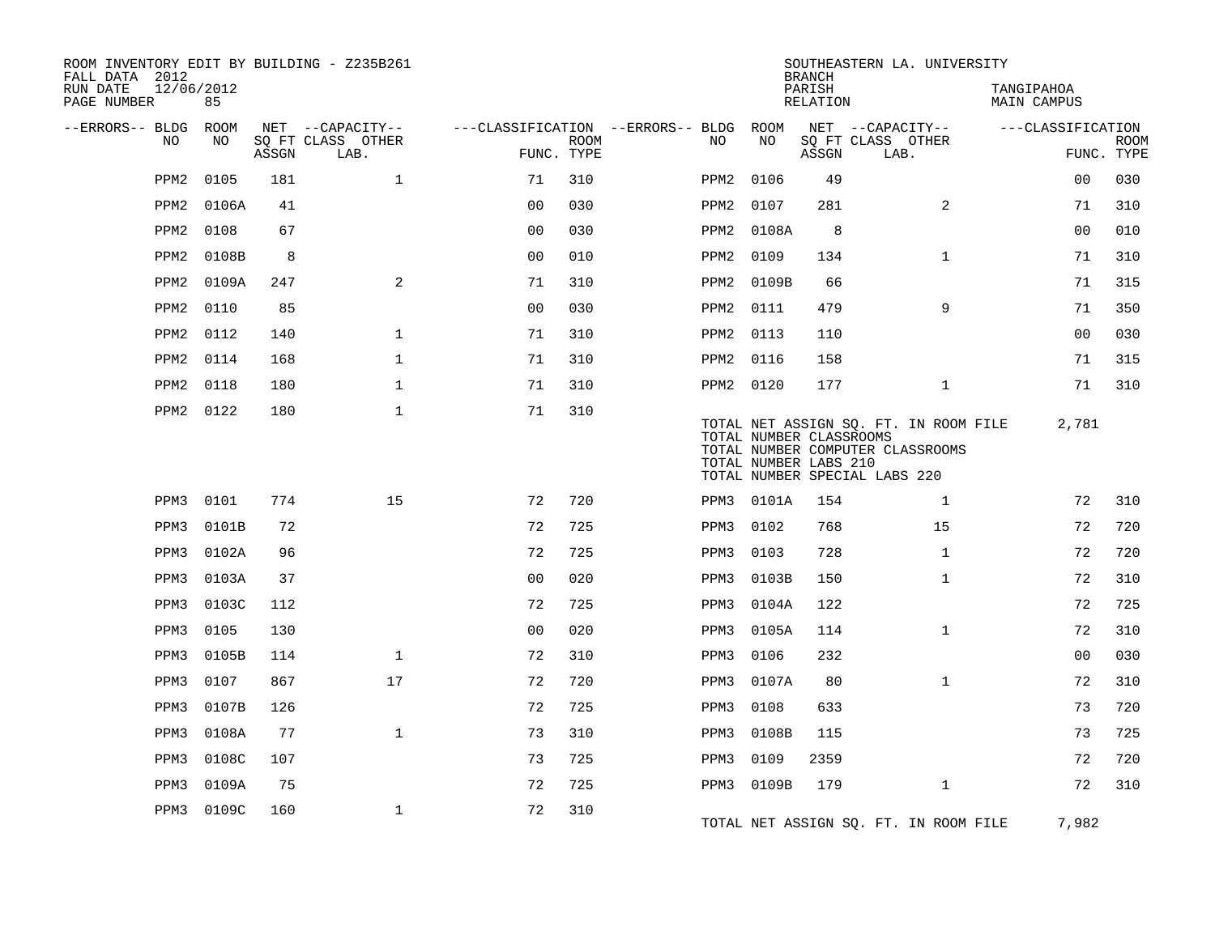ROOM INVENTORY EDIT BY BUILDING - Z235B261
FALL DATA 2012
RUN DATE 12/06/2012
PAGE NUMBER 85

SOUTHEASTERN LA. UNIVERSITY
BRANCH
PARISH TANGIPAHOA
RELATION MAIN CAMPUS

| --ERRORS-- | BLDG NO | ROOM NO | NET SQ FT ASSGN | --CAPACITY-- CLASS | OTHER LAB. | ---CLASSIFICATION FUNC. | ROOM TYPE | --ERRORS-- | BLDG NO | ROOM NO | NET SQ FT ASSGN | --CAPACITY-- CLASS | OTHER LAB. | ---CLASSIFICATION FUNC. | ROOM TYPE |
|---|---|---|---|---|---|---|---|---|---|---|---|---|---|---|---|
| | PPM2 | 0105 | 181 | | 1 | 71 | 310 | | PPM2 | 0106 | 49 | | | 00 | 030 |
| | PPM2 | 0106A | 41 | | | 00 | 030 | | PPM2 | 0107 | 281 | | 2 | 71 | 310 |
| | PPM2 | 0108 | 67 | | | 00 | 030 | | PPM2 | 0108A | 8 | | | 00 | 010 |
| | PPM2 | 0108B | 8 | | | 00 | 010 | | PPM2 | 0109 | 134 | | 1 | 71 | 310 |
| | PPM2 | 0109A | 247 | | 2 | 71 | 310 | | PPM2 | 0109B | 66 | | | 71 | 315 |
| | PPM2 | 0110 | 85 | | | 00 | 030 | | PPM2 | 0111 | 479 | | 9 | 71 | 350 |
| | PPM2 | 0112 | 140 | | 1 | 71 | 310 | | PPM2 | 0113 | 110 | | | 00 | 030 |
| | PPM2 | 0114 | 168 | | 1 | 71 | 310 | | PPM2 | 0116 | 158 | | | 71 | 315 |
| | PPM2 | 0118 | 180 | | 1 | 71 | 310 | | PPM2 | 0120 | 177 | | 1 | 71 | 310 |
| | PPM2 | 0122 | 180 | | 1 | 71 | 310 | | | | | | | | |

TOTAL NET ASSIGN SQ. FT. IN ROOM FILE 2,781
TOTAL NUMBER CLASSROOMS
TOTAL NUMBER COMPUTER CLASSROOMS
TOTAL NUMBER LABS 210
TOTAL NUMBER SPECIAL LABS 220

| --ERRORS-- | BLDG NO | ROOM NO | NET SQ FT ASSGN | --CAPACITY-- CLASS | OTHER LAB. | ---CLASSIFICATION FUNC. | ROOM TYPE | --ERRORS-- | BLDG NO | ROOM NO | NET SQ FT ASSGN | --CAPACITY-- CLASS | OTHER LAB. | ---CLASSIFICATION FUNC. | ROOM TYPE |
|---|---|---|---|---|---|---|---|---|---|---|---|---|---|---|---|
| | PPM3 | 0101 | 774 | | 15 | 72 | 720 | | PPM3 | 0101A | 154 | | 1 | 72 | 310 |
| | PPM3 | 0101B | 72 | | | 72 | 725 | | PPM3 | 0102 | 768 | | 15 | 72 | 720 |
| | PPM3 | 0102A | 96 | | | 72 | 725 | | PPM3 | 0103 | 728 | | 1 | 72 | 720 |
| | PPM3 | 0103A | 37 | | | 00 | 020 | | PPM3 | 0103B | 150 | | 1 | 72 | 310 |
| | PPM3 | 0103C | 112 | | | 72 | 725 | | PPM3 | 0104A | 122 | | | 72 | 725 |
| | PPM3 | 0105 | 130 | | | 00 | 020 | | PPM3 | 0105A | 114 | | 1 | 72 | 310 |
| | PPM3 | 0105B | 114 | | 1 | 72 | 310 | | PPM3 | 0106 | 232 | | | 00 | 030 |
| | PPM3 | 0107 | 867 | | 17 | 72 | 720 | | PPM3 | 0107A | 80 | | 1 | 72 | 310 |
| | PPM3 | 0107B | 126 | | | 72 | 725 | | PPM3 | 0108 | 633 | | | 73 | 720 |
| | PPM3 | 0108A | 77 | | 1 | 73 | 310 | | PPM3 | 0108B | 115 | | | 73 | 725 |
| | PPM3 | 0108C | 107 | | | 73 | 725 | | PPM3 | 0109 | 2359 | | | 72 | 720 |
| | PPM3 | 0109A | 75 | | | 72 | 725 | | PPM3 | 0109B | 179 | | 1 | 72 | 310 |
| | PPM3 | 0109C | 160 | | 1 | 72 | 310 | | | | | | | | |

TOTAL NET ASSIGN SQ. FT. IN ROOM FILE 7,982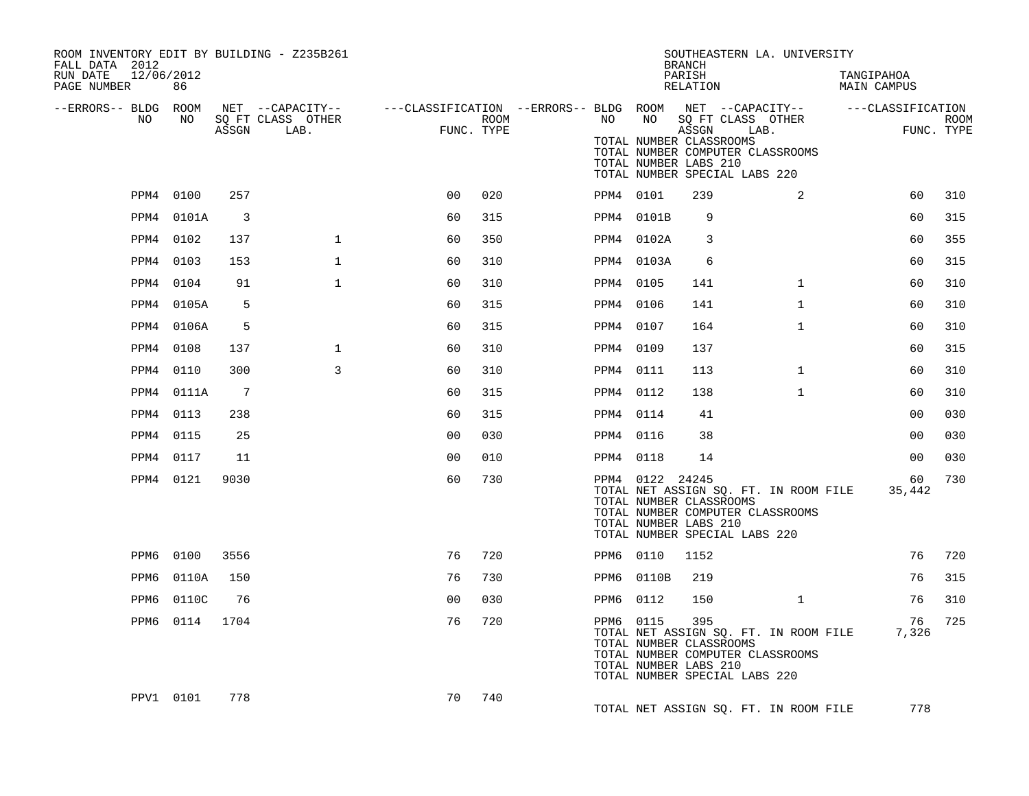ROOM INVENTORY EDIT BY BUILDING - Z235B261
FALL DATA 2012
RUN DATE 12/06/2012
PAGE NUMBER 86

SOUTHEASTERN LA. UNIVERSITY
BRANCH
PARISH TANGIPAHOA
RELATION MAIN CAMPUS

| --ERRORS-- | BLDG NO | ROOM NO | NET SQ FT ASSGN | CAPACITY CLASS | CAPACITY OTHER LAB. | CLASSIFICATION FUNC. | ROOM TYPE | --ERRORS-- | BLDG NO | ROOM NO | NET SQ FT ASSGN | CAPACITY CLASS | CAPACITY OTHER LAB. | CLASSIFICATION FUNC. | ROOM TYPE |
|---|---|---|---|---|---|---|---|---|---|---|---|---|---|---|---|
| | | | | | | | | | TOTAL NUMBER CLASSROOMS | | | | | | |
| | | | | | | | | | TOTAL NUMBER COMPUTER CLASSROOMS | | | | | | |
| | | | | | | | | | TOTAL NUMBER LABS 210 | | | | | | |
| | | | | | | | | | TOTAL NUMBER SPECIAL LABS 220 | | | | | | |
| | PPM4 | 0100 | 257 | | | 00 | 020 | | PPM4 | 0101 | 239 | | 2 | 60 | 310 |
| | PPM4 | 0101A | 3 | | | 60 | 315 | | PPM4 | 0101B | 9 | | | 60 | 315 |
| | PPM4 | 0102 | 137 | | 1 | 60 | 350 | | PPM4 | 0102A | 3 | | | 60 | 355 |
| | PPM4 | 0103 | 153 | | 1 | 60 | 310 | | PPM4 | 0103A | 6 | | | 60 | 315 |
| | PPM4 | 0104 | 91 | | 1 | 60 | 310 | | PPM4 | 0105 | 141 | | 1 | 60 | 310 |
| | PPM4 | 0105A | 5 | | | 60 | 315 | | PPM4 | 0106 | 141 | | 1 | 60 | 310 |
| | PPM4 | 0106A | 5 | | | 60 | 315 | | PPM4 | 0107 | 164 | | 1 | 60 | 310 |
| | PPM4 | 0108 | 137 | | 1 | 60 | 310 | | PPM4 | 0109 | 137 | | | 60 | 315 |
| | PPM4 | 0110 | 300 | | 3 | 60 | 310 | | PPM4 | 0111 | 113 | | 1 | 60 | 310 |
| | PPM4 | 0111A | 7 | | | 60 | 315 | | PPM4 | 0112 | 138 | | 1 | 60 | 310 |
| | PPM4 | 0113 | 238 | | | 60 | 315 | | PPM4 | 0114 | 41 | | | 00 | 030 |
| | PPM4 | 0115 | 25 | | | 00 | 030 | | PPM4 | 0116 | 38 | | | 00 | 030 |
| | PPM4 | 0117 | 11 | | | 00 | 010 | | PPM4 | 0118 | 14 | | | 00 | 030 |
| | PPM4 | 0121 | 9030 | | | 60 | 730 | | PPM4 | 0122 | 24245 | | | 60 | 730 |
| | | | | | | | | | TOTAL NET ASSIGN SQ. FT. IN ROOM FILE | | | | | 35,442 | |
| | | | | | | | | | TOTAL NUMBER CLASSROOMS | | | | | | |
| | | | | | | | | | TOTAL NUMBER COMPUTER CLASSROOMS | | | | | | |
| | | | | | | | | | TOTAL NUMBER LABS 210 | | | | | | |
| | | | | | | | | | TOTAL NUMBER SPECIAL LABS 220 | | | | | | |
| | PPM6 | 0100 | 3556 | | | 76 | 720 | | PPM6 | 0110 | 1152 | | | 76 | 720 |
| | PPM6 | 0110A | 150 | | | 76 | 730 | | PPM6 | 0110B | 219 | | | 76 | 315 |
| | PPM6 | 0110C | 76 | | | 00 | 030 | | PPM6 | 0112 | 150 | | 1 | 76 | 310 |
| | PPM6 | 0114 | 1704 | | | 76 | 720 | | PPM6 | 0115 | 395 | | | 76 | 725 |
| | | | | | | | | | TOTAL NET ASSIGN SQ. FT. IN ROOM FILE | | | | | 7,326 | |
| | | | | | | | | | TOTAL NUMBER CLASSROOMS | | | | | | |
| | | | | | | | | | TOTAL NUMBER COMPUTER CLASSROOMS | | | | | | |
| | | | | | | | | | TOTAL NUMBER LABS 210 | | | | | | |
| | | | | | | | | | TOTAL NUMBER SPECIAL LABS 220 | | | | | | |
| | PPV1 | 0101 | 778 | | | 70 | 740 | | | | | | | | |
| | | | | | | | | | TOTAL NET ASSIGN SQ. FT. IN ROOM FILE | | | | | 778 | |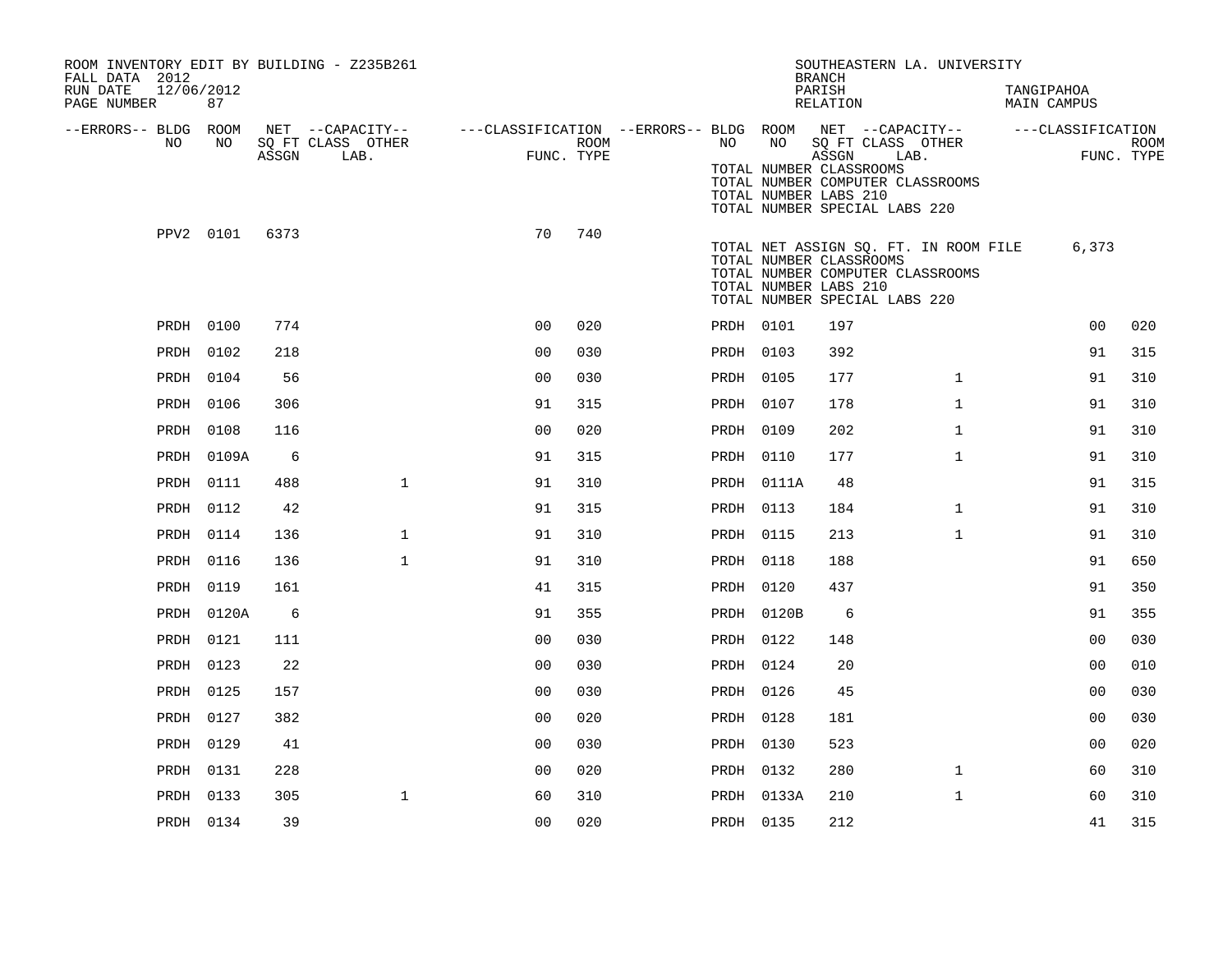ROOM INVENTORY EDIT BY BUILDING - Z235B261
FALL DATA 2012
RUN DATE 12/06/2012

SOUTHEASTERN LA. UNIVERSITY
BRANCH
PARISH TANGIPAHOA
RELATION MAIN CAMPUS

| --ERRORS-- | BLDG NO | ROOM NO | NET SQ FT ASSGN | --CAPACITY-- CLASS LAB. | OTHER | ---CLASSIFICATION FUNC. | ROOM TYPE | --ERRORS-- | BLDG NO | ROOM NO | NET SQ FT ASSGN | --CAPACITY-- CLASS LAB. | OTHER | ---CLASSIFICATION FUNC. | ROOM TYPE |
|---|---|---|---|---|---|---|---|---|---|---|---|---|---|---|---|
| | | | | | | | | | TOTAL NUMBER CLASSROOMS | | | | | | |
| | | | | | | | | | TOTAL NUMBER COMPUTER CLASSROOMS | | | | | | |
| | | | | | | | | | TOTAL NUMBER LABS 210 | | | | | | |
| | | | | | | | | | TOTAL NUMBER SPECIAL LABS 220 | | | | | | |
| | PPV2 | 0101 | 6373 | | | 70 | 740 | | | | | | | | |
| | | | | | | | | | TOTAL NET ASSIGN SQ. FT. IN ROOM FILE | | 6,373 | | | | |
| | | | | | | | | | TOTAL NUMBER CLASSROOMS | | | | | | |
| | | | | | | | | | TOTAL NUMBER COMPUTER CLASSROOMS | | | | | | |
| | | | | | | | | | TOTAL NUMBER LABS 210 | | | | | | |
| | | | | | | | | | TOTAL NUMBER SPECIAL LABS 220 | | | | | | |
| | PRDH | 0100 | 774 | | | 00 | 020 | | PRDH | 0101 | 197 | | | 00 | 020 |
| | PRDH | 0102 | 218 | | | 00 | 030 | | PRDH | 0103 | 392 | | | 91 | 315 |
| | PRDH | 0104 | 56 | | | 00 | 030 | | PRDH | 0105 | 177 | | 1 | 91 | 310 |
| | PRDH | 0106 | 306 | | | 91 | 315 | | PRDH | 0107 | 178 | | 1 | 91 | 310 |
| | PRDH | 0108 | 116 | | | 00 | 020 | | PRDH | 0109 | 202 | | 1 | 91 | 310 |
| | PRDH | 0109A | 6 | | | 91 | 315 | | PRDH | 0110 | 177 | | 1 | 91 | 310 |
| | PRDH | 0111 | 488 | | 1 | 91 | 310 | | PRDH | 0111A | 48 | | | 91 | 315 |
| | PRDH | 0112 | 42 | | | 91 | 315 | | PRDH | 0113 | 184 | | 1 | 91 | 310 |
| | PRDH | 0114 | 136 | | 1 | 91 | 310 | | PRDH | 0115 | 213 | | 1 | 91 | 310 |
| | PRDH | 0116 | 136 | | 1 | 91 | 310 | | PRDH | 0118 | 188 | | | 91 | 650 |
| | PRDH | 0119 | 161 | | | 41 | 315 | | PRDH | 0120 | 437 | | | 91 | 350 |
| | PRDH | 0120A | 6 | | | 91 | 355 | | PRDH | 0120B | 6 | | | 91 | 355 |
| | PRDH | 0121 | 111 | | | 00 | 030 | | PRDH | 0122 | 148 | | | 00 | 030 |
| | PRDH | 0123 | 22 | | | 00 | 030 | | PRDH | 0124 | 20 | | | 00 | 010 |
| | PRDH | 0125 | 157 | | | 00 | 030 | | PRDH | 0126 | 45 | | | 00 | 030 |
| | PRDH | 0127 | 382 | | | 00 | 020 | | PRDH | 0128 | 181 | | | 00 | 030 |
| | PRDH | 0129 | 41 | | | 00 | 030 | | PRDH | 0130 | 523 | | | 00 | 020 |
| | PRDH | 0131 | 228 | | | 00 | 020 | | PRDH | 0132 | 280 | | 1 | 60 | 310 |
| | PRDH | 0133 | 305 | | 1 | 60 | 310 | | PRDH | 0133A | 210 | | 1 | 60 | 310 |
| | PRDH | 0134 | 39 | | | 00 | 020 | | PRDH | 0135 | 212 | | | 41 | 315 |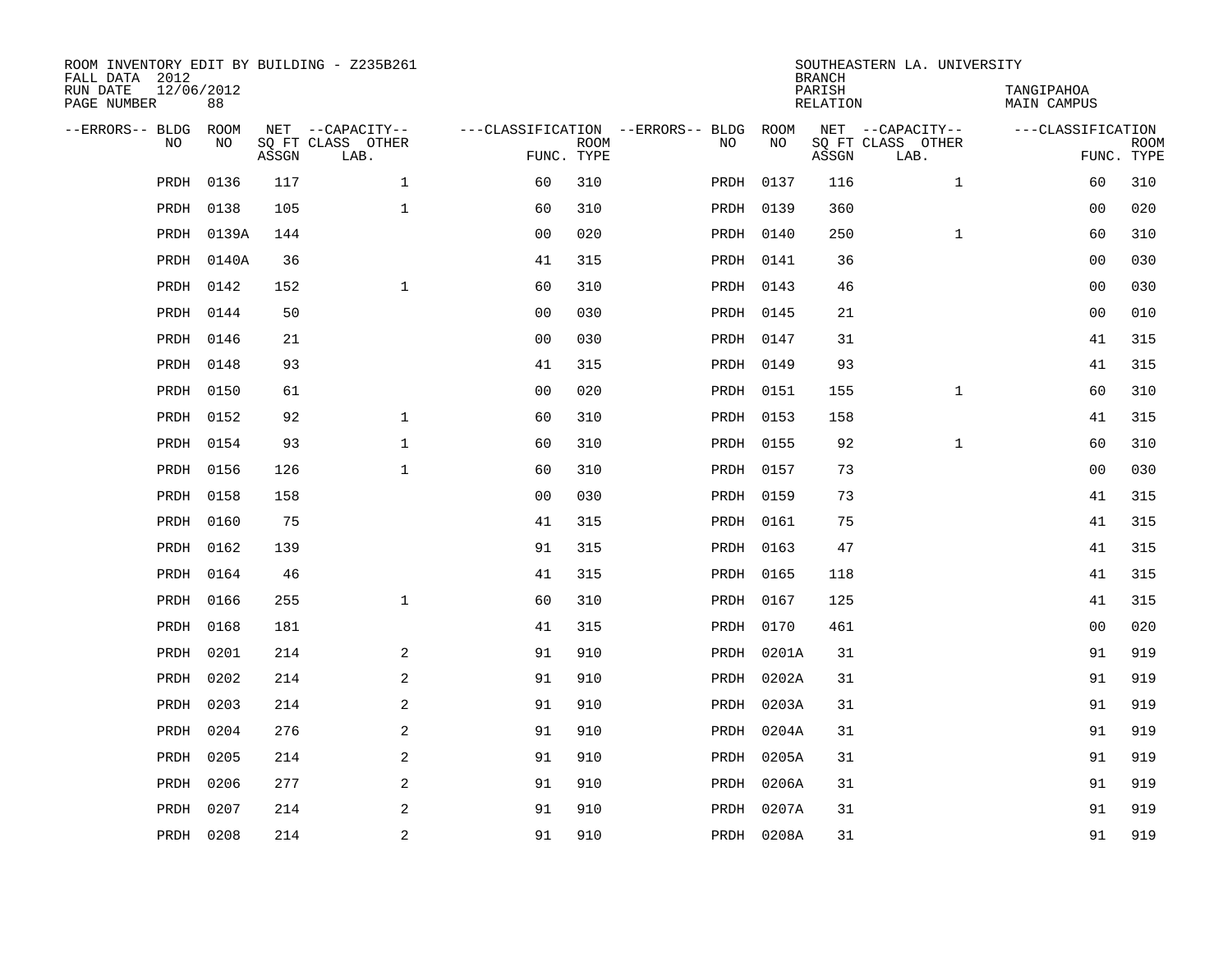ROOM INVENTORY EDIT BY BUILDING - Z235B261
FALL DATA 2012
RUN DATE 12/06/2012
PAGE NUMBER 88

SOUTHEASTERN LA. UNIVERSITY
BRANCH
PARISH TANGIPAHOA
RELATION MAIN CAMPUS

| --ERRORS-- | BLDG NO | ROOM NO | NET SQ FT ASSGN | --CAPACITY-- CLASS LAB. | OTHER | ---CLASSIFICATION FUNC. | ROOM TYPE | --ERRORS-- | BLDG NO | ROOM NO | NET SQ FT ASSGN | --CAPACITY-- CLASS LAB. | OTHER | ---CLASSIFICATION FUNC. | ROOM TYPE |
|---|---|---|---|---|---|---|---|---|---|---|---|---|---|---|---|
| | PRDH | 0136 | 117 | | 1 | 60 | 310 | | PRDH | 0137 | 116 | | 1 | 60 | 310 |
| | PRDH | 0138 | 105 | | 1 | 60 | 310 | | PRDH | 0139 | 360 | | | 00 | 020 |
| | PRDH | 0139A | 144 | | | 00 | 020 | | PRDH | 0140 | 250 | | 1 | 60 | 310 |
| | PRDH | 0140A | 36 | | | 41 | 315 | | PRDH | 0141 | 36 | | | 00 | 030 |
| | PRDH | 0142 | 152 | | 1 | 60 | 310 | | PRDH | 0143 | 46 | | | 00 | 030 |
| | PRDH | 0144 | 50 | | | 00 | 030 | | PRDH | 0145 | 21 | | | 00 | 010 |
| | PRDH | 0146 | 21 | | | 00 | 030 | | PRDH | 0147 | 31 | | | 41 | 315 |
| | PRDH | 0148 | 93 | | | 41 | 315 | | PRDH | 0149 | 93 | | | 41 | 315 |
| | PRDH | 0150 | 61 | | | 00 | 020 | | PRDH | 0151 | 155 | | 1 | 60 | 310 |
| | PRDH | 0152 | 92 | | 1 | 60 | 310 | | PRDH | 0153 | 158 | | | 41 | 315 |
| | PRDH | 0154 | 93 | | 1 | 60 | 310 | | PRDH | 0155 | 92 | | 1 | 60 | 310 |
| | PRDH | 0156 | 126 | | 1 | 60 | 310 | | PRDH | 0157 | 73 | | | 00 | 030 |
| | PRDH | 0158 | 158 | | | 00 | 030 | | PRDH | 0159 | 73 | | | 41 | 315 |
| | PRDH | 0160 | 75 | | | 41 | 315 | | PRDH | 0161 | 75 | | | 41 | 315 |
| | PRDH | 0162 | 139 | | | 91 | 315 | | PRDH | 0163 | 47 | | | 41 | 315 |
| | PRDH | 0164 | 46 | | | 41 | 315 | | PRDH | 0165 | 118 | | | 41 | 315 |
| | PRDH | 0166 | 255 | | 1 | 60 | 310 | | PRDH | 0167 | 125 | | | 41 | 315 |
| | PRDH | 0168 | 181 | | | 41 | 315 | | PRDH | 0170 | 461 | | | 00 | 020 |
| | PRDH | 0201 | 214 | | 2 | 91 | 910 | | PRDH | 0201A | 31 | | | 91 | 919 |
| | PRDH | 0202 | 214 | | 2 | 91 | 910 | | PRDH | 0202A | 31 | | | 91 | 919 |
| | PRDH | 0203 | 214 | | 2 | 91 | 910 | | PRDH | 0203A | 31 | | | 91 | 919 |
| | PRDH | 0204 | 276 | | 2 | 91 | 910 | | PRDH | 0204A | 31 | | | 91 | 919 |
| | PRDH | 0205 | 214 | | 2 | 91 | 910 | | PRDH | 0205A | 31 | | | 91 | 919 |
| | PRDH | 0206 | 277 | | 2 | 91 | 910 | | PRDH | 0206A | 31 | | | 91 | 919 |
| | PRDH | 0207 | 214 | | 2 | 91 | 910 | | PRDH | 0207A | 31 | | | 91 | 919 |
| | PRDH | 0208 | 214 | | 2 | 91 | 910 | | PRDH | 0208A | 31 | | | 91 | 919 |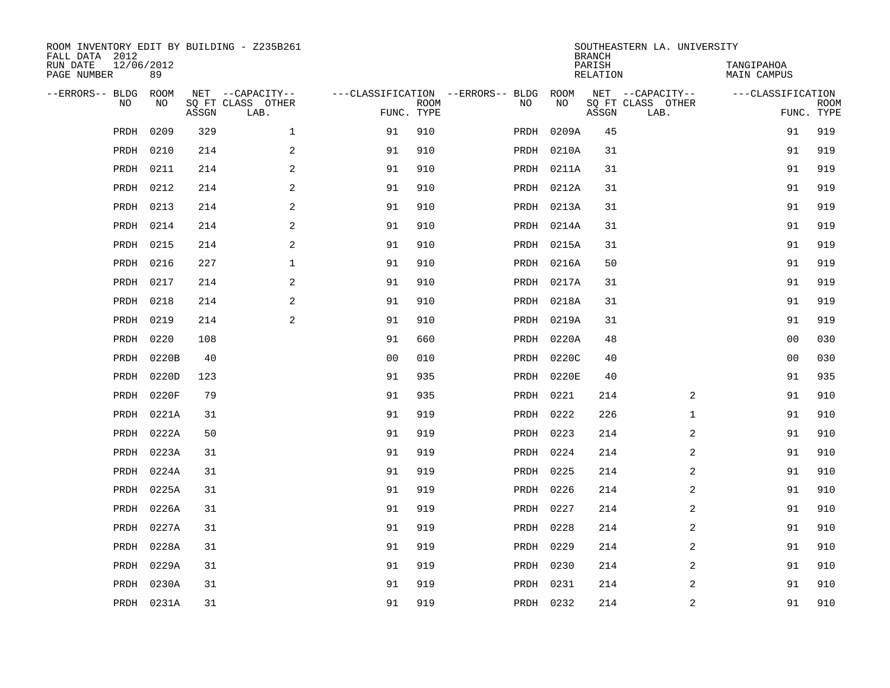ROOM INVENTORY EDIT BY BUILDING - Z235B261
FALL DATA 2012
RUN DATE 12/06/2012
PAGE NUMBER 89

SOUTHEASTERN LA. UNIVERSITY
BRANCH
PARISH TANGIPAHOA
RELATION MAIN CAMPUS

| --ERRORS-- | BLDG NO | ROOM NO | NET SQ FT ASSGN | CAPACITY CLASS LAB. | CAPACITY OTHER | CLASSIFICATION FUNC. | ROOM TYPE | --ERRORS-- | BLDG NO | ROOM NO | NET SQ FT ASSGN | CAPACITY CLASS LAB. | CAPACITY OTHER | CLASSIFICATION FUNC. | ROOM TYPE |
|---|---|---|---|---|---|---|---|---|---|---|---|---|---|---|---|
| | PRDH | 0209 | 329 | | 1 | 91 | 910 | | PRDH | 0209A | 45 | | | 91 | 919 |
| | PRDH | 0210 | 214 | | 2 | 91 | 910 | | PRDH | 0210A | 31 | | | 91 | 919 |
| | PRDH | 0211 | 214 | | 2 | 91 | 910 | | PRDH | 0211A | 31 | | | 91 | 919 |
| | PRDH | 0212 | 214 | | 2 | 91 | 910 | | PRDH | 0212A | 31 | | | 91 | 919 |
| | PRDH | 0213 | 214 | | 2 | 91 | 910 | | PRDH | 0213A | 31 | | | 91 | 919 |
| | PRDH | 0214 | 214 | | 2 | 91 | 910 | | PRDH | 0214A | 31 | | | 91 | 919 |
| | PRDH | 0215 | 214 | | 2 | 91 | 910 | | PRDH | 0215A | 31 | | | 91 | 919 |
| | PRDH | 0216 | 227 | | 1 | 91 | 910 | | PRDH | 0216A | 50 | | | 91 | 919 |
| | PRDH | 0217 | 214 | | 2 | 91 | 910 | | PRDH | 0217A | 31 | | | 91 | 919 |
| | PRDH | 0218 | 214 | | 2 | 91 | 910 | | PRDH | 0218A | 31 | | | 91 | 919 |
| | PRDH | 0219 | 214 | | 2 | 91 | 910 | | PRDH | 0219A | 31 | | | 91 | 919 |
| | PRDH | 0220 | 108 | | | 91 | 660 | | PRDH | 0220A | 48 | | | 00 | 030 |
| | PRDH | 0220B | 40 | | | 00 | 010 | | PRDH | 0220C | 40 | | | 00 | 030 |
| | PRDH | 0220D | 123 | | | 91 | 935 | | PRDH | 0220E | 40 | | | 91 | 935 |
| | PRDH | 0220F | 79 | | | 91 | 935 | | PRDH | 0221 | 214 | | 2 | 91 | 910 |
| | PRDH | 0221A | 31 | | | 91 | 919 | | PRDH | 0222 | 226 | | 1 | 91 | 910 |
| | PRDH | 0222A | 50 | | | 91 | 919 | | PRDH | 0223 | 214 | | 2 | 91 | 910 |
| | PRDH | 0223A | 31 | | | 91 | 919 | | PRDH | 0224 | 214 | | 2 | 91 | 910 |
| | PRDH | 0224A | 31 | | | 91 | 919 | | PRDH | 0225 | 214 | | 2 | 91 | 910 |
| | PRDH | 0225A | 31 | | | 91 | 919 | | PRDH | 0226 | 214 | | 2 | 91 | 910 |
| | PRDH | 0226A | 31 | | | 91 | 919 | | PRDH | 0227 | 214 | | 2 | 91 | 910 |
| | PRDH | 0227A | 31 | | | 91 | 919 | | PRDH | 0228 | 214 | | 2 | 91 | 910 |
| | PRDH | 0228A | 31 | | | 91 | 919 | | PRDH | 0229 | 214 | | 2 | 91 | 910 |
| | PRDH | 0229A | 31 | | | 91 | 919 | | PRDH | 0230 | 214 | | 2 | 91 | 910 |
| | PRDH | 0230A | 31 | | | 91 | 919 | | PRDH | 0231 | 214 | | 2 | 91 | 910 |
| | PRDH | 0231A | 31 | | | 91 | 919 | | PRDH | 0232 | 214 | | 2 | 91 | 910 |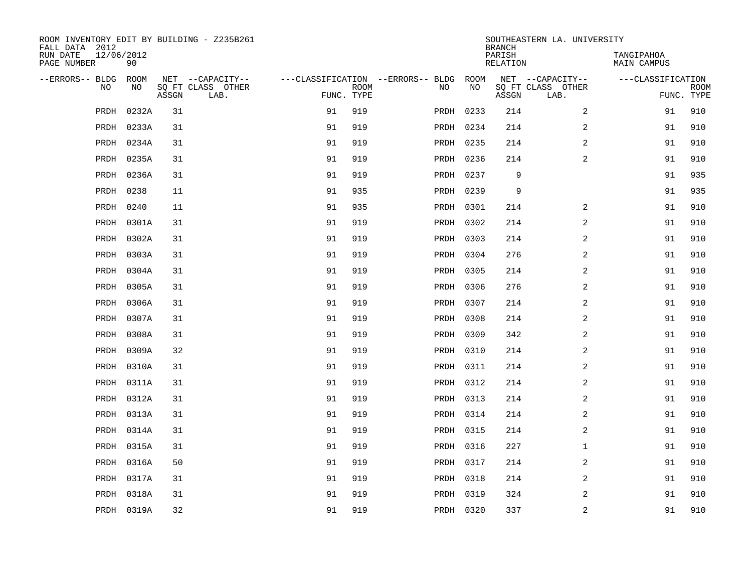ROOM INVENTORY EDIT BY BUILDING - Z235B261
FALL DATA 2012
RUN DATE 12/06/2012
PAGE NUMBER 90

SOUTHEASTERN LA. UNIVERSITY
BRANCH
PARISH TANGIPAHOA
RELATION MAIN CAMPUS

| --ERRORS-- | BLDG NO | ROOM NO | NET SQ FT ASSGN | --CAPACITY-- CLASS | OTHER LAB. | ---CLASSIFICATION FUNC. | ROOM TYPE | --ERRORS-- | BLDG NO | ROOM NO | NET SQ FT ASSGN | --CAPACITY-- CLASS | OTHER LAB. | ---CLASSIFICATION FUNC. | ROOM TYPE |
|---|---|---|---|---|---|---|---|---|---|---|---|---|---|---|---|
| | PRDH | 0232A | 31 | | | 91 | 919 | | PRDH | 0233 | 214 | | 2 | 91 | 910 |
| | PRDH | 0233A | 31 | | | 91 | 919 | | PRDH | 0234 | 214 | | 2 | 91 | 910 |
| | PRDH | 0234A | 31 | | | 91 | 919 | | PRDH | 0235 | 214 | | 2 | 91 | 910 |
| | PRDH | 0235A | 31 | | | 91 | 919 | | PRDH | 0236 | 214 | | 2 | 91 | 910 |
| | PRDH | 0236A | 31 | | | 91 | 919 | | PRDH | 0237 | 9 | | | 91 | 935 |
| | PRDH | 0238 | 11 | | | 91 | 935 | | PRDH | 0239 | 9 | | | 91 | 935 |
| | PRDH | 0240 | 11 | | | 91 | 935 | | PRDH | 0301 | 214 | | 2 | 91 | 910 |
| | PRDH | 0301A | 31 | | | 91 | 919 | | PRDH | 0302 | 214 | | 2 | 91 | 910 |
| | PRDH | 0302A | 31 | | | 91 | 919 | | PRDH | 0303 | 214 | | 2 | 91 | 910 |
| | PRDH | 0303A | 31 | | | 91 | 919 | | PRDH | 0304 | 276 | | 2 | 91 | 910 |
| | PRDH | 0304A | 31 | | | 91 | 919 | | PRDH | 0305 | 214 | | 2 | 91 | 910 |
| | PRDH | 0305A | 31 | | | 91 | 919 | | PRDH | 0306 | 276 | | 2 | 91 | 910 |
| | PRDH | 0306A | 31 | | | 91 | 919 | | PRDH | 0307 | 214 | | 2 | 91 | 910 |
| | PRDH | 0307A | 31 | | | 91 | 919 | | PRDH | 0308 | 214 | | 2 | 91 | 910 |
| | PRDH | 0308A | 31 | | | 91 | 919 | | PRDH | 0309 | 342 | | 2 | 91 | 910 |
| | PRDH | 0309A | 32 | | | 91 | 919 | | PRDH | 0310 | 214 | | 2 | 91 | 910 |
| | PRDH | 0310A | 31 | | | 91 | 919 | | PRDH | 0311 | 214 | | 2 | 91 | 910 |
| | PRDH | 0311A | 31 | | | 91 | 919 | | PRDH | 0312 | 214 | | 2 | 91 | 910 |
| | PRDH | 0312A | 31 | | | 91 | 919 | | PRDH | 0313 | 214 | | 2 | 91 | 910 |
| | PRDH | 0313A | 31 | | | 91 | 919 | | PRDH | 0314 | 214 | | 2 | 91 | 910 |
| | PRDH | 0314A | 31 | | | 91 | 919 | | PRDH | 0315 | 214 | | 2 | 91 | 910 |
| | PRDH | 0315A | 31 | | | 91 | 919 | | PRDH | 0316 | 227 | | 1 | 91 | 910 |
| | PRDH | 0316A | 50 | | | 91 | 919 | | PRDH | 0317 | 214 | | 2 | 91 | 910 |
| | PRDH | 0317A | 31 | | | 91 | 919 | | PRDH | 0318 | 214 | | 2 | 91 | 910 |
| | PRDH | 0318A | 31 | | | 91 | 919 | | PRDH | 0319 | 324 | | 2 | 91 | 910 |
| | PRDH | 0319A | 32 | | | 91 | 919 | | PRDH | 0320 | 337 | | 2 | 91 | 910 |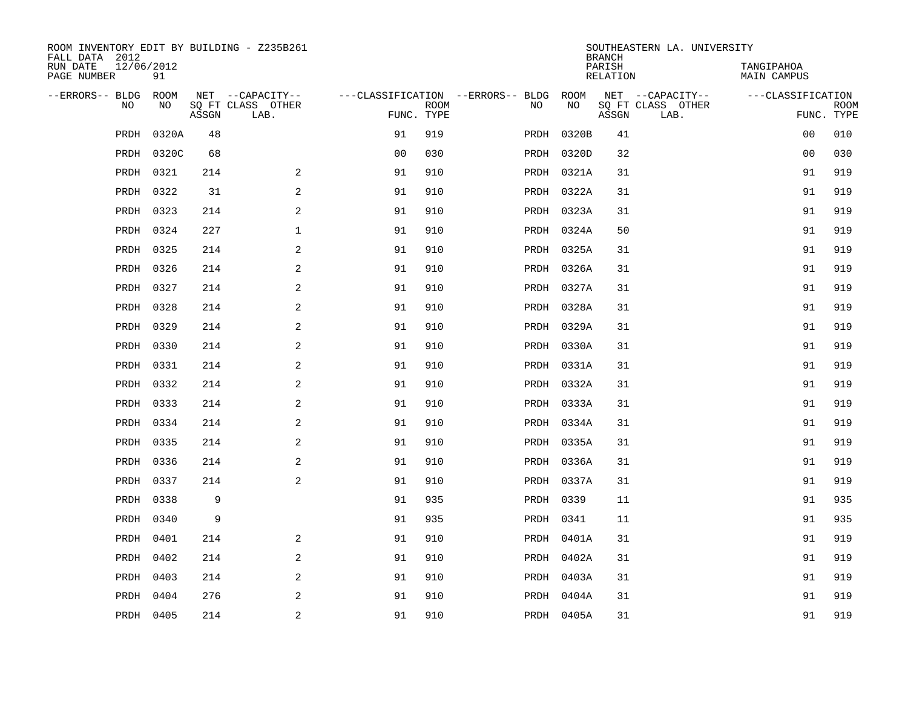ROOM INVENTORY EDIT BY BUILDING - Z235B261
FALL DATA 2012
RUN DATE 12/06/2012
PAGE NUMBER 91

SOUTHEASTERN LA. UNIVERSITY
BRANCH
PARISH TANGIPAHOA
RELATION MAIN CAMPUS

| --ERRORS-- | BLDG NO | ROOM NO | NET SQ FT ASSGN | --CAPACITY-- CLASS | OTHER LAB. | ---CLASSIFICATION FUNC. | ROOM TYPE | --ERRORS-- | BLDG NO | ROOM NO | NET SQ FT ASSGN | --CAPACITY-- CLASS | OTHER LAB. | ---CLASSIFICATION FUNC. | ROOM TYPE |
|---|---|---|---|---|---|---|---|---|---|---|---|---|---|---|---|
| | PRDH | 0320A | 48 | | | 91 | 919 | | PRDH | 0320B | 41 | | | 00 | 010 |
| | PRDH | 0320C | 68 | | | 00 | 030 | | PRDH | 0320D | 32 | | | 00 | 030 |
| | PRDH | 0321 | 214 | | 2 | 91 | 910 | | PRDH | 0321A | 31 | | | 91 | 919 |
| | PRDH | 0322 | 31 | | 2 | 91 | 910 | | PRDH | 0322A | 31 | | | 91 | 919 |
| | PRDH | 0323 | 214 | | 2 | 91 | 910 | | PRDH | 0323A | 31 | | | 91 | 919 |
| | PRDH | 0324 | 227 | | 1 | 91 | 910 | | PRDH | 0324A | 50 | | | 91 | 919 |
| | PRDH | 0325 | 214 | | 2 | 91 | 910 | | PRDH | 0325A | 31 | | | 91 | 919 |
| | PRDH | 0326 | 214 | | 2 | 91 | 910 | | PRDH | 0326A | 31 | | | 91 | 919 |
| | PRDH | 0327 | 214 | | 2 | 91 | 910 | | PRDH | 0327A | 31 | | | 91 | 919 |
| | PRDH | 0328 | 214 | | 2 | 91 | 910 | | PRDH | 0328A | 31 | | | 91 | 919 |
| | PRDH | 0329 | 214 | | 2 | 91 | 910 | | PRDH | 0329A | 31 | | | 91 | 919 |
| | PRDH | 0330 | 214 | | 2 | 91 | 910 | | PRDH | 0330A | 31 | | | 91 | 919 |
| | PRDH | 0331 | 214 | | 2 | 91 | 910 | | PRDH | 0331A | 31 | | | 91 | 919 |
| | PRDH | 0332 | 214 | | 2 | 91 | 910 | | PRDH | 0332A | 31 | | | 91 | 919 |
| | PRDH | 0333 | 214 | | 2 | 91 | 910 | | PRDH | 0333A | 31 | | | 91 | 919 |
| | PRDH | 0334 | 214 | | 2 | 91 | 910 | | PRDH | 0334A | 31 | | | 91 | 919 |
| | PRDH | 0335 | 214 | | 2 | 91 | 910 | | PRDH | 0335A | 31 | | | 91 | 919 |
| | PRDH | 0336 | 214 | | 2 | 91 | 910 | | PRDH | 0336A | 31 | | | 91 | 919 |
| | PRDH | 0337 | 214 | | 2 | 91 | 910 | | PRDH | 0337A | 31 | | | 91 | 919 |
| | PRDH | 0338 | 9 | | | 91 | 935 | | PRDH | 0339 | 11 | | | 91 | 935 |
| | PRDH | 0340 | 9 | | | 91 | 935 | | PRDH | 0341 | 11 | | | 91 | 935 |
| | PRDH | 0401 | 214 | | 2 | 91 | 910 | | PRDH | 0401A | 31 | | | 91 | 919 |
| | PRDH | 0402 | 214 | | 2 | 91 | 910 | | PRDH | 0402A | 31 | | | 91 | 919 |
| | PRDH | 0403 | 214 | | 2 | 91 | 910 | | PRDH | 0403A | 31 | | | 91 | 919 |
| | PRDH | 0404 | 276 | | 2 | 91 | 910 | | PRDH | 0404A | 31 | | | 91 | 919 |
| | PRDH | 0405 | 214 | | 2 | 91 | 910 | | PRDH | 0405A | 31 | | | 91 | 919 |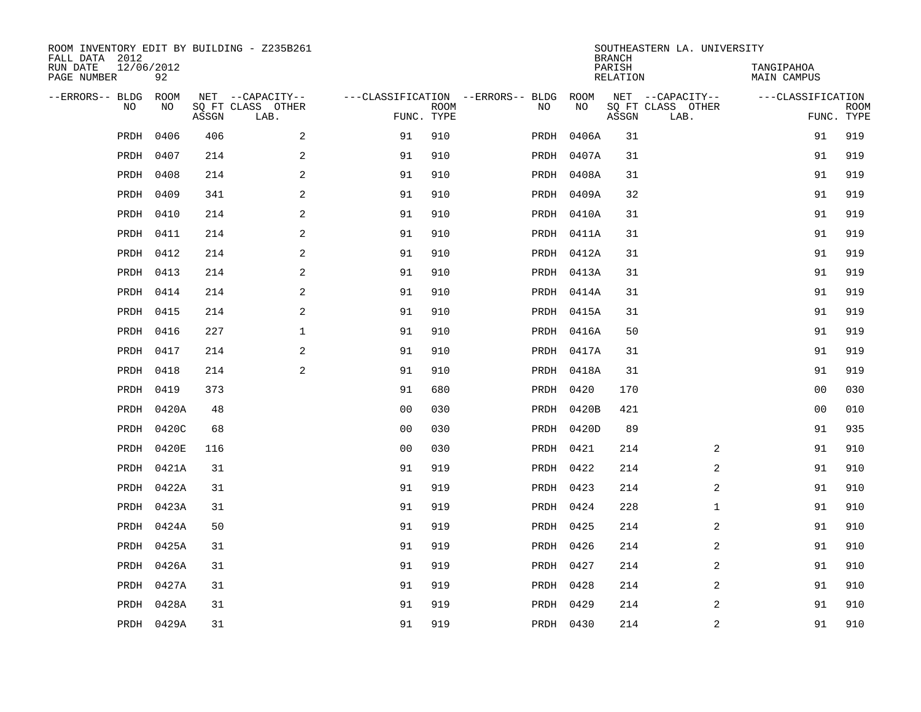ROOM INVENTORY EDIT BY BUILDING - Z235B261
FALL DATA 2012
RUN DATE 12/06/2012
PAGE NUMBER 92

SOUTHEASTERN LA. UNIVERSITY
BRANCH
PARISH TANGIPAHOA
RELATION MAIN CAMPUS

| --ERRORS-- | BLDG NO | ROOM NO | NET SQ FT ASSGN | --CAPACITY-- CLASS LAB. | OTHER | ---CLASSIFICATION FUNC. | ROOM TYPE | --ERRORS-- | BLDG NO | ROOM NO | NET SQ FT ASSGN | --CAPACITY-- CLASS LAB. | OTHER | ---CLASSIFICATION FUNC. | ROOM TYPE |
|---|---|---|---|---|---|---|---|---|---|---|---|---|---|---|---|
| | PRDH | 0406 | 406 | | 2 | 91 | 910 | | PRDH | 0406A | 31 | | | 91 | 919 |
| | PRDH | 0407 | 214 | | 2 | 91 | 910 | | PRDH | 0407A | 31 | | | 91 | 919 |
| | PRDH | 0408 | 214 | | 2 | 91 | 910 | | PRDH | 0408A | 31 | | | 91 | 919 |
| | PRDH | 0409 | 341 | | 2 | 91 | 910 | | PRDH | 0409A | 32 | | | 91 | 919 |
| | PRDH | 0410 | 214 | | 2 | 91 | 910 | | PRDH | 0410A | 31 | | | 91 | 919 |
| | PRDH | 0411 | 214 | | 2 | 91 | 910 | | PRDH | 0411A | 31 | | | 91 | 919 |
| | PRDH | 0412 | 214 | | 2 | 91 | 910 | | PRDH | 0412A | 31 | | | 91 | 919 |
| | PRDH | 0413 | 214 | | 2 | 91 | 910 | | PRDH | 0413A | 31 | | | 91 | 919 |
| | PRDH | 0414 | 214 | | 2 | 91 | 910 | | PRDH | 0414A | 31 | | | 91 | 919 |
| | PRDH | 0415 | 214 | | 2 | 91 | 910 | | PRDH | 0415A | 31 | | | 91 | 919 |
| | PRDH | 0416 | 227 | | 1 | 91 | 910 | | PRDH | 0416A | 50 | | | 91 | 919 |
| | PRDH | 0417 | 214 | | 2 | 91 | 910 | | PRDH | 0417A | 31 | | | 91 | 919 |
| | PRDH | 0418 | 214 | | 2 | 91 | 910 | | PRDH | 0418A | 31 | | | 91 | 919 |
| | PRDH | 0419 | 373 | | | 91 | 680 | | PRDH | 0420 | 170 | | | 00 | 030 |
| | PRDH | 0420A | 48 | | | 00 | 030 | | PRDH | 0420B | 421 | | | 00 | 010 |
| | PRDH | 0420C | 68 | | | 00 | 030 | | PRDH | 0420D | 89 | | | 91 | 935 |
| | PRDH | 0420E | 116 | | | 00 | 030 | | PRDH | 0421 | 214 | | 2 | 91 | 910 |
| | PRDH | 0421A | 31 | | | 91 | 919 | | PRDH | 0422 | 214 | | 2 | 91 | 910 |
| | PRDH | 0422A | 31 | | | 91 | 919 | | PRDH | 0423 | 214 | | 2 | 91 | 910 |
| | PRDH | 0423A | 31 | | | 91 | 919 | | PRDH | 0424 | 228 | | 1 | 91 | 910 |
| | PRDH | 0424A | 50 | | | 91 | 919 | | PRDH | 0425 | 214 | | 2 | 91 | 910 |
| | PRDH | 0425A | 31 | | | 91 | 919 | | PRDH | 0426 | 214 | | 2 | 91 | 910 |
| | PRDH | 0426A | 31 | | | 91 | 919 | | PRDH | 0427 | 214 | | 2 | 91 | 910 |
| | PRDH | 0427A | 31 | | | 91 | 919 | | PRDH | 0428 | 214 | | 2 | 91 | 910 |
| | PRDH | 0428A | 31 | | | 91 | 919 | | PRDH | 0429 | 214 | | 2 | 91 | 910 |
| | PRDH | 0429A | 31 | | | 91 | 919 | | PRDH | 0430 | 214 | | 2 | 91 | 910 |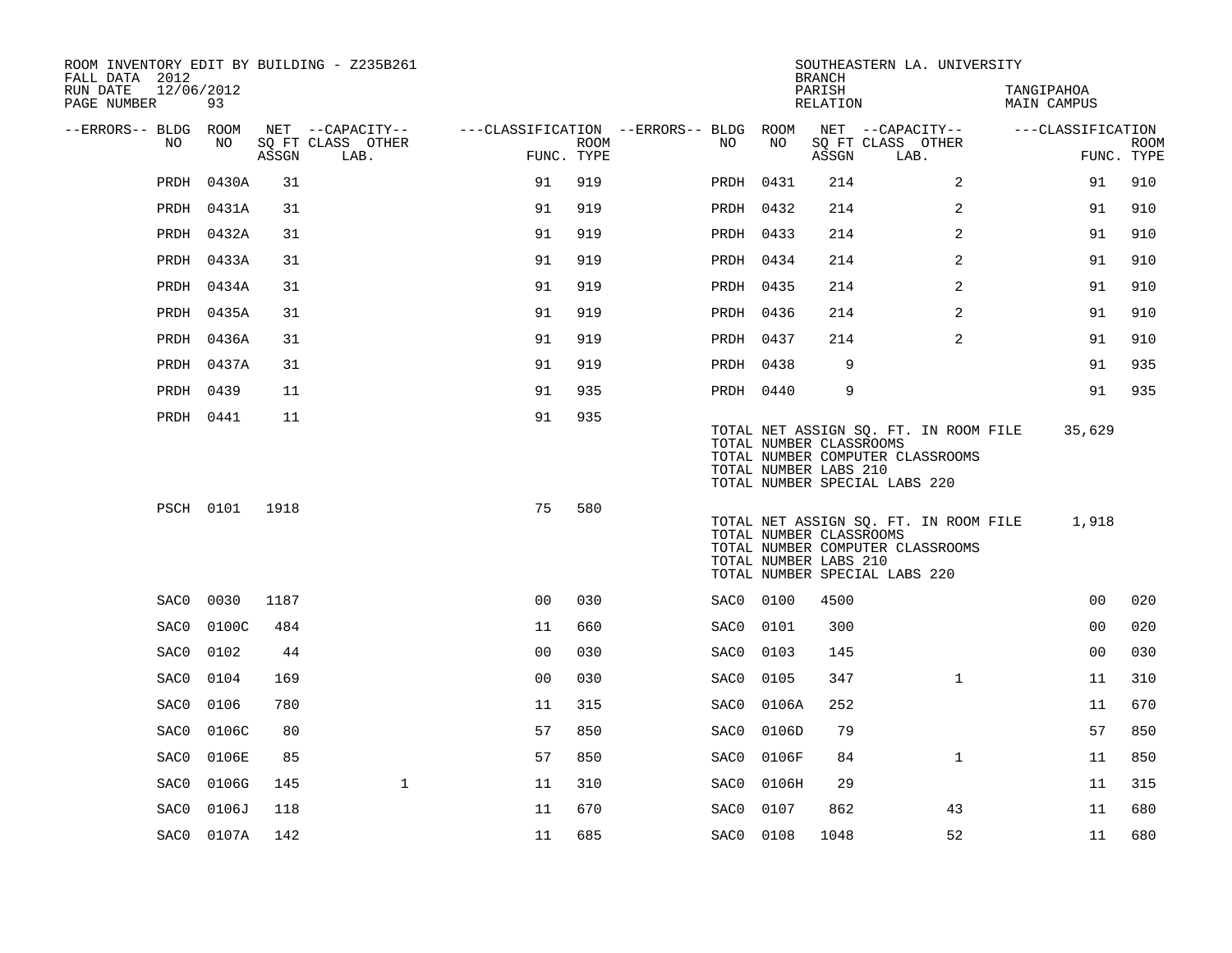ROOM INVENTORY EDIT BY BUILDING - Z235B261
FALL DATA 2012
RUN DATE 12/06/2012
PAGE NUMBER 93

SOUTHEASTERN LA. UNIVERSITY
BRANCH
PARISH TANGIPAHOA
RELATION MAIN CAMPUS

| --ERRORS-- | BLDG NO | ROOM NO | NET SQ FT ASSGN | --CAPACITY-- CLASS | OTHER LAB. | ---CLASSIFICATION FUNC. | ROOM TYPE | --ERRORS-- | BLDG NO | ROOM NO | NET SQ FT ASSGN | --CAPACITY-- CLASS | OTHER LAB. | ---CLASSIFICATION FUNC. | ROOM TYPE |
|---|---|---|---|---|---|---|---|---|---|---|---|---|---|---|---|
| | PRDH | 0430A | 31 | | | 91 | 919 | | PRDH | 0431 | 214 | | 2 | 91 | 910 |
| | PRDH | 0431A | 31 | | | 91 | 919 | | PRDH | 0432 | 214 | | 2 | 91 | 910 |
| | PRDH | 0432A | 31 | | | 91 | 919 | | PRDH | 0433 | 214 | | 2 | 91 | 910 |
| | PRDH | 0433A | 31 | | | 91 | 919 | | PRDH | 0434 | 214 | | 2 | 91 | 910 |
| | PRDH | 0434A | 31 | | | 91 | 919 | | PRDH | 0435 | 214 | | 2 | 91 | 910 |
| | PRDH | 0435A | 31 | | | 91 | 919 | | PRDH | 0436 | 214 | | 2 | 91 | 910 |
| | PRDH | 0436A | 31 | | | 91 | 919 | | PRDH | 0437 | 214 | | 2 | 91 | 910 |
| | PRDH | 0437A | 31 | | | 91 | 919 | | PRDH | 0438 | 9 | | | 91 | 935 |
| | PRDH | 0439 | 11 | | | 91 | 935 | | PRDH | 0440 | 9 | | | 91 | 935 |
| | PRDH | 0441 | 11 | | | 91 | 935 | | | | | | | | |

TOTAL NET ASSIGN SQ. FT. IN ROOM FILE 35,629
TOTAL NUMBER CLASSROOMS
TOTAL NUMBER COMPUTER CLASSROOMS
TOTAL NUMBER LABS 210
TOTAL NUMBER SPECIAL LABS 220

| --ERRORS-- | BLDG NO | ROOM NO | NET SQ FT ASSGN | --CAPACITY-- CLASS | OTHER LAB. | ---CLASSIFICATION FUNC. | ROOM TYPE |
|---|---|---|---|---|---|---|---|
| | PSCH | 0101 | 1918 | | | 75 | 580 |

TOTAL NET ASSIGN SQ. FT. IN ROOM FILE 1,918
TOTAL NUMBER CLASSROOMS
TOTAL NUMBER COMPUTER CLASSROOMS
TOTAL NUMBER LABS 210
TOTAL NUMBER SPECIAL LABS 220

| --ERRORS-- | BLDG NO | ROOM NO | NET SQ FT ASSGN | --CAPACITY-- CLASS | OTHER LAB. | ---CLASSIFICATION FUNC. | ROOM TYPE | --ERRORS-- | BLDG NO | ROOM NO | NET SQ FT ASSGN | --CAPACITY-- CLASS | OTHER LAB. | ---CLASSIFICATION FUNC. | ROOM TYPE |
|---|---|---|---|---|---|---|---|---|---|---|---|---|---|---|---|
| | SAC0 | 0030 | 1187 | | | 00 | 030 | | SAC0 | 0100 | 4500 | | | 00 | 020 |
| | SAC0 | 0100C | 484 | | | 11 | 660 | | SAC0 | 0101 | 300 | | | 00 | 020 |
| | SAC0 | 0102 | 44 | | | 00 | 030 | | SAC0 | 0103 | 145 | | | 00 | 030 |
| | SAC0 | 0104 | 169 | | | 00 | 030 | | SAC0 | 0105 | 347 | | 1 | 11 | 310 |
| | SAC0 | 0106 | 780 | | | 11 | 315 | | SAC0 | 0106A | 252 | | | 11 | 670 |
| | SAC0 | 0106C | 80 | | | 57 | 850 | | SAC0 | 0106D | 79 | | | 57 | 850 |
| | SAC0 | 0106E | 85 | | | 57 | 850 | | SAC0 | 0106F | 84 | | 1 | 11 | 850 |
| | SAC0 | 0106G | 145 | | 1 | 11 | 310 | | SAC0 | 0106H | 29 | | | 11 | 315 |
| | SAC0 | 0106J | 118 | | | 11 | 670 | | SAC0 | 0107 | 862 | | 43 | 11 | 680 |
| | SAC0 | 0107A | 142 | | | 11 | 685 | | SAC0 | 0108 | 1048 | | 52 | 11 | 680 |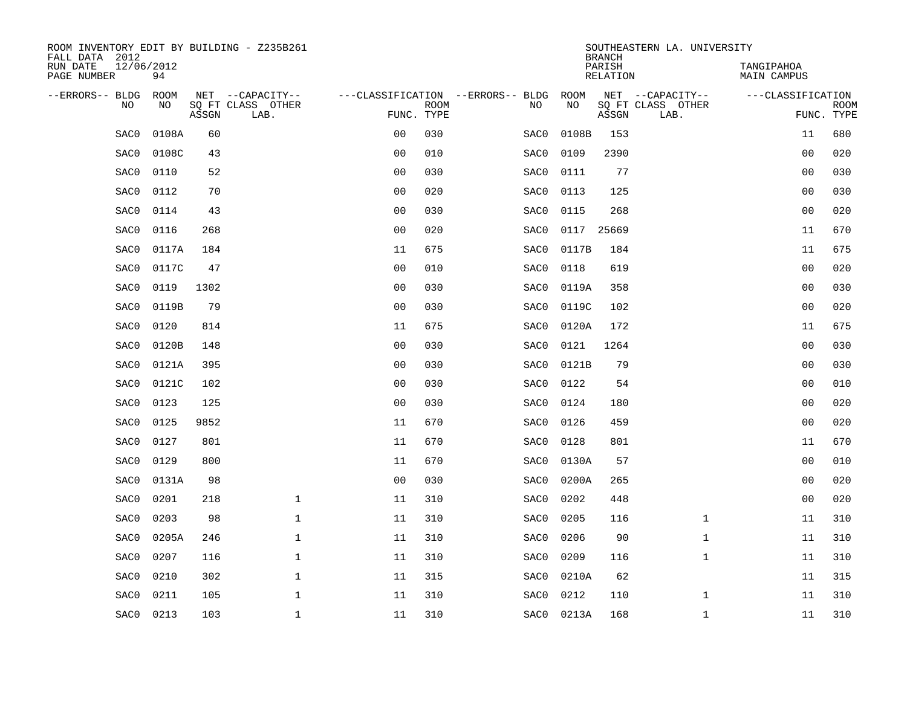ROOM INVENTORY EDIT BY BUILDING - Z235B261
FALL DATA 2012
RUN DATE 12/06/2012
PAGE NUMBER 94

SOUTHEASTERN LA. UNIVERSITY
BRANCH
PARISH TANGIPAHOA
RELATION MAIN CAMPUS

| --ERRORS-- | BLDG NO | ROOM NO | NET SQ FT ASSGN | --CAPACITY-- CLASS LAB. | OTHER | ---CLASSIFICATION FUNC. | ROOM TYPE | --ERRORS-- | BLDG NO | ROOM NO | NET SQ FT ASSGN | --CAPACITY-- CLASS LAB. | OTHER | ---CLASSIFICATION FUNC. | ROOM TYPE |
|---|---|---|---|---|---|---|---|---|---|---|---|---|---|---|---|
| | SAC0 | 0108A | 60 | | | 00 | 030 | | SAC0 | 0108B | 153 | | | 11 | 680 |
| | SAC0 | 0108C | 43 | | | 00 | 010 | | SAC0 | 0109 | 2390 | | | 00 | 020 |
| | SAC0 | 0110 | 52 | | | 00 | 030 | | SAC0 | 0111 | 77 | | | 00 | 030 |
| | SAC0 | 0112 | 70 | | | 00 | 020 | | SAC0 | 0113 | 125 | | | 00 | 030 |
| | SAC0 | 0114 | 43 | | | 00 | 030 | | SAC0 | 0115 | 268 | | | 00 | 020 |
| | SAC0 | 0116 | 268 | | | 00 | 020 | | SAC0 | 0117 | 25669 | | | 11 | 670 |
| | SAC0 | 0117A | 184 | | | 11 | 675 | | SAC0 | 0117B | 184 | | | 11 | 675 |
| | SAC0 | 0117C | 47 | | | 00 | 010 | | SAC0 | 0118 | 619 | | | 00 | 020 |
| | SAC0 | 0119 | 1302 | | | 00 | 030 | | SAC0 | 0119A | 358 | | | 00 | 030 |
| | SAC0 | 0119B | 79 | | | 00 | 030 | | SAC0 | 0119C | 102 | | | 00 | 020 |
| | SAC0 | 0120 | 814 | | | 11 | 675 | | SAC0 | 0120A | 172 | | | 11 | 675 |
| | SAC0 | 0120B | 148 | | | 00 | 030 | | SAC0 | 0121 | 1264 | | | 00 | 030 |
| | SAC0 | 0121A | 395 | | | 00 | 030 | | SAC0 | 0121B | 79 | | | 00 | 030 |
| | SAC0 | 0121C | 102 | | | 00 | 030 | | SAC0 | 0122 | 54 | | | 00 | 010 |
| | SAC0 | 0123 | 125 | | | 00 | 030 | | SAC0 | 0124 | 180 | | | 00 | 020 |
| | SAC0 | 0125 | 9852 | | | 11 | 670 | | SAC0 | 0126 | 459 | | | 00 | 020 |
| | SAC0 | 0127 | 801 | | | 11 | 670 | | SAC0 | 0128 | 801 | | | 11 | 670 |
| | SAC0 | 0129 | 800 | | | 11 | 670 | | SAC0 | 0130A | 57 | | | 00 | 010 |
| | SAC0 | 0131A | 98 | | | 00 | 030 | | SAC0 | 0200A | 265 | | | 00 | 020 |
| | SAC0 | 0201 | 218 | | 1 | 11 | 310 | | SAC0 | 0202 | 448 | | | 00 | 020 |
| | SAC0 | 0203 | 98 | | 1 | 11 | 310 | | SAC0 | 0205 | 116 | | 1 | 11 | 310 |
| | SAC0 | 0205A | 246 | | 1 | 11 | 310 | | SAC0 | 0206 | 90 | | 1 | 11 | 310 |
| | SAC0 | 0207 | 116 | | 1 | 11 | 310 | | SAC0 | 0209 | 116 | | 1 | 11 | 310 |
| | SAC0 | 0210 | 302 | | 1 | 11 | 315 | | SAC0 | 0210A | 62 | | | 11 | 315 |
| | SAC0 | 0211 | 105 | | 1 | 11 | 310 | | SAC0 | 0212 | 110 | | 1 | 11 | 310 |
| | SAC0 | 0213 | 103 | | 1 | 11 | 310 | | SAC0 | 0213A | 168 | | 1 | 11 | 310 |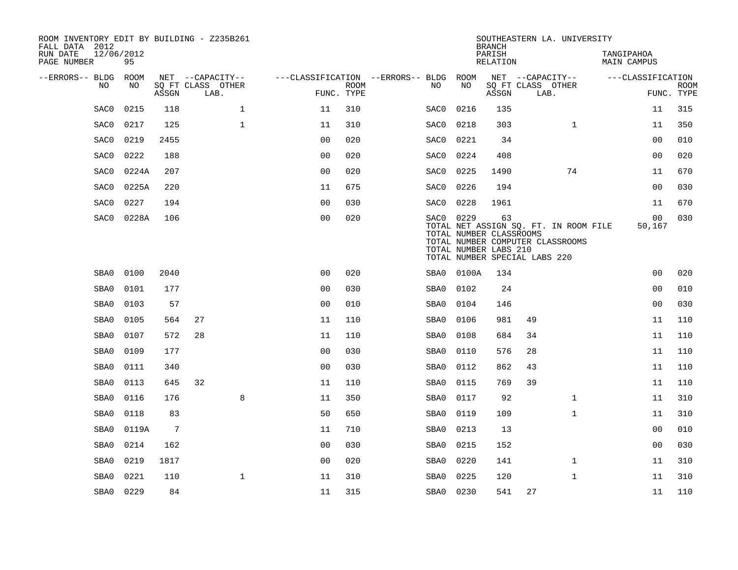ROOM INVENTORY EDIT BY BUILDING - Z235B261
FALL DATA 2012
RUN DATE 12/06/2012
PAGE NUMBER 95

SOUTHEASTERN LA. UNIVERSITY
BRANCH
PARISH TANGIPAHOA
RELATION MAIN CAMPUS

| --ERRORS-- | BLDG NO | ROOM NO | NET SQ FT ASSGN | --CAPACITY-- CLASS LAB. | OTHER | ---CLASSIFICATION FUNC. | ROOM TYPE | --ERRORS-- | BLDG NO | ROOM NO | NET SQ FT ASSGN | --CAPACITY-- CLASS LAB. | OTHER | ---CLASSIFICATION FUNC. | ROOM TYPE |
|---|---|---|---|---|---|---|---|---|---|---|---|---|---|---|---|
| | SAC0 | 0215 | 118 | | 1 | 11 | 310 | | SAC0 | 0216 | 135 | | | 11 | 315 |
| | SAC0 | 0217 | 125 | | 1 | 11 | 310 | | SAC0 | 0218 | 303 | | 1 | 11 | 350 |
| | SAC0 | 0219 | 2455 | | | 00 | 020 | | SAC0 | 0221 | 34 | | | 00 | 010 |
| | SAC0 | 0222 | 188 | | | 00 | 020 | | SAC0 | 0224 | 408 | | | 00 | 020 |
| | SAC0 | 0224A | 207 | | | 00 | 020 | | SAC0 | 0225 | 1490 | | 74 | 11 | 670 |
| | SAC0 | 0225A | 220 | | | 11 | 675 | | SAC0 | 0226 | 194 | | | 00 | 030 |
| | SAC0 | 0227 | 194 | | | 00 | 030 | | SAC0 | 0228 | 1961 | | | 11 | 670 |
| | SAC0 | 0228A | 106 | | | 00 | 020 | | SAC0 | 0229 | 63 | | | 00 | 030 |
| | | | | | | | | | TOTAL NET ASSIGN SQ. FT. IN ROOM FILE | | | | | 50,167 | |
| | | | | | | | | | TOTAL NUMBER CLASSROOMS | | | | | | |
| | | | | | | | | | TOTAL NUMBER COMPUTER CLASSROOMS | | | | | | |
| | | | | | | | | | TOTAL NUMBER LABS 210 | | | | | | |
| | | | | | | | | | TOTAL NUMBER SPECIAL LABS 220 | | | | | | |
| | SBA0 | 0100 | 2040 | | | 00 | 020 | | SBA0 | 0100A | 134 | | | 00 | 020 |
| | SBA0 | 0101 | 177 | | | 00 | 030 | | SBA0 | 0102 | 24 | | | 00 | 010 |
| | SBA0 | 0103 | 57 | | | 00 | 010 | | SBA0 | 0104 | 146 | | | 00 | 030 |
| | SBA0 | 0105 | 564 | 27 | | 11 | 110 | | SBA0 | 0106 | 981 | 49 | | 11 | 110 |
| | SBA0 | 0107 | 572 | 28 | | 11 | 110 | | SBA0 | 0108 | 684 | 34 | | 11 | 110 |
| | SBA0 | 0109 | 177 | | | 00 | 030 | | SBA0 | 0110 | 576 | 28 | | 11 | 110 |
| | SBA0 | 0111 | 340 | | | 00 | 030 | | SBA0 | 0112 | 862 | 43 | | 11 | 110 |
| | SBA0 | 0113 | 645 | 32 | | 11 | 110 | | SBA0 | 0115 | 769 | 39 | | 11 | 110 |
| | SBA0 | 0116 | 176 | | 8 | 11 | 350 | | SBA0 | 0117 | 92 | | 1 | 11 | 310 |
| | SBA0 | 0118 | 83 | | | 50 | 650 | | SBA0 | 0119 | 109 | | 1 | 11 | 310 |
| | SBA0 | 0119A | 7 | | | 11 | 710 | | SBA0 | 0213 | 13 | | | 00 | 010 |
| | SBA0 | 0214 | 162 | | | 00 | 030 | | SBA0 | 0215 | 152 | | | 00 | 030 |
| | SBA0 | 0219 | 1817 | | | 00 | 020 | | SBA0 | 0220 | 141 | | 1 | 11 | 310 |
| | SBA0 | 0221 | 110 | | 1 | 11 | 310 | | SBA0 | 0225 | 120 | | 1 | 11 | 310 |
| | SBA0 | 0229 | 84 | | | 11 | 315 | | SBA0 | 0230 | 541 | 27 | | 11 | 110 |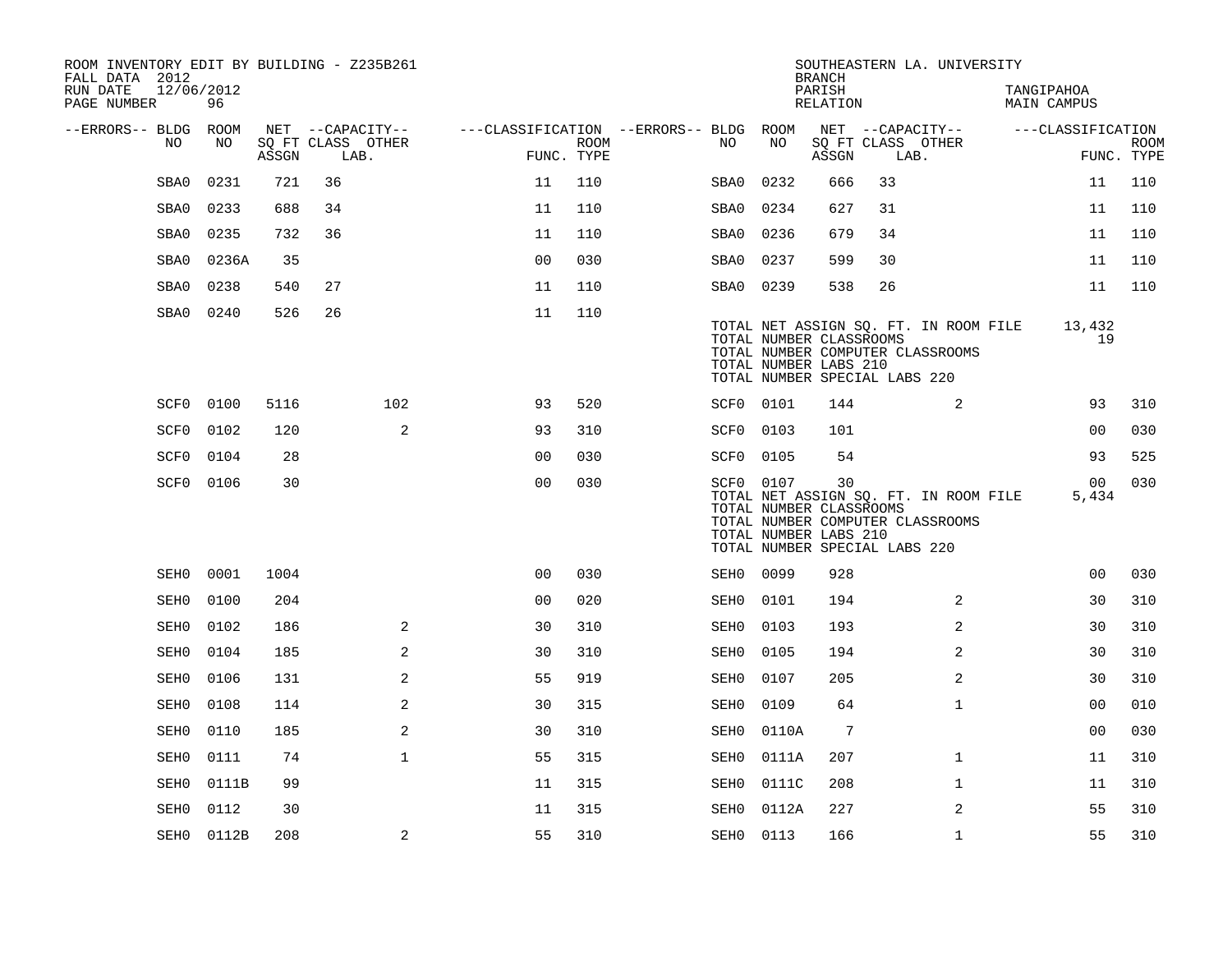ROOM INVENTORY EDIT BY BUILDING - Z235B261
FALL DATA 2012
RUN DATE 12/06/2012

SOUTHEASTERN LA. UNIVERSITY
BRANCH
PARISH TANGIPAHOA
RELATION MAIN CAMPUS

| --ERRORS-- | BLDG NO | ROOM NO | NET SQ FT ASSGN | CAPACITY CLASS | CAPACITY LAB. | CAPACITY OTHER | CLASSIFICATION FUNC. | ROOM TYPE | --ERRORS-- | BLDG NO | ROOM NO | NET SQ FT ASSGN | CAPACITY CLASS | CAPACITY LAB. | CAPACITY OTHER | CLASSIFICATION FUNC. | ROOM TYPE |
|---|---|---|---|---|---|---|---|---|---|---|---|---|---|---|---|---|---|
| | SBA0 | 0231 | 721 | 36 | | | 11 | 110 | | SBA0 | 0232 | 666 | 33 | | | 11 | 110 |
| | SBA0 | 0233 | 688 | 34 | | | 11 | 110 | | SBA0 | 0234 | 627 | 31 | | | 11 | 110 |
| | SBA0 | 0235 | 732 | 36 | | | 11 | 110 | | SBA0 | 0236 | 679 | 34 | | | 11 | 110 |
| | SBA0 | 0236A | 35 | | | | 00 | 030 | | SBA0 | 0237 | 599 | 30 | | | 11 | 110 |
| | SBA0 | 0238 | 540 | 27 | | | 11 | 110 | | SBA0 | 0239 | 538 | 26 | | | 11 | 110 |
| | SBA0 | 0240 | 526 | 26 | | | 11 | 110 | | | | | | | | | |

TOTAL NET ASSIGN SQ. FT. IN ROOM FILE 13,432
TOTAL NUMBER CLASSROOMS 19
TOTAL NUMBER COMPUTER CLASSROOMS
TOTAL NUMBER LABS 210
TOTAL NUMBER SPECIAL LABS 220

| --ERRORS-- | BLDG NO | ROOM NO | NET SQ FT ASSGN | CAPACITY CLASS | CAPACITY LAB. | CAPACITY OTHER | CLASSIFICATION FUNC. | ROOM TYPE | --ERRORS-- | BLDG NO | ROOM NO | NET SQ FT ASSGN | CAPACITY CLASS | CAPACITY LAB. | CAPACITY OTHER | CLASSIFICATION FUNC. | ROOM TYPE |
|---|---|---|---|---|---|---|---|---|---|---|---|---|---|---|---|---|---|
| | SCF0 | 0100 | 5116 | | | 102 | 93 | 520 | | SCF0 | 0101 | 144 | | | 2 | 93 | 310 |
| | SCF0 | 0102 | 120 | | | 2 | 93 | 310 | | SCF0 | 0103 | 101 | | | | 00 | 030 |
| | SCF0 | 0104 | 28 | | | | 00 | 030 | | SCF0 | 0105 | 54 | | | | 93 | 525 |
| | SCF0 | 0106 | 30 | | | | 00 | 030 | | SCF0 | 0107 | 30 | | | | 00 | 030 |

TOTAL NET ASSIGN SQ. FT. IN ROOM FILE 5,434
TOTAL NUMBER CLASSROOMS
TOTAL NUMBER COMPUTER CLASSROOMS
TOTAL NUMBER LABS 210
TOTAL NUMBER SPECIAL LABS 220

| --ERRORS-- | BLDG NO | ROOM NO | NET SQ FT ASSGN | CAPACITY CLASS | CAPACITY LAB. | CAPACITY OTHER | CLASSIFICATION FUNC. | ROOM TYPE | --ERRORS-- | BLDG NO | ROOM NO | NET SQ FT ASSGN | CAPACITY CLASS | CAPACITY LAB. | CAPACITY OTHER | CLASSIFICATION FUNC. | ROOM TYPE |
|---|---|---|---|---|---|---|---|---|---|---|---|---|---|---|---|---|---|
| | SEH0 | 0001 | 1004 | | | | 00 | 030 | | SEH0 | 0099 | 928 | | | | 00 | 030 |
| | SEH0 | 0100 | 204 | | | | 00 | 020 | | SEH0 | 0101 | 194 | | | 2 | 30 | 310 |
| | SEH0 | 0102 | 186 | | | 2 | 30 | 310 | | SEH0 | 0103 | 193 | | | 2 | 30 | 310 |
| | SEH0 | 0104 | 185 | | | 2 | 30 | 310 | | SEH0 | 0105 | 194 | | | 2 | 30 | 310 |
| | SEH0 | 0106 | 131 | | | 2 | 55 | 919 | | SEH0 | 0107 | 205 | | | 2 | 30 | 310 |
| | SEH0 | 0108 | 114 | | | 2 | 30 | 315 | | SEH0 | 0109 | 64 | | | 1 | 00 | 010 |
| | SEH0 | 0110 | 185 | | | 2 | 30 | 310 | | SEH0 | 0110A | 7 | | | | 00 | 030 |
| | SEH0 | 0111 | 74 | | | 1 | 55 | 315 | | SEH0 | 0111A | 207 | | | 1 | 11 | 310 |
| | SEH0 | 0111B | 99 | | | | 11 | 315 | | SEH0 | 0111C | 208 | | | 1 | 11 | 310 |
| | SEH0 | 0112 | 30 | | | | 11 | 315 | | SEH0 | 0112A | 227 | | | 2 | 55 | 310 |
| | SEH0 | 0112B | 208 | | | 2 | 55 | 310 | | SEH0 | 0113 | 166 | | | 1 | 55 | 310 |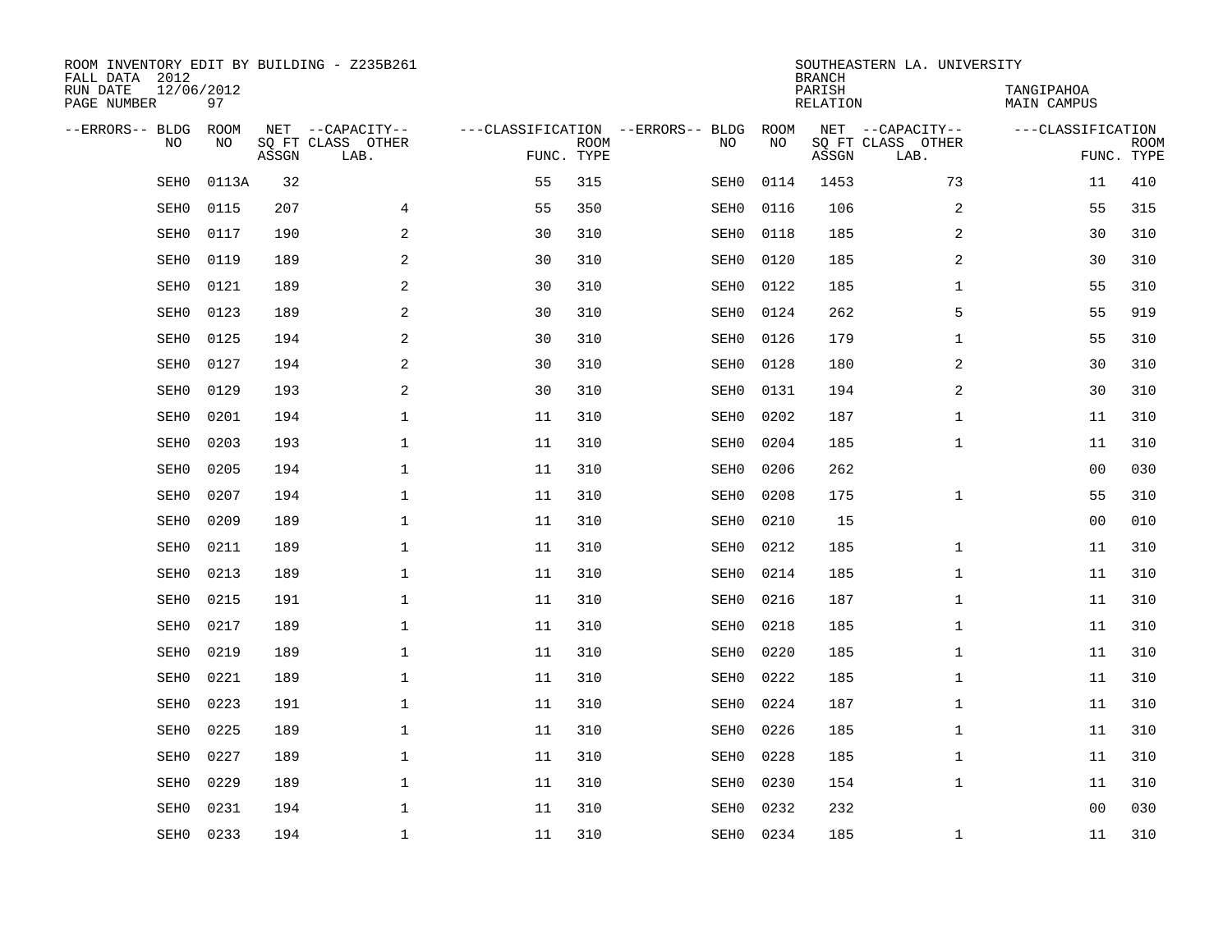ROOM INVENTORY EDIT BY BUILDING - Z235B261
FALL DATA 2012
RUN DATE 12/06/2012
PAGE NUMBER 97

SOUTHEASTERN LA. UNIVERSITY
BRANCH
PARISH TANGIPAHOA
RELATION MAIN CAMPUS

| --ERRORS-- | BLDG NO | ROOM NO | NET SQ FT ASSGN | --CAPACITY-- CLASS LAB. | OTHER | ---CLASSIFICATION FUNC. | ROOM TYPE | --ERRORS-- | BLDG NO | ROOM NO | NET SQ FT ASSGN | --CAPACITY-- CLASS LAB. | OTHER | ---CLASSIFICATION FUNC. | ROOM TYPE |
|---|---|---|---|---|---|---|---|---|---|---|---|---|---|---|---|
| | SEH0 | 0113A | 32 | | | 55 | 315 | | SEH0 | 0114 | 1453 | | 73 | 11 | 410 |
| | SEH0 | 0115 | 207 | | 4 | 55 | 350 | | SEH0 | 0116 | 106 | | 2 | 55 | 315 |
| | SEH0 | 0117 | 190 | | 2 | 30 | 310 | | SEH0 | 0118 | 185 | | 2 | 30 | 310 |
| | SEH0 | 0119 | 189 | | 2 | 30 | 310 | | SEH0 | 0120 | 185 | | 2 | 30 | 310 |
| | SEH0 | 0121 | 189 | | 2 | 30 | 310 | | SEH0 | 0122 | 185 | | 1 | 55 | 310 |
| | SEH0 | 0123 | 189 | | 2 | 30 | 310 | | SEH0 | 0124 | 262 | | 5 | 55 | 919 |
| | SEH0 | 0125 | 194 | | 2 | 30 | 310 | | SEH0 | 0126 | 179 | | 1 | 55 | 310 |
| | SEH0 | 0127 | 194 | | 2 | 30 | 310 | | SEH0 | 0128 | 180 | | 2 | 30 | 310 |
| | SEH0 | 0129 | 193 | | 2 | 30 | 310 | | SEH0 | 0131 | 194 | | 2 | 30 | 310 |
| | SEH0 | 0201 | 194 | | 1 | 11 | 310 | | SEH0 | 0202 | 187 | | 1 | 11 | 310 |
| | SEH0 | 0203 | 193 | | 1 | 11 | 310 | | SEH0 | 0204 | 185 | | 1 | 11 | 310 |
| | SEH0 | 0205 | 194 | | 1 | 11 | 310 | | SEH0 | 0206 | 262 | | | 00 | 030 |
| | SEH0 | 0207 | 194 | | 1 | 11 | 310 | | SEH0 | 0208 | 175 | | 1 | 55 | 310 |
| | SEH0 | 0209 | 189 | | 1 | 11 | 310 | | SEH0 | 0210 | 15 | | | 00 | 010 |
| | SEH0 | 0211 | 189 | | 1 | 11 | 310 | | SEH0 | 0212 | 185 | | 1 | 11 | 310 |
| | SEH0 | 0213 | 189 | | 1 | 11 | 310 | | SEH0 | 0214 | 185 | | 1 | 11 | 310 |
| | SEH0 | 0215 | 191 | | 1 | 11 | 310 | | SEH0 | 0216 | 187 | | 1 | 11 | 310 |
| | SEH0 | 0217 | 189 | | 1 | 11 | 310 | | SEH0 | 0218 | 185 | | 1 | 11 | 310 |
| | SEH0 | 0219 | 189 | | 1 | 11 | 310 | | SEH0 | 0220 | 185 | | 1 | 11 | 310 |
| | SEH0 | 0221 | 189 | | 1 | 11 | 310 | | SEH0 | 0222 | 185 | | 1 | 11 | 310 |
| | SEH0 | 0223 | 191 | | 1 | 11 | 310 | | SEH0 | 0224 | 187 | | 1 | 11 | 310 |
| | SEH0 | 0225 | 189 | | 1 | 11 | 310 | | SEH0 | 0226 | 185 | | 1 | 11 | 310 |
| | SEH0 | 0227 | 189 | | 1 | 11 | 310 | | SEH0 | 0228 | 185 | | 1 | 11 | 310 |
| | SEH0 | 0229 | 189 | | 1 | 11 | 310 | | SEH0 | 0230 | 154 | | 1 | 11 | 310 |
| | SEH0 | 0231 | 194 | | 1 | 11 | 310 | | SEH0 | 0232 | 232 | | | 00 | 030 |
| | SEH0 | 0233 | 194 | | 1 | 11 | 310 | | SEH0 | 0234 | 185 | | 1 | 11 | 310 |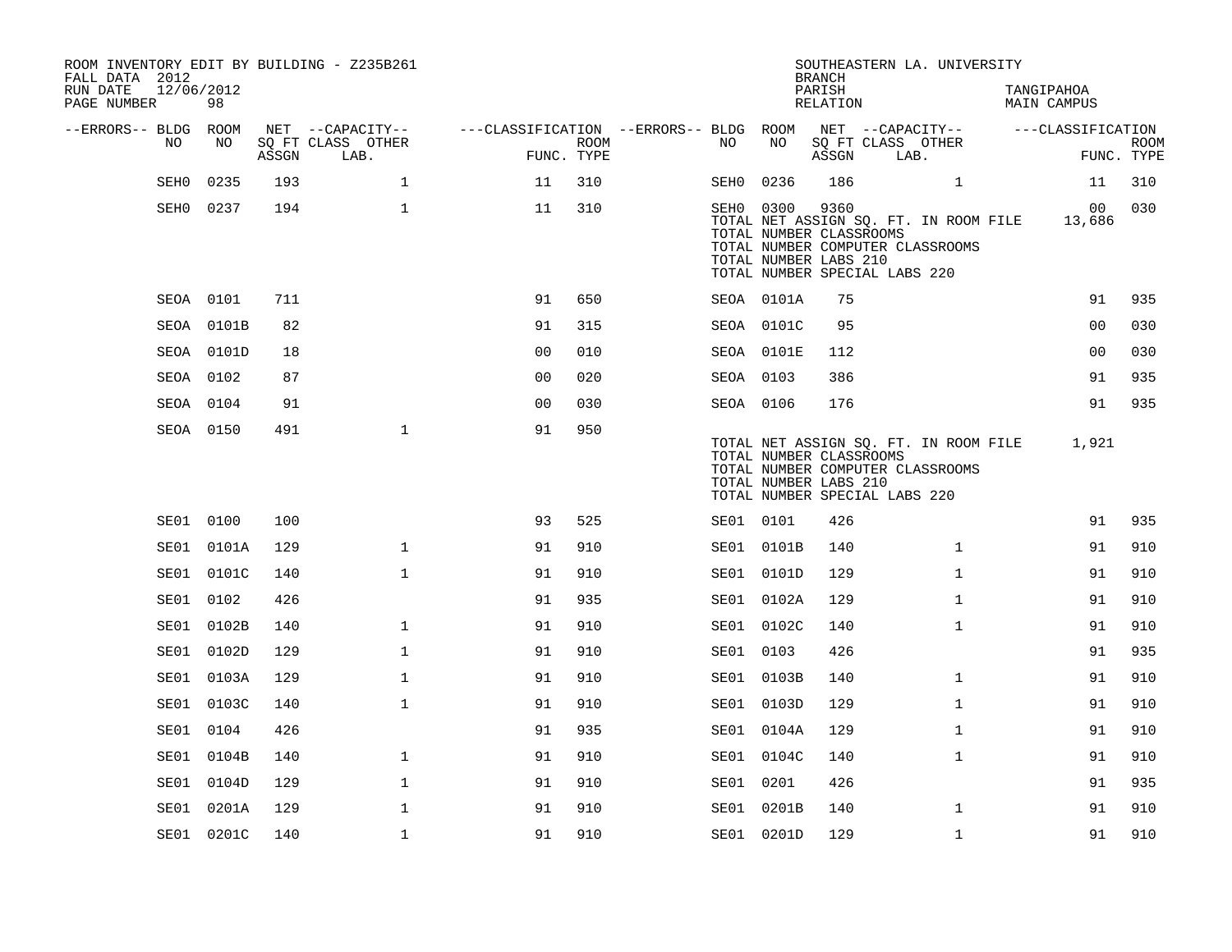ROOM INVENTORY EDIT BY BUILDING - Z235B261
FALL DATA 2012
RUN DATE 12/06/2012
PAGE NUMBER 98

SOUTHEASTERN LA. UNIVERSITY
BRANCH
PARISH TANGIPAHOA
RELATION MAIN CAMPUS

| --ERRORS-- | BLDG NO | ROOM NO | NET SQ FT ASSGN | --CAPACITY-- CLASS LAB. | OTHER | ---CLASSIFICATION FUNC. | ROOM TYPE | --ERRORS-- | BLDG NO | ROOM NO | NET SQ FT ASSGN | --CAPACITY-- CLASS LAB. | OTHER | ---CLASSIFICATION FUNC. | ROOM TYPE |
|---|---|---|---|---|---|---|---|---|---|---|---|---|---|---|---|
| | SEH0 | 0235 | 193 | | 1 | 11 | 310 | | SEH0 | 0236 | 186 | | 1 | 11 | 310 |
| | SEH0 | 0237 | 194 | | 1 | 11 | 310 | | SEH0 | 0300 | 9360 | | | 00 | 030 |
| | | | | | | | | | TOTAL NET ASSIGN SQ. FT. IN ROOM FILE | | | | | 13,686 | |
| | | | | | | | | | TOTAL NUMBER CLASSROOMS | | | | | | |
| | | | | | | | | | TOTAL NUMBER COMPUTER CLASSROOMS | | | | | | |
| | | | | | | | | | TOTAL NUMBER LABS 210 | | | | | | |
| | | | | | | | | | TOTAL NUMBER SPECIAL LABS 220 | | | | | | |
| | SEOA | 0101 | 711 | | | 91 | 650 | | SEOA | 0101A | 75 | | | 91 | 935 |
| | SEOA | 0101B | 82 | | | 91 | 315 | | SEOA | 0101C | 95 | | | 00 | 030 |
| | SEOA | 0101D | 18 | | | 00 | 010 | | SEOA | 0101E | 112 | | | 00 | 030 |
| | SEOA | 0102 | 87 | | | 00 | 020 | | SEOA | 0103 | 386 | | | 91 | 935 |
| | SEOA | 0104 | 91 | | | 00 | 030 | | SEOA | 0106 | 176 | | | 91 | 935 |
| | SEOA | 0150 | 491 | | 1 | 91 | 950 | | | | | | | | |
| | | | | | | | | | TOTAL NET ASSIGN SQ. FT. IN ROOM FILE | | | | | 1,921 | |
| | | | | | | | | | TOTAL NUMBER CLASSROOMS | | | | | | |
| | | | | | | | | | TOTAL NUMBER COMPUTER CLASSROOMS | | | | | | |
| | | | | | | | | | TOTAL NUMBER LABS 210 | | | | | | |
| | | | | | | | | | TOTAL NUMBER SPECIAL LABS 220 | | | | | | |
| | SE01 | 0100 | 100 | | | 93 | 525 | | SE01 | 0101 | 426 | | | 91 | 935 |
| | SE01 | 0101A | 129 | | 1 | 91 | 910 | | SE01 | 0101B | 140 | | 1 | 91 | 910 |
| | SE01 | 0101C | 140 | | 1 | 91 | 910 | | SE01 | 0101D | 129 | | 1 | 91 | 910 |
| | SE01 | 0102 | 426 | | | 91 | 935 | | SE01 | 0102A | 129 | | 1 | 91 | 910 |
| | SE01 | 0102B | 140 | | 1 | 91 | 910 | | SE01 | 0102C | 140 | | 1 | 91 | 910 |
| | SE01 | 0102D | 129 | | 1 | 91 | 910 | | SE01 | 0103 | 426 | | | 91 | 935 |
| | SE01 | 0103A | 129 | | 1 | 91 | 910 | | SE01 | 0103B | 140 | | 1 | 91 | 910 |
| | SE01 | 0103C | 140 | | 1 | 91 | 910 | | SE01 | 0103D | 129 | | 1 | 91 | 910 |
| | SE01 | 0104 | 426 | | | 91 | 935 | | SE01 | 0104A | 129 | | 1 | 91 | 910 |
| | SE01 | 0104B | 140 | | 1 | 91 | 910 | | SE01 | 0104C | 140 | | 1 | 91 | 910 |
| | SE01 | 0104D | 129 | | 1 | 91 | 910 | | SE01 | 0201 | 426 | | | 91 | 935 |
| | SE01 | 0201A | 129 | | 1 | 91 | 910 | | SE01 | 0201B | 140 | | 1 | 91 | 910 |
| | SE01 | 0201C | 140 | | 1 | 91 | 910 | | SE01 | 0201D | 129 | | 1 | 91 | 910 |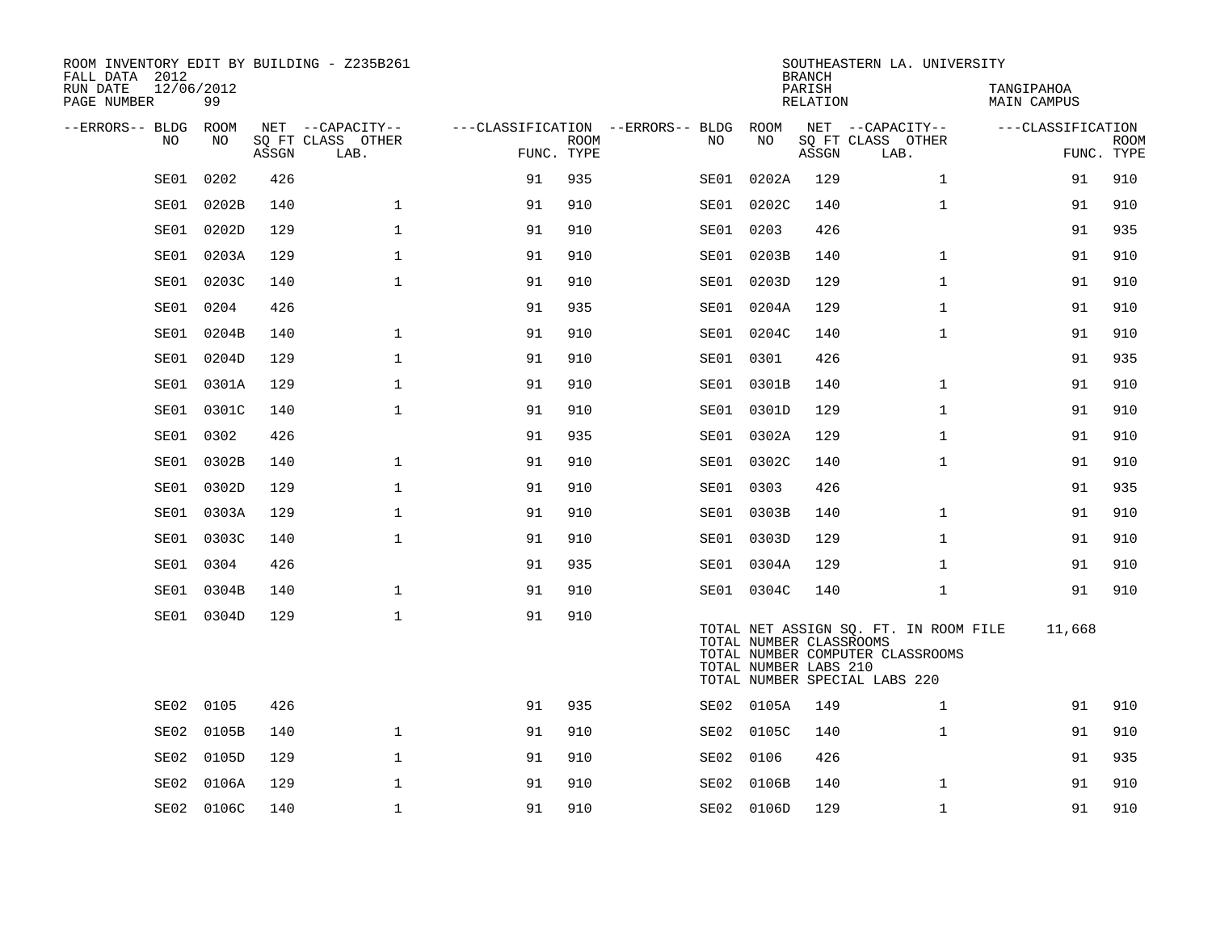ROOM INVENTORY EDIT BY BUILDING - Z235B261
FALL DATA 2012
RUN DATE 12/06/2012
PAGE NUMBER 99

SOUTHEASTERN LA. UNIVERSITY
BRANCH
PARISH TANGIPAHOA
RELATION MAIN CAMPUS

| --ERRORS-- | BLDG NO | ROOM NO | NET SQ FT ASSGN | CAPACITY CLASS LAB. | CAPACITY OTHER | CLASSIFICATION FUNC. | ROOM TYPE | --ERRORS-- | BLDG NO | ROOM NO | NET SQ FT ASSGN | CAPACITY CLASS LAB. | CAPACITY OTHER | CLASSIFICATION FUNC. | ROOM TYPE |
|---|---|---|---|---|---|---|---|---|---|---|---|---|---|---|---|
| | SE01 | 0202 | 426 | | | 91 | 935 | | SE01 | 0202A | 129 | | 1 | 91 | 910 |
| | SE01 | 0202B | 140 | | 1 | 91 | 910 | | SE01 | 0202C | 140 | | 1 | 91 | 910 |
| | SE01 | 0202D | 129 | | 1 | 91 | 910 | | SE01 | 0203 | 426 | | | 91 | 935 |
| | SE01 | 0203A | 129 | | 1 | 91 | 910 | | SE01 | 0203B | 140 | | 1 | 91 | 910 |
| | SE01 | 0203C | 140 | | 1 | 91 | 910 | | SE01 | 0203D | 129 | | 1 | 91 | 910 |
| | SE01 | 0204 | 426 | | | 91 | 935 | | SE01 | 0204A | 129 | | 1 | 91 | 910 |
| | SE01 | 0204B | 140 | | 1 | 91 | 910 | | SE01 | 0204C | 140 | | 1 | 91 | 910 |
| | SE01 | 0204D | 129 | | 1 | 91 | 910 | | SE01 | 0301 | 426 | | | 91 | 935 |
| | SE01 | 0301A | 129 | | 1 | 91 | 910 | | SE01 | 0301B | 140 | | 1 | 91 | 910 |
| | SE01 | 0301C | 140 | | 1 | 91 | 910 | | SE01 | 0301D | 129 | | 1 | 91 | 910 |
| | SE01 | 0302 | 426 | | | 91 | 935 | | SE01 | 0302A | 129 | | 1 | 91 | 910 |
| | SE01 | 0302B | 140 | | 1 | 91 | 910 | | SE01 | 0302C | 140 | | 1 | 91 | 910 |
| | SE01 | 0302D | 129 | | 1 | 91 | 910 | | SE01 | 0303 | 426 | | | 91 | 935 |
| | SE01 | 0303A | 129 | | 1 | 91 | 910 | | SE01 | 0303B | 140 | | 1 | 91 | 910 |
| | SE01 | 0303C | 140 | | 1 | 91 | 910 | | SE01 | 0303D | 129 | | 1 | 91 | 910 |
| | SE01 | 0304 | 426 | | | 91 | 935 | | SE01 | 0304A | 129 | | 1 | 91 | 910 |
| | SE01 | 0304B | 140 | | 1 | 91 | 910 | | SE01 | 0304C | 140 | | 1 | 91 | 910 |
| | SE01 | 0304D | 129 | | 1 | 91 | 910 | | | | | | | | |

TOTAL NET ASSIGN SQ. FT. IN ROOM FILE 11,668
TOTAL NUMBER CLASSROOMS
TOTAL NUMBER COMPUTER CLASSROOMS
TOTAL NUMBER LABS 210
TOTAL NUMBER SPECIAL LABS 220

| --ERRORS-- | BLDG NO | ROOM NO | NET SQ FT ASSGN | CAPACITY CLASS LAB. | CAPACITY OTHER | CLASSIFICATION FUNC. | ROOM TYPE | --ERRORS-- | BLDG NO | ROOM NO | NET SQ FT ASSGN | CAPACITY CLASS LAB. | CAPACITY OTHER | CLASSIFICATION FUNC. | ROOM TYPE |
|---|---|---|---|---|---|---|---|---|---|---|---|---|---|---|---|
| | SE02 | 0105 | 426 | | | 91 | 935 | | SE02 | 0105A | 149 | | 1 | 91 | 910 |
| | SE02 | 0105B | 140 | | 1 | 91 | 910 | | SE02 | 0105C | 140 | | 1 | 91 | 910 |
| | SE02 | 0105D | 129 | | 1 | 91 | 910 | | SE02 | 0106 | 426 | | | 91 | 935 |
| | SE02 | 0106A | 129 | | 1 | 91 | 910 | | SE02 | 0106B | 140 | | 1 | 91 | 910 |
| | SE02 | 0106C | 140 | | 1 | 91 | 910 | | SE02 | 0106D | 129 | | 1 | 91 | 910 |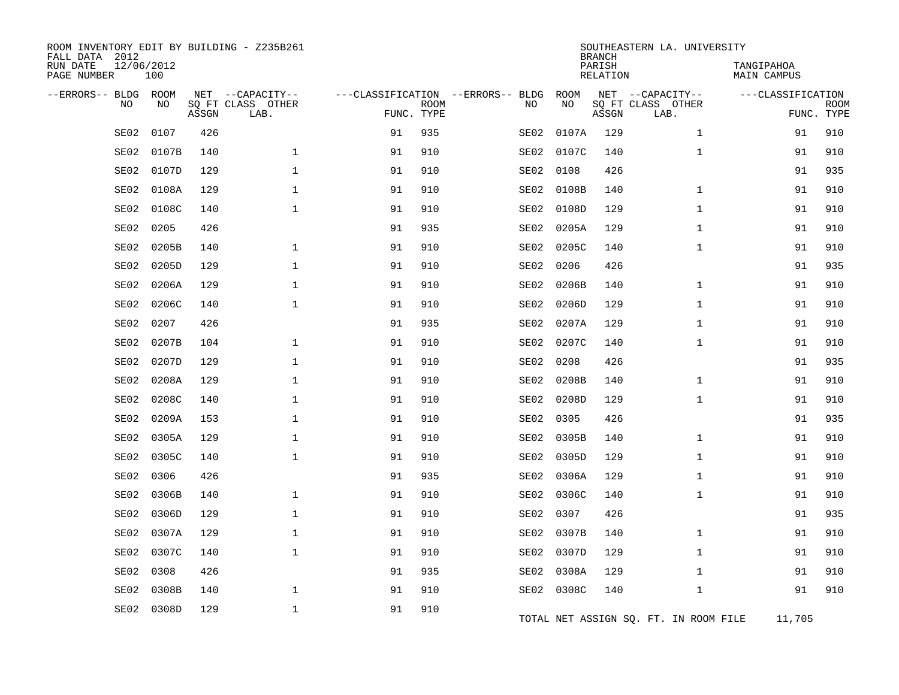ROOM INVENTORY EDIT BY BUILDING - Z235B261
FALL DATA 2012
RUN DATE 12/06/2012
PAGE NUMBER 100

SOUTHEASTERN LA. UNIVERSITY
BRANCH
PARISH TANGIPAHOA
RELATION MAIN CAMPUS

| --ERRORS-- | BLDG NO | ROOM NO | NET SQ FT ASSGN | --CAPACITY-- CLASS LAB. | OTHER | ---CLASSIFICATION FUNC. | ROOM TYPE | --ERRORS-- | BLDG NO | ROOM NO | NET SQ FT ASSGN | --CAPACITY-- CLASS LAB. | OTHER | ---CLASSIFICATION FUNC. | ROOM TYPE |
|---|---|---|---|---|---|---|---|---|---|---|---|---|---|---|---|
| | SE02 | 0107 | 426 | | | 91 | 935 | | SE02 | 0107A | 129 | | 1 | 91 | 910 |
| | SE02 | 0107B | 140 | | 1 | 91 | 910 | | SE02 | 0107C | 140 | | 1 | 91 | 910 |
| | SE02 | 0107D | 129 | | 1 | 91 | 910 | | SE02 | 0108 | 426 | | | 91 | 935 |
| | SE02 | 0108A | 129 | | 1 | 91 | 910 | | SE02 | 0108B | 140 | | 1 | 91 | 910 |
| | SE02 | 0108C | 140 | | 1 | 91 | 910 | | SE02 | 0108D | 129 | | 1 | 91 | 910 |
| | SE02 | 0205 | 426 | | | 91 | 935 | | SE02 | 0205A | 129 | | 1 | 91 | 910 |
| | SE02 | 0205B | 140 | | 1 | 91 | 910 | | SE02 | 0205C | 140 | | 1 | 91 | 910 |
| | SE02 | 0205D | 129 | | 1 | 91 | 910 | | SE02 | 0206 | 426 | | | 91 | 935 |
| | SE02 | 0206A | 129 | | 1 | 91 | 910 | | SE02 | 0206B | 140 | | 1 | 91 | 910 |
| | SE02 | 0206C | 140 | | 1 | 91 | 910 | | SE02 | 0206D | 129 | | 1 | 91 | 910 |
| | SE02 | 0207 | 426 | | | 91 | 935 | | SE02 | 0207A | 129 | | 1 | 91 | 910 |
| | SE02 | 0207B | 104 | | 1 | 91 | 910 | | SE02 | 0207C | 140 | | 1 | 91 | 910 |
| | SE02 | 0207D | 129 | | 1 | 91 | 910 | | SE02 | 0208 | 426 | | | 91 | 935 |
| | SE02 | 0208A | 129 | | 1 | 91 | 910 | | SE02 | 0208B | 140 | | 1 | 91 | 910 |
| | SE02 | 0208C | 140 | | 1 | 91 | 910 | | SE02 | 0208D | 129 | | 1 | 91 | 910 |
| | SE02 | 0209A | 153 | | 1 | 91 | 910 | | SE02 | 0305 | 426 | | | 91 | 935 |
| | SE02 | 0305A | 129 | | 1 | 91 | 910 | | SE02 | 0305B | 140 | | 1 | 91 | 910 |
| | SE02 | 0305C | 140 | | 1 | 91 | 910 | | SE02 | 0305D | 129 | | 1 | 91 | 910 |
| | SE02 | 0306 | 426 | | | 91 | 935 | | SE02 | 0306A | 129 | | 1 | 91 | 910 |
| | SE02 | 0306B | 140 | | 1 | 91 | 910 | | SE02 | 0306C | 140 | | 1 | 91 | 910 |
| | SE02 | 0306D | 129 | | 1 | 91 | 910 | | SE02 | 0307 | 426 | | | 91 | 935 |
| | SE02 | 0307A | 129 | | 1 | 91 | 910 | | SE02 | 0307B | 140 | | 1 | 91 | 910 |
| | SE02 | 0307C | 140 | | 1 | 91 | 910 | | SE02 | 0307D | 129 | | 1 | 91 | 910 |
| | SE02 | 0308 | 426 | | | 91 | 935 | | SE02 | 0308A | 129 | | 1 | 91 | 910 |
| | SE02 | 0308B | 140 | | 1 | 91 | 910 | | SE02 | 0308C | 140 | | 1 | 91 | 910 |
| | SE02 | 0308D | 129 | | 1 | 91 | 910 | | | | | | | | |

TOTAL NET ASSIGN SQ. FT. IN ROOM FILE 11,705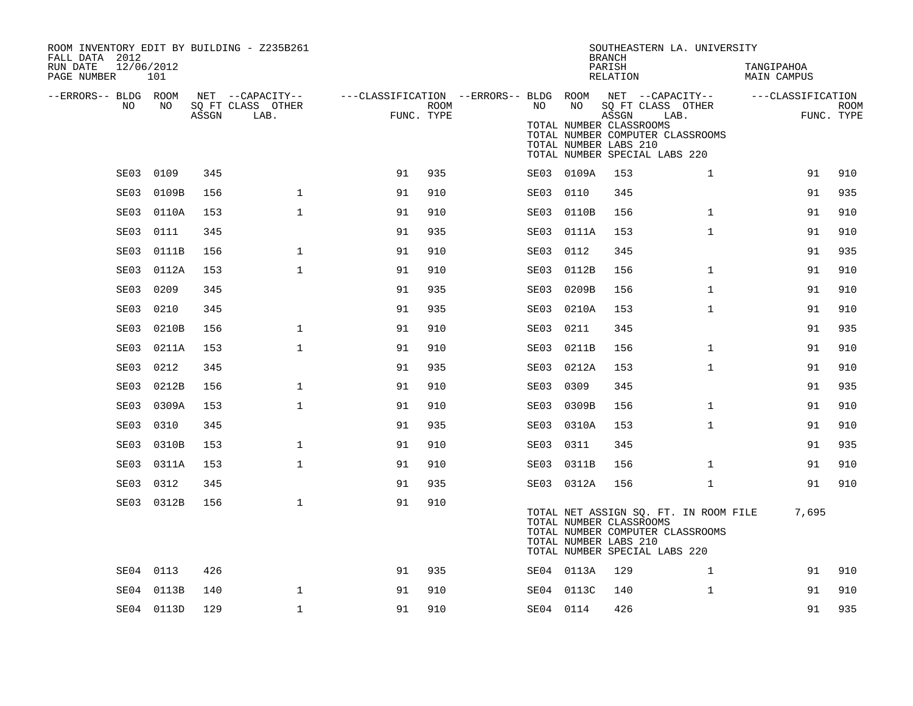ROOM INVENTORY EDIT BY BUILDING - Z235B261
FALL DATA 2012
RUN DATE 12/06/2012

SOUTHEASTERN LA. UNIVERSITY
BRANCH
PARISH TANGIPAHOA
RELATION MAIN CAMPUS

| --ERRORS-- | BLDG NO | ROOM NO | NET SQ FT ASSGN | CAPACITY CLASS LAB. | CAPACITY OTHER | CLASSIFICATION FUNC. | ROOM TYPE | --ERRORS-- | BLDG NO | ROOM NO | NET SQ FT ASSGN | CAPACITY CLASS LAB. | CAPACITY OTHER | CLASSIFICATION FUNC. | ROOM TYPE |
|---|---|---|---|---|---|---|---|---|---|---|---|---|---|---|---|
| | | | | | | | | | TOTAL NUMBER CLASSROOMS | | | | | | |
| | | | | | | | | | TOTAL NUMBER COMPUTER CLASSROOMS | | | | | | |
| | | | | | | | | | TOTAL NUMBER LABS 210 | | | | | | |
| | | | | | | | | | TOTAL NUMBER SPECIAL LABS 220 | | | | | | |
| | SE03 | 0109 | 345 | | | 91 | 935 | | SE03 | 0109A | 153 | | 1 | 91 | 910 |
| | SE03 | 0109B | 156 | | 1 | 91 | 910 | | SE03 | 0110 | 345 | | | 91 | 935 |
| | SE03 | 0110A | 153 | | 1 | 91 | 910 | | SE03 | 0110B | 156 | | 1 | 91 | 910 |
| | SE03 | 0111 | 345 | | | 91 | 935 | | SE03 | 0111A | 153 | | 1 | 91 | 910 |
| | SE03 | 0111B | 156 | | 1 | 91 | 910 | | SE03 | 0112 | 345 | | | 91 | 935 |
| | SE03 | 0112A | 153 | | 1 | 91 | 910 | | SE03 | 0112B | 156 | | 1 | 91 | 910 |
| | SE03 | 0209 | 345 | | | 91 | 935 | | SE03 | 0209B | 156 | | 1 | 91 | 910 |
| | SE03 | 0210 | 345 | | | 91 | 935 | | SE03 | 0210A | 153 | | 1 | 91 | 910 |
| | SE03 | 0210B | 156 | | 1 | 91 | 910 | | SE03 | 0211 | 345 | | | 91 | 935 |
| | SE03 | 0211A | 153 | | 1 | 91 | 910 | | SE03 | 0211B | 156 | | 1 | 91 | 910 |
| | SE03 | 0212 | 345 | | | 91 | 935 | | SE03 | 0212A | 153 | | 1 | 91 | 910 |
| | SE03 | 0212B | 156 | | 1 | 91 | 910 | | SE03 | 0309 | 345 | | | 91 | 935 |
| | SE03 | 0309A | 153 | | 1 | 91 | 910 | | SE03 | 0309B | 156 | | 1 | 91 | 910 |
| | SE03 | 0310 | 345 | | | 91 | 935 | | SE03 | 0310A | 153 | | 1 | 91 | 910 |
| | SE03 | 0310B | 153 | | 1 | 91 | 910 | | SE03 | 0311 | 345 | | | 91 | 935 |
| | SE03 | 0311A | 153 | | 1 | 91 | 910 | | SE03 | 0311B | 156 | | 1 | 91 | 910 |
| | SE03 | 0312 | 345 | | | 91 | 935 | | SE03 | 0312A | 156 | | 1 | 91 | 910 |
| | SE03 | 0312B | 156 | | 1 | 91 | 910 | | | | | | | | |
| | | | | | | | | | TOTAL NET ASSIGN SQ. FT. IN ROOM FILE | | | | | 7,695 | |
| | | | | | | | | | TOTAL NUMBER CLASSROOMS | | | | | | |
| | | | | | | | | | TOTAL NUMBER COMPUTER CLASSROOMS | | | | | | |
| | | | | | | | | | TOTAL NUMBER LABS 210 | | | | | | |
| | | | | | | | | | TOTAL NUMBER SPECIAL LABS 220 | | | | | | |
| | SE04 | 0113 | 426 | | | 91 | 935 | | SE04 | 0113A | 129 | | 1 | 91 | 910 |
| | SE04 | 0113B | 140 | | 1 | 91 | 910 | | SE04 | 0113C | 140 | | 1 | 91 | 910 |
| | SE04 | 0113D | 129 | | 1 | 91 | 910 | | SE04 | 0114 | 426 | | | 91 | 935 |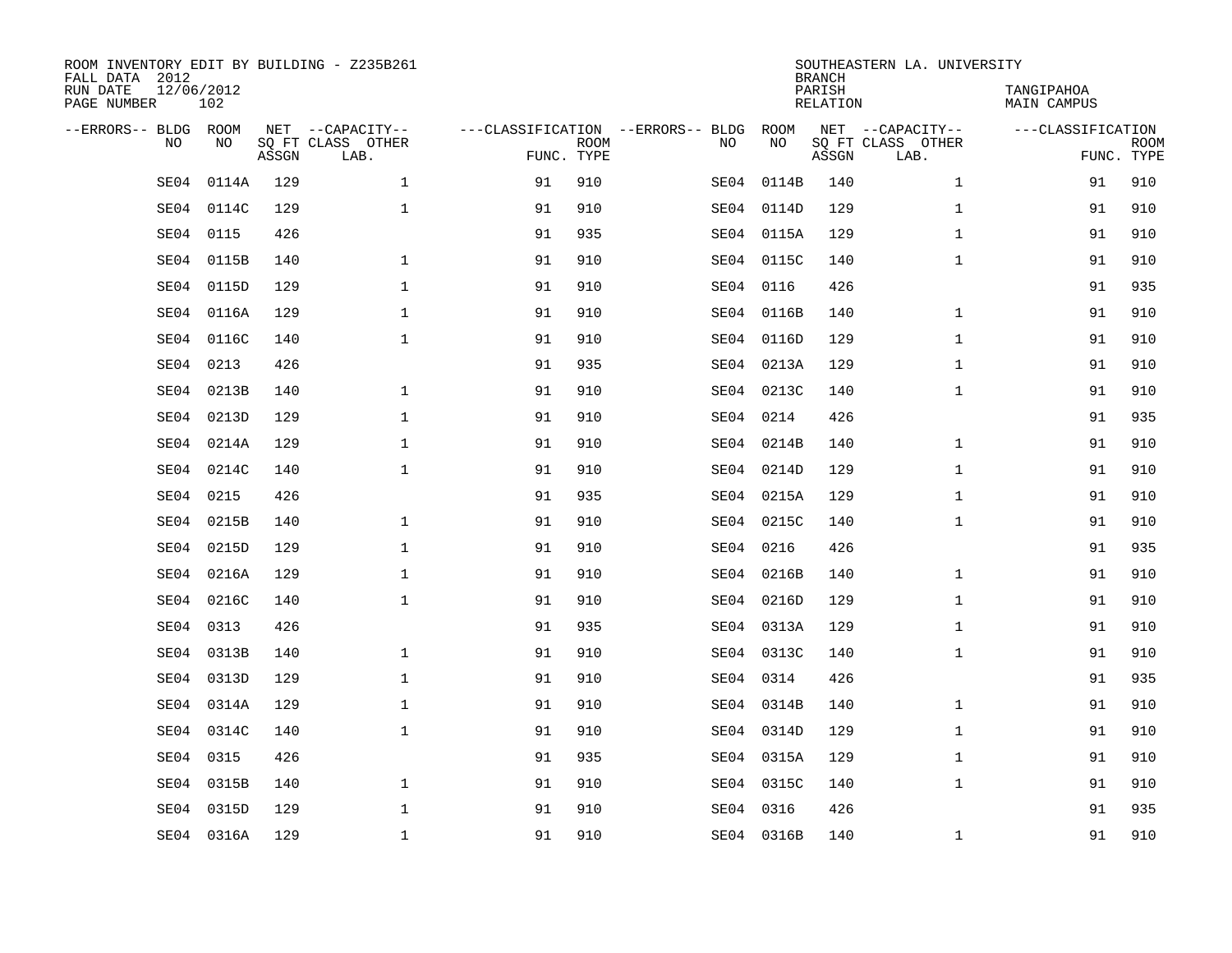ROOM INVENTORY EDIT BY BUILDING - Z235B261
FALL DATA 2012
RUN DATE 12/06/2012
PAGE NUMBER 102

SOUTHEASTERN LA. UNIVERSITY
BRANCH
PARISH TANGIPAHOA
RELATION MAIN CAMPUS

| --ERRORS-- | BLDG NO | ROOM NO | NET SQ FT ASSGN | --CAPACITY-- CLASS LAB. | OTHER | ---CLASSIFICATION FUNC. | ROOM TYPE | --ERRORS-- | BLDG NO | ROOM NO | NET SQ FT ASSGN | --CAPACITY-- CLASS LAB. | OTHER | ---CLASSIFICATION FUNC. | ROOM TYPE |
|---|---|---|---|---|---|---|---|---|---|---|---|---|---|---|---|
| | SE04 | 0114A | 129 | | 1 | 91 | 910 | | SE04 | 0114B | 140 | | 1 | 91 | 910 |
| | SE04 | 0114C | 129 | | 1 | 91 | 910 | | SE04 | 0114D | 129 | | 1 | 91 | 910 |
| | SE04 | 0115 | 426 | | | 91 | 935 | | SE04 | 0115A | 129 | | 1 | 91 | 910 |
| | SE04 | 0115B | 140 | | 1 | 91 | 910 | | SE04 | 0115C | 140 | | 1 | 91 | 910 |
| | SE04 | 0115D | 129 | | 1 | 91 | 910 | | SE04 | 0116 | 426 | | | 91 | 935 |
| | SE04 | 0116A | 129 | | 1 | 91 | 910 | | SE04 | 0116B | 140 | | 1 | 91 | 910 |
| | SE04 | 0116C | 140 | | 1 | 91 | 910 | | SE04 | 0116D | 129 | | 1 | 91 | 910 |
| | SE04 | 0213 | 426 | | | 91 | 935 | | SE04 | 0213A | 129 | | 1 | 91 | 910 |
| | SE04 | 0213B | 140 | | 1 | 91 | 910 | | SE04 | 0213C | 140 | | 1 | 91 | 910 |
| | SE04 | 0213D | 129 | | 1 | 91 | 910 | | SE04 | 0214 | 426 | | | 91 | 935 |
| | SE04 | 0214A | 129 | | 1 | 91 | 910 | | SE04 | 0214B | 140 | | 1 | 91 | 910 |
| | SE04 | 0214C | 140 | | 1 | 91 | 910 | | SE04 | 0214D | 129 | | 1 | 91 | 910 |
| | SE04 | 0215 | 426 | | | 91 | 935 | | SE04 | 0215A | 129 | | 1 | 91 | 910 |
| | SE04 | 0215B | 140 | | 1 | 91 | 910 | | SE04 | 0215C | 140 | | 1 | 91 | 910 |
| | SE04 | 0215D | 129 | | 1 | 91 | 910 | | SE04 | 0216 | 426 | | | 91 | 935 |
| | SE04 | 0216A | 129 | | 1 | 91 | 910 | | SE04 | 0216B | 140 | | 1 | 91 | 910 |
| | SE04 | 0216C | 140 | | 1 | 91 | 910 | | SE04 | 0216D | 129 | | 1 | 91 | 910 |
| | SE04 | 0313 | 426 | | | 91 | 935 | | SE04 | 0313A | 129 | | 1 | 91 | 910 |
| | SE04 | 0313B | 140 | | 1 | 91 | 910 | | SE04 | 0313C | 140 | | 1 | 91 | 910 |
| | SE04 | 0313D | 129 | | 1 | 91 | 910 | | SE04 | 0314 | 426 | | | 91 | 935 |
| | SE04 | 0314A | 129 | | 1 | 91 | 910 | | SE04 | 0314B | 140 | | 1 | 91 | 910 |
| | SE04 | 0314C | 140 | | 1 | 91 | 910 | | SE04 | 0314D | 129 | | 1 | 91 | 910 |
| | SE04 | 0315 | 426 | | | 91 | 935 | | SE04 | 0315A | 129 | | 1 | 91 | 910 |
| | SE04 | 0315B | 140 | | 1 | 91 | 910 | | SE04 | 0315C | 140 | | 1 | 91 | 910 |
| | SE04 | 0315D | 129 | | 1 | 91 | 910 | | SE04 | 0316 | 426 | | | 91 | 935 |
| | SE04 | 0316A | 129 | | 1 | 91 | 910 | | SE04 | 0316B | 140 | | 1 | 91 | 910 |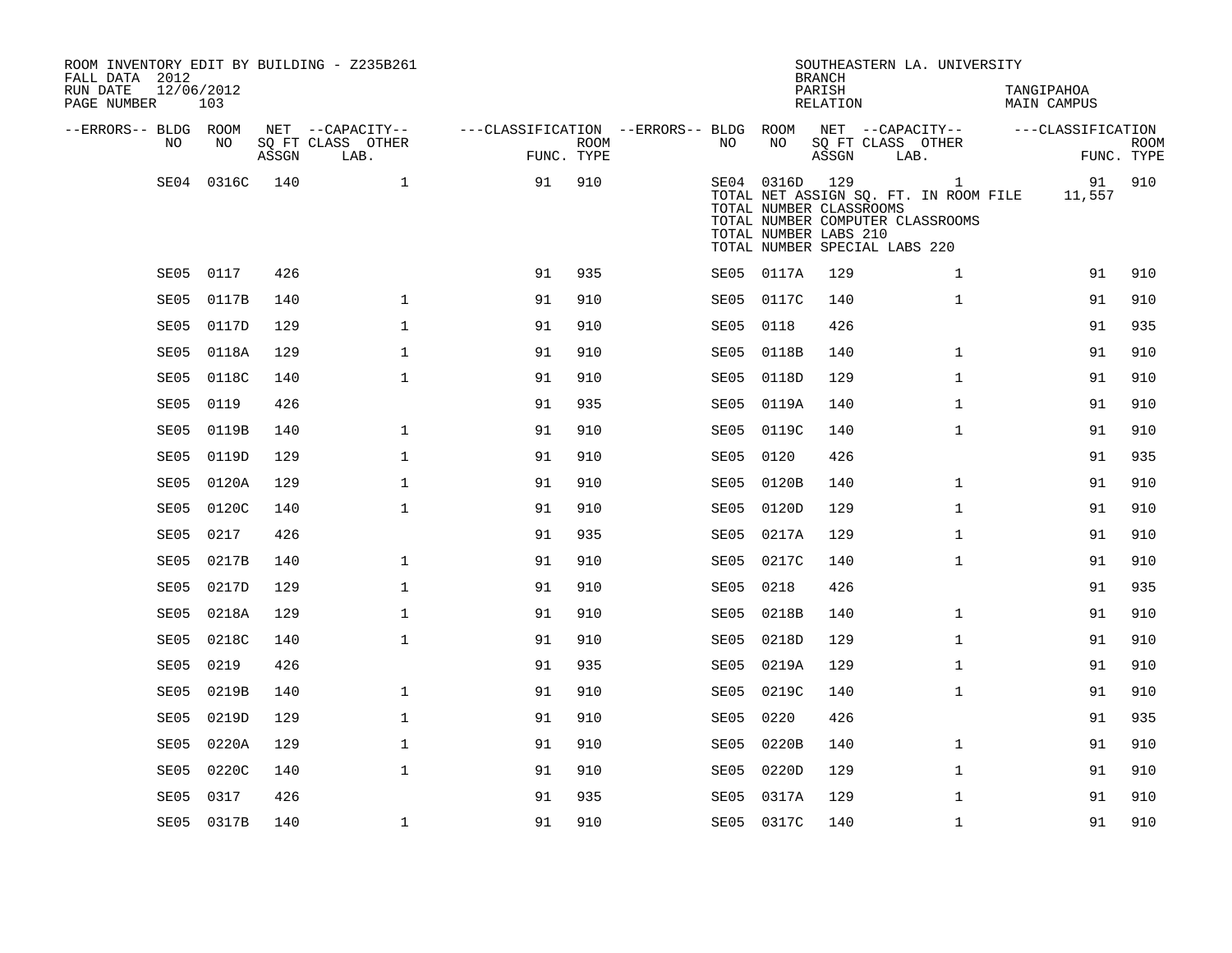ROOM INVENTORY EDIT BY BUILDING - Z235B261
FALL DATA 2012
RUN DATE 12/06/2012
PAGE NUMBER 103

SOUTHEASTERN LA. UNIVERSITY
BRANCH
PARISH TANGIPAHOA
RELATION MAIN CAMPUS

| --ERRORS-- | BLDG NO | ROOM NO | NET SQ FT ASSGN | --CAPACITY-- CLASS LAB. | OTHER | ---CLASSIFICATION FUNC. | ROOM TYPE | --ERRORS-- | BLDG NO | ROOM NO | NET SQ FT ASSGN | --CAPACITY-- CLASS LAB. | OTHER | ---CLASSIFICATION FUNC. | ROOM TYPE |
|---|---|---|---|---|---|---|---|---|---|---|---|---|---|---|---|
| | SE04 | 0316C | 140 | | 1 | 91 | 910 | | SE04 | 0316D | 129 | | 1 | 91 | 910 |

TOTAL NET ASSIGN SQ. FT. IN ROOM FILE 11,557
TOTAL NUMBER CLASSROOMS
TOTAL NUMBER COMPUTER CLASSROOMS
TOTAL NUMBER LABS 210
TOTAL NUMBER SPECIAL LABS 220

| --ERRORS-- | BLDG NO | ROOM NO | NET SQ FT ASSGN | --CAPACITY-- CLASS LAB. | OTHER | ---CLASSIFICATION FUNC. | ROOM TYPE | --ERRORS-- | BLDG NO | ROOM NO | NET SQ FT ASSGN | --CAPACITY-- CLASS LAB. | OTHER | ---CLASSIFICATION FUNC. | ROOM TYPE |
|---|---|---|---|---|---|---|---|---|---|---|---|---|---|---|---|
| | SE05 | 0117 | 426 | | | 91 | 935 | | SE05 | 0117A | 129 | | 1 | 91 | 910 |
| | SE05 | 0117B | 140 | | 1 | 91 | 910 | | SE05 | 0117C | 140 | | 1 | 91 | 910 |
| | SE05 | 0117D | 129 | | 1 | 91 | 910 | | SE05 | 0118 | 426 | | | 91 | 935 |
| | SE05 | 0118A | 129 | | 1 | 91 | 910 | | SE05 | 0118B | 140 | | 1 | 91 | 910 |
| | SE05 | 0118C | 140 | | 1 | 91 | 910 | | SE05 | 0118D | 129 | | 1 | 91 | 910 |
| | SE05 | 0119 | 426 | | | 91 | 935 | | SE05 | 0119A | 140 | | 1 | 91 | 910 |
| | SE05 | 0119B | 140 | | 1 | 91 | 910 | | SE05 | 0119C | 140 | | 1 | 91 | 910 |
| | SE05 | 0119D | 129 | | 1 | 91 | 910 | | SE05 | 0120 | 426 | | | 91 | 935 |
| | SE05 | 0120A | 129 | | 1 | 91 | 910 | | SE05 | 0120B | 140 | | 1 | 91 | 910 |
| | SE05 | 0120C | 140 | | 1 | 91 | 910 | | SE05 | 0120D | 129 | | 1 | 91 | 910 |
| | SE05 | 0217 | 426 | | | 91 | 935 | | SE05 | 0217A | 129 | | 1 | 91 | 910 |
| | SE05 | 0217B | 140 | | 1 | 91 | 910 | | SE05 | 0217C | 140 | | 1 | 91 | 910 |
| | SE05 | 0217D | 129 | | 1 | 91 | 910 | | SE05 | 0218 | 426 | | | 91 | 935 |
| | SE05 | 0218A | 129 | | 1 | 91 | 910 | | SE05 | 0218B | 140 | | 1 | 91 | 910 |
| | SE05 | 0218C | 140 | | 1 | 91 | 910 | | SE05 | 0218D | 129 | | 1 | 91 | 910 |
| | SE05 | 0219 | 426 | | | 91 | 935 | | SE05 | 0219A | 129 | | 1 | 91 | 910 |
| | SE05 | 0219B | 140 | | 1 | 91 | 910 | | SE05 | 0219C | 140 | | 1 | 91 | 910 |
| | SE05 | 0219D | 129 | | 1 | 91 | 910 | | SE05 | 0220 | 426 | | | 91 | 935 |
| | SE05 | 0220A | 129 | | 1 | 91 | 910 | | SE05 | 0220B | 140 | | 1 | 91 | 910 |
| | SE05 | 0220C | 140 | | 1 | 91 | 910 | | SE05 | 0220D | 129 | | 1 | 91 | 910 |
| | SE05 | 0317 | 426 | | | 91 | 935 | | SE05 | 0317A | 129 | | 1 | 91 | 910 |
| | SE05 | 0317B | 140 | | 1 | 91 | 910 | | SE05 | 0317C | 140 | | 1 | 91 | 910 |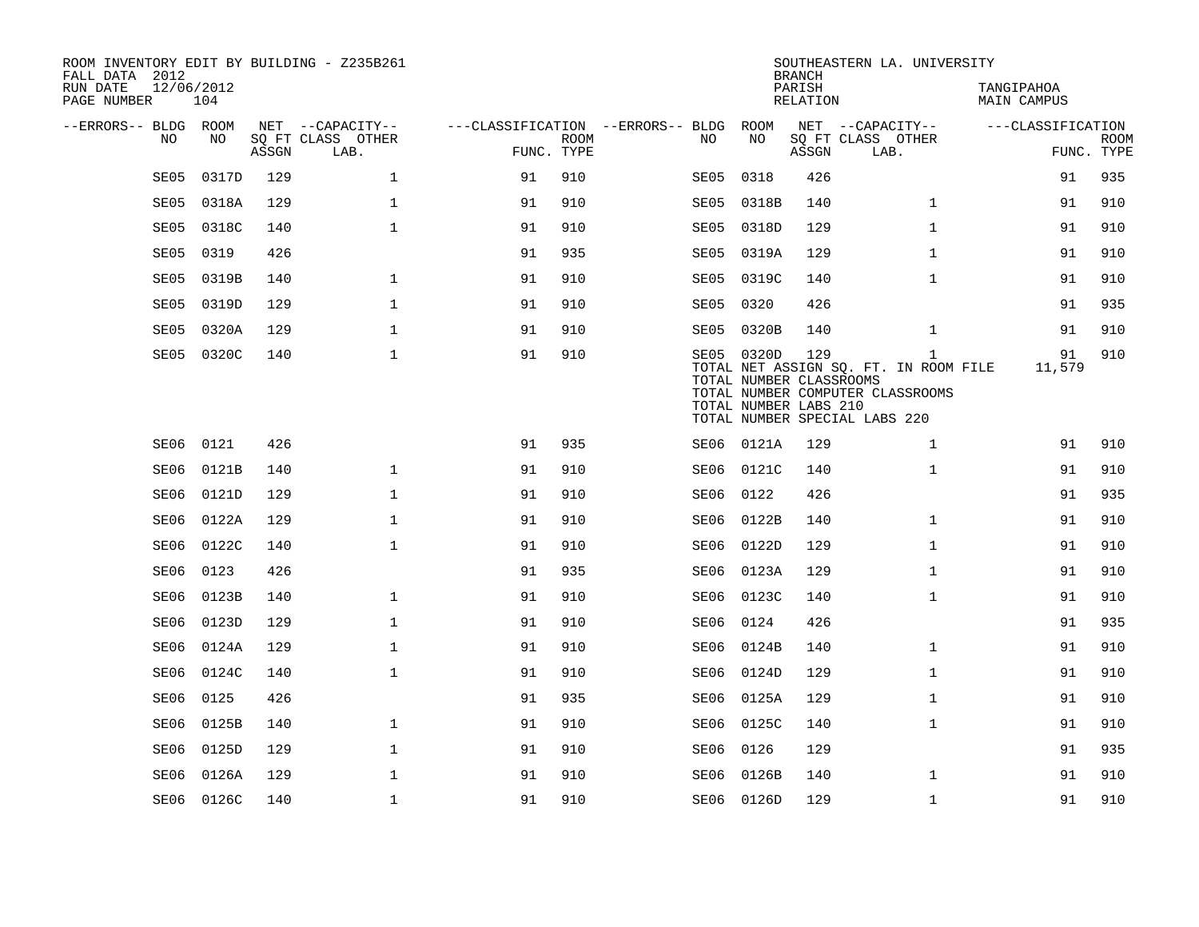ROOM INVENTORY EDIT BY BUILDING - Z235B261
FALL DATA 2012
RUN DATE 12/06/2012
PAGE NUMBER 104

SOUTHEASTERN LA. UNIVERSITY
BRANCH
PARISH TANGIPAHOA
RELATION MAIN CAMPUS

| --ERRORS-- | BLDG NO | ROOM NO | NET SQ FT ASSGN | --CAPACITY-- CLASS LAB. | OTHER | ---CLASSIFICATION FUNC. | ROOM TYPE | --ERRORS-- | BLDG NO | ROOM NO | NET SQ FT ASSGN | --CAPACITY-- CLASS LAB. | OTHER | ---CLASSIFICATION FUNC. | ROOM TYPE |
|---|---|---|---|---|---|---|---|---|---|---|---|---|---|---|---|
| | SE05 | 0317D | 129 | | 1 | 91 | 910 | | SE05 | 0318 | 426 | | | 91 | 935 |
| | SE05 | 0318A | 129 | | 1 | 91 | 910 | | SE05 | 0318B | 140 | | 1 | 91 | 910 |
| | SE05 | 0318C | 140 | | 1 | 91 | 910 | | SE05 | 0318D | 129 | | 1 | 91 | 910 |
| | SE05 | 0319 | 426 | | | 91 | 935 | | SE05 | 0319A | 129 | | 1 | 91 | 910 |
| | SE05 | 0319B | 140 | | 1 | 91 | 910 | | SE05 | 0319C | 140 | | 1 | 91 | 910 |
| | SE05 | 0319D | 129 | | 1 | 91 | 910 | | SE05 | 0320 | 426 | | | 91 | 935 |
| | SE05 | 0320A | 129 | | 1 | 91 | 910 | | SE05 | 0320B | 140 | | 1 | 91 | 910 |
| | SE05 | 0320C | 140 | | 1 | 91 | 910 | | SE05 | 0320D | 129 | | 1 | 91 | 910 |

TOTAL NET ASSIGN SQ. FT. IN ROOM FILE 11,579
TOTAL NUMBER CLASSROOMS
TOTAL NUMBER COMPUTER CLASSROOMS
TOTAL NUMBER LABS 210
TOTAL NUMBER SPECIAL LABS 220

| --ERRORS-- | BLDG NO | ROOM NO | NET SQ FT ASSGN | --CAPACITY-- CLASS LAB. | OTHER | ---CLASSIFICATION FUNC. | ROOM TYPE | --ERRORS-- | BLDG NO | ROOM NO | NET SQ FT ASSGN | --CAPACITY-- CLASS LAB. | OTHER | ---CLASSIFICATION FUNC. | ROOM TYPE |
|---|---|---|---|---|---|---|---|---|---|---|---|---|---|---|---|
| | SE06 | 0121 | 426 | | | 91 | 935 | | SE06 | 0121A | 129 | | 1 | 91 | 910 |
| | SE06 | 0121B | 140 | | 1 | 91 | 910 | | SE06 | 0121C | 140 | | 1 | 91 | 910 |
| | SE06 | 0121D | 129 | | 1 | 91 | 910 | | SE06 | 0122 | 426 | | | 91 | 935 |
| | SE06 | 0122A | 129 | | 1 | 91 | 910 | | SE06 | 0122B | 140 | | 1 | 91 | 910 |
| | SE06 | 0122C | 140 | | 1 | 91 | 910 | | SE06 | 0122D | 129 | | 1 | 91 | 910 |
| | SE06 | 0123 | 426 | | | 91 | 935 | | SE06 | 0123A | 129 | | 1 | 91 | 910 |
| | SE06 | 0123B | 140 | | 1 | 91 | 910 | | SE06 | 0123C | 140 | | 1 | 91 | 910 |
| | SE06 | 0123D | 129 | | 1 | 91 | 910 | | SE06 | 0124 | 426 | | | 91 | 935 |
| | SE06 | 0124A | 129 | | 1 | 91 | 910 | | SE06 | 0124B | 140 | | 1 | 91 | 910 |
| | SE06 | 0124C | 140 | | 1 | 91 | 910 | | SE06 | 0124D | 129 | | 1 | 91 | 910 |
| | SE06 | 0125 | 426 | | | 91 | 935 | | SE06 | 0125A | 129 | | 1 | 91 | 910 |
| | SE06 | 0125B | 140 | | 1 | 91 | 910 | | SE06 | 0125C | 140 | | 1 | 91 | 910 |
| | SE06 | 0125D | 129 | | 1 | 91 | 910 | | SE06 | 0126 | 129 | | | 91 | 935 |
| | SE06 | 0126A | 129 | | 1 | 91 | 910 | | SE06 | 0126B | 140 | | 1 | 91 | 910 |
| | SE06 | 0126C | 140 | | 1 | 91 | 910 | | SE06 | 0126D | 129 | | 1 | 91 | 910 |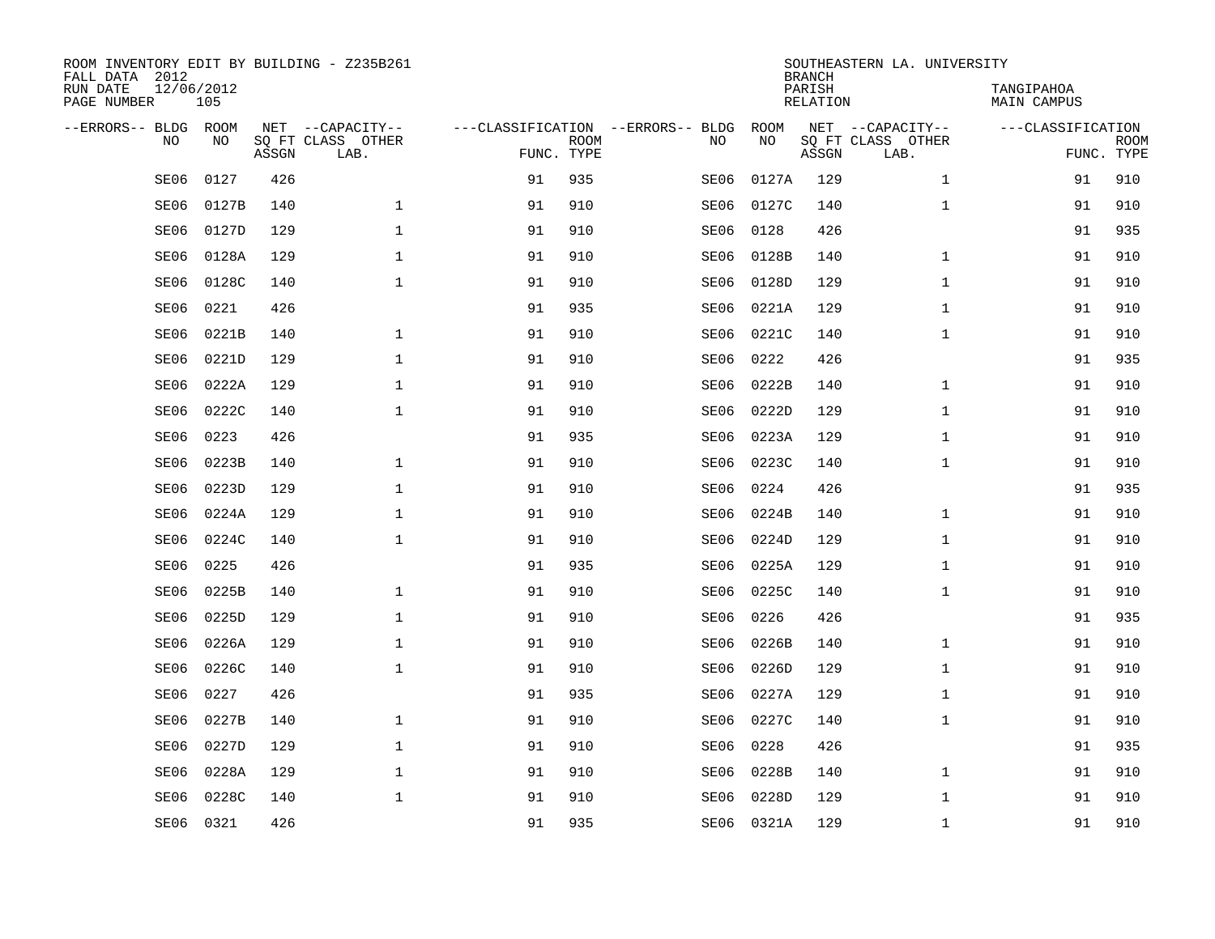ROOM INVENTORY EDIT BY BUILDING - Z235B261
FALL DATA 2012
RUN DATE 12/06/2012
PAGE NUMBER 105

SOUTHEASTERN LA. UNIVERSITY
BRANCH
PARISH TANGIPAHOA
RELATION MAIN CAMPUS

| --ERRORS-- | BLDG NO | ROOM NO | NET SQ FT ASSGN | --CAPACITY-- CLASS LAB. | OTHER | ---CLASSIFICATION FUNC. | ROOM TYPE | --ERRORS-- | BLDG NO | ROOM NO | NET SQ FT ASSGN | --CAPACITY-- CLASS LAB. | OTHER | ---CLASSIFICATION FUNC. | ROOM TYPE |
|---|---|---|---|---|---|---|---|---|---|---|---|---|---|---|---|
| | SE06 | 0127 | 426 | | | 91 | 935 | | SE06 | 0127A | 129 | | 1 | 91 | 910 |
| | SE06 | 0127B | 140 | | 1 | 91 | 910 | | SE06 | 0127C | 140 | | 1 | 91 | 910 |
| | SE06 | 0127D | 129 | | 1 | 91 | 910 | | SE06 | 0128 | 426 | | | 91 | 935 |
| | SE06 | 0128A | 129 | | 1 | 91 | 910 | | SE06 | 0128B | 140 | | 1 | 91 | 910 |
| | SE06 | 0128C | 140 | | 1 | 91 | 910 | | SE06 | 0128D | 129 | | 1 | 91 | 910 |
| | SE06 | 0221 | 426 | | | 91 | 935 | | SE06 | 0221A | 129 | | 1 | 91 | 910 |
| | SE06 | 0221B | 140 | | 1 | 91 | 910 | | SE06 | 0221C | 140 | | 1 | 91 | 910 |
| | SE06 | 0221D | 129 | | 1 | 91 | 910 | | SE06 | 0222 | 426 | | | 91 | 935 |
| | SE06 | 0222A | 129 | | 1 | 91 | 910 | | SE06 | 0222B | 140 | | 1 | 91 | 910 |
| | SE06 | 0222C | 140 | | 1 | 91 | 910 | | SE06 | 0222D | 129 | | 1 | 91 | 910 |
| | SE06 | 0223 | 426 | | | 91 | 935 | | SE06 | 0223A | 129 | | 1 | 91 | 910 |
| | SE06 | 0223B | 140 | | 1 | 91 | 910 | | SE06 | 0223C | 140 | | 1 | 91 | 910 |
| | SE06 | 0223D | 129 | | 1 | 91 | 910 | | SE06 | 0224 | 426 | | | 91 | 935 |
| | SE06 | 0224A | 129 | | 1 | 91 | 910 | | SE06 | 0224B | 140 | | 1 | 91 | 910 |
| | SE06 | 0224C | 140 | | 1 | 91 | 910 | | SE06 | 0224D | 129 | | 1 | 91 | 910 |
| | SE06 | 0225 | 426 | | | 91 | 935 | | SE06 | 0225A | 129 | | 1 | 91 | 910 |
| | SE06 | 0225B | 140 | | 1 | 91 | 910 | | SE06 | 0225C | 140 | | 1 | 91 | 910 |
| | SE06 | 0225D | 129 | | 1 | 91 | 910 | | SE06 | 0226 | 426 | | | 91 | 935 |
| | SE06 | 0226A | 129 | | 1 | 91 | 910 | | SE06 | 0226B | 140 | | 1 | 91 | 910 |
| | SE06 | 0226C | 140 | | 1 | 91 | 910 | | SE06 | 0226D | 129 | | 1 | 91 | 910 |
| | SE06 | 0227 | 426 | | | 91 | 935 | | SE06 | 0227A | 129 | | 1 | 91 | 910 |
| | SE06 | 0227B | 140 | | 1 | 91 | 910 | | SE06 | 0227C | 140 | | 1 | 91 | 910 |
| | SE06 | 0227D | 129 | | 1 | 91 | 910 | | SE06 | 0228 | 426 | | | 91 | 935 |
| | SE06 | 0228A | 129 | | 1 | 91 | 910 | | SE06 | 0228B | 140 | | 1 | 91 | 910 |
| | SE06 | 0228C | 140 | | 1 | 91 | 910 | | SE06 | 0228D | 129 | | 1 | 91 | 910 |
| | SE06 | 0321 | 426 | | | 91 | 935 | | SE06 | 0321A | 129 | | 1 | 91 | 910 |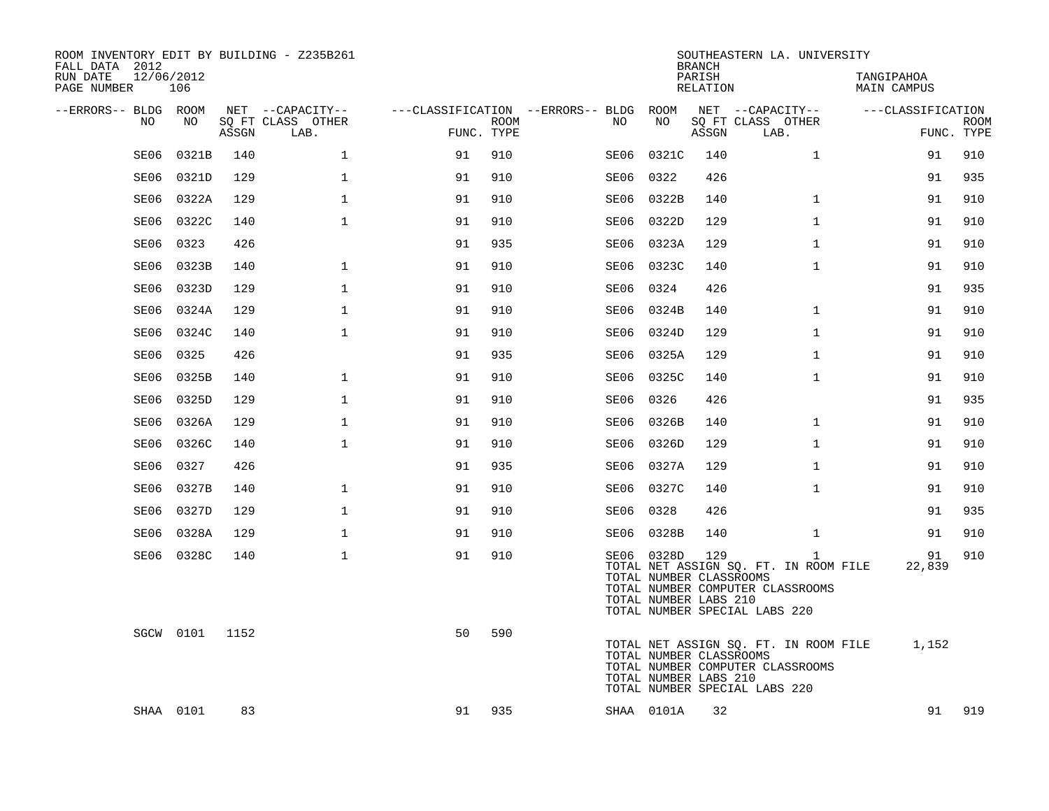ROOM INVENTORY EDIT BY BUILDING - Z235B261
FALL DATA 2012
RUN DATE 12/06/2012
PAGE NUMBER 106

SOUTHEASTERN LA. UNIVERSITY
BRANCH
PARISH TANGIPAHOA
RELATION MAIN CAMPUS

| --ERRORS-- | BLDG NO | ROOM NO | NET SQ FT ASSGN | --CAPACITY-- CLASS | OTHER LAB. | ---CLASSIFICATION FUNC. | ROOM TYPE | --ERRORS-- | BLDG NO | ROOM NO | NET SQ FT ASSGN | --CAPACITY-- CLASS | OTHER LAB. | ---CLASSIFICATION FUNC. | ROOM TYPE |
|---|---|---|---|---|---|---|---|---|---|---|---|---|---|---|---|
| | SE06 | 0321B | 140 | | 1 | 91 | 910 | | SE06 | 0321C | 140 | | 1 | 91 | 910 |
| | SE06 | 0321D | 129 | | 1 | 91 | 910 | | SE06 | 0322 | 426 | | | 91 | 935 |
| | SE06 | 0322A | 129 | | 1 | 91 | 910 | | SE06 | 0322B | 140 | | 1 | 91 | 910 |
| | SE06 | 0322C | 140 | | 1 | 91 | 910 | | SE06 | 0322D | 129 | | 1 | 91 | 910 |
| | SE06 | 0323 | 426 | | | 91 | 935 | | SE06 | 0323A | 129 | | 1 | 91 | 910 |
| | SE06 | 0323B | 140 | | 1 | 91 | 910 | | SE06 | 0323C | 140 | | 1 | 91 | 910 |
| | SE06 | 0323D | 129 | | 1 | 91 | 910 | | SE06 | 0324 | 426 | | | 91 | 935 |
| | SE06 | 0324A | 129 | | 1 | 91 | 910 | | SE06 | 0324B | 140 | | 1 | 91 | 910 |
| | SE06 | 0324C | 140 | | 1 | 91 | 910 | | SE06 | 0324D | 129 | | 1 | 91 | 910 |
| | SE06 | 0325 | 426 | | | 91 | 935 | | SE06 | 0325A | 129 | | 1 | 91 | 910 |
| | SE06 | 0325B | 140 | | 1 | 91 | 910 | | SE06 | 0325C | 140 | | 1 | 91 | 910 |
| | SE06 | 0325D | 129 | | 1 | 91 | 910 | | SE06 | 0326 | 426 | | | 91 | 935 |
| | SE06 | 0326A | 129 | | 1 | 91 | 910 | | SE06 | 0326B | 140 | | 1 | 91 | 910 |
| | SE06 | 0326C | 140 | | 1 | 91 | 910 | | SE06 | 0326D | 129 | | 1 | 91 | 910 |
| | SE06 | 0327 | 426 | | | 91 | 935 | | SE06 | 0327A | 129 | | 1 | 91 | 910 |
| | SE06 | 0327B | 140 | | 1 | 91 | 910 | | SE06 | 0327C | 140 | | 1 | 91 | 910 |
| | SE06 | 0327D | 129 | | 1 | 91 | 910 | | SE06 | 0328 | 426 | | | 91 | 935 |
| | SE06 | 0328A | 129 | | 1 | 91 | 910 | | SE06 | 0328B | 140 | | 1 | 91 | 910 |
| | SE06 | 0328C | 140 | | 1 | 91 | 910 | | SE06 | 0328D | 129 | | 1 | 91 | 910 |

TOTAL NET ASSIGN SQ. FT. IN ROOM FILE 22,839
TOTAL NUMBER CLASSROOMS
TOTAL NUMBER COMPUTER CLASSROOMS
TOTAL NUMBER LABS 210
TOTAL NUMBER SPECIAL LABS 220

| --ERRORS-- | BLDG NO | ROOM NO | NET SQ FT ASSGN | --CAPACITY-- CLASS | OTHER LAB. | ---CLASSIFICATION FUNC. | ROOM TYPE |
|---|---|---|---|---|---|---|---|
| | SGCW | 0101 | 1152 | | | 50 | 590 |

TOTAL NET ASSIGN SQ. FT. IN ROOM FILE 1,152
TOTAL NUMBER CLASSROOMS
TOTAL NUMBER COMPUTER CLASSROOMS
TOTAL NUMBER LABS 210
TOTAL NUMBER SPECIAL LABS 220

| --ERRORS-- | BLDG NO | ROOM NO | NET SQ FT ASSGN | --CAPACITY-- CLASS | OTHER LAB. | ---CLASSIFICATION FUNC. | ROOM TYPE | --ERRORS-- | BLDG NO | ROOM NO | NET SQ FT ASSGN | --CAPACITY-- CLASS | OTHER LAB. | ---CLASSIFICATION FUNC. | ROOM TYPE |
|---|---|---|---|---|---|---|---|---|---|---|---|---|---|---|---|
| | SHAA | 0101 | 83 | | | 91 | 935 | | SHAA | 0101A | 32 | | | 91 | 919 |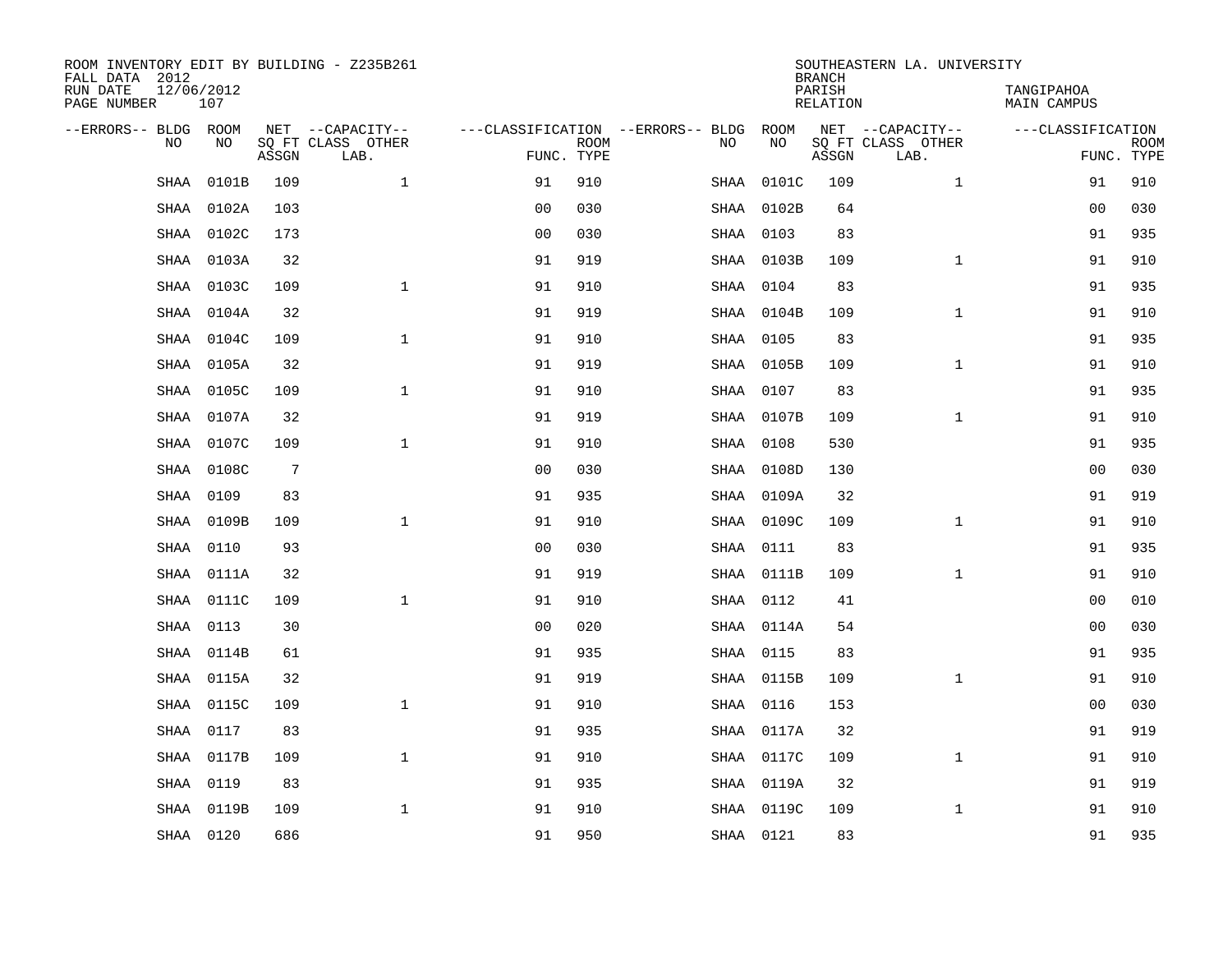ROOM INVENTORY EDIT BY BUILDING - Z235B261
FALL DATA 2012
RUN DATE 12/06/2012
PAGE NUMBER 107

SOUTHEASTERN LA. UNIVERSITY
BRANCH
PARISH TANGIPAHOA
RELATION MAIN CAMPUS

| --ERRORS-- | BLDG NO | ROOM NO | NET SQ FT ASSGN | --CAPACITY-- CLASS LAB. | OTHER | ---CLASSIFICATION FUNC. | ROOM TYPE | --ERRORS-- | BLDG NO | ROOM NO | NET SQ FT ASSGN | --CAPACITY-- CLASS LAB. | OTHER | ---CLASSIFICATION FUNC. | ROOM TYPE |
|---|---|---|---|---|---|---|---|---|---|---|---|---|---|---|---|
| | SHAA | 0101B | 109 | | 1 | 91 | 910 | | SHAA | 0101C | 109 | | 1 | 91 | 910 |
| | SHAA | 0102A | 103 | | | 00 | 030 | | SHAA | 0102B | 64 | | | 00 | 030 |
| | SHAA | 0102C | 173 | | | 00 | 030 | | SHAA | 0103 | 83 | | | 91 | 935 |
| | SHAA | 0103A | 32 | | | 91 | 919 | | SHAA | 0103B | 109 | | 1 | 91 | 910 |
| | SHAA | 0103C | 109 | | 1 | 91 | 910 | | SHAA | 0104 | 83 | | | 91 | 935 |
| | SHAA | 0104A | 32 | | | 91 | 919 | | SHAA | 0104B | 109 | | 1 | 91 | 910 |
| | SHAA | 0104C | 109 | | 1 | 91 | 910 | | SHAA | 0105 | 83 | | | 91 | 935 |
| | SHAA | 0105A | 32 | | | 91 | 919 | | SHAA | 0105B | 109 | | 1 | 91 | 910 |
| | SHAA | 0105C | 109 | | 1 | 91 | 910 | | SHAA | 0107 | 83 | | | 91 | 935 |
| | SHAA | 0107A | 32 | | | 91 | 919 | | SHAA | 0107B | 109 | | 1 | 91 | 910 |
| | SHAA | 0107C | 109 | | 1 | 91 | 910 | | SHAA | 0108 | 530 | | | 91 | 935 |
| | SHAA | 0108C | 7 | | | 00 | 030 | | SHAA | 0108D | 130 | | | 00 | 030 |
| | SHAA | 0109 | 83 | | | 91 | 935 | | SHAA | 0109A | 32 | | | 91 | 919 |
| | SHAA | 0109B | 109 | | 1 | 91 | 910 | | SHAA | 0109C | 109 | | 1 | 91 | 910 |
| | SHAA | 0110 | 93 | | | 00 | 030 | | SHAA | 0111 | 83 | | | 91 | 935 |
| | SHAA | 0111A | 32 | | | 91 | 919 | | SHAA | 0111B | 109 | | 1 | 91 | 910 |
| | SHAA | 0111C | 109 | | 1 | 91 | 910 | | SHAA | 0112 | 41 | | | 00 | 010 |
| | SHAA | 0113 | 30 | | | 00 | 020 | | SHAA | 0114A | 54 | | | 00 | 030 |
| | SHAA | 0114B | 61 | | | 91 | 935 | | SHAA | 0115 | 83 | | | 91 | 935 |
| | SHAA | 0115A | 32 | | | 91 | 919 | | SHAA | 0115B | 109 | | 1 | 91 | 910 |
| | SHAA | 0115C | 109 | | 1 | 91 | 910 | | SHAA | 0116 | 153 | | | 00 | 030 |
| | SHAA | 0117 | 83 | | | 91 | 935 | | SHAA | 0117A | 32 | | | 91 | 919 |
| | SHAA | 0117B | 109 | | 1 | 91 | 910 | | SHAA | 0117C | 109 | | 1 | 91 | 910 |
| | SHAA | 0119 | 83 | | | 91 | 935 | | SHAA | 0119A | 32 | | | 91 | 919 |
| | SHAA | 0119B | 109 | | 1 | 91 | 910 | | SHAA | 0119C | 109 | | 1 | 91 | 910 |
| | SHAA | 0120 | 686 | | | 91 | 950 | | SHAA | 0121 | 83 | | | 91 | 935 |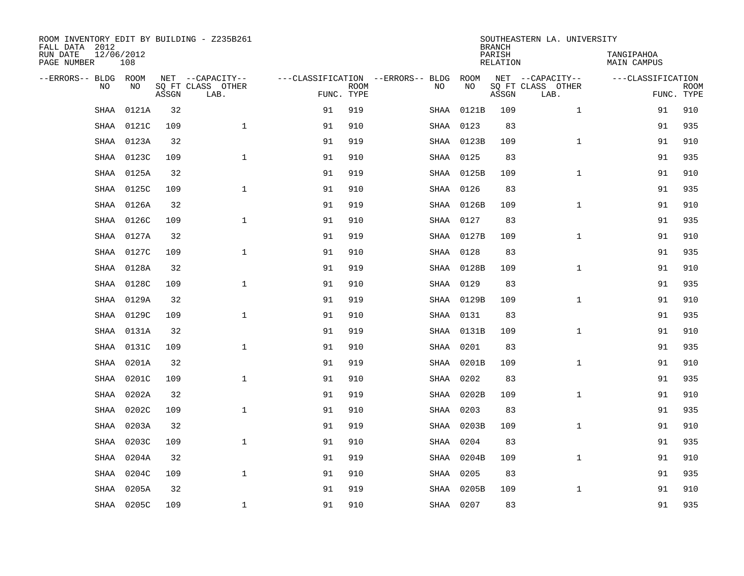ROOM INVENTORY EDIT BY BUILDING - Z235B261
FALL DATA 2012
RUN DATE 12/06/2012
PAGE NUMBER 108

SOUTHEASTERN LA. UNIVERSITY
BRANCH
PARISH TANGIPAHOA
RELATION MAIN CAMPUS

| --ERRORS-- | BLDG NO | ROOM NO | NET SQ FT ASSGN | --CAPACITY-- CLASS LAB. | OTHER | ---CLASSIFICATION FUNC. | ROOM TYPE | --ERRORS-- | BLDG NO | ROOM NO | NET SQ FT ASSGN | --CAPACITY-- CLASS LAB. | OTHER | ---CLASSIFICATION FUNC. | ROOM TYPE |
|---|---|---|---|---|---|---|---|---|---|---|---|---|---|---|---|
| | SHAA | 0121A | 32 | | | 91 | 919 | | SHAA | 0121B | 109 | | 1 | 91 | 910 |
| | SHAA | 0121C | 109 | | 1 | 91 | 910 | | SHAA | 0123 | 83 | | | 91 | 935 |
| | SHAA | 0123A | 32 | | | 91 | 919 | | SHAA | 0123B | 109 | | 1 | 91 | 910 |
| | SHAA | 0123C | 109 | | 1 | 91 | 910 | | SHAA | 0125 | 83 | | | 91 | 935 |
| | SHAA | 0125A | 32 | | | 91 | 919 | | SHAA | 0125B | 109 | | 1 | 91 | 910 |
| | SHAA | 0125C | 109 | | 1 | 91 | 910 | | SHAA | 0126 | 83 | | | 91 | 935 |
| | SHAA | 0126A | 32 | | | 91 | 919 | | SHAA | 0126B | 109 | | 1 | 91 | 910 |
| | SHAA | 0126C | 109 | | 1 | 91 | 910 | | SHAA | 0127 | 83 | | | 91 | 935 |
| | SHAA | 0127A | 32 | | | 91 | 919 | | SHAA | 0127B | 109 | | 1 | 91 | 910 |
| | SHAA | 0127C | 109 | | 1 | 91 | 910 | | SHAA | 0128 | 83 | | | 91 | 935 |
| | SHAA | 0128A | 32 | | | 91 | 919 | | SHAA | 0128B | 109 | | 1 | 91 | 910 |
| | SHAA | 0128C | 109 | | 1 | 91 | 910 | | SHAA | 0129 | 83 | | | 91 | 935 |
| | SHAA | 0129A | 32 | | | 91 | 919 | | SHAA | 0129B | 109 | | 1 | 91 | 910 |
| | SHAA | 0129C | 109 | | 1 | 91 | 910 | | SHAA | 0131 | 83 | | | 91 | 935 |
| | SHAA | 0131A | 32 | | | 91 | 919 | | SHAA | 0131B | 109 | | 1 | 91 | 910 |
| | SHAA | 0131C | 109 | | 1 | 91 | 910 | | SHAA | 0201 | 83 | | | 91 | 935 |
| | SHAA | 0201A | 32 | | | 91 | 919 | | SHAA | 0201B | 109 | | 1 | 91 | 910 |
| | SHAA | 0201C | 109 | | 1 | 91 | 910 | | SHAA | 0202 | 83 | | | 91 | 935 |
| | SHAA | 0202A | 32 | | | 91 | 919 | | SHAA | 0202B | 109 | | 1 | 91 | 910 |
| | SHAA | 0202C | 109 | | 1 | 91 | 910 | | SHAA | 0203 | 83 | | | 91 | 935 |
| | SHAA | 0203A | 32 | | | 91 | 919 | | SHAA | 0203B | 109 | | 1 | 91 | 910 |
| | SHAA | 0203C | 109 | | 1 | 91 | 910 | | SHAA | 0204 | 83 | | | 91 | 935 |
| | SHAA | 0204A | 32 | | | 91 | 919 | | SHAA | 0204B | 109 | | 1 | 91 | 910 |
| | SHAA | 0204C | 109 | | 1 | 91 | 910 | | SHAA | 0205 | 83 | | | 91 | 935 |
| | SHAA | 0205A | 32 | | | 91 | 919 | | SHAA | 0205B | 109 | | 1 | 91 | 910 |
| | SHAA | 0205C | 109 | | 1 | 91 | 910 | | SHAA | 0207 | 83 | | | 91 | 935 |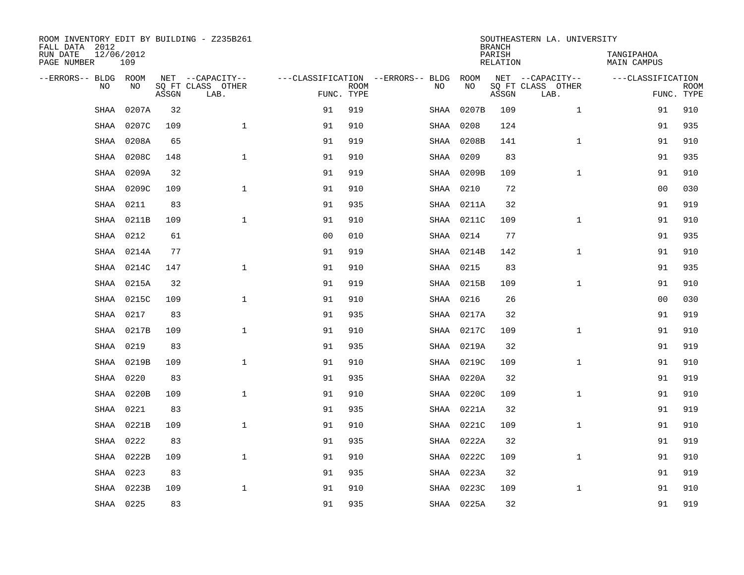ROOM INVENTORY EDIT BY BUILDING - Z235B261
FALL DATA 2012
RUN DATE 12/06/2012
PAGE NUMBER 109

SOUTHEASTERN LA. UNIVERSITY
BRANCH
PARISH TANGIPAHOA
RELATION MAIN CAMPUS

| --ERRORS-- | BLDG NO | ROOM NO | NET SQ FT ASSGN | --CAPACITY-- CLASS LAB. | OTHER | ---CLASSIFICATION FUNC. | ROOM TYPE | --ERRORS-- | BLDG NO | ROOM NO | NET SQ FT ASSGN | --CAPACITY-- CLASS LAB. | OTHER | ---CLASSIFICATION FUNC. | ROOM TYPE |
|---|---|---|---|---|---|---|---|---|---|---|---|---|---|---|---|
| | SHAA | 0207A | 32 | | | 91 | 919 | | SHAA | 0207B | 109 | | 1 | 91 | 910 |
| | SHAA | 0207C | 109 | | 1 | 91 | 910 | | SHAA | 0208 | 124 | | | 91 | 935 |
| | SHAA | 0208A | 65 | | | 91 | 919 | | SHAA | 0208B | 141 | | 1 | 91 | 910 |
| | SHAA | 0208C | 148 | | 1 | 91 | 910 | | SHAA | 0209 | 83 | | | 91 | 935 |
| | SHAA | 0209A | 32 | | | 91 | 919 | | SHAA | 0209B | 109 | | 1 | 91 | 910 |
| | SHAA | 0209C | 109 | | 1 | 91 | 910 | | SHAA | 0210 | 72 | | | 00 | 030 |
| | SHAA | 0211 | 83 | | | 91 | 935 | | SHAA | 0211A | 32 | | | 91 | 919 |
| | SHAA | 0211B | 109 | | 1 | 91 | 910 | | SHAA | 0211C | 109 | | 1 | 91 | 910 |
| | SHAA | 0212 | 61 | | | 00 | 010 | | SHAA | 0214 | 77 | | | 91 | 935 |
| | SHAA | 0214A | 77 | | | 91 | 919 | | SHAA | 0214B | 142 | | 1 | 91 | 910 |
| | SHAA | 0214C | 147 | | 1 | 91 | 910 | | SHAA | 0215 | 83 | | | 91 | 935 |
| | SHAA | 0215A | 32 | | | 91 | 919 | | SHAA | 0215B | 109 | | 1 | 91 | 910 |
| | SHAA | 0215C | 109 | | 1 | 91 | 910 | | SHAA | 0216 | 26 | | | 00 | 030 |
| | SHAA | 0217 | 83 | | | 91 | 935 | | SHAA | 0217A | 32 | | | 91 | 919 |
| | SHAA | 0217B | 109 | | 1 | 91 | 910 | | SHAA | 0217C | 109 | | 1 | 91 | 910 |
| | SHAA | 0219 | 83 | | | 91 | 935 | | SHAA | 0219A | 32 | | | 91 | 919 |
| | SHAA | 0219B | 109 | | 1 | 91 | 910 | | SHAA | 0219C | 109 | | 1 | 91 | 910 |
| | SHAA | 0220 | 83 | | | 91 | 935 | | SHAA | 0220A | 32 | | | 91 | 919 |
| | SHAA | 0220B | 109 | | 1 | 91 | 910 | | SHAA | 0220C | 109 | | 1 | 91 | 910 |
| | SHAA | 0221 | 83 | | | 91 | 935 | | SHAA | 0221A | 32 | | | 91 | 919 |
| | SHAA | 0221B | 109 | | 1 | 91 | 910 | | SHAA | 0221C | 109 | | 1 | 91 | 910 |
| | SHAA | 0222 | 83 | | | 91 | 935 | | SHAA | 0222A | 32 | | | 91 | 919 |
| | SHAA | 0222B | 109 | | 1 | 91 | 910 | | SHAA | 0222C | 109 | | 1 | 91 | 910 |
| | SHAA | 0223 | 83 | | | 91 | 935 | | SHAA | 0223A | 32 | | | 91 | 919 |
| | SHAA | 0223B | 109 | | 1 | 91 | 910 | | SHAA | 0223C | 109 | | 1 | 91 | 910 |
| | SHAA | 0225 | 83 | | | 91 | 935 | | SHAA | 0225A | 32 | | | 91 | 919 |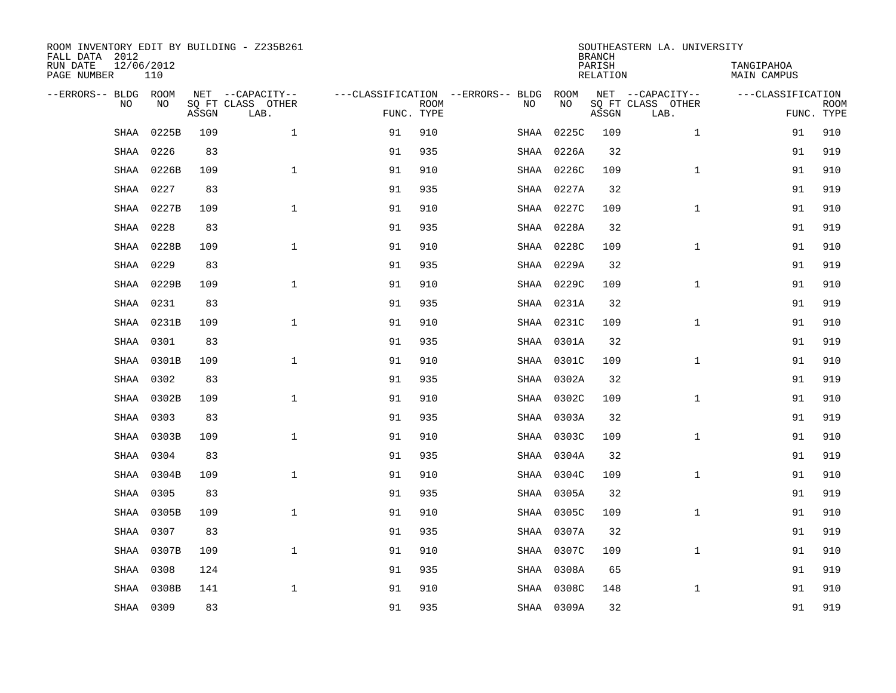ROOM INVENTORY EDIT BY BUILDING - Z235B261
FALL DATA 2012
RUN DATE 12/06/2012
PAGE NUMBER 110

SOUTHEASTERN LA. UNIVERSITY
BRANCH
PARISH TANGIPAHOA
RELATION MAIN CAMPUS

| --ERRORS-- | BLDG NO | ROOM NO | NET SQ FT ASSGN | --CAPACITY-- CLASS LAB. | OTHER | ---CLASSIFICATION FUNC. | ROOM TYPE | --ERRORS-- | BLDG NO | ROOM NO | NET SQ FT ASSGN | --CAPACITY-- CLASS LAB. | OTHER | ---CLASSIFICATION FUNC. | ROOM TYPE |
|---|---|---|---|---|---|---|---|---|---|---|---|---|---|---|---|
| | SHAA | 0225B | 109 | | 1 | 91 | 910 | | SHAA | 0225C | 109 | | 1 | 91 | 910 |
| | SHAA | 0226 | 83 | | | 91 | 935 | | SHAA | 0226A | 32 | | | 91 | 919 |
| | SHAA | 0226B | 109 | | 1 | 91 | 910 | | SHAA | 0226C | 109 | | 1 | 91 | 910 |
| | SHAA | 0227 | 83 | | | 91 | 935 | | SHAA | 0227A | 32 | | | 91 | 919 |
| | SHAA | 0227B | 109 | | 1 | 91 | 910 | | SHAA | 0227C | 109 | | 1 | 91 | 910 |
| | SHAA | 0228 | 83 | | | 91 | 935 | | SHAA | 0228A | 32 | | | 91 | 919 |
| | SHAA | 0228B | 109 | | 1 | 91 | 910 | | SHAA | 0228C | 109 | | 1 | 91 | 910 |
| | SHAA | 0229 | 83 | | | 91 | 935 | | SHAA | 0229A | 32 | | | 91 | 919 |
| | SHAA | 0229B | 109 | | 1 | 91 | 910 | | SHAA | 0229C | 109 | | 1 | 91 | 910 |
| | SHAA | 0231 | 83 | | | 91 | 935 | | SHAA | 0231A | 32 | | | 91 | 919 |
| | SHAA | 0231B | 109 | | 1 | 91 | 910 | | SHAA | 0231C | 109 | | 1 | 91 | 910 |
| | SHAA | 0301 | 83 | | | 91 | 935 | | SHAA | 0301A | 32 | | | 91 | 919 |
| | SHAA | 0301B | 109 | | 1 | 91 | 910 | | SHAA | 0301C | 109 | | 1 | 91 | 910 |
| | SHAA | 0302 | 83 | | | 91 | 935 | | SHAA | 0302A | 32 | | | 91 | 919 |
| | SHAA | 0302B | 109 | | 1 | 91 | 910 | | SHAA | 0302C | 109 | | 1 | 91 | 910 |
| | SHAA | 0303 | 83 | | | 91 | 935 | | SHAA | 0303A | 32 | | | 91 | 919 |
| | SHAA | 0303B | 109 | | 1 | 91 | 910 | | SHAA | 0303C | 109 | | 1 | 91 | 910 |
| | SHAA | 0304 | 83 | | | 91 | 935 | | SHAA | 0304A | 32 | | | 91 | 919 |
| | SHAA | 0304B | 109 | | 1 | 91 | 910 | | SHAA | 0304C | 109 | | 1 | 91 | 910 |
| | SHAA | 0305 | 83 | | | 91 | 935 | | SHAA | 0305A | 32 | | | 91 | 919 |
| | SHAA | 0305B | 109 | | 1 | 91 | 910 | | SHAA | 0305C | 109 | | 1 | 91 | 910 |
| | SHAA | 0307 | 83 | | | 91 | 935 | | SHAA | 0307A | 32 | | | 91 | 919 |
| | SHAA | 0307B | 109 | | 1 | 91 | 910 | | SHAA | 0307C | 109 | | 1 | 91 | 910 |
| | SHAA | 0308 | 124 | | | 91 | 935 | | SHAA | 0308A | 65 | | | 91 | 919 |
| | SHAA | 0308B | 141 | | 1 | 91 | 910 | | SHAA | 0308C | 148 | | 1 | 91 | 910 |
| | SHAA | 0309 | 83 | | | 91 | 935 | | SHAA | 0309A | 32 | | | 91 | 919 |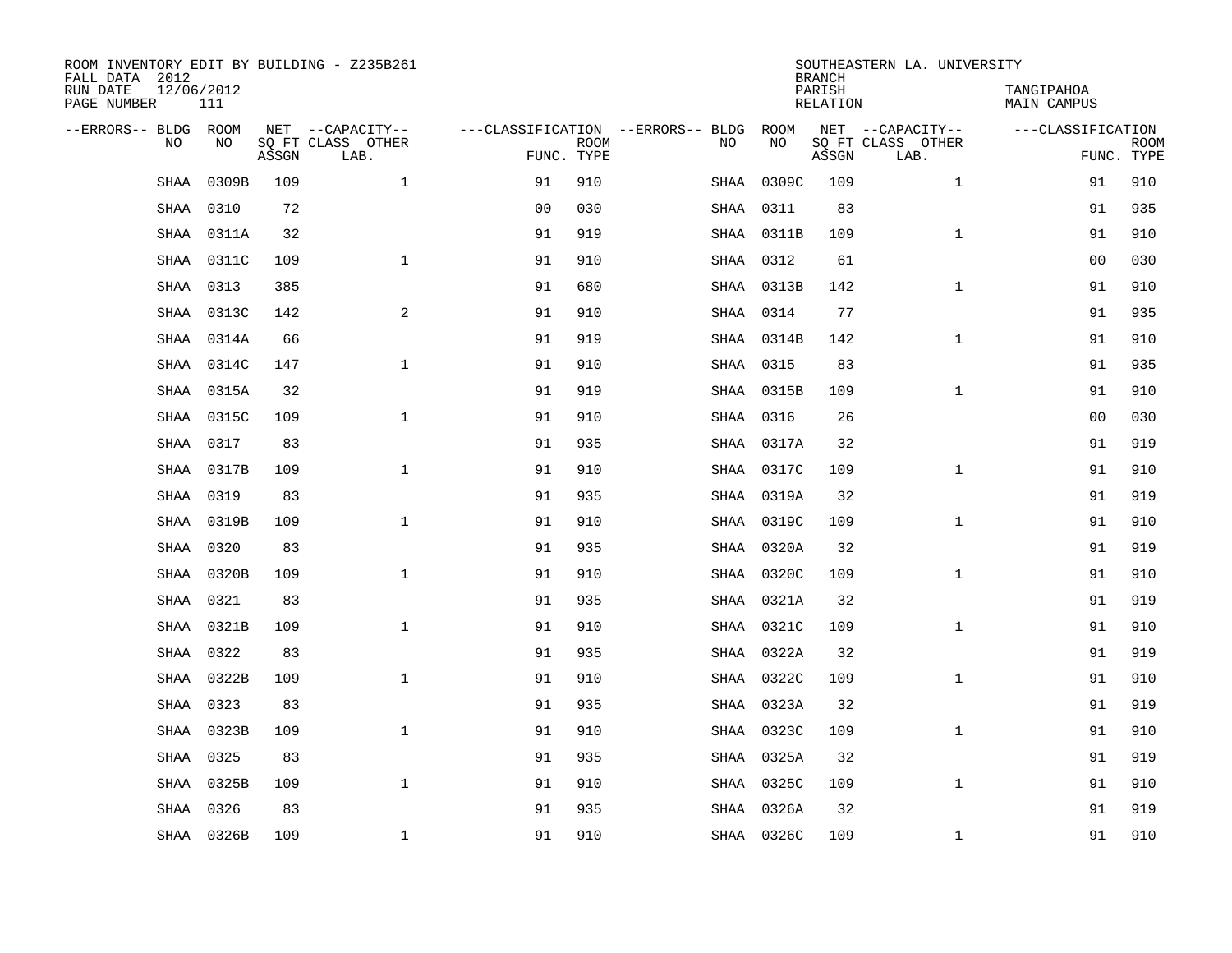ROOM INVENTORY EDIT BY BUILDING - Z235B261
FALL DATA 2012
RUN DATE 12/06/2012
PAGE NUMBER 111

SOUTHEASTERN LA. UNIVERSITY
BRANCH
PARISH TANGIPAHOA
RELATION MAIN CAMPUS

| --ERRORS-- | BLDG NO | ROOM NO | NET SQ FT ASSGN | --CAPACITY-- CLASS LAB. | OTHER | ---CLASSIFICATION FUNC. | ROOM TYPE | --ERRORS-- | BLDG NO | ROOM NO | NET SQ FT ASSGN | --CAPACITY-- CLASS LAB. | OTHER | ---CLASSIFICATION FUNC. | ROOM TYPE |
|---|---|---|---|---|---|---|---|---|---|---|---|---|---|---|---|
| | SHAA | 0309B | 109 | | 1 | 91 | 910 | | SHAA | 0309C | 109 | | 1 | 91 | 910 |
| | SHAA | 0310 | 72 | | | 00 | 030 | | SHAA | 0311 | 83 | | | 91 | 935 |
| | SHAA | 0311A | 32 | | | 91 | 919 | | SHAA | 0311B | 109 | | 1 | 91 | 910 |
| | SHAA | 0311C | 109 | | 1 | 91 | 910 | | SHAA | 0312 | 61 | | | 00 | 030 |
| | SHAA | 0313 | 385 | | | 91 | 680 | | SHAA | 0313B | 142 | | 1 | 91 | 910 |
| | SHAA | 0313C | 142 | | 2 | 91 | 910 | | SHAA | 0314 | 77 | | | 91 | 935 |
| | SHAA | 0314A | 66 | | | 91 | 919 | | SHAA | 0314B | 142 | | 1 | 91 | 910 |
| | SHAA | 0314C | 147 | | 1 | 91 | 910 | | SHAA | 0315 | 83 | | | 91 | 935 |
| | SHAA | 0315A | 32 | | | 91 | 919 | | SHAA | 0315B | 109 | | 1 | 91 | 910 |
| | SHAA | 0315C | 109 | | 1 | 91 | 910 | | SHAA | 0316 | 26 | | | 00 | 030 |
| | SHAA | 0317 | 83 | | | 91 | 935 | | SHAA | 0317A | 32 | | | 91 | 919 |
| | SHAA | 0317B | 109 | | 1 | 91 | 910 | | SHAA | 0317C | 109 | | 1 | 91 | 910 |
| | SHAA | 0319 | 83 | | | 91 | 935 | | SHAA | 0319A | 32 | | | 91 | 919 |
| | SHAA | 0319B | 109 | | 1 | 91 | 910 | | SHAA | 0319C | 109 | | 1 | 91 | 910 |
| | SHAA | 0320 | 83 | | | 91 | 935 | | SHAA | 0320A | 32 | | | 91 | 919 |
| | SHAA | 0320B | 109 | | 1 | 91 | 910 | | SHAA | 0320C | 109 | | 1 | 91 | 910 |
| | SHAA | 0321 | 83 | | | 91 | 935 | | SHAA | 0321A | 32 | | | 91 | 919 |
| | SHAA | 0321B | 109 | | 1 | 91 | 910 | | SHAA | 0321C | 109 | | 1 | 91 | 910 |
| | SHAA | 0322 | 83 | | | 91 | 935 | | SHAA | 0322A | 32 | | | 91 | 919 |
| | SHAA | 0322B | 109 | | 1 | 91 | 910 | | SHAA | 0322C | 109 | | 1 | 91 | 910 |
| | SHAA | 0323 | 83 | | | 91 | 935 | | SHAA | 0323A | 32 | | | 91 | 919 |
| | SHAA | 0323B | 109 | | 1 | 91 | 910 | | SHAA | 0323C | 109 | | 1 | 91 | 910 |
| | SHAA | 0325 | 83 | | | 91 | 935 | | SHAA | 0325A | 32 | | | 91 | 919 |
| | SHAA | 0325B | 109 | | 1 | 91 | 910 | | SHAA | 0325C | 109 | | 1 | 91 | 910 |
| | SHAA | 0326 | 83 | | | 91 | 935 | | SHAA | 0326A | 32 | | | 91 | 919 |
| | SHAA | 0326B | 109 | | 1 | 91 | 910 | | SHAA | 0326C | 109 | | 1 | 91 | 910 |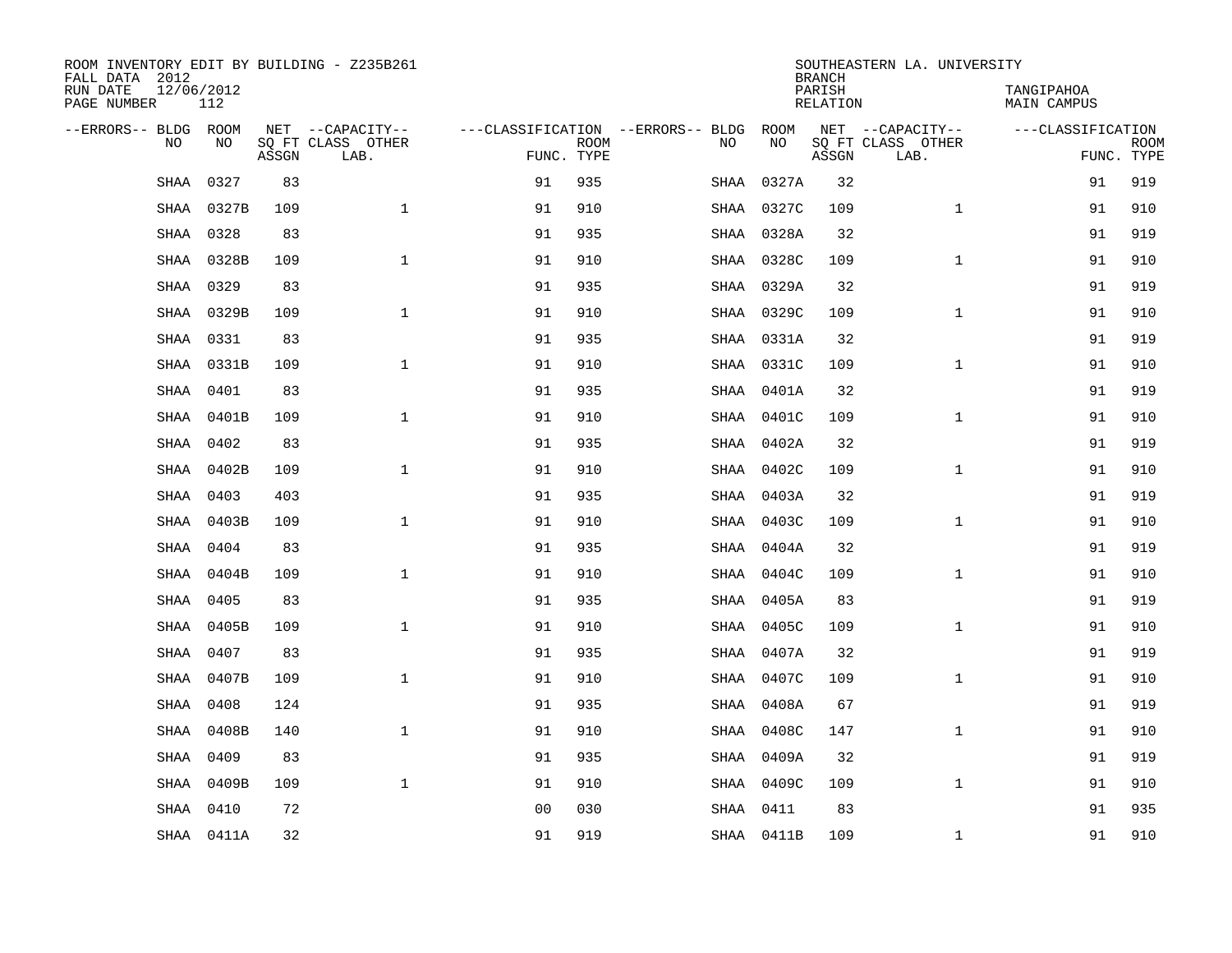ROOM INVENTORY EDIT BY BUILDING - Z235B261
FALL DATA 2012
RUN DATE 12/06/2012
PAGE NUMBER 112

SOUTHEASTERN LA. UNIVERSITY
BRANCH
PARISH TANGIPAHOA
RELATION MAIN CAMPUS

| --ERRORS-- | BLDG NO | ROOM NO | NET SQ FT ASSGN | --CAPACITY-- CLASS LAB. | OTHER | ---CLASSIFICATION FUNC. | ROOM TYPE | --ERRORS-- | BLDG NO | ROOM NO | NET SQ FT ASSGN | --CAPACITY-- CLASS LAB. | OTHER | ---CLASSIFICATION FUNC. | ROOM TYPE |
|---|---|---|---|---|---|---|---|---|---|---|---|---|---|---|---|
| | SHAA | 0327 | 83 | | | 91 | 935 | | SHAA | 0327A | 32 | | | 91 | 919 |
| | SHAA | 0327B | 109 | | 1 | 91 | 910 | | SHAA | 0327C | 109 | | 1 | 91 | 910 |
| | SHAA | 0328 | 83 | | | 91 | 935 | | SHAA | 0328A | 32 | | | 91 | 919 |
| | SHAA | 0328B | 109 | | 1 | 91 | 910 | | SHAA | 0328C | 109 | | 1 | 91 | 910 |
| | SHAA | 0329 | 83 | | | 91 | 935 | | SHAA | 0329A | 32 | | | 91 | 919 |
| | SHAA | 0329B | 109 | | 1 | 91 | 910 | | SHAA | 0329C | 109 | | 1 | 91 | 910 |
| | SHAA | 0331 | 83 | | | 91 | 935 | | SHAA | 0331A | 32 | | | 91 | 919 |
| | SHAA | 0331B | 109 | | 1 | 91 | 910 | | SHAA | 0331C | 109 | | 1 | 91 | 910 |
| | SHAA | 0401 | 83 | | | 91 | 935 | | SHAA | 0401A | 32 | | | 91 | 919 |
| | SHAA | 0401B | 109 | | 1 | 91 | 910 | | SHAA | 0401C | 109 | | 1 | 91 | 910 |
| | SHAA | 0402 | 83 | | | 91 | 935 | | SHAA | 0402A | 32 | | | 91 | 919 |
| | SHAA | 0402B | 109 | | 1 | 91 | 910 | | SHAA | 0402C | 109 | | 1 | 91 | 910 |
| | SHAA | 0403 | 403 | | | 91 | 935 | | SHAA | 0403A | 32 | | | 91 | 919 |
| | SHAA | 0403B | 109 | | 1 | 91 | 910 | | SHAA | 0403C | 109 | | 1 | 91 | 910 |
| | SHAA | 0404 | 83 | | | 91 | 935 | | SHAA | 0404A | 32 | | | 91 | 919 |
| | SHAA | 0404B | 109 | | 1 | 91 | 910 | | SHAA | 0404C | 109 | | 1 | 91 | 910 |
| | SHAA | 0405 | 83 | | | 91 | 935 | | SHAA | 0405A | 83 | | | 91 | 919 |
| | SHAA | 0405B | 109 | | 1 | 91 | 910 | | SHAA | 0405C | 109 | | 1 | 91 | 910 |
| | SHAA | 0407 | 83 | | | 91 | 935 | | SHAA | 0407A | 32 | | | 91 | 919 |
| | SHAA | 0407B | 109 | | 1 | 91 | 910 | | SHAA | 0407C | 109 | | 1 | 91 | 910 |
| | SHAA | 0408 | 124 | | | 91 | 935 | | SHAA | 0408A | 67 | | | 91 | 919 |
| | SHAA | 0408B | 140 | | 1 | 91 | 910 | | SHAA | 0408C | 147 | | 1 | 91 | 910 |
| | SHAA | 0409 | 83 | | | 91 | 935 | | SHAA | 0409A | 32 | | | 91 | 919 |
| | SHAA | 0409B | 109 | | 1 | 91 | 910 | | SHAA | 0409C | 109 | | 1 | 91 | 910 |
| | SHAA | 0410 | 72 | | | 00 | 030 | | SHAA | 0411 | 83 | | | 91 | 935 |
| | SHAA | 0411A | 32 | | | 91 | 919 | | SHAA | 0411B | 109 | | 1 | 91 | 910 |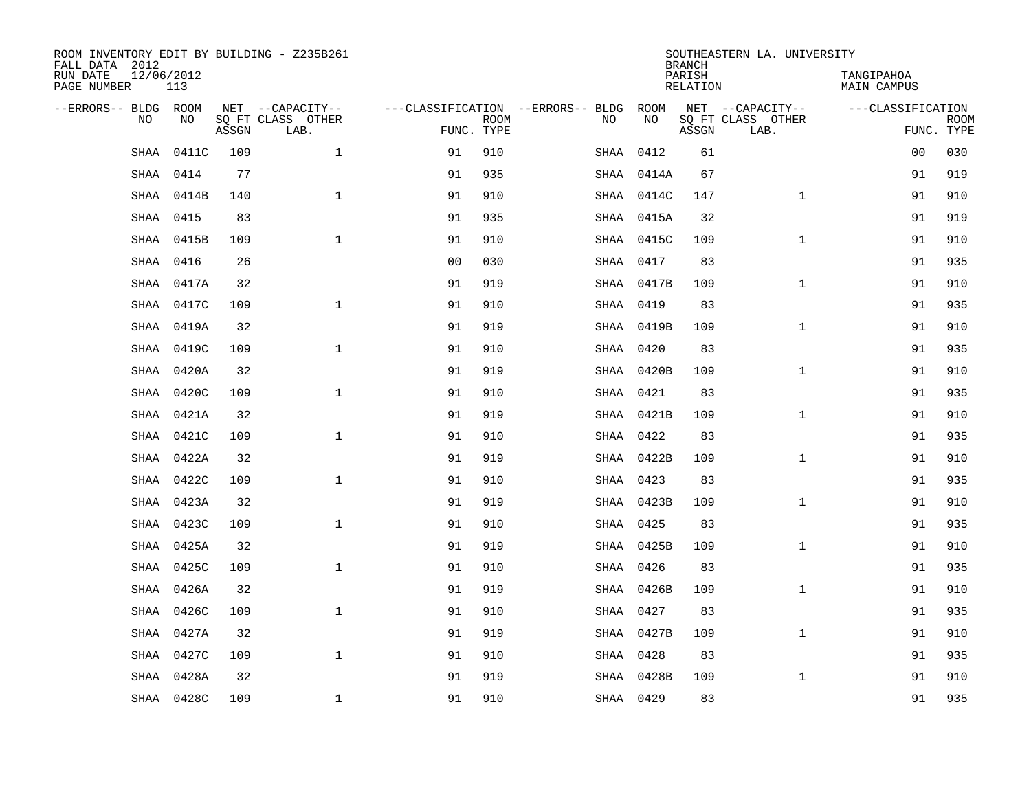ROOM INVENTORY EDIT BY BUILDING - Z235B261
FALL DATA 2012
RUN DATE 12/06/2012
PAGE NUMBER 113

SOUTHEASTERN LA. UNIVERSITY
BRANCH
PARISH TANGIPAHOA
RELATION MAIN CAMPUS

| --ERRORS-- | BLDG NO | ROOM NO | NET SQ FT ASSGN | --CAPACITY-- CLASS LAB. | OTHER | ---CLASSIFICATION FUNC. | ROOM TYPE | --ERRORS-- | BLDG NO | ROOM NO | NET SQ FT ASSGN | --CAPACITY-- CLASS LAB. | OTHER | ---CLASSIFICATION FUNC. | ROOM TYPE |
|---|---|---|---|---|---|---|---|---|---|---|---|---|---|---|---|
| | SHAA | 0411C | 109 | | 1 | 91 | 910 | | SHAA | 0412 | 61 | | | 00 | 030 |
| | SHAA | 0414 | 77 | | | 91 | 935 | | SHAA | 0414A | 67 | | | 91 | 919 |
| | SHAA | 0414B | 140 | | 1 | 91 | 910 | | SHAA | 0414C | 147 | | 1 | 91 | 910 |
| | SHAA | 0415 | 83 | | | 91 | 935 | | SHAA | 0415A | 32 | | | 91 | 919 |
| | SHAA | 0415B | 109 | | 1 | 91 | 910 | | SHAA | 0415C | 109 | | 1 | 91 | 910 |
| | SHAA | 0416 | 26 | | | 00 | 030 | | SHAA | 0417 | 83 | | | 91 | 935 |
| | SHAA | 0417A | 32 | | | 91 | 919 | | SHAA | 0417B | 109 | | 1 | 91 | 910 |
| | SHAA | 0417C | 109 | | 1 | 91 | 910 | | SHAA | 0419 | 83 | | | 91 | 935 |
| | SHAA | 0419A | 32 | | | 91 | 919 | | SHAA | 0419B | 109 | | 1 | 91 | 910 |
| | SHAA | 0419C | 109 | | 1 | 91 | 910 | | SHAA | 0420 | 83 | | | 91 | 935 |
| | SHAA | 0420A | 32 | | | 91 | 919 | | SHAA | 0420B | 109 | | 1 | 91 | 910 |
| | SHAA | 0420C | 109 | | 1 | 91 | 910 | | SHAA | 0421 | 83 | | | 91 | 935 |
| | SHAA | 0421A | 32 | | | 91 | 919 | | SHAA | 0421B | 109 | | 1 | 91 | 910 |
| | SHAA | 0421C | 109 | | 1 | 91 | 910 | | SHAA | 0422 | 83 | | | 91 | 935 |
| | SHAA | 0422A | 32 | | | 91 | 919 | | SHAA | 0422B | 109 | | 1 | 91 | 910 |
| | SHAA | 0422C | 109 | | 1 | 91 | 910 | | SHAA | 0423 | 83 | | | 91 | 935 |
| | SHAA | 0423A | 32 | | | 91 | 919 | | SHAA | 0423B | 109 | | 1 | 91 | 910 |
| | SHAA | 0423C | 109 | | 1 | 91 | 910 | | SHAA | 0425 | 83 | | | 91 | 935 |
| | SHAA | 0425A | 32 | | | 91 | 919 | | SHAA | 0425B | 109 | | 1 | 91 | 910 |
| | SHAA | 0425C | 109 | | 1 | 91 | 910 | | SHAA | 0426 | 83 | | | 91 | 935 |
| | SHAA | 0426A | 32 | | | 91 | 919 | | SHAA | 0426B | 109 | | 1 | 91 | 910 |
| | SHAA | 0426C | 109 | | 1 | 91 | 910 | | SHAA | 0427 | 83 | | | 91 | 935 |
| | SHAA | 0427A | 32 | | | 91 | 919 | | SHAA | 0427B | 109 | | 1 | 91 | 910 |
| | SHAA | 0427C | 109 | | 1 | 91 | 910 | | SHAA | 0428 | 83 | | | 91 | 935 |
| | SHAA | 0428A | 32 | | | 91 | 919 | | SHAA | 0428B | 109 | | 1 | 91 | 910 |
| | SHAA | 0428C | 109 | | 1 | 91 | 910 | | SHAA | 0429 | 83 | | | 91 | 935 |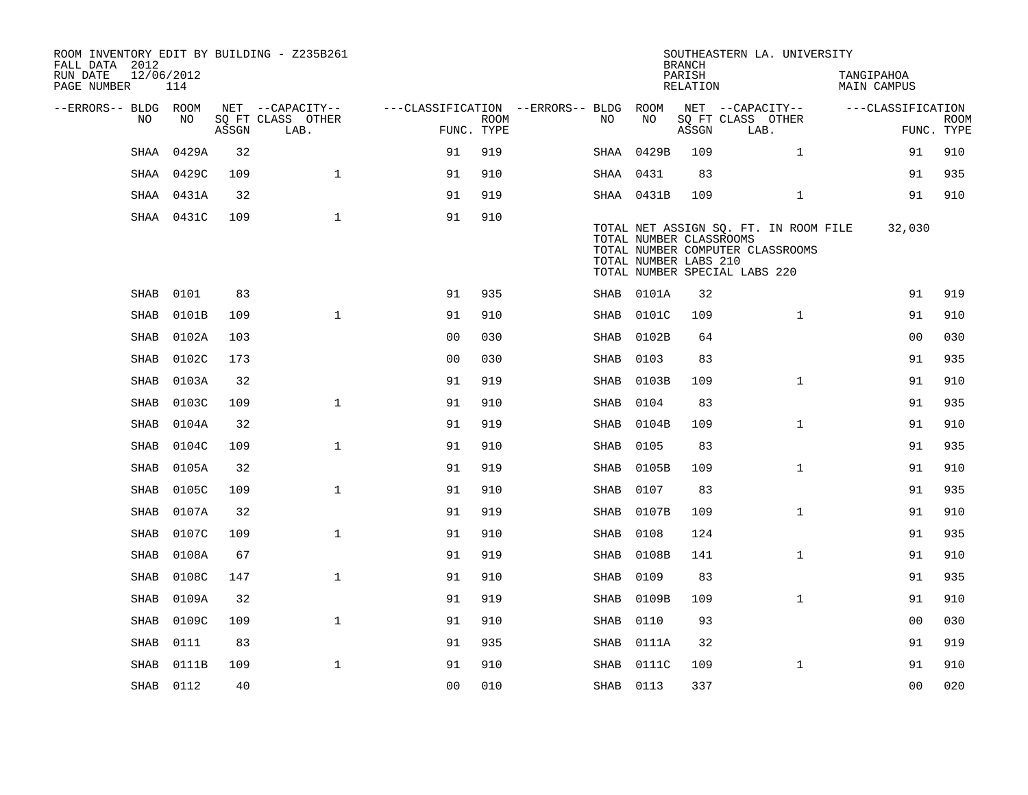ROOM INVENTORY EDIT BY BUILDING - Z235B261
FALL DATA 2012
RUN DATE 12/06/2012
PAGE NUMBER 114

SOUTHEASTERN LA. UNIVERSITY
BRANCH
PARISH TANGIPAHOA
RELATION MAIN CAMPUS

| --ERRORS-- | BLDG NO | ROOM NO | NET SQ FT ASSGN | --CAPACITY-- CLASS LAB. | OTHER | ---CLASSIFICATION FUNC. | ROOM TYPE | --ERRORS-- | BLDG NO | ROOM NO | NET SQ FT ASSGN | --CAPACITY-- CLASS LAB. | OTHER | ---CLASSIFICATION FUNC. | ROOM TYPE |
|---|---|---|---|---|---|---|---|---|---|---|---|---|---|---|---|
| | SHAA | 0429A | 32 | | | 91 | 919 | | SHAA | 0429B | 109 | | 1 | 91 | 910 |
| | SHAA | 0429C | 109 | | 1 | 91 | 910 | | SHAA | 0431 | 83 | | | 91 | 935 |
| | SHAA | 0431A | 32 | | | 91 | 919 | | SHAA | 0431B | 109 | | 1 | 91 | 910 |
| | SHAA | 0431C | 109 | | 1 | 91 | 910 | | | | | | | | |

TOTAL NET ASSIGN SQ. FT. IN ROOM FILE 32,030
TOTAL NUMBER CLASSROOMS
TOTAL NUMBER COMPUTER CLASSROOMS
TOTAL NUMBER LABS 210
TOTAL NUMBER SPECIAL LABS 220

| --ERRORS-- | BLDG NO | ROOM NO | NET SQ FT ASSGN | --CAPACITY-- CLASS LAB. | OTHER | ---CLASSIFICATION FUNC. | ROOM TYPE | --ERRORS-- | BLDG NO | ROOM NO | NET SQ FT ASSGN | --CAPACITY-- CLASS LAB. | OTHER | ---CLASSIFICATION FUNC. | ROOM TYPE |
|---|---|---|---|---|---|---|---|---|---|---|---|---|---|---|---|
| | SHAB | 0101 | 83 | | | 91 | 935 | | SHAB | 0101A | 32 | | | 91 | 919 |
| | SHAB | 0101B | 109 | | 1 | 91 | 910 | | SHAB | 0101C | 109 | | 1 | 91 | 910 |
| | SHAB | 0102A | 103 | | | 00 | 030 | | SHAB | 0102B | 64 | | | 00 | 030 |
| | SHAB | 0102C | 173 | | | 00 | 030 | | SHAB | 0103 | 83 | | | 91 | 935 |
| | SHAB | 0103A | 32 | | | 91 | 919 | | SHAB | 0103B | 109 | | 1 | 91 | 910 |
| | SHAB | 0103C | 109 | | 1 | 91 | 910 | | SHAB | 0104 | 83 | | | 91 | 935 |
| | SHAB | 0104A | 32 | | | 91 | 919 | | SHAB | 0104B | 109 | | 1 | 91 | 910 |
| | SHAB | 0104C | 109 | | 1 | 91 | 910 | | SHAB | 0105 | 83 | | | 91 | 935 |
| | SHAB | 0105A | 32 | | | 91 | 919 | | SHAB | 0105B | 109 | | 1 | 91 | 910 |
| | SHAB | 0105C | 109 | | 1 | 91 | 910 | | SHAB | 0107 | 83 | | | 91 | 935 |
| | SHAB | 0107A | 32 | | | 91 | 919 | | SHAB | 0107B | 109 | | 1 | 91 | 910 |
| | SHAB | 0107C | 109 | | 1 | 91 | 910 | | SHAB | 0108 | 124 | | | 91 | 935 |
| | SHAB | 0108A | 67 | | | 91 | 919 | | SHAB | 0108B | 141 | | 1 | 91 | 910 |
| | SHAB | 0108C | 147 | | 1 | 91 | 910 | | SHAB | 0109 | 83 | | | 91 | 935 |
| | SHAB | 0109A | 32 | | | 91 | 919 | | SHAB | 0109B | 109 | | 1 | 91 | 910 |
| | SHAB | 0109C | 109 | | 1 | 91 | 910 | | SHAB | 0110 | 93 | | | 00 | 030 |
| | SHAB | 0111 | 83 | | | 91 | 935 | | SHAB | 0111A | 32 | | | 91 | 919 |
| | SHAB | 0111B | 109 | | 1 | 91 | 910 | | SHAB | 0111C | 109 | | 1 | 91 | 910 |
| | SHAB | 0112 | 40 | | | 00 | 010 | | SHAB | 0113 | 337 | | | 00 | 020 |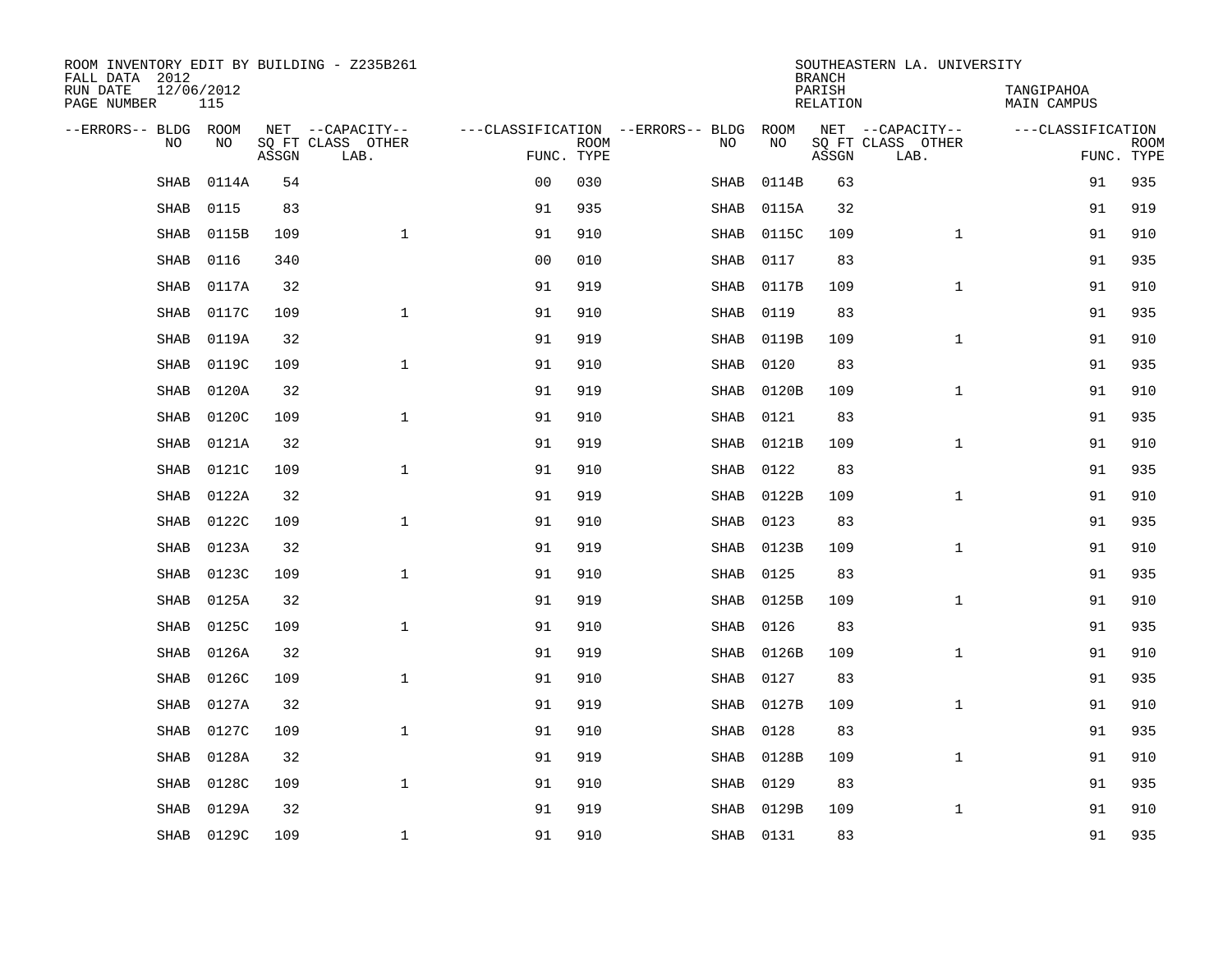ROOM INVENTORY EDIT BY BUILDING - Z235B261
FALL DATA 2012
RUN DATE 12/06/2012
PAGE NUMBER 115

SOUTHEASTERN LA. UNIVERSITY
BRANCH
PARISH TANGIPAHOA
RELATION MAIN CAMPUS

| --ERRORS-- | BLDG NO | ROOM NO | NET SQ FT ASSGN | --CAPACITY-- CLASS LAB. | OTHER | ---CLASSIFICATION FUNC. | ROOM TYPE | --ERRORS-- | BLDG NO | ROOM NO | NET SQ FT ASSGN | --CAPACITY-- CLASS LAB. | OTHER | ---CLASSIFICATION FUNC. | ROOM TYPE |
|---|---|---|---|---|---|---|---|---|---|---|---|---|---|---|---|
| | SHAB | 0114A | 54 | | | 00 | 030 | | SHAB | 0114B | 63 | | | 91 | 935 |
| | SHAB | 0115 | 83 | | | 91 | 935 | | SHAB | 0115A | 32 | | | 91 | 919 |
| | SHAB | 0115B | 109 | | 1 | 91 | 910 | | SHAB | 0115C | 109 | | 1 | 91 | 910 |
| | SHAB | 0116 | 340 | | | 00 | 010 | | SHAB | 0117 | 83 | | | 91 | 935 |
| | SHAB | 0117A | 32 | | | 91 | 919 | | SHAB | 0117B | 109 | | 1 | 91 | 910 |
| | SHAB | 0117C | 109 | | 1 | 91 | 910 | | SHAB | 0119 | 83 | | | 91 | 935 |
| | SHAB | 0119A | 32 | | | 91 | 919 | | SHAB | 0119B | 109 | | 1 | 91 | 910 |
| | SHAB | 0119C | 109 | | 1 | 91 | 910 | | SHAB | 0120 | 83 | | | 91 | 935 |
| | SHAB | 0120A | 32 | | | 91 | 919 | | SHAB | 0120B | 109 | | 1 | 91 | 910 |
| | SHAB | 0120C | 109 | | 1 | 91 | 910 | | SHAB | 0121 | 83 | | | 91 | 935 |
| | SHAB | 0121A | 32 | | | 91 | 919 | | SHAB | 0121B | 109 | | 1 | 91 | 910 |
| | SHAB | 0121C | 109 | | 1 | 91 | 910 | | SHAB | 0122 | 83 | | | 91 | 935 |
| | SHAB | 0122A | 32 | | | 91 | 919 | | SHAB | 0122B | 109 | | 1 | 91 | 910 |
| | SHAB | 0122C | 109 | | 1 | 91 | 910 | | SHAB | 0123 | 83 | | | 91 | 935 |
| | SHAB | 0123A | 32 | | | 91 | 919 | | SHAB | 0123B | 109 | | 1 | 91 | 910 |
| | SHAB | 0123C | 109 | | 1 | 91 | 910 | | SHAB | 0125 | 83 | | | 91 | 935 |
| | SHAB | 0125A | 32 | | | 91 | 919 | | SHAB | 0125B | 109 | | 1 | 91 | 910 |
| | SHAB | 0125C | 109 | | 1 | 91 | 910 | | SHAB | 0126 | 83 | | | 91 | 935 |
| | SHAB | 0126A | 32 | | | 91 | 919 | | SHAB | 0126B | 109 | | 1 | 91 | 910 |
| | SHAB | 0126C | 109 | | 1 | 91 | 910 | | SHAB | 0127 | 83 | | | 91 | 935 |
| | SHAB | 0127A | 32 | | | 91 | 919 | | SHAB | 0127B | 109 | | 1 | 91 | 910 |
| | SHAB | 0127C | 109 | | 1 | 91 | 910 | | SHAB | 0128 | 83 | | | 91 | 935 |
| | SHAB | 0128A | 32 | | | 91 | 919 | | SHAB | 0128B | 109 | | 1 | 91 | 910 |
| | SHAB | 0128C | 109 | | 1 | 91 | 910 | | SHAB | 0129 | 83 | | | 91 | 935 |
| | SHAB | 0129A | 32 | | | 91 | 919 | | SHAB | 0129B | 109 | | 1 | 91 | 910 |
| | SHAB | 0129C | 109 | | 1 | 91 | 910 | | SHAB | 0131 | 83 | | | 91 | 935 |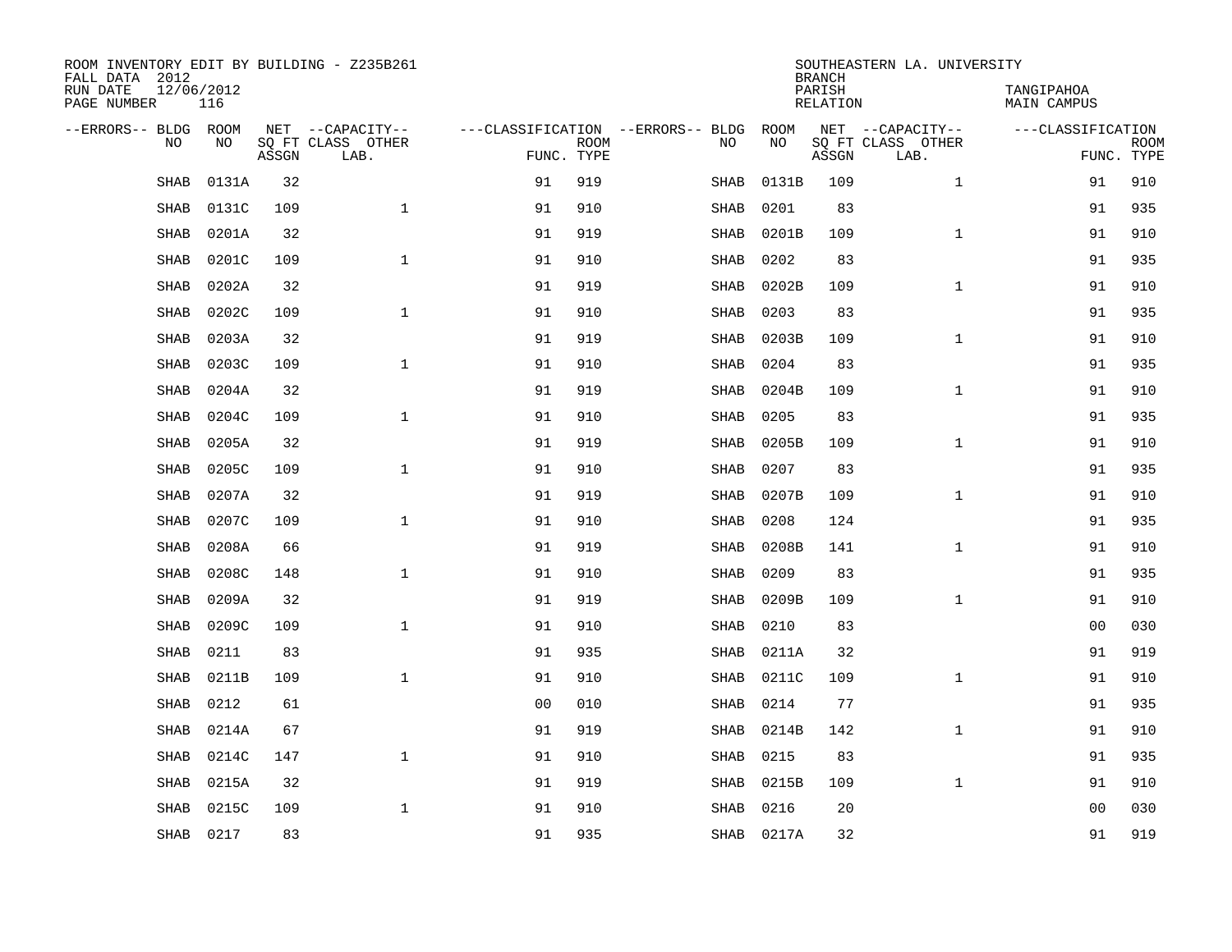ROOM INVENTORY EDIT BY BUILDING - Z235B261
FALL DATA 2012
RUN DATE 12/06/2012
PAGE NUMBER 116

SOUTHEASTERN LA. UNIVERSITY
BRANCH
PARISH TANGIPAHOA
RELATION MAIN CAMPUS

| --ERRORS-- | BLDG NO | ROOM NO | NET SQ FT ASSGN | --CAPACITY-- CLASS | OTHER LAB. | ---CLASSIFICATION FUNC. | ROOM TYPE | --ERRORS-- | BLDG NO | ROOM NO | NET SQ FT ASSGN | --CAPACITY-- CLASS | OTHER LAB. | ---CLASSIFICATION FUNC. | ROOM TYPE |
|---|---|---|---|---|---|---|---|---|---|---|---|---|---|---|---|
| | SHAB | 0131A | 32 | | | 91 | 919 | | SHAB | 0131B | 109 | | 1 | 91 | 910 |
| | SHAB | 0131C | 109 | | 1 | 91 | 910 | | SHAB | 0201 | 83 | | | 91 | 935 |
| | SHAB | 0201A | 32 | | | 91 | 919 | | SHAB | 0201B | 109 | | 1 | 91 | 910 |
| | SHAB | 0201C | 109 | | 1 | 91 | 910 | | SHAB | 0202 | 83 | | | 91 | 935 |
| | SHAB | 0202A | 32 | | | 91 | 919 | | SHAB | 0202B | 109 | | 1 | 91 | 910 |
| | SHAB | 0202C | 109 | | 1 | 91 | 910 | | SHAB | 0203 | 83 | | | 91 | 935 |
| | SHAB | 0203A | 32 | | | 91 | 919 | | SHAB | 0203B | 109 | | 1 | 91 | 910 |
| | SHAB | 0203C | 109 | | 1 | 91 | 910 | | SHAB | 0204 | 83 | | | 91 | 935 |
| | SHAB | 0204A | 32 | | | 91 | 919 | | SHAB | 0204B | 109 | | 1 | 91 | 910 |
| | SHAB | 0204C | 109 | | 1 | 91 | 910 | | SHAB | 0205 | 83 | | | 91 | 935 |
| | SHAB | 0205A | 32 | | | 91 | 919 | | SHAB | 0205B | 109 | | 1 | 91 | 910 |
| | SHAB | 0205C | 109 | | 1 | 91 | 910 | | SHAB | 0207 | 83 | | | 91 | 935 |
| | SHAB | 0207A | 32 | | | 91 | 919 | | SHAB | 0207B | 109 | | 1 | 91 | 910 |
| | SHAB | 0207C | 109 | | 1 | 91 | 910 | | SHAB | 0208 | 124 | | | 91 | 935 |
| | SHAB | 0208A | 66 | | | 91 | 919 | | SHAB | 0208B | 141 | | 1 | 91 | 910 |
| | SHAB | 0208C | 148 | | 1 | 91 | 910 | | SHAB | 0209 | 83 | | | 91 | 935 |
| | SHAB | 0209A | 32 | | | 91 | 919 | | SHAB | 0209B | 109 | | 1 | 91 | 910 |
| | SHAB | 0209C | 109 | | 1 | 91 | 910 | | SHAB | 0210 | 83 | | | 00 | 030 |
| | SHAB | 0211 | 83 | | | 91 | 935 | | SHAB | 0211A | 32 | | | 91 | 919 |
| | SHAB | 0211B | 109 | | 1 | 91 | 910 | | SHAB | 0211C | 109 | | 1 | 91 | 910 |
| | SHAB | 0212 | 61 | | | 00 | 010 | | SHAB | 0214 | 77 | | | 91 | 935 |
| | SHAB | 0214A | 67 | | | 91 | 919 | | SHAB | 0214B | 142 | | 1 | 91 | 910 |
| | SHAB | 0214C | 147 | | 1 | 91 | 910 | | SHAB | 0215 | 83 | | | 91 | 935 |
| | SHAB | 0215A | 32 | | | 91 | 919 | | SHAB | 0215B | 109 | | 1 | 91 | 910 |
| | SHAB | 0215C | 109 | | 1 | 91 | 910 | | SHAB | 0216 | 20 | | | 00 | 030 |
| | SHAB | 0217 | 83 | | | 91 | 935 | | SHAB | 0217A | 32 | | | 91 | 919 |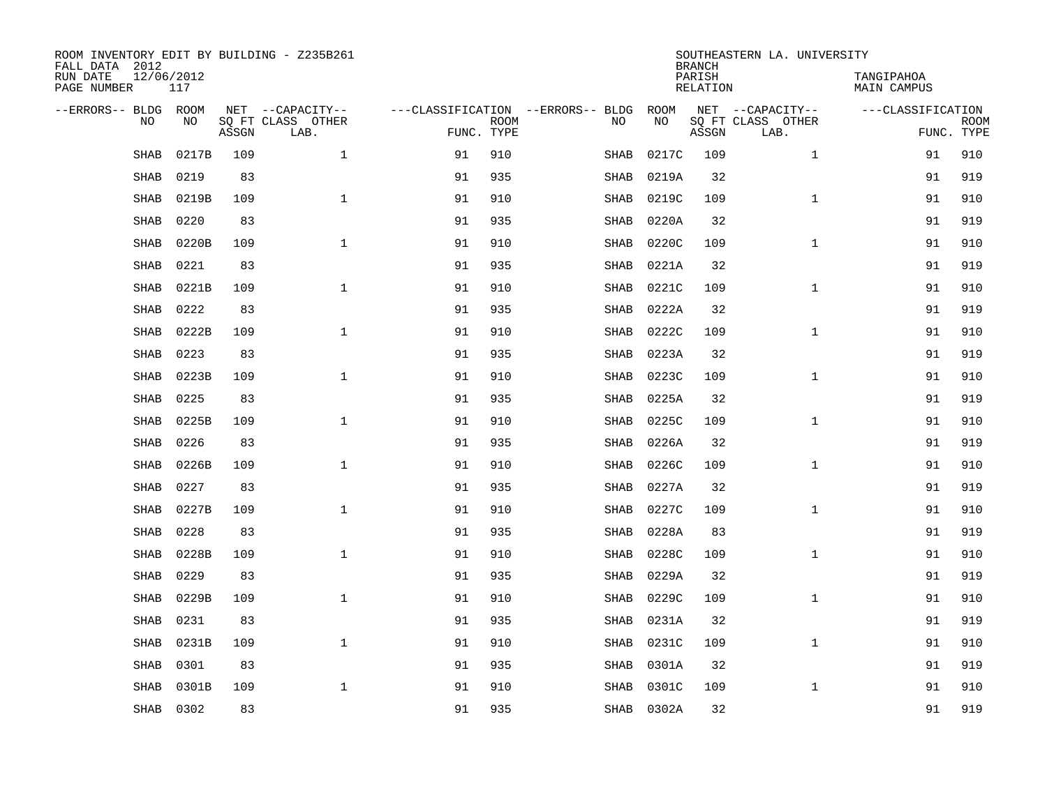ROOM INVENTORY EDIT BY BUILDING - Z235B261
FALL DATA 2012
RUN DATE 12/06/2012
PAGE NUMBER 117

SOUTHEASTERN LA. UNIVERSITY
BRANCH
PARISH TANGIPAHOA
RELATION MAIN CAMPUS

| --ERRORS-- | BLDG NO | ROOM NO | NET SQ FT ASSGN | --CAPACITY-- CLASS LAB. | OTHER | ---CLASSIFICATION FUNC. | ROOM TYPE | --ERRORS-- | BLDG NO | ROOM NO | NET SQ FT ASSGN | --CAPACITY-- CLASS LAB. | OTHER | ---CLASSIFICATION FUNC. | ROOM TYPE |
|---|---|---|---|---|---|---|---|---|---|---|---|---|---|---|---|
| | SHAB | 0217B | 109 | | 1 | 91 | 910 | | SHAB | 0217C | 109 | | 1 | 91 | 910 |
| | SHAB | 0219 | 83 | | | 91 | 935 | | SHAB | 0219A | 32 | | | 91 | 919 |
| | SHAB | 0219B | 109 | | 1 | 91 | 910 | | SHAB | 0219C | 109 | | 1 | 91 | 910 |
| | SHAB | 0220 | 83 | | | 91 | 935 | | SHAB | 0220A | 32 | | | 91 | 919 |
| | SHAB | 0220B | 109 | | 1 | 91 | 910 | | SHAB | 0220C | 109 | | 1 | 91 | 910 |
| | SHAB | 0221 | 83 | | | 91 | 935 | | SHAB | 0221A | 32 | | | 91 | 919 |
| | SHAB | 0221B | 109 | | 1 | 91 | 910 | | SHAB | 0221C | 109 | | 1 | 91 | 910 |
| | SHAB | 0222 | 83 | | | 91 | 935 | | SHAB | 0222A | 32 | | | 91 | 919 |
| | SHAB | 0222B | 109 | | 1 | 91 | 910 | | SHAB | 0222C | 109 | | 1 | 91 | 910 |
| | SHAB | 0223 | 83 | | | 91 | 935 | | SHAB | 0223A | 32 | | | 91 | 919 |
| | SHAB | 0223B | 109 | | 1 | 91 | 910 | | SHAB | 0223C | 109 | | 1 | 91 | 910 |
| | SHAB | 0225 | 83 | | | 91 | 935 | | SHAB | 0225A | 32 | | | 91 | 919 |
| | SHAB | 0225B | 109 | | 1 | 91 | 910 | | SHAB | 0225C | 109 | | 1 | 91 | 910 |
| | SHAB | 0226 | 83 | | | 91 | 935 | | SHAB | 0226A | 32 | | | 91 | 919 |
| | SHAB | 0226B | 109 | | 1 | 91 | 910 | | SHAB | 0226C | 109 | | 1 | 91 | 910 |
| | SHAB | 0227 | 83 | | | 91 | 935 | | SHAB | 0227A | 32 | | | 91 | 919 |
| | SHAB | 0227B | 109 | | 1 | 91 | 910 | | SHAB | 0227C | 109 | | 1 | 91 | 910 |
| | SHAB | 0228 | 83 | | | 91 | 935 | | SHAB | 0228A | 83 | | | 91 | 919 |
| | SHAB | 0228B | 109 | | 1 | 91 | 910 | | SHAB | 0228C | 109 | | 1 | 91 | 910 |
| | SHAB | 0229 | 83 | | | 91 | 935 | | SHAB | 0229A | 32 | | | 91 | 919 |
| | SHAB | 0229B | 109 | | 1 | 91 | 910 | | SHAB | 0229C | 109 | | 1 | 91 | 910 |
| | SHAB | 0231 | 83 | | | 91 | 935 | | SHAB | 0231A | 32 | | | 91 | 919 |
| | SHAB | 0231B | 109 | | 1 | 91 | 910 | | SHAB | 0231C | 109 | | 1 | 91 | 910 |
| | SHAB | 0301 | 83 | | | 91 | 935 | | SHAB | 0301A | 32 | | | 91 | 919 |
| | SHAB | 0301B | 109 | | 1 | 91 | 910 | | SHAB | 0301C | 109 | | 1 | 91 | 910 |
| | SHAB | 0302 | 83 | | | 91 | 935 | | SHAB | 0302A | 32 | | | 91 | 919 |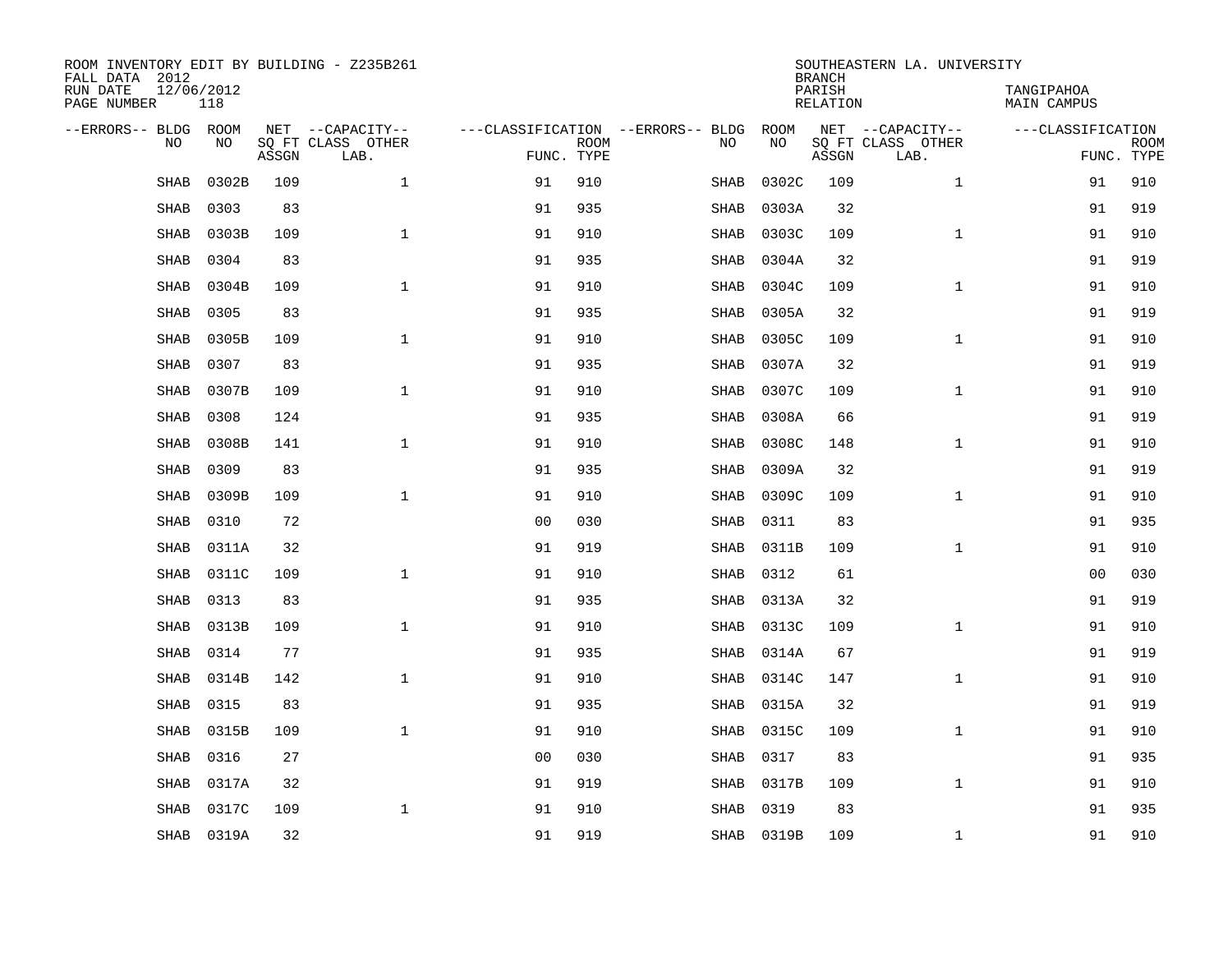ROOM INVENTORY EDIT BY BUILDING - Z235B261
FALL DATA 2012
RUN DATE 12/06/2012
PAGE NUMBER 118

SOUTHEASTERN LA. UNIVERSITY
BRANCH
PARISH TANGIPAHOA
RELATION MAIN CAMPUS

| --ERRORS-- | BLDG NO | ROOM NO | NET SQ FT ASSGN | --CAPACITY-- CLASS | LAB. | OTHER | ---CLASSIFICATION FUNC. | ROOM TYPE | --ERRORS-- | BLDG NO | ROOM NO | NET SQ FT ASSGN | --CAPACITY-- CLASS | LAB. | OTHER | ---CLASSIFICATION FUNC. | ROOM TYPE |
|---|---|---|---|---|---|---|---|---|---|---|---|---|---|---|---|---|---|
| | SHAB | 0302B | 109 | | | 1 | 91 | 910 | | SHAB | 0302C | 109 | | | 1 | 91 | 910 |
| | SHAB | 0303 | 83 | | | | 91 | 935 | | SHAB | 0303A | 32 | | | | 91 | 919 |
| | SHAB | 0303B | 109 | | | 1 | 91 | 910 | | SHAB | 0303C | 109 | | | 1 | 91 | 910 |
| | SHAB | 0304 | 83 | | | | 91 | 935 | | SHAB | 0304A | 32 | | | | 91 | 919 |
| | SHAB | 0304B | 109 | | | 1 | 91 | 910 | | SHAB | 0304C | 109 | | | 1 | 91 | 910 |
| | SHAB | 0305 | 83 | | | | 91 | 935 | | SHAB | 0305A | 32 | | | | 91 | 919 |
| | SHAB | 0305B | 109 | | | 1 | 91 | 910 | | SHAB | 0305C | 109 | | | 1 | 91 | 910 |
| | SHAB | 0307 | 83 | | | | 91 | 935 | | SHAB | 0307A | 32 | | | | 91 | 919 |
| | SHAB | 0307B | 109 | | | 1 | 91 | 910 | | SHAB | 0307C | 109 | | | 1 | 91 | 910 |
| | SHAB | 0308 | 124 | | | | 91 | 935 | | SHAB | 0308A | 66 | | | | 91 | 919 |
| | SHAB | 0308B | 141 | | | 1 | 91 | 910 | | SHAB | 0308C | 148 | | | 1 | 91 | 910 |
| | SHAB | 0309 | 83 | | | | 91 | 935 | | SHAB | 0309A | 32 | | | | 91 | 919 |
| | SHAB | 0309B | 109 | | | 1 | 91 | 910 | | SHAB | 0309C | 109 | | | 1 | 91 | 910 |
| | SHAB | 0310 | 72 | | | | 00 | 030 | | SHAB | 0311 | 83 | | | | 91 | 935 |
| | SHAB | 0311A | 32 | | | | 91 | 919 | | SHAB | 0311B | 109 | | | 1 | 91 | 910 |
| | SHAB | 0311C | 109 | | | 1 | 91 | 910 | | SHAB | 0312 | 61 | | | | 00 | 030 |
| | SHAB | 0313 | 83 | | | | 91 | 935 | | SHAB | 0313A | 32 | | | | 91 | 919 |
| | SHAB | 0313B | 109 | | | 1 | 91 | 910 | | SHAB | 0313C | 109 | | | 1 | 91 | 910 |
| | SHAB | 0314 | 77 | | | | 91 | 935 | | SHAB | 0314A | 67 | | | | 91 | 919 |
| | SHAB | 0314B | 142 | | | 1 | 91 | 910 | | SHAB | 0314C | 147 | | | 1 | 91 | 910 |
| | SHAB | 0315 | 83 | | | | 91 | 935 | | SHAB | 0315A | 32 | | | | 91 | 919 |
| | SHAB | 0315B | 109 | | | 1 | 91 | 910 | | SHAB | 0315C | 109 | | | 1 | 91 | 910 |
| | SHAB | 0316 | 27 | | | | 00 | 030 | | SHAB | 0317 | 83 | | | | 91 | 935 |
| | SHAB | 0317A | 32 | | | | 91 | 919 | | SHAB | 0317B | 109 | | | 1 | 91 | 910 |
| | SHAB | 0317C | 109 | | | 1 | 91 | 910 | | SHAB | 0319 | 83 | | | | 91 | 935 |
| | SHAB | 0319A | 32 | | | | 91 | 919 | | SHAB | 0319B | 109 | | | 1 | 91 | 910 |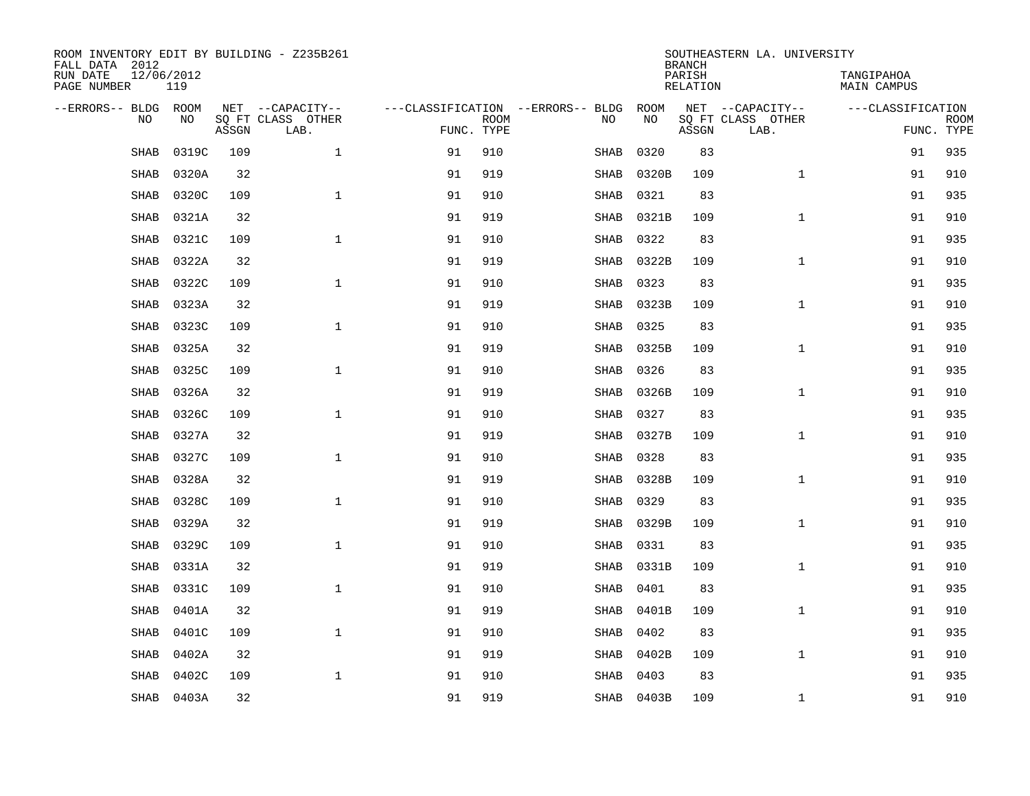ROOM INVENTORY EDIT BY BUILDING - Z235B261
FALL DATA 2012
RUN DATE 12/06/2012
PAGE NUMBER 119

SOUTHEASTERN LA. UNIVERSITY
BRANCH
PARISH TANGIPAHOA
RELATION MAIN CAMPUS

| --ERRORS-- | BLDG NO | ROOM NO | NET SQ FT ASSGN | --CAPACITY-- CLASS | OTHER LAB. | ---CLASSIFICATION FUNC. | ROOM TYPE | --ERRORS-- | BLDG NO | ROOM NO | NET SQ FT ASSGN | --CAPACITY-- CLASS | OTHER LAB. | ---CLASSIFICATION FUNC. | ROOM TYPE |
|---|---|---|---|---|---|---|---|---|---|---|---|---|---|---|---|
| | SHAB | 0319C | 109 | | 1 | 91 | 910 | | SHAB | 0320 | 83 | | | 91 | 935 |
| | SHAB | 0320A | 32 | | | 91 | 919 | | SHAB | 0320B | 109 | | 1 | 91 | 910 |
| | SHAB | 0320C | 109 | | 1 | 91 | 910 | | SHAB | 0321 | 83 | | | 91 | 935 |
| | SHAB | 0321A | 32 | | | 91 | 919 | | SHAB | 0321B | 109 | | 1 | 91 | 910 |
| | SHAB | 0321C | 109 | | 1 | 91 | 910 | | SHAB | 0322 | 83 | | | 91 | 935 |
| | SHAB | 0322A | 32 | | | 91 | 919 | | SHAB | 0322B | 109 | | 1 | 91 | 910 |
| | SHAB | 0322C | 109 | | 1 | 91 | 910 | | SHAB | 0323 | 83 | | | 91 | 935 |
| | SHAB | 0323A | 32 | | | 91 | 919 | | SHAB | 0323B | 109 | | 1 | 91 | 910 |
| | SHAB | 0323C | 109 | | 1 | 91 | 910 | | SHAB | 0325 | 83 | | | 91 | 935 |
| | SHAB | 0325A | 32 | | | 91 | 919 | | SHAB | 0325B | 109 | | 1 | 91 | 910 |
| | SHAB | 0325C | 109 | | 1 | 91 | 910 | | SHAB | 0326 | 83 | | | 91 | 935 |
| | SHAB | 0326A | 32 | | | 91 | 919 | | SHAB | 0326B | 109 | | 1 | 91 | 910 |
| | SHAB | 0326C | 109 | | 1 | 91 | 910 | | SHAB | 0327 | 83 | | | 91 | 935 |
| | SHAB | 0327A | 32 | | | 91 | 919 | | SHAB | 0327B | 109 | | 1 | 91 | 910 |
| | SHAB | 0327C | 109 | | 1 | 91 | 910 | | SHAB | 0328 | 83 | | | 91 | 935 |
| | SHAB | 0328A | 32 | | | 91 | 919 | | SHAB | 0328B | 109 | | 1 | 91 | 910 |
| | SHAB | 0328C | 109 | | 1 | 91 | 910 | | SHAB | 0329 | 83 | | | 91 | 935 |
| | SHAB | 0329A | 32 | | | 91 | 919 | | SHAB | 0329B | 109 | | 1 | 91 | 910 |
| | SHAB | 0329C | 109 | | 1 | 91 | 910 | | SHAB | 0331 | 83 | | | 91 | 935 |
| | SHAB | 0331A | 32 | | | 91 | 919 | | SHAB | 0331B | 109 | | 1 | 91 | 910 |
| | SHAB | 0331C | 109 | | 1 | 91 | 910 | | SHAB | 0401 | 83 | | | 91 | 935 |
| | SHAB | 0401A | 32 | | | 91 | 919 | | SHAB | 0401B | 109 | | 1 | 91 | 910 |
| | SHAB | 0401C | 109 | | 1 | 91 | 910 | | SHAB | 0402 | 83 | | | 91 | 935 |
| | SHAB | 0402A | 32 | | | 91 | 919 | | SHAB | 0402B | 109 | | 1 | 91 | 910 |
| | SHAB | 0402C | 109 | | 1 | 91 | 910 | | SHAB | 0403 | 83 | | | 91 | 935 |
| | SHAB | 0403A | 32 | | | 91 | 919 | | SHAB | 0403B | 109 | | 1 | 91 | 910 |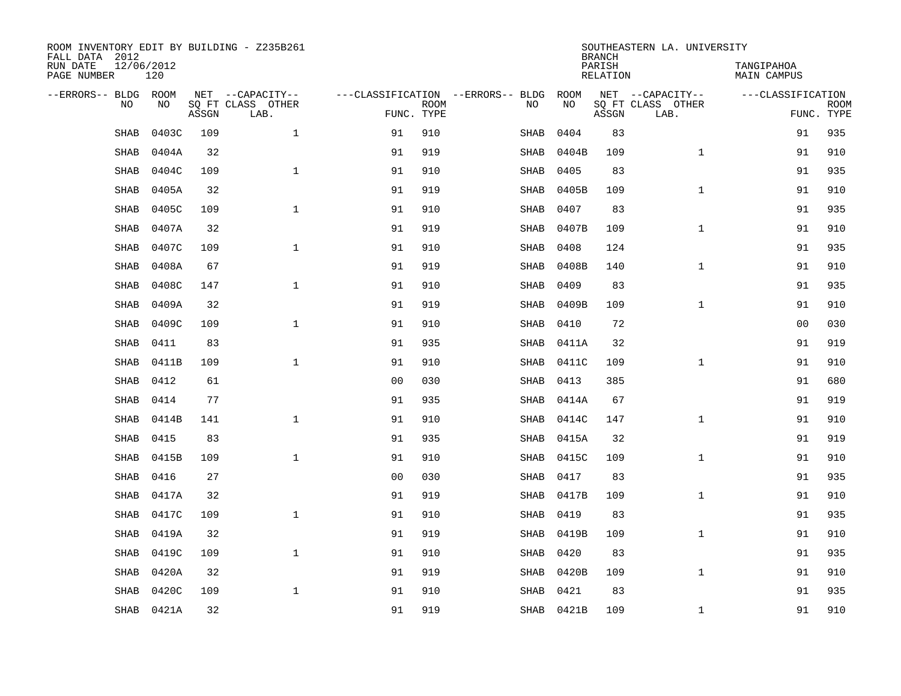ROOM INVENTORY EDIT BY BUILDING - Z235B261
FALL DATA 2012
RUN DATE 12/06/2012
PAGE NUMBER 120

SOUTHEASTERN LA. UNIVERSITY
BRANCH
PARISH TANGIPAHOA
RELATION MAIN CAMPUS

| --ERRORS-- | BLDG NO | ROOM NO | NET SQ FT ASSGN | --CAPACITY-- CLASS | OTHER LAB. | ---CLASSIFICATION FUNC. | ROOM TYPE | --ERRORS-- | BLDG NO | ROOM NO | NET SQ FT ASSGN | --CAPACITY-- CLASS | OTHER LAB. | ---CLASSIFICATION FUNC. | ROOM TYPE |
|---|---|---|---|---|---|---|---|---|---|---|---|---|---|---|---|
| | SHAB | 0403C | 109 | | 1 | 91 | 910 | | SHAB | 0404 | 83 | | | 91 | 935 |
| | SHAB | 0404A | 32 | | | 91 | 919 | | SHAB | 0404B | 109 | | 1 | 91 | 910 |
| | SHAB | 0404C | 109 | | 1 | 91 | 910 | | SHAB | 0405 | 83 | | | 91 | 935 |
| | SHAB | 0405A | 32 | | | 91 | 919 | | SHAB | 0405B | 109 | | 1 | 91 | 910 |
| | SHAB | 0405C | 109 | | 1 | 91 | 910 | | SHAB | 0407 | 83 | | | 91 | 935 |
| | SHAB | 0407A | 32 | | | 91 | 919 | | SHAB | 0407B | 109 | | 1 | 91 | 910 |
| | SHAB | 0407C | 109 | | 1 | 91 | 910 | | SHAB | 0408 | 124 | | | 91 | 935 |
| | SHAB | 0408A | 67 | | | 91 | 919 | | SHAB | 0408B | 140 | | 1 | 91 | 910 |
| | SHAB | 0408C | 147 | | 1 | 91 | 910 | | SHAB | 0409 | 83 | | | 91 | 935 |
| | SHAB | 0409A | 32 | | | 91 | 919 | | SHAB | 0409B | 109 | | 1 | 91 | 910 |
| | SHAB | 0409C | 109 | | 1 | 91 | 910 | | SHAB | 0410 | 72 | | | 00 | 030 |
| | SHAB | 0411 | 83 | | | 91 | 935 | | SHAB | 0411A | 32 | | | 91 | 919 |
| | SHAB | 0411B | 109 | | 1 | 91 | 910 | | SHAB | 0411C | 109 | | 1 | 91 | 910 |
| | SHAB | 0412 | 61 | | | 00 | 030 | | SHAB | 0413 | 385 | | | 91 | 680 |
| | SHAB | 0414 | 77 | | | 91 | 935 | | SHAB | 0414A | 67 | | | 91 | 919 |
| | SHAB | 0414B | 141 | | 1 | 91 | 910 | | SHAB | 0414C | 147 | | 1 | 91 | 910 |
| | SHAB | 0415 | 83 | | | 91 | 935 | | SHAB | 0415A | 32 | | | 91 | 919 |
| | SHAB | 0415B | 109 | | 1 | 91 | 910 | | SHAB | 0415C | 109 | | 1 | 91 | 910 |
| | SHAB | 0416 | 27 | | | 00 | 030 | | SHAB | 0417 | 83 | | | 91 | 935 |
| | SHAB | 0417A | 32 | | | 91 | 919 | | SHAB | 0417B | 109 | | 1 | 91 | 910 |
| | SHAB | 0417C | 109 | | 1 | 91 | 910 | | SHAB | 0419 | 83 | | | 91 | 935 |
| | SHAB | 0419A | 32 | | | 91 | 919 | | SHAB | 0419B | 109 | | 1 | 91 | 910 |
| | SHAB | 0419C | 109 | | 1 | 91 | 910 | | SHAB | 0420 | 83 | | | 91 | 935 |
| | SHAB | 0420A | 32 | | | 91 | 919 | | SHAB | 0420B | 109 | | 1 | 91 | 910 |
| | SHAB | 0420C | 109 | | 1 | 91 | 910 | | SHAB | 0421 | 83 | | | 91 | 935 |
| | SHAB | 0421A | 32 | | | 91 | 919 | | SHAB | 0421B | 109 | | 1 | 91 | 910 |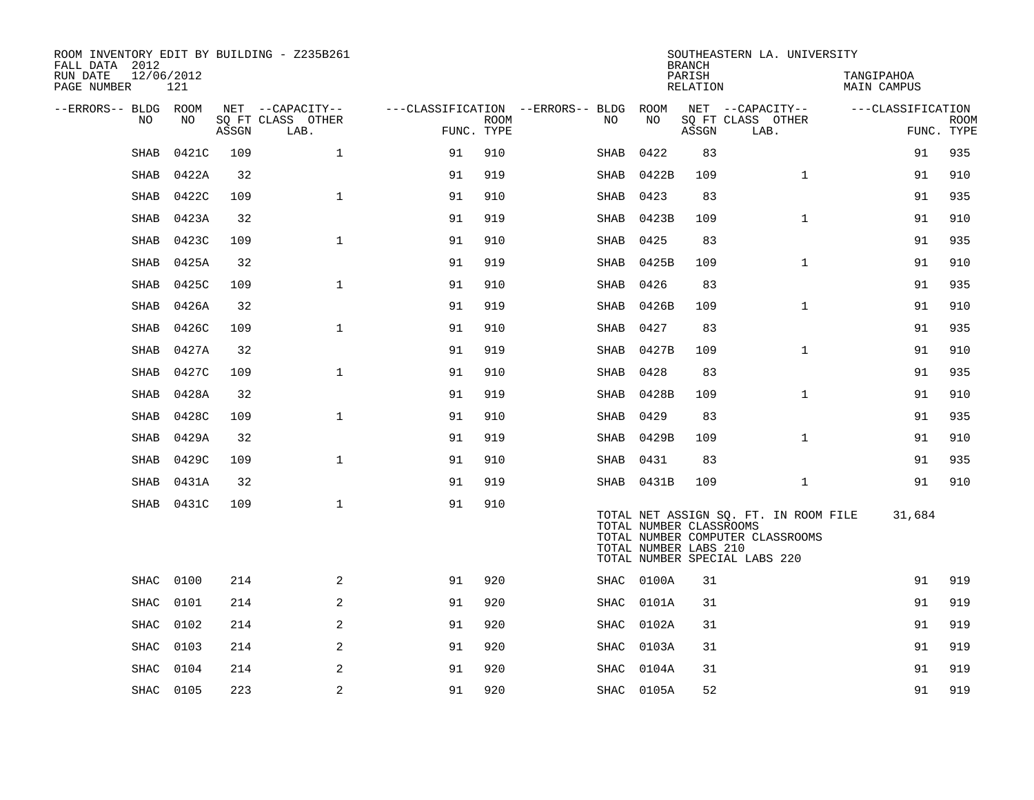ROOM INVENTORY EDIT BY BUILDING - Z235B261
FALL DATA 2012
RUN DATE 12/06/2012

SOUTHEASTERN LA. UNIVERSITY
BRANCH
PARISH TANGIPAHOA
RELATION MAIN CAMPUS

| --ERRORS-- | BLDG NO | ROOM NO | NET SQ FT ASSGN | --CAPACITY-- CLASS LAB. | OTHER | ---CLASSIFICATION FUNC. | ROOM TYPE | --ERRORS-- | BLDG NO | ROOM NO | NET SQ FT ASSGN | --CAPACITY-- CLASS LAB. | OTHER | ---CLASSIFICATION FUNC. | ROOM TYPE |
|---|---|---|---|---|---|---|---|---|---|---|---|---|---|---|---|
| | SHAB | 0421C | 109 | | 1 | 91 | 910 | | SHAB | 0422 | 83 | | | 91 | 935 |
| | SHAB | 0422A | 32 | | | 91 | 919 | | SHAB | 0422B | 109 | | 1 | 91 | 910 |
| | SHAB | 0422C | 109 | | 1 | 91 | 910 | | SHAB | 0423 | 83 | | | 91 | 935 |
| | SHAB | 0423A | 32 | | | 91 | 919 | | SHAB | 0423B | 109 | | 1 | 91 | 910 |
| | SHAB | 0423C | 109 | | 1 | 91 | 910 | | SHAB | 0425 | 83 | | | 91 | 935 |
| | SHAB | 0425A | 32 | | | 91 | 919 | | SHAB | 0425B | 109 | | 1 | 91 | 910 |
| | SHAB | 0425C | 109 | | 1 | 91 | 910 | | SHAB | 0426 | 83 | | | 91 | 935 |
| | SHAB | 0426A | 32 | | | 91 | 919 | | SHAB | 0426B | 109 | | 1 | 91 | 910 |
| | SHAB | 0426C | 109 | | 1 | 91 | 910 | | SHAB | 0427 | 83 | | | 91 | 935 |
| | SHAB | 0427A | 32 | | | 91 | 919 | | SHAB | 0427B | 109 | | 1 | 91 | 910 |
| | SHAB | 0427C | 109 | | 1 | 91 | 910 | | SHAB | 0428 | 83 | | | 91 | 935 |
| | SHAB | 0428A | 32 | | | 91 | 919 | | SHAB | 0428B | 109 | | 1 | 91 | 910 |
| | SHAB | 0428C | 109 | | 1 | 91 | 910 | | SHAB | 0429 | 83 | | | 91 | 935 |
| | SHAB | 0429A | 32 | | | 91 | 919 | | SHAB | 0429B | 109 | | 1 | 91 | 910 |
| | SHAB | 0429C | 109 | | 1 | 91 | 910 | | SHAB | 0431 | 83 | | | 91 | 935 |
| | SHAB | 0431A | 32 | | | 91 | 919 | | SHAB | 0431B | 109 | | 1 | 91 | 910 |
| | SHAB | 0431C | 109 | | 1 | 91 | 910 | | | | | | | | |

TOTAL NET ASSIGN SQ. FT. IN ROOM FILE 31,684
TOTAL NUMBER CLASSROOMS
TOTAL NUMBER COMPUTER CLASSROOMS
TOTAL NUMBER LABS 210
TOTAL NUMBER SPECIAL LABS 220

| --ERRORS-- | BLDG NO | ROOM NO | NET SQ FT ASSGN | --CAPACITY-- CLASS LAB. | OTHER | ---CLASSIFICATION FUNC. | ROOM TYPE | --ERRORS-- | BLDG NO | ROOM NO | NET SQ FT ASSGN | --CAPACITY-- CLASS LAB. | OTHER | ---CLASSIFICATION FUNC. | ROOM TYPE |
|---|---|---|---|---|---|---|---|---|---|---|---|---|---|---|---|
| | SHAC | 0100 | 214 | | 2 | 91 | 920 | | SHAC | 0100A | 31 | | | 91 | 919 |
| | SHAC | 0101 | 214 | | 2 | 91 | 920 | | SHAC | 0101A | 31 | | | 91 | 919 |
| | SHAC | 0102 | 214 | | 2 | 91 | 920 | | SHAC | 0102A | 31 | | | 91 | 919 |
| | SHAC | 0103 | 214 | | 2 | 91 | 920 | | SHAC | 0103A | 31 | | | 91 | 919 |
| | SHAC | 0104 | 214 | | 2 | 91 | 920 | | SHAC | 0104A | 31 | | | 91 | 919 |
| | SHAC | 0105 | 223 | | 2 | 91 | 920 | | SHAC | 0105A | 52 | | | 91 | 919 |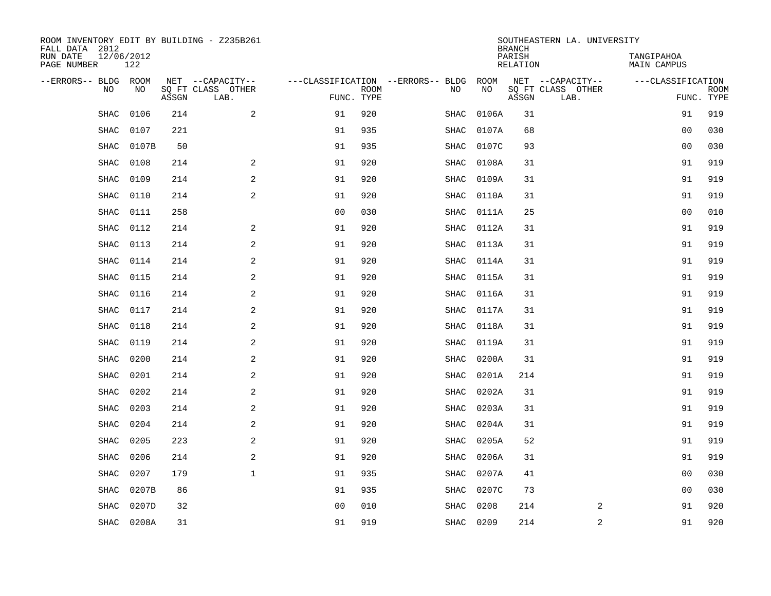ROOM INVENTORY EDIT BY BUILDING - Z235B261
FALL DATA 2012
RUN DATE 12/06/2012
PAGE NUMBER 122

SOUTHEASTERN LA. UNIVERSITY
BRANCH
PARISH TANGIPAHOA
RELATION MAIN CAMPUS

| --ERRORS-- | BLDG NO | ROOM NO | NET SQ FT ASSGN | CAPACITY CLASS LAB. | CAPACITY OTHER | CLASSIFICATION FUNC. | ROOM TYPE | --ERRORS-- | BLDG NO | ROOM NO | NET SQ FT ASSGN | CAPACITY CLASS LAB. | CAPACITY OTHER | CLASSIFICATION FUNC. | ROOM TYPE |
|---|---|---|---|---|---|---|---|---|---|---|---|---|---|---|---|
| | SHAC | 0106 | 214 | | 2 | 91 | 920 | | SHAC | 0106A | 31 | | | 91 | 919 |
| | SHAC | 0107 | 221 | | | 91 | 935 | | SHAC | 0107A | 68 | | | 00 | 030 |
| | SHAC | 0107B | 50 | | | 91 | 935 | | SHAC | 0107C | 93 | | | 00 | 030 |
| | SHAC | 0108 | 214 | | 2 | 91 | 920 | | SHAC | 0108A | 31 | | | 91 | 919 |
| | SHAC | 0109 | 214 | | 2 | 91 | 920 | | SHAC | 0109A | 31 | | | 91 | 919 |
| | SHAC | 0110 | 214 | | 2 | 91 | 920 | | SHAC | 0110A | 31 | | | 91 | 919 |
| | SHAC | 0111 | 258 | | | 00 | 030 | | SHAC | 0111A | 25 | | | 00 | 010 |
| | SHAC | 0112 | 214 | | 2 | 91 | 920 | | SHAC | 0112A | 31 | | | 91 | 919 |
| | SHAC | 0113 | 214 | | 2 | 91 | 920 | | SHAC | 0113A | 31 | | | 91 | 919 |
| | SHAC | 0114 | 214 | | 2 | 91 | 920 | | SHAC | 0114A | 31 | | | 91 | 919 |
| | SHAC | 0115 | 214 | | 2 | 91 | 920 | | SHAC | 0115A | 31 | | | 91 | 919 |
| | SHAC | 0116 | 214 | | 2 | 91 | 920 | | SHAC | 0116A | 31 | | | 91 | 919 |
| | SHAC | 0117 | 214 | | 2 | 91 | 920 | | SHAC | 0117A | 31 | | | 91 | 919 |
| | SHAC | 0118 | 214 | | 2 | 91 | 920 | | SHAC | 0118A | 31 | | | 91 | 919 |
| | SHAC | 0119 | 214 | | 2 | 91 | 920 | | SHAC | 0119A | 31 | | | 91 | 919 |
| | SHAC | 0200 | 214 | | 2 | 91 | 920 | | SHAC | 0200A | 31 | | | 91 | 919 |
| | SHAC | 0201 | 214 | | 2 | 91 | 920 | | SHAC | 0201A | 214 | | | 91 | 919 |
| | SHAC | 0202 | 214 | | 2 | 91 | 920 | | SHAC | 0202A | 31 | | | 91 | 919 |
| | SHAC | 0203 | 214 | | 2 | 91 | 920 | | SHAC | 0203A | 31 | | | 91 | 919 |
| | SHAC | 0204 | 214 | | 2 | 91 | 920 | | SHAC | 0204A | 31 | | | 91 | 919 |
| | SHAC | 0205 | 223 | | 2 | 91 | 920 | | SHAC | 0205A | 52 | | | 91 | 919 |
| | SHAC | 0206 | 214 | | 2 | 91 | 920 | | SHAC | 0206A | 31 | | | 91 | 919 |
| | SHAC | 0207 | 179 | | 1 | 91 | 935 | | SHAC | 0207A | 41 | | | 00 | 030 |
| | SHAC | 0207B | 86 | | | 91 | 935 | | SHAC | 0207C | 73 | | | 00 | 030 |
| | SHAC | 0207D | 32 | | | 00 | 010 | | SHAC | 0208 | 214 | | 2 | 91 | 920 |
| | SHAC | 0208A | 31 | | | 91 | 919 | | SHAC | 0209 | 214 | | 2 | 91 | 920 |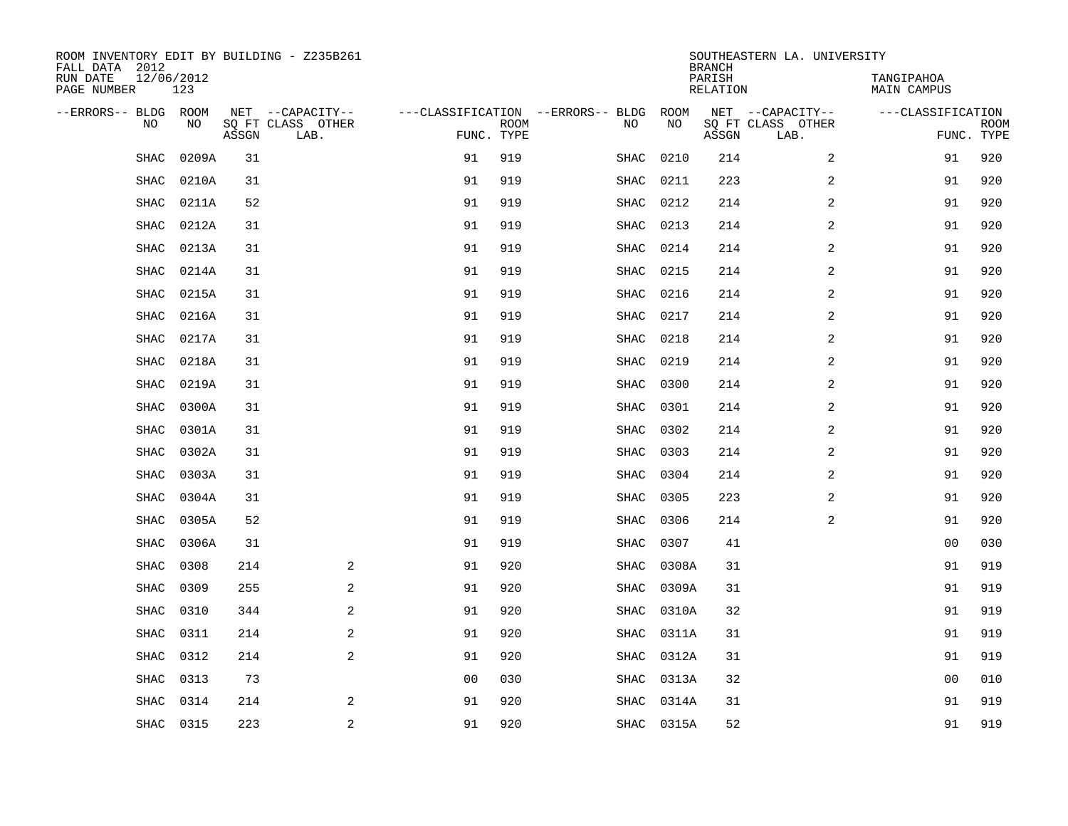ROOM INVENTORY EDIT BY BUILDING - Z235B261
FALL DATA 2012
RUN DATE 12/06/2012
PAGE NUMBER 123

SOUTHEASTERN LA. UNIVERSITY
BRANCH
PARISH TANGIPAHOA
RELATION MAIN CAMPUS

| --ERRORS-- | BLDG NO | ROOM NO | NET SQ FT ASSGN | --CAPACITY-- CLASS LAB. | OTHER | ---CLASSIFICATION FUNC. | ROOM TYPE | --ERRORS-- | BLDG NO | ROOM NO | NET SQ FT ASSGN | --CAPACITY-- CLASS LAB. | OTHER | ---CLASSIFICATION FUNC. | ROOM TYPE |
|---|---|---|---|---|---|---|---|---|---|---|---|---|---|---|---|
| | SHAC | 0209A | 31 | | | 91 | 919 | | SHAC | 0210 | 214 | | 2 | 91 | 920 |
| | SHAC | 0210A | 31 | | | 91 | 919 | | SHAC | 0211 | 223 | | 2 | 91 | 920 |
| | SHAC | 0211A | 52 | | | 91 | 919 | | SHAC | 0212 | 214 | | 2 | 91 | 920 |
| | SHAC | 0212A | 31 | | | 91 | 919 | | SHAC | 0213 | 214 | | 2 | 91 | 920 |
| | SHAC | 0213A | 31 | | | 91 | 919 | | SHAC | 0214 | 214 | | 2 | 91 | 920 |
| | SHAC | 0214A | 31 | | | 91 | 919 | | SHAC | 0215 | 214 | | 2 | 91 | 920 |
| | SHAC | 0215A | 31 | | | 91 | 919 | | SHAC | 0216 | 214 | | 2 | 91 | 920 |
| | SHAC | 0216A | 31 | | | 91 | 919 | | SHAC | 0217 | 214 | | 2 | 91 | 920 |
| | SHAC | 0217A | 31 | | | 91 | 919 | | SHAC | 0218 | 214 | | 2 | 91 | 920 |
| | SHAC | 0218A | 31 | | | 91 | 919 | | SHAC | 0219 | 214 | | 2 | 91 | 920 |
| | SHAC | 0219A | 31 | | | 91 | 919 | | SHAC | 0300 | 214 | | 2 | 91 | 920 |
| | SHAC | 0300A | 31 | | | 91 | 919 | | SHAC | 0301 | 214 | | 2 | 91 | 920 |
| | SHAC | 0301A | 31 | | | 91 | 919 | | SHAC | 0302 | 214 | | 2 | 91 | 920 |
| | SHAC | 0302A | 31 | | | 91 | 919 | | SHAC | 0303 | 214 | | 2 | 91 | 920 |
| | SHAC | 0303A | 31 | | | 91 | 919 | | SHAC | 0304 | 214 | | 2 | 91 | 920 |
| | SHAC | 0304A | 31 | | | 91 | 919 | | SHAC | 0305 | 223 | | 2 | 91 | 920 |
| | SHAC | 0305A | 52 | | | 91 | 919 | | SHAC | 0306 | 214 | | 2 | 91 | 920 |
| | SHAC | 0306A | 31 | | | 91 | 919 | | SHAC | 0307 | 41 | | | 00 | 030 |
| | SHAC | 0308 | 214 | | 2 | 91 | 920 | | SHAC | 0308A | 31 | | | 91 | 919 |
| | SHAC | 0309 | 255 | | 2 | 91 | 920 | | SHAC | 0309A | 31 | | | 91 | 919 |
| | SHAC | 0310 | 344 | | 2 | 91 | 920 | | SHAC | 0310A | 32 | | | 91 | 919 |
| | SHAC | 0311 | 214 | | 2 | 91 | 920 | | SHAC | 0311A | 31 | | | 91 | 919 |
| | SHAC | 0312 | 214 | | 2 | 91 | 920 | | SHAC | 0312A | 31 | | | 91 | 919 |
| | SHAC | 0313 | 73 | | | 00 | 030 | | SHAC | 0313A | 32 | | | 00 | 010 |
| | SHAC | 0314 | 214 | | 2 | 91 | 920 | | SHAC | 0314A | 31 | | | 91 | 919 |
| | SHAC | 0315 | 223 | | 2 | 91 | 920 | | SHAC | 0315A | 52 | | | 91 | 919 |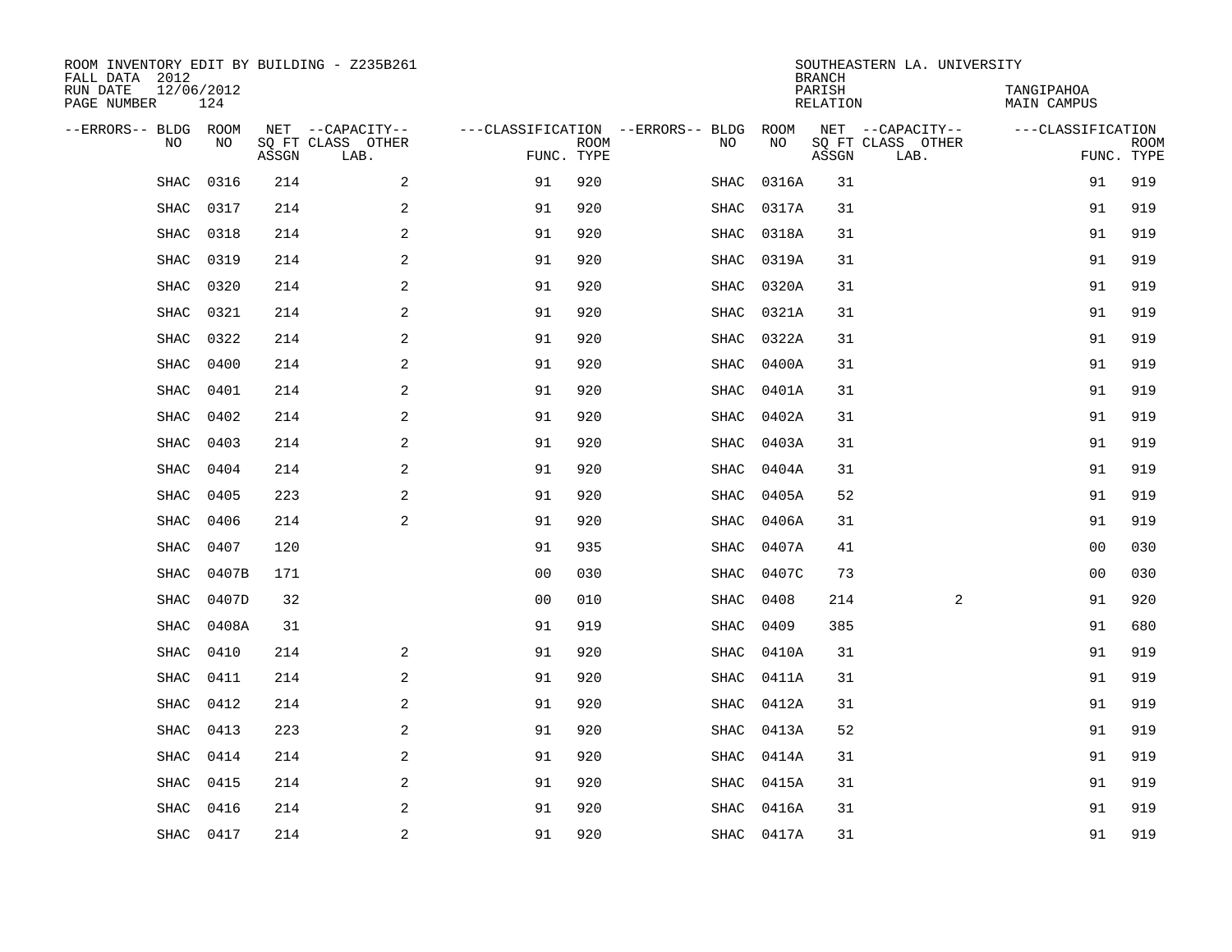ROOM INVENTORY EDIT BY BUILDING - Z235B261
FALL DATA 2012
RUN DATE 12/06/2012
PAGE NUMBER 124

SOUTHEASTERN LA. UNIVERSITY
BRANCH
PARISH TANGIPAHOA
RELATION MAIN CAMPUS

| --ERRORS-- | BLDG NO | ROOM NO | NET SQ FT ASSGN | --CAPACITY-- CLASS LAB. | OTHER | ---CLASSIFICATION FUNC. | ROOM TYPE | --ERRORS-- | BLDG NO | ROOM NO | NET SQ FT ASSGN | --CAPACITY-- CLASS LAB. | OTHER | ---CLASSIFICATION FUNC. | ROOM TYPE |
|---|---|---|---|---|---|---|---|---|---|---|---|---|---|---|---|
| | SHAC | 0316 | 214 | | 2 | 91 | 920 | | SHAC | 0316A | 31 | | | 91 | 919 |
| | SHAC | 0317 | 214 | | 2 | 91 | 920 | | SHAC | 0317A | 31 | | | 91 | 919 |
| | SHAC | 0318 | 214 | | 2 | 91 | 920 | | SHAC | 0318A | 31 | | | 91 | 919 |
| | SHAC | 0319 | 214 | | 2 | 91 | 920 | | SHAC | 0319A | 31 | | | 91 | 919 |
| | SHAC | 0320 | 214 | | 2 | 91 | 920 | | SHAC | 0320A | 31 | | | 91 | 919 |
| | SHAC | 0321 | 214 | | 2 | 91 | 920 | | SHAC | 0321A | 31 | | | 91 | 919 |
| | SHAC | 0322 | 214 | | 2 | 91 | 920 | | SHAC | 0322A | 31 | | | 91 | 919 |
| | SHAC | 0400 | 214 | | 2 | 91 | 920 | | SHAC | 0400A | 31 | | | 91 | 919 |
| | SHAC | 0401 | 214 | | 2 | 91 | 920 | | SHAC | 0401A | 31 | | | 91 | 919 |
| | SHAC | 0402 | 214 | | 2 | 91 | 920 | | SHAC | 0402A | 31 | | | 91 | 919 |
| | SHAC | 0403 | 214 | | 2 | 91 | 920 | | SHAC | 0403A | 31 | | | 91 | 919 |
| | SHAC | 0404 | 214 | | 2 | 91 | 920 | | SHAC | 0404A | 31 | | | 91 | 919 |
| | SHAC | 0405 | 223 | | 2 | 91 | 920 | | SHAC | 0405A | 52 | | | 91 | 919 |
| | SHAC | 0406 | 214 | | 2 | 91 | 920 | | SHAC | 0406A | 31 | | | 91 | 919 |
| | SHAC | 0407 | 120 | | | 91 | 935 | | SHAC | 0407A | 41 | | | 00 | 030 |
| | SHAC | 0407B | 171 | | | 00 | 030 | | SHAC | 0407C | 73 | | | 00 | 030 |
| | SHAC | 0407D | 32 | | | 00 | 010 | | SHAC | 0408 | 214 | | 2 | 91 | 920 |
| | SHAC | 0408A | 31 | | | 91 | 919 | | SHAC | 0409 | 385 | | | 91 | 680 |
| | SHAC | 0410 | 214 | | 2 | 91 | 920 | | SHAC | 0410A | 31 | | | 91 | 919 |
| | SHAC | 0411 | 214 | | 2 | 91 | 920 | | SHAC | 0411A | 31 | | | 91 | 919 |
| | SHAC | 0412 | 214 | | 2 | 91 | 920 | | SHAC | 0412A | 31 | | | 91 | 919 |
| | SHAC | 0413 | 223 | | 2 | 91 | 920 | | SHAC | 0413A | 52 | | | 91 | 919 |
| | SHAC | 0414 | 214 | | 2 | 91 | 920 | | SHAC | 0414A | 31 | | | 91 | 919 |
| | SHAC | 0415 | 214 | | 2 | 91 | 920 | | SHAC | 0415A | 31 | | | 91 | 919 |
| | SHAC | 0416 | 214 | | 2 | 91 | 920 | | SHAC | 0416A | 31 | | | 91 | 919 |
| | SHAC | 0417 | 214 | | 2 | 91 | 920 | | SHAC | 0417A | 31 | | | 91 | 919 |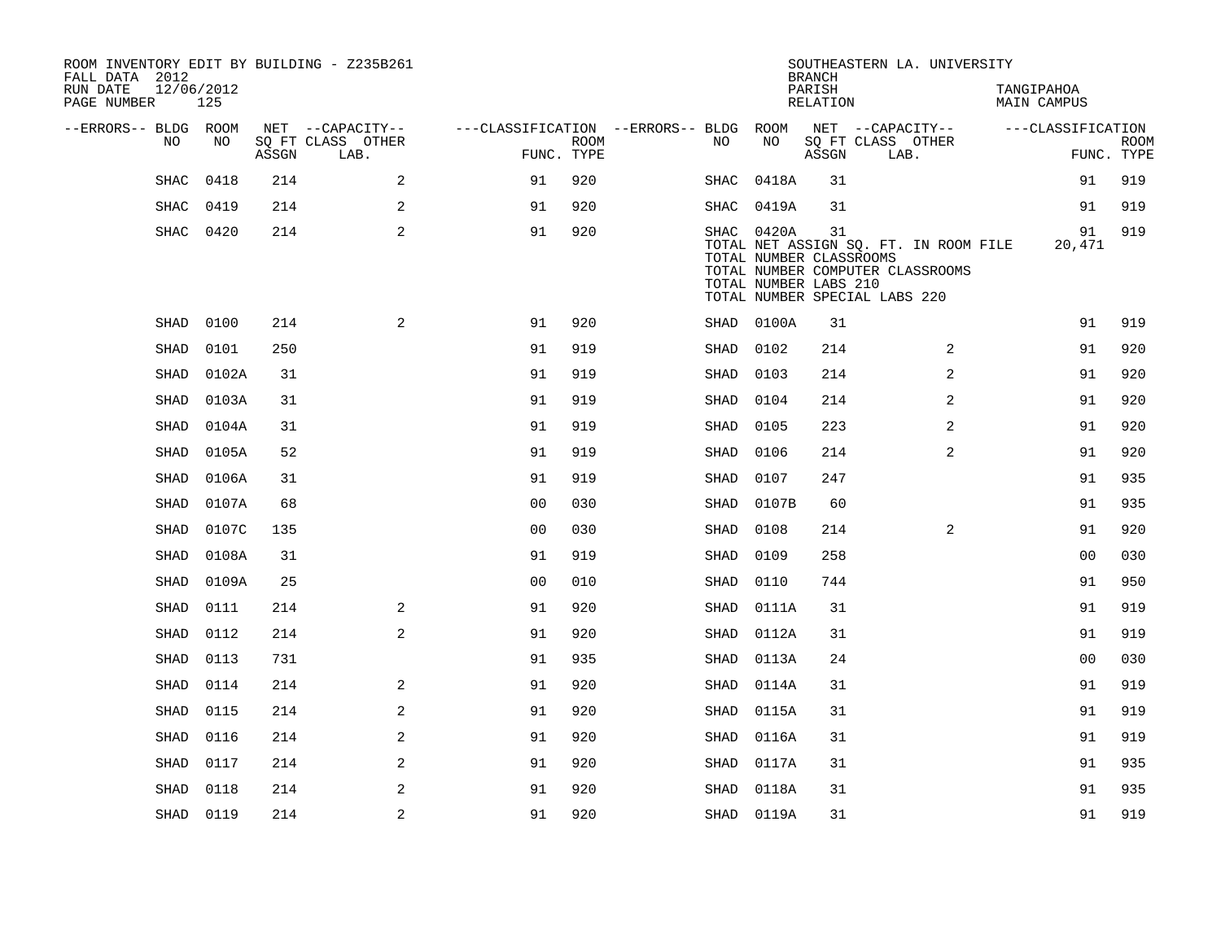ROOM INVENTORY EDIT BY BUILDING - Z235B261
FALL DATA 2012
RUN DATE 12/06/2012
PAGE NUMBER 125

SOUTHEASTERN LA. UNIVERSITY
BRANCH
PARISH TANGIPAHOA
RELATION MAIN CAMPUS

| --ERRORS-- | BLDG NO | ROOM NO | NET SQ FT ASSGN | --CAPACITY-- CLASS | OTHER LAB. | ---CLASSIFICATION FUNC. | ROOM TYPE | --ERRORS-- | BLDG NO | ROOM NO | NET SQ FT ASSGN | --CAPACITY-- CLASS | OTHER LAB. | ---CLASSIFICATION FUNC. | ROOM TYPE |
|---|---|---|---|---|---|---|---|---|---|---|---|---|---|---|---|
| | SHAC | 0418 | 214 | | 2 | 91 | 920 | | SHAC | 0418A | 31 | | | 91 | 919 |
| | SHAC | 0419 | 214 | | 2 | 91 | 920 | | SHAC | 0419A | 31 | | | 91 | 919 |
| | SHAC | 0420 | 214 | | 2 | 91 | 920 | | SHAC | 0420A | 31 | | | 91 | 919 |
| | | | | | | | | | TOTAL NET ASSIGN SQ. FT. IN ROOM FILE | | | | | 20,471 | |
| | | | | | | | | | TOTAL NUMBER CLASSROOMS | | | | | | |
| | | | | | | | | | TOTAL NUMBER COMPUTER CLASSROOMS | | | | | | |
| | | | | | | | | | TOTAL NUMBER LABS 210 | | | | | | |
| | | | | | | | | | TOTAL NUMBER SPECIAL LABS 220 | | | | | | |
| | SHAD | 0100 | 214 | | 2 | 91 | 920 | | SHAD | 0100A | 31 | | | 91 | 919 |
| | SHAD | 0101 | 250 | | | 91 | 919 | | SHAD | 0102 | 214 | | 2 | 91 | 920 |
| | SHAD | 0102A | 31 | | | 91 | 919 | | SHAD | 0103 | 214 | | 2 | 91 | 920 |
| | SHAD | 0103A | 31 | | | 91 | 919 | | SHAD | 0104 | 214 | | 2 | 91 | 920 |
| | SHAD | 0104A | 31 | | | 91 | 919 | | SHAD | 0105 | 223 | | 2 | 91 | 920 |
| | SHAD | 0105A | 52 | | | 91 | 919 | | SHAD | 0106 | 214 | | 2 | 91 | 920 |
| | SHAD | 0106A | 31 | | | 91 | 919 | | SHAD | 0107 | 247 | | | 91 | 935 |
| | SHAD | 0107A | 68 | | | 00 | 030 | | SHAD | 0107B | 60 | | | 91 | 935 |
| | SHAD | 0107C | 135 | | | 00 | 030 | | SHAD | 0108 | 214 | | 2 | 91 | 920 |
| | SHAD | 0108A | 31 | | | 91 | 919 | | SHAD | 0109 | 258 | | | 00 | 030 |
| | SHAD | 0109A | 25 | | | 00 | 010 | | SHAD | 0110 | 744 | | | 91 | 950 |
| | SHAD | 0111 | 214 | | 2 | 91 | 920 | | SHAD | 0111A | 31 | | | 91 | 919 |
| | SHAD | 0112 | 214 | | 2 | 91 | 920 | | SHAD | 0112A | 31 | | | 91 | 919 |
| | SHAD | 0113 | 731 | | | 91 | 935 | | SHAD | 0113A | 24 | | | 00 | 030 |
| | SHAD | 0114 | 214 | | 2 | 91 | 920 | | SHAD | 0114A | 31 | | | 91 | 919 |
| | SHAD | 0115 | 214 | | 2 | 91 | 920 | | SHAD | 0115A | 31 | | | 91 | 919 |
| | SHAD | 0116 | 214 | | 2 | 91 | 920 | | SHAD | 0116A | 31 | | | 91 | 919 |
| | SHAD | 0117 | 214 | | 2 | 91 | 920 | | SHAD | 0117A | 31 | | | 91 | 935 |
| | SHAD | 0118 | 214 | | 2 | 91 | 920 | | SHAD | 0118A | 31 | | | 91 | 935 |
| | SHAD | 0119 | 214 | | 2 | 91 | 920 | | SHAD | 0119A | 31 | | | 91 | 919 |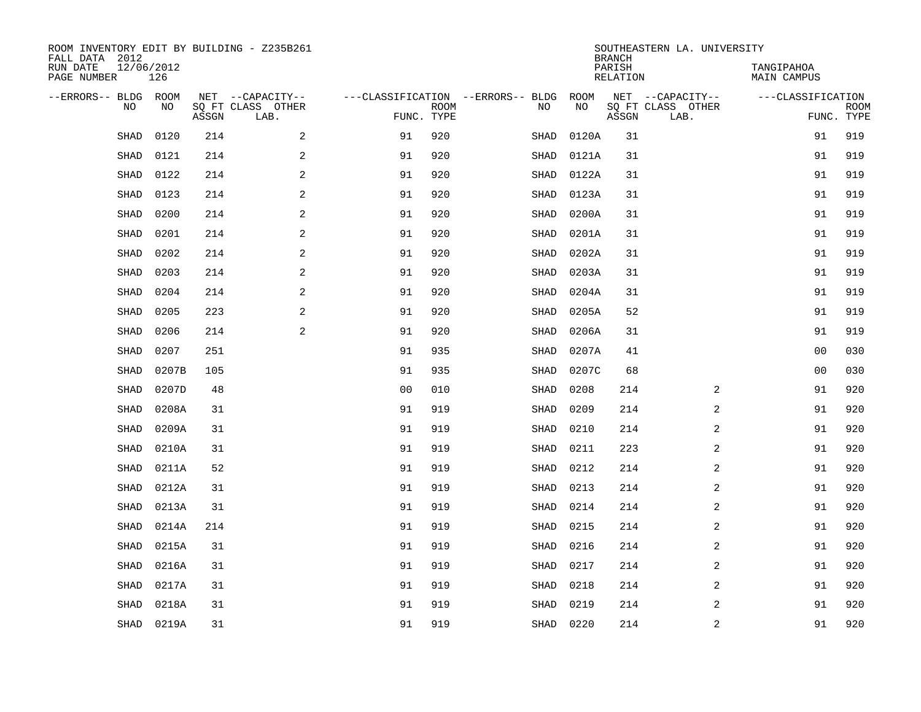ROOM INVENTORY EDIT BY BUILDING - Z235B261
FALL DATA 2012
RUN DATE 12/06/2012
PAGE NUMBER 126

SOUTHEASTERN LA. UNIVERSITY
BRANCH
PARISH TANGIPAHOA
RELATION MAIN CAMPUS

| --ERRORS-- | BLDG NO | ROOM NO | NET SQ FT ASSGN | --CAPACITY-- CLASS LAB. | OTHER | ---CLASSIFICATION FUNC. | ROOM TYPE | --ERRORS-- | BLDG NO | ROOM NO | NET SQ FT ASSGN | --CAPACITY-- CLASS LAB. | OTHER | ---CLASSIFICATION FUNC. | ROOM TYPE |
|---|---|---|---|---|---|---|---|---|---|---|---|---|---|---|---|
| | SHAD | 0120 | 214 | | 2 | 91 | 920 | | SHAD | 0120A | 31 | | | 91 | 919 |
| | SHAD | 0121 | 214 | | 2 | 91 | 920 | | SHAD | 0121A | 31 | | | 91 | 919 |
| | SHAD | 0122 | 214 | | 2 | 91 | 920 | | SHAD | 0122A | 31 | | | 91 | 919 |
| | SHAD | 0123 | 214 | | 2 | 91 | 920 | | SHAD | 0123A | 31 | | | 91 | 919 |
| | SHAD | 0200 | 214 | | 2 | 91 | 920 | | SHAD | 0200A | 31 | | | 91 | 919 |
| | SHAD | 0201 | 214 | | 2 | 91 | 920 | | SHAD | 0201A | 31 | | | 91 | 919 |
| | SHAD | 0202 | 214 | | 2 | 91 | 920 | | SHAD | 0202A | 31 | | | 91 | 919 |
| | SHAD | 0203 | 214 | | 2 | 91 | 920 | | SHAD | 0203A | 31 | | | 91 | 919 |
| | SHAD | 0204 | 214 | | 2 | 91 | 920 | | SHAD | 0204A | 31 | | | 91 | 919 |
| | SHAD | 0205 | 223 | | 2 | 91 | 920 | | SHAD | 0205A | 52 | | | 91 | 919 |
| | SHAD | 0206 | 214 | | 2 | 91 | 920 | | SHAD | 0206A | 31 | | | 91 | 919 |
| | SHAD | 0207 | 251 | | | 91 | 935 | | SHAD | 0207A | 41 | | | 00 | 030 |
| | SHAD | 0207B | 105 | | | 91 | 935 | | SHAD | 0207C | 68 | | | 00 | 030 |
| | SHAD | 0207D | 48 | | | 00 | 010 | | SHAD | 0208 | 214 | | 2 | 91 | 920 |
| | SHAD | 0208A | 31 | | | 91 | 919 | | SHAD | 0209 | 214 | | 2 | 91 | 920 |
| | SHAD | 0209A | 31 | | | 91 | 919 | | SHAD | 0210 | 214 | | 2 | 91 | 920 |
| | SHAD | 0210A | 31 | | | 91 | 919 | | SHAD | 0211 | 223 | | 2 | 91 | 920 |
| | SHAD | 0211A | 52 | | | 91 | 919 | | SHAD | 0212 | 214 | | 2 | 91 | 920 |
| | SHAD | 0212A | 31 | | | 91 | 919 | | SHAD | 0213 | 214 | | 2 | 91 | 920 |
| | SHAD | 0213A | 31 | | | 91 | 919 | | SHAD | 0214 | 214 | | 2 | 91 | 920 |
| | SHAD | 0214A | 214 | | | 91 | 919 | | SHAD | 0215 | 214 | | 2 | 91 | 920 |
| | SHAD | 0215A | 31 | | | 91 | 919 | | SHAD | 0216 | 214 | | 2 | 91 | 920 |
| | SHAD | 0216A | 31 | | | 91 | 919 | | SHAD | 0217 | 214 | | 2 | 91 | 920 |
| | SHAD | 0217A | 31 | | | 91 | 919 | | SHAD | 0218 | 214 | | 2 | 91 | 920 |
| | SHAD | 0218A | 31 | | | 91 | 919 | | SHAD | 0219 | 214 | | 2 | 91 | 920 |
| | SHAD | 0219A | 31 | | | 91 | 919 | | SHAD | 0220 | 214 | | 2 | 91 | 920 |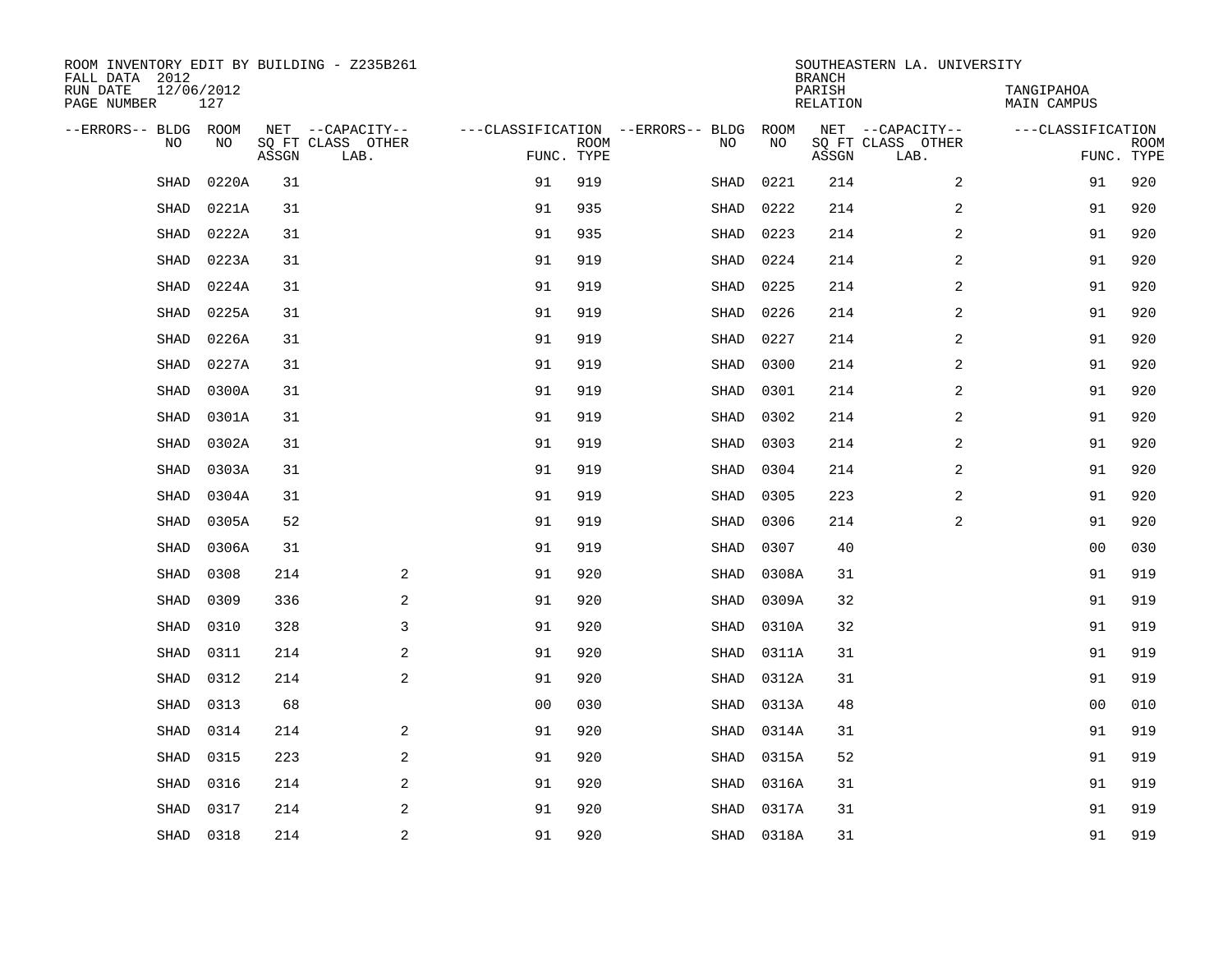ROOM INVENTORY EDIT BY BUILDING - Z235B261
FALL DATA 2012
RUN DATE 12/06/2012
PAGE NUMBER 127

SOUTHEASTERN LA. UNIVERSITY
BRANCH
PARISH TANGIPAHOA
RELATION MAIN CAMPUS

| --ERRORS-- | BLDG NO | ROOM NO | NET SQ FT ASSGN | --CAPACITY-- CLASS LAB. | OTHER | ---CLASSIFICATION FUNC. | ROOM TYPE | --ERRORS-- | BLDG NO | ROOM NO | NET SQ FT ASSGN | --CAPACITY-- CLASS LAB. | OTHER | ---CLASSIFICATION FUNC. | ROOM TYPE |
|---|---|---|---|---|---|---|---|---|---|---|---|---|---|---|---|
| | SHAD | 0220A | 31 | | | 91 | 919 | | SHAD | 0221 | 214 | | 2 | 91 | 920 |
| | SHAD | 0221A | 31 | | | 91 | 935 | | SHAD | 0222 | 214 | | 2 | 91 | 920 |
| | SHAD | 0222A | 31 | | | 91 | 935 | | SHAD | 0223 | 214 | | 2 | 91 | 920 |
| | SHAD | 0223A | 31 | | | 91 | 919 | | SHAD | 0224 | 214 | | 2 | 91 | 920 |
| | SHAD | 0224A | 31 | | | 91 | 919 | | SHAD | 0225 | 214 | | 2 | 91 | 920 |
| | SHAD | 0225A | 31 | | | 91 | 919 | | SHAD | 0226 | 214 | | 2 | 91 | 920 |
| | SHAD | 0226A | 31 | | | 91 | 919 | | SHAD | 0227 | 214 | | 2 | 91 | 920 |
| | SHAD | 0227A | 31 | | | 91 | 919 | | SHAD | 0300 | 214 | | 2 | 91 | 920 |
| | SHAD | 0300A | 31 | | | 91 | 919 | | SHAD | 0301 | 214 | | 2 | 91 | 920 |
| | SHAD | 0301A | 31 | | | 91 | 919 | | SHAD | 0302 | 214 | | 2 | 91 | 920 |
| | SHAD | 0302A | 31 | | | 91 | 919 | | SHAD | 0303 | 214 | | 2 | 91 | 920 |
| | SHAD | 0303A | 31 | | | 91 | 919 | | SHAD | 0304 | 214 | | 2 | 91 | 920 |
| | SHAD | 0304A | 31 | | | 91 | 919 | | SHAD | 0305 | 223 | | 2 | 91 | 920 |
| | SHAD | 0305A | 52 | | | 91 | 919 | | SHAD | 0306 | 214 | | 2 | 91 | 920 |
| | SHAD | 0306A | 31 | | | 91 | 919 | | SHAD | 0307 | 40 | | | 00 | 030 |
| | SHAD | 0308 | 214 | | 2 | 91 | 920 | | SHAD | 0308A | 31 | | | 91 | 919 |
| | SHAD | 0309 | 336 | | 2 | 91 | 920 | | SHAD | 0309A | 32 | | | 91 | 919 |
| | SHAD | 0310 | 328 | | 3 | 91 | 920 | | SHAD | 0310A | 32 | | | 91 | 919 |
| | SHAD | 0311 | 214 | | 2 | 91 | 920 | | SHAD | 0311A | 31 | | | 91 | 919 |
| | SHAD | 0312 | 214 | | 2 | 91 | 920 | | SHAD | 0312A | 31 | | | 91 | 919 |
| | SHAD | 0313 | 68 | | | 00 | 030 | | SHAD | 0313A | 48 | | | 00 | 010 |
| | SHAD | 0314 | 214 | | 2 | 91 | 920 | | SHAD | 0314A | 31 | | | 91 | 919 |
| | SHAD | 0315 | 223 | | 2 | 91 | 920 | | SHAD | 0315A | 52 | | | 91 | 919 |
| | SHAD | 0316 | 214 | | 2 | 91 | 920 | | SHAD | 0316A | 31 | | | 91 | 919 |
| | SHAD | 0317 | 214 | | 2 | 91 | 920 | | SHAD | 0317A | 31 | | | 91 | 919 |
| | SHAD | 0318 | 214 | | 2 | 91 | 920 | | SHAD | 0318A | 31 | | | 91 | 919 |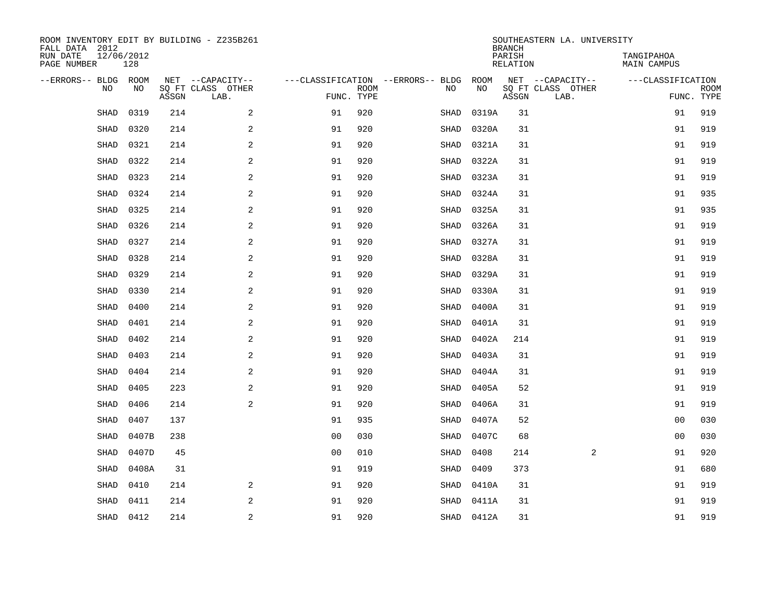ROOM INVENTORY EDIT BY BUILDING - Z235B261
FALL DATA 2012
RUN DATE 12/06/2012
PAGE NUMBER 128

SOUTHEASTERN LA. UNIVERSITY
BRANCH
PARISH TANGIPAHOA
RELATION MAIN CAMPUS

| --ERRORS-- | BLDG NO | ROOM NO | NET SQ FT ASSGN | --CAPACITY-- CLASS | OTHER LAB. | ---CLASSIFICATION FUNC. | ROOM TYPE | --ERRORS-- | BLDG NO | ROOM NO | NET SQ FT ASSGN | --CAPACITY-- CLASS | OTHER LAB. | ---CLASSIFICATION FUNC. | ROOM TYPE |
|---|---|---|---|---|---|---|---|---|---|---|---|---|---|---|---|
| | SHAD | 0319 | 214 | | 2 | 91 | 920 | | SHAD | 0319A | 31 | | | 91 | 919 |
| | SHAD | 0320 | 214 | | 2 | 91 | 920 | | SHAD | 0320A | 31 | | | 91 | 919 |
| | SHAD | 0321 | 214 | | 2 | 91 | 920 | | SHAD | 0321A | 31 | | | 91 | 919 |
| | SHAD | 0322 | 214 | | 2 | 91 | 920 | | SHAD | 0322A | 31 | | | 91 | 919 |
| | SHAD | 0323 | 214 | | 2 | 91 | 920 | | SHAD | 0323A | 31 | | | 91 | 919 |
| | SHAD | 0324 | 214 | | 2 | 91 | 920 | | SHAD | 0324A | 31 | | | 91 | 935 |
| | SHAD | 0325 | 214 | | 2 | 91 | 920 | | SHAD | 0325A | 31 | | | 91 | 935 |
| | SHAD | 0326 | 214 | | 2 | 91 | 920 | | SHAD | 0326A | 31 | | | 91 | 919 |
| | SHAD | 0327 | 214 | | 2 | 91 | 920 | | SHAD | 0327A | 31 | | | 91 | 919 |
| | SHAD | 0328 | 214 | | 2 | 91 | 920 | | SHAD | 0328A | 31 | | | 91 | 919 |
| | SHAD | 0329 | 214 | | 2 | 91 | 920 | | SHAD | 0329A | 31 | | | 91 | 919 |
| | SHAD | 0330 | 214 | | 2 | 91 | 920 | | SHAD | 0330A | 31 | | | 91 | 919 |
| | SHAD | 0400 | 214 | | 2 | 91 | 920 | | SHAD | 0400A | 31 | | | 91 | 919 |
| | SHAD | 0401 | 214 | | 2 | 91 | 920 | | SHAD | 0401A | 31 | | | 91 | 919 |
| | SHAD | 0402 | 214 | | 2 | 91 | 920 | | SHAD | 0402A | 214 | | | 91 | 919 |
| | SHAD | 0403 | 214 | | 2 | 91 | 920 | | SHAD | 0403A | 31 | | | 91 | 919 |
| | SHAD | 0404 | 214 | | 2 | 91 | 920 | | SHAD | 0404A | 31 | | | 91 | 919 |
| | SHAD | 0405 | 223 | | 2 | 91 | 920 | | SHAD | 0405A | 52 | | | 91 | 919 |
| | SHAD | 0406 | 214 | | 2 | 91 | 920 | | SHAD | 0406A | 31 | | | 91 | 919 |
| | SHAD | 0407 | 137 | | | 91 | 935 | | SHAD | 0407A | 52 | | | 00 | 030 |
| | SHAD | 0407B | 238 | | | 00 | 030 | | SHAD | 0407C | 68 | | | 00 | 030 |
| | SHAD | 0407D | 45 | | | 00 | 010 | | SHAD | 0408 | 214 | | 2 | 91 | 920 |
| | SHAD | 0408A | 31 | | | 91 | 919 | | SHAD | 0409 | 373 | | | 91 | 680 |
| | SHAD | 0410 | 214 | | 2 | 91 | 920 | | SHAD | 0410A | 31 | | | 91 | 919 |
| | SHAD | 0411 | 214 | | 2 | 91 | 920 | | SHAD | 0411A | 31 | | | 91 | 919 |
| | SHAD | 0412 | 214 | | 2 | 91 | 920 | | SHAD | 0412A | 31 | | | 91 | 919 |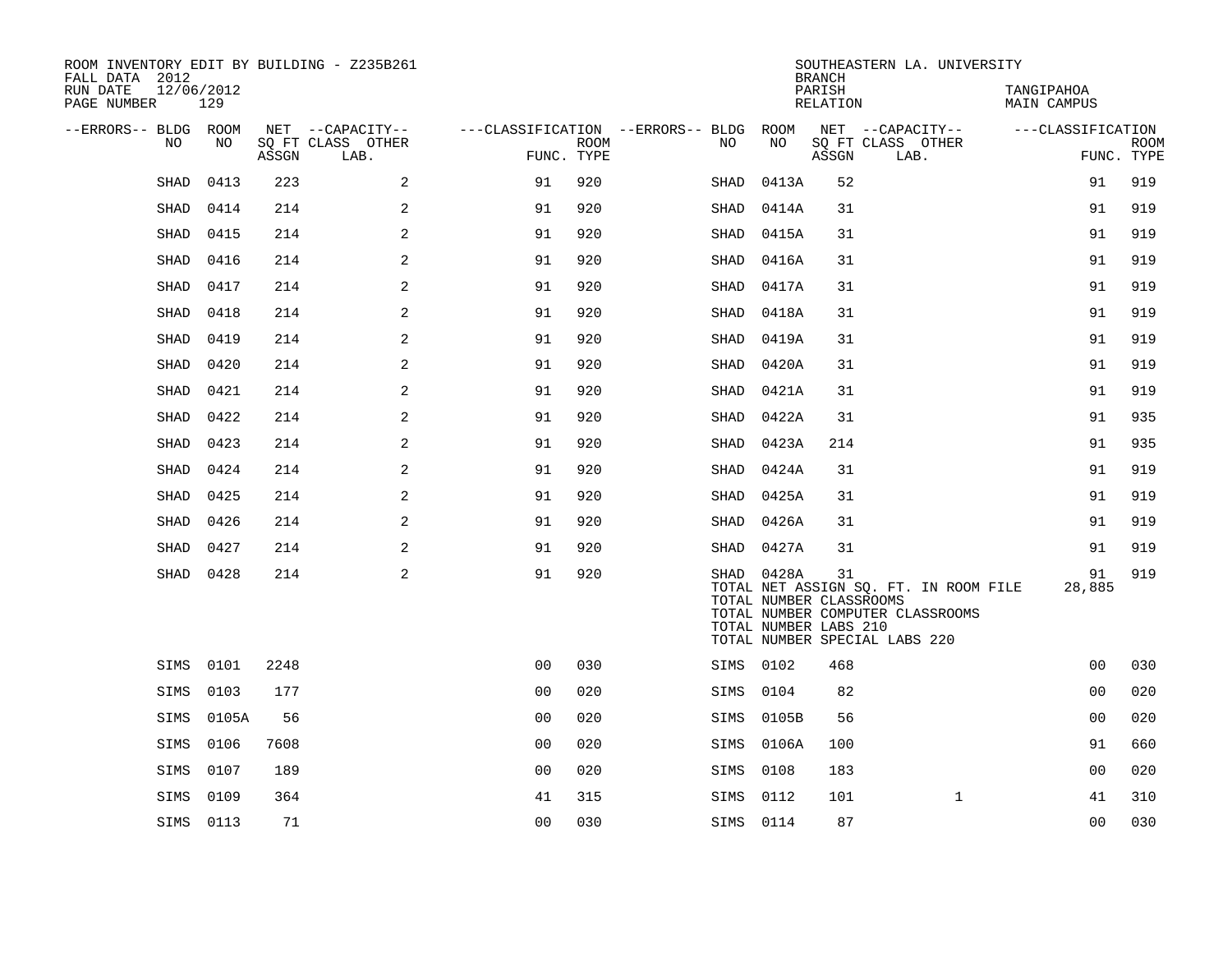ROOM INVENTORY EDIT BY BUILDING - Z235B261
FALL DATA 2012
RUN DATE 12/06/2012
PAGE NUMBER 129

SOUTHEASTERN LA. UNIVERSITY
BRANCH
PARISH TANGIPAHOA
RELATION MAIN CAMPUS

| --ERRORS-- | BLDG NO | ROOM NO | NET SQ FT ASSGN | --CAPACITY-- CLASS LAB. | OTHER | ---CLASSIFICATION FUNC. | ROOM TYPE | --ERRORS-- | BLDG NO | ROOM NO | NET SQ FT ASSGN | --CAPACITY-- CLASS LAB. | OTHER | ---CLASSIFICATION FUNC. | ROOM TYPE |
|---|---|---|---|---|---|---|---|---|---|---|---|---|---|---|---|
| | SHAD | 0413 | 223 | | 2 | 91 | 920 | | SHAD | 0413A | 52 | | | 91 | 919 |
| | SHAD | 0414 | 214 | | 2 | 91 | 920 | | SHAD | 0414A | 31 | | | 91 | 919 |
| | SHAD | 0415 | 214 | | 2 | 91 | 920 | | SHAD | 0415A | 31 | | | 91 | 919 |
| | SHAD | 0416 | 214 | | 2 | 91 | 920 | | SHAD | 0416A | 31 | | | 91 | 919 |
| | SHAD | 0417 | 214 | | 2 | 91 | 920 | | SHAD | 0417A | 31 | | | 91 | 919 |
| | SHAD | 0418 | 214 | | 2 | 91 | 920 | | SHAD | 0418A | 31 | | | 91 | 919 |
| | SHAD | 0419 | 214 | | 2 | 91 | 920 | | SHAD | 0419A | 31 | | | 91 | 919 |
| | SHAD | 0420 | 214 | | 2 | 91 | 920 | | SHAD | 0420A | 31 | | | 91 | 919 |
| | SHAD | 0421 | 214 | | 2 | 91 | 920 | | SHAD | 0421A | 31 | | | 91 | 919 |
| | SHAD | 0422 | 214 | | 2 | 91 | 920 | | SHAD | 0422A | 31 | | | 91 | 935 |
| | SHAD | 0423 | 214 | | 2 | 91 | 920 | | SHAD | 0423A | 214 | | | 91 | 935 |
| | SHAD | 0424 | 214 | | 2 | 91 | 920 | | SHAD | 0424A | 31 | | | 91 | 919 |
| | SHAD | 0425 | 214 | | 2 | 91 | 920 | | SHAD | 0425A | 31 | | | 91 | 919 |
| | SHAD | 0426 | 214 | | 2 | 91 | 920 | | SHAD | 0426A | 31 | | | 91 | 919 |
| | SHAD | 0427 | 214 | | 2 | 91 | 920 | | SHAD | 0427A | 31 | | | 91 | 919 |
| | SHAD | 0428 | 214 | | 2 | 91 | 920 | | SHAD | 0428A | 31 | | | 91 | 919 |

TOTAL NET ASSIGN SQ. FT. IN ROOM FILE 28,885
TOTAL NUMBER CLASSROOMS
TOTAL NUMBER COMPUTER CLASSROOMS
TOTAL NUMBER LABS 210
TOTAL NUMBER SPECIAL LABS 220

| --ERRORS-- | BLDG NO | ROOM NO | NET SQ FT ASSGN | --CAPACITY-- CLASS LAB. | OTHER | ---CLASSIFICATION FUNC. | ROOM TYPE | --ERRORS-- | BLDG NO | ROOM NO | NET SQ FT ASSGN | --CAPACITY-- CLASS LAB. | OTHER | ---CLASSIFICATION FUNC. | ROOM TYPE |
|---|---|---|---|---|---|---|---|---|---|---|---|---|---|---|---|
| | SIMS | 0101 | 2248 | | | 00 | 030 | | SIMS | 0102 | 468 | | | 00 | 030 |
| | SIMS | 0103 | 177 | | | 00 | 020 | | SIMS | 0104 | 82 | | | 00 | 020 |
| | SIMS | 0105A | 56 | | | 00 | 020 | | SIMS | 0105B | 56 | | | 00 | 020 |
| | SIMS | 0106 | 7608 | | | 00 | 020 | | SIMS | 0106A | 100 | | | 91 | 660 |
| | SIMS | 0107 | 189 | | | 00 | 020 | | SIMS | 0108 | 183 | | | 00 | 020 |
| | SIMS | 0109 | 364 | | | 41 | 315 | | SIMS | 0112 | 101 | | 1 | 41 | 310 |
| | SIMS | 0113 | 71 | | | 00 | 030 | | SIMS | 0114 | 87 | | | 00 | 030 |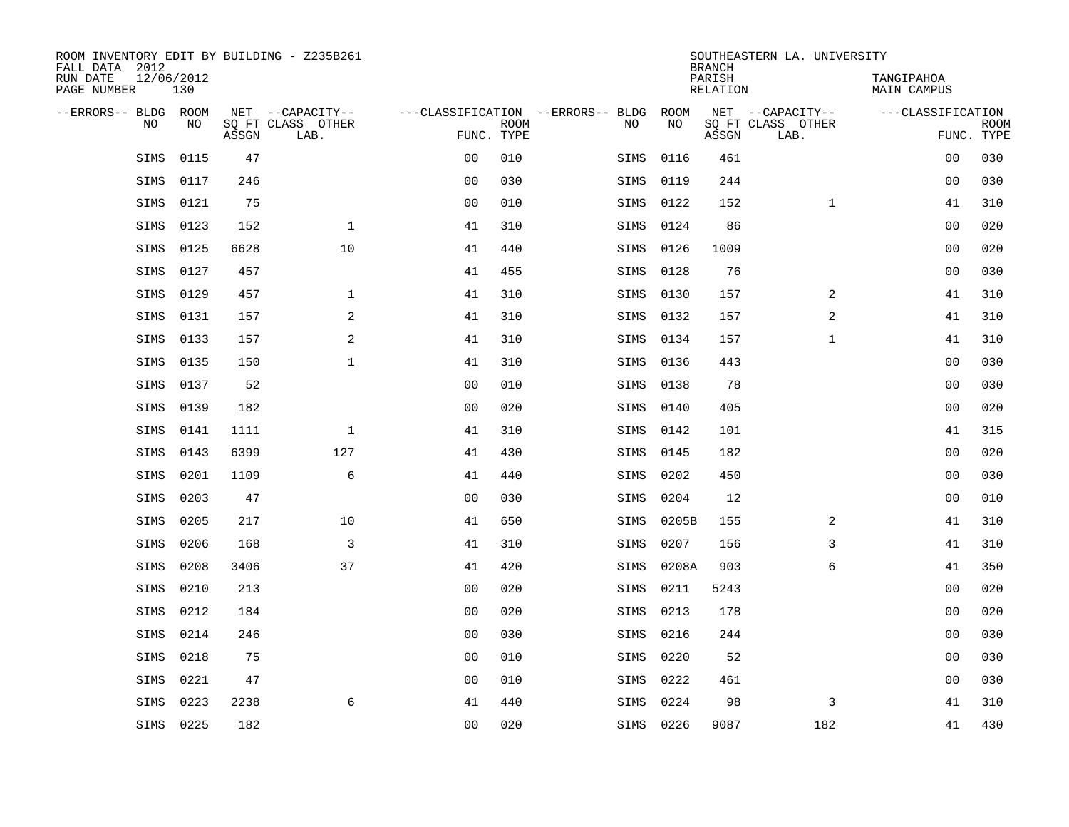ROOM INVENTORY EDIT BY BUILDING - Z235B261
FALL DATA 2012
RUN DATE 12/06/2012
PAGE NUMBER 130

SOUTHEASTERN LA. UNIVERSITY
BRANCH
PARISH TANGIPAHOA
RELATION MAIN CAMPUS

| --ERRORS-- | BLDG NO | ROOM NO | NET SQ FT ASSGN | CAPACITY CLASS LAB. | CAPACITY OTHER | CLASSIFICATION FUNC. | ROOM TYPE | --ERRORS-- | BLDG NO | ROOM NO | NET SQ FT ASSGN | CAPACITY CLASS LAB. | CAPACITY OTHER | CLASSIFICATION FUNC. | ROOM TYPE |
|---|---|---|---|---|---|---|---|---|---|---|---|---|---|---|---|
| | SIMS | 0115 | 47 | | | 00 | 010 | | SIMS | 0116 | 461 | | | 00 | 030 |
| | SIMS | 0117 | 246 | | | 00 | 030 | | SIMS | 0119 | 244 | | | 00 | 030 |
| | SIMS | 0121 | 75 | | | 00 | 010 | | SIMS | 0122 | 152 | | 1 | 41 | 310 |
| | SIMS | 0123 | 152 | | 1 | 41 | 310 | | SIMS | 0124 | 86 | | | 00 | 020 |
| | SIMS | 0125 | 6628 | | 10 | 41 | 440 | | SIMS | 0126 | 1009 | | | 00 | 020 |
| | SIMS | 0127 | 457 | | | 41 | 455 | | SIMS | 0128 | 76 | | | 00 | 030 |
| | SIMS | 0129 | 457 | | 1 | 41 | 310 | | SIMS | 0130 | 157 | | 2 | 41 | 310 |
| | SIMS | 0131 | 157 | | 2 | 41 | 310 | | SIMS | 0132 | 157 | | 2 | 41 | 310 |
| | SIMS | 0133 | 157 | | 2 | 41 | 310 | | SIMS | 0134 | 157 | | 1 | 41 | 310 |
| | SIMS | 0135 | 150 | | 1 | 41 | 310 | | SIMS | 0136 | 443 | | | 00 | 030 |
| | SIMS | 0137 | 52 | | | 00 | 010 | | SIMS | 0138 | 78 | | | 00 | 030 |
| | SIMS | 0139 | 182 | | | 00 | 020 | | SIMS | 0140 | 405 | | | 00 | 020 |
| | SIMS | 0141 | 1111 | | 1 | 41 | 310 | | SIMS | 0142 | 101 | | | 41 | 315 |
| | SIMS | 0143 | 6399 | | 127 | 41 | 430 | | SIMS | 0145 | 182 | | | 00 | 020 |
| | SIMS | 0201 | 1109 | | 6 | 41 | 440 | | SIMS | 0202 | 450 | | | 00 | 030 |
| | SIMS | 0203 | 47 | | | 00 | 030 | | SIMS | 0204 | 12 | | | 00 | 010 |
| | SIMS | 0205 | 217 | | 10 | 41 | 650 | | SIMS | 0205B | 155 | | 2 | 41 | 310 |
| | SIMS | 0206 | 168 | | 3 | 41 | 310 | | SIMS | 0207 | 156 | | 3 | 41 | 310 |
| | SIMS | 0208 | 3406 | | 37 | 41 | 420 | | SIMS | 0208A | 903 | | 6 | 41 | 350 |
| | SIMS | 0210 | 213 | | | 00 | 020 | | SIMS | 0211 | 5243 | | | 00 | 020 |
| | SIMS | 0212 | 184 | | | 00 | 020 | | SIMS | 0213 | 178 | | | 00 | 020 |
| | SIMS | 0214 | 246 | | | 00 | 030 | | SIMS | 0216 | 244 | | | 00 | 030 |
| | SIMS | 0218 | 75 | | | 00 | 010 | | SIMS | 0220 | 52 | | | 00 | 030 |
| | SIMS | 0221 | 47 | | | 00 | 010 | | SIMS | 0222 | 461 | | | 00 | 030 |
| | SIMS | 0223 | 2238 | | 6 | 41 | 440 | | SIMS | 0224 | 98 | | 3 | 41 | 310 |
| | SIMS | 0225 | 182 | | | 00 | 020 | | SIMS | 0226 | 9087 | | 182 | 41 | 430 |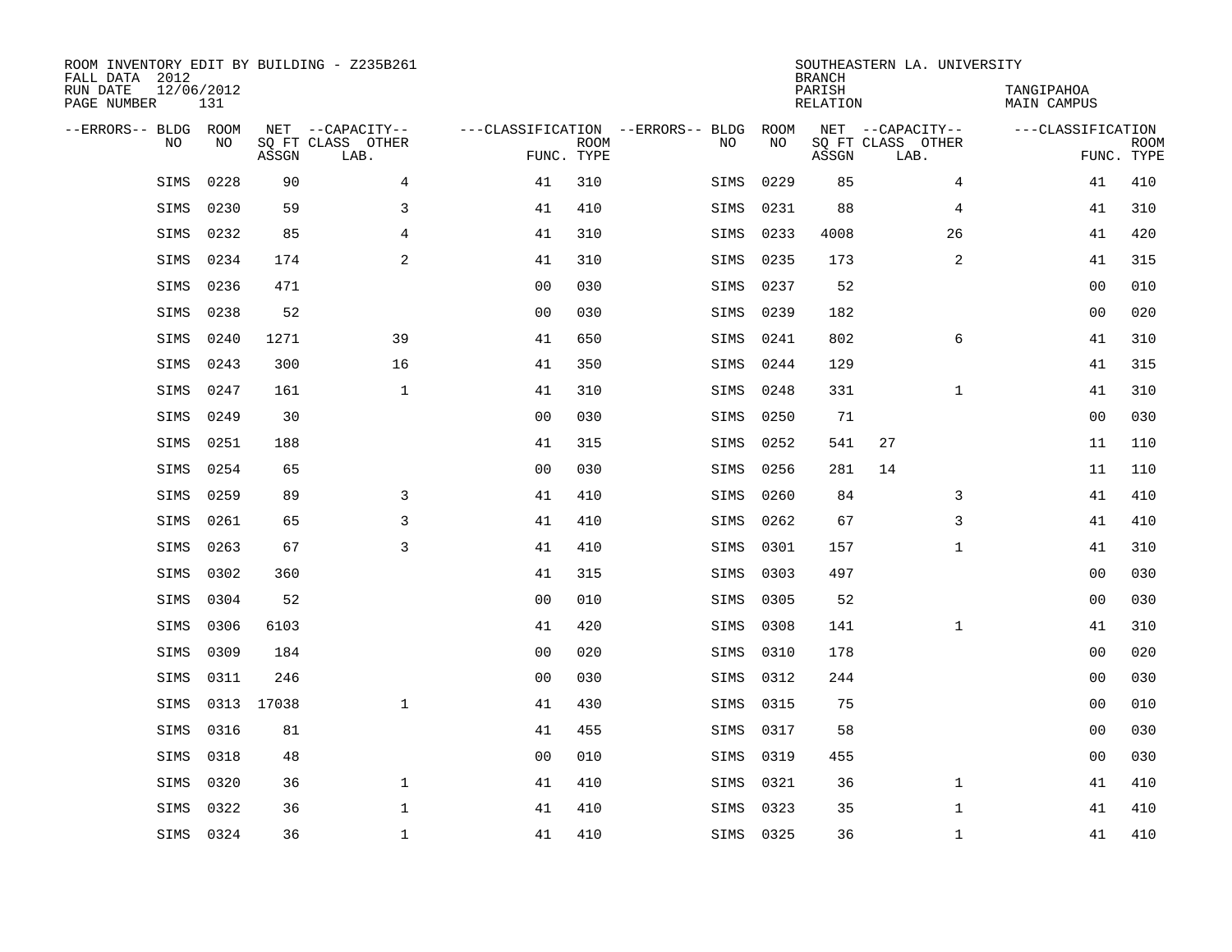ROOM INVENTORY EDIT BY BUILDING - Z235B261
FALL DATA 2012
RUN DATE 12/06/2012
PAGE NUMBER 131

SOUTHEASTERN LA. UNIVERSITY
BRANCH
PARISH TANGIPAHOA
RELATION MAIN CAMPUS

| --ERRORS-- | BLDG NO | ROOM NO | NET SQ FT ASSGN | --CAPACITY-- CLASS | OTHER LAB. | ---CLASSIFICATION FUNC. | ROOM TYPE | --ERRORS-- | BLDG NO | ROOM NO | NET SQ FT ASSGN | --CAPACITY-- CLASS | OTHER LAB. | ---CLASSIFICATION FUNC. | ROOM TYPE |
|---|---|---|---|---|---|---|---|---|---|---|---|---|---|---|---|
| | SIMS | 0228 | 90 | | 4 | 41 | 310 | | SIMS | 0229 | 85 | | 4 | 41 | 410 |
| | SIMS | 0230 | 59 | | 3 | 41 | 410 | | SIMS | 0231 | 88 | | 4 | 41 | 310 |
| | SIMS | 0232 | 85 | | 4 | 41 | 310 | | SIMS | 0233 | 4008 | | 26 | 41 | 420 |
| | SIMS | 0234 | 174 | | 2 | 41 | 310 | | SIMS | 0235 | 173 | | 2 | 41 | 315 |
| | SIMS | 0236 | 471 | | | 00 | 030 | | SIMS | 0237 | 52 | | | 00 | 010 |
| | SIMS | 0238 | 52 | | | 00 | 030 | | SIMS | 0239 | 182 | | | 00 | 020 |
| | SIMS | 0240 | 1271 | | 39 | 41 | 650 | | SIMS | 0241 | 802 | | 6 | 41 | 310 |
| | SIMS | 0243 | 300 | | 16 | 41 | 350 | | SIMS | 0244 | 129 | | | 41 | 315 |
| | SIMS | 0247 | 161 | | 1 | 41 | 310 | | SIMS | 0248 | 331 | | 1 | 41 | 310 |
| | SIMS | 0249 | 30 | | | 00 | 030 | | SIMS | 0250 | 71 | | | 00 | 030 |
| | SIMS | 0251 | 188 | | | 41 | 315 | | SIMS | 0252 | 541 | 27 | | 11 | 110 |
| | SIMS | 0254 | 65 | | | 00 | 030 | | SIMS | 0256 | 281 | 14 | | 11 | 110 |
| | SIMS | 0259 | 89 | | 3 | 41 | 410 | | SIMS | 0260 | 84 | | 3 | 41 | 410 |
| | SIMS | 0261 | 65 | | 3 | 41 | 410 | | SIMS | 0262 | 67 | | 3 | 41 | 410 |
| | SIMS | 0263 | 67 | | 3 | 41 | 410 | | SIMS | 0301 | 157 | | 1 | 41 | 310 |
| | SIMS | 0302 | 360 | | | 41 | 315 | | SIMS | 0303 | 497 | | | 00 | 030 |
| | SIMS | 0304 | 52 | | | 00 | 010 | | SIMS | 0305 | 52 | | | 00 | 030 |
| | SIMS | 0306 | 6103 | | | 41 | 420 | | SIMS | 0308 | 141 | | 1 | 41 | 310 |
| | SIMS | 0309 | 184 | | | 00 | 020 | | SIMS | 0310 | 178 | | | 00 | 020 |
| | SIMS | 0311 | 246 | | | 00 | 030 | | SIMS | 0312 | 244 | | | 00 | 030 |
| | SIMS | 0313 | 17038 | | 1 | 41 | 430 | | SIMS | 0315 | 75 | | | 00 | 010 |
| | SIMS | 0316 | 81 | | | 41 | 455 | | SIMS | 0317 | 58 | | | 00 | 030 |
| | SIMS | 0318 | 48 | | | 00 | 010 | | SIMS | 0319 | 455 | | | 00 | 030 |
| | SIMS | 0320 | 36 | | 1 | 41 | 410 | | SIMS | 0321 | 36 | | 1 | 41 | 410 |
| | SIMS | 0322 | 36 | | 1 | 41 | 410 | | SIMS | 0323 | 35 | | 1 | 41 | 410 |
| | SIMS | 0324 | 36 | | 1 | 41 | 410 | | SIMS | 0325 | 36 | | 1 | 41 | 410 |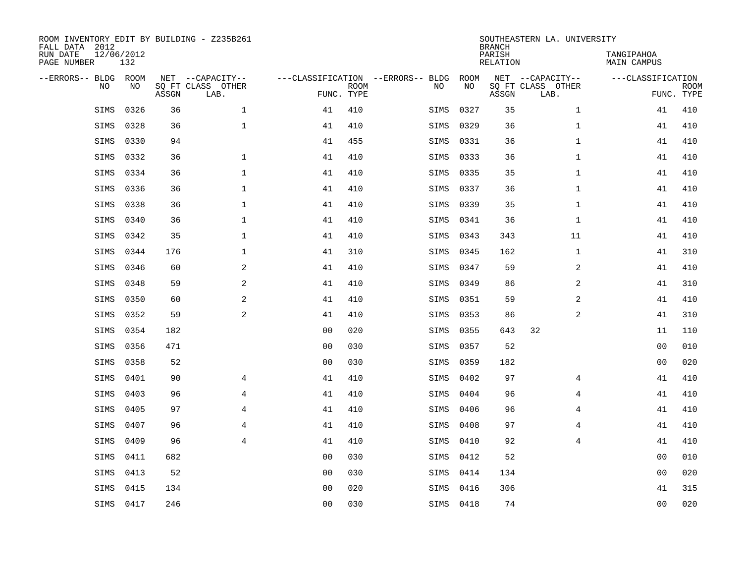ROOM INVENTORY EDIT BY BUILDING - Z235B261
FALL DATA 2012
RUN DATE 12/06/2012
PAGE NUMBER 132

SOUTHEASTERN LA. UNIVERSITY
BRANCH
PARISH TANGIPAHOA
RELATION MAIN CAMPUS

| --ERRORS-- | BLDG NO | ROOM NO | NET SQ FT ASSGN | CAPACITY CLASS | CAPACITY OTHER LAB. | CLASSIFICATION FUNC. | ROOM TYPE | --ERRORS-- | BLDG NO | ROOM NO | NET SQ FT ASSGN | CAPACITY CLASS | CAPACITY OTHER LAB. | CLASSIFICATION FUNC. | ROOM TYPE |
|---|---|---|---|---|---|---|---|---|---|---|---|---|---|---|---|
| | SIMS | 0326 | 36 | | 1 | 41 | 410 | | SIMS | 0327 | 35 | | 1 | 41 | 410 |
| | SIMS | 0328 | 36 | | 1 | 41 | 410 | | SIMS | 0329 | 36 | | 1 | 41 | 410 |
| | SIMS | 0330 | 94 | | | 41 | 455 | | SIMS | 0331 | 36 | | 1 | 41 | 410 |
| | SIMS | 0332 | 36 | | 1 | 41 | 410 | | SIMS | 0333 | 36 | | 1 | 41 | 410 |
| | SIMS | 0334 | 36 | | 1 | 41 | 410 | | SIMS | 0335 | 35 | | 1 | 41 | 410 |
| | SIMS | 0336 | 36 | | 1 | 41 | 410 | | SIMS | 0337 | 36 | | 1 | 41 | 410 |
| | SIMS | 0338 | 36 | | 1 | 41 | 410 | | SIMS | 0339 | 35 | | 1 | 41 | 410 |
| | SIMS | 0340 | 36 | | 1 | 41 | 410 | | SIMS | 0341 | 36 | | 1 | 41 | 410 |
| | SIMS | 0342 | 35 | | 1 | 41 | 410 | | SIMS | 0343 | 343 | | 11 | 41 | 410 |
| | SIMS | 0344 | 176 | | 1 | 41 | 310 | | SIMS | 0345 | 162 | | 1 | 41 | 310 |
| | SIMS | 0346 | 60 | | 2 | 41 | 410 | | SIMS | 0347 | 59 | | 2 | 41 | 410 |
| | SIMS | 0348 | 59 | | 2 | 41 | 410 | | SIMS | 0349 | 86 | | 2 | 41 | 310 |
| | SIMS | 0350 | 60 | | 2 | 41 | 410 | | SIMS | 0351 | 59 | | 2 | 41 | 410 |
| | SIMS | 0352 | 59 | | 2 | 41 | 410 | | SIMS | 0353 | 86 | | 2 | 41 | 310 |
| | SIMS | 0354 | 182 | | | 00 | 020 | | SIMS | 0355 | 643 | 32 | | 11 | 110 |
| | SIMS | 0356 | 471 | | | 00 | 030 | | SIMS | 0357 | 52 | | | 00 | 010 |
| | SIMS | 0358 | 52 | | | 00 | 030 | | SIMS | 0359 | 182 | | | 00 | 020 |
| | SIMS | 0401 | 90 | | 4 | 41 | 410 | | SIMS | 0402 | 97 | | 4 | 41 | 410 |
| | SIMS | 0403 | 96 | | 4 | 41 | 410 | | SIMS | 0404 | 96 | | 4 | 41 | 410 |
| | SIMS | 0405 | 97 | | 4 | 41 | 410 | | SIMS | 0406 | 96 | | 4 | 41 | 410 |
| | SIMS | 0407 | 96 | | 4 | 41 | 410 | | SIMS | 0408 | 97 | | 4 | 41 | 410 |
| | SIMS | 0409 | 96 | | 4 | 41 | 410 | | SIMS | 0410 | 92 | | 4 | 41 | 410 |
| | SIMS | 0411 | 682 | | | 00 | 030 | | SIMS | 0412 | 52 | | | 00 | 010 |
| | SIMS | 0413 | 52 | | | 00 | 030 | | SIMS | 0414 | 134 | | | 00 | 020 |
| | SIMS | 0415 | 134 | | | 00 | 020 | | SIMS | 0416 | 306 | | | 41 | 315 |
| | SIMS | 0417 | 246 | | | 00 | 030 | | SIMS | 0418 | 74 | | | 00 | 020 |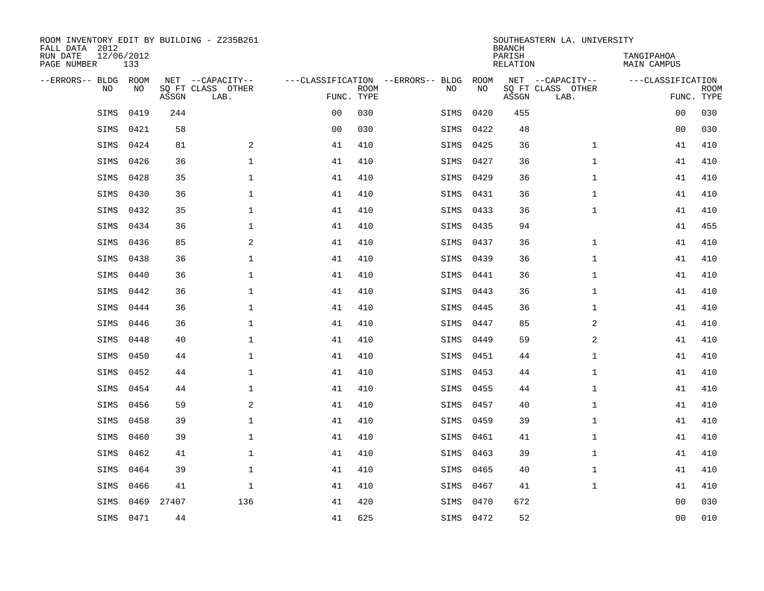ROOM INVENTORY EDIT BY BUILDING - Z235B261
FALL DATA 2012
RUN DATE 12/06/2012
PAGE NUMBER 133

SOUTHEASTERN LA. UNIVERSITY
BRANCH
PARISH TANGIPAHOA
RELATION MAIN CAMPUS

| --ERRORS-- | BLDG NO | ROOM NO | NET SQ FT ASSGN | --CAPACITY-- CLASS LAB. | OTHER | ---CLASSIFICATION FUNC. | ROOM TYPE | --ERRORS-- | BLDG NO | ROOM NO | NET SQ FT ASSGN | --CAPACITY-- CLASS LAB. | OTHER | ---CLASSIFICATION FUNC. | ROOM TYPE |
|---|---|---|---|---|---|---|---|---|---|---|---|---|---|---|---|
| | SIMS | 0419 | 244 | | | 00 | 030 | | SIMS | 0420 | 455 | | | 00 | 030 |
| | SIMS | 0421 | 58 | | | 00 | 030 | | SIMS | 0422 | 48 | | | 00 | 030 |
| | SIMS | 0424 | 81 | | 2 | 41 | 410 | | SIMS | 0425 | 36 | | 1 | 41 | 410 |
| | SIMS | 0426 | 36 | | 1 | 41 | 410 | | SIMS | 0427 | 36 | | 1 | 41 | 410 |
| | SIMS | 0428 | 35 | | 1 | 41 | 410 | | SIMS | 0429 | 36 | | 1 | 41 | 410 |
| | SIMS | 0430 | 36 | | 1 | 41 | 410 | | SIMS | 0431 | 36 | | 1 | 41 | 410 |
| | SIMS | 0432 | 35 | | 1 | 41 | 410 | | SIMS | 0433 | 36 | | 1 | 41 | 410 |
| | SIMS | 0434 | 36 | | 1 | 41 | 410 | | SIMS | 0435 | 94 | | | 41 | 455 |
| | SIMS | 0436 | 85 | | 2 | 41 | 410 | | SIMS | 0437 | 36 | | 1 | 41 | 410 |
| | SIMS | 0438 | 36 | | 1 | 41 | 410 | | SIMS | 0439 | 36 | | 1 | 41 | 410 |
| | SIMS | 0440 | 36 | | 1 | 41 | 410 | | SIMS | 0441 | 36 | | 1 | 41 | 410 |
| | SIMS | 0442 | 36 | | 1 | 41 | 410 | | SIMS | 0443 | 36 | | 1 | 41 | 410 |
| | SIMS | 0444 | 36 | | 1 | 41 | 410 | | SIMS | 0445 | 36 | | 1 | 41 | 410 |
| | SIMS | 0446 | 36 | | 1 | 41 | 410 | | SIMS | 0447 | 85 | | 2 | 41 | 410 |
| | SIMS | 0448 | 40 | | 1 | 41 | 410 | | SIMS | 0449 | 59 | | 2 | 41 | 410 |
| | SIMS | 0450 | 44 | | 1 | 41 | 410 | | SIMS | 0451 | 44 | | 1 | 41 | 410 |
| | SIMS | 0452 | 44 | | 1 | 41 | 410 | | SIMS | 0453 | 44 | | 1 | 41 | 410 |
| | SIMS | 0454 | 44 | | 1 | 41 | 410 | | SIMS | 0455 | 44 | | 1 | 41 | 410 |
| | SIMS | 0456 | 59 | | 2 | 41 | 410 | | SIMS | 0457 | 40 | | 1 | 41 | 410 |
| | SIMS | 0458 | 39 | | 1 | 41 | 410 | | SIMS | 0459 | 39 | | 1 | 41 | 410 |
| | SIMS | 0460 | 39 | | 1 | 41 | 410 | | SIMS | 0461 | 41 | | 1 | 41 | 410 |
| | SIMS | 0462 | 41 | | 1 | 41 | 410 | | SIMS | 0463 | 39 | | 1 | 41 | 410 |
| | SIMS | 0464 | 39 | | 1 | 41 | 410 | | SIMS | 0465 | 40 | | 1 | 41 | 410 |
| | SIMS | 0466 | 41 | | 1 | 41 | 410 | | SIMS | 0467 | 41 | | 1 | 41 | 410 |
| | SIMS | 0469 | 27407 | | 136 | 41 | 420 | | SIMS | 0470 | 672 | | | 00 | 030 |
| | SIMS | 0471 | 44 | | | 41 | 625 | | SIMS | 0472 | 52 | | | 00 | 010 |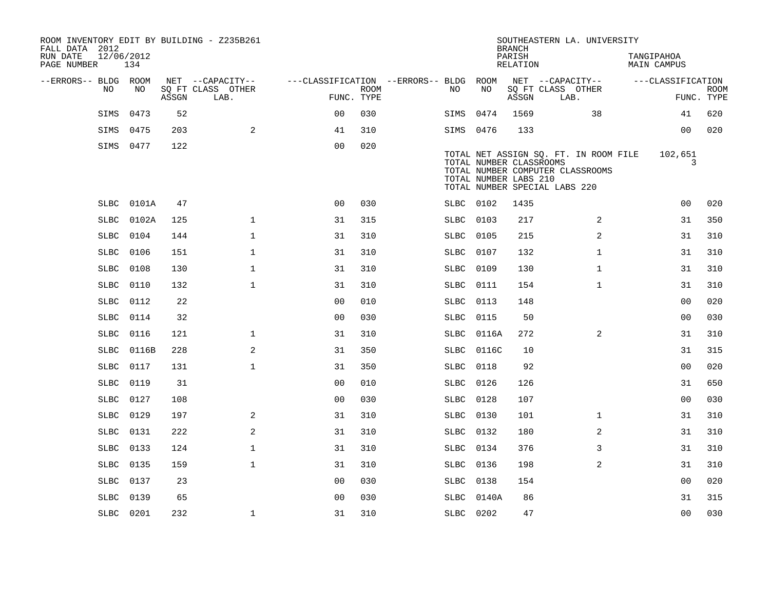ROOM INVENTORY EDIT BY BUILDING - Z235B261
FALL DATA 2012
RUN DATE 12/06/2012
PAGE NUMBER 134

SOUTHEASTERN LA. UNIVERSITY
BRANCH
PARISH TANGIPAHOA
RELATION MAIN CAMPUS

| --ERRORS-- | BLDG NO | ROOM NO | NET SQ FT ASSGN | --CAPACITY-- CLASS LAB. | OTHER | ---CLASSIFICATION FUNC. | ROOM TYPE | --ERRORS-- | BLDG NO | ROOM NO | NET SQ FT ASSGN | --CAPACITY-- CLASS LAB. | OTHER | ---CLASSIFICATION FUNC. | ROOM TYPE |
|---|---|---|---|---|---|---|---|---|---|---|---|---|---|---|---|
| | SIMS | 0473 | 52 | | | 00 | 030 | | SIMS | 0474 | 1569 | | 38 | 41 | 620 |
| | SIMS | 0475 | 203 | | 2 | 41 | 310 | | SIMS | 0476 | 133 | | | 00 | 020 |
| | SIMS | 0477 | 122 | | | 00 | 020 | | | | | | | | |

TOTAL NET ASSIGN SQ. FT. IN ROOM FILE 102,651
TOTAL NUMBER CLASSROOMS 3
TOTAL NUMBER COMPUTER CLASSROOMS
TOTAL NUMBER LABS 210
TOTAL NUMBER SPECIAL LABS 220

| --ERRORS-- | BLDG NO | ROOM NO | NET SQ FT ASSGN | --CAPACITY-- CLASS LAB. | OTHER | ---CLASSIFICATION FUNC. | ROOM TYPE | --ERRORS-- | BLDG NO | ROOM NO | NET SQ FT ASSGN | --CAPACITY-- CLASS LAB. | OTHER | ---CLASSIFICATION FUNC. | ROOM TYPE |
|---|---|---|---|---|---|---|---|---|---|---|---|---|---|---|---|
| | SLBC | 0101A | 47 | | | 00 | 030 | | SLBC | 0102 | 1435 | | | 00 | 020 |
| | SLBC | 0102A | 125 | | 1 | 31 | 315 | | SLBC | 0103 | 217 | | 2 | 31 | 350 |
| | SLBC | 0104 | 144 | | 1 | 31 | 310 | | SLBC | 0105 | 215 | | 2 | 31 | 310 |
| | SLBC | 0106 | 151 | | 1 | 31 | 310 | | SLBC | 0107 | 132 | | 1 | 31 | 310 |
| | SLBC | 0108 | 130 | | 1 | 31 | 310 | | SLBC | 0109 | 130 | | 1 | 31 | 310 |
| | SLBC | 0110 | 132 | | 1 | 31 | 310 | | SLBC | 0111 | 154 | | 1 | 31 | 310 |
| | SLBC | 0112 | 22 | | | 00 | 010 | | SLBC | 0113 | 148 | | | 00 | 020 |
| | SLBC | 0114 | 32 | | | 00 | 030 | | SLBC | 0115 | 50 | | | 00 | 030 |
| | SLBC | 0116 | 121 | | 1 | 31 | 310 | | SLBC | 0116A | 272 | | 2 | 31 | 310 |
| | SLBC | 0116B | 228 | | 2 | 31 | 350 | | SLBC | 0116C | 10 | | | 31 | 315 |
| | SLBC | 0117 | 131 | | 1 | 31 | 350 | | SLBC | 0118 | 92 | | | 00 | 020 |
| | SLBC | 0119 | 31 | | | 00 | 010 | | SLBC | 0126 | 126 | | | 31 | 650 |
| | SLBC | 0127 | 108 | | | 00 | 030 | | SLBC | 0128 | 107 | | | 00 | 030 |
| | SLBC | 0129 | 197 | | 2 | 31 | 310 | | SLBC | 0130 | 101 | | 1 | 31 | 310 |
| | SLBC | 0131 | 222 | | 2 | 31 | 310 | | SLBC | 0132 | 180 | | 2 | 31 | 310 |
| | SLBC | 0133 | 124 | | 1 | 31 | 310 | | SLBC | 0134 | 376 | | 3 | 31 | 310 |
| | SLBC | 0135 | 159 | | 1 | 31 | 310 | | SLBC | 0136 | 198 | | 2 | 31 | 310 |
| | SLBC | 0137 | 23 | | | 00 | 030 | | SLBC | 0138 | 154 | | | 00 | 020 |
| | SLBC | 0139 | 65 | | | 00 | 030 | | SLBC | 0140A | 86 | | | 31 | 315 |
| | SLBC | 0201 | 232 | | 1 | 31 | 310 | | SLBC | 0202 | 47 | | | 00 | 030 |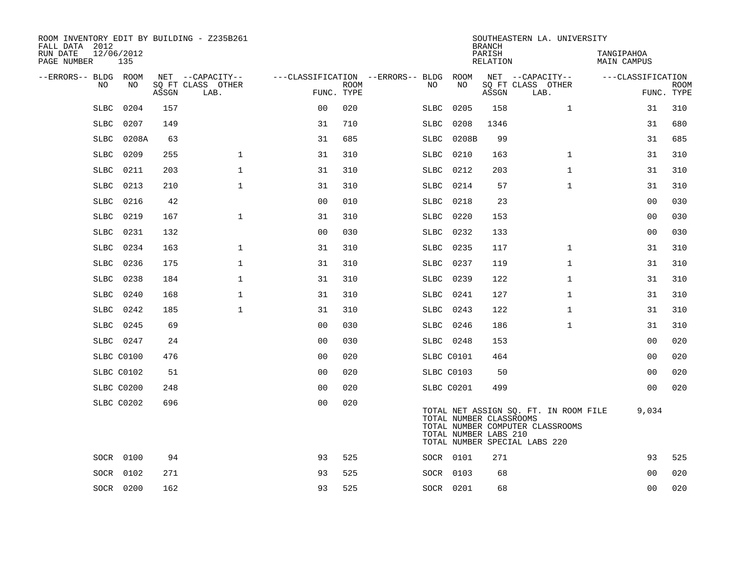ROOM INVENTORY EDIT BY BUILDING - Z235B261
FALL DATA 2012
RUN DATE 12/06/2012
PAGE NUMBER 135

SOUTHEASTERN LA. UNIVERSITY
BRANCH
PARISH TANGIPAHOA
RELATION MAIN CAMPUS

| --ERRORS-- | BLDG NO | ROOM NO | NET SQ FT ASSGN | --CAPACITY-- CLASS | LAB. | OTHER | ---CLASSIFICATION FUNC. | ROOM TYPE | --ERRORS-- | BLDG NO | ROOM NO | NET SQ FT ASSGN | --CAPACITY-- CLASS | LAB. | OTHER | ---CLASSIFICATION FUNC. | ROOM TYPE |
|---|---|---|---|---|---|---|---|---|---|---|---|---|---|---|---|---|---|
| | SLBC | 0204 | 157 | | | | 00 | 020 | | SLBC | 0205 | 158 | | | 1 | 31 | 310 |
| | SLBC | 0207 | 149 | | | | 31 | 710 | | SLBC | 0208 | 1346 | | | | 31 | 680 |
| | SLBC | 0208A | 63 | | | | 31 | 685 | | SLBC | 0208B | 99 | | | | 31 | 685 |
| | SLBC | 0209 | 255 | | | 1 | 31 | 310 | | SLBC | 0210 | 163 | | | 1 | 31 | 310 |
| | SLBC | 0211 | 203 | | | 1 | 31 | 310 | | SLBC | 0212 | 203 | | | 1 | 31 | 310 |
| | SLBC | 0213 | 210 | | | 1 | 31 | 310 | | SLBC | 0214 | 57 | | | 1 | 31 | 310 |
| | SLBC | 0216 | 42 | | | | 00 | 010 | | SLBC | 0218 | 23 | | | | 00 | 030 |
| | SLBC | 0219 | 167 | | | 1 | 31 | 310 | | SLBC | 0220 | 153 | | | | 00 | 030 |
| | SLBC | 0231 | 132 | | | | 00 | 030 | | SLBC | 0232 | 133 | | | | 00 | 030 |
| | SLBC | 0234 | 163 | | | 1 | 31 | 310 | | SLBC | 0235 | 117 | | | 1 | 31 | 310 |
| | SLBC | 0236 | 175 | | | 1 | 31 | 310 | | SLBC | 0237 | 119 | | | 1 | 31 | 310 |
| | SLBC | 0238 | 184 | | | 1 | 31 | 310 | | SLBC | 0239 | 122 | | | 1 | 31 | 310 |
| | SLBC | 0240 | 168 | | | 1 | 31 | 310 | | SLBC | 0241 | 127 | | | 1 | 31 | 310 |
| | SLBC | 0242 | 185 | | | 1 | 31 | 310 | | SLBC | 0243 | 122 | | | 1 | 31 | 310 |
| | SLBC | 0245 | 69 | | | | 00 | 030 | | SLBC | 0246 | 186 | | | 1 | 31 | 310 |
| | SLBC | 0247 | 24 | | | | 00 | 030 | | SLBC | 0248 | 153 | | | | 00 | 020 |
| | SLBC | C0100 | 476 | | | | 00 | 020 | | SLBC | C0101 | 464 | | | | 00 | 020 |
| | SLBC | C0102 | 51 | | | | 00 | 020 | | SLBC | C0103 | 50 | | | | 00 | 020 |
| | SLBC | C0200 | 248 | | | | 00 | 020 | | SLBC | C0201 | 499 | | | | 00 | 020 |
| | SLBC | C0202 | 696 | | | | 00 | 020 | | | | | | | | | |

TOTAL NET ASSIGN SQ. FT. IN ROOM FILE 9,034
TOTAL NUMBER CLASSROOMS
TOTAL NUMBER COMPUTER CLASSROOMS
TOTAL NUMBER LABS 210
TOTAL NUMBER SPECIAL LABS 220

| --ERRORS-- | BLDG NO | ROOM NO | NET SQ FT ASSGN | --CAPACITY-- CLASS | LAB. | OTHER | ---CLASSIFICATION FUNC. | ROOM TYPE | --ERRORS-- | BLDG NO | ROOM NO | NET SQ FT ASSGN | --CAPACITY-- CLASS | LAB. | OTHER | ---CLASSIFICATION FUNC. | ROOM TYPE |
|---|---|---|---|---|---|---|---|---|---|---|---|---|---|---|---|---|---|
| | SOCR | 0100 | 94 | | | | 93 | 525 | | SOCR | 0101 | 271 | | | | 93 | 525 |
| | SOCR | 0102 | 271 | | | | 93 | 525 | | SOCR | 0103 | 68 | | | | 00 | 020 |
| | SOCR | 0200 | 162 | | | | 93 | 525 | | SOCR | 0201 | 68 | | | | 00 | 020 |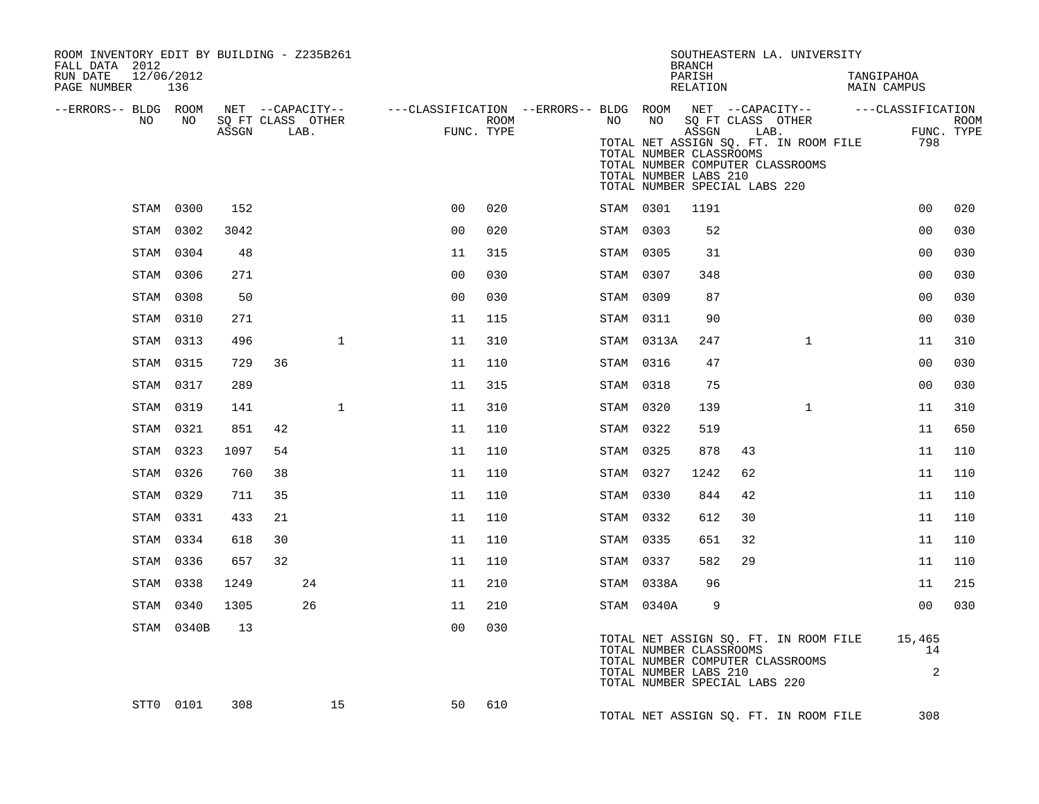ROOM INVENTORY EDIT BY BUILDING - Z235B261
FALL DATA 2012
RUN DATE 12/06/2012

SOUTHEASTERN LA. UNIVERSITY
BRANCH
PARISH TANGIPAHOA
RELATION MAIN CAMPUS

TOTAL NET ASSIGN SQ. FT. IN ROOM FILE 798
TOTAL NUMBER CLASSROOMS
TOTAL NUMBER COMPUTER CLASSROOMS
TOTAL NUMBER LABS 210
TOTAL NUMBER SPECIAL LABS 220

| --ERRORS-- | BLDG NO | ROOM NO | NET SQ FT ASSGN | CAPACITY CLASS | CAPACITY LAB. | CAPACITY OTHER | CLASSIFICATION FUNC. | ROOM TYPE | --ERRORS-- | BLDG NO | ROOM NO | NET SQ FT ASSGN | CAPACITY CLASS | CAPACITY LAB. | CAPACITY OTHER | CLASSIFICATION FUNC. | ROOM TYPE |
|---|---|---|---|---|---|---|---|---|---|---|---|---|---|---|---|---|---|
| | STAM | 0300 | 152 | | | | 00 | 020 | | STAM | 0301 | 1191 | | | | 00 | 020 |
| | STAM | 0302 | 3042 | | | | 00 | 020 | | STAM | 0303 | 52 | | | | 00 | 030 |
| | STAM | 0304 | 48 | | | | 11 | 315 | | STAM | 0305 | 31 | | | | 00 | 030 |
| | STAM | 0306 | 271 | | | | 00 | 030 | | STAM | 0307 | 348 | | | | 00 | 030 |
| | STAM | 0308 | 50 | | | | 00 | 030 | | STAM | 0309 | 87 | | | | 00 | 030 |
| | STAM | 0310 | 271 | | | | 11 | 115 | | STAM | 0311 | 90 | | | | 00 | 030 |
| | STAM | 0313 | 496 | | | 1 | 11 | 310 | | STAM | 0313A | 247 | | | 1 | 11 | 310 |
| | STAM | 0315 | 729 | 36 | | | 11 | 110 | | STAM | 0316 | 47 | | | | 00 | 030 |
| | STAM | 0317 | 289 | | | | 11 | 315 | | STAM | 0318 | 75 | | | | 00 | 030 |
| | STAM | 0319 | 141 | | | 1 | 11 | 310 | | STAM | 0320 | 139 | | | 1 | 11 | 310 |
| | STAM | 0321 | 851 | 42 | | | 11 | 110 | | STAM | 0322 | 519 | | | | 11 | 650 |
| | STAM | 0323 | 1097 | 54 | | | 11 | 110 | | STAM | 0325 | 878 | 43 | | | 11 | 110 |
| | STAM | 0326 | 760 | 38 | | | 11 | 110 | | STAM | 0327 | 1242 | 62 | | | 11 | 110 |
| | STAM | 0329 | 711 | 35 | | | 11 | 110 | | STAM | 0330 | 844 | 42 | | | 11 | 110 |
| | STAM | 0331 | 433 | 21 | | | 11 | 110 | | STAM | 0332 | 612 | 30 | | | 11 | 110 |
| | STAM | 0334 | 618 | 30 | | | 11 | 110 | | STAM | 0335 | 651 | 32 | | | 11 | 110 |
| | STAM | 0336 | 657 | 32 | | | 11 | 110 | | STAM | 0337 | 582 | 29 | | | 11 | 110 |
| | STAM | 0338 | 1249 | | 24 | | 11 | 210 | | STAM | 0338A | 96 | | | | 11 | 215 |
| | STAM | 0340 | 1305 | | 26 | | 11 | 210 | | STAM | 0340A | 9 | | | | 00 | 030 |
| | STAM | 0340B | 13 | | | | 00 | 030 | | | | | | | | | |

TOTAL NET ASSIGN SQ. FT. IN ROOM FILE 15,465
TOTAL NUMBER CLASSROOMS 14
TOTAL NUMBER COMPUTER CLASSROOMS
TOTAL NUMBER LABS 210 2
TOTAL NUMBER SPECIAL LABS 220

| --ERRORS-- | BLDG NO | ROOM NO | NET SQ FT ASSGN | CAPACITY CLASS | CAPACITY LAB. | CAPACITY OTHER | CLASSIFICATION FUNC. | ROOM TYPE |
|---|---|---|---|---|---|---|---|---|
| | STT0 | 0101 | 308 | | | 15 | 50 | 610 |

TOTAL NET ASSIGN SQ. FT. IN ROOM FILE 308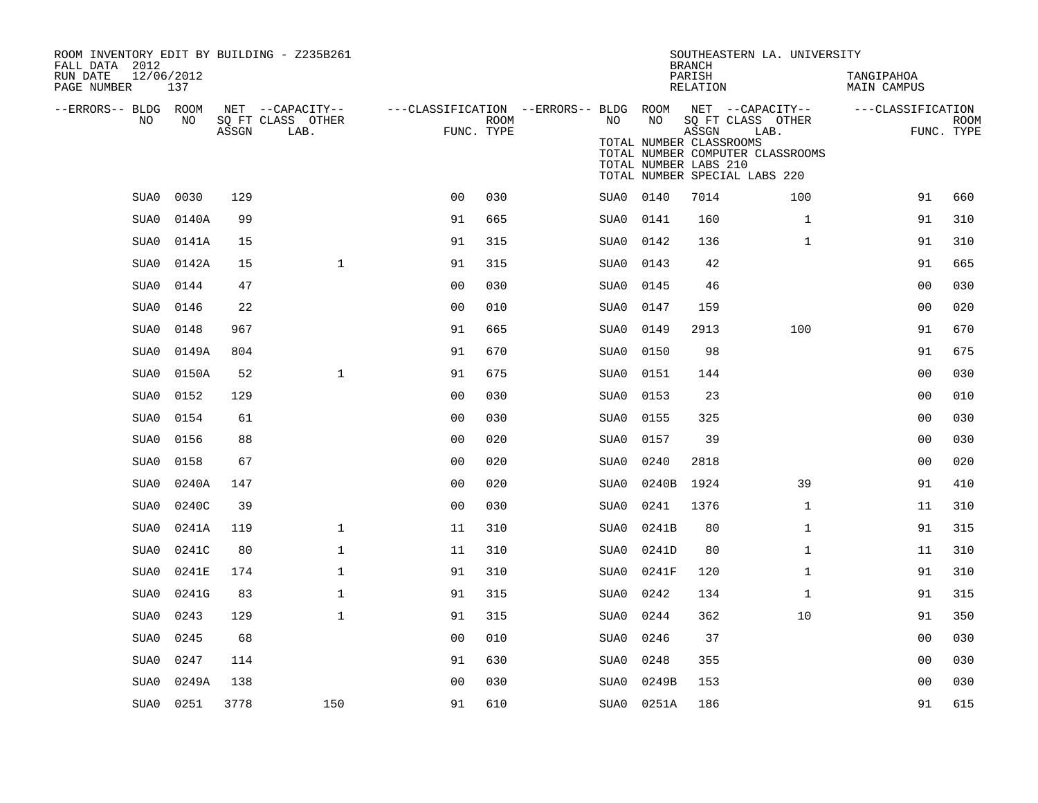ROOM INVENTORY EDIT BY BUILDING - Z235B261
FALL DATA 2012
RUN DATE 12/06/2012
PAGE NUMBER 137

SOUTHEASTERN LA. UNIVERSITY
BRANCH
PARISH TANGIPAHOA
RELATION MAIN CAMPUS

TOTAL NUMBER CLASSROOMS
TOTAL NUMBER COMPUTER CLASSROOMS
TOTAL NUMBER LABS 210
TOTAL NUMBER SPECIAL LABS 220

| --ERRORS-- | BLDG NO | ROOM NO | NET SQ FT ASSGN | CAPACITY CLASS LAB. | CAPACITY OTHER | CLASSIFICATION FUNC. | ROOM TYPE | --ERRORS-- | BLDG NO | ROOM NO | NET SQ FT ASSGN | CAPACITY CLASS LAB. | CAPACITY OTHER | CLASSIFICATION FUNC. | ROOM TYPE |
|---|---|---|---|---|---|---|---|---|---|---|---|---|---|---|---|
| | SUA0 | 0030 | 129 | | | 00 | 030 | | SUA0 | 0140 | 7014 | | 100 | 91 | 660 |
| | SUA0 | 0140A | 99 | | | 91 | 665 | | SUA0 | 0141 | 160 | | 1 | 91 | 310 |
| | SUA0 | 0141A | 15 | | | 91 | 315 | | SUA0 | 0142 | 136 | | 1 | 91 | 310 |
| | SUA0 | 0142A | 15 | | 1 | 91 | 315 | | SUA0 | 0143 | 42 | | | 91 | 665 |
| | SUA0 | 0144 | 47 | | | 00 | 030 | | SUA0 | 0145 | 46 | | | 00 | 030 |
| | SUA0 | 0146 | 22 | | | 00 | 010 | | SUA0 | 0147 | 159 | | | 00 | 020 |
| | SUA0 | 0148 | 967 | | | 91 | 665 | | SUA0 | 0149 | 2913 | | 100 | 91 | 670 |
| | SUA0 | 0149A | 804 | | | 91 | 670 | | SUA0 | 0150 | 98 | | | 91 | 675 |
| | SUA0 | 0150A | 52 | | 1 | 91 | 675 | | SUA0 | 0151 | 144 | | | 00 | 030 |
| | SUA0 | 0152 | 129 | | | 00 | 030 | | SUA0 | 0153 | 23 | | | 00 | 010 |
| | SUA0 | 0154 | 61 | | | 00 | 030 | | SUA0 | 0155 | 325 | | | 00 | 030 |
| | SUA0 | 0156 | 88 | | | 00 | 020 | | SUA0 | 0157 | 39 | | | 00 | 030 |
| | SUA0 | 0158 | 67 | | | 00 | 020 | | SUA0 | 0240 | 2818 | | | 00 | 020 |
| | SUA0 | 0240A | 147 | | | 00 | 020 | | SUA0 | 0240B | 1924 | | 39 | 91 | 410 |
| | SUA0 | 0240C | 39 | | | 00 | 030 | | SUA0 | 0241 | 1376 | | 1 | 11 | 310 |
| | SUA0 | 0241A | 119 | | 1 | 11 | 310 | | SUA0 | 0241B | 80 | | 1 | 91 | 315 |
| | SUA0 | 0241C | 80 | | 1 | 11 | 310 | | SUA0 | 0241D | 80 | | 1 | 11 | 310 |
| | SUA0 | 0241E | 174 | | 1 | 91 | 310 | | SUA0 | 0241F | 120 | | 1 | 91 | 310 |
| | SUA0 | 0241G | 83 | | 1 | 91 | 315 | | SUA0 | 0242 | 134 | | 1 | 91 | 315 |
| | SUA0 | 0243 | 129 | | 1 | 91 | 315 | | SUA0 | 0244 | 362 | | 10 | 91 | 350 |
| | SUA0 | 0245 | 68 | | | 00 | 010 | | SUA0 | 0246 | 37 | | | 00 | 030 |
| | SUA0 | 0247 | 114 | | | 91 | 630 | | SUA0 | 0248 | 355 | | | 00 | 030 |
| | SUA0 | 0249A | 138 | | | 00 | 030 | | SUA0 | 0249B | 153 | | | 00 | 030 |
| | SUA0 | 0251 | 3778 | 150 | | 91 | 610 | | SUA0 | 0251A | 186 | | | 91 | 615 |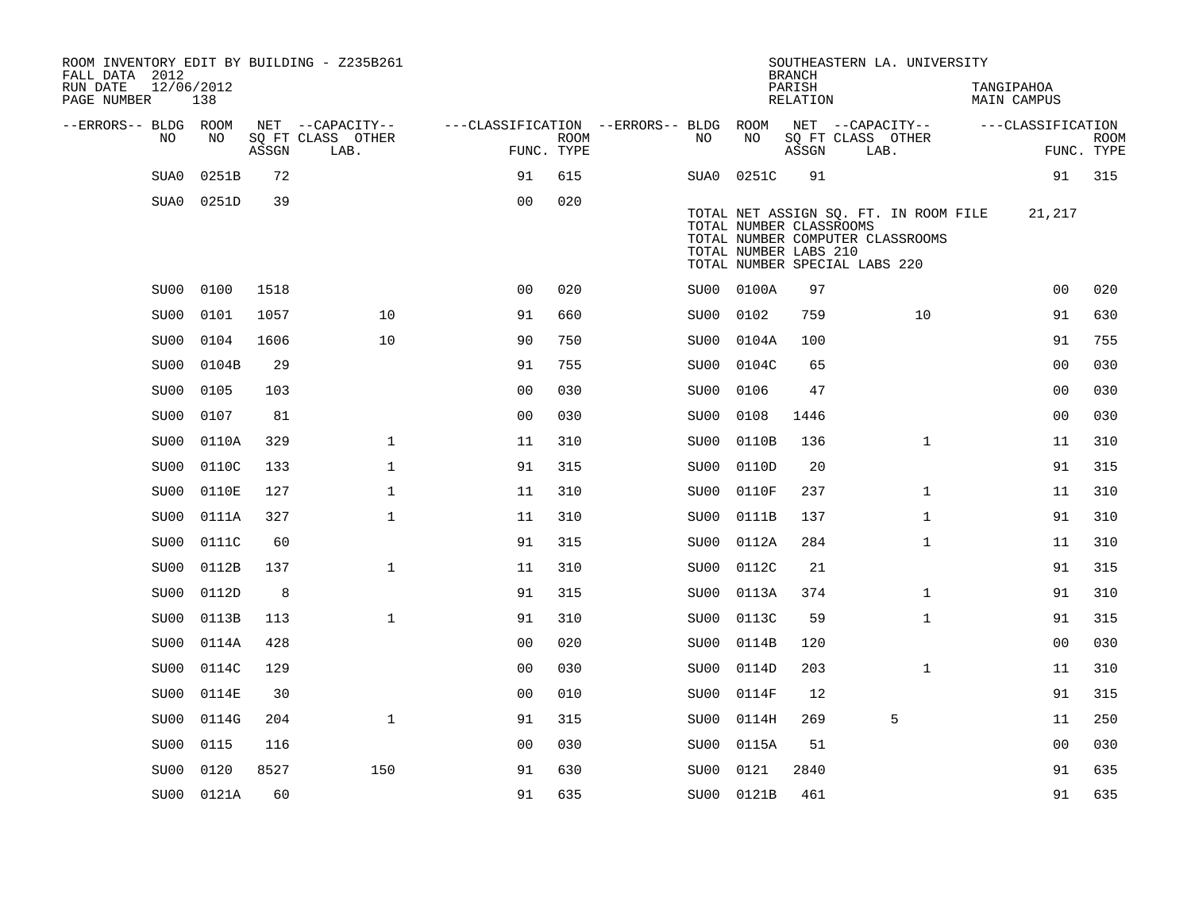ROOM INVENTORY EDIT BY BUILDING - Z235B261
FALL DATA 2012
RUN DATE 12/06/2012
PAGE NUMBER 138

SOUTHEASTERN LA. UNIVERSITY
BRANCH
PARISH TANGIPAHOA
RELATION MAIN CAMPUS

| --ERRORS-- | BLDG NO | ROOM NO | NET ASSGN SQ FT | CAPACITY CLASS LAB. | CAPACITY OTHER | CLASSIFICATION FUNC. | ROOM TYPE | --ERRORS-- | BLDG NO | ROOM NO | NET ASSGN SQ FT | CAPACITY CLASS LAB. | CAPACITY OTHER | CLASSIFICATION FUNC. | ROOM TYPE |
|---|---|---|---|---|---|---|---|---|---|---|---|---|---|---|---|
| | SUA0 | 0251B | 72 | | | 91 | 615 | | SUA0 | 0251C | 91 | | | 91 | 315 |
| | SUA0 | 0251D | 39 | | | 00 | 020 | | | | | | | | |

TOTAL NET ASSIGN SQ. FT. IN ROOM FILE 21,217
TOTAL NUMBER CLASSROOMS
TOTAL NUMBER COMPUTER CLASSROOMS
TOTAL NUMBER LABS 210
TOTAL NUMBER SPECIAL LABS 220

| --ERRORS-- | BLDG NO | ROOM NO | NET ASSGN SQ FT | CAPACITY CLASS LAB. | CAPACITY OTHER | CLASSIFICATION FUNC. | ROOM TYPE | --ERRORS-- | BLDG NO | ROOM NO | NET ASSGN SQ FT | CAPACITY CLASS LAB. | CAPACITY OTHER | CLASSIFICATION FUNC. | ROOM TYPE |
|---|---|---|---|---|---|---|---|---|---|---|---|---|---|---|---|
| | SU00 | 0100 | 1518 | | | 00 | 020 | | SU00 | 0100A | 97 | | | 00 | 020 |
| | SU00 | 0101 | 1057 | | 10 | 91 | 660 | | SU00 | 0102 | 759 | | 10 | 91 | 630 |
| | SU00 | 0104 | 1606 | | 10 | 90 | 750 | | SU00 | 0104A | 100 | | | 91 | 755 |
| | SU00 | 0104B | 29 | | | 91 | 755 | | SU00 | 0104C | 65 | | | 00 | 030 |
| | SU00 | 0105 | 103 | | | 00 | 030 | | SU00 | 0106 | 47 | | | 00 | 030 |
| | SU00 | 0107 | 81 | | | 00 | 030 | | SU00 | 0108 | 1446 | | | 00 | 030 |
| | SU00 | 0110A | 329 | | 1 | 11 | 310 | | SU00 | 0110B | 136 | | 1 | 11 | 310 |
| | SU00 | 0110C | 133 | | 1 | 91 | 315 | | SU00 | 0110D | 20 | | | 91 | 315 |
| | SU00 | 0110E | 127 | | 1 | 11 | 310 | | SU00 | 0110F | 237 | | 1 | 11 | 310 |
| | SU00 | 0111A | 327 | | 1 | 11 | 310 | | SU00 | 0111B | 137 | | 1 | 91 | 310 |
| | SU00 | 0111C | 60 | | | 91 | 315 | | SU00 | 0112A | 284 | | 1 | 11 | 310 |
| | SU00 | 0112B | 137 | | 1 | 11 | 310 | | SU00 | 0112C | 21 | | | 91 | 315 |
| | SU00 | 0112D | 8 | | | 91 | 315 | | SU00 | 0113A | 374 | | 1 | 91 | 310 |
| | SU00 | 0113B | 113 | | 1 | 91 | 310 | | SU00 | 0113C | 59 | | 1 | 91 | 315 |
| | SU00 | 0114A | 428 | | | 00 | 020 | | SU00 | 0114B | 120 | | | 00 | 030 |
| | SU00 | 0114C | 129 | | | 00 | 030 | | SU00 | 0114D | 203 | | 1 | 11 | 310 |
| | SU00 | 0114E | 30 | | | 00 | 010 | | SU00 | 0114F | 12 | | | 91 | 315 |
| | SU00 | 0114G | 204 | | 1 | 91 | 315 | | SU00 | 0114H | 269 | 5 | | 11 | 250 |
| | SU00 | 0115 | 116 | | | 00 | 030 | | SU00 | 0115A | 51 | | | 00 | 030 |
| | SU00 | 0120 | 8527 | | 150 | 91 | 630 | | SU00 | 0121 | 2840 | | | 91 | 635 |
| | SU00 | 0121A | 60 | | | 91 | 635 | | SU00 | 0121B | 461 | | | 91 | 635 |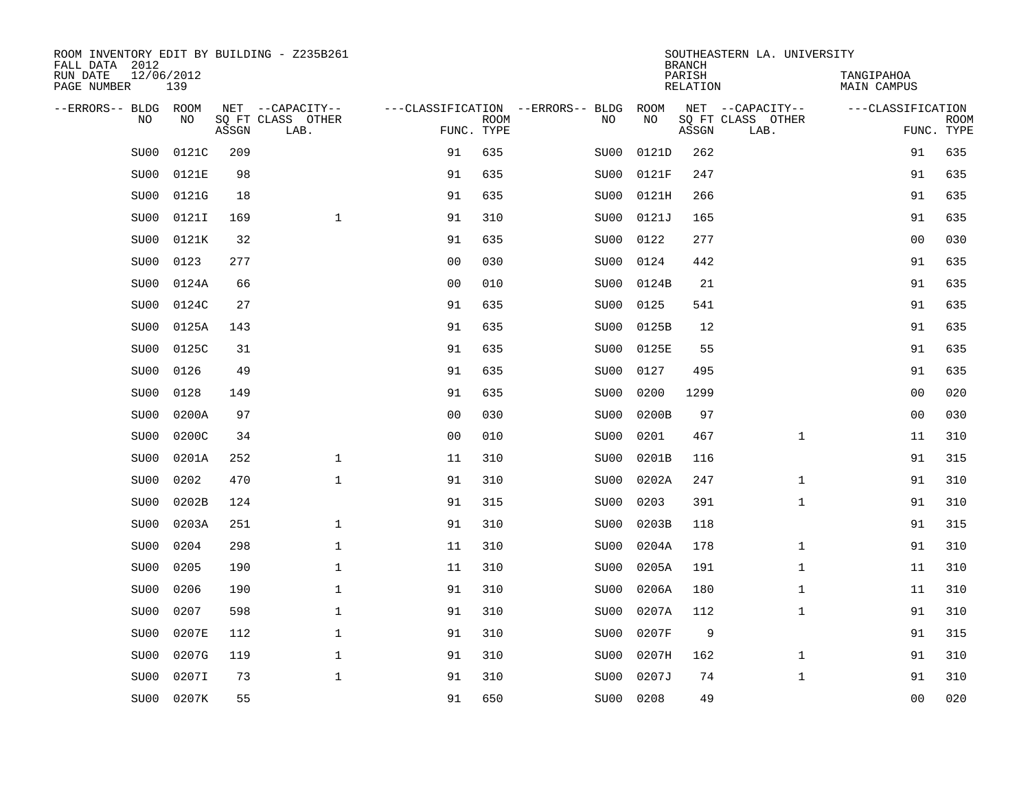ROOM INVENTORY EDIT BY BUILDING - Z235B261
FALL DATA 2012
RUN DATE 12/06/2012
PAGE NUMBER 139

SOUTHEASTERN LA. UNIVERSITY
BRANCH
PARISH TANGIPAHOA
RELATION MAIN CAMPUS

| --ERRORS-- | BLDG NO | ROOM NO | NET SQ FT ASSGN | --CAPACITY-- CLASS LAB. | OTHER | ---CLASSIFICATION FUNC. | ROOM TYPE | --ERRORS-- | BLDG NO | ROOM NO | NET SQ FT ASSGN | --CAPACITY-- CLASS LAB. | OTHER | ---CLASSIFICATION FUNC. | ROOM TYPE |
|---|---|---|---|---|---|---|---|---|---|---|---|---|---|---|---|
| | SU00 | 0121C | 209 | | | 91 | 635 | | SU00 | 0121D | 262 | | | 91 | 635 |
| | SU00 | 0121E | 98 | | | 91 | 635 | | SU00 | 0121F | 247 | | | 91 | 635 |
| | SU00 | 0121G | 18 | | | 91 | 635 | | SU00 | 0121H | 266 | | | 91 | 635 |
| | SU00 | 0121I | 169 | | 1 | 91 | 310 | | SU00 | 0121J | 165 | | | 91 | 635 |
| | SU00 | 0121K | 32 | | | 91 | 635 | | SU00 | 0122 | 277 | | | 00 | 030 |
| | SU00 | 0123 | 277 | | | 00 | 030 | | SU00 | 0124 | 442 | | | 91 | 635 |
| | SU00 | 0124A | 66 | | | 00 | 010 | | SU00 | 0124B | 21 | | | 91 | 635 |
| | SU00 | 0124C | 27 | | | 91 | 635 | | SU00 | 0125 | 541 | | | 91 | 635 |
| | SU00 | 0125A | 143 | | | 91 | 635 | | SU00 | 0125B | 12 | | | 91 | 635 |
| | SU00 | 0125C | 31 | | | 91 | 635 | | SU00 | 0125E | 55 | | | 91 | 635 |
| | SU00 | 0126 | 49 | | | 91 | 635 | | SU00 | 0127 | 495 | | | 91 | 635 |
| | SU00 | 0128 | 149 | | | 91 | 635 | | SU00 | 0200 | 1299 | | | 00 | 020 |
| | SU00 | 0200A | 97 | | | 00 | 030 | | SU00 | 0200B | 97 | | | 00 | 030 |
| | SU00 | 0200C | 34 | | | 00 | 010 | | SU00 | 0201 | 467 | | 1 | 11 | 310 |
| | SU00 | 0201A | 252 | | 1 | 11 | 310 | | SU00 | 0201B | 116 | | | 91 | 315 |
| | SU00 | 0202 | 470 | | 1 | 91 | 310 | | SU00 | 0202A | 247 | | 1 | 91 | 310 |
| | SU00 | 0202B | 124 | | | 91 | 315 | | SU00 | 0203 | 391 | | 1 | 91 | 310 |
| | SU00 | 0203A | 251 | | 1 | 91 | 310 | | SU00 | 0203B | 118 | | | 91 | 315 |
| | SU00 | 0204 | 298 | | 1 | 11 | 310 | | SU00 | 0204A | 178 | | 1 | 91 | 310 |
| | SU00 | 0205 | 190 | | 1 | 11 | 310 | | SU00 | 0205A | 191 | | 1 | 11 | 310 |
| | SU00 | 0206 | 190 | | 1 | 91 | 310 | | SU00 | 0206A | 180 | | 1 | 11 | 310 |
| | SU00 | 0207 | 598 | | 1 | 91 | 310 | | SU00 | 0207A | 112 | | 1 | 91 | 310 |
| | SU00 | 0207E | 112 | | 1 | 91 | 310 | | SU00 | 0207F | 9 | | | 91 | 315 |
| | SU00 | 0207G | 119 | | 1 | 91 | 310 | | SU00 | 0207H | 162 | | 1 | 91 | 310 |
| | SU00 | 0207I | 73 | | 1 | 91 | 310 | | SU00 | 0207J | 74 | | 1 | 91 | 310 |
| | SU00 | 0207K | 55 | | | 91 | 650 | | SU00 | 0208 | 49 | | | 00 | 020 |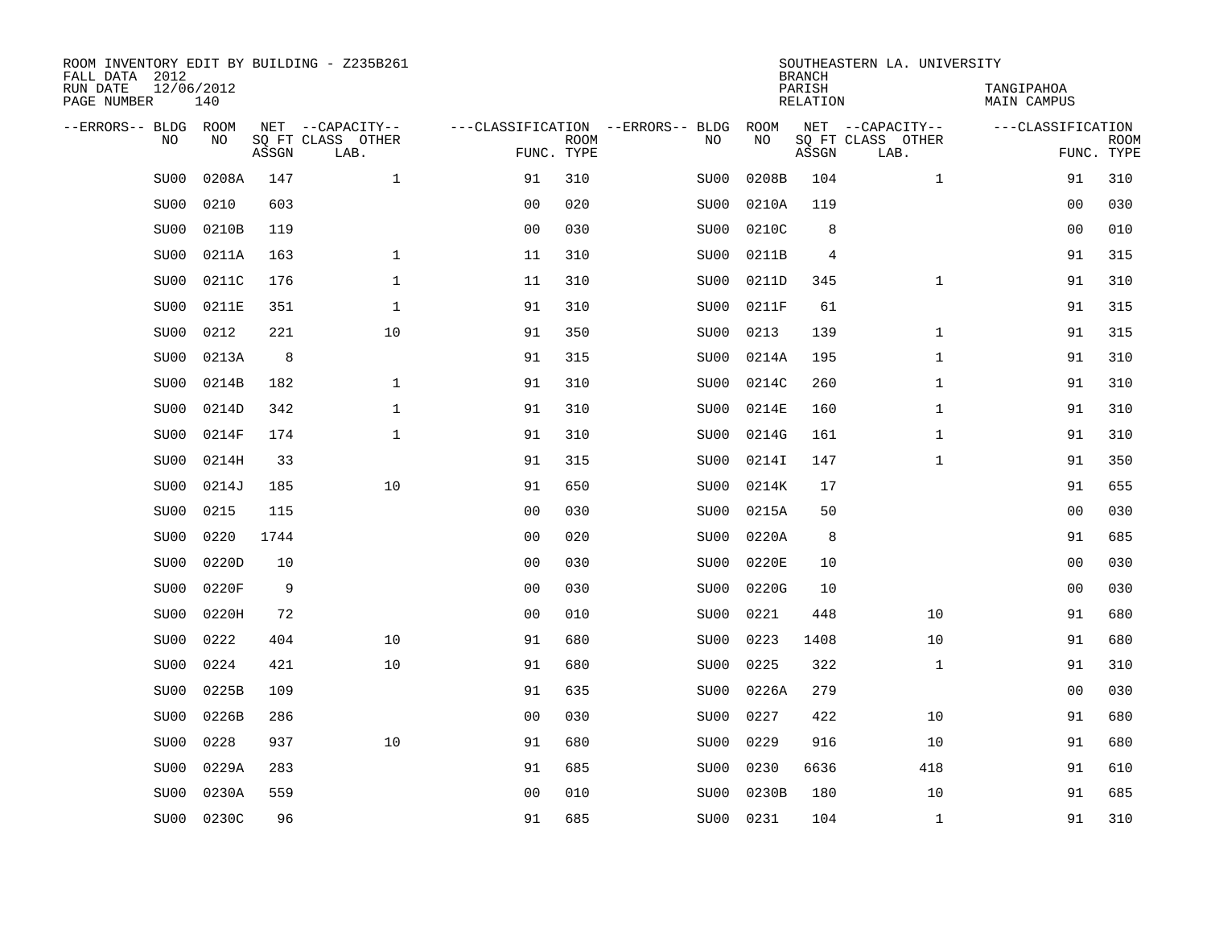ROOM INVENTORY EDIT BY BUILDING - Z235B261
FALL DATA 2012
RUN DATE 12/06/2012
PAGE NUMBER 140

SOUTHEASTERN LA. UNIVERSITY
BRANCH
PARISH TANGIPAHOA
RELATION MAIN CAMPUS

| --ERRORS-- | BLDG NO | ROOM NO | NET SQ FT ASSGN | --CAPACITY-- CLASS LAB. | OTHER | ---CLASSIFICATION FUNC. | ROOM TYPE | --ERRORS-- | BLDG NO | ROOM NO | NET SQ FT ASSGN | --CAPACITY-- CLASS LAB. | OTHER | ---CLASSIFICATION FUNC. | ROOM TYPE |
|---|---|---|---|---|---|---|---|---|---|---|---|---|---|---|---|
| | SU00 | 0208A | 147 | | 1 | 91 | 310 | | SU00 | 0208B | 104 | | 1 | 91 | 310 |
| | SU00 | 0210 | 603 | | | 00 | 020 | | SU00 | 0210A | 119 | | | 00 | 030 |
| | SU00 | 0210B | 119 | | | 00 | 030 | | SU00 | 0210C | 8 | | | 00 | 010 |
| | SU00 | 0211A | 163 | | 1 | 11 | 310 | | SU00 | 0211B | 4 | | | 91 | 315 |
| | SU00 | 0211C | 176 | | 1 | 11 | 310 | | SU00 | 0211D | 345 | | 1 | 91 | 310 |
| | SU00 | 0211E | 351 | | 1 | 91 | 310 | | SU00 | 0211F | 61 | | | 91 | 315 |
| | SU00 | 0212 | 221 | | 10 | 91 | 350 | | SU00 | 0213 | 139 | | 1 | 91 | 315 |
| | SU00 | 0213A | 8 | | | 91 | 315 | | SU00 | 0214A | 195 | | 1 | 91 | 310 |
| | SU00 | 0214B | 182 | | 1 | 91 | 310 | | SU00 | 0214C | 260 | | 1 | 91 | 310 |
| | SU00 | 0214D | 342 | | 1 | 91 | 310 | | SU00 | 0214E | 160 | | 1 | 91 | 310 |
| | SU00 | 0214F | 174 | | 1 | 91 | 310 | | SU00 | 0214G | 161 | | 1 | 91 | 310 |
| | SU00 | 0214H | 33 | | | 91 | 315 | | SU00 | 0214I | 147 | | 1 | 91 | 350 |
| | SU00 | 0214J | 185 | | 10 | 91 | 650 | | SU00 | 0214K | 17 | | | 91 | 655 |
| | SU00 | 0215 | 115 | | | 00 | 030 | | SU00 | 0215A | 50 | | | 00 | 030 |
| | SU00 | 0220 | 1744 | | | 00 | 020 | | SU00 | 0220A | 8 | | | 91 | 685 |
| | SU00 | 0220D | 10 | | | 00 | 030 | | SU00 | 0220E | 10 | | | 00 | 030 |
| | SU00 | 0220F | 9 | | | 00 | 030 | | SU00 | 0220G | 10 | | | 00 | 030 |
| | SU00 | 0220H | 72 | | | 00 | 010 | | SU00 | 0221 | 448 | | 10 | 91 | 680 |
| | SU00 | 0222 | 404 | | 10 | 91 | 680 | | SU00 | 0223 | 1408 | | 10 | 91 | 680 |
| | SU00 | 0224 | 421 | | 10 | 91 | 680 | | SU00 | 0225 | 322 | | 1 | 91 | 310 |
| | SU00 | 0225B | 109 | | | 91 | 635 | | SU00 | 0226A | 279 | | | 00 | 030 |
| | SU00 | 0226B | 286 | | | 00 | 030 | | SU00 | 0227 | 422 | | 10 | 91 | 680 |
| | SU00 | 0228 | 937 | | 10 | 91 | 680 | | SU00 | 0229 | 916 | | 10 | 91 | 680 |
| | SU00 | 0229A | 283 | | | 91 | 685 | | SU00 | 0230 | 6636 | | 418 | 91 | 610 |
| | SU00 | 0230A | 559 | | | 00 | 010 | | SU00 | 0230B | 180 | | 10 | 91 | 685 |
| | SU00 | 0230C | 96 | | | 91 | 685 | | SU00 | 0231 | 104 | | 1 | 91 | 310 |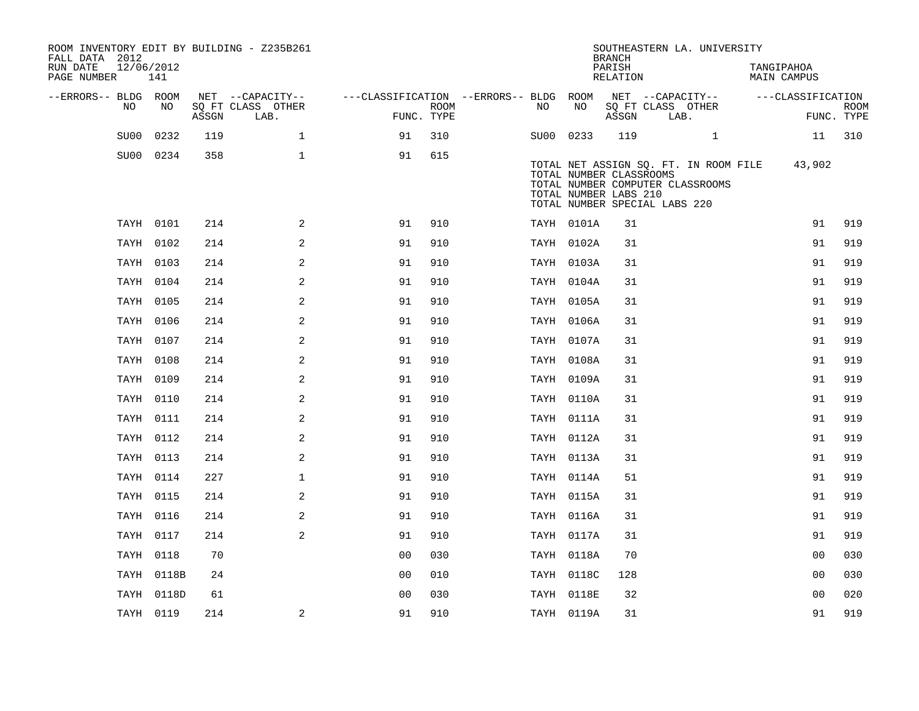ROOM INVENTORY EDIT BY BUILDING - Z235B261
FALL DATA 2012
RUN DATE 12/06/2012
PAGE NUMBER 141

SOUTHEASTERN LA. UNIVERSITY
BRANCH
PARISH TANGIPAHOA
RELATION MAIN CAMPUS

| --ERRORS-- | BLDG NO | ROOM NO | NET SQ FT ASSGN | --CAPACITY-- CLASS LAB. | OTHER | ---CLASSIFICATION FUNC. | ROOM TYPE | --ERRORS-- | BLDG NO | ROOM NO | NET SQ FT ASSGN | --CAPACITY-- CLASS LAB. | OTHER | ---CLASSIFICATION FUNC. | ROOM TYPE |
|---|---|---|---|---|---|---|---|---|---|---|---|---|---|---|---|
| | SU00 | 0232 | 119 | | 1 | 91 | 310 | | SU00 | 0233 | 119 | | 1 | 11 | 310 |
| | SU00 | 0234 | 358 | | 1 | 91 | 615 | | | | | | | | |
| | TAYH | 0101 | 214 | | 2 | 91 | 910 | | TAYH | 0101A | 31 | | | 91 | 919 |
| | TAYH | 0102 | 214 | | 2 | 91 | 910 | | TAYH | 0102A | 31 | | | 91 | 919 |
| | TAYH | 0103 | 214 | | 2 | 91 | 910 | | TAYH | 0103A | 31 | | | 91 | 919 |
| | TAYH | 0104 | 214 | | 2 | 91 | 910 | | TAYH | 0104A | 31 | | | 91 | 919 |
| | TAYH | 0105 | 214 | | 2 | 91 | 910 | | TAYH | 0105A | 31 | | | 91 | 919 |
| | TAYH | 0106 | 214 | | 2 | 91 | 910 | | TAYH | 0106A | 31 | | | 91 | 919 |
| | TAYH | 0107 | 214 | | 2 | 91 | 910 | | TAYH | 0107A | 31 | | | 91 | 919 |
| | TAYH | 0108 | 214 | | 2 | 91 | 910 | | TAYH | 0108A | 31 | | | 91 | 919 |
| | TAYH | 0109 | 214 | | 2 | 91 | 910 | | TAYH | 0109A | 31 | | | 91 | 919 |
| | TAYH | 0110 | 214 | | 2 | 91 | 910 | | TAYH | 0110A | 31 | | | 91 | 919 |
| | TAYH | 0111 | 214 | | 2 | 91 | 910 | | TAYH | 0111A | 31 | | | 91 | 919 |
| | TAYH | 0112 | 214 | | 2 | 91 | 910 | | TAYH | 0112A | 31 | | | 91 | 919 |
| | TAYH | 0113 | 214 | | 2 | 91 | 910 | | TAYH | 0113A | 31 | | | 91 | 919 |
| | TAYH | 0114 | 227 | | 1 | 91 | 910 | | TAYH | 0114A | 51 | | | 91 | 919 |
| | TAYH | 0115 | 214 | | 2 | 91 | 910 | | TAYH | 0115A | 31 | | | 91 | 919 |
| | TAYH | 0116 | 214 | | 2 | 91 | 910 | | TAYH | 0116A | 31 | | | 91 | 919 |
| | TAYH | 0117 | 214 | | 2 | 91 | 910 | | TAYH | 0117A | 31 | | | 91 | 919 |
| | TAYH | 0118 | 70 | | | 00 | 030 | | TAYH | 0118A | 70 | | | 00 | 030 |
| | TAYH | 0118B | 24 | | | 00 | 010 | | TAYH | 0118C | 128 | | | 00 | 030 |
| | TAYH | 0118D | 61 | | | 00 | 030 | | TAYH | 0118E | 32 | | | 00 | 020 |
| | TAYH | 0119 | 214 | | 2 | 91 | 910 | | TAYH | 0119A | 31 | | | 91 | 919 |

TOTAL NET ASSIGN SQ. FT. IN ROOM FILE 43,902
TOTAL NUMBER CLASSROOMS
TOTAL NUMBER COMPUTER CLASSROOMS
TOTAL NUMBER LABS 210
TOTAL NUMBER SPECIAL LABS 220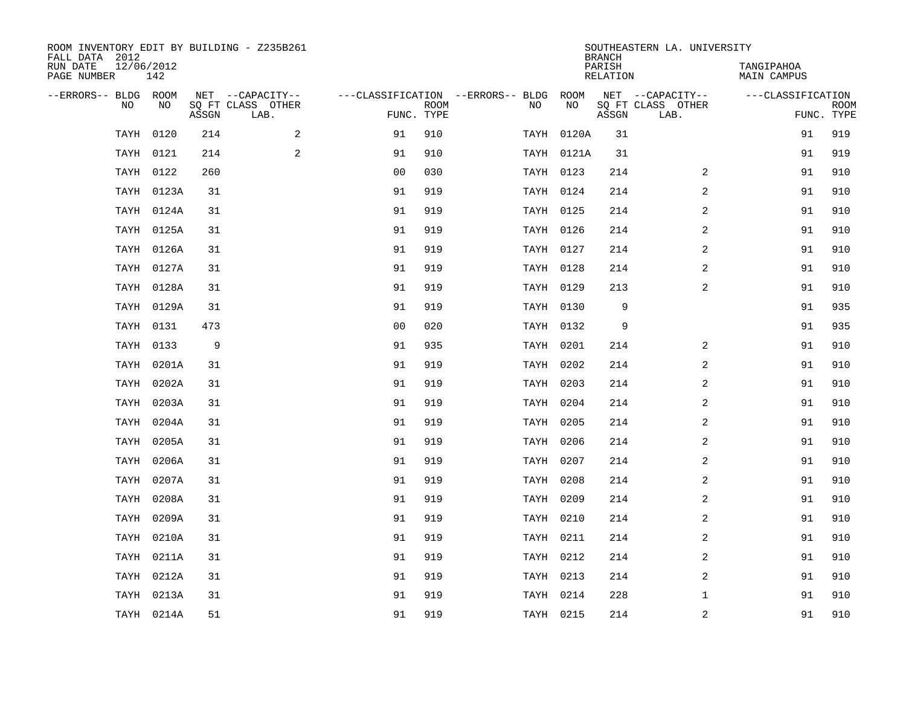ROOM INVENTORY EDIT BY BUILDING - Z235B261
FALL DATA 2012
RUN DATE 12/06/2012
PAGE NUMBER 142

SOUTHEASTERN LA. UNIVERSITY
BRANCH
PARISH TANGIPAHOA
RELATION MAIN CAMPUS

| --ERRORS-- | BLDG NO | ROOM NO | NET SQ FT ASSGN | --CAPACITY-- CLASS LAB. | OTHER | ---CLASSIFICATION FUNC. | ROOM TYPE | --ERRORS-- | BLDG NO | ROOM NO | NET SQ FT ASSGN | --CAPACITY-- CLASS LAB. | OTHER | ---CLASSIFICATION FUNC. | ROOM TYPE |
|---|---|---|---|---|---|---|---|---|---|---|---|---|---|---|---|
| | TAYH | 0120 | 214 | | 2 | 91 | 910 | | TAYH | 0120A | 31 | | | 91 | 919 |
| | TAYH | 0121 | 214 | | 2 | 91 | 910 | | TAYH | 0121A | 31 | | | 91 | 919 |
| | TAYH | 0122 | 260 | | | 00 | 030 | | TAYH | 0123 | 214 | | 2 | 91 | 910 |
| | TAYH | 0123A | 31 | | | 91 | 919 | | TAYH | 0124 | 214 | | 2 | 91 | 910 |
| | TAYH | 0124A | 31 | | | 91 | 919 | | TAYH | 0125 | 214 | | 2 | 91 | 910 |
| | TAYH | 0125A | 31 | | | 91 | 919 | | TAYH | 0126 | 214 | | 2 | 91 | 910 |
| | TAYH | 0126A | 31 | | | 91 | 919 | | TAYH | 0127 | 214 | | 2 | 91 | 910 |
| | TAYH | 0127A | 31 | | | 91 | 919 | | TAYH | 0128 | 214 | | 2 | 91 | 910 |
| | TAYH | 0128A | 31 | | | 91 | 919 | | TAYH | 0129 | 213 | | 2 | 91 | 910 |
| | TAYH | 0129A | 31 | | | 91 | 919 | | TAYH | 0130 | 9 | | | 91 | 935 |
| | TAYH | 0131 | 473 | | | 00 | 020 | | TAYH | 0132 | 9 | | | 91 | 935 |
| | TAYH | 0133 | 9 | | | 91 | 935 | | TAYH | 0201 | 214 | | 2 | 91 | 910 |
| | TAYH | 0201A | 31 | | | 91 | 919 | | TAYH | 0202 | 214 | | 2 | 91 | 910 |
| | TAYH | 0202A | 31 | | | 91 | 919 | | TAYH | 0203 | 214 | | 2 | 91 | 910 |
| | TAYH | 0203A | 31 | | | 91 | 919 | | TAYH | 0204 | 214 | | 2 | 91 | 910 |
| | TAYH | 0204A | 31 | | | 91 | 919 | | TAYH | 0205 | 214 | | 2 | 91 | 910 |
| | TAYH | 0205A | 31 | | | 91 | 919 | | TAYH | 0206 | 214 | | 2 | 91 | 910 |
| | TAYH | 0206A | 31 | | | 91 | 919 | | TAYH | 0207 | 214 | | 2 | 91 | 910 |
| | TAYH | 0207A | 31 | | | 91 | 919 | | TAYH | 0208 | 214 | | 2 | 91 | 910 |
| | TAYH | 0208A | 31 | | | 91 | 919 | | TAYH | 0209 | 214 | | 2 | 91 | 910 |
| | TAYH | 0209A | 31 | | | 91 | 919 | | TAYH | 0210 | 214 | | 2 | 91 | 910 |
| | TAYH | 0210A | 31 | | | 91 | 919 | | TAYH | 0211 | 214 | | 2 | 91 | 910 |
| | TAYH | 0211A | 31 | | | 91 | 919 | | TAYH | 0212 | 214 | | 2 | 91 | 910 |
| | TAYH | 0212A | 31 | | | 91 | 919 | | TAYH | 0213 | 214 | | 2 | 91 | 910 |
| | TAYH | 0213A | 31 | | | 91 | 919 | | TAYH | 0214 | 228 | | 1 | 91 | 910 |
| | TAYH | 0214A | 51 | | | 91 | 919 | | TAYH | 0215 | 214 | | 2 | 91 | 910 |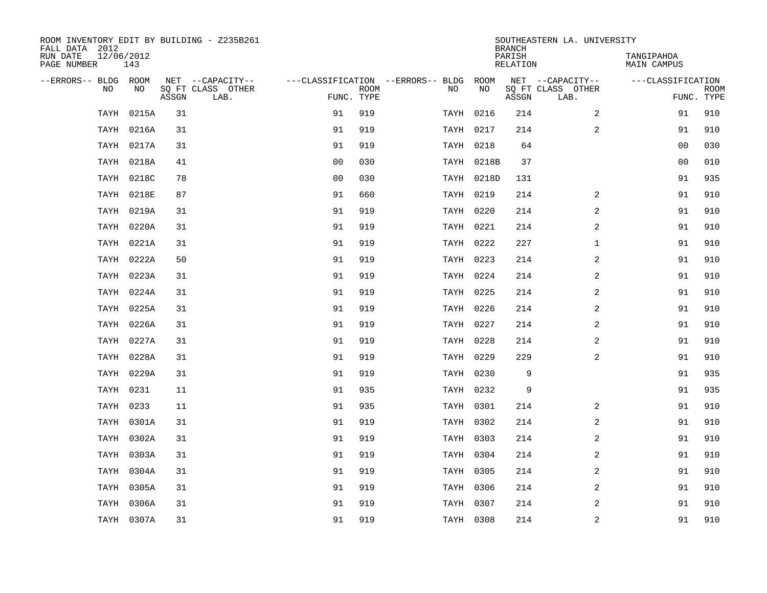ROOM INVENTORY EDIT BY BUILDING - Z235B261
FALL DATA 2012
RUN DATE 12/06/2012
PAGE NUMBER 143

SOUTHEASTERN LA. UNIVERSITY
BRANCH
PARISH TANGIPAHOA
RELATION MAIN CAMPUS

| --ERRORS-- | BLDG NO | ROOM NO | NET SQ FT ASSGN | --CAPACITY-- CLASS LAB. | OTHER | ---CLASSIFICATION FUNC. | ROOM TYPE | --ERRORS-- | BLDG NO | ROOM NO | NET SQ FT ASSGN | --CAPACITY-- CLASS LAB. | OTHER | ---CLASSIFICATION FUNC. | ROOM TYPE |
|---|---|---|---|---|---|---|---|---|---|---|---|---|---|---|---|
| | TAYH | 0215A | 31 | | | 91 | 919 | | TAYH | 0216 | 214 | | 2 | 91 | 910 |
| | TAYH | 0216A | 31 | | | 91 | 919 | | TAYH | 0217 | 214 | | 2 | 91 | 910 |
| | TAYH | 0217A | 31 | | | 91 | 919 | | TAYH | 0218 | 64 | | | 00 | 030 |
| | TAYH | 0218A | 41 | | | 00 | 030 | | TAYH | 0218B | 37 | | | 00 | 010 |
| | TAYH | 0218C | 78 | | | 00 | 030 | | TAYH | 0218D | 131 | | | 91 | 935 |
| | TAYH | 0218E | 87 | | | 91 | 660 | | TAYH | 0219 | 214 | | 2 | 91 | 910 |
| | TAYH | 0219A | 31 | | | 91 | 919 | | TAYH | 0220 | 214 | | 2 | 91 | 910 |
| | TAYH | 0220A | 31 | | | 91 | 919 | | TAYH | 0221 | 214 | | 2 | 91 | 910 |
| | TAYH | 0221A | 31 | | | 91 | 919 | | TAYH | 0222 | 227 | | 1 | 91 | 910 |
| | TAYH | 0222A | 50 | | | 91 | 919 | | TAYH | 0223 | 214 | | 2 | 91 | 910 |
| | TAYH | 0223A | 31 | | | 91 | 919 | | TAYH | 0224 | 214 | | 2 | 91 | 910 |
| | TAYH | 0224A | 31 | | | 91 | 919 | | TAYH | 0225 | 214 | | 2 | 91 | 910 |
| | TAYH | 0225A | 31 | | | 91 | 919 | | TAYH | 0226 | 214 | | 2 | 91 | 910 |
| | TAYH | 0226A | 31 | | | 91 | 919 | | TAYH | 0227 | 214 | | 2 | 91 | 910 |
| | TAYH | 0227A | 31 | | | 91 | 919 | | TAYH | 0228 | 214 | | 2 | 91 | 910 |
| | TAYH | 0228A | 31 | | | 91 | 919 | | TAYH | 0229 | 229 | | 2 | 91 | 910 |
| | TAYH | 0229A | 31 | | | 91 | 919 | | TAYH | 0230 | 9 | | | 91 | 935 |
| | TAYH | 0231 | 11 | | | 91 | 935 | | TAYH | 0232 | 9 | | | 91 | 935 |
| | TAYH | 0233 | 11 | | | 91 | 935 | | TAYH | 0301 | 214 | | 2 | 91 | 910 |
| | TAYH | 0301A | 31 | | | 91 | 919 | | TAYH | 0302 | 214 | | 2 | 91 | 910 |
| | TAYH | 0302A | 31 | | | 91 | 919 | | TAYH | 0303 | 214 | | 2 | 91 | 910 |
| | TAYH | 0303A | 31 | | | 91 | 919 | | TAYH | 0304 | 214 | | 2 | 91 | 910 |
| | TAYH | 0304A | 31 | | | 91 | 919 | | TAYH | 0305 | 214 | | 2 | 91 | 910 |
| | TAYH | 0305A | 31 | | | 91 | 919 | | TAYH | 0306 | 214 | | 2 | 91 | 910 |
| | TAYH | 0306A | 31 | | | 91 | 919 | | TAYH | 0307 | 214 | | 2 | 91 | 910 |
| | TAYH | 0307A | 31 | | | 91 | 919 | | TAYH | 0308 | 214 | | 2 | 91 | 910 |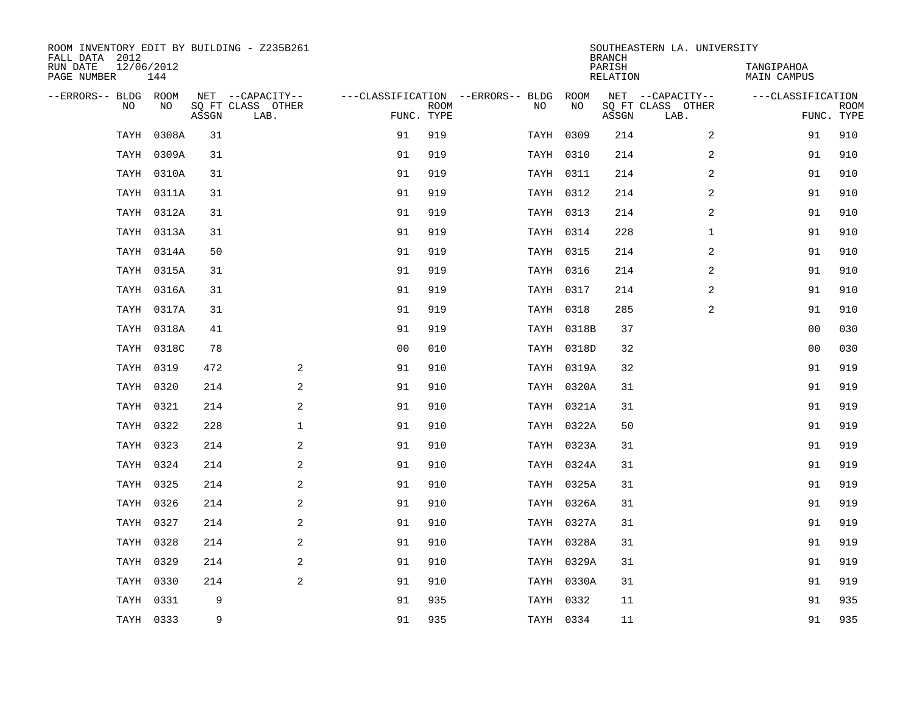ROOM INVENTORY EDIT BY BUILDING - Z235B261
FALL DATA 2012
RUN DATE 12/06/2012
PAGE NUMBER 144

SOUTHEASTERN LA. UNIVERSITY
BRANCH
PARISH TANGIPAHOA
RELATION MAIN CAMPUS

| --ERRORS-- | BLDG NO | ROOM NO | NET SQ FT ASSGN | --CAPACITY-- CLASS LAB. | OTHER | ---CLASSIFICATION FUNC. | ROOM TYPE | --ERRORS-- | BLDG NO | ROOM NO | NET SQ FT ASSGN | --CAPACITY-- CLASS LAB. | OTHER | ---CLASSIFICATION FUNC. | ROOM TYPE |
|---|---|---|---|---|---|---|---|---|---|---|---|---|---|---|---|
| | TAYH | 0308A | 31 | | | 91 | 919 | | TAYH | 0309 | 214 | | 2 | 91 | 910 |
| | TAYH | 0309A | 31 | | | 91 | 919 | | TAYH | 0310 | 214 | | 2 | 91 | 910 |
| | TAYH | 0310A | 31 | | | 91 | 919 | | TAYH | 0311 | 214 | | 2 | 91 | 910 |
| | TAYH | 0311A | 31 | | | 91 | 919 | | TAYH | 0312 | 214 | | 2 | 91 | 910 |
| | TAYH | 0312A | 31 | | | 91 | 919 | | TAYH | 0313 | 214 | | 2 | 91 | 910 |
| | TAYH | 0313A | 31 | | | 91 | 919 | | TAYH | 0314 | 228 | | 1 | 91 | 910 |
| | TAYH | 0314A | 50 | | | 91 | 919 | | TAYH | 0315 | 214 | | 2 | 91 | 910 |
| | TAYH | 0315A | 31 | | | 91 | 919 | | TAYH | 0316 | 214 | | 2 | 91 | 910 |
| | TAYH | 0316A | 31 | | | 91 | 919 | | TAYH | 0317 | 214 | | 2 | 91 | 910 |
| | TAYH | 0317A | 31 | | | 91 | 919 | | TAYH | 0318 | 285 | | 2 | 91 | 910 |
| | TAYH | 0318A | 41 | | | 91 | 919 | | TAYH | 0318B | 37 | | | 00 | 030 |
| | TAYH | 0318C | 78 | | | 00 | 010 | | TAYH | 0318D | 32 | | | 00 | 030 |
| | TAYH | 0319 | 472 | | 2 | 91 | 910 | | TAYH | 0319A | 32 | | | 91 | 919 |
| | TAYH | 0320 | 214 | | 2 | 91 | 910 | | TAYH | 0320A | 31 | | | 91 | 919 |
| | TAYH | 0321 | 214 | | 2 | 91 | 910 | | TAYH | 0321A | 31 | | | 91 | 919 |
| | TAYH | 0322 | 228 | | 1 | 91 | 910 | | TAYH | 0322A | 50 | | | 91 | 919 |
| | TAYH | 0323 | 214 | | 2 | 91 | 910 | | TAYH | 0323A | 31 | | | 91 | 919 |
| | TAYH | 0324 | 214 | | 2 | 91 | 910 | | TAYH | 0324A | 31 | | | 91 | 919 |
| | TAYH | 0325 | 214 | | 2 | 91 | 910 | | TAYH | 0325A | 31 | | | 91 | 919 |
| | TAYH | 0326 | 214 | | 2 | 91 | 910 | | TAYH | 0326A | 31 | | | 91 | 919 |
| | TAYH | 0327 | 214 | | 2 | 91 | 910 | | TAYH | 0327A | 31 | | | 91 | 919 |
| | TAYH | 0328 | 214 | | 2 | 91 | 910 | | TAYH | 0328A | 31 | | | 91 | 919 |
| | TAYH | 0329 | 214 | | 2 | 91 | 910 | | TAYH | 0329A | 31 | | | 91 | 919 |
| | TAYH | 0330 | 214 | | 2 | 91 | 910 | | TAYH | 0330A | 31 | | | 91 | 919 |
| | TAYH | 0331 | 9 | | | 91 | 935 | | TAYH | 0332 | 11 | | | 91 | 935 |
| | TAYH | 0333 | 9 | | | 91 | 935 | | TAYH | 0334 | 11 | | | 91 | 935 |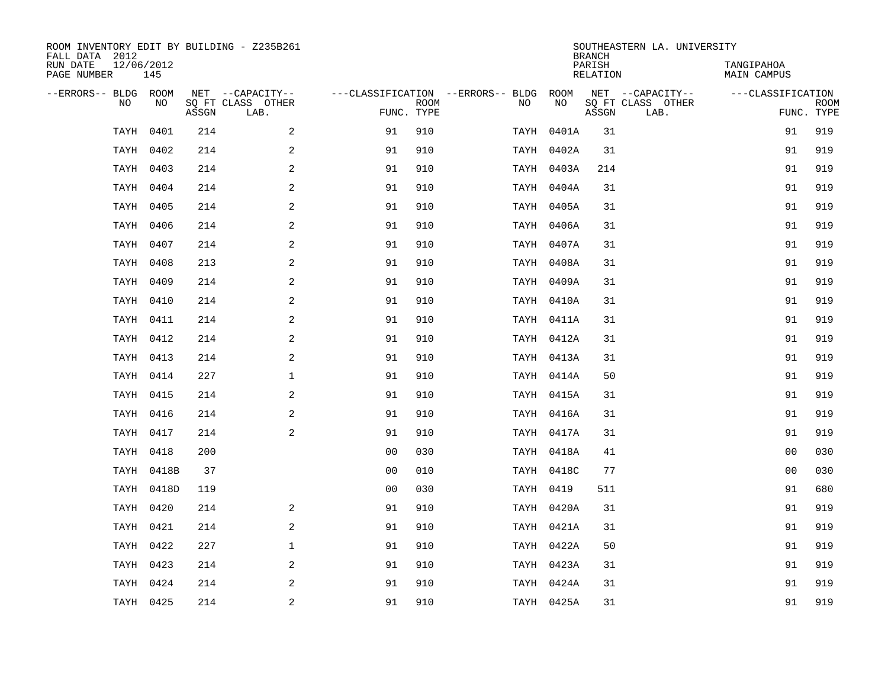ROOM INVENTORY EDIT BY BUILDING - Z235B261
FALL DATA 2012
RUN DATE 12/06/2012
PAGE NUMBER 145

SOUTHEASTERN LA. UNIVERSITY
BRANCH
PARISH TANGIPAHOA
RELATION MAIN CAMPUS

| --ERRORS-- | BLDG NO | ROOM NO | NET SQ FT ASSGN | --CAPACITY-- CLASS LAB. | OTHER | ---CLASSIFICATION FUNC. | ROOM TYPE | --ERRORS-- | BLDG NO | ROOM NO | NET SQ FT ASSGN | --CAPACITY-- CLASS LAB. | OTHER | ---CLASSIFICATION FUNC. | ROOM TYPE |
|---|---|---|---|---|---|---|---|---|---|---|---|---|---|---|---|
| | TAYH | 0401 | 214 | | 2 | 91 | 910 | | TAYH | 0401A | 31 | | | 91 | 919 |
| | TAYH | 0402 | 214 | | 2 | 91 | 910 | | TAYH | 0402A | 31 | | | 91 | 919 |
| | TAYH | 0403 | 214 | | 2 | 91 | 910 | | TAYH | 0403A | 214 | | | 91 | 919 |
| | TAYH | 0404 | 214 | | 2 | 91 | 910 | | TAYH | 0404A | 31 | | | 91 | 919 |
| | TAYH | 0405 | 214 | | 2 | 91 | 910 | | TAYH | 0405A | 31 | | | 91 | 919 |
| | TAYH | 0406 | 214 | | 2 | 91 | 910 | | TAYH | 0406A | 31 | | | 91 | 919 |
| | TAYH | 0407 | 214 | | 2 | 91 | 910 | | TAYH | 0407A | 31 | | | 91 | 919 |
| | TAYH | 0408 | 213 | | 2 | 91 | 910 | | TAYH | 0408A | 31 | | | 91 | 919 |
| | TAYH | 0409 | 214 | | 2 | 91 | 910 | | TAYH | 0409A | 31 | | | 91 | 919 |
| | TAYH | 0410 | 214 | | 2 | 91 | 910 | | TAYH | 0410A | 31 | | | 91 | 919 |
| | TAYH | 0411 | 214 | | 2 | 91 | 910 | | TAYH | 0411A | 31 | | | 91 | 919 |
| | TAYH | 0412 | 214 | | 2 | 91 | 910 | | TAYH | 0412A | 31 | | | 91 | 919 |
| | TAYH | 0413 | 214 | | 2 | 91 | 910 | | TAYH | 0413A | 31 | | | 91 | 919 |
| | TAYH | 0414 | 227 | | 1 | 91 | 910 | | TAYH | 0414A | 50 | | | 91 | 919 |
| | TAYH | 0415 | 214 | | 2 | 91 | 910 | | TAYH | 0415A | 31 | | | 91 | 919 |
| | TAYH | 0416 | 214 | | 2 | 91 | 910 | | TAYH | 0416A | 31 | | | 91 | 919 |
| | TAYH | 0417 | 214 | | 2 | 91 | 910 | | TAYH | 0417A | 31 | | | 91 | 919 |
| | TAYH | 0418 | 200 | | | 00 | 030 | | TAYH | 0418A | 41 | | | 00 | 030 |
| | TAYH | 0418B | 37 | | | 00 | 010 | | TAYH | 0418C | 77 | | | 00 | 030 |
| | TAYH | 0418D | 119 | | | 00 | 030 | | TAYH | 0419 | 511 | | | 91 | 680 |
| | TAYH | 0420 | 214 | | 2 | 91 | 910 | | TAYH | 0420A | 31 | | | 91 | 919 |
| | TAYH | 0421 | 214 | | 2 | 91 | 910 | | TAYH | 0421A | 31 | | | 91 | 919 |
| | TAYH | 0422 | 227 | | 1 | 91 | 910 | | TAYH | 0422A | 50 | | | 91 | 919 |
| | TAYH | 0423 | 214 | | 2 | 91 | 910 | | TAYH | 0423A | 31 | | | 91 | 919 |
| | TAYH | 0424 | 214 | | 2 | 91 | 910 | | TAYH | 0424A | 31 | | | 91 | 919 |
| | TAYH | 0425 | 214 | | 2 | 91 | 910 | | TAYH | 0425A | 31 | | | 91 | 919 |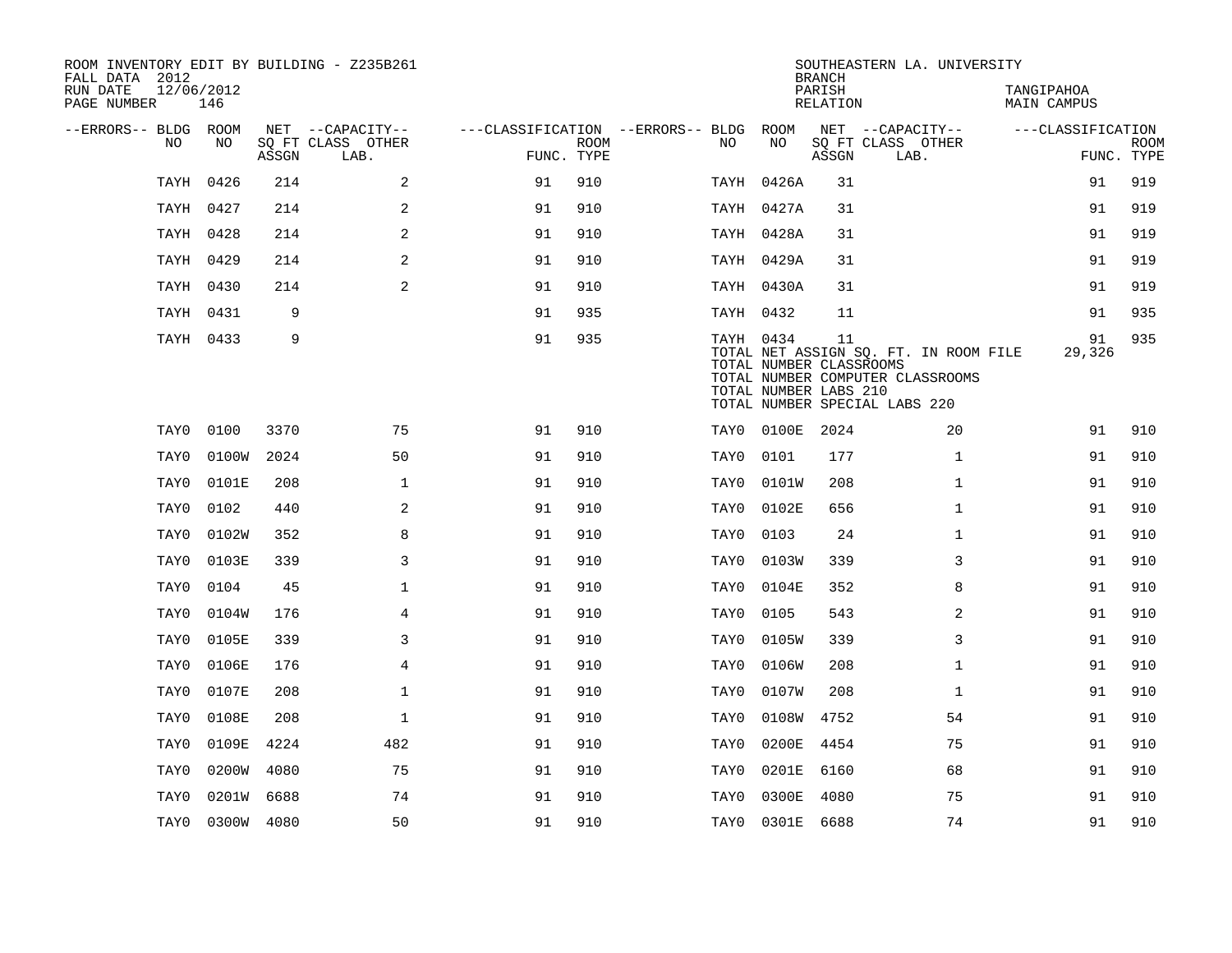ROOM INVENTORY EDIT BY BUILDING - Z235B261
FALL DATA 2012
RUN DATE 12/06/2012

SOUTHEASTERN LA. UNIVERSITY
BRANCH
PARISH TANGIPAHOA
RELATION MAIN CAMPUS

| --ERRORS-- | BLDG NO | ROOM NO | NET SQ FT ASSGN | --CAPACITY-- CLASS | LAB. | OTHER | ---CLASSIFICATION FUNC. | ROOM TYPE | --ERRORS-- | BLDG NO | ROOM NO | NET SQ FT ASSGN | --CAPACITY-- CLASS | LAB. | OTHER | ---CLASSIFICATION FUNC. | ROOM TYPE |
|---|---|---|---|---|---|---|---|---|---|---|---|---|---|---|---|---|---|
| | TAYH | 0426 | 214 | | | 2 | 91 | 910 | | TAYH | 0426A | 31 | | | | 91 | 919 |
| | TAYH | 0427 | 214 | | | 2 | 91 | 910 | | TAYH | 0427A | 31 | | | | 91 | 919 |
| | TAYH | 0428 | 214 | | | 2 | 91 | 910 | | TAYH | 0428A | 31 | | | | 91 | 919 |
| | TAYH | 0429 | 214 | | | 2 | 91 | 910 | | TAYH | 0429A | 31 | | | | 91 | 919 |
| | TAYH | 0430 | 214 | | | 2 | 91 | 910 | | TAYH | 0430A | 31 | | | | 91 | 919 |
| | TAYH | 0431 | 9 | | | | 91 | 935 | | TAYH | 0432 | 11 | | | | 91 | 935 |
| | TAYH | 0433 | 9 | | | | 91 | 935 | | TAYH | 0434 | 11 | | | | 91 | 935 |
| | | | | | | | | | | TOTAL NET ASSIGN SQ. FT. IN ROOM FILE | | | | | | 29,326 | |
| | | | | | | | | | | TOTAL NUMBER CLASSROOMS | | | | | | | |
| | | | | | | | | | | TOTAL NUMBER COMPUTER CLASSROOMS | | | | | | | |
| | | | | | | | | | | TOTAL NUMBER LABS 210 | | | | | | | |
| | | | | | | | | | | TOTAL NUMBER SPECIAL LABS 220 | | | | | | | |
| | TAY0 | 0100 | 3370 | | | 75 | 91 | 910 | | TAY0 | 0100E | 2024 | | | 20 | 91 | 910 |
| | TAY0 | 0100W | 2024 | | | 50 | 91 | 910 | | TAY0 | 0101 | 177 | | | 1 | 91 | 910 |
| | TAY0 | 0101E | 208 | | | 1 | 91 | 910 | | TAY0 | 0101W | 208 | | | 1 | 91 | 910 |
| | TAY0 | 0102 | 440 | | | 2 | 91 | 910 | | TAY0 | 0102E | 656 | | | 1 | 91 | 910 |
| | TAY0 | 0102W | 352 | | | 8 | 91 | 910 | | TAY0 | 0103 | 24 | | | 1 | 91 | 910 |
| | TAY0 | 0103E | 339 | | | 3 | 91 | 910 | | TAY0 | 0103W | 339 | | | 3 | 91 | 910 |
| | TAY0 | 0104 | 45 | | | 1 | 91 | 910 | | TAY0 | 0104E | 352 | | | 8 | 91 | 910 |
| | TAY0 | 0104W | 176 | | | 4 | 91 | 910 | | TAY0 | 0105 | 543 | | | 2 | 91 | 910 |
| | TAY0 | 0105E | 339 | | | 3 | 91 | 910 | | TAY0 | 0105W | 339 | | | 3 | 91 | 910 |
| | TAY0 | 0106E | 176 | | | 4 | 91 | 910 | | TAY0 | 0106W | 208 | | | 1 | 91 | 910 |
| | TAY0 | 0107E | 208 | | | 1 | 91 | 910 | | TAY0 | 0107W | 208 | | | 1 | 91 | 910 |
| | TAY0 | 0108E | 208 | | | 1 | 91 | 910 | | TAY0 | 0108W | 4752 | | | 54 | 91 | 910 |
| | TAY0 | 0109E | 4224 | | | 482 | 91 | 910 | | TAY0 | 0200E | 4454 | | | 75 | 91 | 910 |
| | TAY0 | 0200W | 4080 | | | 75 | 91 | 910 | | TAY0 | 0201E | 6160 | | | 68 | 91 | 910 |
| | TAY0 | 0201W | 6688 | | | 74 | 91 | 910 | | TAY0 | 0300E | 4080 | | | 75 | 91 | 910 |
| | TAY0 | 0300W | 4080 | | | 50 | 91 | 910 | | TAY0 | 0301E | 6688 | | | 74 | 91 | 910 |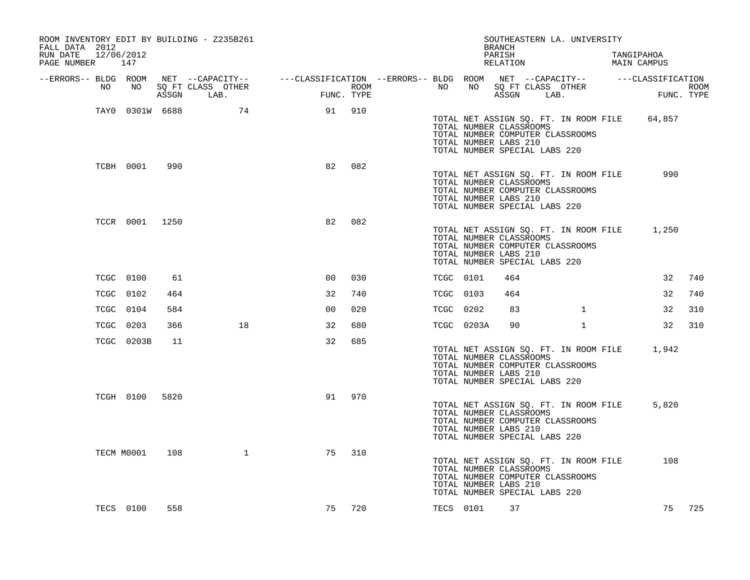ROOM INVENTORY EDIT BY BUILDING - Z235B261
FALL DATA 2012
RUN DATE 12/06/2012

SOUTHEASTERN LA. UNIVERSITY
BRANCH
PARISH TANGIPAHOA
RELATION MAIN CAMPUS

| --ERRORS-- | BLDG NO | ROOM NO | NET ASSGN SQ FT | CAPACITY CLASS LAB. | CAPACITY OTHER | CLASSIFICATION FUNC. | ROOM TYPE | --ERRORS-- | BLDG NO | ROOM NO | NET ASSGN SQ FT | CAPACITY CLASS LAB. | CAPACITY OTHER | CLASSIFICATION FUNC. | ROOM TYPE |
|---|---|---|---|---|---|---|---|---|---|---|---|---|---|---|---|
| | TAY0 | 0301W | 6688 | | 74 | 91 | 910 | | | | | | | | |
| | | | | | | | | | TOTAL NET ASSIGN SQ. FT. IN ROOM FILE | | 64,857 | | | | |
| | | | | | | | | | TOTAL NUMBER CLASSROOMS | | | | | | |
| | | | | | | | | | TOTAL NUMBER COMPUTER CLASSROOMS | | | | | | |
| | | | | | | | | | TOTAL NUMBER LABS 210 | | | | | | |
| | | | | | | | | | TOTAL NUMBER SPECIAL LABS 220 | | | | | | |
| | TCBH | 0001 | 990 | | | 82 | 082 | | | | | | | | |
| | | | | | | | | | TOTAL NET ASSIGN SQ. FT. IN ROOM FILE | | 990 | | | | |
| | | | | | | | | | TOTAL NUMBER CLASSROOMS | | | | | | |
| | | | | | | | | | TOTAL NUMBER COMPUTER CLASSROOMS | | | | | | |
| | | | | | | | | | TOTAL NUMBER LABS 210 | | | | | | |
| | | | | | | | | | TOTAL NUMBER SPECIAL LABS 220 | | | | | | |
| | TCCR | 0001 | 1250 | | | 82 | 082 | | | | | | | | |
| | | | | | | | | | TOTAL NET ASSIGN SQ. FT. IN ROOM FILE | | 1,250 | | | | |
| | | | | | | | | | TOTAL NUMBER CLASSROOMS | | | | | | |
| | | | | | | | | | TOTAL NUMBER COMPUTER CLASSROOMS | | | | | | |
| | | | | | | | | | TOTAL NUMBER LABS 210 | | | | | | |
| | | | | | | | | | TOTAL NUMBER SPECIAL LABS 220 | | | | | | |
| | TCGC | 0100 | 61 | | | 00 | 030 | | TCGC | 0101 | 464 | | | 32 | 740 |
| | TCGC | 0102 | 464 | | | 32 | 740 | | TCGC | 0103 | 464 | | | 32 | 740 |
| | TCGC | 0104 | 584 | | | 00 | 020 | | TCGC | 0202 | 83 | | 1 | 32 | 310 |
| | TCGC | 0203 | 366 | | 18 | 32 | 680 | | TCGC | 0203A | 90 | | 1 | 32 | 310 |
| | TCGC | 0203B | 11 | | | 32 | 685 | | | | | | | | |
| | | | | | | | | | TOTAL NET ASSIGN SQ. FT. IN ROOM FILE | | 1,942 | | | | |
| | | | | | | | | | TOTAL NUMBER CLASSROOMS | | | | | | |
| | | | | | | | | | TOTAL NUMBER COMPUTER CLASSROOMS | | | | | | |
| | | | | | | | | | TOTAL NUMBER LABS 210 | | | | | | |
| | | | | | | | | | TOTAL NUMBER SPECIAL LABS 220 | | | | | | |
| | TCGH | 0100 | 5820 | | | 91 | 970 | | | | | | | | |
| | | | | | | | | | TOTAL NET ASSIGN SQ. FT. IN ROOM FILE | | 5,820 | | | | |
| | | | | | | | | | TOTAL NUMBER CLASSROOMS | | | | | | |
| | | | | | | | | | TOTAL NUMBER COMPUTER CLASSROOMS | | | | | | |
| | | | | | | | | | TOTAL NUMBER LABS 210 | | | | | | |
| | | | | | | | | | TOTAL NUMBER SPECIAL LABS 220 | | | | | | |
| | TECM | M0001 | 108 | | 1 | 75 | 310 | | | | | | | | |
| | | | | | | | | | TOTAL NET ASSIGN SQ. FT. IN ROOM FILE | | 108 | | | | |
| | | | | | | | | | TOTAL NUMBER CLASSROOMS | | | | | | |
| | | | | | | | | | TOTAL NUMBER COMPUTER CLASSROOMS | | | | | | |
| | | | | | | | | | TOTAL NUMBER LABS 210 | | | | | | |
| | | | | | | | | | TOTAL NUMBER SPECIAL LABS 220 | | | | | | |
| | TECS | 0100 | 558 | | | 75 | 720 | | TECS | 0101 | 37 | | | 75 | 725 |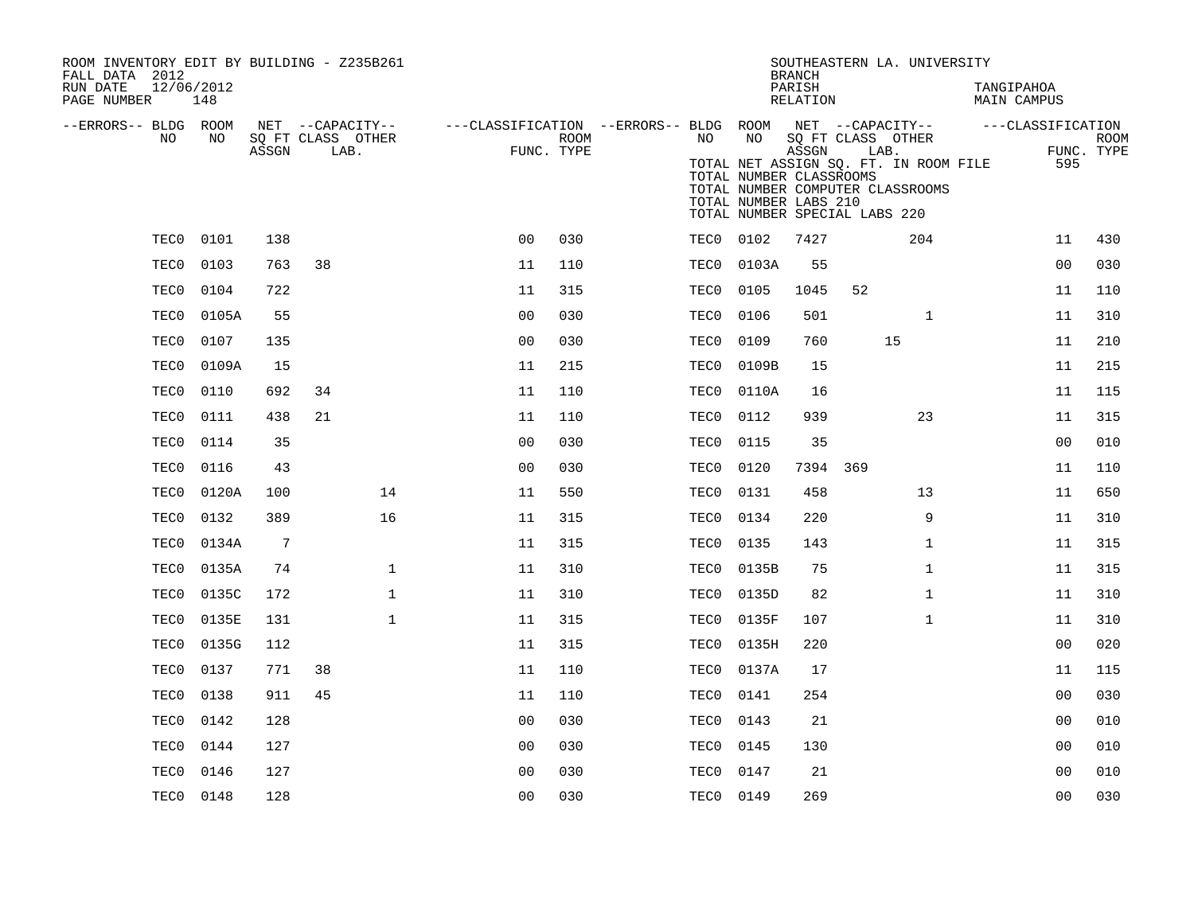ROOM INVENTORY EDIT BY BUILDING - Z235B261
FALL DATA 2012
RUN DATE 12/06/2012
PAGE NUMBER 148

SOUTHEASTERN LA. UNIVERSITY
BRANCH
PARISH TANGIPAHOA
RELATION MAIN CAMPUS

TOTAL NET ASSIGN SQ. FT. IN ROOM FILE 595
TOTAL NUMBER CLASSROOMS
TOTAL NUMBER COMPUTER CLASSROOMS
TOTAL NUMBER LABS 210
TOTAL NUMBER SPECIAL LABS 220

| --ERRORS-- | BLDG NO | ROOM NO | NET SQ FT ASSGN | CAPACITY CLASS | CAPACITY OTHER LAB. | CLASSIFICATION FUNC. | ROOM TYPE | --ERRORS-- | BLDG NO | ROOM NO | NET SQ FT ASSGN | CAPACITY CLASS | CAPACITY OTHER LAB. | CLASSIFICATION FUNC. | ROOM TYPE |
|---|---|---|---|---|---|---|---|---|---|---|---|---|---|---|---|
| | TEC0 | 0101 | 138 | | | 00 | 030 | | TEC0 | 0102 | 7427 | | 204 | 11 | 430 |
| | TEC0 | 0103 | 763 | 38 | | 11 | 110 | | TEC0 | 0103A | 55 | | | 00 | 030 |
| | TEC0 | 0104 | 722 | | | 11 | 315 | | TEC0 | 0105 | 1045 | 52 | | 11 | 110 |
| | TEC0 | 0105A | 55 | | | 00 | 030 | | TEC0 | 0106 | 501 | | 1 | 11 | 310 |
| | TEC0 | 0107 | 135 | | | 00 | 030 | | TEC0 | 0109 | 760 | | 15 | 11 | 210 |
| | TEC0 | 0109A | 15 | | | 11 | 215 | | TEC0 | 0109B | 15 | | | 11 | 215 |
| | TEC0 | 0110 | 692 | 34 | | 11 | 110 | | TEC0 | 0110A | 16 | | | 11 | 115 |
| | TEC0 | 0111 | 438 | 21 | | 11 | 110 | | TEC0 | 0112 | 939 | | 23 | 11 | 315 |
| | TEC0 | 0114 | 35 | | | 00 | 030 | | TEC0 | 0115 | 35 | | | 00 | 010 |
| | TEC0 | 0116 | 43 | | | 00 | 030 | | TEC0 | 0120 | 7394 | 369 | | 11 | 110 |
| | TEC0 | 0120A | 100 | | 14 | 11 | 550 | | TEC0 | 0131 | 458 | | 13 | 11 | 650 |
| | TEC0 | 0132 | 389 | | 16 | 11 | 315 | | TEC0 | 0134 | 220 | | 9 | 11 | 310 |
| | TEC0 | 0134A | 7 | | | 11 | 315 | | TEC0 | 0135 | 143 | | 1 | 11 | 315 |
| | TEC0 | 0135A | 74 | | 1 | 11 | 310 | | TEC0 | 0135B | 75 | | 1 | 11 | 315 |
| | TEC0 | 0135C | 172 | | 1 | 11 | 310 | | TEC0 | 0135D | 82 | | 1 | 11 | 310 |
| | TEC0 | 0135E | 131 | | 1 | 11 | 315 | | TEC0 | 0135F | 107 | | 1 | 11 | 310 |
| | TEC0 | 0135G | 112 | | | 11 | 315 | | TEC0 | 0135H | 220 | | | 00 | 020 |
| | TEC0 | 0137 | 771 | 38 | | 11 | 110 | | TEC0 | 0137A | 17 | | | 11 | 115 |
| | TEC0 | 0138 | 911 | 45 | | 11 | 110 | | TEC0 | 0141 | 254 | | | 00 | 030 |
| | TEC0 | 0142 | 128 | | | 00 | 030 | | TEC0 | 0143 | 21 | | | 00 | 010 |
| | TEC0 | 0144 | 127 | | | 00 | 030 | | TEC0 | 0145 | 130 | | | 00 | 010 |
| | TEC0 | 0146 | 127 | | | 00 | 030 | | TEC0 | 0147 | 21 | | | 00 | 010 |
| | TEC0 | 0148 | 128 | | | 00 | 030 | | TEC0 | 0149 | 269 | | | 00 | 030 |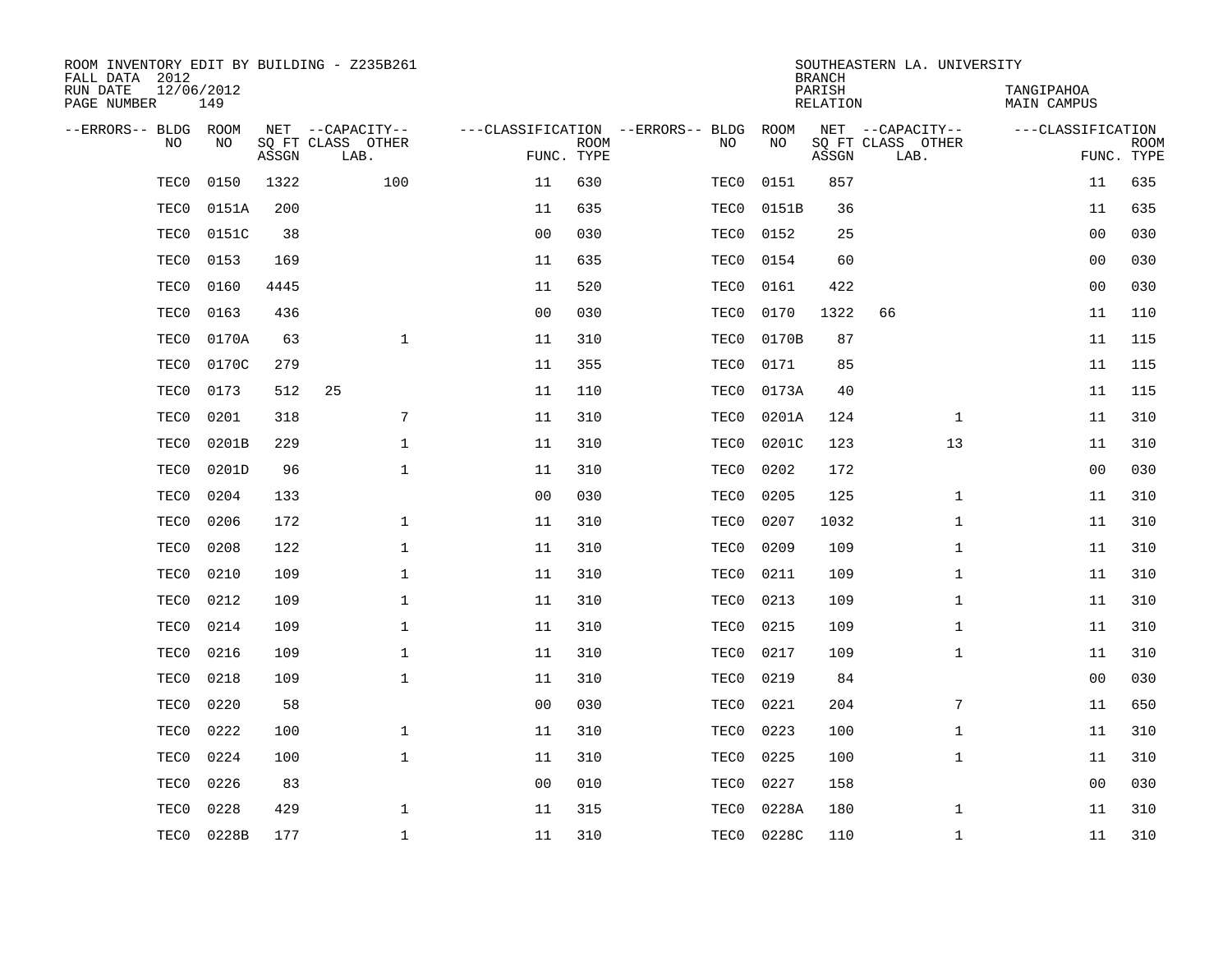ROOM INVENTORY EDIT BY BUILDING - Z235B261
FALL DATA 2012
RUN DATE 12/06/2012
PAGE NUMBER 149

SOUTHEASTERN LA. UNIVERSITY
BRANCH
PARISH TANGIPAHOA
RELATION MAIN CAMPUS

| --ERRORS-- | BLDG NO | ROOM NO | NET SQ FT ASSGN | --CAPACITY-- CLASS LAB. | OTHER | ---CLASSIFICATION FUNC. | ROOM TYPE | --ERRORS-- | BLDG NO | ROOM NO | NET SQ FT ASSGN | --CAPACITY-- CLASS LAB. | OTHER | ---CLASSIFICATION FUNC. | ROOM TYPE |
|---|---|---|---|---|---|---|---|---|---|---|---|---|---|---|---|
| | TEC0 | 0150 | 1322 | | 100 | 11 | 630 | | TEC0 | 0151 | 857 | | | 11 | 635 |
| | TEC0 | 0151A | 200 | | | 11 | 635 | | TEC0 | 0151B | 36 | | | 11 | 635 |
| | TEC0 | 0151C | 38 | | | 00 | 030 | | TEC0 | 0152 | 25 | | | 00 | 030 |
| | TEC0 | 0153 | 169 | | | 11 | 635 | | TEC0 | 0154 | 60 | | | 00 | 030 |
| | TEC0 | 0160 | 4445 | | | 11 | 520 | | TEC0 | 0161 | 422 | | | 00 | 030 |
| | TEC0 | 0163 | 436 | | | 00 | 030 | | TEC0 | 0170 | 1322 | 66 | | 11 | 110 |
| | TEC0 | 0170A | 63 | | 1 | 11 | 310 | | TEC0 | 0170B | 87 | | | 11 | 115 |
| | TEC0 | 0170C | 279 | | | 11 | 355 | | TEC0 | 0171 | 85 | | | 11 | 115 |
| | TEC0 | 0173 | 512 | 25 | | 11 | 110 | | TEC0 | 0173A | 40 | | | 11 | 115 |
| | TEC0 | 0201 | 318 | | 7 | 11 | 310 | | TEC0 | 0201A | 124 | | 1 | 11 | 310 |
| | TEC0 | 0201B | 229 | | 1 | 11 | 310 | | TEC0 | 0201C | 123 | | 13 | 11 | 310 |
| | TEC0 | 0201D | 96 | | 1 | 11 | 310 | | TEC0 | 0202 | 172 | | | 00 | 030 |
| | TEC0 | 0204 | 133 | | | 00 | 030 | | TEC0 | 0205 | 125 | | 1 | 11 | 310 |
| | TEC0 | 0206 | 172 | | 1 | 11 | 310 | | TEC0 | 0207 | 1032 | | 1 | 11 | 310 |
| | TEC0 | 0208 | 122 | | 1 | 11 | 310 | | TEC0 | 0209 | 109 | | 1 | 11 | 310 |
| | TEC0 | 0210 | 109 | | 1 | 11 | 310 | | TEC0 | 0211 | 109 | | 1 | 11 | 310 |
| | TEC0 | 0212 | 109 | | 1 | 11 | 310 | | TEC0 | 0213 | 109 | | 1 | 11 | 310 |
| | TEC0 | 0214 | 109 | | 1 | 11 | 310 | | TEC0 | 0215 | 109 | | 1 | 11 | 310 |
| | TEC0 | 0216 | 109 | | 1 | 11 | 310 | | TEC0 | 0217 | 109 | | 1 | 11 | 310 |
| | TEC0 | 0218 | 109 | | 1 | 11 | 310 | | TEC0 | 0219 | 84 | | | 00 | 030 |
| | TEC0 | 0220 | 58 | | | 00 | 030 | | TEC0 | 0221 | 204 | | 7 | 11 | 650 |
| | TEC0 | 0222 | 100 | | 1 | 11 | 310 | | TEC0 | 0223 | 100 | | 1 | 11 | 310 |
| | TEC0 | 0224 | 100 | | 1 | 11 | 310 | | TEC0 | 0225 | 100 | | 1 | 11 | 310 |
| | TEC0 | 0226 | 83 | | | 00 | 010 | | TEC0 | 0227 | 158 | | | 00 | 030 |
| | TEC0 | 0228 | 429 | | 1 | 11 | 315 | | TEC0 | 0228A | 180 | | 1 | 11 | 310 |
| | TEC0 | 0228B | 177 | | 1 | 11 | 310 | | TEC0 | 0228C | 110 | | 1 | 11 | 310 |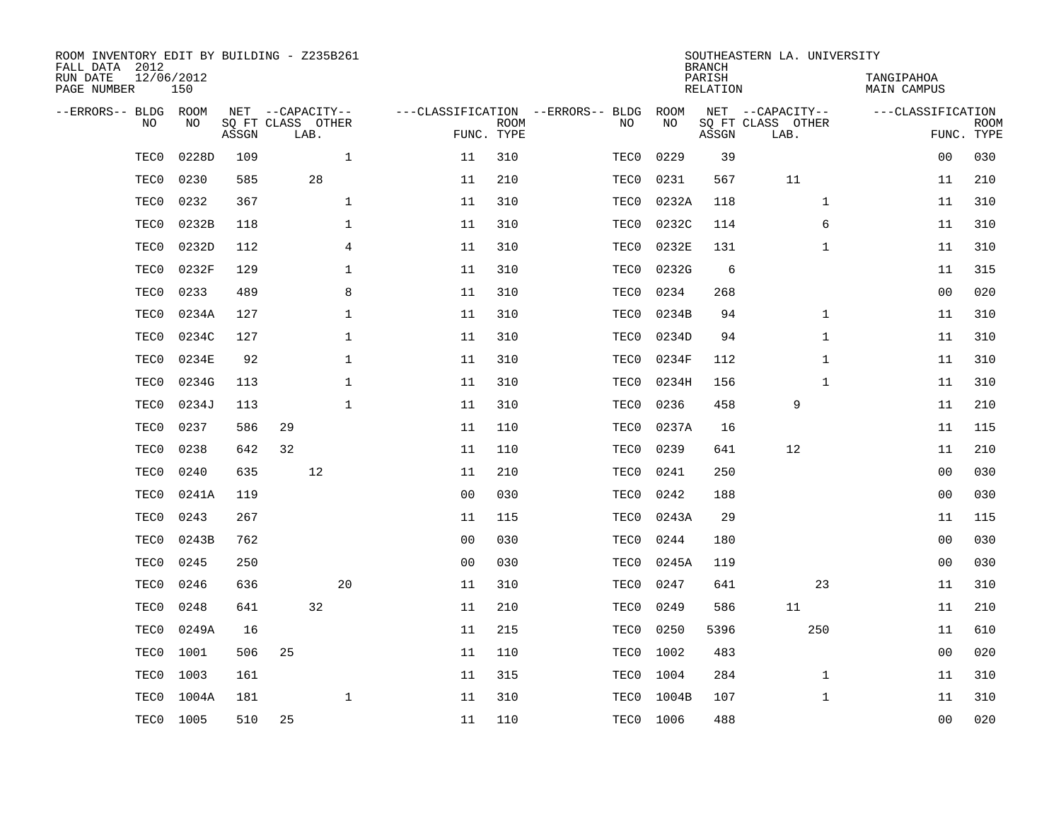ROOM INVENTORY EDIT BY BUILDING - Z235B261
FALL DATA 2012
RUN DATE 12/06/2012
PAGE NUMBER 150

SOUTHEASTERN LA. UNIVERSITY
BRANCH
PARISH TANGIPAHOA
RELATION MAIN CAMPUS

| --ERRORS-- | BLDG NO | ROOM NO | NET SQ FT ASSGN | CAPACITY CLASS | CAPACITY LAB. | CAPACITY OTHER | FUNC. | ROOM TYPE | --ERRORS-- | BLDG NO | ROOM NO | NET SQ FT ASSGN | CAPACITY CLASS | CAPACITY LAB. | CAPACITY OTHER | FUNC. | ROOM TYPE |
|---|---|---|---|---|---|---|---|---|---|---|---|---|---|---|---|---|---|
| | TEC0 | 0228D | 109 | | | 1 | 11 | 310 | | TEC0 | 0229 | 39 | | | | 00 | 030 |
| | TEC0 | 0230 | 585 | | 28 | | 11 | 210 | | TEC0 | 0231 | 567 | | 11 | | 11 | 210 |
| | TEC0 | 0232 | 367 | | | 1 | 11 | 310 | | TEC0 | 0232A | 118 | | | 1 | 11 | 310 |
| | TEC0 | 0232B | 118 | | | 1 | 11 | 310 | | TEC0 | 0232C | 114 | | | 6 | 11 | 310 |
| | TEC0 | 0232D | 112 | | | 4 | 11 | 310 | | TEC0 | 0232E | 131 | | | 1 | 11 | 310 |
| | TEC0 | 0232F | 129 | | | 1 | 11 | 310 | | TEC0 | 0232G | 6 | | | | 11 | 315 |
| | TEC0 | 0233 | 489 | | | 8 | 11 | 310 | | TEC0 | 0234 | 268 | | | | 00 | 020 |
| | TEC0 | 0234A | 127 | | | 1 | 11 | 310 | | TEC0 | 0234B | 94 | | | 1 | 11 | 310 |
| | TEC0 | 0234C | 127 | | | 1 | 11 | 310 | | TEC0 | 0234D | 94 | | | 1 | 11 | 310 |
| | TEC0 | 0234E | 92 | | | 1 | 11 | 310 | | TEC0 | 0234F | 112 | | | 1 | 11 | 310 |
| | TEC0 | 0234G | 113 | | | 1 | 11 | 310 | | TEC0 | 0234H | 156 | | | 1 | 11 | 310 |
| | TEC0 | 0234J | 113 | | | 1 | 11 | 310 | | TEC0 | 0236 | 458 | | 9 | | 11 | 210 |
| | TEC0 | 0237 | 586 | 29 | | | 11 | 110 | | TEC0 | 0237A | 16 | | | | 11 | 115 |
| | TEC0 | 0238 | 642 | 32 | | | 11 | 110 | | TEC0 | 0239 | 641 | | 12 | | 11 | 210 |
| | TEC0 | 0240 | 635 | | 12 | | 11 | 210 | | TEC0 | 0241 | 250 | | | | 00 | 030 |
| | TEC0 | 0241A | 119 | | | | 00 | 030 | | TEC0 | 0242 | 188 | | | | 00 | 030 |
| | TEC0 | 0243 | 267 | | | | 11 | 115 | | TEC0 | 0243A | 29 | | | | 11 | 115 |
| | TEC0 | 0243B | 762 | | | | 00 | 030 | | TEC0 | 0244 | 180 | | | | 00 | 030 |
| | TEC0 | 0245 | 250 | | | | 00 | 030 | | TEC0 | 0245A | 119 | | | | 00 | 030 |
| | TEC0 | 0246 | 636 | | | 20 | 11 | 310 | | TEC0 | 0247 | 641 | | | 23 | 11 | 310 |
| | TEC0 | 0248 | 641 | | 32 | | 11 | 210 | | TEC0 | 0249 | 586 | | 11 | | 11 | 210 |
| | TEC0 | 0249A | 16 | | | | 11 | 215 | | TEC0 | 0250 | 5396 | | | 250 | 11 | 610 |
| | TEC0 | 1001 | 506 | 25 | | | 11 | 110 | | TEC0 | 1002 | 483 | | | | 00 | 020 |
| | TEC0 | 1003 | 161 | | | | 11 | 315 | | TEC0 | 1004 | 284 | | | 1 | 11 | 310 |
| | TEC0 | 1004A | 181 | | | 1 | 11 | 310 | | TEC0 | 1004B | 107 | | | 1 | 11 | 310 |
| | TEC0 | 1005 | 510 | 25 | | | 11 | 110 | | TEC0 | 1006 | 488 | | | | 00 | 020 |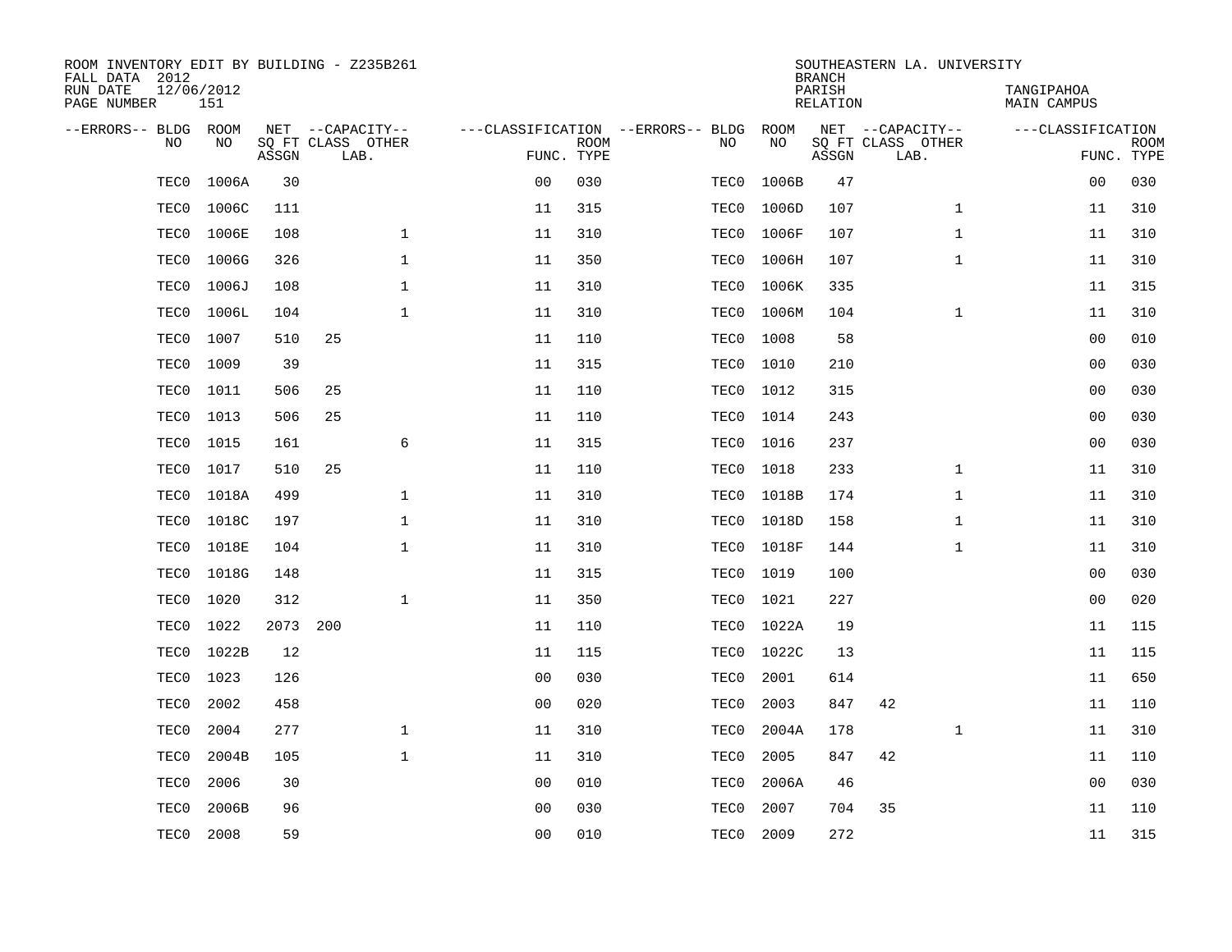ROOM INVENTORY EDIT BY BUILDING - Z235B261
FALL DATA 2012
RUN DATE 12/06/2012
PAGE NUMBER 151

SOUTHEASTERN LA. UNIVERSITY
BRANCH
PARISH TANGIPAHOA
RELATION MAIN CAMPUS

| --ERRORS-- | BLDG NO | ROOM NO | NET SQ FT ASSGN | CAPACITY CLASS | CAPACITY LAB. | CAPACITY OTHER | CLASSIFICATION FUNC. | ROOM TYPE | --ERRORS-- | BLDG NO | ROOM NO | NET SQ FT ASSGN | CAPACITY CLASS | CAPACITY LAB. | CAPACITY OTHER | CLASSIFICATION FUNC. | ROOM TYPE |
|---|---|---|---|---|---|---|---|---|---|---|---|---|---|---|---|---|---|
| | TEC0 | 1006A | 30 | | | | 00 | 030 | | TEC0 | 1006B | 47 | | | | 00 | 030 |
| | TEC0 | 1006C | 111 | | | | 11 | 315 | | TEC0 | 1006D | 107 | | | 1 | 11 | 310 |
| | TEC0 | 1006E | 108 | | | 1 | 11 | 310 | | TEC0 | 1006F | 107 | | | 1 | 11 | 310 |
| | TEC0 | 1006G | 326 | | | 1 | 11 | 350 | | TEC0 | 1006H | 107 | | | 1 | 11 | 310 |
| | TEC0 | 1006J | 108 | | | 1 | 11 | 310 | | TEC0 | 1006K | 335 | | | | 11 | 315 |
| | TEC0 | 1006L | 104 | | | 1 | 11 | 310 | | TEC0 | 1006M | 104 | | | 1 | 11 | 310 |
| | TEC0 | 1007 | 510 | 25 | | | 11 | 110 | | TEC0 | 1008 | 58 | | | | 00 | 010 |
| | TEC0 | 1009 | 39 | | | | 11 | 315 | | TEC0 | 1010 | 210 | | | | 00 | 030 |
| | TEC0 | 1011 | 506 | 25 | | | 11 | 110 | | TEC0 | 1012 | 315 | | | | 00 | 030 |
| | TEC0 | 1013 | 506 | 25 | | | 11 | 110 | | TEC0 | 1014 | 243 | | | | 00 | 030 |
| | TEC0 | 1015 | 161 | | | 6 | 11 | 315 | | TEC0 | 1016 | 237 | | | | 00 | 030 |
| | TEC0 | 1017 | 510 | 25 | | | 11 | 110 | | TEC0 | 1018 | 233 | | | 1 | 11 | 310 |
| | TEC0 | 1018A | 499 | | | 1 | 11 | 310 | | TEC0 | 1018B | 174 | | | 1 | 11 | 310 |
| | TEC0 | 1018C | 197 | | | 1 | 11 | 310 | | TEC0 | 1018D | 158 | | | 1 | 11 | 310 |
| | TEC0 | 1018E | 104 | | | 1 | 11 | 310 | | TEC0 | 1018F | 144 | | | 1 | 11 | 310 |
| | TEC0 | 1018G | 148 | | | | 11 | 315 | | TEC0 | 1019 | 100 | | | | 00 | 030 |
| | TEC0 | 1020 | 312 | | | 1 | 11 | 350 | | TEC0 | 1021 | 227 | | | | 00 | 020 |
| | TEC0 | 1022 | 2073 | 200 | | | 11 | 110 | | TEC0 | 1022A | 19 | | | | 11 | 115 |
| | TEC0 | 1022B | 12 | | | | 11 | 115 | | TEC0 | 1022C | 13 | | | | 11 | 115 |
| | TEC0 | 1023 | 126 | | | | 00 | 030 | | TEC0 | 2001 | 614 | | | | 11 | 650 |
| | TEC0 | 2002 | 458 | | | | 00 | 020 | | TEC0 | 2003 | 847 | 42 | | | 11 | 110 |
| | TEC0 | 2004 | 277 | | | 1 | 11 | 310 | | TEC0 | 2004A | 178 | | | 1 | 11 | 310 |
| | TEC0 | 2004B | 105 | | | 1 | 11 | 310 | | TEC0 | 2005 | 847 | 42 | | | 11 | 110 |
| | TEC0 | 2006 | 30 | | | | 00 | 010 | | TEC0 | 2006A | 46 | | | | 00 | 030 |
| | TEC0 | 2006B | 96 | | | | 00 | 030 | | TEC0 | 2007 | 704 | 35 | | | 11 | 110 |
| | TEC0 | 2008 | 59 | | | | 00 | 010 | | TEC0 | 2009 | 272 | | | | 11 | 315 |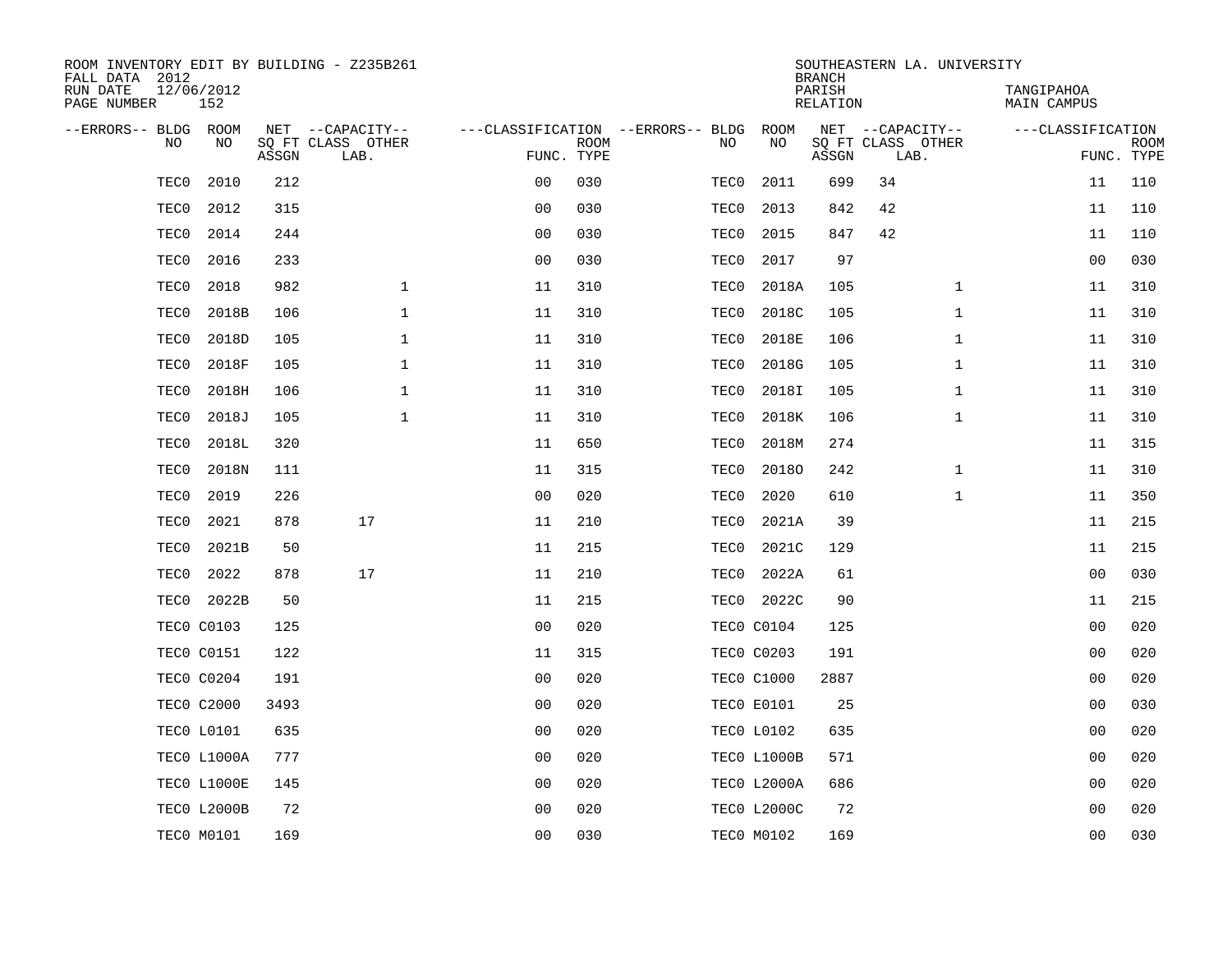ROOM INVENTORY EDIT BY BUILDING - Z235B261
FALL DATA 2012
RUN DATE 12/06/2012
PAGE NUMBER 152

SOUTHEASTERN LA. UNIVERSITY
BRANCH
PARISH TANGIPAHOA
RELATION MAIN CAMPUS

| --ERRORS-- | BLDG NO | ROOM NO | NET SQ FT ASSGN | CAPACITY CLASS LAB. | CAPACITY OTHER | CLASSIFICATION FUNC. | ROOM TYPE | --ERRORS-- | BLDG NO | ROOM NO | NET SQ FT ASSGN | CAPACITY CLASS LAB. | CAPACITY OTHER | CLASSIFICATION FUNC. | ROOM TYPE |
|---|---|---|---|---|---|---|---|---|---|---|---|---|---|---|---|
| | TEC0 | 2010 | 212 | | | 00 | 030 | | TEC0 | 2011 | 699 | 34 | | 11 | 110 |
| | TEC0 | 2012 | 315 | | | 00 | 030 | | TEC0 | 2013 | 842 | 42 | | 11 | 110 |
| | TEC0 | 2014 | 244 | | | 00 | 030 | | TEC0 | 2015 | 847 | 42 | | 11 | 110 |
| | TEC0 | 2016 | 233 | | | 00 | 030 | | TEC0 | 2017 | 97 | | | 00 | 030 |
| | TEC0 | 2018 | 982 | | 1 | 11 | 310 | | TEC0 | 2018A | 105 | | 1 | 11 | 310 |
| | TEC0 | 2018B | 106 | | 1 | 11 | 310 | | TEC0 | 2018C | 105 | | 1 | 11 | 310 |
| | TEC0 | 2018D | 105 | | 1 | 11 | 310 | | TEC0 | 2018E | 106 | | 1 | 11 | 310 |
| | TEC0 | 2018F | 105 | | 1 | 11 | 310 | | TEC0 | 2018G | 105 | | 1 | 11 | 310 |
| | TEC0 | 2018H | 106 | | 1 | 11 | 310 | | TEC0 | 2018I | 105 | | 1 | 11 | 310 |
| | TEC0 | 2018J | 105 | | 1 | 11 | 310 | | TEC0 | 2018K | 106 | | 1 | 11 | 310 |
| | TEC0 | 2018L | 320 | | | 11 | 650 | | TEC0 | 2018M | 274 | | | 11 | 315 |
| | TEC0 | 2018N | 111 | | | 11 | 315 | | TEC0 | 2018O | 242 | | 1 | 11 | 310 |
| | TEC0 | 2019 | 226 | | | 00 | 020 | | TEC0 | 2020 | 610 | | 1 | 11 | 350 |
| | TEC0 | 2021 | 878 | 17 | | 11 | 210 | | TEC0 | 2021A | 39 | | | 11 | 215 |
| | TEC0 | 2021B | 50 | | | 11 | 215 | | TEC0 | 2021C | 129 | | | 11 | 215 |
| | TEC0 | 2022 | 878 | 17 | | 11 | 210 | | TEC0 | 2022A | 61 | | | 00 | 030 |
| | TEC0 | 2022B | 50 | | | 11 | 215 | | TEC0 | 2022C | 90 | | | 11 | 215 |
| | TEC0 | C0103 | 125 | | | 00 | 020 | | TEC0 | C0104 | 125 | | | 00 | 020 |
| | TEC0 | C0151 | 122 | | | 11 | 315 | | TEC0 | C0203 | 191 | | | 00 | 020 |
| | TEC0 | C0204 | 191 | | | 00 | 020 | | TEC0 | C1000 | 2887 | | | 00 | 020 |
| | TEC0 | C2000 | 3493 | | | 00 | 020 | | TEC0 | E0101 | 25 | | | 00 | 030 |
| | TEC0 | L0101 | 635 | | | 00 | 020 | | TEC0 | L0102 | 635 | | | 00 | 020 |
| | TEC0 | L1000A | 777 | | | 00 | 020 | | TEC0 | L1000B | 571 | | | 00 | 020 |
| | TEC0 | L1000E | 145 | | | 00 | 020 | | TEC0 | L2000A | 686 | | | 00 | 020 |
| | TEC0 | L2000B | 72 | | | 00 | 020 | | TEC0 | L2000C | 72 | | | 00 | 020 |
| | TEC0 | M0101 | 169 | | | 00 | 030 | | TEC0 | M0102 | 169 | | | 00 | 030 |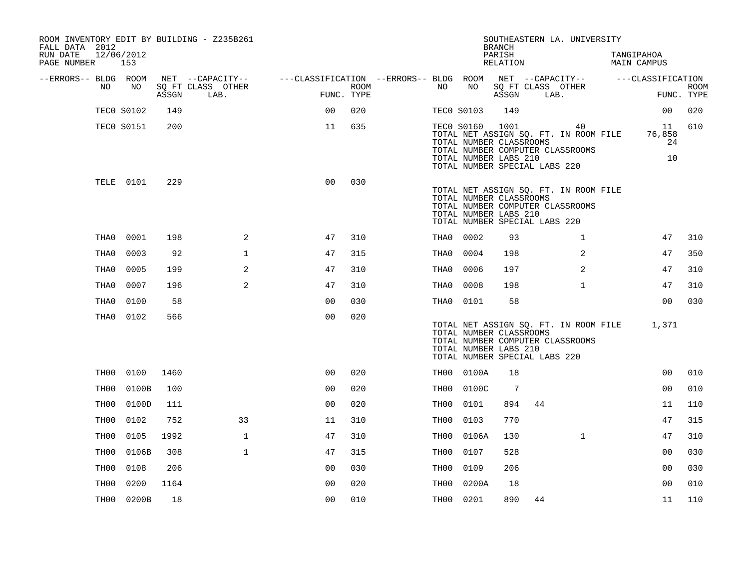ROOM INVENTORY EDIT BY BUILDING - Z235B261
FALL DATA 2012
RUN DATE 12/06/2012

SOUTHEASTERN LA. UNIVERSITY
BRANCH
PARISH TANGIPAHOA
RELATION MAIN CAMPUS

| --ERRORS-- | BLDG NO | ROOM NO | NET SQ FT ASSGN | CAPACITY CLASS | CAPACITY LAB. | CAPACITY OTHER | FUNC. | ROOM TYPE | --ERRORS-- | BLDG NO | ROOM NO | NET SQ FT ASSGN | CAPACITY CLASS | CAPACITY LAB. | CAPACITY OTHER | FUNC. | ROOM TYPE |
|---|---|---|---|---|---|---|---|---|---|---|---|---|---|---|---|---|---|
| | TEC0 | S0102 | 149 | | | | 00 | 020 | | TEC0 | S0103 | 149 | | | | 00 | 020 |
| | TEC0 | S0151 | 200 | | | | 11 | 635 | | TEC0 | S0160 | 1001 | | 40 | | 11 | 610 |

TOTAL NET ASSIGN SQ. FT. IN ROOM FILE 76,858
TOTAL NUMBER CLASSROOMS 24
TOTAL NUMBER COMPUTER CLASSROOMS
TOTAL NUMBER LABS 210 10
TOTAL NUMBER SPECIAL LABS 220

| --ERRORS-- | BLDG NO | ROOM NO | NET SQ FT ASSGN | CAPACITY CLASS | CAPACITY LAB. | CAPACITY OTHER | FUNC. | ROOM TYPE |
|---|---|---|---|---|---|---|---|---|
| | TELE | 0101 | 229 | | | | 00 | 030 |

TOTAL NET ASSIGN SQ. FT. IN ROOM FILE
TOTAL NUMBER CLASSROOMS
TOTAL NUMBER COMPUTER CLASSROOMS
TOTAL NUMBER LABS 210
TOTAL NUMBER SPECIAL LABS 220

| --ERRORS-- | BLDG NO | ROOM NO | NET SQ FT ASSGN | CAPACITY CLASS | CAPACITY LAB. | CAPACITY OTHER | FUNC. | ROOM TYPE | --ERRORS-- | BLDG NO | ROOM NO | NET SQ FT ASSGN | CAPACITY CLASS | CAPACITY LAB. | CAPACITY OTHER | FUNC. | ROOM TYPE |
|---|---|---|---|---|---|---|---|---|---|---|---|---|---|---|---|---|---|
| | THA0 | 0001 | 198 | | 2 | | 47 | 310 | | THA0 | 0002 | 93 | | 1 | | 47 | 310 |
| | THA0 | 0003 | 92 | | 1 | | 47 | 315 | | THA0 | 0004 | 198 | | 2 | | 47 | 350 |
| | THA0 | 0005 | 199 | | 2 | | 47 | 310 | | THA0 | 0006 | 197 | | 2 | | 47 | 310 |
| | THA0 | 0007 | 196 | | 2 | | 47 | 310 | | THA0 | 0008 | 198 | | 1 | | 47 | 310 |
| | THA0 | 0100 | 58 | | | | 00 | 030 | | THA0 | 0101 | 58 | | | | 00 | 030 |
| | THA0 | 0102 | 566 | | | | 00 | 020 | | | | | | | | | |

TOTAL NET ASSIGN SQ. FT. IN ROOM FILE 1,371
TOTAL NUMBER CLASSROOMS
TOTAL NUMBER COMPUTER CLASSROOMS
TOTAL NUMBER LABS 210
TOTAL NUMBER SPECIAL LABS 220

| --ERRORS-- | BLDG NO | ROOM NO | NET SQ FT ASSGN | CAPACITY CLASS | CAPACITY LAB. | CAPACITY OTHER | FUNC. | ROOM TYPE | --ERRORS-- | BLDG NO | ROOM NO | NET SQ FT ASSGN | CAPACITY CLASS | CAPACITY LAB. | CAPACITY OTHER | FUNC. | ROOM TYPE |
|---|---|---|---|---|---|---|---|---|---|---|---|---|---|---|---|---|---|
| | TH00 | 0100 | 1460 | | | | 00 | 020 | | TH00 | 0100A | 18 | | | | 00 | 010 |
| | TH00 | 0100B | 100 | | | | 00 | 020 | | TH00 | 0100C | 7 | | | | 00 | 010 |
| | TH00 | 0100D | 111 | | | | 00 | 020 | | TH00 | 0101 | 894 | 44 | | | 11 | 110 |
| | TH00 | 0102 | 752 | | 33 | | 11 | 310 | | TH00 | 0103 | 770 | | | | 47 | 315 |
| | TH00 | 0105 | 1992 | | 1 | | 47 | 310 | | TH00 | 0106A | 130 | | 1 | | 47 | 310 |
| | TH00 | 0106B | 308 | | 1 | | 47 | 315 | | TH00 | 0107 | 528 | | | | 00 | 030 |
| | TH00 | 0108 | 206 | | | | 00 | 030 | | TH00 | 0109 | 206 | | | | 00 | 030 |
| | TH00 | 0200 | 1164 | | | | 00 | 020 | | TH00 | 0200A | 18 | | | | 00 | 010 |
| | TH00 | 0200B | 18 | | | | 00 | 010 | | TH00 | 0201 | 890 | 44 | | | 11 | 110 |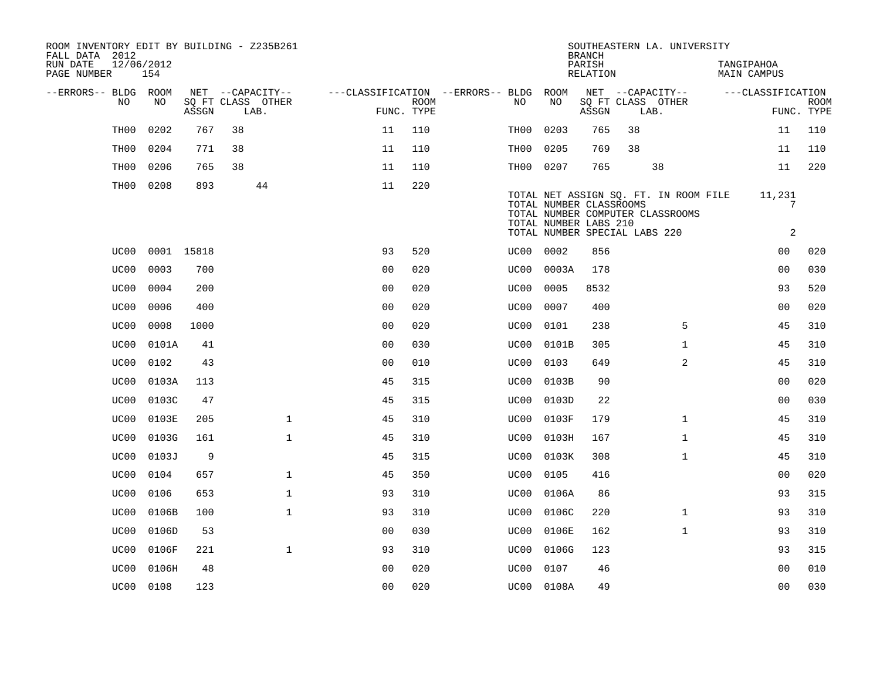ROOM INVENTORY EDIT BY BUILDING - Z235B261
FALL DATA 2012
RUN DATE 12/06/2012
PAGE NUMBER 154

SOUTHEASTERN LA. UNIVERSITY
BRANCH
PARISH TANGIPAHOA
RELATION MAIN CAMPUS

| --ERRORS-- | BLDG NO | ROOM NO | NET SQ FT ASSGN | CAPACITY CLASS | CAPACITY LAB. | CAPACITY OTHER | CLASSIFICATION FUNC. | ROOM TYPE | --ERRORS-- | BLDG NO | ROOM NO | NET SQ FT ASSGN | CAPACITY CLASS | CAPACITY LAB. | CAPACITY OTHER | CLASSIFICATION FUNC. | ROOM TYPE |
|---|---|---|---|---|---|---|---|---|---|---|---|---|---|---|---|---|---|
| | TH00 | 0202 | 767 | 38 | | | 11 | 110 | | TH00 | 0203 | 765 | 38 | | | 11 | 110 |
| | TH00 | 0204 | 771 | 38 | | | 11 | 110 | | TH00 | 0205 | 769 | 38 | | | 11 | 110 |
| | TH00 | 0206 | 765 | 38 | | | 11 | 110 | | TH00 | 0207 | 765 | | 38 | | 11 | 220 |
| | TH00 | 0208 | 893 | | 44 | | 11 | 220 | | | | | | | | | |

TOTAL NET ASSIGN SQ. FT. IN ROOM FILE 11,231
TOTAL NUMBER CLASSROOMS 7
TOTAL NUMBER COMPUTER CLASSROOMS
TOTAL NUMBER LABS 210
TOTAL NUMBER SPECIAL LABS 220 2

| --ERRORS-- | BLDG NO | ROOM NO | NET SQ FT ASSGN | CAPACITY CLASS | CAPACITY LAB. | CAPACITY OTHER | CLASSIFICATION FUNC. | ROOM TYPE | --ERRORS-- | BLDG NO | ROOM NO | NET SQ FT ASSGN | CAPACITY CLASS | CAPACITY LAB. | CAPACITY OTHER | CLASSIFICATION FUNC. | ROOM TYPE |
|---|---|---|---|---|---|---|---|---|---|---|---|---|---|---|---|---|---|
| | UC00 | 0001 | 15818 | | | | 93 | 520 | | UC00 | 0002 | 856 | | | | 00 | 020 |
| | UC00 | 0003 | 700 | | | | 00 | 020 | | UC00 | 0003A | 178 | | | | 00 | 030 |
| | UC00 | 0004 | 200 | | | | 00 | 020 | | UC00 | 0005 | 8532 | | | | 93 | 520 |
| | UC00 | 0006 | 400 | | | | 00 | 020 | | UC00 | 0007 | 400 | | | | 00 | 020 |
| | UC00 | 0008 | 1000 | | | | 00 | 020 | | UC00 | 0101 | 238 | | | 5 | 45 | 310 |
| | UC00 | 0101A | 41 | | | | 00 | 030 | | UC00 | 0101B | 305 | | | 1 | 45 | 310 |
| | UC00 | 0102 | 43 | | | | 00 | 010 | | UC00 | 0103 | 649 | | | 2 | 45 | 310 |
| | UC00 | 0103A | 113 | | | | 45 | 315 | | UC00 | 0103B | 90 | | | | 00 | 020 |
| | UC00 | 0103C | 47 | | | | 45 | 315 | | UC00 | 0103D | 22 | | | | 00 | 030 |
| | UC00 | 0103E | 205 | | | 1 | 45 | 310 | | UC00 | 0103F | 179 | | | 1 | 45 | 310 |
| | UC00 | 0103G | 161 | | | 1 | 45 | 310 | | UC00 | 0103H | 167 | | | 1 | 45 | 310 |
| | UC00 | 0103J | 9 | | | | 45 | 315 | | UC00 | 0103K | 308 | | | 1 | 45 | 310 |
| | UC00 | 0104 | 657 | | | 1 | 45 | 350 | | UC00 | 0105 | 416 | | | | 00 | 020 |
| | UC00 | 0106 | 653 | | | 1 | 93 | 310 | | UC00 | 0106A | 86 | | | | 93 | 315 |
| | UC00 | 0106B | 100 | | | 1 | 93 | 310 | | UC00 | 0106C | 220 | | | 1 | 93 | 310 |
| | UC00 | 0106D | 53 | | | | 00 | 030 | | UC00 | 0106E | 162 | | | 1 | 93 | 310 |
| | UC00 | 0106F | 221 | | | 1 | 93 | 310 | | UC00 | 0106G | 123 | | | | 93 | 315 |
| | UC00 | 0106H | 48 | | | | 00 | 020 | | UC00 | 0107 | 46 | | | | 00 | 010 |
| | UC00 | 0108 | 123 | | | | 00 | 020 | | UC00 | 0108A | 49 | | | | 00 | 030 |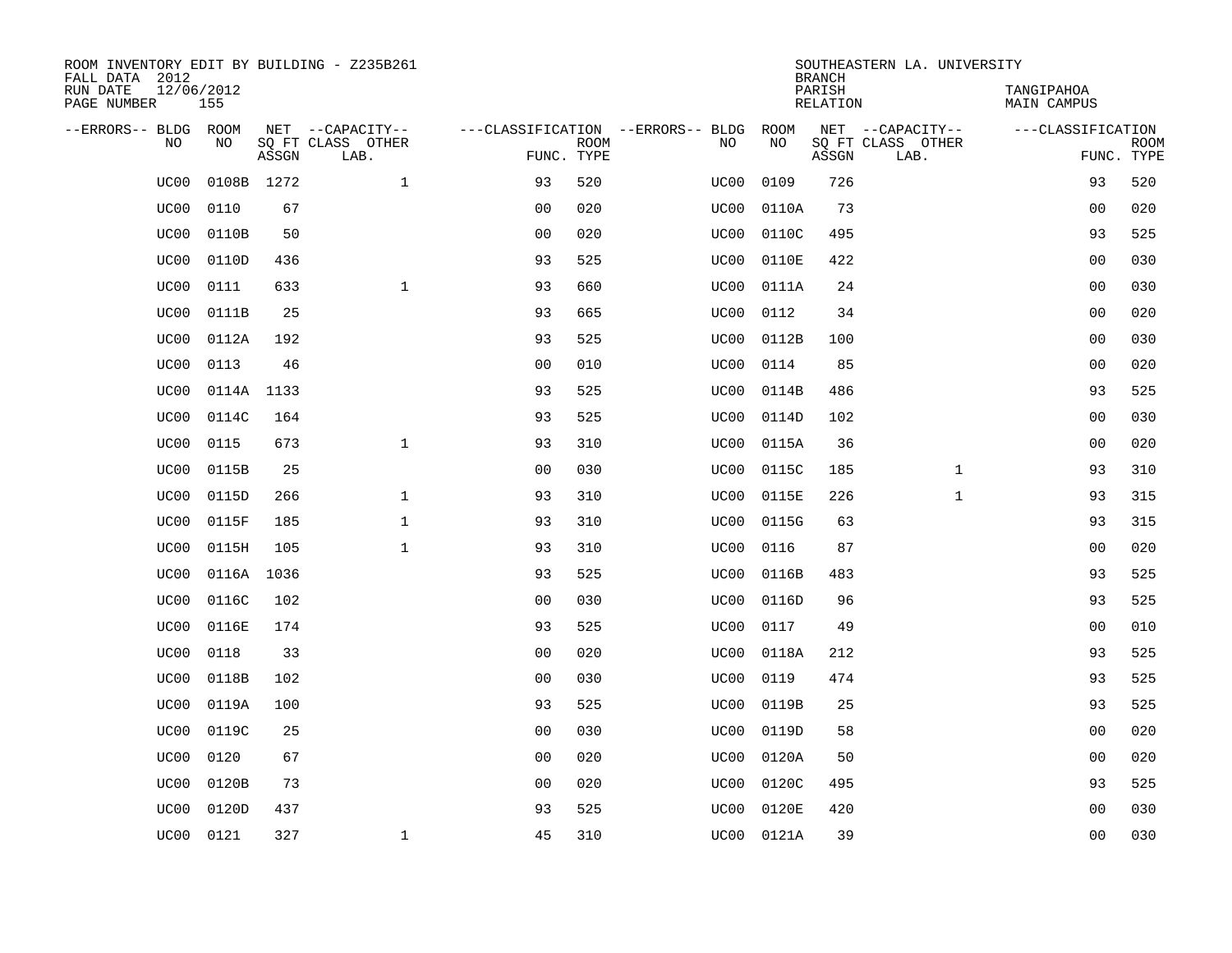ROOM INVENTORY EDIT BY BUILDING - Z235B261
FALL DATA 2012
RUN DATE 12/06/2012
PAGE NUMBER 155

SOUTHEASTERN LA. UNIVERSITY
BRANCH
PARISH TANGIPAHOA
RELATION MAIN CAMPUS

| --ERRORS-- | BLDG NO | ROOM NO | NET SQ FT ASSGN | --CAPACITY-- CLASS LAB. | OTHER | ---CLASSIFICATION FUNC. | ROOM TYPE | --ERRORS-- | BLDG NO | ROOM NO | NET SQ FT ASSGN | --CAPACITY-- CLASS LAB. | OTHER | ---CLASSIFICATION FUNC. | ROOM TYPE |
|---|---|---|---|---|---|---|---|---|---|---|---|---|---|---|---|
| | UC00 | 0108B | 1272 | | 1 | 93 | 520 | | UC00 | 0109 | 726 | | | 93 | 520 |
| | UC00 | 0110 | 67 | | | 00 | 020 | | UC00 | 0110A | 73 | | | 00 | 020 |
| | UC00 | 0110B | 50 | | | 00 | 020 | | UC00 | 0110C | 495 | | | 93 | 525 |
| | UC00 | 0110D | 436 | | | 93 | 525 | | UC00 | 0110E | 422 | | | 00 | 030 |
| | UC00 | 0111 | 633 | | 1 | 93 | 660 | | UC00 | 0111A | 24 | | | 00 | 030 |
| | UC00 | 0111B | 25 | | | 93 | 665 | | UC00 | 0112 | 34 | | | 00 | 020 |
| | UC00 | 0112A | 192 | | | 93 | 525 | | UC00 | 0112B | 100 | | | 00 | 030 |
| | UC00 | 0113 | 46 | | | 00 | 010 | | UC00 | 0114 | 85 | | | 00 | 020 |
| | UC00 | 0114A | 1133 | | | 93 | 525 | | UC00 | 0114B | 486 | | | 93 | 525 |
| | UC00 | 0114C | 164 | | | 93 | 525 | | UC00 | 0114D | 102 | | | 00 | 030 |
| | UC00 | 0115 | 673 | | 1 | 93 | 310 | | UC00 | 0115A | 36 | | | 00 | 020 |
| | UC00 | 0115B | 25 | | | 00 | 030 | | UC00 | 0115C | 185 | | 1 | 93 | 310 |
| | UC00 | 0115D | 266 | | 1 | 93 | 310 | | UC00 | 0115E | 226 | | 1 | 93 | 315 |
| | UC00 | 0115F | 185 | | 1 | 93 | 310 | | UC00 | 0115G | 63 | | | 93 | 315 |
| | UC00 | 0115H | 105 | | 1 | 93 | 310 | | UC00 | 0116 | 87 | | | 00 | 020 |
| | UC00 | 0116A | 1036 | | | 93 | 525 | | UC00 | 0116B | 483 | | | 93 | 525 |
| | UC00 | 0116C | 102 | | | 00 | 030 | | UC00 | 0116D | 96 | | | 93 | 525 |
| | UC00 | 0116E | 174 | | | 93 | 525 | | UC00 | 0117 | 49 | | | 00 | 010 |
| | UC00 | 0118 | 33 | | | 00 | 020 | | UC00 | 0118A | 212 | | | 93 | 525 |
| | UC00 | 0118B | 102 | | | 00 | 030 | | UC00 | 0119 | 474 | | | 93 | 525 |
| | UC00 | 0119A | 100 | | | 93 | 525 | | UC00 | 0119B | 25 | | | 93 | 525 |
| | UC00 | 0119C | 25 | | | 00 | 030 | | UC00 | 0119D | 58 | | | 00 | 020 |
| | UC00 | 0120 | 67 | | | 00 | 020 | | UC00 | 0120A | 50 | | | 00 | 020 |
| | UC00 | 0120B | 73 | | | 00 | 020 | | UC00 | 0120C | 495 | | | 93 | 525 |
| | UC00 | 0120D | 437 | | | 93 | 525 | | UC00 | 0120E | 420 | | | 00 | 030 |
| | UC00 | 0121 | 327 | | 1 | 45 | 310 | | UC00 | 0121A | 39 | | | 00 | 030 |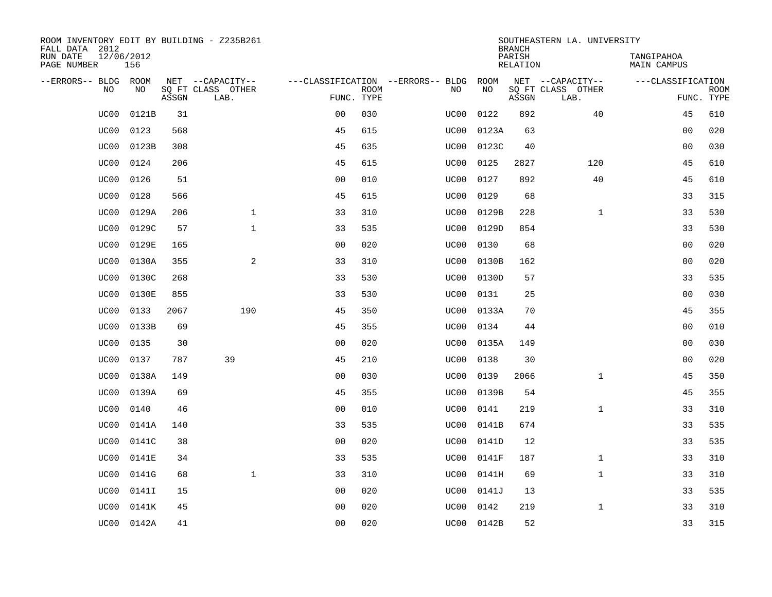ROOM INVENTORY EDIT BY BUILDING - Z235B261
FALL DATA 2012
RUN DATE 12/06/2012
PAGE NUMBER 156

SOUTHEASTERN LA. UNIVERSITY
BRANCH
PARISH TANGIPAHOA
RELATION MAIN CAMPUS

| --ERRORS-- | BLDG NO | ROOM NO | NET SQ FT ASSGN | --CAPACITY-- CLASS LAB. | OTHER | ---CLASSIFICATION FUNC. | ROOM TYPE | --ERRORS-- | BLDG NO | ROOM NO | NET SQ FT ASSGN | --CAPACITY-- CLASS LAB. | OTHER | ---CLASSIFICATION FUNC. | ROOM TYPE |
|---|---|---|---|---|---|---|---|---|---|---|---|---|---|---|---|
| | UC00 | 0121B | 31 | | | 00 | 030 | | UC00 | 0122 | 892 | | 40 | 45 | 610 |
| | UC00 | 0123 | 568 | | | 45 | 615 | | UC00 | 0123A | 63 | | | 00 | 020 |
| | UC00 | 0123B | 308 | | | 45 | 635 | | UC00 | 0123C | 40 | | | 00 | 030 |
| | UC00 | 0124 | 206 | | | 45 | 615 | | UC00 | 0125 | 2827 | | 120 | 45 | 610 |
| | UC00 | 0126 | 51 | | | 00 | 010 | | UC00 | 0127 | 892 | | 40 | 45 | 610 |
| | UC00 | 0128 | 566 | | | 45 | 615 | | UC00 | 0129 | 68 | | | 33 | 315 |
| | UC00 | 0129A | 206 | | 1 | 33 | 310 | | UC00 | 0129B | 228 | | 1 | 33 | 530 |
| | UC00 | 0129C | 57 | | 1 | 33 | 535 | | UC00 | 0129D | 854 | | | 33 | 530 |
| | UC00 | 0129E | 165 | | | 00 | 020 | | UC00 | 0130 | 68 | | | 00 | 020 |
| | UC00 | 0130A | 355 | | 2 | 33 | 310 | | UC00 | 0130B | 162 | | | 00 | 020 |
| | UC00 | 0130C | 268 | | | 33 | 530 | | UC00 | 0130D | 57 | | | 33 | 535 |
| | UC00 | 0130E | 855 | | | 33 | 530 | | UC00 | 0131 | 25 | | | 00 | 030 |
| | UC00 | 0133 | 2067 | | 190 | 45 | 350 | | UC00 | 0133A | 70 | | | 45 | 355 |
| | UC00 | 0133B | 69 | | | 45 | 355 | | UC00 | 0134 | 44 | | | 00 | 010 |
| | UC00 | 0135 | 30 | | | 00 | 020 | | UC00 | 0135A | 149 | | | 00 | 030 |
| | UC00 | 0137 | 787 | 39 | | 45 | 210 | | UC00 | 0138 | 30 | | | 00 | 020 |
| | UC00 | 0138A | 149 | | | 00 | 030 | | UC00 | 0139 | 2066 | | 1 | 45 | 350 |
| | UC00 | 0139A | 69 | | | 45 | 355 | | UC00 | 0139B | 54 | | | 45 | 355 |
| | UC00 | 0140 | 46 | | | 00 | 010 | | UC00 | 0141 | 219 | | 1 | 33 | 310 |
| | UC00 | 0141A | 140 | | | 33 | 535 | | UC00 | 0141B | 674 | | | 33 | 535 |
| | UC00 | 0141C | 38 | | | 00 | 020 | | UC00 | 0141D | 12 | | | 33 | 535 |
| | UC00 | 0141E | 34 | | | 33 | 535 | | UC00 | 0141F | 187 | | 1 | 33 | 310 |
| | UC00 | 0141G | 68 | | 1 | 33 | 310 | | UC00 | 0141H | 69 | | 1 | 33 | 310 |
| | UC00 | 0141I | 15 | | | 00 | 020 | | UC00 | 0141J | 13 | | | 33 | 535 |
| | UC00 | 0141K | 45 | | | 00 | 020 | | UC00 | 0142 | 219 | | 1 | 33 | 310 |
| | UC00 | 0142A | 41 | | | 00 | 020 | | UC00 | 0142B | 52 | | | 33 | 315 |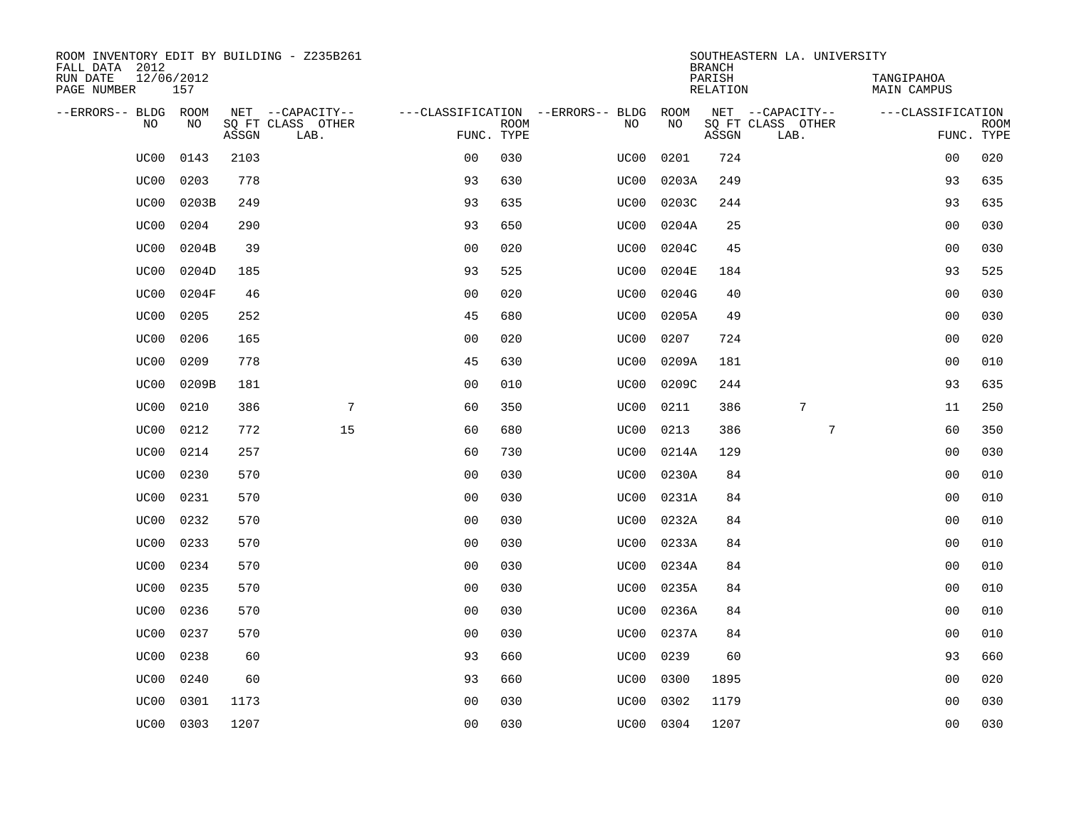ROOM INVENTORY EDIT BY BUILDING - Z235B261
FALL DATA 2012
RUN DATE 12/06/2012
PAGE NUMBER 157

SOUTHEASTERN LA. UNIVERSITY
BRANCH
PARISH TANGIPAHOA
RELATION MAIN CAMPUS

| --ERRORS-- | BLDG NO | ROOM NO | NET SQ FT ASSGN | --CAPACITY-- CLASS LAB. | OTHER | ---CLASSIFICATION FUNC. | ROOM TYPE | --ERRORS-- | BLDG NO | ROOM NO | NET SQ FT ASSGN | --CAPACITY-- CLASS LAB. | OTHER | ---CLASSIFICATION FUNC. | ROOM TYPE |
|---|---|---|---|---|---|---|---|---|---|---|---|---|---|---|---|
| | UC00 | 0143 | 2103 | | | 00 | 030 | | UC00 | 0201 | 724 | | | 00 | 020 |
| | UC00 | 0203 | 778 | | | 93 | 630 | | UC00 | 0203A | 249 | | | 93 | 635 |
| | UC00 | 0203B | 249 | | | 93 | 635 | | UC00 | 0203C | 244 | | | 93 | 635 |
| | UC00 | 0204 | 290 | | | 93 | 650 | | UC00 | 0204A | 25 | | | 00 | 030 |
| | UC00 | 0204B | 39 | | | 00 | 020 | | UC00 | 0204C | 45 | | | 00 | 030 |
| | UC00 | 0204D | 185 | | | 93 | 525 | | UC00 | 0204E | 184 | | | 93 | 525 |
| | UC00 | 0204F | 46 | | | 00 | 020 | | UC00 | 0204G | 40 | | | 00 | 030 |
| | UC00 | 0205 | 252 | | | 45 | 680 | | UC00 | 0205A | 49 | | | 00 | 030 |
| | UC00 | 0206 | 165 | | | 00 | 020 | | UC00 | 0207 | 724 | | | 00 | 020 |
| | UC00 | 0209 | 778 | | | 45 | 630 | | UC00 | 0209A | 181 | | | 00 | 010 |
| | UC00 | 0209B | 181 | | | 00 | 010 | | UC00 | 0209C | 244 | | | 93 | 635 |
| | UC00 | 0210 | 386 | | 7 | 60 | 350 | | UC00 | 0211 | 386 | 7 | | 11 | 250 |
| | UC00 | 0212 | 772 | | 15 | 60 | 680 | | UC00 | 0213 | 386 | | 7 | 60 | 350 |
| | UC00 | 0214 | 257 | | | 60 | 730 | | UC00 | 0214A | 129 | | | 00 | 030 |
| | UC00 | 0230 | 570 | | | 00 | 030 | | UC00 | 0230A | 84 | | | 00 | 010 |
| | UC00 | 0231 | 570 | | | 00 | 030 | | UC00 | 0231A | 84 | | | 00 | 010 |
| | UC00 | 0232 | 570 | | | 00 | 030 | | UC00 | 0232A | 84 | | | 00 | 010 |
| | UC00 | 0233 | 570 | | | 00 | 030 | | UC00 | 0233A | 84 | | | 00 | 010 |
| | UC00 | 0234 | 570 | | | 00 | 030 | | UC00 | 0234A | 84 | | | 00 | 010 |
| | UC00 | 0235 | 570 | | | 00 | 030 | | UC00 | 0235A | 84 | | | 00 | 010 |
| | UC00 | 0236 | 570 | | | 00 | 030 | | UC00 | 0236A | 84 | | | 00 | 010 |
| | UC00 | 0237 | 570 | | | 00 | 030 | | UC00 | 0237A | 84 | | | 00 | 010 |
| | UC00 | 0238 | 60 | | | 93 | 660 | | UC00 | 0239 | 60 | | | 93 | 660 |
| | UC00 | 0240 | 60 | | | 93 | 660 | | UC00 | 0300 | 1895 | | | 00 | 020 |
| | UC00 | 0301 | 1173 | | | 00 | 030 | | UC00 | 0302 | 1179 | | | 00 | 030 |
| | UC00 | 0303 | 1207 | | | 00 | 030 | | UC00 | 0304 | 1207 | | | 00 | 030 |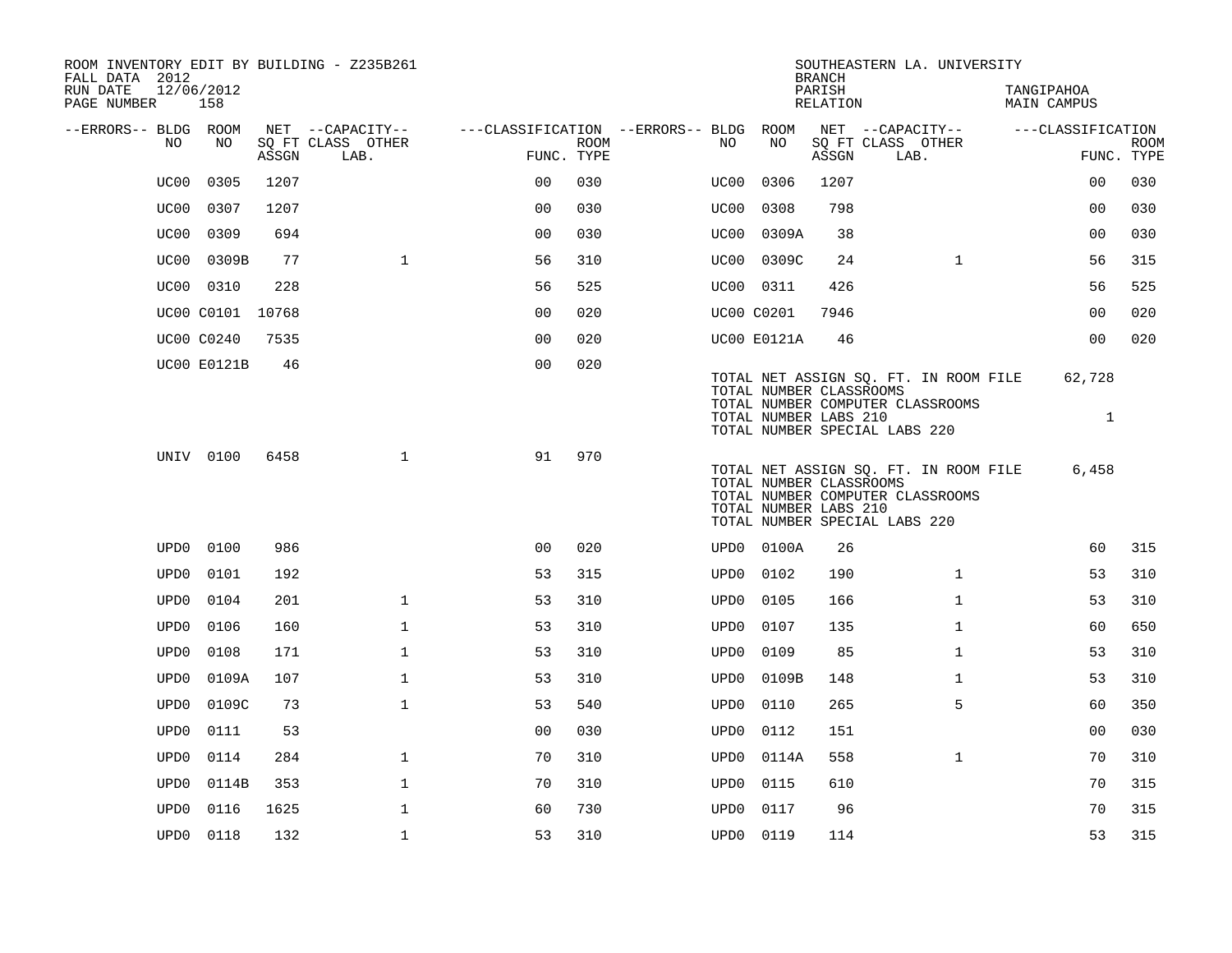ROOM INVENTORY EDIT BY BUILDING - Z235B261
FALL DATA 2012
RUN DATE 12/06/2012
PAGE NUMBER 158

SOUTHEASTERN LA. UNIVERSITY
BRANCH
PARISH TANGIPAHOA
RELATION MAIN CAMPUS

| --ERRORS-- | BLDG NO | ROOM NO | NET SQ FT ASSGN | CAPACITY CLASS LAB. | CAPACITY OTHER | CLASSIFICATION FUNC. | ROOM TYPE | --ERRORS-- | BLDG NO | ROOM NO | NET SQ FT ASSGN | CAPACITY CLASS LAB. | CAPACITY OTHER | CLASSIFICATION FUNC. | ROOM TYPE |
|---|---|---|---|---|---|---|---|---|---|---|---|---|---|---|---|
| | UC00 | 0305 | 1207 | | | 00 | 030 | | UC00 | 0306 | 1207 | | | 00 | 030 |
| | UC00 | 0307 | 1207 | | | 00 | 030 | | UC00 | 0308 | 798 | | | 00 | 030 |
| | UC00 | 0309 | 694 | | | 00 | 030 | | UC00 | 0309A | 38 | | | 00 | 030 |
| | UC00 | 0309B | 77 | | 1 | 56 | 310 | | UC00 | 0309C | 24 | | 1 | 56 | 315 |
| | UC00 | 0310 | 228 | | | 56 | 525 | | UC00 | 0311 | 426 | | | 56 | 525 |
| | UC00 | C0101 | 10768 | | | 00 | 020 | | UC00 | C0201 | 7946 | | | 00 | 020 |
| | UC00 | C0240 | 7535 | | | 00 | 020 | | UC00 | E0121A | 46 | | | 00 | 020 |
| | UC00 | E0121B | 46 | | | 00 | 020 | | | | | | | | |

TOTAL NET ASSIGN SQ. FT. IN ROOM FILE 62,728
TOTAL NUMBER CLASSROOMS
TOTAL NUMBER COMPUTER CLASSROOMS
TOTAL NUMBER LABS 210 1
TOTAL NUMBER SPECIAL LABS 220

| --ERRORS-- | BLDG NO | ROOM NO | NET SQ FT ASSGN | CAPACITY CLASS LAB. | CAPACITY OTHER | CLASSIFICATION FUNC. | ROOM TYPE |
|---|---|---|---|---|---|---|---|
| | UNIV | 0100 | 6458 | | 1 | 91 | 970 |

TOTAL NET ASSIGN SQ. FT. IN ROOM FILE 6,458
TOTAL NUMBER CLASSROOMS
TOTAL NUMBER COMPUTER CLASSROOMS
TOTAL NUMBER LABS 210
TOTAL NUMBER SPECIAL LABS 220

| --ERRORS-- | BLDG NO | ROOM NO | NET SQ FT ASSGN | CAPACITY CLASS LAB. | CAPACITY OTHER | CLASSIFICATION FUNC. | ROOM TYPE | --ERRORS-- | BLDG NO | ROOM NO | NET SQ FT ASSGN | CAPACITY CLASS LAB. | CAPACITY OTHER | CLASSIFICATION FUNC. | ROOM TYPE |
|---|---|---|---|---|---|---|---|---|---|---|---|---|---|---|---|
| | UPD0 | 0100 | 986 | | | 00 | 020 | | UPD0 | 0100A | 26 | | | 60 | 315 |
| | UPD0 | 0101 | 192 | | | 53 | 315 | | UPD0 | 0102 | 190 | | 1 | 53 | 310 |
| | UPD0 | 0104 | 201 | | 1 | 53 | 310 | | UPD0 | 0105 | 166 | | 1 | 53 | 310 |
| | UPD0 | 0106 | 160 | | 1 | 53 | 310 | | UPD0 | 0107 | 135 | | 1 | 60 | 650 |
| | UPD0 | 0108 | 171 | | 1 | 53 | 310 | | UPD0 | 0109 | 85 | | 1 | 53 | 310 |
| | UPD0 | 0109A | 107 | | 1 | 53 | 310 | | UPD0 | 0109B | 148 | | 1 | 53 | 310 |
| | UPD0 | 0109C | 73 | | 1 | 53 | 540 | | UPD0 | 0110 | 265 | | 5 | 60 | 350 |
| | UPD0 | 0111 | 53 | | | 00 | 030 | | UPD0 | 0112 | 151 | | | 00 | 030 |
| | UPD0 | 0114 | 284 | | 1 | 70 | 310 | | UPD0 | 0114A | 558 | | 1 | 70 | 310 |
| | UPD0 | 0114B | 353 | | 1 | 70 | 310 | | UPD0 | 0115 | 610 | | | 70 | 315 |
| | UPD0 | 0116 | 1625 | | 1 | 60 | 730 | | UPD0 | 0117 | 96 | | | 70 | 315 |
| | UPD0 | 0118 | 132 | | 1 | 53 | 310 | | UPD0 | 0119 | 114 | | | 53 | 315 |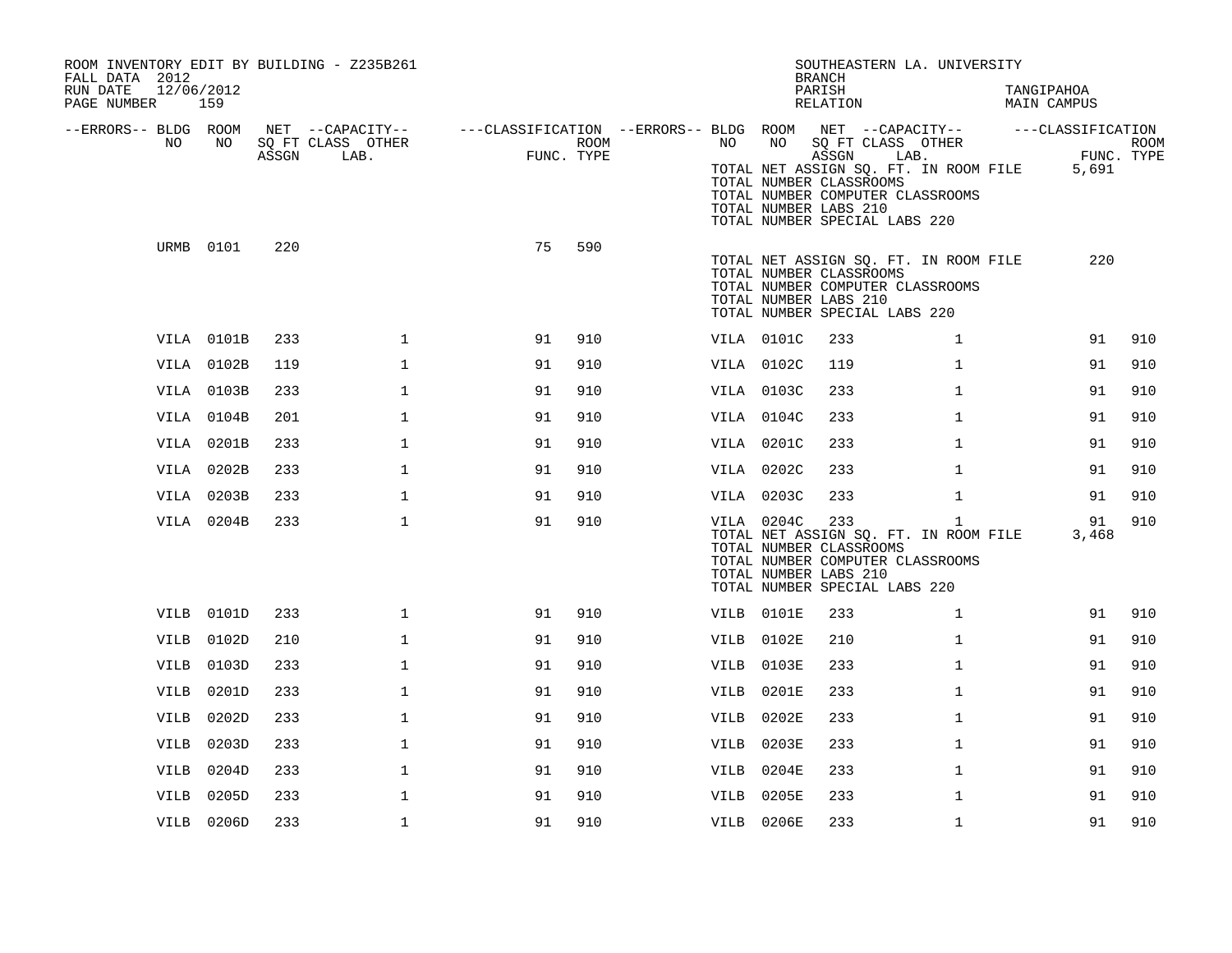ROOM INVENTORY EDIT BY BUILDING - Z235B261
FALL DATA 2012
RUN DATE 12/06/2012

SOUTHEASTERN LA. UNIVERSITY
BRANCH
PARISH TANGIPAHOA
RELATION MAIN CAMPUS

| --ERRORS-- | BLDG NO | ROOM NO | NET SQ FT ASSGN | CAPACITY CLASS LAB. | CAPACITY OTHER | FUNC. | ROOM TYPE | --ERRORS-- | BLDG NO | ROOM NO | NET SQ FT ASSGN | CAPACITY CLASS LAB. | CAPACITY OTHER | FUNC. | ROOM TYPE |
|---|---|---|---|---|---|---|---|---|---|---|---|---|---|---|---|
| | | | | | | | | | TOTAL NET ASSIGN SQ. FT. IN ROOM FILE | | | | | 5,691 | |
| | | | | | | | | | TOTAL NUMBER CLASSROOMS | | | | | | |
| | | | | | | | | | TOTAL NUMBER COMPUTER CLASSROOMS | | | | | | |
| | | | | | | | | | TOTAL NUMBER LABS 210 | | | | | | |
| | | | | | | | | | TOTAL NUMBER SPECIAL LABS 220 | | | | | | |
| | URMB | 0101 | 220 | | | 75 | 590 | | | | | | | | |
| | | | | | | | | | TOTAL NET ASSIGN SQ. FT. IN ROOM FILE | | | | | 220 | |
| | | | | | | | | | TOTAL NUMBER CLASSROOMS | | | | | | |
| | | | | | | | | | TOTAL NUMBER COMPUTER CLASSROOMS | | | | | | |
| | | | | | | | | | TOTAL NUMBER LABS 210 | | | | | | |
| | | | | | | | | | TOTAL NUMBER SPECIAL LABS 220 | | | | | | |
| | VILA | 0101B | 233 | | 1 | 91 | 910 | | VILA | 0101C | 233 | | 1 | 91 | 910 |
| | VILA | 0102B | 119 | | 1 | 91 | 910 | | VILA | 0102C | 119 | | 1 | 91 | 910 |
| | VILA | 0103B | 233 | | 1 | 91 | 910 | | VILA | 0103C | 233 | | 1 | 91 | 910 |
| | VILA | 0104B | 201 | | 1 | 91 | 910 | | VILA | 0104C | 233 | | 1 | 91 | 910 |
| | VILA | 0201B | 233 | | 1 | 91 | 910 | | VILA | 0201C | 233 | | 1 | 91 | 910 |
| | VILA | 0202B | 233 | | 1 | 91 | 910 | | VILA | 0202C | 233 | | 1 | 91 | 910 |
| | VILA | 0203B | 233 | | 1 | 91 | 910 | | VILA | 0203C | 233 | | 1 | 91 | 910 |
| | VILA | 0204B | 233 | | 1 | 91 | 910 | | VILA | 0204C | 233 | | 1 | 91 | 910 |
| | | | | | | | | | TOTAL NET ASSIGN SQ. FT. IN ROOM FILE | | | | | 3,468 | |
| | | | | | | | | | TOTAL NUMBER CLASSROOMS | | | | | | |
| | | | | | | | | | TOTAL NUMBER COMPUTER CLASSROOMS | | | | | | |
| | | | | | | | | | TOTAL NUMBER LABS 210 | | | | | | |
| | | | | | | | | | TOTAL NUMBER SPECIAL LABS 220 | | | | | | |
| | VILB | 0101D | 233 | | 1 | 91 | 910 | | VILB | 0101E | 233 | | 1 | 91 | 910 |
| | VILB | 0102D | 210 | | 1 | 91 | 910 | | VILB | 0102E | 210 | | 1 | 91 | 910 |
| | VILB | 0103D | 233 | | 1 | 91 | 910 | | VILB | 0103E | 233 | | 1 | 91 | 910 |
| | VILB | 0201D | 233 | | 1 | 91 | 910 | | VILB | 0201E | 233 | | 1 | 91 | 910 |
| | VILB | 0202D | 233 | | 1 | 91 | 910 | | VILB | 0202E | 233 | | 1 | 91 | 910 |
| | VILB | 0203D | 233 | | 1 | 91 | 910 | | VILB | 0203E | 233 | | 1 | 91 | 910 |
| | VILB | 0204D | 233 | | 1 | 91 | 910 | | VILB | 0204E | 233 | | 1 | 91 | 910 |
| | VILB | 0205D | 233 | | 1 | 91 | 910 | | VILB | 0205E | 233 | | 1 | 91 | 910 |
| | VILB | 0206D | 233 | | 1 | 91 | 910 | | VILB | 0206E | 233 | | 1 | 91 | 910 |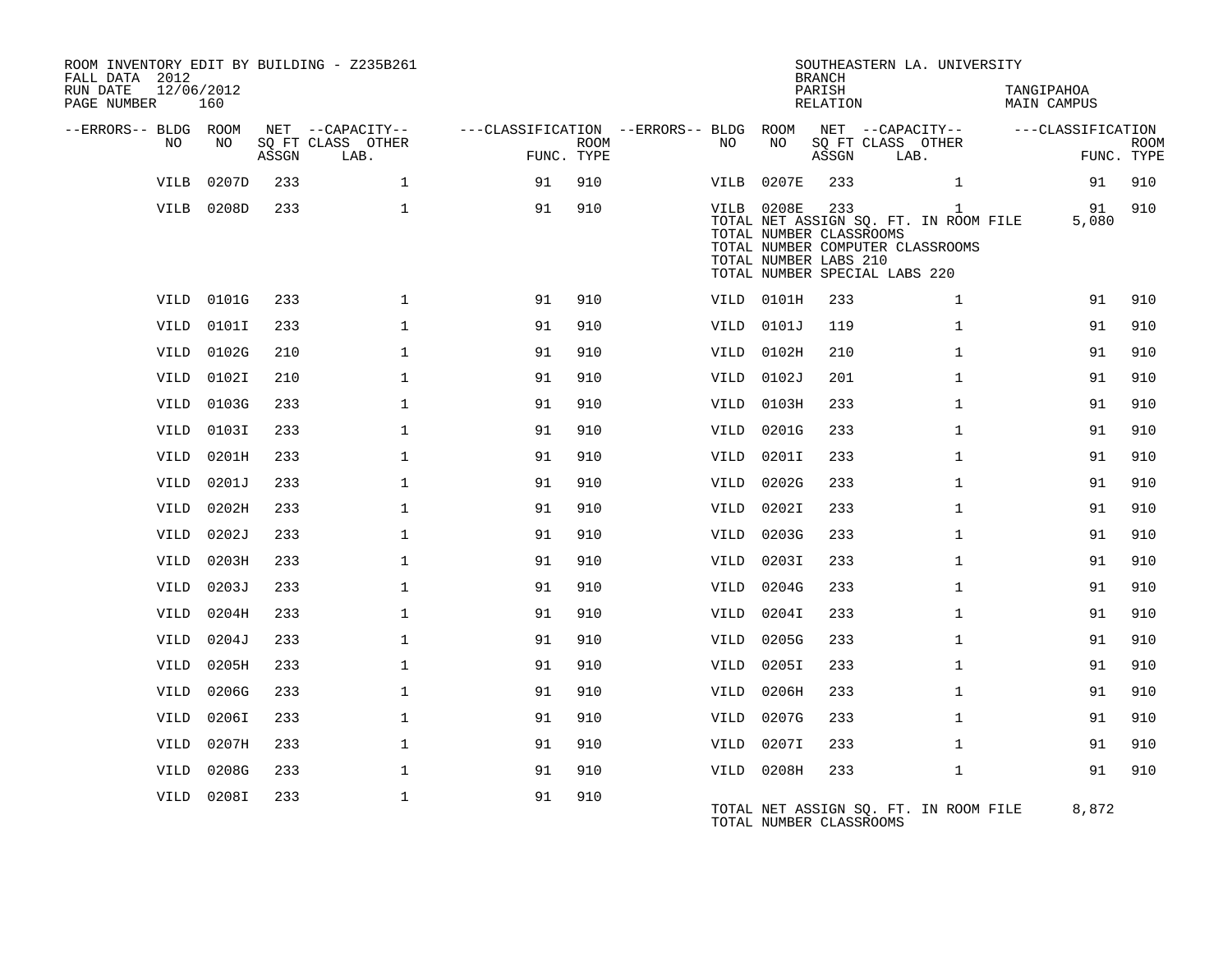ROOM INVENTORY EDIT BY BUILDING - Z235B261
FALL DATA 2012
RUN DATE 12/06/2012
PAGE NUMBER 160

SOUTHEASTERN LA. UNIVERSITY
BRANCH
PARISH TANGIPAHOA
RELATION MAIN CAMPUS

| --ERRORS-- | BLDG NO | ROOM NO | NET SQ FT ASSGN | --CAPACITY-- CLASS LAB. | OTHER | ---CLASSIFICATION FUNC. | ROOM TYPE | --ERRORS-- | BLDG NO | ROOM NO | NET SQ FT ASSGN | --CAPACITY-- CLASS LAB. | OTHER | ---CLASSIFICATION FUNC. | ROOM TYPE |
|---|---|---|---|---|---|---|---|---|---|---|---|---|---|---|---|
| | VILB | 0207D | 233 | | 1 | 91 | 910 | | VILB | 0207E | 233 | | 1 | 91 | 910 |
| | VILB | 0208D | 233 | | 1 | 91 | 910 | | VILB | 0208E | 233 | | 1 | 91 | 910 |

TOTAL NET ASSIGN SQ. FT. IN ROOM FILE 5,080
TOTAL NUMBER CLASSROOMS
TOTAL NUMBER COMPUTER CLASSROOMS
TOTAL NUMBER LABS 210
TOTAL NUMBER SPECIAL LABS 220

| --ERRORS-- | BLDG NO | ROOM NO | NET SQ FT ASSGN | --CAPACITY-- CLASS LAB. | OTHER | ---CLASSIFICATION FUNC. | ROOM TYPE | --ERRORS-- | BLDG NO | ROOM NO | NET SQ FT ASSGN | --CAPACITY-- CLASS LAB. | OTHER | ---CLASSIFICATION FUNC. | ROOM TYPE |
|---|---|---|---|---|---|---|---|---|---|---|---|---|---|---|---|
| | VILD | 0101G | 233 | | 1 | 91 | 910 | | VILD | 0101H | 233 | | 1 | 91 | 910 |
| | VILD | 0101I | 233 | | 1 | 91 | 910 | | VILD | 0101J | 119 | | 1 | 91 | 910 |
| | VILD | 0102G | 210 | | 1 | 91 | 910 | | VILD | 0102H | 210 | | 1 | 91 | 910 |
| | VILD | 0102I | 210 | | 1 | 91 | 910 | | VILD | 0102J | 201 | | 1 | 91 | 910 |
| | VILD | 0103G | 233 | | 1 | 91 | 910 | | VILD | 0103H | 233 | | 1 | 91 | 910 |
| | VILD | 0103I | 233 | | 1 | 91 | 910 | | VILD | 0201G | 233 | | 1 | 91 | 910 |
| | VILD | 0201H | 233 | | 1 | 91 | 910 | | VILD | 0201I | 233 | | 1 | 91 | 910 |
| | VILD | 0201J | 233 | | 1 | 91 | 910 | | VILD | 0202G | 233 | | 1 | 91 | 910 |
| | VILD | 0202H | 233 | | 1 | 91 | 910 | | VILD | 0202I | 233 | | 1 | 91 | 910 |
| | VILD | 0202J | 233 | | 1 | 91 | 910 | | VILD | 0203G | 233 | | 1 | 91 | 910 |
| | VILD | 0203H | 233 | | 1 | 91 | 910 | | VILD | 0203I | 233 | | 1 | 91 | 910 |
| | VILD | 0203J | 233 | | 1 | 91 | 910 | | VILD | 0204G | 233 | | 1 | 91 | 910 |
| | VILD | 0204H | 233 | | 1 | 91 | 910 | | VILD | 0204I | 233 | | 1 | 91 | 910 |
| | VILD | 0204J | 233 | | 1 | 91 | 910 | | VILD | 0205G | 233 | | 1 | 91 | 910 |
| | VILD | 0205H | 233 | | 1 | 91 | 910 | | VILD | 0205I | 233 | | 1 | 91 | 910 |
| | VILD | 0206G | 233 | | 1 | 91 | 910 | | VILD | 0206H | 233 | | 1 | 91 | 910 |
| | VILD | 0206I | 233 | | 1 | 91 | 910 | | VILD | 0207G | 233 | | 1 | 91 | 910 |
| | VILD | 0207H | 233 | | 1 | 91 | 910 | | VILD | 0207I | 233 | | 1 | 91 | 910 |
| | VILD | 0208G | 233 | | 1 | 91 | 910 | | VILD | 0208H | 233 | | 1 | 91 | 910 |
| | VILD | 0208I | 233 | | 1 | 91 | 910 | | | | | | | | |

TOTAL NET ASSIGN SQ. FT. IN ROOM FILE 8,872
TOTAL NUMBER CLASSROOMS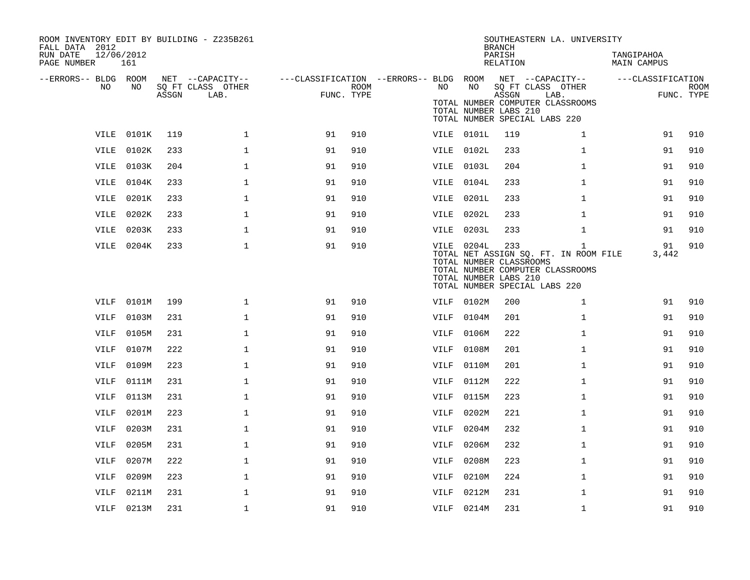ROOM INVENTORY EDIT BY BUILDING - Z235B261
FALL DATA 2012
RUN DATE 12/06/2012
PAGE NUMBER 161

SOUTHEASTERN LA. UNIVERSITY
BRANCH
PARISH TANGIPAHOA
RELATION MAIN CAMPUS

| --ERRORS-- | BLDG NO | ROOM NO | NET SQ FT ASSGN | CAPACITY CLASS | OTHER LAB. | CLASSIFICATION FUNC. | ROOM TYPE | --ERRORS-- | BLDG NO | ROOM NO | NET SQ FT ASSGN | CAPACITY CLASS | OTHER LAB. | CLASSIFICATION FUNC. | ROOM TYPE |
|---|---|---|---|---|---|---|---|---|---|---|---|---|---|---|---|
| | | | | | | | | | TOTAL NUMBER COMPUTER CLASSROOMS | | | | | | |
| | | | | | | | | | TOTAL NUMBER LABS 210 | | | | | | |
| | | | | | | | | | TOTAL NUMBER SPECIAL LABS 220 | | | | | | |
| | VILE | 0101K | 119 | | 1 | 91 | 910 | | VILE | 0101L | 119 | | 1 | 91 | 910 |
| | VILE | 0102K | 233 | | 1 | 91 | 910 | | VILE | 0102L | 233 | | 1 | 91 | 910 |
| | VILE | 0103K | 204 | | 1 | 91 | 910 | | VILE | 0103L | 204 | | 1 | 91 | 910 |
| | VILE | 0104K | 233 | | 1 | 91 | 910 | | VILE | 0104L | 233 | | 1 | 91 | 910 |
| | VILE | 0201K | 233 | | 1 | 91 | 910 | | VILE | 0201L | 233 | | 1 | 91 | 910 |
| | VILE | 0202K | 233 | | 1 | 91 | 910 | | VILE | 0202L | 233 | | 1 | 91 | 910 |
| | VILE | 0203K | 233 | | 1 | 91 | 910 | | VILE | 0203L | 233 | | 1 | 91 | 910 |
| | VILE | 0204K | 233 | | 1 | 91 | 910 | | VILE | 0204L | 233 | | 1 | 91 | 910 |
| | | | | | | | | | TOTAL NET ASSIGN SQ. FT. IN ROOM FILE | | | | | 3,442 | |
| | | | | | | | | | TOTAL NUMBER CLASSROOMS | | | | | | |
| | | | | | | | | | TOTAL NUMBER COMPUTER CLASSROOMS | | | | | | |
| | | | | | | | | | TOTAL NUMBER LABS 210 | | | | | | |
| | | | | | | | | | TOTAL NUMBER SPECIAL LABS 220 | | | | | | |
| | VILF | 0101M | 199 | | 1 | 91 | 910 | | VILF | 0102M | 200 | | 1 | 91 | 910 |
| | VILF | 0103M | 231 | | 1 | 91 | 910 | | VILF | 0104M | 201 | | 1 | 91 | 910 |
| | VILF | 0105M | 231 | | 1 | 91 | 910 | | VILF | 0106M | 222 | | 1 | 91 | 910 |
| | VILF | 0107M | 222 | | 1 | 91 | 910 | | VILF | 0108M | 201 | | 1 | 91 | 910 |
| | VILF | 0109M | 223 | | 1 | 91 | 910 | | VILF | 0110M | 201 | | 1 | 91 | 910 |
| | VILF | 0111M | 231 | | 1 | 91 | 910 | | VILF | 0112M | 222 | | 1 | 91 | 910 |
| | VILF | 0113M | 231 | | 1 | 91 | 910 | | VILF | 0115M | 223 | | 1 | 91 | 910 |
| | VILF | 0201M | 223 | | 1 | 91 | 910 | | VILF | 0202M | 221 | | 1 | 91 | 910 |
| | VILF | 0203M | 231 | | 1 | 91 | 910 | | VILF | 0204M | 232 | | 1 | 91 | 910 |
| | VILF | 0205M | 231 | | 1 | 91 | 910 | | VILF | 0206M | 232 | | 1 | 91 | 910 |
| | VILF | 0207M | 222 | | 1 | 91 | 910 | | VILF | 0208M | 223 | | 1 | 91 | 910 |
| | VILF | 0209M | 223 | | 1 | 91 | 910 | | VILF | 0210M | 224 | | 1 | 91 | 910 |
| | VILF | 0211M | 231 | | 1 | 91 | 910 | | VILF | 0212M | 231 | | 1 | 91 | 910 |
| | VILF | 0213M | 231 | | 1 | 91 | 910 | | VILF | 0214M | 231 | | 1 | 91 | 910 |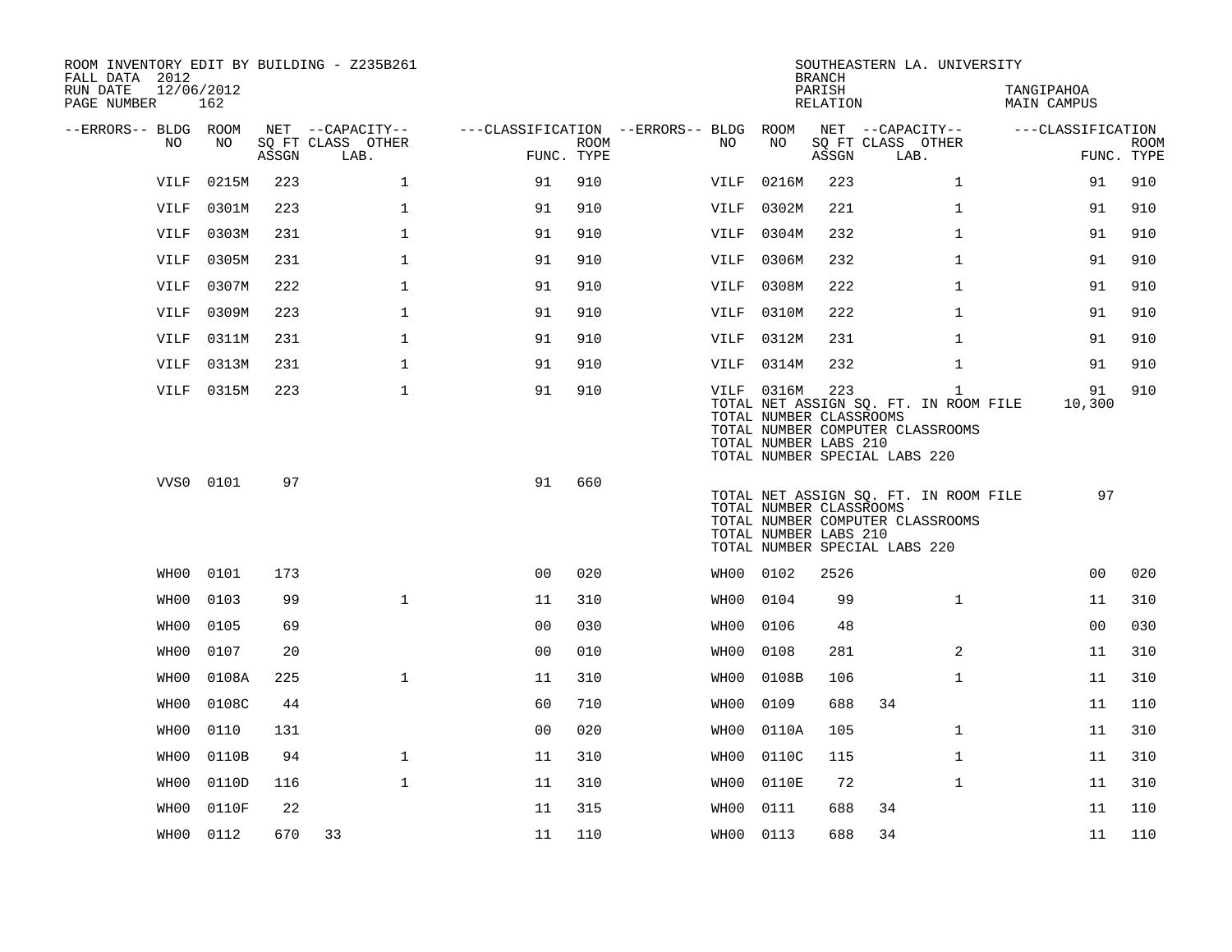ROOM INVENTORY EDIT BY BUILDING - Z235B261
FALL DATA 2012
RUN DATE 12/06/2012

SOUTHEASTERN LA. UNIVERSITY
BRANCH
PARISH TANGIPAHOA
RELATION MAIN CAMPUS

| --ERRORS-- | BLDG NO | ROOM NO | NET SQ FT ASSGN | CAPACITY CLASS | CAPACITY LAB. | CAPACITY OTHER | CLASSIFICATION FUNC. | ROOM TYPE | --ERRORS-- | BLDG NO | ROOM NO | NET SQ FT ASSGN | CAPACITY CLASS | CAPACITY LAB. | CAPACITY OTHER | CLASSIFICATION FUNC. | ROOM TYPE |
|---|---|---|---|---|---|---|---|---|---|---|---|---|---|---|---|---|---|
| | VILF | 0215M | 223 | | | 1 | 91 | 910 | | VILF | 0216M | 223 | | | 1 | 91 | 910 |
| | VILF | 0301M | 223 | | | 1 | 91 | 910 | | VILF | 0302M | 221 | | | 1 | 91 | 910 |
| | VILF | 0303M | 231 | | | 1 | 91 | 910 | | VILF | 0304M | 232 | | | 1 | 91 | 910 |
| | VILF | 0305M | 231 | | | 1 | 91 | 910 | | VILF | 0306M | 232 | | | 1 | 91 | 910 |
| | VILF | 0307M | 222 | | | 1 | 91 | 910 | | VILF | 0308M | 222 | | | 1 | 91 | 910 |
| | VILF | 0309M | 223 | | | 1 | 91 | 910 | | VILF | 0310M | 222 | | | 1 | 91 | 910 |
| | VILF | 0311M | 231 | | | 1 | 91 | 910 | | VILF | 0312M | 231 | | | 1 | 91 | 910 |
| | VILF | 0313M | 231 | | | 1 | 91 | 910 | | VILF | 0314M | 232 | | | 1 | 91 | 910 |
| | VILF | 0315M | 223 | | | 1 | 91 | 910 | | VILF | 0316M | 223 | | | 1 | 91 | 910 |

TOTAL NET ASSIGN SQ. FT. IN ROOM FILE 10,300
TOTAL NUMBER CLASSROOMS
TOTAL NUMBER COMPUTER CLASSROOMS
TOTAL NUMBER LABS 210
TOTAL NUMBER SPECIAL LABS 220

| --ERRORS-- | BLDG NO | ROOM NO | NET SQ FT ASSGN | CAPACITY CLASS | CAPACITY LAB. | CAPACITY OTHER | CLASSIFICATION FUNC. | ROOM TYPE |
|---|---|---|---|---|---|---|---|---|
| | VVS0 | 0101 | 97 | | | | 91 | 660 |

TOTAL NET ASSIGN SQ. FT. IN ROOM FILE 97
TOTAL NUMBER CLASSROOMS
TOTAL NUMBER COMPUTER CLASSROOMS
TOTAL NUMBER LABS 210
TOTAL NUMBER SPECIAL LABS 220

| --ERRORS-- | BLDG NO | ROOM NO | NET SQ FT ASSGN | CAPACITY CLASS | CAPACITY LAB. | CAPACITY OTHER | CLASSIFICATION FUNC. | ROOM TYPE | --ERRORS-- | BLDG NO | ROOM NO | NET SQ FT ASSGN | CAPACITY CLASS | CAPACITY LAB. | CAPACITY OTHER | CLASSIFICATION FUNC. | ROOM TYPE |
|---|---|---|---|---|---|---|---|---|---|---|---|---|---|---|---|---|---|
| | WH00 | 0101 | 173 | | | | 00 | 020 | | WH00 | 0102 | 2526 | | | | 00 | 020 |
| | WH00 | 0103 | 99 | | | 1 | 11 | 310 | | WH00 | 0104 | 99 | | | 1 | 11 | 310 |
| | WH00 | 0105 | 69 | | | | 00 | 030 | | WH00 | 0106 | 48 | | | | 00 | 030 |
| | WH00 | 0107 | 20 | | | | 00 | 010 | | WH00 | 0108 | 281 | | | 2 | 11 | 310 |
| | WH00 | 0108A | 225 | | | 1 | 11 | 310 | | WH00 | 0108B | 106 | | | 1 | 11 | 310 |
| | WH00 | 0108C | 44 | | | | 60 | 710 | | WH00 | 0109 | 688 | 34 | | | 11 | 110 |
| | WH00 | 0110 | 131 | | | | 00 | 020 | | WH00 | 0110A | 105 | | | 1 | 11 | 310 |
| | WH00 | 0110B | 94 | | | 1 | 11 | 310 | | WH00 | 0110C | 115 | | | 1 | 11 | 310 |
| | WH00 | 0110D | 116 | | | 1 | 11 | 310 | | WH00 | 0110E | 72 | | | 1 | 11 | 310 |
| | WH00 | 0110F | 22 | | | | 11 | 315 | | WH00 | 0111 | 688 | 34 | | | 11 | 110 |
| | WH00 | 0112 | 670 | 33 | | | 11 | 110 | | WH00 | 0113 | 688 | 34 | | | 11 | 110 |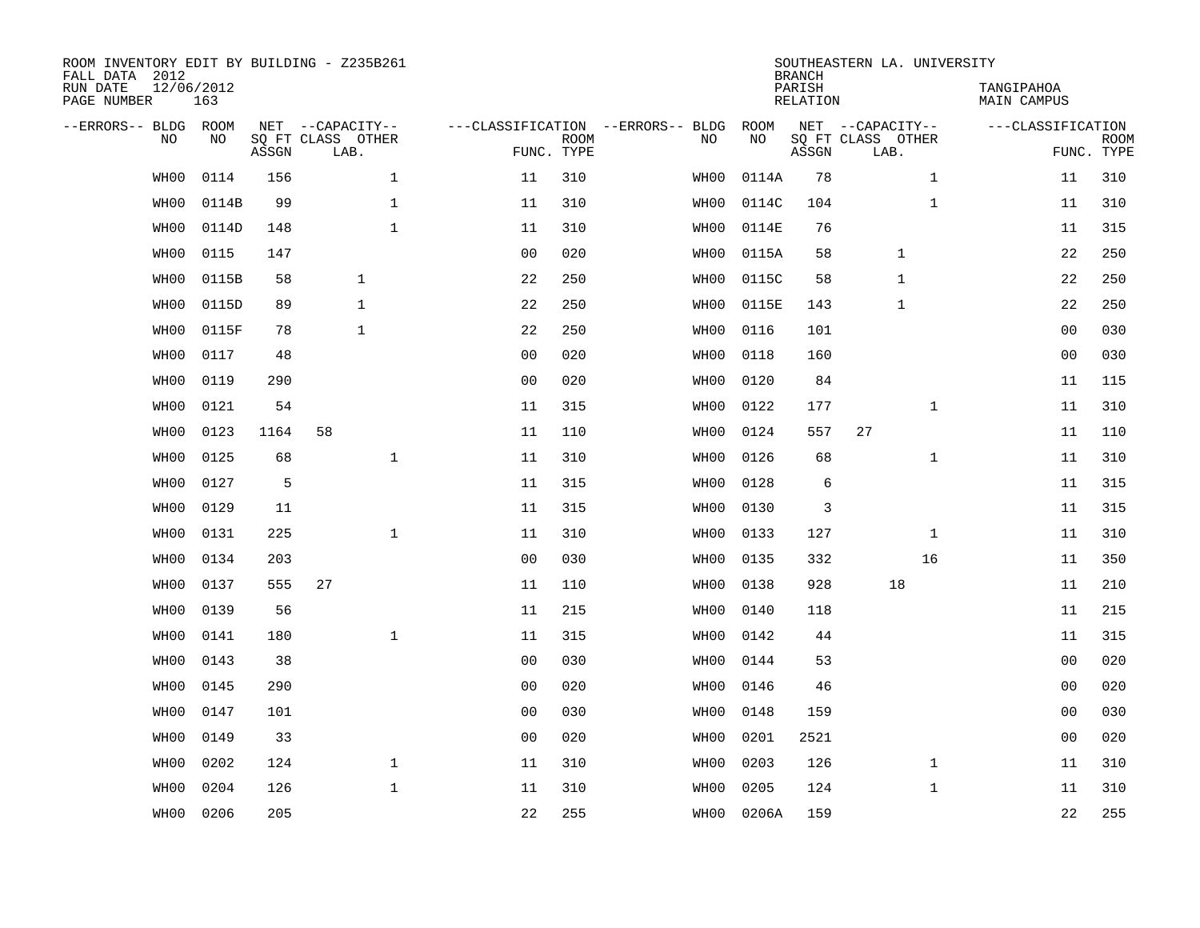ROOM INVENTORY EDIT BY BUILDING - Z235B261
FALL DATA 2012
RUN DATE 12/06/2012
PAGE NUMBER 163

SOUTHEASTERN LA. UNIVERSITY
BRANCH
PARISH TANGIPAHOA
RELATION MAIN CAMPUS

| --ERRORS-- | BLDG NO | ROOM NO | NET SQ FT ASSGN | CAPACITY CLASS | CAPACITY LAB. | CAPACITY OTHER | CLASSIFICATION FUNC. | ROOM TYPE | --ERRORS-- | BLDG NO | ROOM NO | NET SQ FT ASSGN | CAPACITY CLASS | CAPACITY LAB. | CAPACITY OTHER | CLASSIFICATION FUNC. | ROOM TYPE |
|---|---|---|---|---|---|---|---|---|---|---|---|---|---|---|---|---|---|
| | WH00 | 0114 | 156 | | | 1 | 11 | 310 | | WH00 | 0114A | 78 | | | 1 | 11 | 310 |
| | WH00 | 0114B | 99 | | | 1 | 11 | 310 | | WH00 | 0114C | 104 | | | 1 | 11 | 310 |
| | WH00 | 0114D | 148 | | | 1 | 11 | 310 | | WH00 | 0114E | 76 | | | | 11 | 315 |
| | WH00 | 0115 | 147 | | | | 00 | 020 | | WH00 | 0115A | 58 | | 1 | | 22 | 250 |
| | WH00 | 0115B | 58 | | 1 | | 22 | 250 | | WH00 | 0115C | 58 | | 1 | | 22 | 250 |
| | WH00 | 0115D | 89 | | 1 | | 22 | 250 | | WH00 | 0115E | 143 | | 1 | | 22 | 250 |
| | WH00 | 0115F | 78 | | 1 | | 22 | 250 | | WH00 | 0116 | 101 | | | | 00 | 030 |
| | WH00 | 0117 | 48 | | | | 00 | 020 | | WH00 | 0118 | 160 | | | | 00 | 030 |
| | WH00 | 0119 | 290 | | | | 00 | 020 | | WH00 | 0120 | 84 | | | | 11 | 115 |
| | WH00 | 0121 | 54 | | | | 11 | 315 | | WH00 | 0122 | 177 | | | 1 | 11 | 310 |
| | WH00 | 0123 | 1164 | 58 | | | 11 | 110 | | WH00 | 0124 | 557 | 27 | | | 11 | 110 |
| | WH00 | 0125 | 68 | | | 1 | 11 | 310 | | WH00 | 0126 | 68 | | | 1 | 11 | 310 |
| | WH00 | 0127 | 5 | | | | 11 | 315 | | WH00 | 0128 | 6 | | | | 11 | 315 |
| | WH00 | 0129 | 11 | | | | 11 | 315 | | WH00 | 0130 | 3 | | | | 11 | 315 |
| | WH00 | 0131 | 225 | | | 1 | 11 | 310 | | WH00 | 0133 | 127 | | | 1 | 11 | 310 |
| | WH00 | 0134 | 203 | | | | 00 | 030 | | WH00 | 0135 | 332 | | | 16 | 11 | 350 |
| | WH00 | 0137 | 555 | 27 | | | 11 | 110 | | WH00 | 0138 | 928 | | 18 | | 11 | 210 |
| | WH00 | 0139 | 56 | | | | 11 | 215 | | WH00 | 0140 | 118 | | | | 11 | 215 |
| | WH00 | 0141 | 180 | | | 1 | 11 | 315 | | WH00 | 0142 | 44 | | | | 11 | 315 |
| | WH00 | 0143 | 38 | | | | 00 | 030 | | WH00 | 0144 | 53 | | | | 00 | 020 |
| | WH00 | 0145 | 290 | | | | 00 | 020 | | WH00 | 0146 | 46 | | | | 00 | 020 |
| | WH00 | 0147 | 101 | | | | 00 | 030 | | WH00 | 0148 | 159 | | | | 00 | 030 |
| | WH00 | 0149 | 33 | | | | 00 | 020 | | WH00 | 0201 | 2521 | | | | 00 | 020 |
| | WH00 | 0202 | 124 | | | 1 | 11 | 310 | | WH00 | 0203 | 126 | | | 1 | 11 | 310 |
| | WH00 | 0204 | 126 | | | 1 | 11 | 310 | | WH00 | 0205 | 124 | | | 1 | 11 | 310 |
| | WH00 | 0206 | 205 | | | | 22 | 255 | | WH00 | 0206A | 159 | | | | 22 | 255 |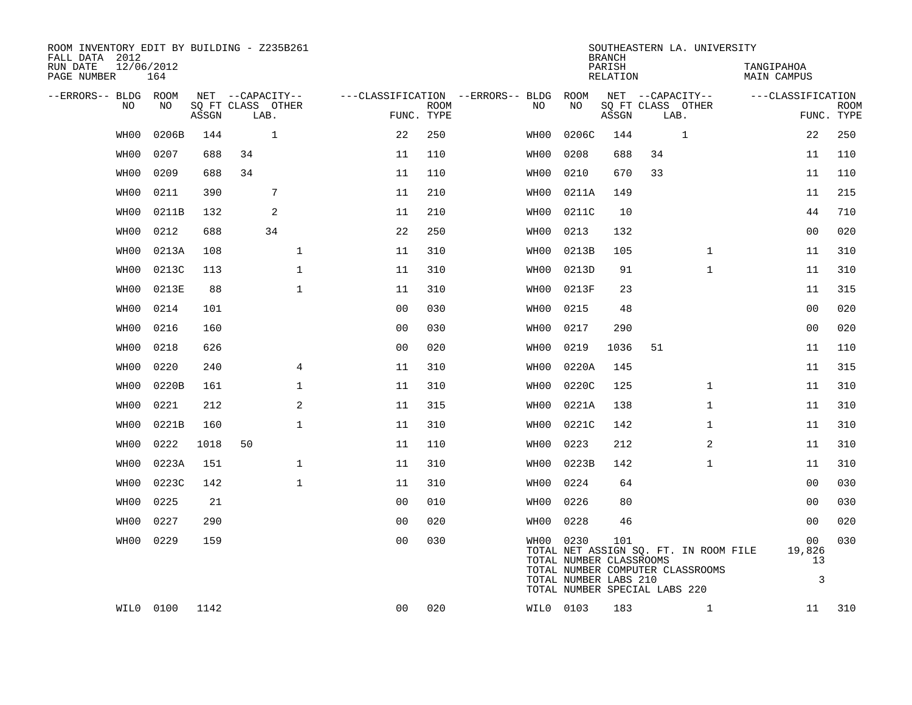ROOM INVENTORY EDIT BY BUILDING - Z235B261
FALL DATA 2012
RUN DATE 12/06/2012
PAGE NUMBER 164

SOUTHEASTERN LA. UNIVERSITY
BRANCH
PARISH TANGIPAHOA
RELATION MAIN CAMPUS

| --ERRORS-- | BLDG NO | ROOM NO | NET SQ FT ASSGN | CAPACITY CLASS | CAPACITY LAB. | CAPACITY OTHER | CLASSIFICATION FUNC. | ROOM TYPE | --ERRORS-- | BLDG NO | ROOM NO | NET SQ FT ASSGN | CAPACITY CLASS | CAPACITY LAB. | CAPACITY OTHER | CLASSIFICATION FUNC. | ROOM TYPE |
|---|---|---|---|---|---|---|---|---|---|---|---|---|---|---|---|---|---|
| | WH00 | 0206B | 144 | | 1 | | 22 | 250 | | WH00 | 0206C | 144 | | 1 | | 22 | 250 |
| | WH00 | 0207 | 688 | 34 | | | 11 | 110 | | WH00 | 0208 | 688 | 34 | | | 11 | 110 |
| | WH00 | 0209 | 688 | 34 | | | 11 | 110 | | WH00 | 0210 | 670 | 33 | | | 11 | 110 |
| | WH00 | 0211 | 390 | | 7 | | 11 | 210 | | WH00 | 0211A | 149 | | | | 11 | 215 |
| | WH00 | 0211B | 132 | | 2 | | 11 | 210 | | WH00 | 0211C | 10 | | | | 44 | 710 |
| | WH00 | 0212 | 688 | | 34 | | 22 | 250 | | WH00 | 0213 | 132 | | | | 00 | 020 |
| | WH00 | 0213A | 108 | | | 1 | 11 | 310 | | WH00 | 0213B | 105 | | | 1 | 11 | 310 |
| | WH00 | 0213C | 113 | | | 1 | 11 | 310 | | WH00 | 0213D | 91 | | | 1 | 11 | 310 |
| | WH00 | 0213E | 88 | | | 1 | 11 | 310 | | WH00 | 0213F | 23 | | | | 11 | 315 |
| | WH00 | 0214 | 101 | | | | 00 | 030 | | WH00 | 0215 | 48 | | | | 00 | 020 |
| | WH00 | 0216 | 160 | | | | 00 | 030 | | WH00 | 0217 | 290 | | | | 00 | 020 |
| | WH00 | 0218 | 626 | | | | 00 | 020 | | WH00 | 0219 | 1036 | 51 | | | 11 | 110 |
| | WH00 | 0220 | 240 | | | 4 | 11 | 310 | | WH00 | 0220A | 145 | | | | 11 | 315 |
| | WH00 | 0220B | 161 | | | 1 | 11 | 310 | | WH00 | 0220C | 125 | | | 1 | 11 | 310 |
| | WH00 | 0221 | 212 | | | 2 | 11 | 315 | | WH00 | 0221A | 138 | | | 1 | 11 | 310 |
| | WH00 | 0221B | 160 | | | 1 | 11 | 310 | | WH00 | 0221C | 142 | | | 1 | 11 | 310 |
| | WH00 | 0222 | 1018 | 50 | | | 11 | 110 | | WH00 | 0223 | 212 | | | 2 | 11 | 310 |
| | WH00 | 0223A | 151 | | | 1 | 11 | 310 | | WH00 | 0223B | 142 | | | 1 | 11 | 310 |
| | WH00 | 0223C | 142 | | | 1 | 11 | 310 | | WH00 | 0224 | 64 | | | | 00 | 030 |
| | WH00 | 0225 | 21 | | | | 00 | 010 | | WH00 | 0226 | 80 | | | | 00 | 030 |
| | WH00 | 0227 | 290 | | | | 00 | 020 | | WH00 | 0228 | 46 | | | | 00 | 020 |
| | WH00 | 0229 | 159 | | | | 00 | 030 | | WH00 | 0230 | 101 | | | | 00 | 030 |
| | | | | | | | | | | TOTAL NET ASSIGN SQ. FT. IN ROOM FILE | | | | | | 19,826 | |
| | | | | | | | | | | TOTAL NUMBER CLASSROOMS | | | | | | 13 | |
| | | | | | | | | | | TOTAL NUMBER COMPUTER CLASSROOMS | | | | | | | |
| | | | | | | | | | | TOTAL NUMBER LABS 210 | | | | | | 3 | |
| | | | | | | | | | | TOTAL NUMBER SPECIAL LABS 220 | | | | | | | |
| | WIL0 | 0100 | 1142 | | | | 00 | 020 | | WIL0 | 0103 | 183 | | | 1 | 11 | 310 |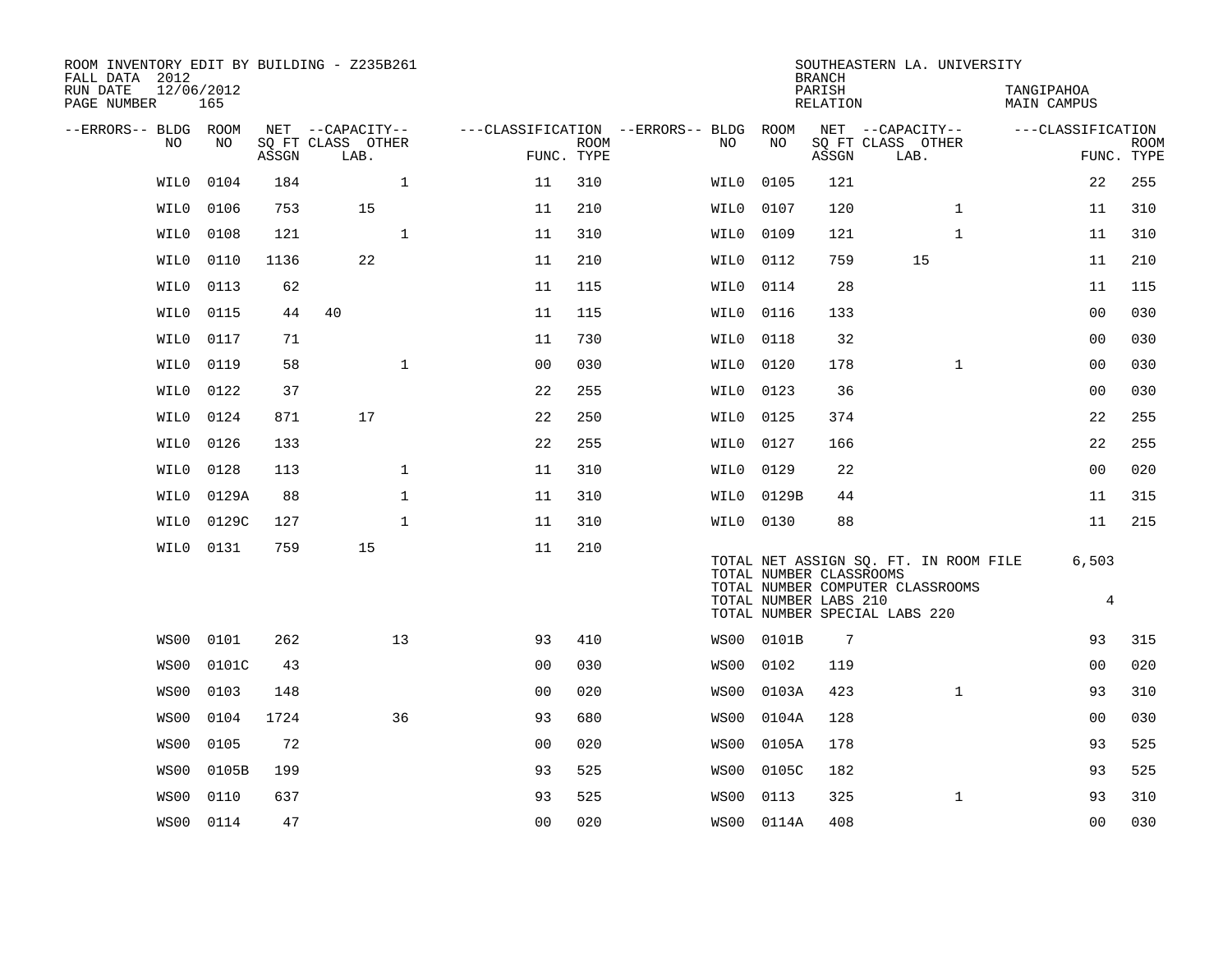ROOM INVENTORY EDIT BY BUILDING - Z235B261
FALL DATA 2012
RUN DATE 12/06/2012
PAGE NUMBER 165

SOUTHEASTERN LA. UNIVERSITY
BRANCH
PARISH TANGIPAHOA
RELATION MAIN CAMPUS

| --ERRORS-- | BLDG NO | ROOM NO | NET SQ FT ASSGN | CAPACITY CLASS LAB. | CAPACITY OTHER | CLASSIFICATION FUNC. | ROOM TYPE | --ERRORS-- | BLDG NO | ROOM NO | NET SQ FT ASSGN | CAPACITY CLASS LAB. | CAPACITY OTHER | CLASSIFICATION FUNC. | ROOM TYPE |
|---|---|---|---|---|---|---|---|---|---|---|---|---|---|---|---|
| | WIL0 | 0104 | 184 | | 1 | 11 | 310 | | WIL0 | 0105 | 121 | | | 22 | 255 |
| | WIL0 | 0106 | 753 | 15 | | 11 | 210 | | WIL0 | 0107 | 120 | | 1 | 11 | 310 |
| | WIL0 | 0108 | 121 | | 1 | 11 | 310 | | WIL0 | 0109 | 121 | | 1 | 11 | 310 |
| | WIL0 | 0110 | 1136 | 22 | | 11 | 210 | | WIL0 | 0112 | 759 | 15 | | 11 | 210 |
| | WIL0 | 0113 | 62 | | | 11 | 115 | | WIL0 | 0114 | 28 | | | 11 | 115 |
| | WIL0 | 0115 | 44 | 40 | | 11 | 115 | | WIL0 | 0116 | 133 | | | 00 | 030 |
| | WIL0 | 0117 | 71 | | | 11 | 730 | | WIL0 | 0118 | 32 | | | 00 | 030 |
| | WIL0 | 0119 | 58 | | 1 | 00 | 030 | | WIL0 | 0120 | 178 | | 1 | 00 | 030 |
| | WIL0 | 0122 | 37 | | | 22 | 255 | | WIL0 | 0123 | 36 | | | 00 | 030 |
| | WIL0 | 0124 | 871 | 17 | | 22 | 250 | | WIL0 | 0125 | 374 | | | 22 | 255 |
| | WIL0 | 0126 | 133 | | | 22 | 255 | | WIL0 | 0127 | 166 | | | 22 | 255 |
| | WIL0 | 0128 | 113 | | 1 | 11 | 310 | | WIL0 | 0129 | 22 | | | 00 | 020 |
| | WIL0 | 0129A | 88 | | 1 | 11 | 310 | | WIL0 | 0129B | 44 | | | 11 | 315 |
| | WIL0 | 0129C | 127 | | 1 | 11 | 310 | | WIL0 | 0130 | 88 | | | 11 | 215 |
| | WIL0 | 0131 | 759 | 15 | | 11 | 210 | | | | | | | | |

TOTAL NET ASSIGN SQ. FT. IN ROOM FILE 6,503
TOTAL NUMBER CLASSROOMS
TOTAL NUMBER COMPUTER CLASSROOMS
TOTAL NUMBER LABS 210 4
TOTAL NUMBER SPECIAL LABS 220

| --ERRORS-- | BLDG NO | ROOM NO | NET SQ FT ASSGN | CAPACITY CLASS LAB. | CAPACITY OTHER | CLASSIFICATION FUNC. | ROOM TYPE | --ERRORS-- | BLDG NO | ROOM NO | NET SQ FT ASSGN | CAPACITY CLASS LAB. | CAPACITY OTHER | CLASSIFICATION FUNC. | ROOM TYPE |
|---|---|---|---|---|---|---|---|---|---|---|---|---|---|---|---|
| | WS00 | 0101 | 262 | | 13 | 93 | 410 | | WS00 | 0101B | 7 | | | 93 | 315 |
| | WS00 | 0101C | 43 | | | 00 | 030 | | WS00 | 0102 | 119 | | | 00 | 020 |
| | WS00 | 0103 | 148 | | | 00 | 020 | | WS00 | 0103A | 423 | | 1 | 93 | 310 |
| | WS00 | 0104 | 1724 | | 36 | 93 | 680 | | WS00 | 0104A | 128 | | | 00 | 030 |
| | WS00 | 0105 | 72 | | | 00 | 020 | | WS00 | 0105A | 178 | | | 93 | 525 |
| | WS00 | 0105B | 199 | | | 93 | 525 | | WS00 | 0105C | 182 | | | 93 | 525 |
| | WS00 | 0110 | 637 | | | 93 | 525 | | WS00 | 0113 | 325 | | 1 | 93 | 310 |
| | WS00 | 0114 | 47 | | | 00 | 020 | | WS00 | 0114A | 408 | | | 00 | 030 |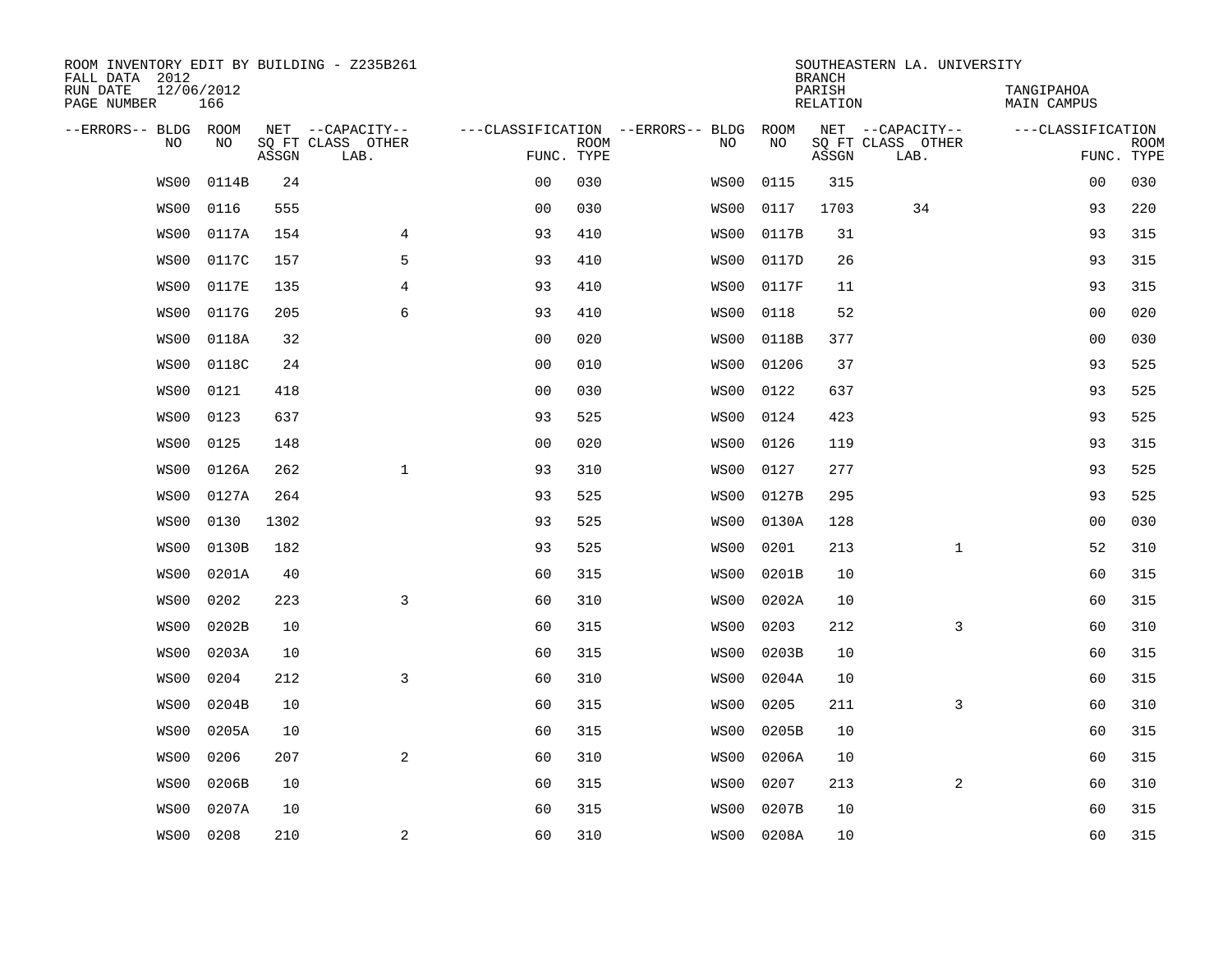ROOM INVENTORY EDIT BY BUILDING - Z235B261
FALL DATA 2012
RUN DATE 12/06/2012
PAGE NUMBER 166

SOUTHEASTERN LA. UNIVERSITY
BRANCH
PARISH TANGIPAHOA
RELATION MAIN CAMPUS

| --ERRORS-- | BLDG NO | ROOM NO | NET SQ FT ASSGN | --CAPACITY-- CLASS LAB. | OTHER | ---CLASSIFICATION FUNC. | ROOM TYPE | --ERRORS-- | BLDG NO | ROOM NO | NET SQ FT ASSGN | --CAPACITY-- CLASS LAB. | OTHER | ---CLASSIFICATION FUNC. | ROOM TYPE |
|---|---|---|---|---|---|---|---|---|---|---|---|---|---|---|---|
| | WS00 | 0114B | 24 | | | 00 | 030 | | WS00 | 0115 | 315 | | | 00 | 030 |
| | WS00 | 0116 | 555 | | | 00 | 030 | | WS00 | 0117 | 1703 | 34 | | 93 | 220 |
| | WS00 | 0117A | 154 | | 4 | 93 | 410 | | WS00 | 0117B | 31 | | | 93 | 315 |
| | WS00 | 0117C | 157 | | 5 | 93 | 410 | | WS00 | 0117D | 26 | | | 93 | 315 |
| | WS00 | 0117E | 135 | | 4 | 93 | 410 | | WS00 | 0117F | 11 | | | 93 | 315 |
| | WS00 | 0117G | 205 | | 6 | 93 | 410 | | WS00 | 0118 | 52 | | | 00 | 020 |
| | WS00 | 0118A | 32 | | | 00 | 020 | | WS00 | 0118B | 377 | | | 00 | 030 |
| | WS00 | 0118C | 24 | | | 00 | 010 | | WS00 | 01206 | 37 | | | 93 | 525 |
| | WS00 | 0121 | 418 | | | 00 | 030 | | WS00 | 0122 | 637 | | | 93 | 525 |
| | WS00 | 0123 | 637 | | | 93 | 525 | | WS00 | 0124 | 423 | | | 93 | 525 |
| | WS00 | 0125 | 148 | | | 00 | 020 | | WS00 | 0126 | 119 | | | 93 | 315 |
| | WS00 | 0126A | 262 | | 1 | 93 | 310 | | WS00 | 0127 | 277 | | | 93 | 525 |
| | WS00 | 0127A | 264 | | | 93 | 525 | | WS00 | 0127B | 295 | | | 93 | 525 |
| | WS00 | 0130 | 1302 | | | 93 | 525 | | WS00 | 0130A | 128 | | | 00 | 030 |
| | WS00 | 0130B | 182 | | | 93 | 525 | | WS00 | 0201 | 213 | | 1 | 52 | 310 |
| | WS00 | 0201A | 40 | | | 60 | 315 | | WS00 | 0201B | 10 | | | 60 | 315 |
| | WS00 | 0202 | 223 | | 3 | 60 | 310 | | WS00 | 0202A | 10 | | | 60 | 315 |
| | WS00 | 0202B | 10 | | | 60 | 315 | | WS00 | 0203 | 212 | | 3 | 60 | 310 |
| | WS00 | 0203A | 10 | | | 60 | 315 | | WS00 | 0203B | 10 | | | 60 | 315 |
| | WS00 | 0204 | 212 | | 3 | 60 | 310 | | WS00 | 0204A | 10 | | | 60 | 315 |
| | WS00 | 0204B | 10 | | | 60 | 315 | | WS00 | 0205 | 211 | | 3 | 60 | 310 |
| | WS00 | 0205A | 10 | | | 60 | 315 | | WS00 | 0205B | 10 | | | 60 | 315 |
| | WS00 | 0206 | 207 | | 2 | 60 | 310 | | WS00 | 0206A | 10 | | | 60 | 315 |
| | WS00 | 0206B | 10 | | | 60 | 315 | | WS00 | 0207 | 213 | | 2 | 60 | 310 |
| | WS00 | 0207A | 10 | | | 60 | 315 | | WS00 | 0207B | 10 | | | 60 | 315 |
| | WS00 | 0208 | 210 | | 2 | 60 | 310 | | WS00 | 0208A | 10 | | | 60 | 315 |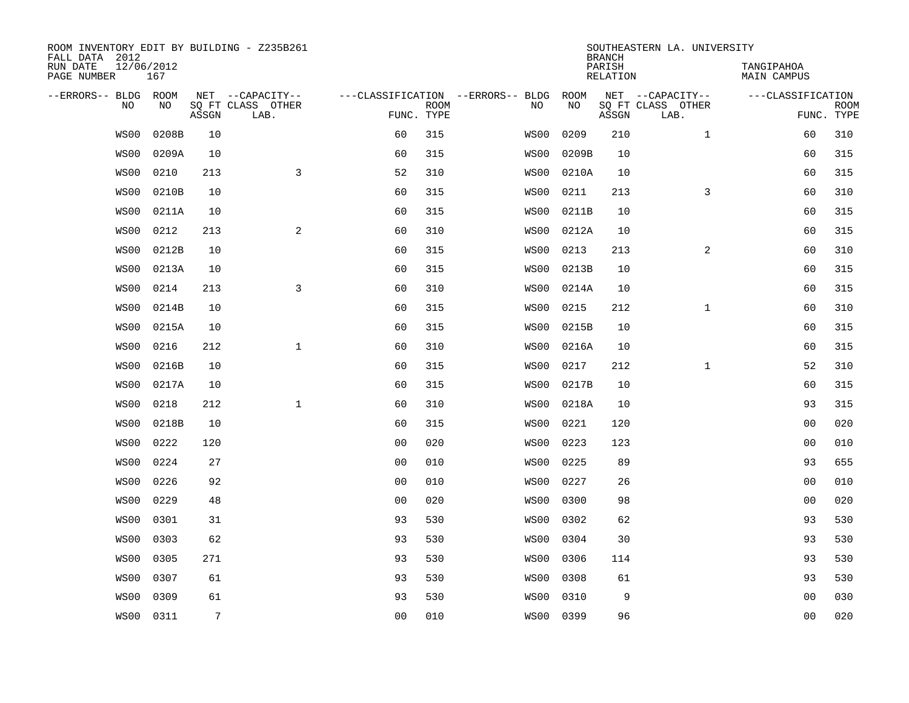ROOM INVENTORY EDIT BY BUILDING - Z235B261
FALL DATA 2012
RUN DATE 12/06/2012
PAGE NUMBER 167

SOUTHEASTERN LA. UNIVERSITY
BRANCH
PARISH TANGIPAHOA
RELATION MAIN CAMPUS

| --ERRORS-- | BLDG NO | ROOM NO | NET SQ FT ASSGN | --CAPACITY-- CLASS LAB. | OTHER | ---CLASSIFICATION FUNC. | ROOM TYPE | --ERRORS-- | BLDG NO | ROOM NO | NET SQ FT ASSGN | --CAPACITY-- CLASS LAB. | OTHER | ---CLASSIFICATION FUNC. | ROOM TYPE |
|---|---|---|---|---|---|---|---|---|---|---|---|---|---|---|---|
| | WS00 | 0208B | 10 | | | 60 | 315 | | WS00 | 0209 | 210 | | 1 | 60 | 310 |
| | WS00 | 0209A | 10 | | | 60 | 315 | | WS00 | 0209B | 10 | | | 60 | 315 |
| | WS00 | 0210 | 213 | | 3 | 52 | 310 | | WS00 | 0210A | 10 | | | 60 | 315 |
| | WS00 | 0210B | 10 | | | 60 | 315 | | WS00 | 0211 | 213 | | 3 | 60 | 310 |
| | WS00 | 0211A | 10 | | | 60 | 315 | | WS00 | 0211B | 10 | | | 60 | 315 |
| | WS00 | 0212 | 213 | | 2 | 60 | 310 | | WS00 | 0212A | 10 | | | 60 | 315 |
| | WS00 | 0212B | 10 | | | 60 | 315 | | WS00 | 0213 | 213 | | 2 | 60 | 310 |
| | WS00 | 0213A | 10 | | | 60 | 315 | | WS00 | 0213B | 10 | | | 60 | 315 |
| | WS00 | 0214 | 213 | | 3 | 60 | 310 | | WS00 | 0214A | 10 | | | 60 | 315 |
| | WS00 | 0214B | 10 | | | 60 | 315 | | WS00 | 0215 | 212 | | 1 | 60 | 310 |
| | WS00 | 0215A | 10 | | | 60 | 315 | | WS00 | 0215B | 10 | | | 60 | 315 |
| | WS00 | 0216 | 212 | | 1 | 60 | 310 | | WS00 | 0216A | 10 | | | 60 | 315 |
| | WS00 | 0216B | 10 | | | 60 | 315 | | WS00 | 0217 | 212 | | 1 | 52 | 310 |
| | WS00 | 0217A | 10 | | | 60 | 315 | | WS00 | 0217B | 10 | | | 60 | 315 |
| | WS00 | 0218 | 212 | | 1 | 60 | 310 | | WS00 | 0218A | 10 | | | 93 | 315 |
| | WS00 | 0218B | 10 | | | 60 | 315 | | WS00 | 0221 | 120 | | | 00 | 020 |
| | WS00 | 0222 | 120 | | | 00 | 020 | | WS00 | 0223 | 123 | | | 00 | 010 |
| | WS00 | 0224 | 27 | | | 00 | 010 | | WS00 | 0225 | 89 | | | 93 | 655 |
| | WS00 | 0226 | 92 | | | 00 | 010 | | WS00 | 0227 | 26 | | | 00 | 010 |
| | WS00 | 0229 | 48 | | | 00 | 020 | | WS00 | 0300 | 98 | | | 00 | 020 |
| | WS00 | 0301 | 31 | | | 93 | 530 | | WS00 | 0302 | 62 | | | 93 | 530 |
| | WS00 | 0303 | 62 | | | 93 | 530 | | WS00 | 0304 | 30 | | | 93 | 530 |
| | WS00 | 0305 | 271 | | | 93 | 530 | | WS00 | 0306 | 114 | | | 93 | 530 |
| | WS00 | 0307 | 61 | | | 93 | 530 | | WS00 | 0308 | 61 | | | 93 | 530 |
| | WS00 | 0309 | 61 | | | 93 | 530 | | WS00 | 0310 | 9 | | | 00 | 030 |
| | WS00 | 0311 | 7 | | | 00 | 010 | | WS00 | 0399 | 96 | | | 00 | 020 |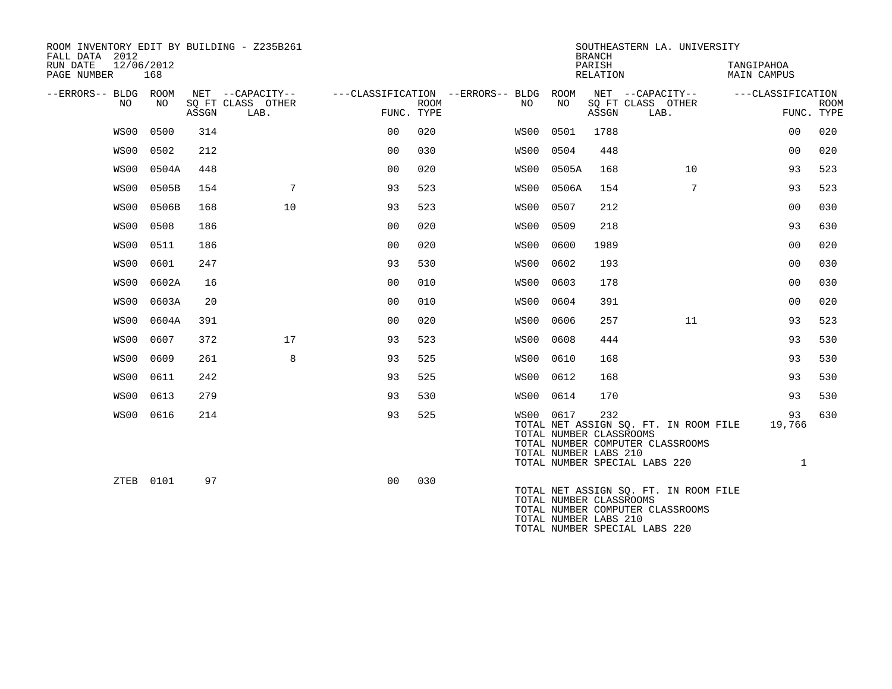ROOM INVENTORY EDIT BY BUILDING - Z235B261
FALL DATA 2012
RUN DATE 12/06/2012
PAGE NUMBER 168

SOUTHEASTERN LA. UNIVERSITY
BRANCH
PARISH TANGIPAHOA
RELATION MAIN CAMPUS

| --ERRORS-- | BLDG NO | ROOM NO | NET SQ FT ASSGN | --CAPACITY-- CLASS | OTHER LAB. | ---CLASSIFICATION FUNC. | ROOM TYPE | --ERRORS-- | BLDG NO | ROOM NO | NET SQ FT ASSGN | --CAPACITY-- CLASS | OTHER LAB. | ---CLASSIFICATION FUNC. | ROOM TYPE |
|---|---|---|---|---|---|---|---|---|---|---|---|---|---|---|---|
| | WS00 | 0500 | 314 | | | 00 | 020 | | WS00 | 0501 | 1788 | | | 00 | 020 |
| | WS00 | 0502 | 212 | | | 00 | 030 | | WS00 | 0504 | 448 | | | 00 | 020 |
| | WS00 | 0504A | 448 | | | 00 | 020 | | WS00 | 0505A | 168 | | 10 | 93 | 523 |
| | WS00 | 0505B | 154 | | 7 | 93 | 523 | | WS00 | 0506A | 154 | | 7 | 93 | 523 |
| | WS00 | 0506B | 168 | | 10 | 93 | 523 | | WS00 | 0507 | 212 | | | 00 | 030 |
| | WS00 | 0508 | 186 | | | 00 | 020 | | WS00 | 0509 | 218 | | | 93 | 630 |
| | WS00 | 0511 | 186 | | | 00 | 020 | | WS00 | 0600 | 1989 | | | 00 | 020 |
| | WS00 | 0601 | 247 | | | 93 | 530 | | WS00 | 0602 | 193 | | | 00 | 030 |
| | WS00 | 0602A | 16 | | | 00 | 010 | | WS00 | 0603 | 178 | | | 00 | 030 |
| | WS00 | 0603A | 20 | | | 00 | 010 | | WS00 | 0604 | 391 | | | 00 | 020 |
| | WS00 | 0604A | 391 | | | 00 | 020 | | WS00 | 0606 | 257 | | 11 | 93 | 523 |
| | WS00 | 0607 | 372 | | 17 | 93 | 523 | | WS00 | 0608 | 444 | | | 93 | 530 |
| | WS00 | 0609 | 261 | | 8 | 93 | 525 | | WS00 | 0610 | 168 | | | 93 | 530 |
| | WS00 | 0611 | 242 | | | 93 | 525 | | WS00 | 0612 | 168 | | | 93 | 530 |
| | WS00 | 0613 | 279 | | | 93 | 530 | | WS00 | 0614 | 170 | | | 93 | 530 |
| | WS00 | 0616 | 214 | | | 93 | 525 | | WS00 | 0617 | 232 | | | 93 | 630 |

TOTAL NET ASSIGN SQ. FT. IN ROOM FILE 19,766
TOTAL NUMBER CLASSROOMS
TOTAL NUMBER COMPUTER CLASSROOMS
TOTAL NUMBER LABS 210
TOTAL NUMBER SPECIAL LABS 220 1

| --ERRORS-- | BLDG NO | ROOM NO | NET SQ FT ASSGN | --CAPACITY-- CLASS | OTHER LAB. | ---CLASSIFICATION FUNC. | ROOM TYPE |
|---|---|---|---|---|---|---|---|
| | ZTEB | 0101 | 97 | | | 00 | 030 |

TOTAL NET ASSIGN SQ. FT. IN ROOM FILE
TOTAL NUMBER CLASSROOMS
TOTAL NUMBER COMPUTER CLASSROOMS
TOTAL NUMBER LABS 210
TOTAL NUMBER SPECIAL LABS 220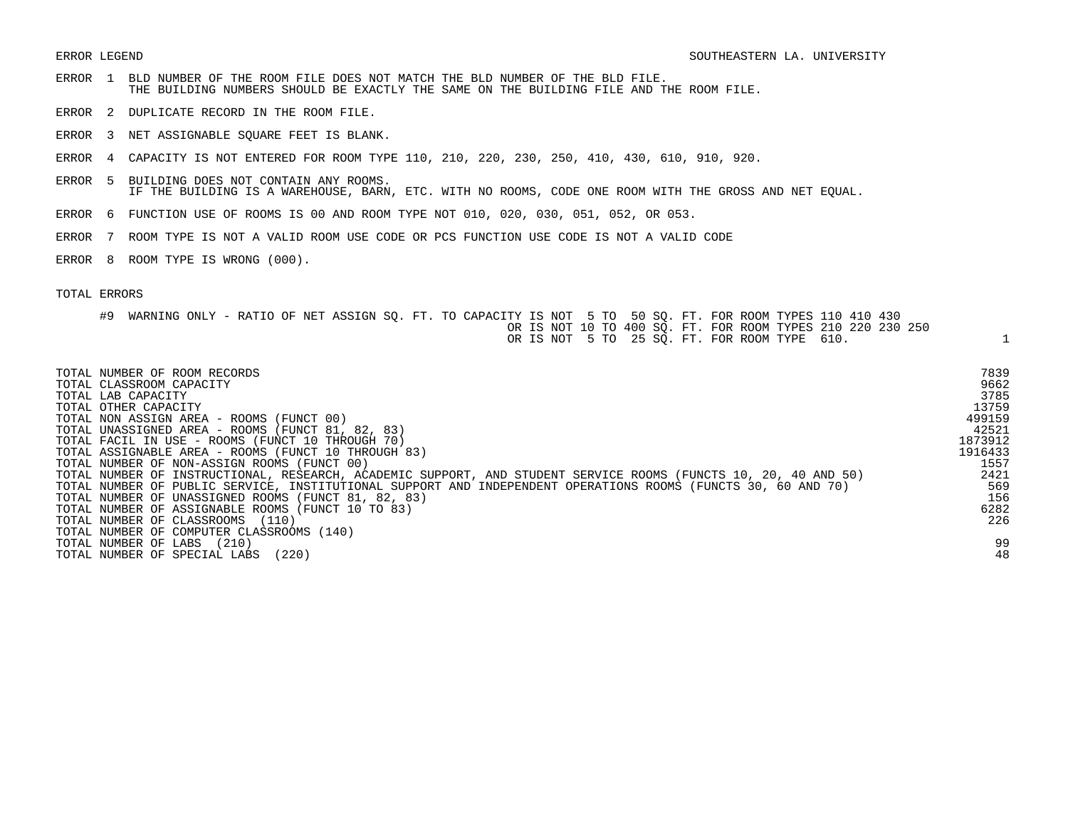ERROR LEGEND

SOUTHEASTERN LA. UNIVERSITY

ERROR 1 BLD NUMBER OF THE ROOM FILE DOES NOT MATCH THE BLD NUMBER OF THE BLD FILE.
THE BUILDING NUMBERS SHOULD BE EXACTLY THE SAME ON THE BUILDING FILE AND THE ROOM FILE.

ERROR 2 DUPLICATE RECORD IN THE ROOM FILE.

ERROR 3 NET ASSIGNABLE SQUARE FEET IS BLANK.

ERROR 4 CAPACITY IS NOT ENTERED FOR ROOM TYPE 110, 210, 220, 230, 250, 410, 430, 610, 910, 920.

ERROR 5 BUILDING DOES NOT CONTAIN ANY ROOMS.
IF THE BUILDING IS A WAREHOUSE, BARN, ETC. WITH NO ROOMS, CODE ONE ROOM WITH THE GROSS AND NET EQUAL.

ERROR 6 FUNCTION USE OF ROOMS IS 00 AND ROOM TYPE NOT 010, 020, 030, 051, 052, OR 053.

ERROR 7 ROOM TYPE IS NOT A VALID ROOM USE CODE OR PCS FUNCTION USE CODE IS NOT A VALID CODE

ERROR 8 ROOM TYPE IS WRONG (000).

TOTAL ERRORS

| | |
|---|---|
| #9 WARNING ONLY - RATIO OF NET ASSIGN SQ. FT. TO CAPACITY IS NOT 5 TO 50 SQ. FT. FOR ROOM TYPES 110 410 430 OR IS NOT 10 TO 400 SQ. FT. FOR ROOM TYPES 210 220 230 250 OR IS NOT 5 TO 25 SQ. FT. FOR ROOM TYPE 610. | 1 |

| | |
|---|---|
| TOTAL NUMBER OF ROOM RECORDS | 7839 |
| TOTAL CLASSROOM CAPACITY | 9662 |
| TOTAL LAB CAPACITY | 3785 |
| TOTAL OTHER CAPACITY | 13759 |
| TOTAL NON ASSIGN AREA - ROOMS (FUNCT 00) | 499159 |
| TOTAL UNASSIGNED AREA - ROOMS (FUNCT 81, 82, 83) | 42521 |
| TOTAL FACIL IN USE - ROOMS (FUNCT 10 THROUGH 70) | 1873912 |
| TOTAL ASSIGNABLE AREA - ROOMS (FUNCT 10 THROUGH 83) | 1916433 |
| TOTAL NUMBER OF NON-ASSIGN ROOMS (FUNCT 00) | 1557 |
| TOTAL NUMBER OF INSTRUCTIONAL, RESEARCH, ACADEMIC SUPPORT, AND STUDENT SERVICE ROOMS (FUNCTS 10, 20, 40 AND 50) | 2421 |
| TOTAL NUMBER OF PUBLIC SERVICE, INSTITUTIONAL SUPPORT AND INDEPENDENT OPERATIONS ROOMS (FUNCTS 30, 60 AND 70) | 569 |
| TOTAL NUMBER OF UNASSIGNED ROOMS (FUNCT 81, 82, 83) | 156 |
| TOTAL NUMBER OF ASSIGNABLE ROOMS (FUNCT 10 TO 83) | 6282 |
| TOTAL NUMBER OF CLASSROOMS (110) | 226 |
| TOTAL NUMBER OF COMPUTER CLASSROOMS (140) | |
| TOTAL NUMBER OF LABS (210) | 99 |
| TOTAL NUMBER OF SPECIAL LABS (220) | 48 |